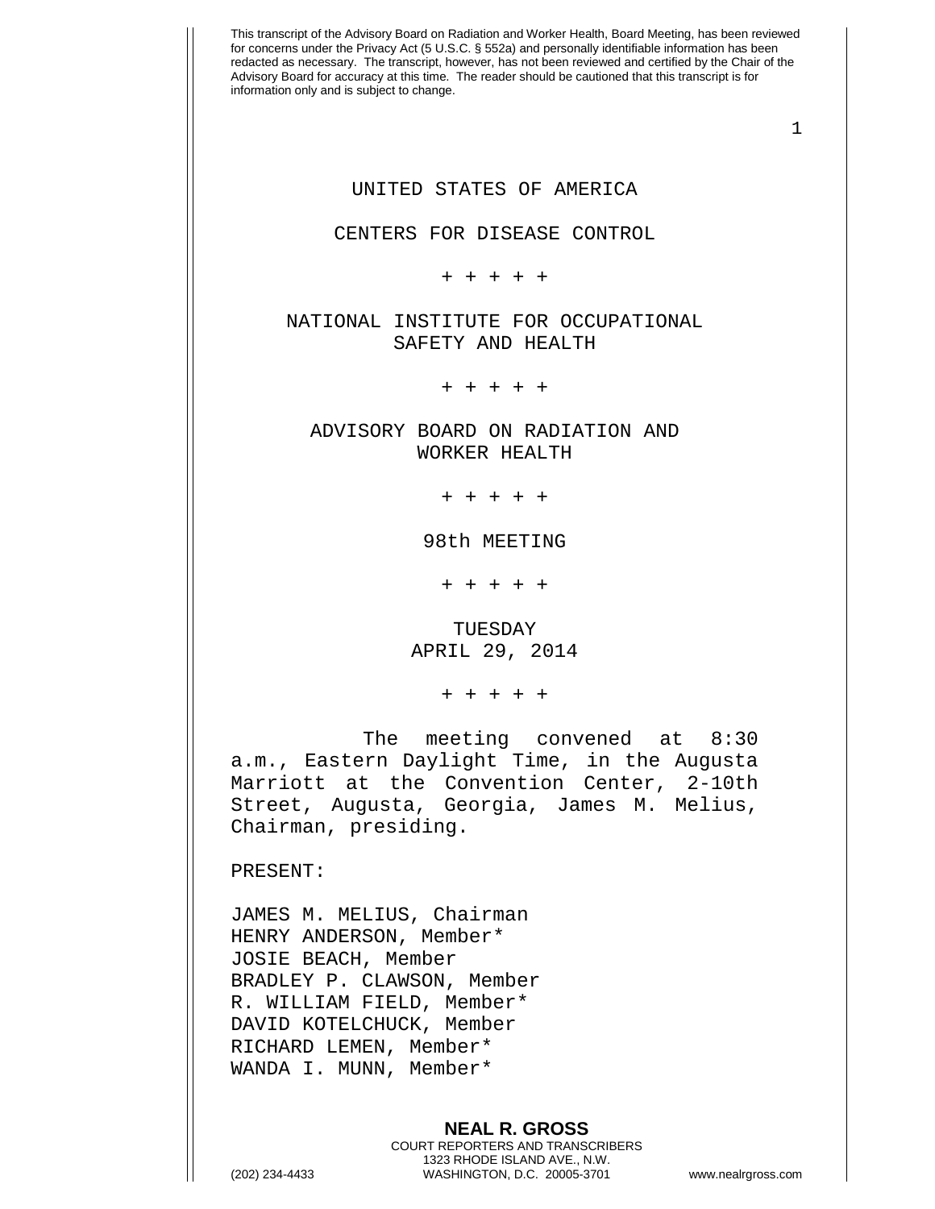This transcript of the Advisory Board on Radiation and Worker Health, Board Meeting, has been reviewed for concerns under the Privacy Act (5 U.S.C. § 552a) and personally identifiable information has been redacted as necessary. The transcript, however, has not been reviewed and certified by the Chair of the Advisory Board for accuracy at this time. The reader should be cautioned that this transcript is for information only and is subject to change.

UNITED STATES OF AMERICA

CENTERS FOR DISEASE CONTROL

+ + + + +

NATIONAL INSTITUTE FOR OCCUPATIONAL SAFETY AND HEALTH

+ + + + +

ADVISORY BOARD ON RADIATION AND WORKER HEALTH

+ + + + +

98th MEETING

+ + + + +

TUESDAY
APRIL 29, 2014

+ + + + +

The meeting convened at 8:30 a.m., Eastern Daylight Time, in the Augusta Marriott at the Convention Center, 2-10th Street, Augusta, Georgia, James M. Melius, Chairman, presiding.

PRESENT:

JAMES M. MELIUS, Chairman
HENRY ANDERSON, Member*
JOSIE BEACH, Member
BRADLEY P. CLAWSON, Member
R. WILLIAM FIELD, Member*
DAVID KOTELCHUCK, Member
RICHARD LEMEN, Member*
WANDA I. MUNN, Member*

**NEAL R. GROSS**
COURT REPORTERS AND TRANSCRIBERS
1323 RHODE ISLAND AVE., N.W.
(202) 234-4433 WASHINGTON, D.C. 20005-3701 www.nealrgross.com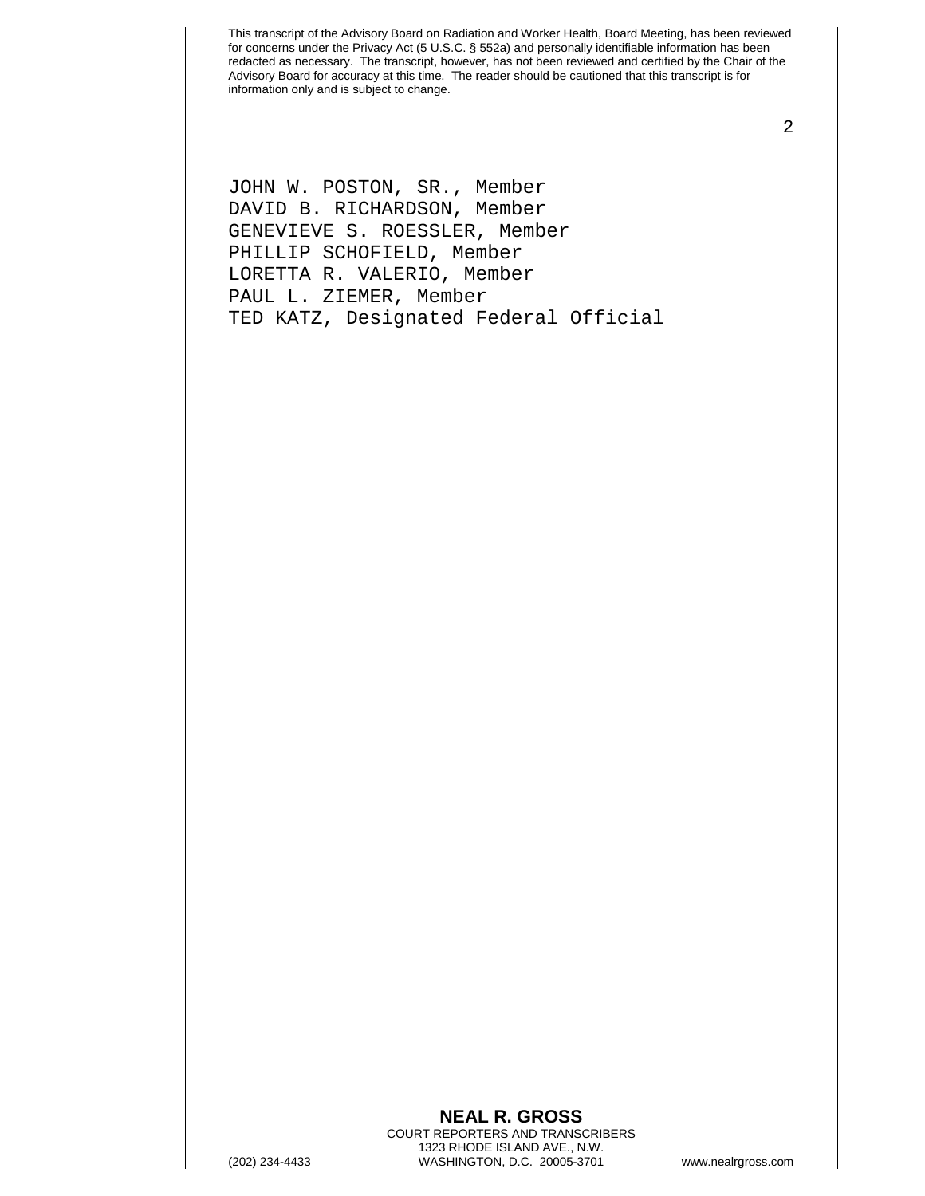JOHN W. POSTON, SR., Member
DAVID B. RICHARDSON, Member
GENEVIEVE S. ROESSLER, Member
PHILLIP SCHOFIELD, Member
LORETTA R. VALERIO, Member
PAUL L. ZIEMER, Member
TED KATZ, Designated Federal Official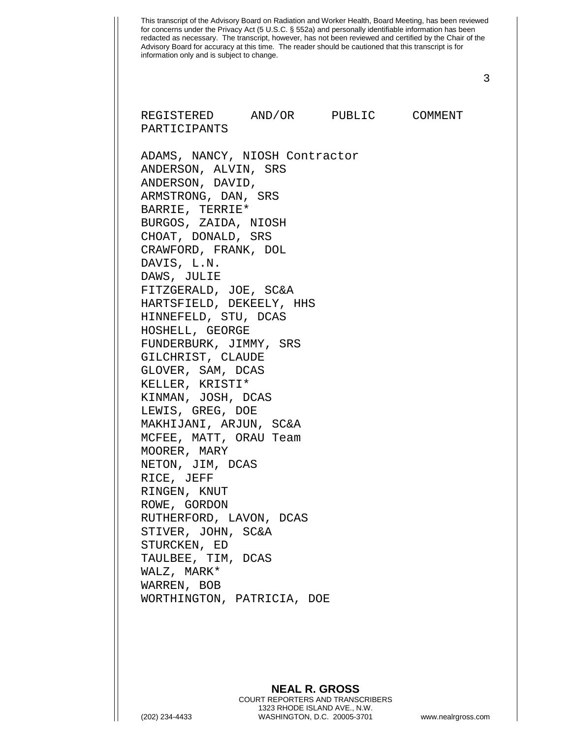This transcript of the Advisory Board on Radiation and Worker Health, Board Meeting, has been reviewed for concerns under the Privacy Act (5 U.S.C. § 552a) and personally identifiable information has been redacted as necessary. The transcript, however, has not been reviewed and certified by the Chair of the Advisory Board for accuracy at this time. The reader should be cautioned that this transcript is for information only and is subject to change.

REGISTERED AND/OR PUBLIC COMMENT PARTICIPANTS

ADAMS, NANCY, NIOSH Contractor
ANDERSON, ALVIN, SRS
ANDERSON, DAVID,
ARMSTRONG, DAN, SRS
BARRIE, TERRIE*
BURGOS, ZAIDA, NIOSH
CHOAT, DONALD, SRS
CRAWFORD, FRANK, DOL
DAVIS, L.N.
DAWS, JULIE
FITZGERALD, JOE, SC&A
HARTSFIELD, DEKEELY, HHS
HINNEFELD, STU, DCAS
HOSHELL, GEORGE
FUNDERBURK, JIMMY, SRS
GILCHRIST, CLAUDE
GLOVER, SAM, DCAS
KELLER, KRISTI*
KINMAN, JOSH, DCAS
LEWIS, GREG, DOE
MAKHIJANI, ARJUN, SC&A
MCFEE, MATT, ORAU Team
MOORER, MARY
NETON, JIM, DCAS
RICE, JEFF
RINGEN, KNUT
ROWE, GORDON
RUTHERFORD, LAVON, DCAS
STIVER, JOHN, SC&A
STURCKEN, ED
TAULBEE, TIM, DCAS
WALZ, MARK*
WARREN, BOB
WORTHINGTON, PATRICIA, DOE

**NEAL R. GROSS**
COURT REPORTERS AND TRANSCRIBERS
1323 RHODE ISLAND AVE., N.W.
(202) 234-4433 WASHINGTON, D.C. 20005-3701 www.nealrgross.com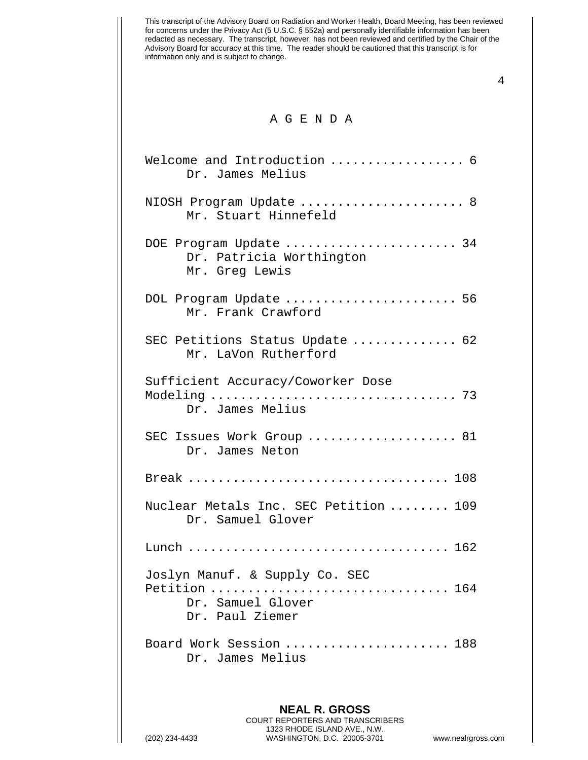This transcript of the Advisory Board on Radiation and Worker Health, Board Meeting, has been reviewed for concerns under the Privacy Act (5 U.S.C. § 552a) and personally identifiable information has been redacted as necessary. The transcript, however, has not been reviewed and certified by the Chair of the Advisory Board for accuracy at this time. The reader should be cautioned that this transcript is for information only and is subject to change.

# A G E N D A

Welcome and Introduction .................. 6
Dr. James Melius

NIOSH Program Update ...................... 8
Mr. Stuart Hinnefeld

DOE Program Update ....................... 34
Dr. Patricia Worthington
Mr. Greg Lewis

DOL Program Update ....................... 56
Mr. Frank Crawford

SEC Petitions Status Update .............. 62
Mr. LaVon Rutherford

Sufficient Accuracy/Coworker Dose Modeling ................................ 73
Dr. James Melius

SEC Issues Work Group .................... 81
Dr. James Neton

Break ................................... 108

Nuclear Metals Inc. SEC Petition ........ 109
Dr. Samuel Glover

Lunch ................................... 162

Joslyn Manuf. & Supply Co. SEC Petition ................................ 164
Dr. Samuel Glover
Dr. Paul Ziemer

Board Work Session ...................... 188
Dr. James Melius

**NEAL R. GROSS**
COURT REPORTERS AND TRANSCRIBERS
1323 RHODE ISLAND AVE., N.W.
(202) 234-4433 WASHINGTON, D.C. 20005-3701 www.nealrgross.com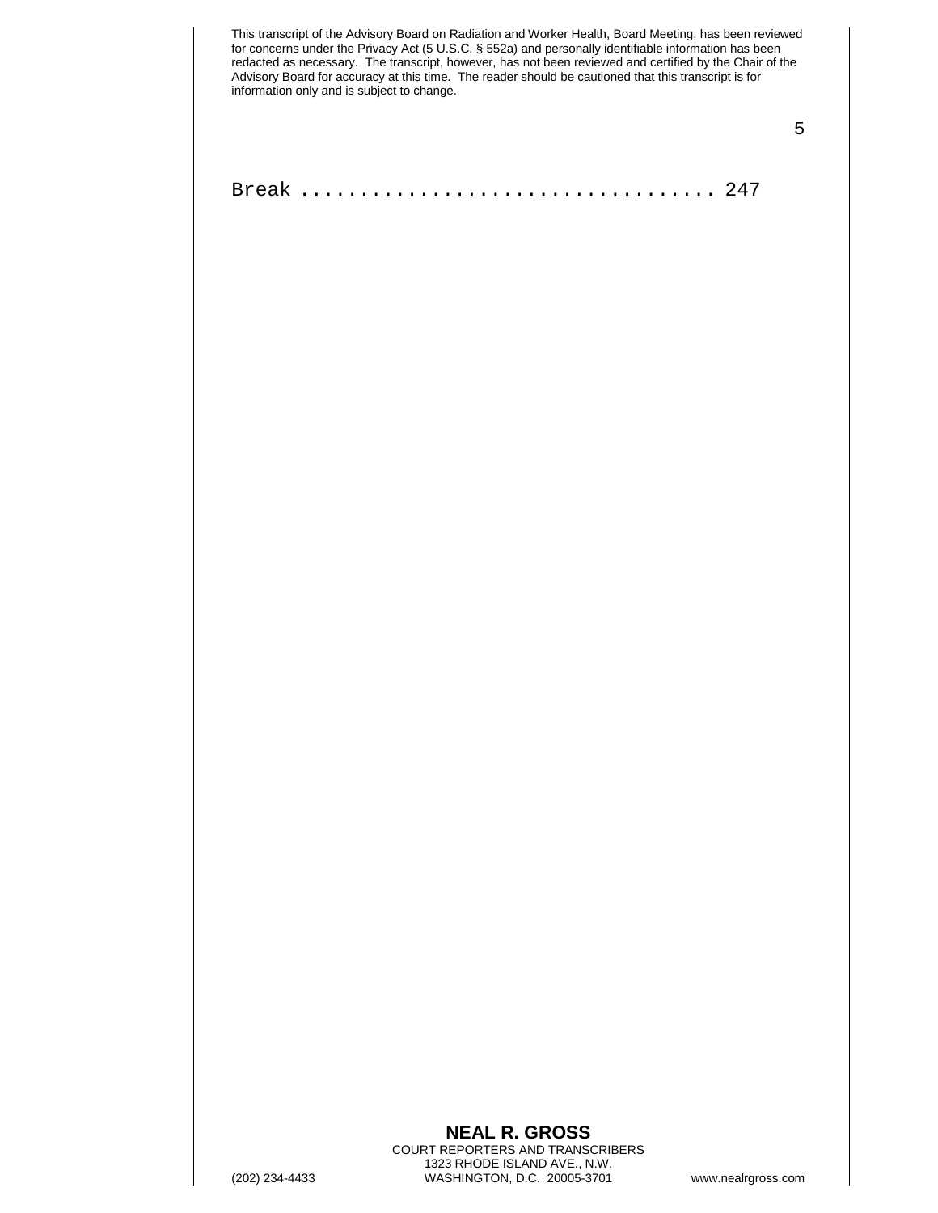Break ................................... 247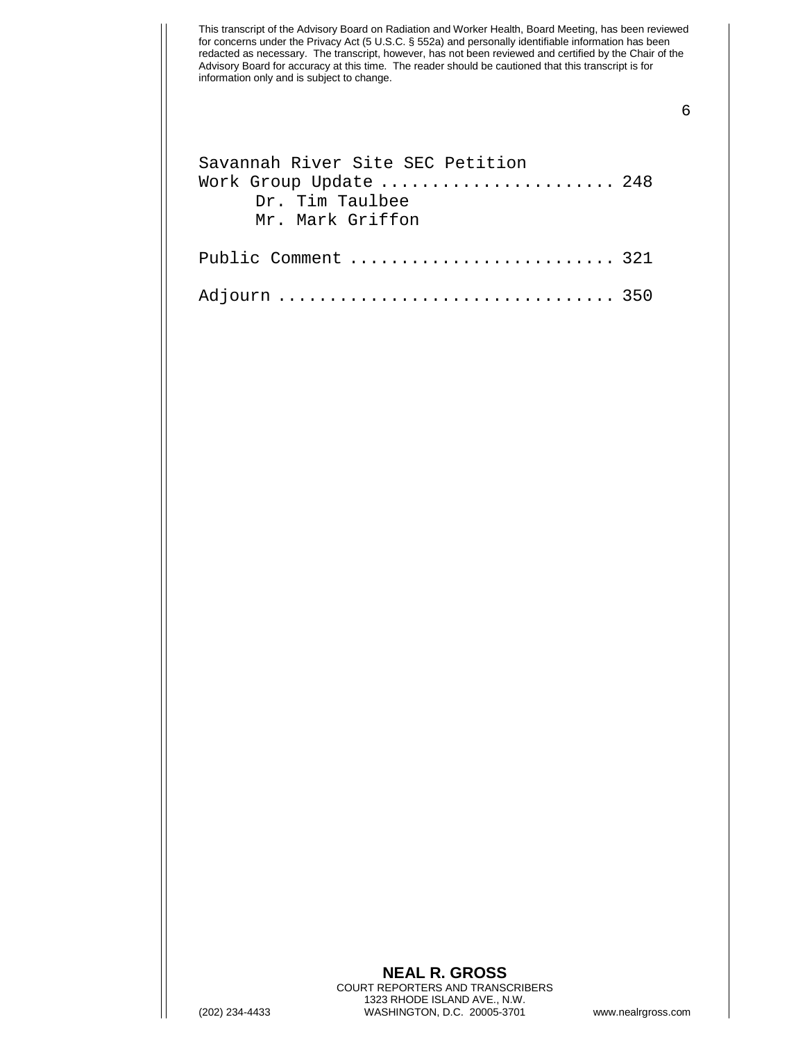This transcript of the Advisory Board on Radiation and Worker Health, Board Meeting, has been reviewed for concerns under the Privacy Act (5 U.S.C. § 552a) and personally identifiable information has been redacted as necessary. The transcript, however, has not been reviewed and certified by the Chair of the Advisory Board for accuracy at this time. The reader should be cautioned that this transcript is for information only and is subject to change.

Savannah River Site SEC Petition
Work Group Update ...................... 248
    Dr. Tim Taulbee
    Mr. Mark Griffon

Public Comment ......................... 321

Adjourn ................................ 350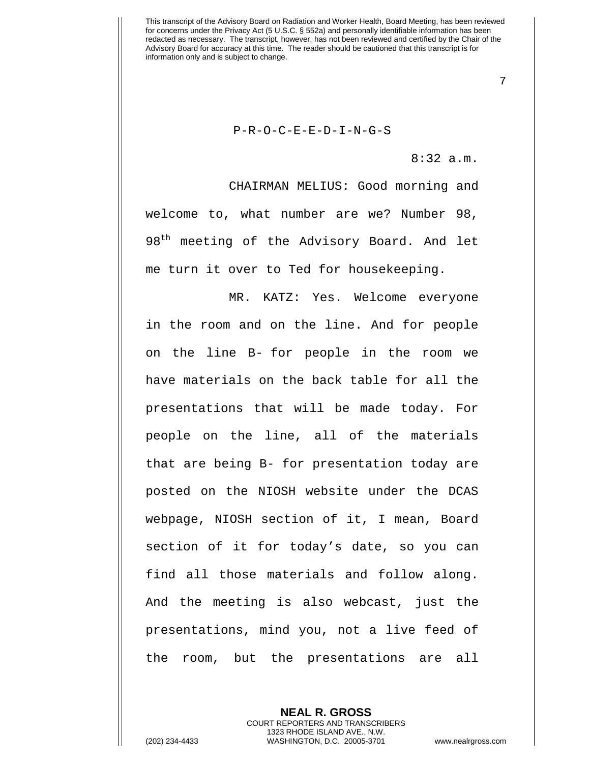P-R-O-C-E-E-D-I-N-G-S

8:32 a.m.

CHAIRMAN MELIUS: Good morning and welcome to, what number are we? Number 98, 98th meeting of the Advisory Board. And let me turn it over to Ted for housekeeping.

MR. KATZ: Yes. Welcome everyone in the room and on the line. And for people on the line B- for people in the room we have materials on the back table for all the presentations that will be made today. For people on the line, all of the materials that are being B- for presentation today are posted on the NIOSH website under the DCAS webpage, NIOSH section of it, I mean, Board section of it for today's date, so you can find all those materials and follow along. And the meeting is also webcast, just the presentations, mind you, not a live feed of the room, but the presentations are all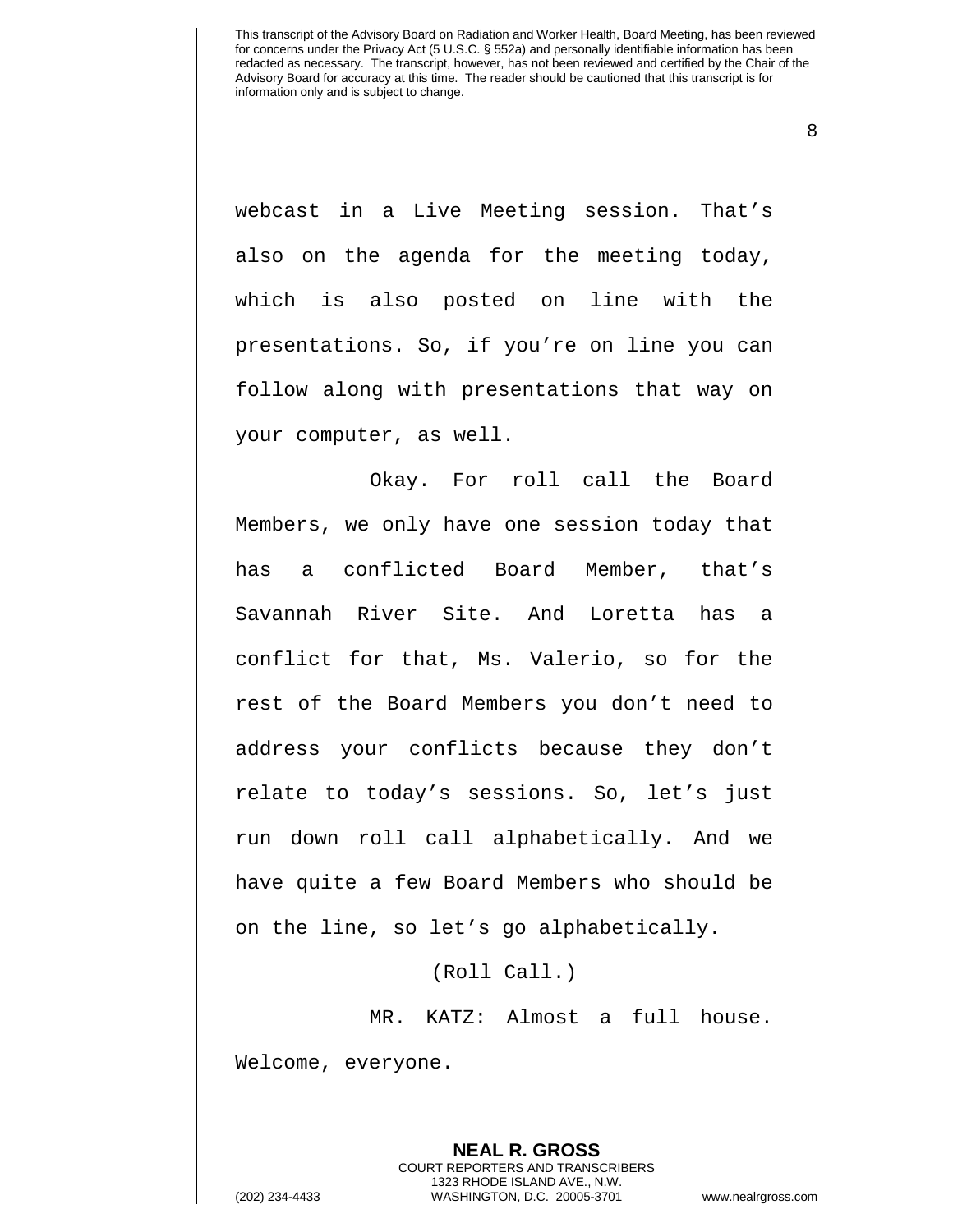webcast in a Live Meeting session. That's also on the agenda for the meeting today, which is also posted on line with the presentations. So, if you're on line you can follow along with presentations that way on your computer, as well.

Okay. For roll call the Board Members, we only have one session today that has a conflicted Board Member, that's Savannah River Site. And Loretta has a conflict for that, Ms. Valerio, so for the rest of the Board Members you don't need to address your conflicts because they don't relate to today's sessions. So, let's just run down roll call alphabetically. And we have quite a few Board Members who should be on the line, so let's go alphabetically.

(Roll Call.)

MR. KATZ: Almost a full house. Welcome, everyone.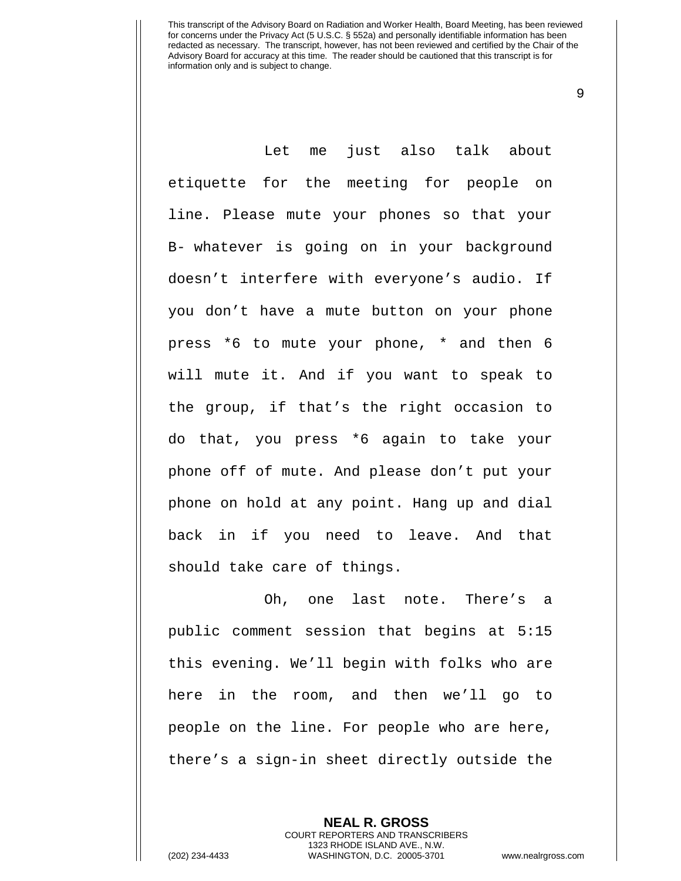Let me just also talk about etiquette for the meeting for people on line. Please mute your phones so that your B- whatever is going on in your background doesn't interfere with everyone's audio. If you don't have a mute button on your phone press *6 to mute your phone, * and then 6 will mute it. And if you want to speak to the group, if that's the right occasion to do that, you press *6 again to take your phone off of mute. And please don't put your phone on hold at any point. Hang up and dial back in if you need to leave. And that should take care of things.

Oh, one last note. There's a public comment session that begins at 5:15 this evening. We'll begin with folks who are here in the room, and then we'll go to people on the line. For people who are here, there's a sign-in sheet directly outside the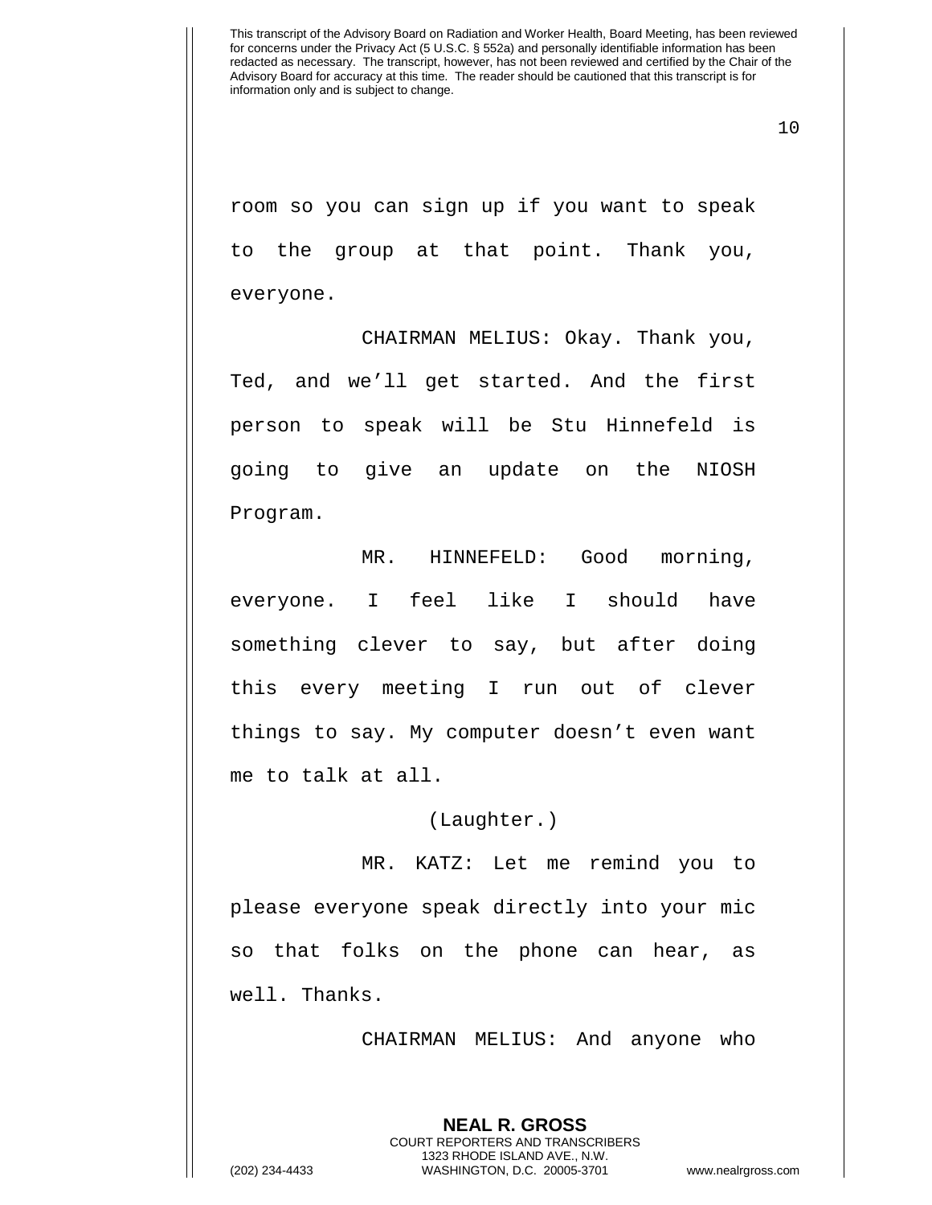room so you can sign up if you want to speak to the group at that point. Thank you, everyone.

CHAIRMAN MELIUS: Okay. Thank you, Ted, and we'll get started. And the first person to speak will be Stu Hinnefeld is going to give an update on the NIOSH Program.

MR. HINNEFELD: Good morning, everyone. I feel like I should have something clever to say, but after doing this every meeting I run out of clever things to say. My computer doesn't even want me to talk at all.

(Laughter.)

MR. KATZ: Let me remind you to please everyone speak directly into your mic so that folks on the phone can hear, as well. Thanks.

CHAIRMAN MELIUS: And anyone who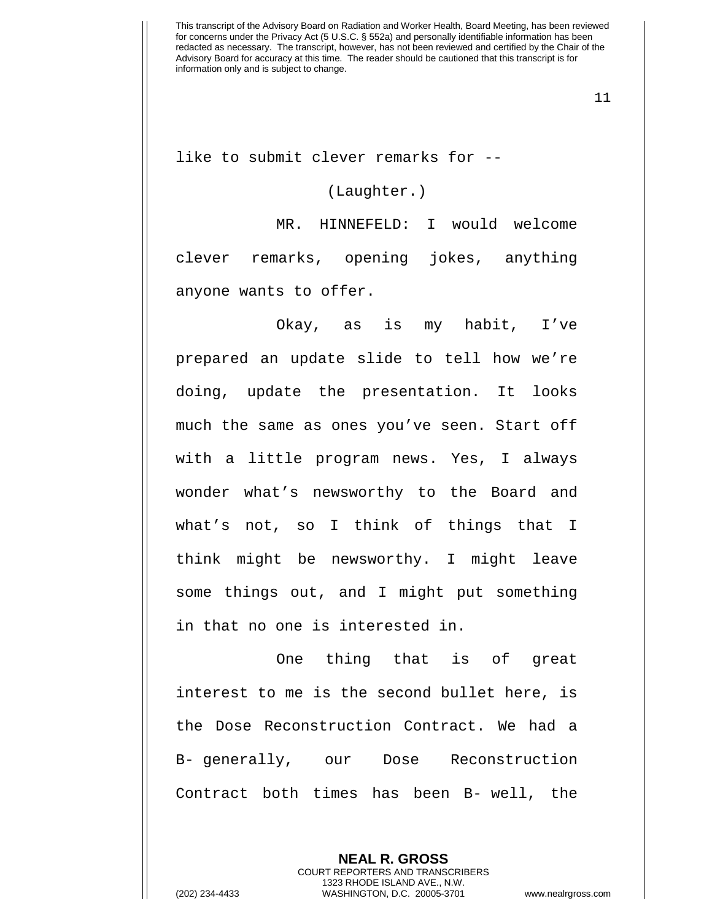like to submit clever remarks for --

(Laughter.)

MR. HINNEFELD: I would welcome clever remarks, opening jokes, anything anyone wants to offer.

Okay, as is my habit, I've prepared an update slide to tell how we're doing, update the presentation. It looks much the same as ones you've seen. Start off with a little program news. Yes, I always wonder what's newsworthy to the Board and what's not, so I think of things that I think might be newsworthy. I might leave some things out, and I might put something in that no one is interested in.

One thing that is of great interest to me is the second bullet here, is the Dose Reconstruction Contract. We had a B- generally, our Dose Reconstruction Contract both times has been B- well, the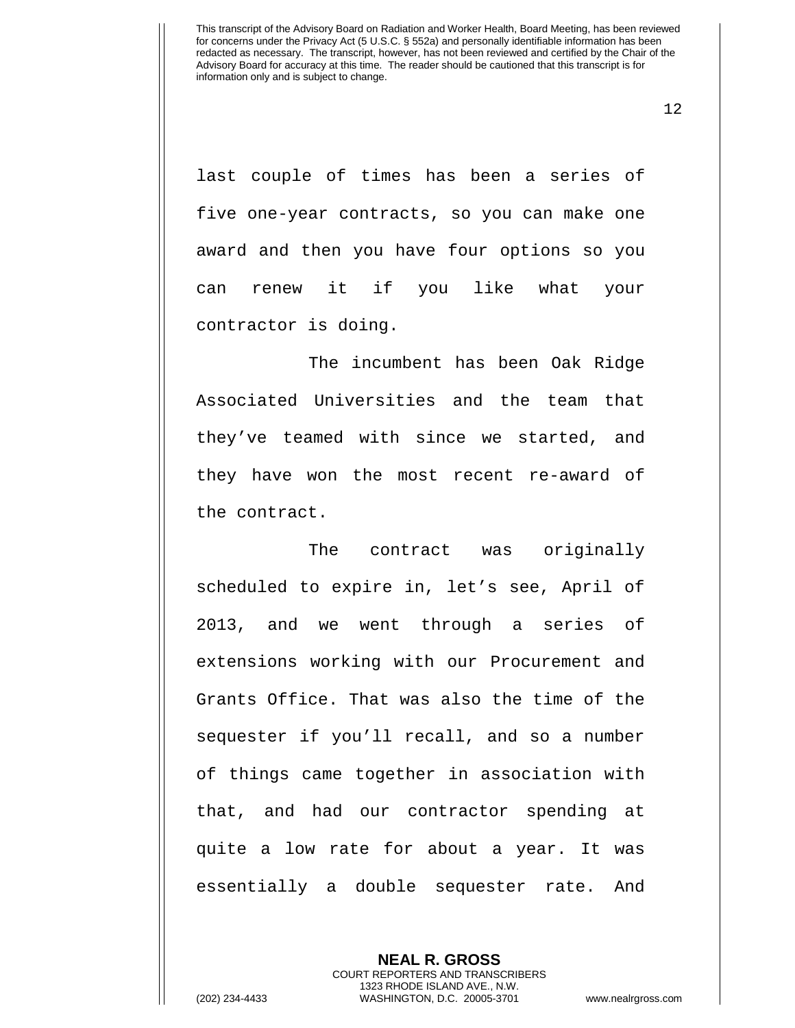last couple of times has been a series of five one-year contracts, so you can make one award and then you have four options so you can renew it if you like what your contractor is doing.

The incumbent has been Oak Ridge Associated Universities and the team that they've teamed with since we started, and they have won the most recent re-award of the contract.

The contract was originally scheduled to expire in, let's see, April of 2013, and we went through a series of extensions working with our Procurement and Grants Office. That was also the time of the sequester if you'll recall, and so a number of things came together in association with that, and had our contractor spending at quite a low rate for about a year. It was essentially a double sequester rate. And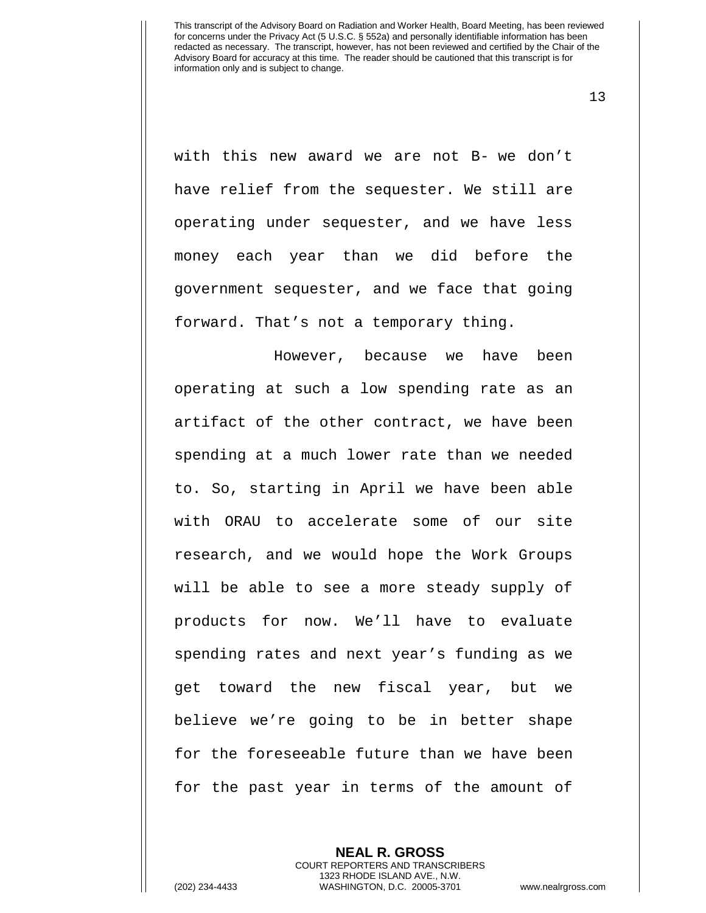with this new award we are not B- we don't have relief from the sequester. We still are operating under sequester, and we have less money each year than we did before the government sequester, and we face that going forward. That's not a temporary thing.

However, because we have been operating at such a low spending rate as an artifact of the other contract, we have been spending at a much lower rate than we needed to. So, starting in April we have been able with ORAU to accelerate some of our site research, and we would hope the Work Groups will be able to see a more steady supply of products for now. We'll have to evaluate spending rates and next year's funding as we get toward the new fiscal year, but we believe we're going to be in better shape for the foreseeable future than we have been for the past year in terms of the amount of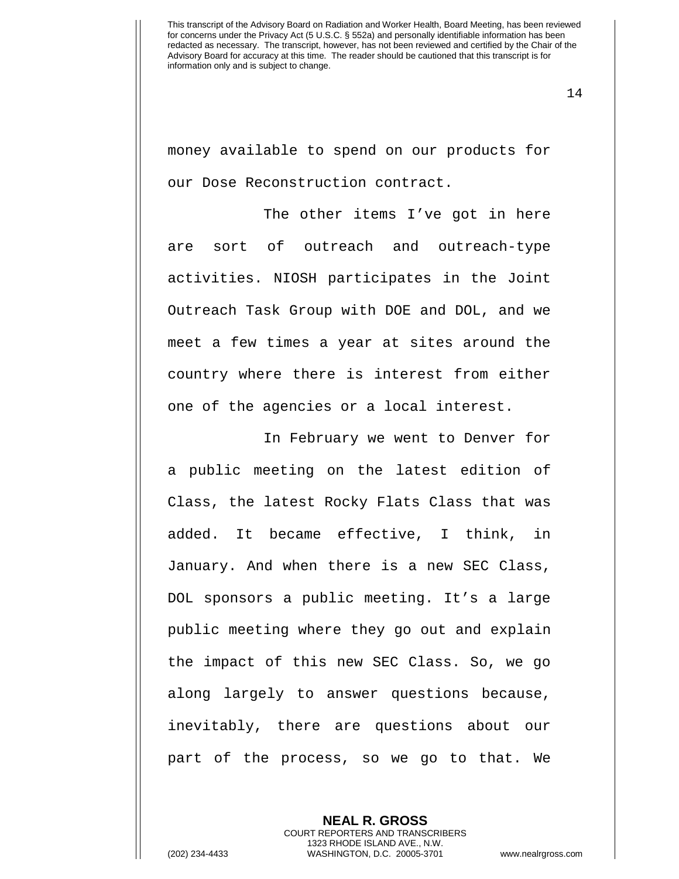money available to spend on our products for our Dose Reconstruction contract.

The other items I've got in here are sort of outreach and outreach-type activities. NIOSH participates in the Joint Outreach Task Group with DOE and DOL, and we meet a few times a year at sites around the country where there is interest from either one of the agencies or a local interest.

In February we went to Denver for a public meeting on the latest edition of Class, the latest Rocky Flats Class that was added. It became effective, I think, in January. And when there is a new SEC Class, DOL sponsors a public meeting. It's a large public meeting where they go out and explain the impact of this new SEC Class. So, we go along largely to answer questions because, inevitably, there are questions about our part of the process, so we go to that. We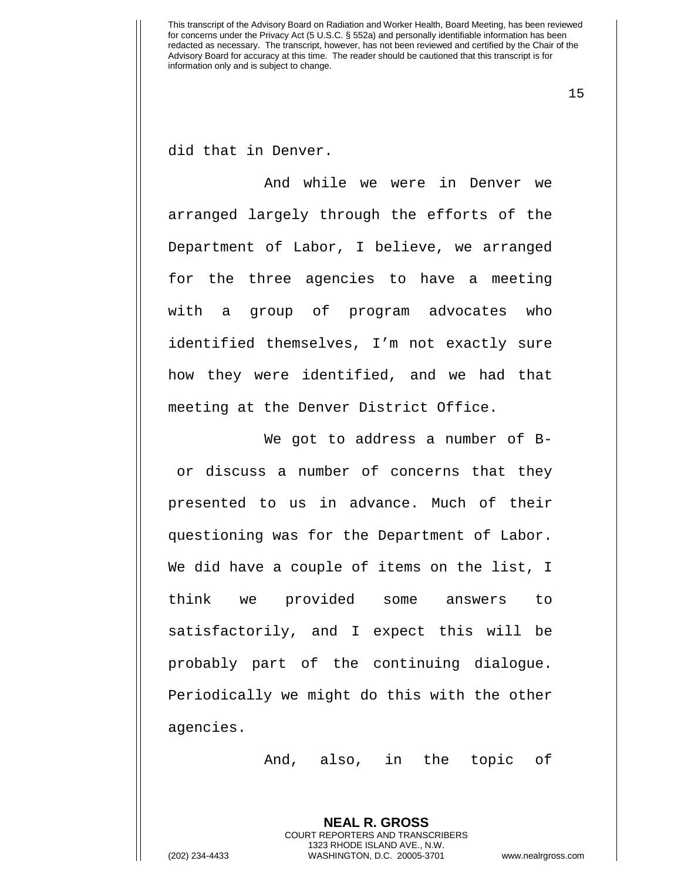did that in Denver.

And while we were in Denver we arranged largely through the efforts of the Department of Labor, I believe, we arranged for the three agencies to have a meeting with a group of program advocates who identified themselves, I'm not exactly sure how they were identified, and we had that meeting at the Denver District Office.

We got to address a number of B- or discuss a number of concerns that they presented to us in advance. Much of their questioning was for the Department of Labor. We did have a couple of items on the list, I think we provided some answers to satisfactorily, and I expect this will be probably part of the continuing dialogue. Periodically we might do this with the other agencies.

And, also, in the topic of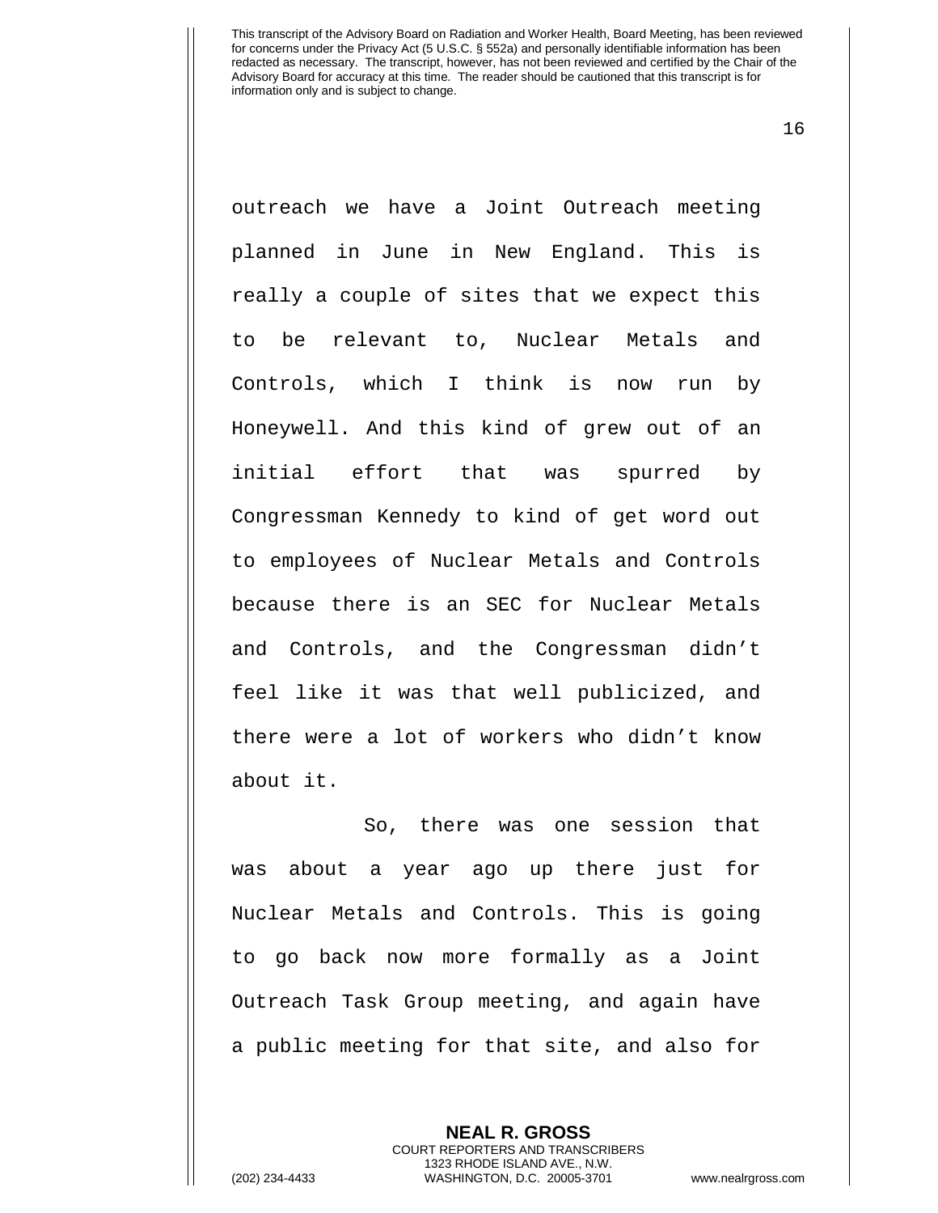outreach we have a Joint Outreach meeting planned in June in New England. This is really a couple of sites that we expect this to be relevant to, Nuclear Metals and Controls, which I think is now run by Honeywell. And this kind of grew out of an initial effort that was spurred by Congressman Kennedy to kind of get word out to employees of Nuclear Metals and Controls because there is an SEC for Nuclear Metals and Controls, and the Congressman didn't feel like it was that well publicized, and there were a lot of workers who didn't know about it.

So, there was one session that was about a year ago up there just for Nuclear Metals and Controls. This is going to go back now more formally as a Joint Outreach Task Group meeting, and again have a public meeting for that site, and also for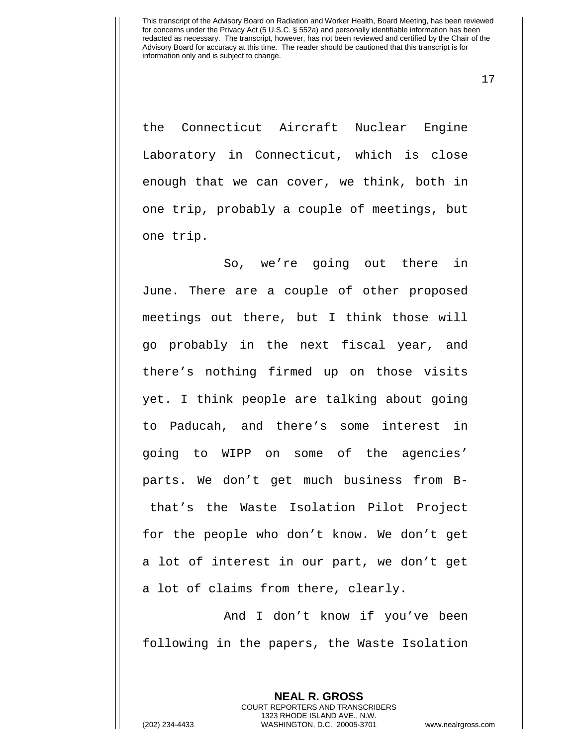the Connecticut Aircraft Nuclear Engine Laboratory in Connecticut, which is close enough that we can cover, we think, both in one trip, probably a couple of meetings, but one trip.

So, we're going out there in June. There are a couple of other proposed meetings out there, but I think those will go probably in the next fiscal year, and there's nothing firmed up on those visits yet. I think people are talking about going to Paducah, and there's some interest in going to WIPP on some of the agencies' parts. We don't get much business from B- that's the Waste Isolation Pilot Project for the people who don't know. We don't get a lot of interest in our part, we don't get a lot of claims from there, clearly.

And I don't know if you've been following in the papers, the Waste Isolation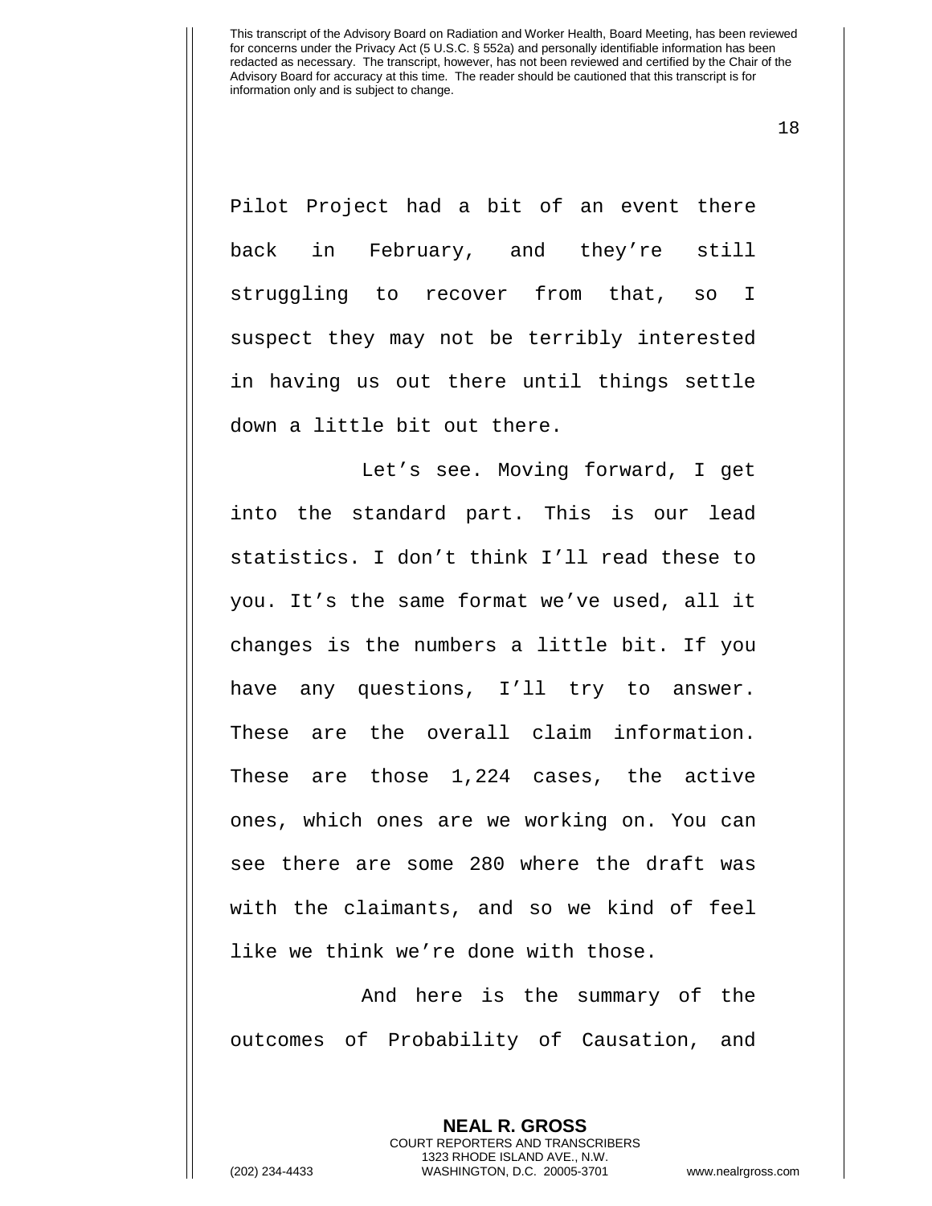Pilot Project had a bit of an event there back in February, and they're still struggling to recover from that, so I suspect they may not be terribly interested in having us out there until things settle down a little bit out there.

Let's see. Moving forward, I get into the standard part. This is our lead statistics. I don't think I'll read these to you. It's the same format we've used, all it changes is the numbers a little bit. If you have any questions, I'll try to answer. These are the overall claim information. These are those 1,224 cases, the active ones, which ones are we working on. You can see there are some 280 where the draft was with the claimants, and so we kind of feel like we think we're done with those.

And here is the summary of the outcomes of Probability of Causation, and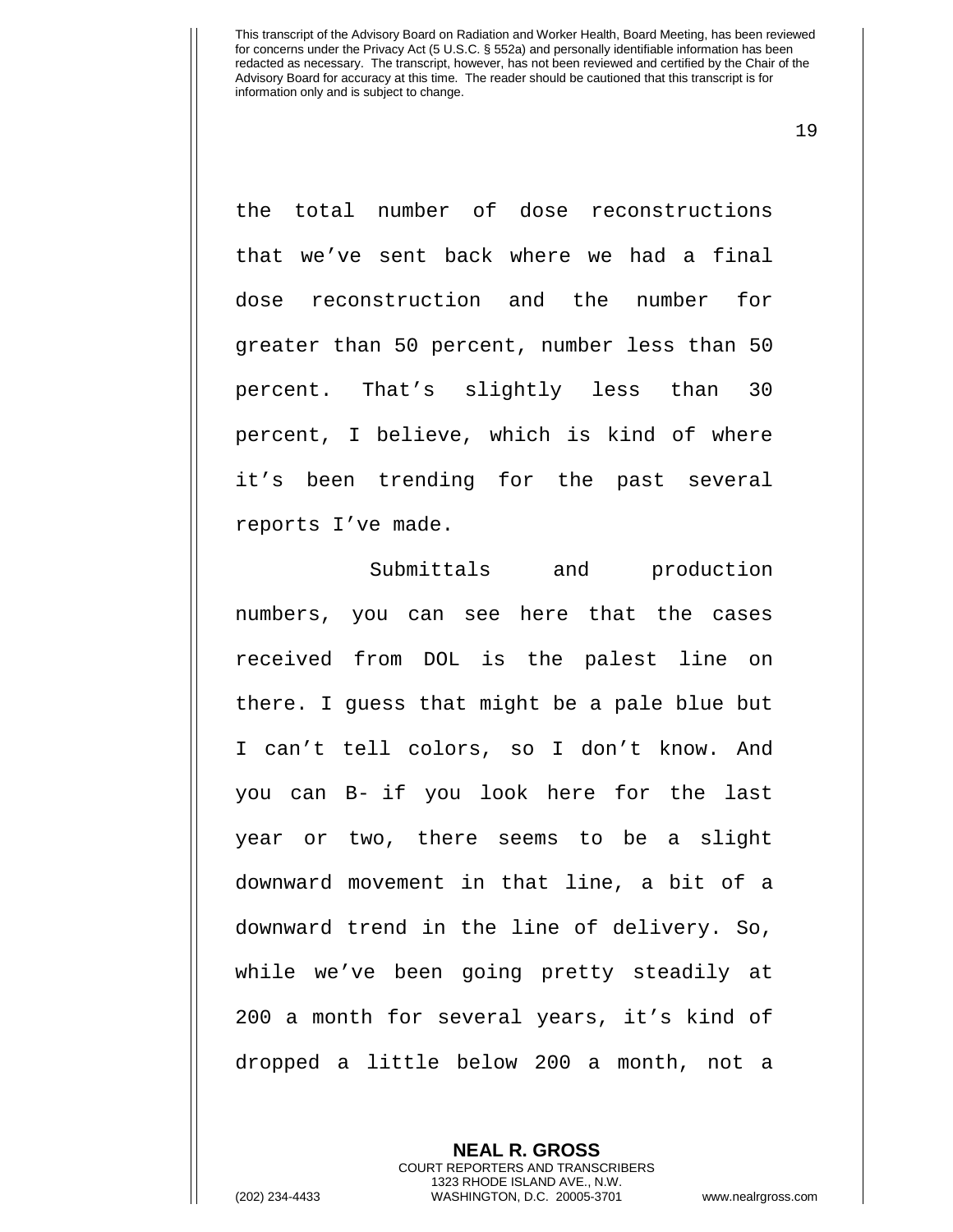the total number of dose reconstructions that we've sent back where we had a final dose reconstruction and the number for greater than 50 percent, number less than 50 percent. That's slightly less than 30 percent, I believe, which is kind of where it's been trending for the past several reports I've made.

Submittals and production numbers, you can see here that the cases received from DOL is the palest line on there. I guess that might be a pale blue but I can't tell colors, so I don't know. And you can B- if you look here for the last year or two, there seems to be a slight downward movement in that line, a bit of a downward trend in the line of delivery. So, while we've been going pretty steadily at 200 a month for several years, it's kind of dropped a little below 200 a month, not a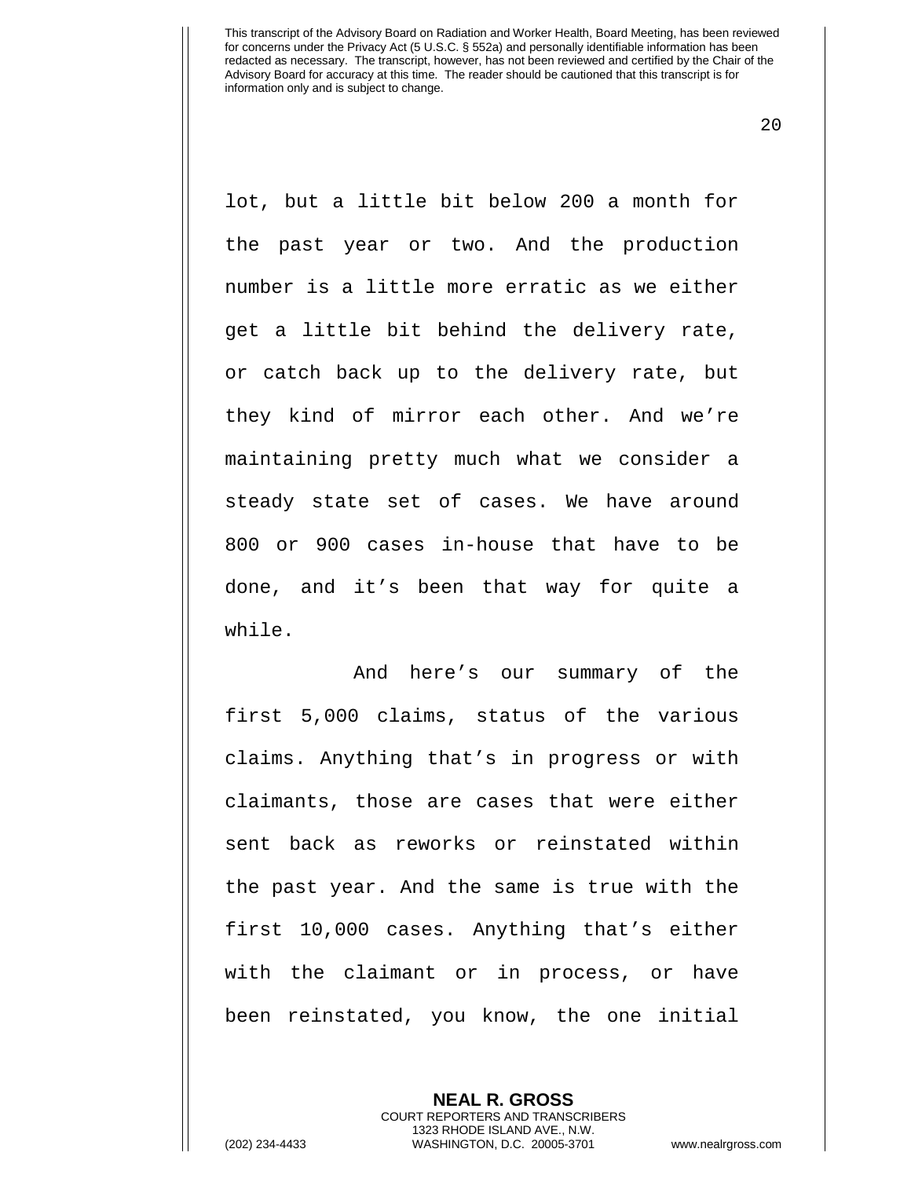lot, but a little bit below 200 a month for the past year or two. And the production number is a little more erratic as we either get a little bit behind the delivery rate, or catch back up to the delivery rate, but they kind of mirror each other. And we're maintaining pretty much what we consider a steady state set of cases. We have around 800 or 900 cases in-house that have to be done, and it's been that way for quite a while.

And here's our summary of the first 5,000 claims, status of the various claims. Anything that's in progress or with claimants, those are cases that were either sent back as reworks or reinstated within the past year. And the same is true with the first 10,000 cases. Anything that's either with the claimant or in process, or have been reinstated, you know, the one initial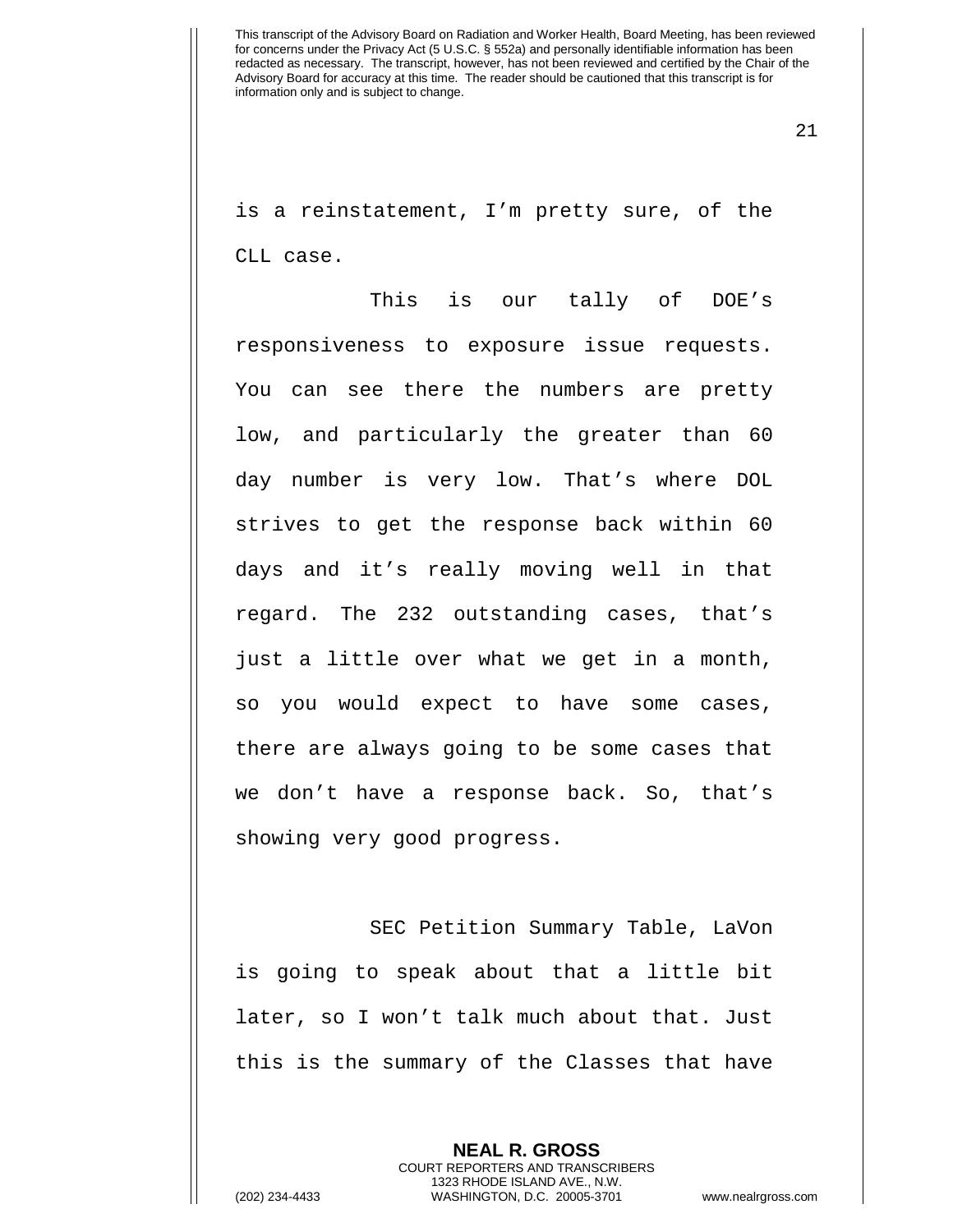is a reinstatement, I'm pretty sure, of the CLL case.

This is our tally of DOE's responsiveness to exposure issue requests. You can see there the numbers are pretty low, and particularly the greater than 60 day number is very low. That's where DOL strives to get the response back within 60 days and it's really moving well in that regard. The 232 outstanding cases, that's just a little over what we get in a month, so you would expect to have some cases, there are always going to be some cases that we don't have a response back. So, that's showing very good progress.

SEC Petition Summary Table, LaVon is going to speak about that a little bit later, so I won't talk much about that. Just this is the summary of the Classes that have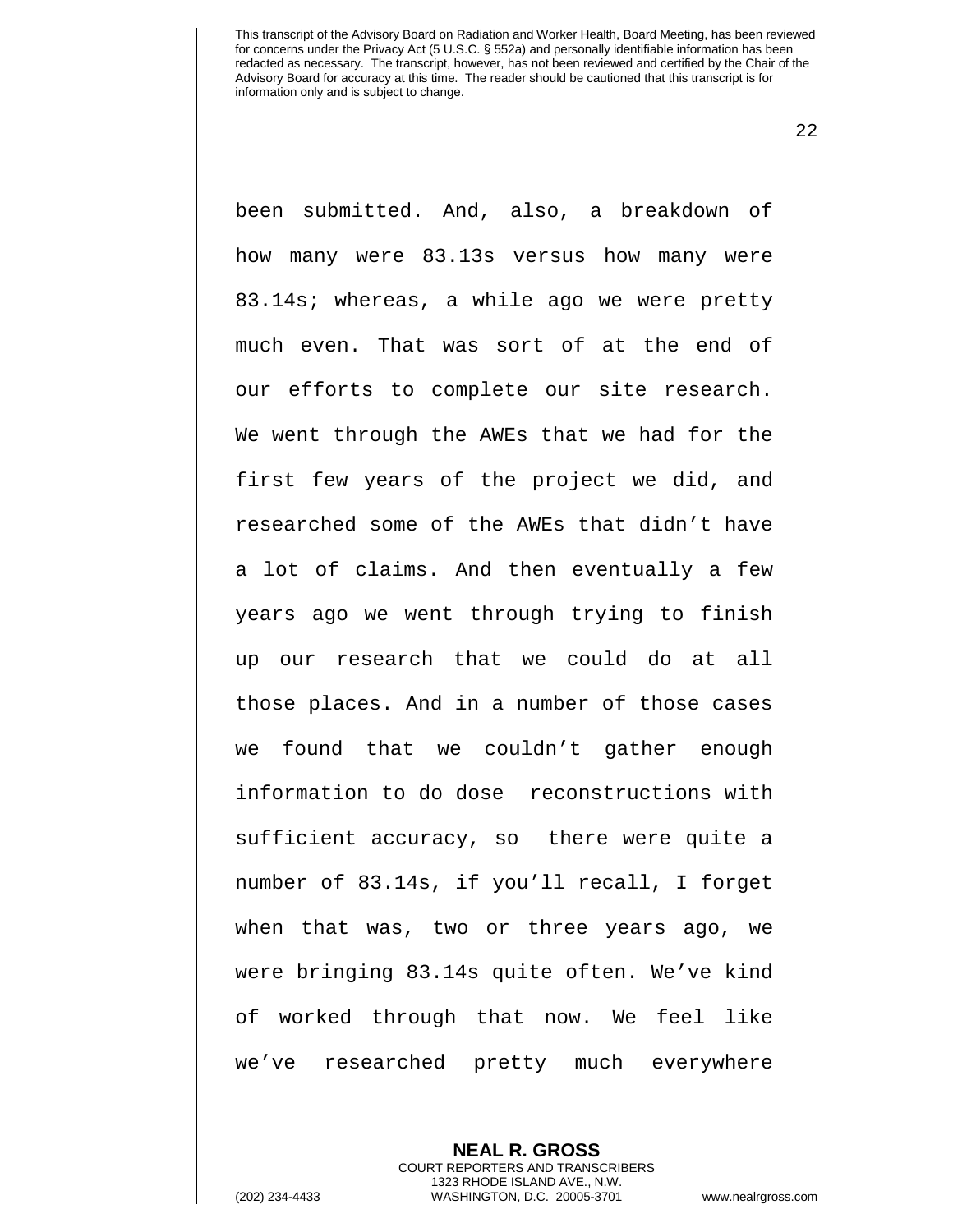been submitted. And, also, a breakdown of how many were 83.13s versus how many were 83.14s; whereas, a while ago we were pretty much even. That was sort of at the end of our efforts to complete our site research. We went through the AWEs that we had for the first few years of the project we did, and researched some of the AWEs that didn't have a lot of claims. And then eventually a few years ago we went through trying to finish up our research that we could do at all those places. And in a number of those cases we found that we couldn't gather enough information to do dose reconstructions with sufficient accuracy, so there were quite a number of 83.14s, if you'll recall, I forget when that was, two or three years ago, we were bringing 83.14s quite often. We've kind of worked through that now. We feel like we've researched pretty much everywhere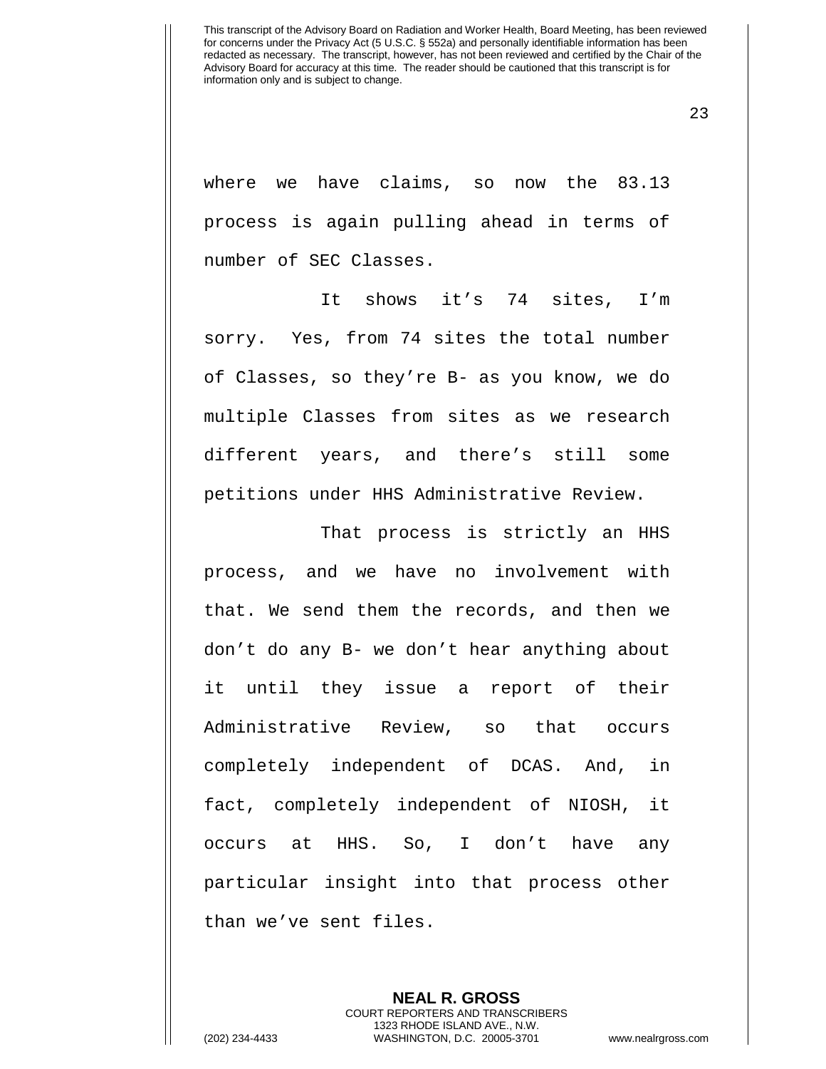where we have claims, so now the 83.13 process is again pulling ahead in terms of number of SEC Classes.

It shows it's 74 sites, I'm sorry. Yes, from 74 sites the total number of Classes, so they're B- as you know, we do multiple Classes from sites as we research different years, and there's still some petitions under HHS Administrative Review.

That process is strictly an HHS process, and we have no involvement with that. We send them the records, and then we don't do any B- we don't hear anything about it until they issue a report of their Administrative Review, so that occurs completely independent of DCAS. And, in fact, completely independent of NIOSH, it occurs at HHS. So, I don't have any particular insight into that process other than we've sent files.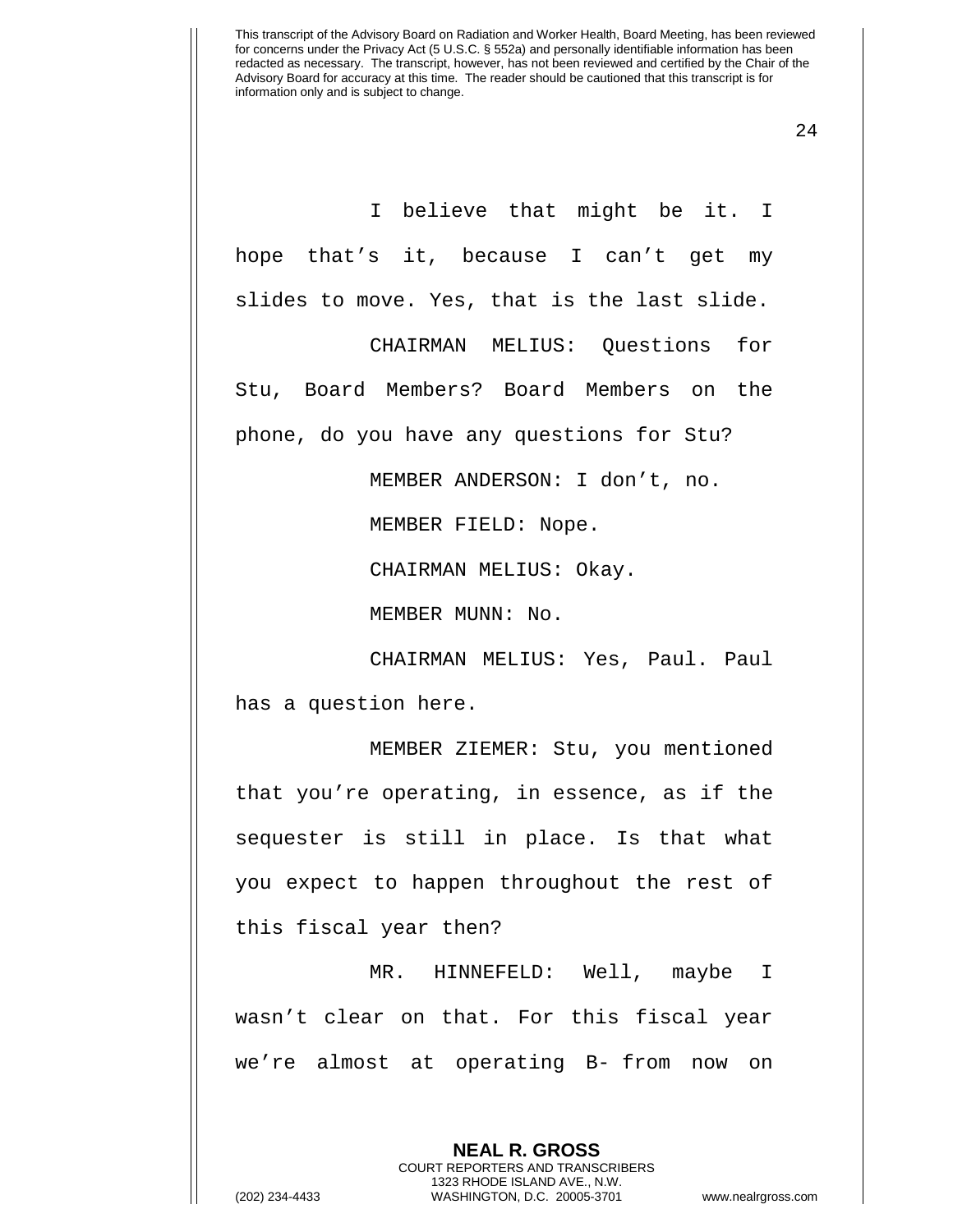I believe that might be it. I hope that's it, because I can't get my slides to move. Yes, that is the last slide.

CHAIRMAN MELIUS: Questions for Stu, Board Members? Board Members on the phone, do you have any questions for Stu?

MEMBER ANDERSON: I don't, no.

MEMBER FIELD: Nope.

CHAIRMAN MELIUS: Okay.

MEMBER MUNN: No.

CHAIRMAN MELIUS: Yes, Paul. Paul has a question here.

MEMBER ZIEMER: Stu, you mentioned that you're operating, in essence, as if the sequester is still in place. Is that what you expect to happen throughout the rest of this fiscal year then?

MR. HINNEFELD: Well, maybe I wasn't clear on that. For this fiscal year we're almost at operating B- from now on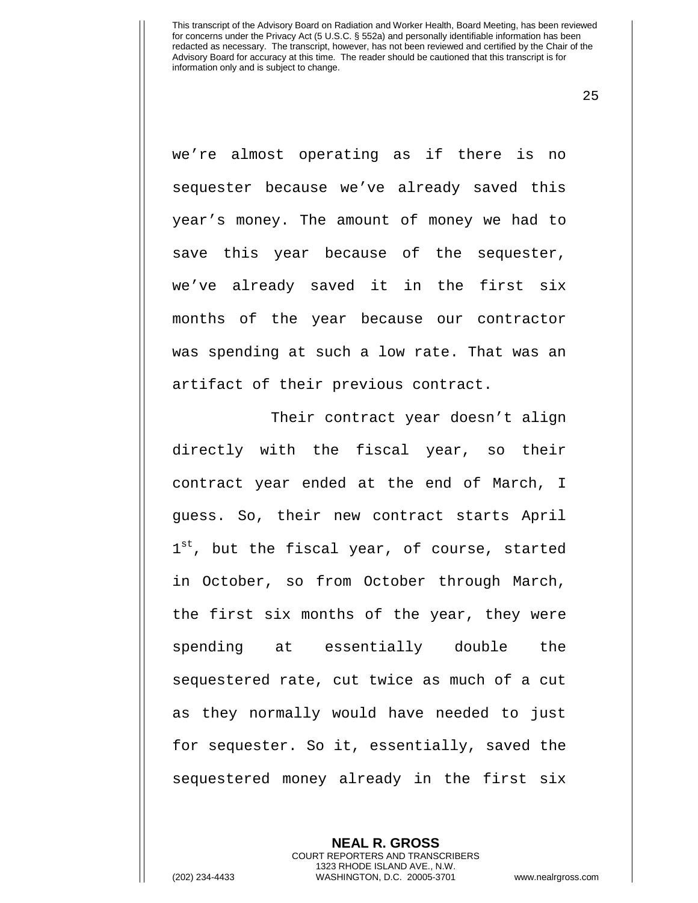we're almost operating as if there is no sequester because we've already saved this year's money. The amount of money we had to save this year because of the sequester, we've already saved it in the first six months of the year because our contractor was spending at such a low rate. That was an artifact of their previous contract.

Their contract year doesn't align directly with the fiscal year, so their contract year ended at the end of March, I guess. So, their new contract starts April 1st, but the fiscal year, of course, started in October, so from October through March, the first six months of the year, they were spending at essentially double the sequestered rate, cut twice as much of a cut as they normally would have needed to just for sequester. So it, essentially, saved the sequestered money already in the first six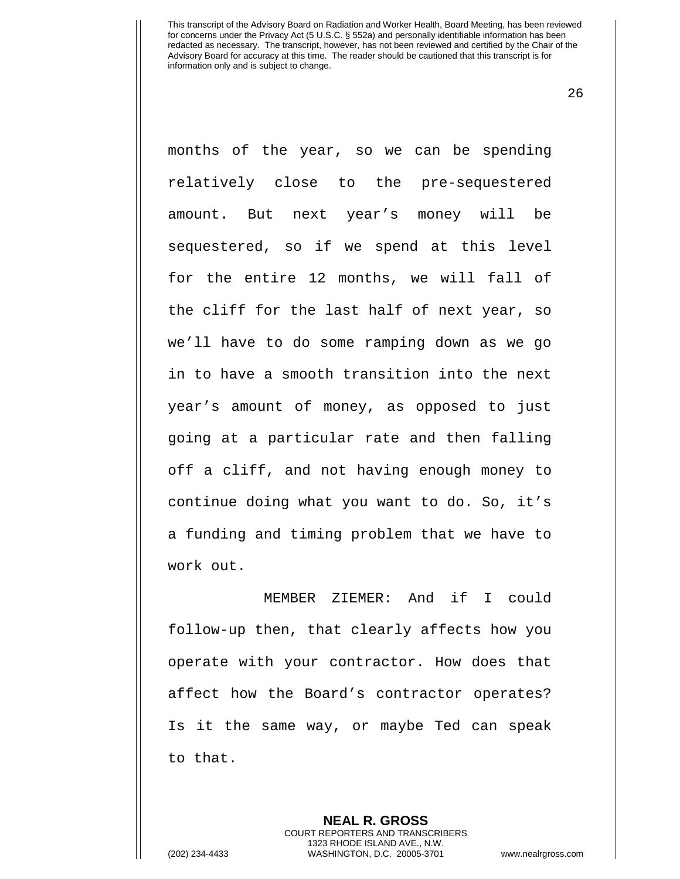months of the year, so we can be spending relatively close to the pre-sequestered amount. But next year's money will be sequestered, so if we spend at this level for the entire 12 months, we will fall of the cliff for the last half of next year, so we'll have to do some ramping down as we go in to have a smooth transition into the next year's amount of money, as opposed to just going at a particular rate and then falling off a cliff, and not having enough money to continue doing what you want to do. So, it's a funding and timing problem that we have to work out.

MEMBER ZIEMER: And if I could follow-up then, that clearly affects how you operate with your contractor. How does that affect how the Board's contractor operates? Is it the same way, or maybe Ted can speak to that.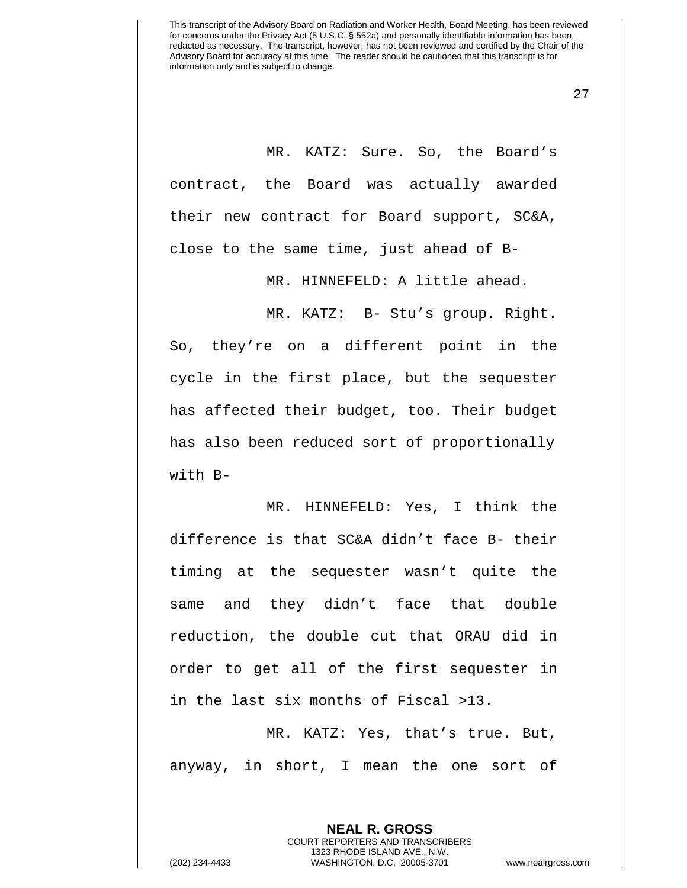MR. KATZ: Sure. So, the Board's contract, the Board was actually awarded their new contract for Board support, SC&A, close to the same time, just ahead of B-

MR. HINNEFELD: A little ahead.

MR. KATZ: B- Stu's group. Right. So, they're on a different point in the cycle in the first place, but the sequester has affected their budget, too. Their budget has also been reduced sort of proportionally with B-

MR. HINNEFELD: Yes, I think the difference is that SC&A didn't face B- their timing at the sequester wasn't quite the same and they didn't face that double reduction, the double cut that ORAU did in order to get all of the first sequester in in the last six months of Fiscal >13.

MR. KATZ: Yes, that's true. But, anyway, in short, I mean the one sort of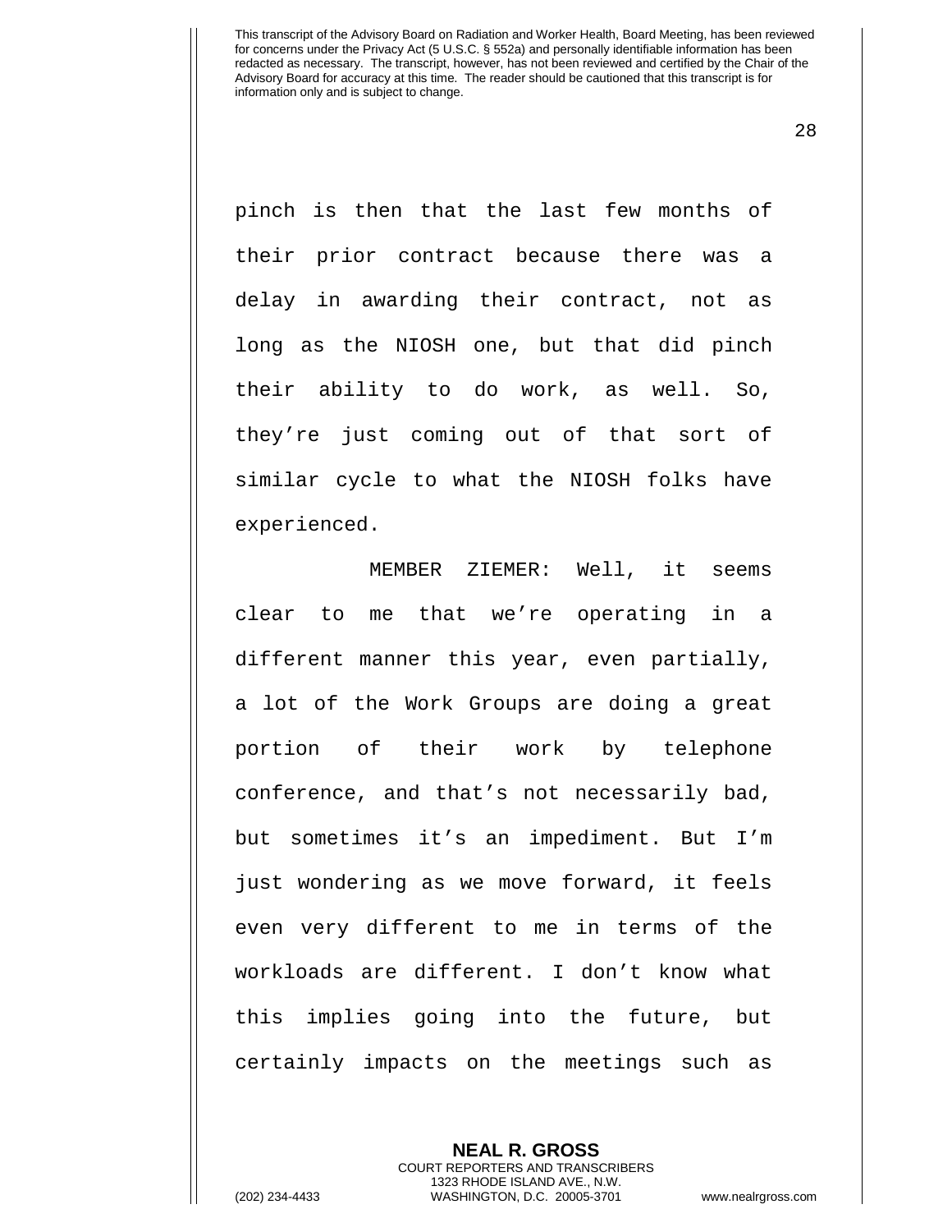pinch is then that the last few months of their prior contract because there was a delay in awarding their contract, not as long as the NIOSH one, but that did pinch their ability to do work, as well. So, they're just coming out of that sort of similar cycle to what the NIOSH folks have experienced.

MEMBER ZIEMER: Well, it seems clear to me that we're operating in a different manner this year, even partially, a lot of the Work Groups are doing a great portion of their work by telephone conference, and that's not necessarily bad, but sometimes it's an impediment. But I'm just wondering as we move forward, it feels even very different to me in terms of the workloads are different. I don't know what this implies going into the future, but certainly impacts on the meetings such as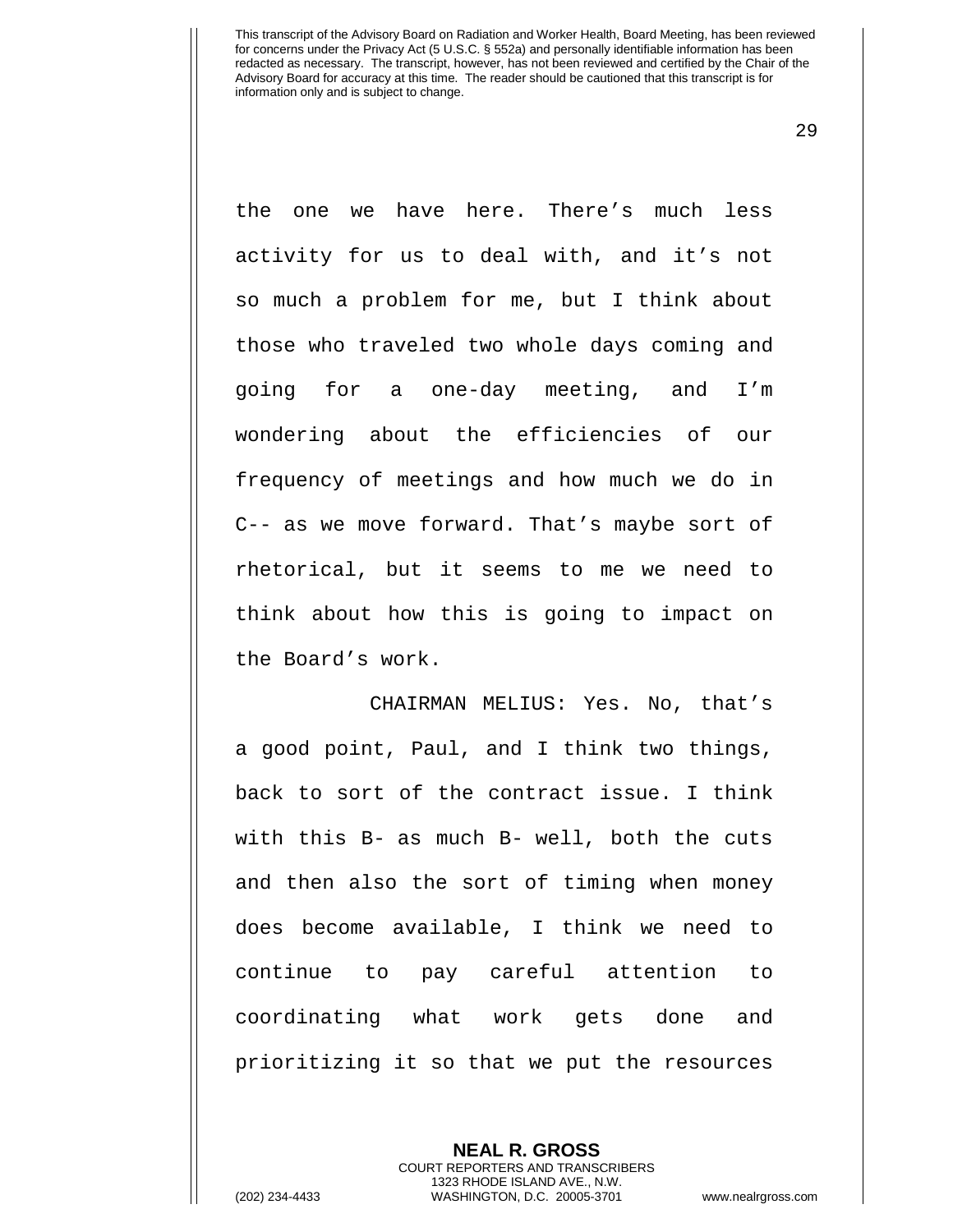the one we have here. There's much less activity for us to deal with, and it's not so much a problem for me, but I think about those who traveled two whole days coming and going for a one-day meeting, and I'm wondering about the efficiencies of our frequency of meetings and how much we do in C-- as we move forward. That's maybe sort of rhetorical, but it seems to me we need to think about how this is going to impact on the Board's work.

CHAIRMAN MELIUS: Yes. No, that's a good point, Paul, and I think two things, back to sort of the contract issue. I think with this B- as much B- well, both the cuts and then also the sort of timing when money does become available, I think we need to continue to pay careful attention to coordinating what work gets done and prioritizing it so that we put the resources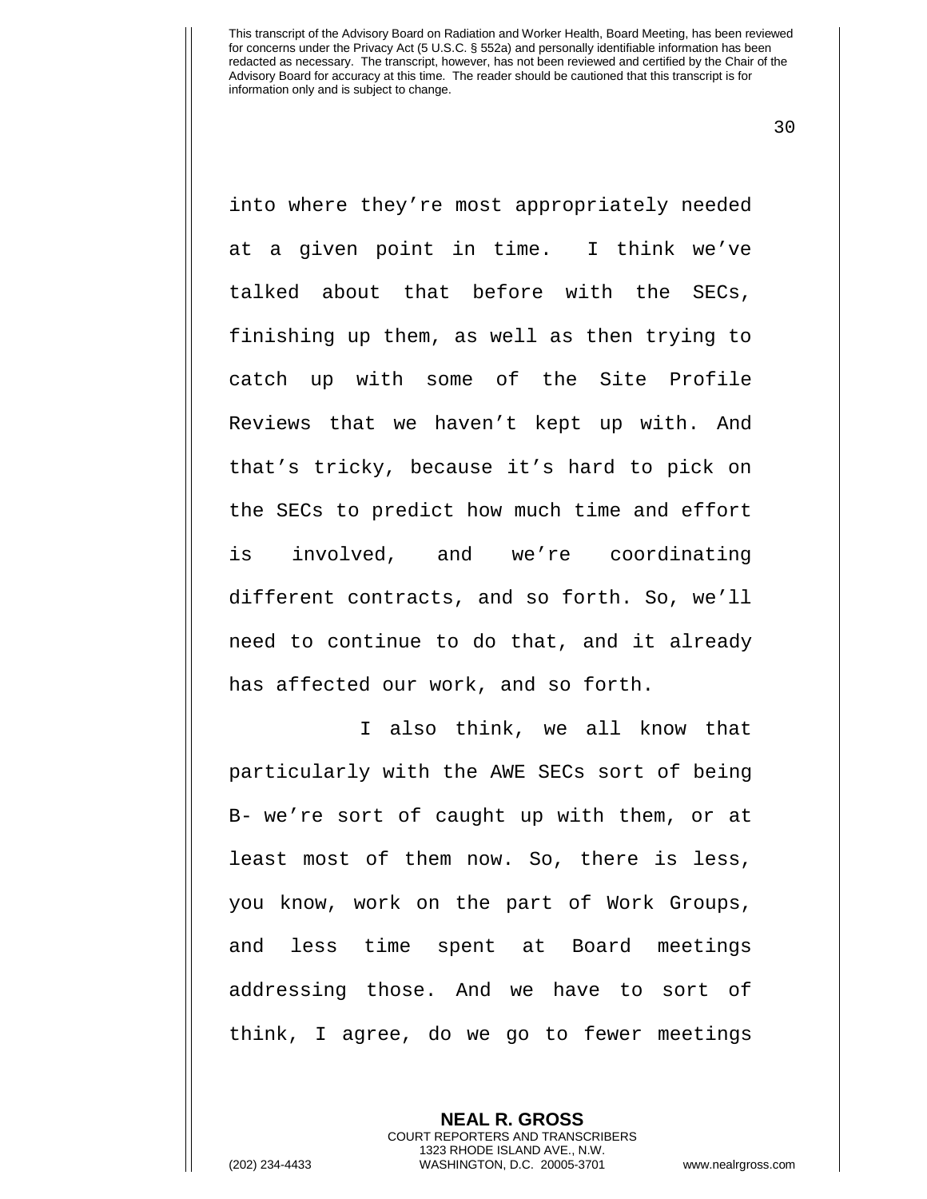into where they're most appropriately needed at a given point in time. I think we've talked about that before with the SECs, finishing up them, as well as then trying to catch up with some of the Site Profile Reviews that we haven't kept up with. And that's tricky, because it's hard to pick on the SECs to predict how much time and effort is involved, and we're coordinating different contracts, and so forth. So, we'll need to continue to do that, and it already has affected our work, and so forth.

I also think, we all know that particularly with the AWE SECs sort of being B- we're sort of caught up with them, or at least most of them now. So, there is less, you know, work on the part of Work Groups, and less time spent at Board meetings addressing those. And we have to sort of think, I agree, do we go to fewer meetings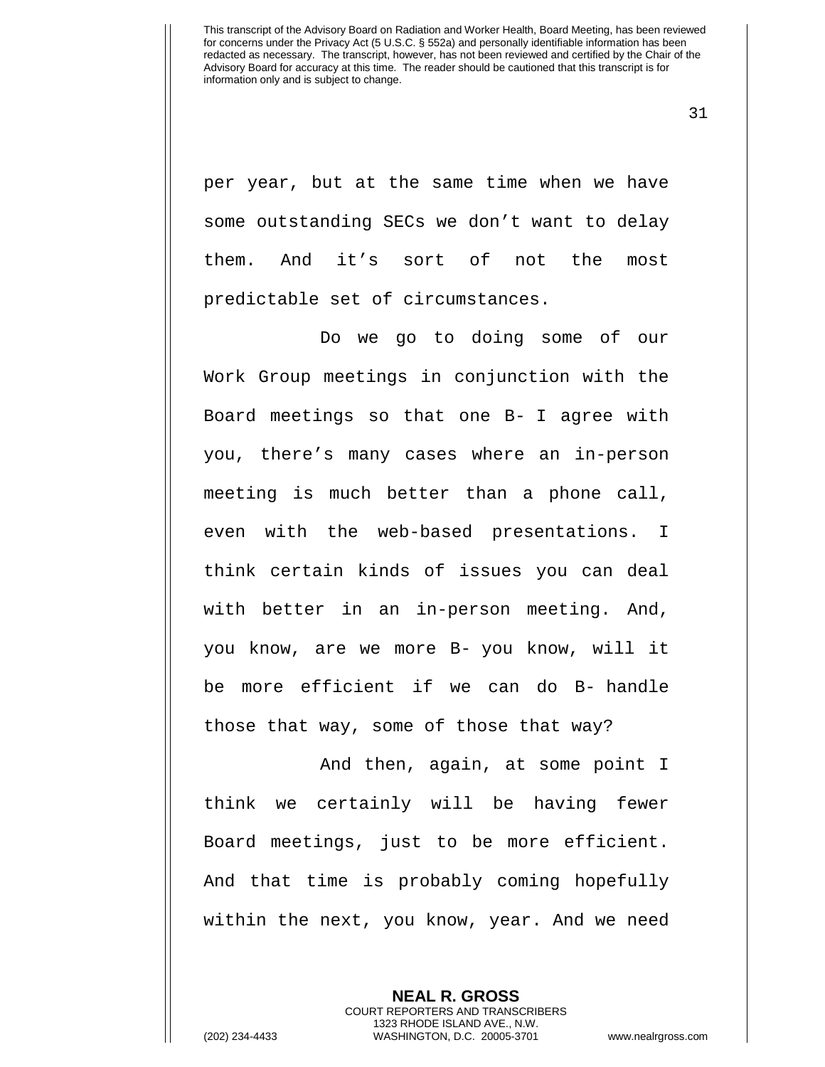per year, but at the same time when we have some outstanding SECs we don't want to delay them. And it's sort of not the most predictable set of circumstances.

Do we go to doing some of our Work Group meetings in conjunction with the Board meetings so that one B- I agree with you, there's many cases where an in-person meeting is much better than a phone call, even with the web-based presentations. I think certain kinds of issues you can deal with better in an in-person meeting. And, you know, are we more B- you know, will it be more efficient if we can do B- handle those that way, some of those that way?

And then, again, at some point I think we certainly will be having fewer Board meetings, just to be more efficient. And that time is probably coming hopefully within the next, you know, year. And we need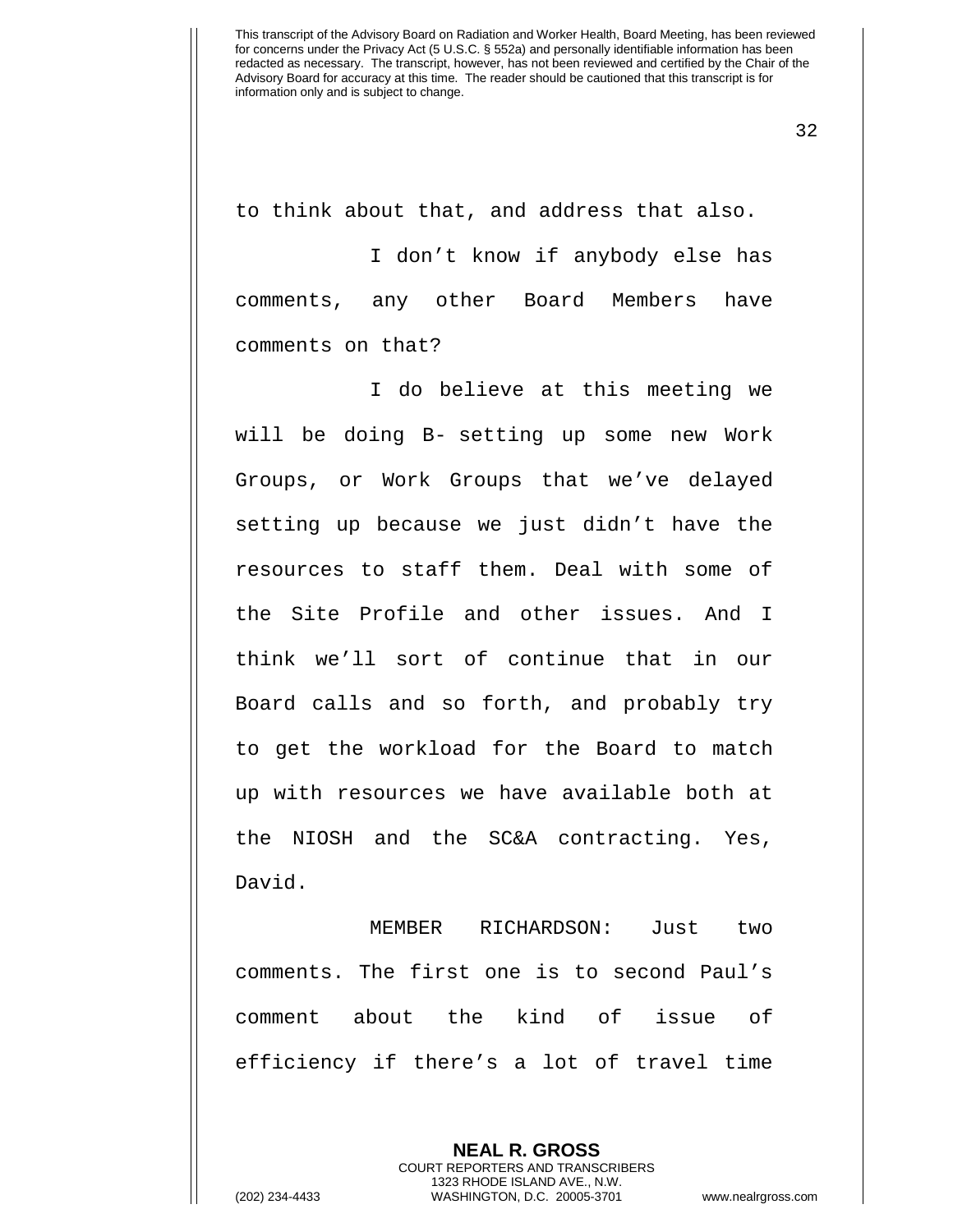to think about that, and address that also.

I don't know if anybody else has comments, any other Board Members have comments on that?

I do believe at this meeting we will be doing B- setting up some new Work Groups, or Work Groups that we've delayed setting up because we just didn't have the resources to staff them. Deal with some of the Site Profile and other issues. And I think we'll sort of continue that in our Board calls and so forth, and probably try to get the workload for the Board to match up with resources we have available both at the NIOSH and the SC&A contracting. Yes, David.

MEMBER RICHARDSON: Just two comments. The first one is to second Paul's comment about the kind of issue of efficiency if there's a lot of travel time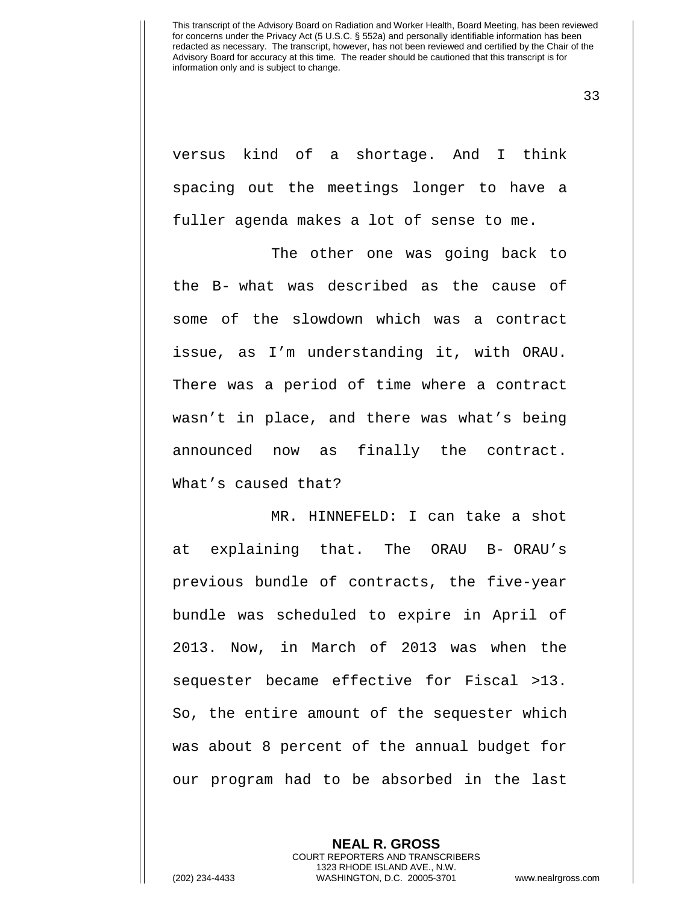versus kind of a shortage. And I think spacing out the meetings longer to have a fuller agenda makes a lot of sense to me.

The other one was going back to the B- what was described as the cause of some of the slowdown which was a contract issue, as I'm understanding it, with ORAU. There was a period of time where a contract wasn't in place, and there was what's being announced now as finally the contract. What's caused that?

MR. HINNEFELD: I can take a shot at explaining that. The ORAU B- ORAU's previous bundle of contracts, the five-year bundle was scheduled to expire in April of 2013. Now, in March of 2013 was when the sequester became effective for Fiscal >13. So, the entire amount of the sequester which was about 8 percent of the annual budget for our program had to be absorbed in the last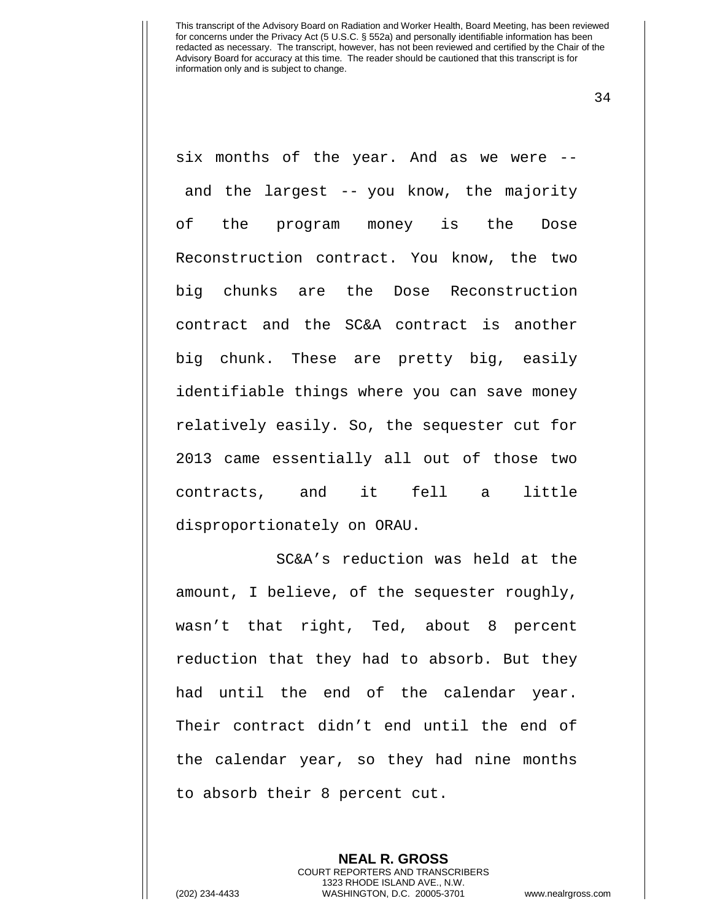six months of the year. And as we were -- and the largest -- you know, the majority of the program money is the Dose Reconstruction contract. You know, the two big chunks are the Dose Reconstruction contract and the SC&A contract is another big chunk. These are pretty big, easily identifiable things where you can save money relatively easily. So, the sequester cut for 2013 came essentially all out of those two contracts, and it fell a little disproportionately on ORAU.

SC&A's reduction was held at the amount, I believe, of the sequester roughly, wasn't that right, Ted, about 8 percent reduction that they had to absorb. But they had until the end of the calendar year. Their contract didn't end until the end of the calendar year, so they had nine months to absorb their 8 percent cut.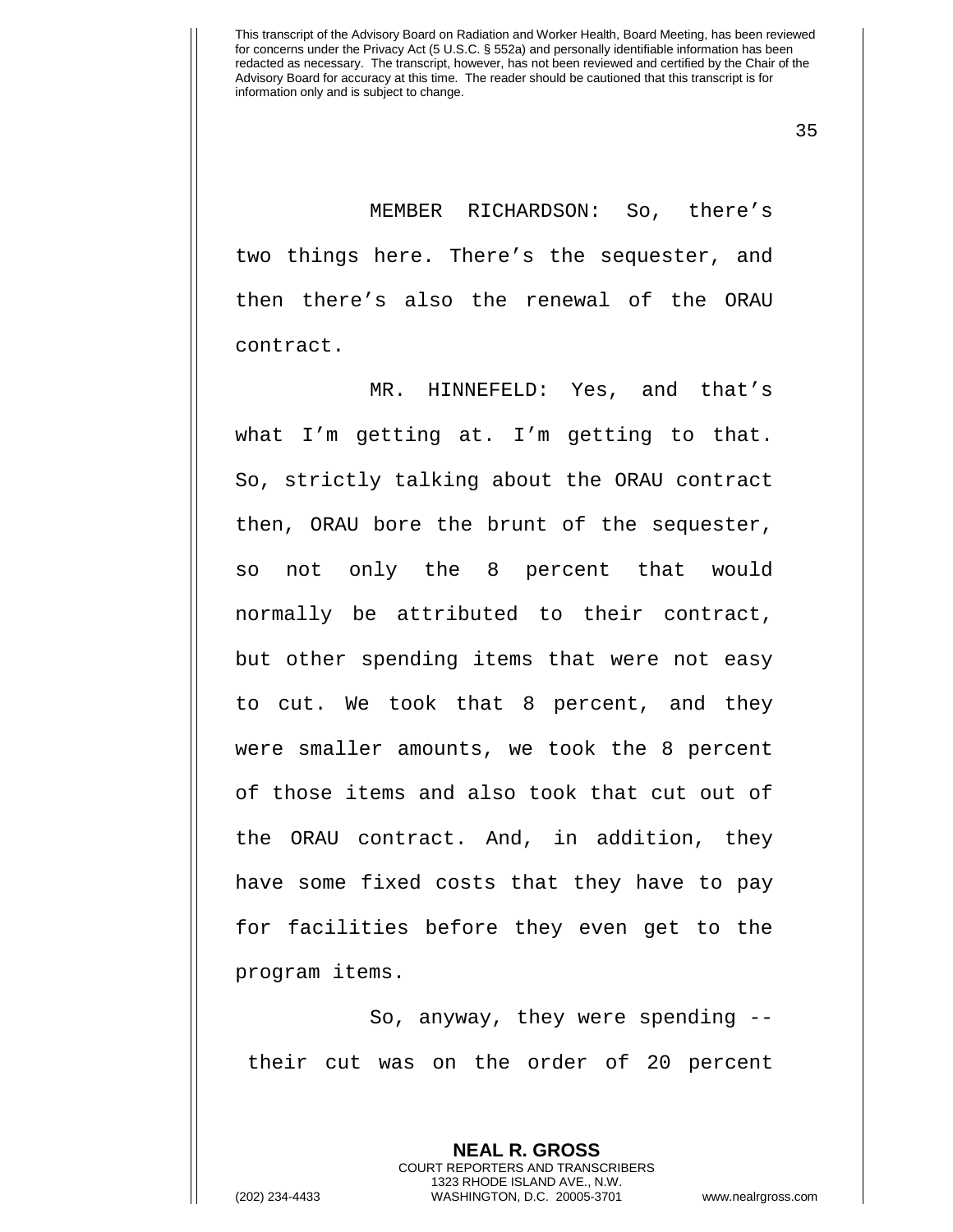MEMBER RICHARDSON: So, there's two things here. There's the sequester, and then there's also the renewal of the ORAU contract.

MR. HINNEFELD: Yes, and that's what I'm getting at. I'm getting to that. So, strictly talking about the ORAU contract then, ORAU bore the brunt of the sequester, so not only the 8 percent that would normally be attributed to their contract, but other spending items that were not easy to cut. We took that 8 percent, and they were smaller amounts, we took the 8 percent of those items and also took that cut out of the ORAU contract. And, in addition, they have some fixed costs that they have to pay for facilities before they even get to the program items.

So, anyway, they were spending -- their cut was on the order of 20 percent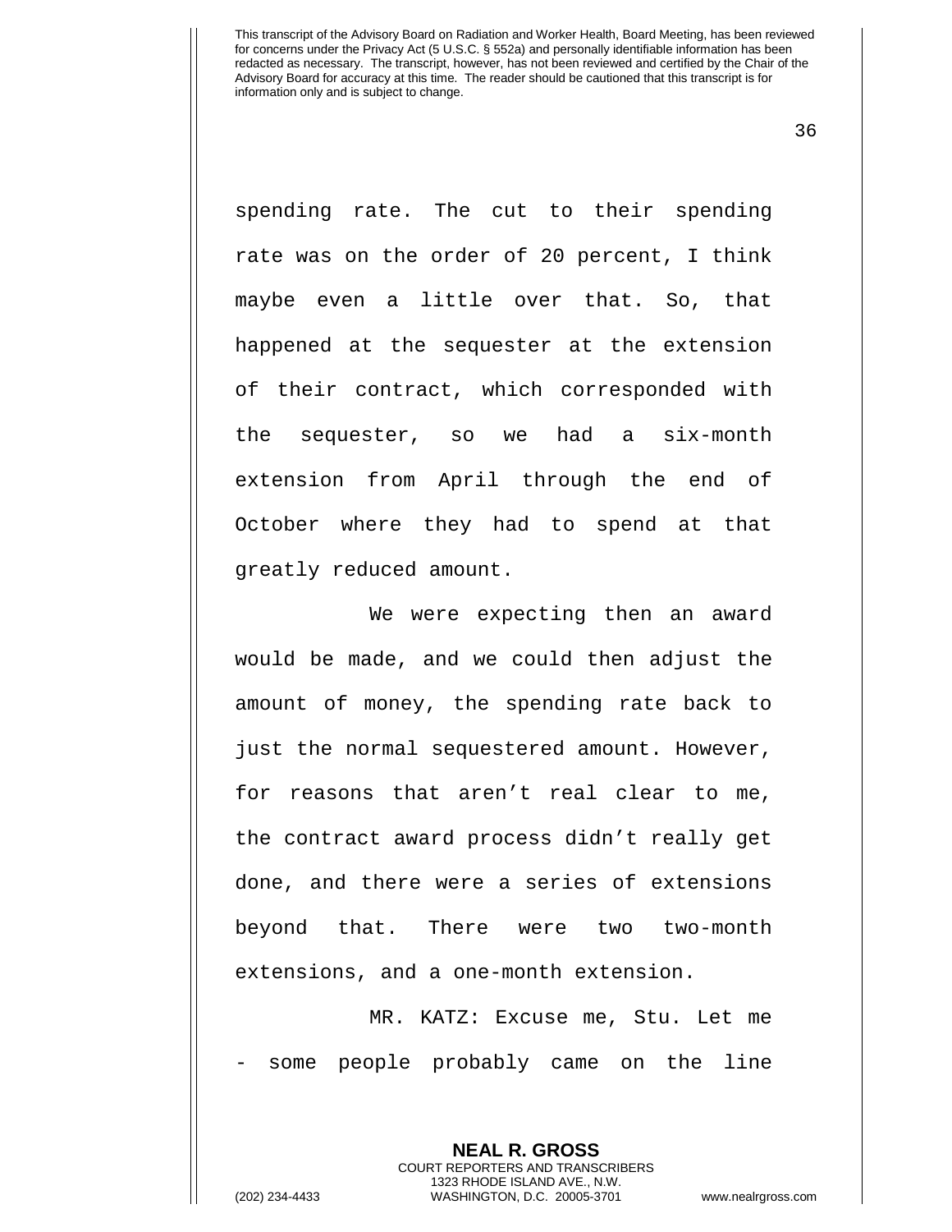spending rate. The cut to their spending rate was on the order of 20 percent, I think maybe even a little over that. So, that happened at the sequester at the extension of their contract, which corresponded with the sequester, so we had a six-month extension from April through the end of October where they had to spend at that greatly reduced amount.

We were expecting then an award would be made, and we could then adjust the amount of money, the spending rate back to just the normal sequestered amount. However, for reasons that aren't real clear to me, the contract award process didn't really get done, and there were a series of extensions beyond that. There were two two-month extensions, and a one-month extension.

MR. KATZ: Excuse me, Stu. Let me - some people probably came on the line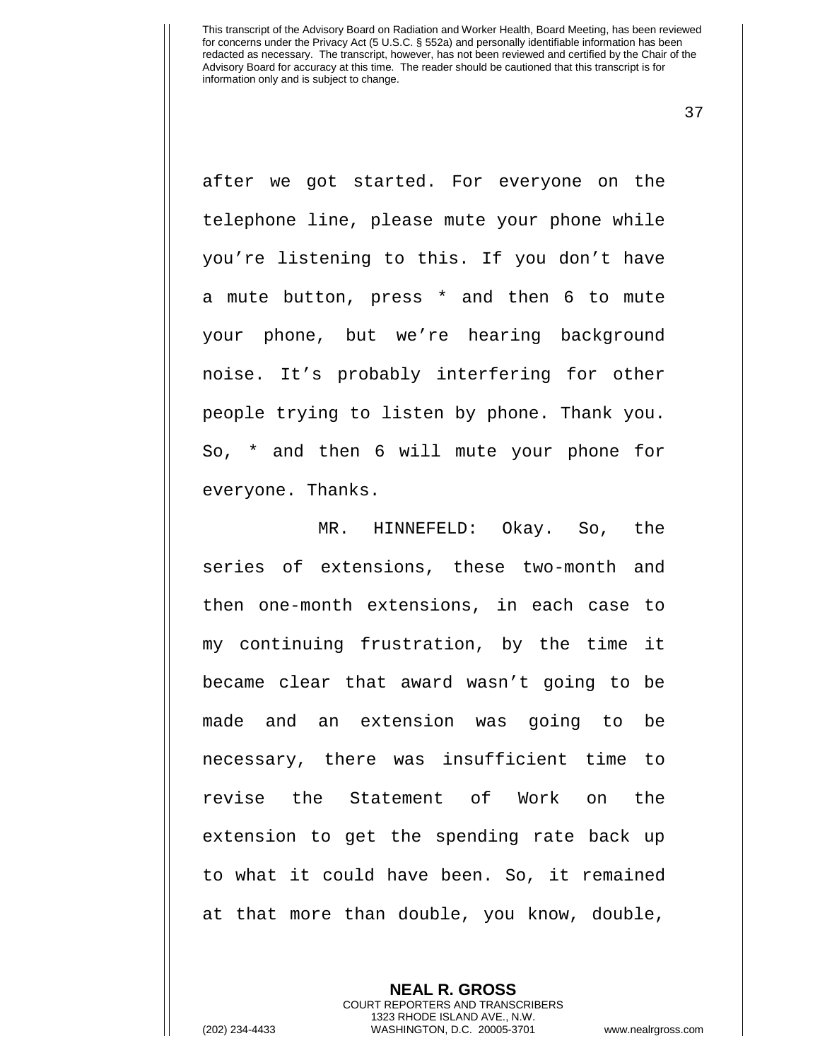after we got started. For everyone on the telephone line, please mute your phone while you're listening to this. If you don't have a mute button, press * and then 6 to mute your phone, but we're hearing background noise. It's probably interfering for other people trying to listen by phone. Thank you. So, * and then 6 will mute your phone for everyone. Thanks.

MR. HINNEFELD: Okay. So, the series of extensions, these two-month and then one-month extensions, in each case to my continuing frustration, by the time it became clear that award wasn't going to be made and an extension was going to be necessary, there was insufficient time to revise the Statement of Work on the extension to get the spending rate back up to what it could have been. So, it remained at that more than double, you know, double,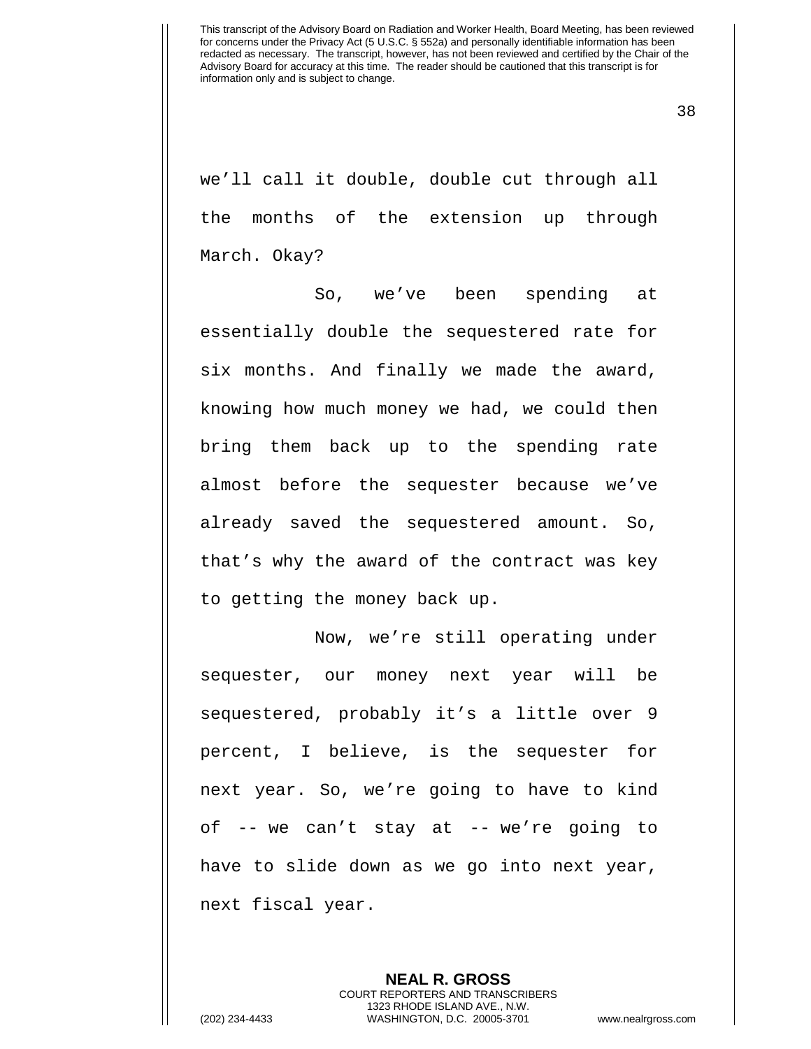we'll call it double, double cut through all the months of the extension up through March. Okay?

So, we've been spending at essentially double the sequestered rate for six months. And finally we made the award, knowing how much money we had, we could then bring them back up to the spending rate almost before the sequester because we've already saved the sequestered amount. So, that's why the award of the contract was key to getting the money back up.

Now, we're still operating under sequester, our money next year will be sequestered, probably it's a little over 9 percent, I believe, is the sequester for next year. So, we're going to have to kind of -- we can't stay at -- we're going to have to slide down as we go into next year, next fiscal year.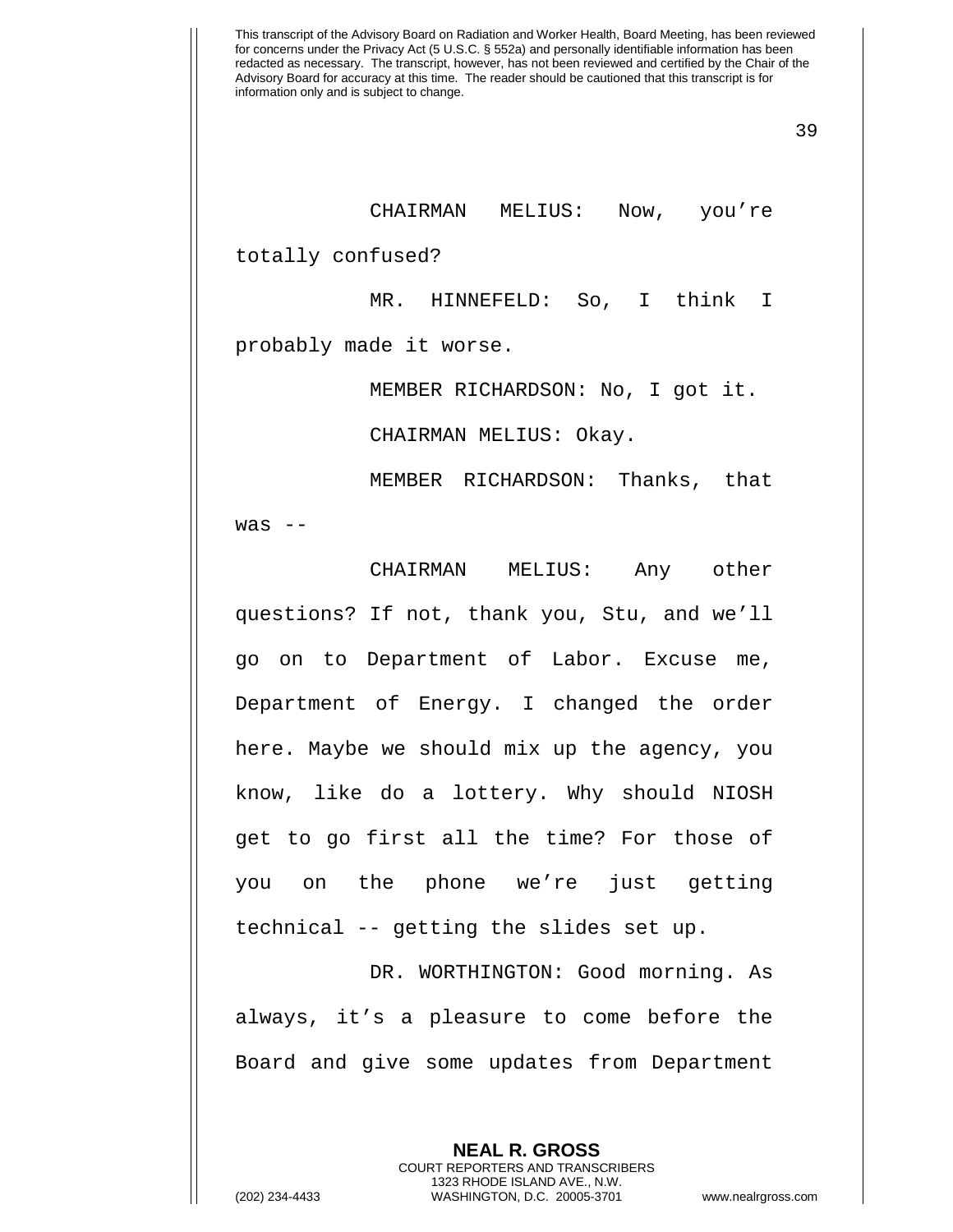CHAIRMAN MELIUS: Now, you're totally confused?

MR. HINNEFELD: So, I think I probably made it worse.

MEMBER RICHARDSON: No, I got it.

CHAIRMAN MELIUS: Okay.

MEMBER RICHARDSON: Thanks, that was --

CHAIRMAN MELIUS: Any other questions? If not, thank you, Stu, and we'll go on to Department of Labor. Excuse me, Department of Energy. I changed the order here. Maybe we should mix up the agency, you know, like do a lottery. Why should NIOSH get to go first all the time? For those of you on the phone we're just getting technical -- getting the slides set up.

DR. WORTHINGTON: Good morning. As always, it's a pleasure to come before the Board and give some updates from Department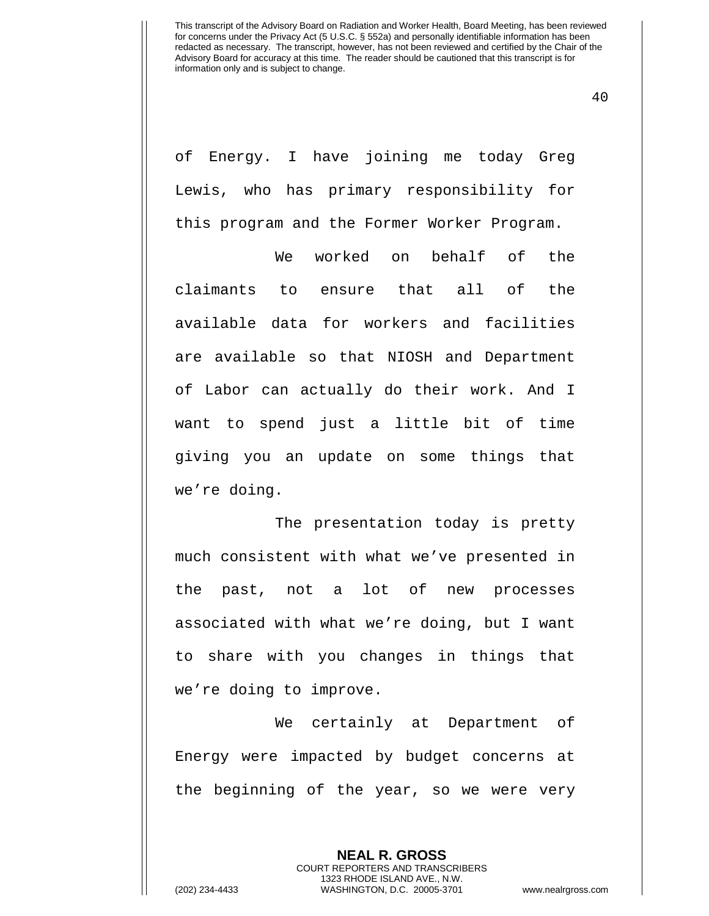of Energy. I have joining me today Greg Lewis, who has primary responsibility for this program and the Former Worker Program.

We worked on behalf of the claimants to ensure that all of the available data for workers and facilities are available so that NIOSH and Department of Labor can actually do their work. And I want to spend just a little bit of time giving you an update on some things that we're doing.

The presentation today is pretty much consistent with what we've presented in the past, not a lot of new processes associated with what we're doing, but I want to share with you changes in things that we're doing to improve.

We certainly at Department of Energy were impacted by budget concerns at the beginning of the year, so we were very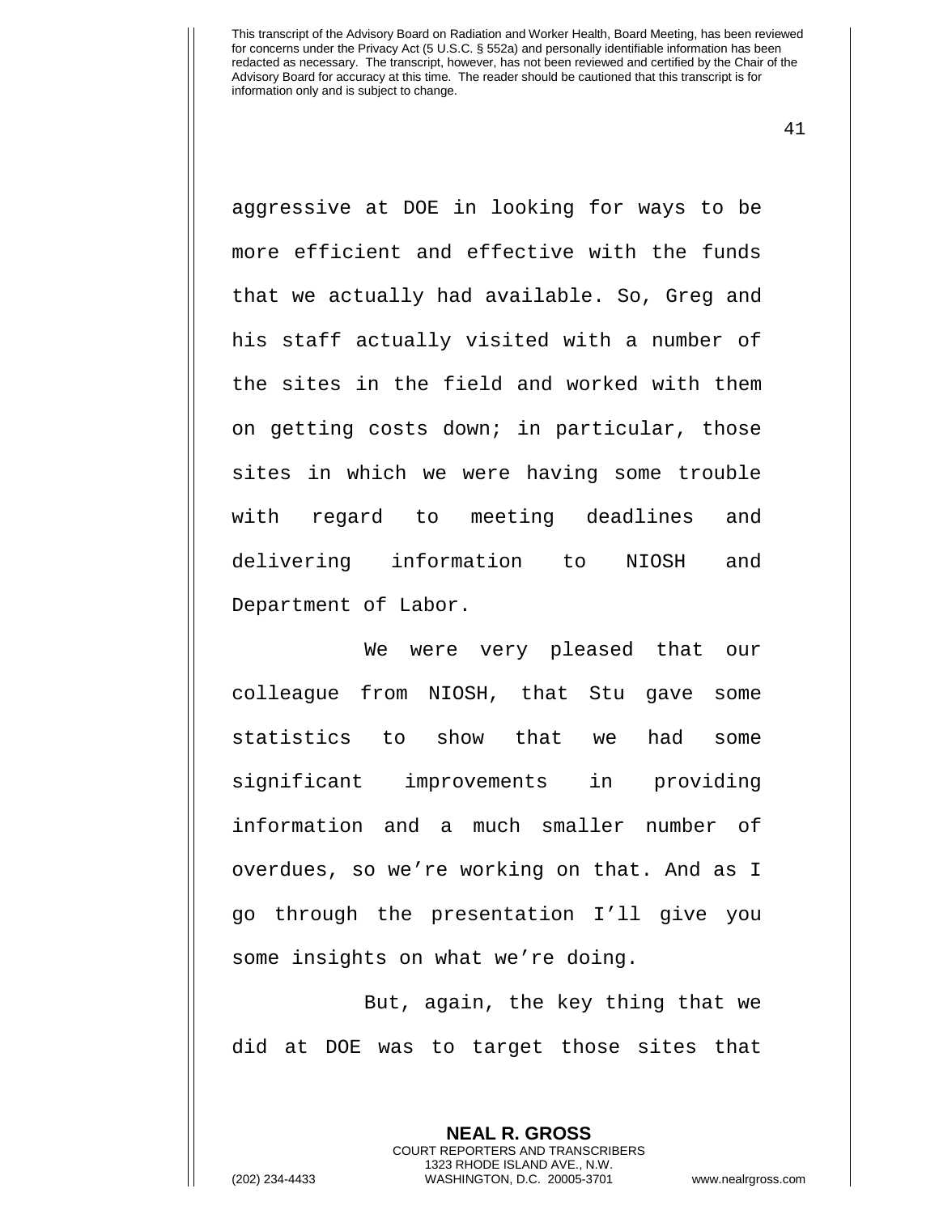aggressive at DOE in looking for ways to be more efficient and effective with the funds that we actually had available. So, Greg and his staff actually visited with a number of the sites in the field and worked with them on getting costs down; in particular, those sites in which we were having some trouble with regard to meeting deadlines and delivering information to NIOSH and Department of Labor.

We were very pleased that our colleague from NIOSH, that Stu gave some statistics to show that we had some significant improvements in providing information and a much smaller number of overdues, so we're working on that. And as I go through the presentation I'll give you some insights on what we're doing.

But, again, the key thing that we did at DOE was to target those sites that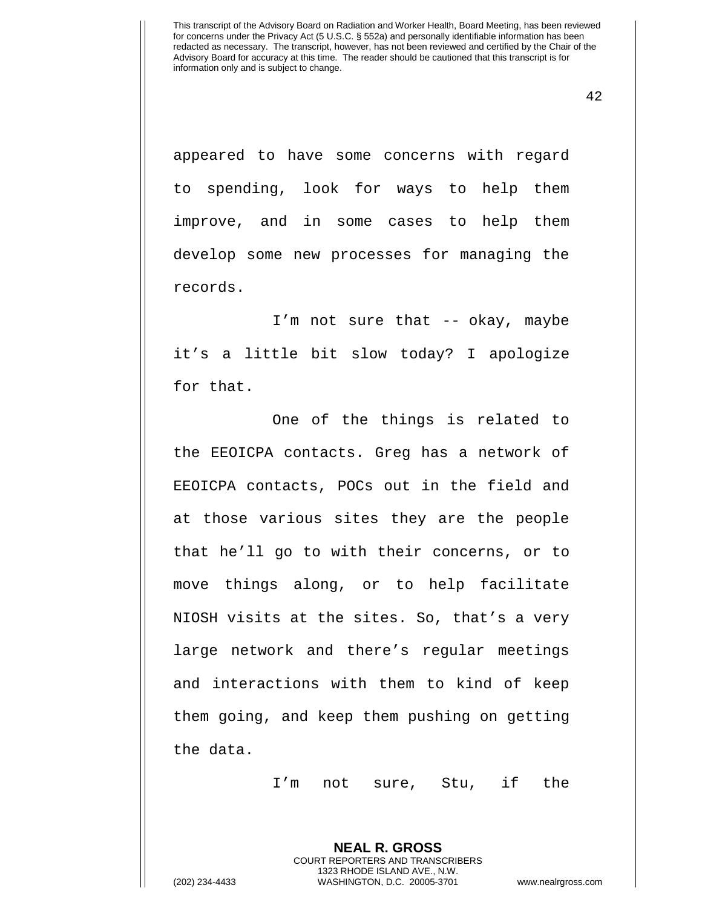appeared to have some concerns with regard to spending, look for ways to help them improve, and in some cases to help them develop some new processes for managing the records.

I'm not sure that -- okay, maybe it's a little bit slow today? I apologize for that.

One of the things is related to the EEOICPA contacts. Greg has a network of EEOICPA contacts, POCs out in the field and at those various sites they are the people that he'll go to with their concerns, or to move things along, or to help facilitate NIOSH visits at the sites. So, that's a very large network and there's regular meetings and interactions with them to kind of keep them going, and keep them pushing on getting the data.

I'm not sure, Stu, if the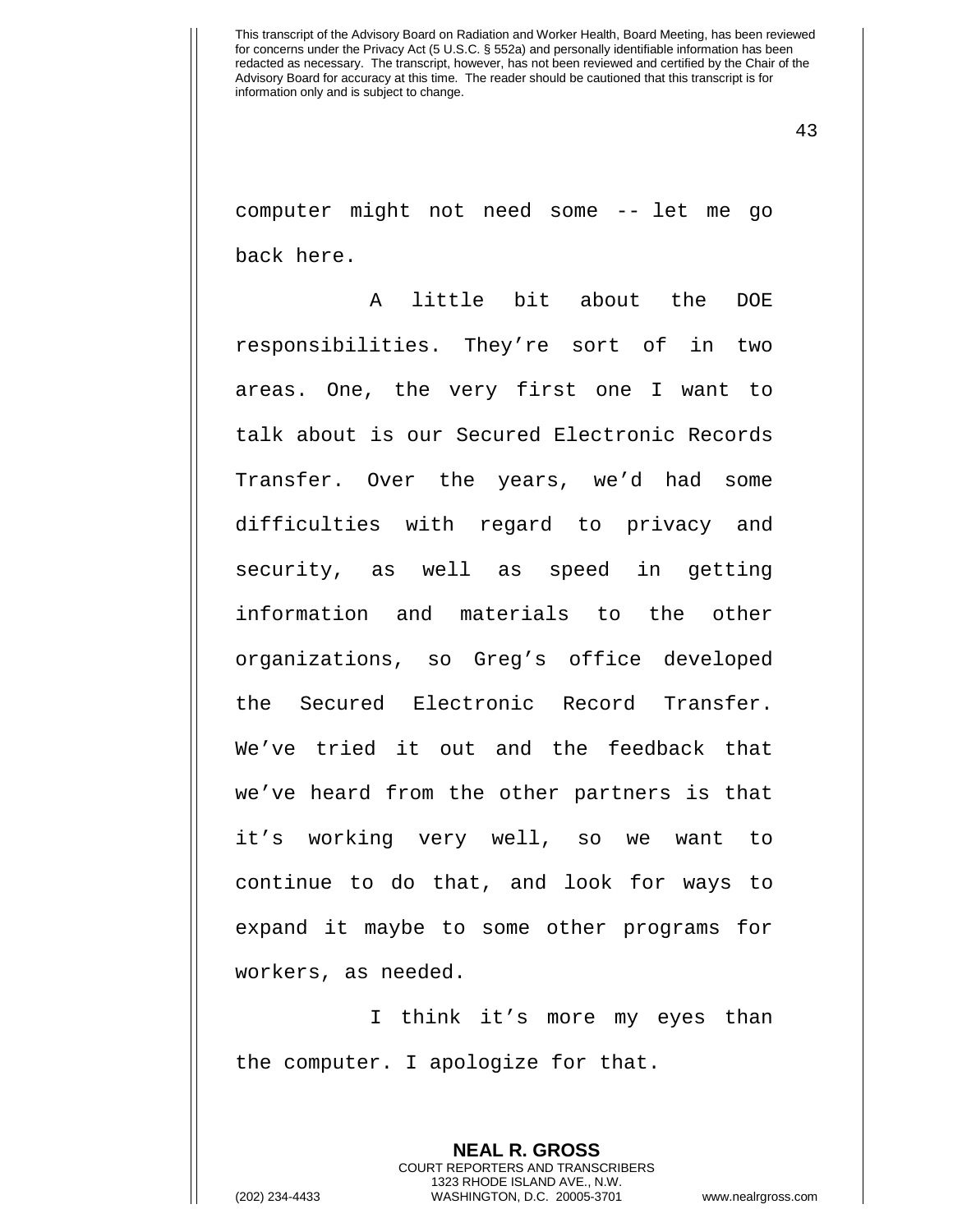computer might not need some -- let me go back here.

A little bit about the DOE responsibilities. They're sort of in two areas. One, the very first one I want to talk about is our Secured Electronic Records Transfer. Over the years, we'd had some difficulties with regard to privacy and security, as well as speed in getting information and materials to the other organizations, so Greg's office developed the Secured Electronic Record Transfer. We've tried it out and the feedback that we've heard from the other partners is that it's working very well, so we want to continue to do that, and look for ways to expand it maybe to some other programs for workers, as needed.

I think it's more my eyes than the computer. I apologize for that.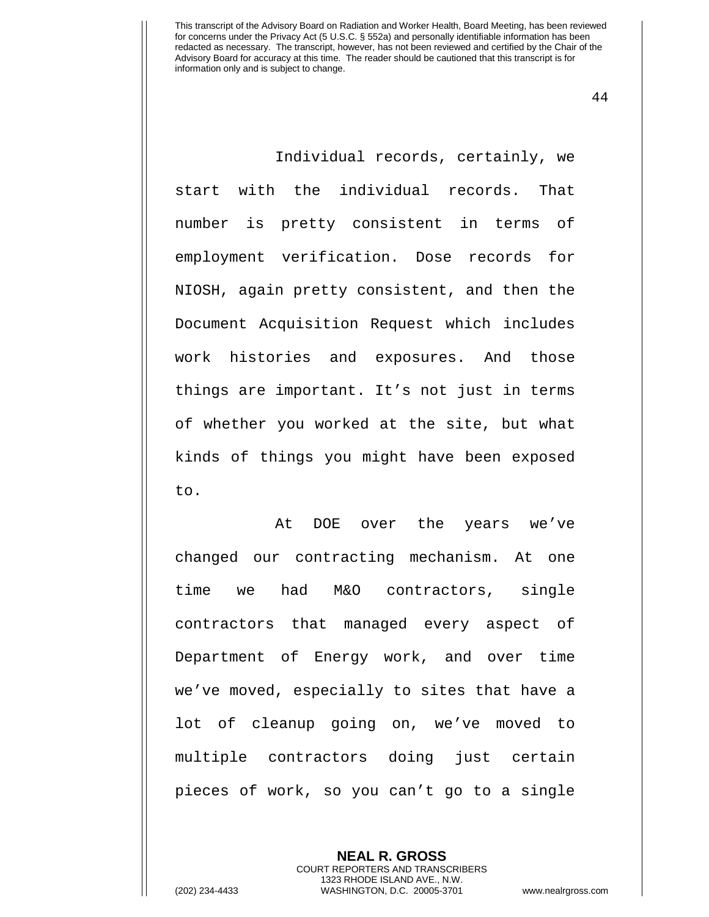Individual records, certainly, we start with the individual records. That number is pretty consistent in terms of employment verification. Dose records for NIOSH, again pretty consistent, and then the Document Acquisition Request which includes work histories and exposures. And those things are important. It's not just in terms of whether you worked at the site, but what kinds of things you might have been exposed to.

At DOE over the years we've changed our contracting mechanism. At one time we had M&O contractors, single contractors that managed every aspect of Department of Energy work, and over time we've moved, especially to sites that have a lot of cleanup going on, we've moved to multiple contractors doing just certain pieces of work, so you can't go to a single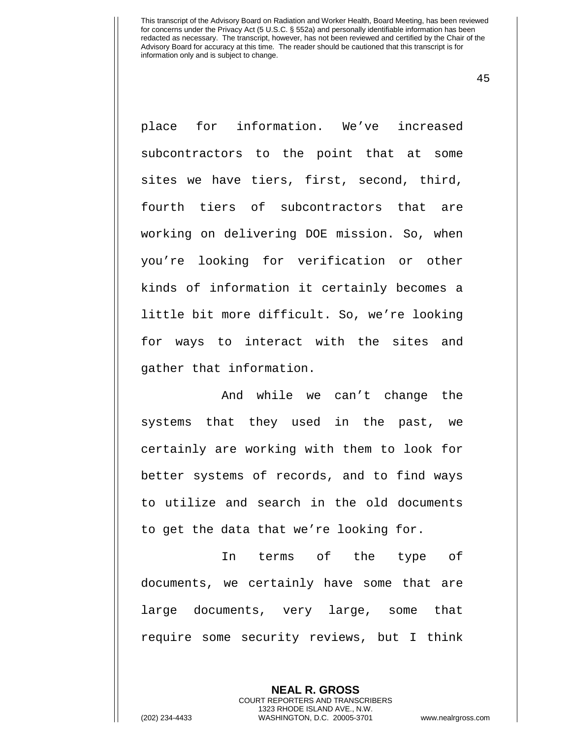place for information. We've increased subcontractors to the point that at some sites we have tiers, first, second, third, fourth tiers of subcontractors that are working on delivering DOE mission. So, when you're looking for verification or other kinds of information it certainly becomes a little bit more difficult. So, we're looking for ways to interact with the sites and gather that information.

And while we can't change the systems that they used in the past, we certainly are working with them to look for better systems of records, and to find ways to utilize and search in the old documents to get the data that we're looking for.

In terms of the type of documents, we certainly have some that are large documents, very large, some that require some security reviews, but I think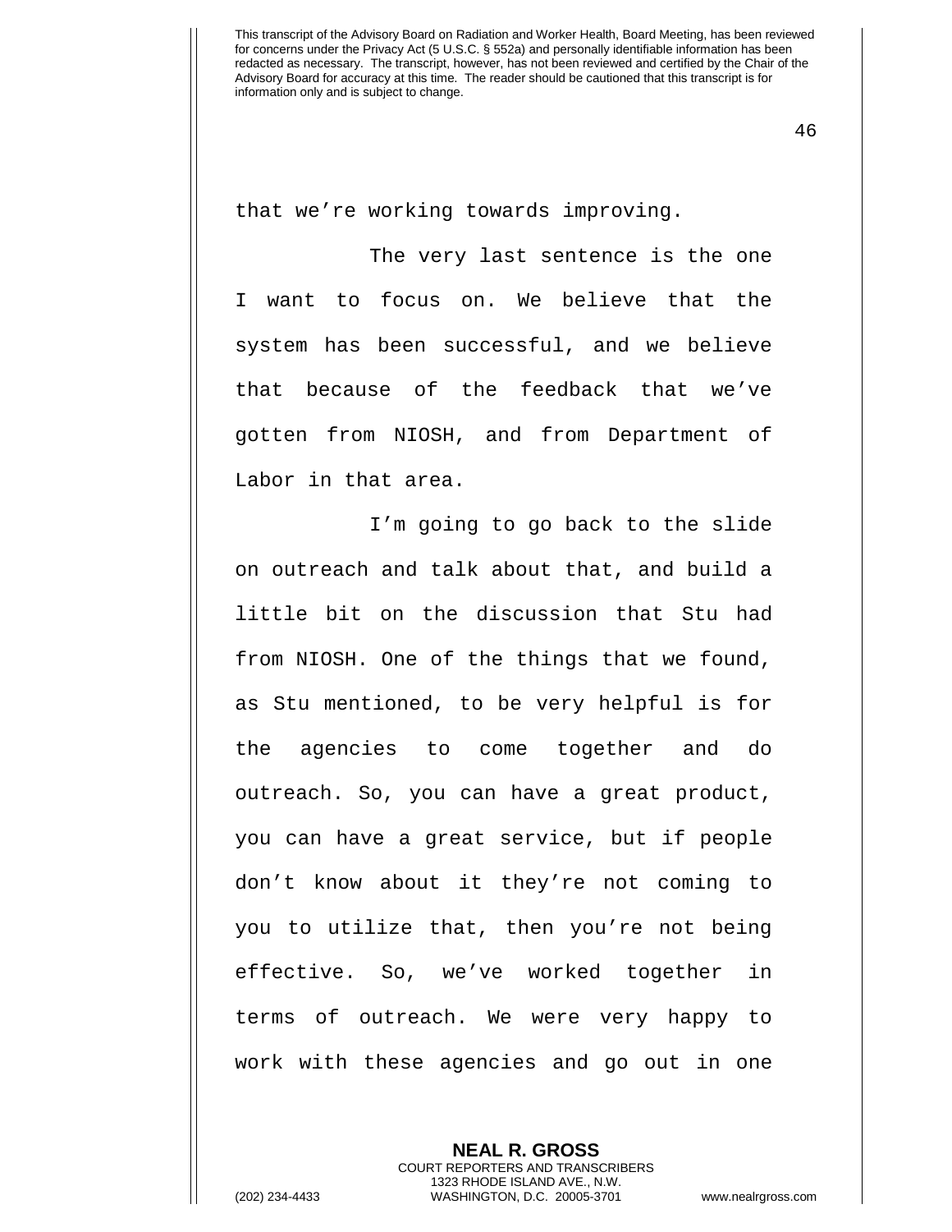that we're working towards improving.

The very last sentence is the one I want to focus on. We believe that the system has been successful, and we believe that because of the feedback that we've gotten from NIOSH, and from Department of Labor in that area.

I'm going to go back to the slide on outreach and talk about that, and build a little bit on the discussion that Stu had from NIOSH. One of the things that we found, as Stu mentioned, to be very helpful is for the agencies to come together and do outreach. So, you can have a great product, you can have a great service, but if people don't know about it they're not coming to you to utilize that, then you're not being effective. So, we've worked together in terms of outreach. We were very happy to work with these agencies and go out in one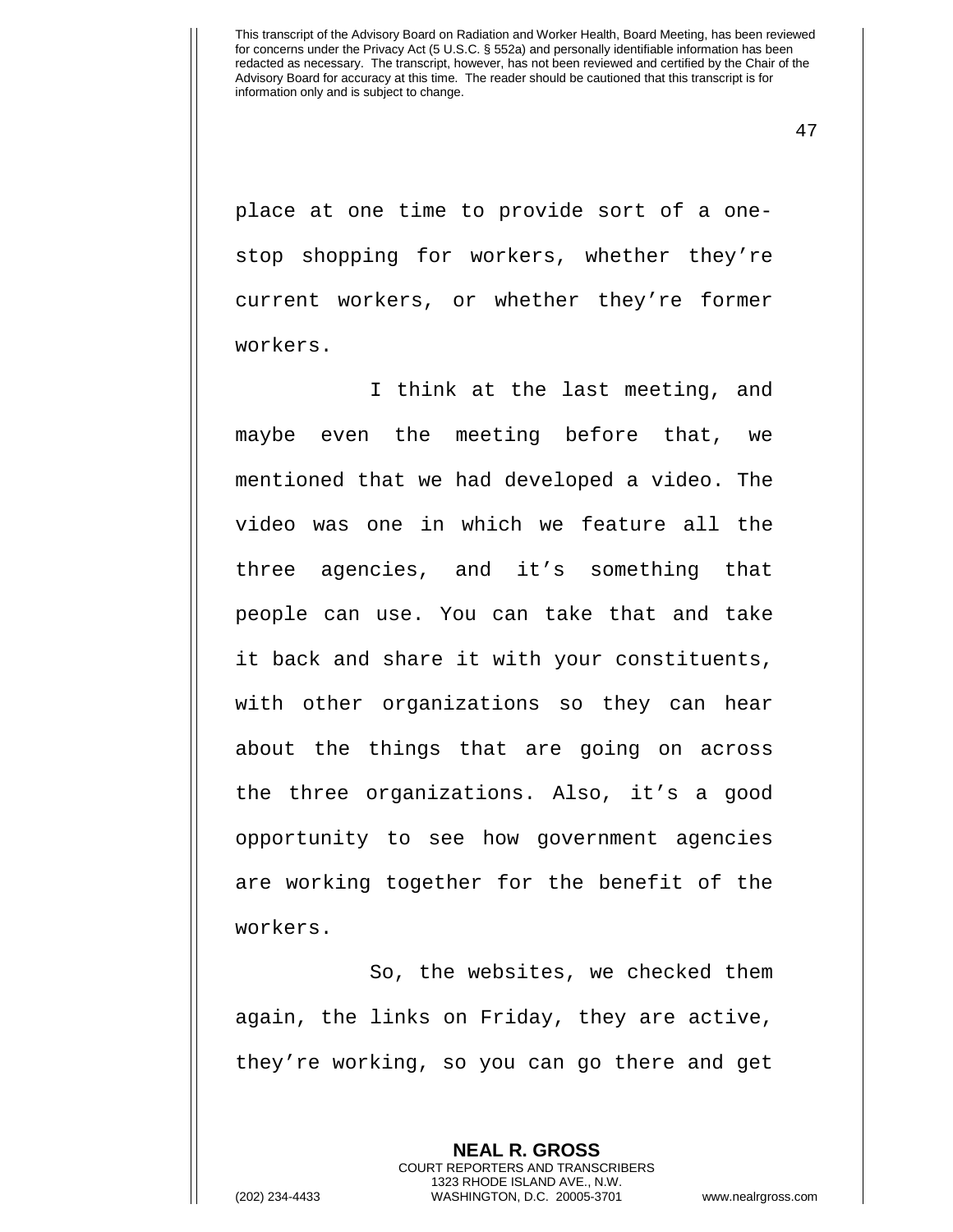place at one time to provide sort of a one-stop shopping for workers, whether they're current workers, or whether they're former workers.

I think at the last meeting, and maybe even the meeting before that, we mentioned that we had developed a video. The video was one in which we feature all the three agencies, and it's something that people can use. You can take that and take it back and share it with your constituents, with other organizations so they can hear about the things that are going on across the three organizations. Also, it's a good opportunity to see how government agencies are working together for the benefit of the workers.

So, the websites, we checked them again, the links on Friday, they are active, they're working, so you can go there and get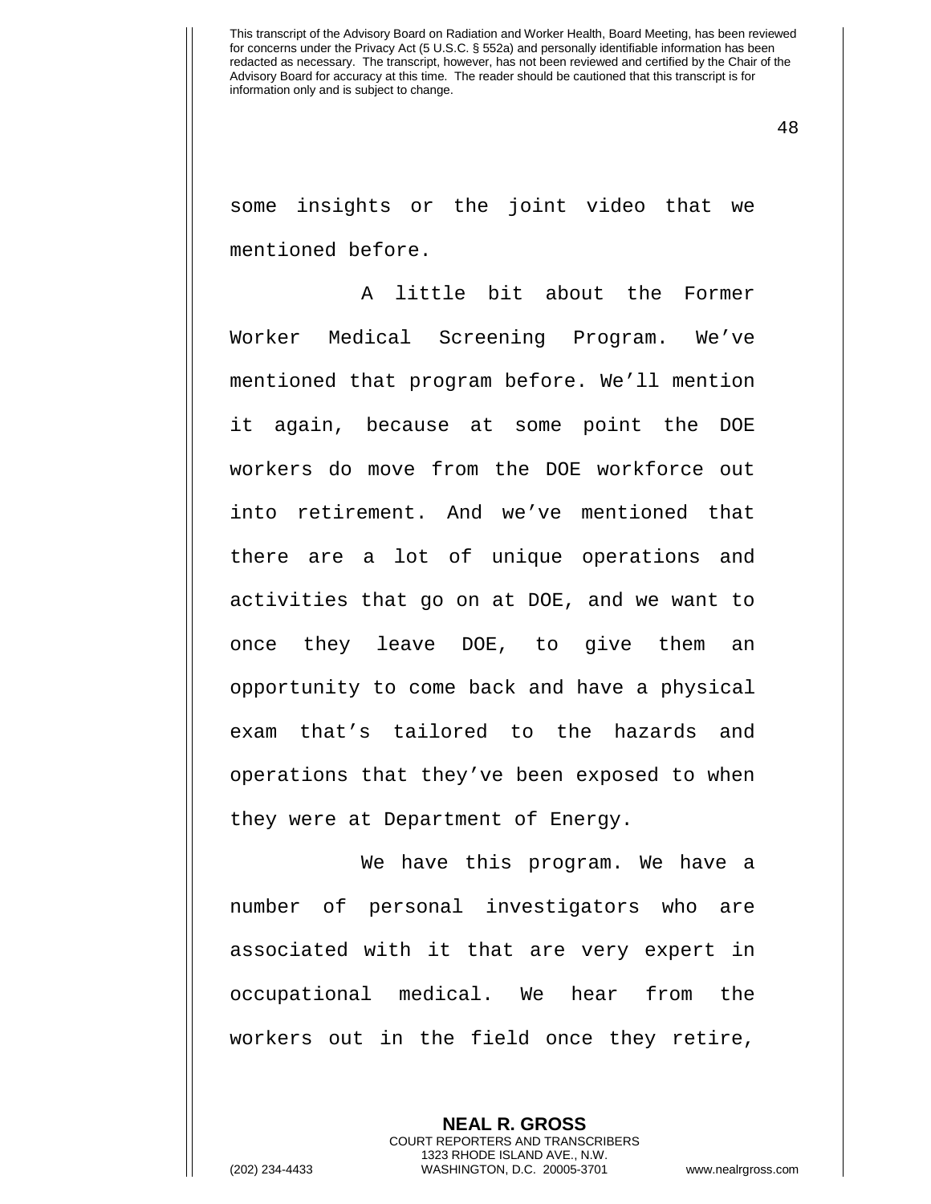some insights or the joint video that we mentioned before.

A little bit about the Former Worker Medical Screening Program. We've mentioned that program before. We'll mention it again, because at some point the DOE workers do move from the DOE workforce out into retirement. And we've mentioned that there are a lot of unique operations and activities that go on at DOE, and we want to once they leave DOE, to give them an opportunity to come back and have a physical exam that's tailored to the hazards and operations that they've been exposed to when they were at Department of Energy.

We have this program. We have a number of personal investigators who are associated with it that are very expert in occupational medical. We hear from the workers out in the field once they retire,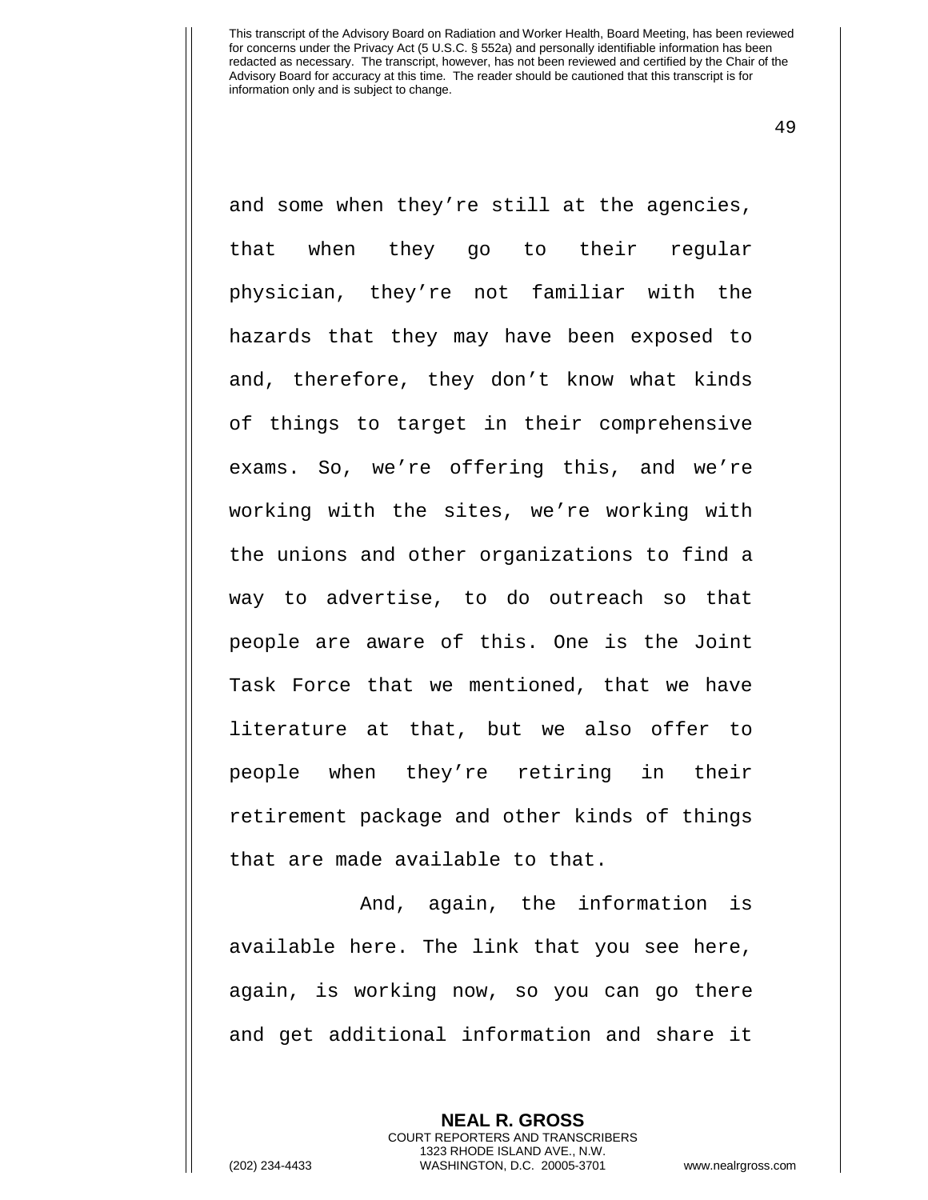and some when they're still at the agencies, that when they go to their regular physician, they're not familiar with the hazards that they may have been exposed to and, therefore, they don't know what kinds of things to target in their comprehensive exams. So, we're offering this, and we're working with the sites, we're working with the unions and other organizations to find a way to advertise, to do outreach so that people are aware of this. One is the Joint Task Force that we mentioned, that we have literature at that, but we also offer to people when they're retiring in their retirement package and other kinds of things that are made available to that.

And, again, the information is available here. The link that you see here, again, is working now, so you can go there and get additional information and share it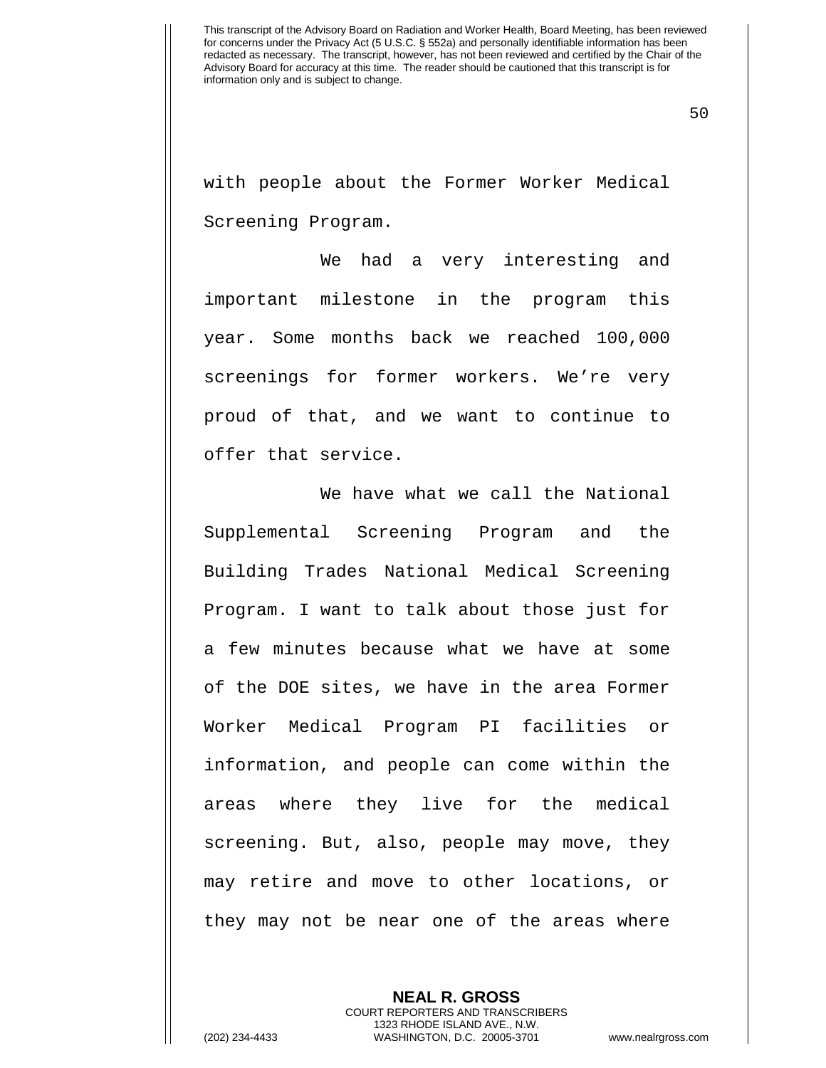with people about the Former Worker Medical Screening Program.

We had a very interesting and important milestone in the program this year. Some months back we reached 100,000 screenings for former workers. We're very proud of that, and we want to continue to offer that service.

We have what we call the National Supplemental Screening Program and the Building Trades National Medical Screening Program. I want to talk about those just for a few minutes because what we have at some of the DOE sites, we have in the area Former Worker Medical Program PI facilities or information, and people can come within the areas where they live for the medical screening. But, also, people may move, they may retire and move to other locations, or they may not be near one of the areas where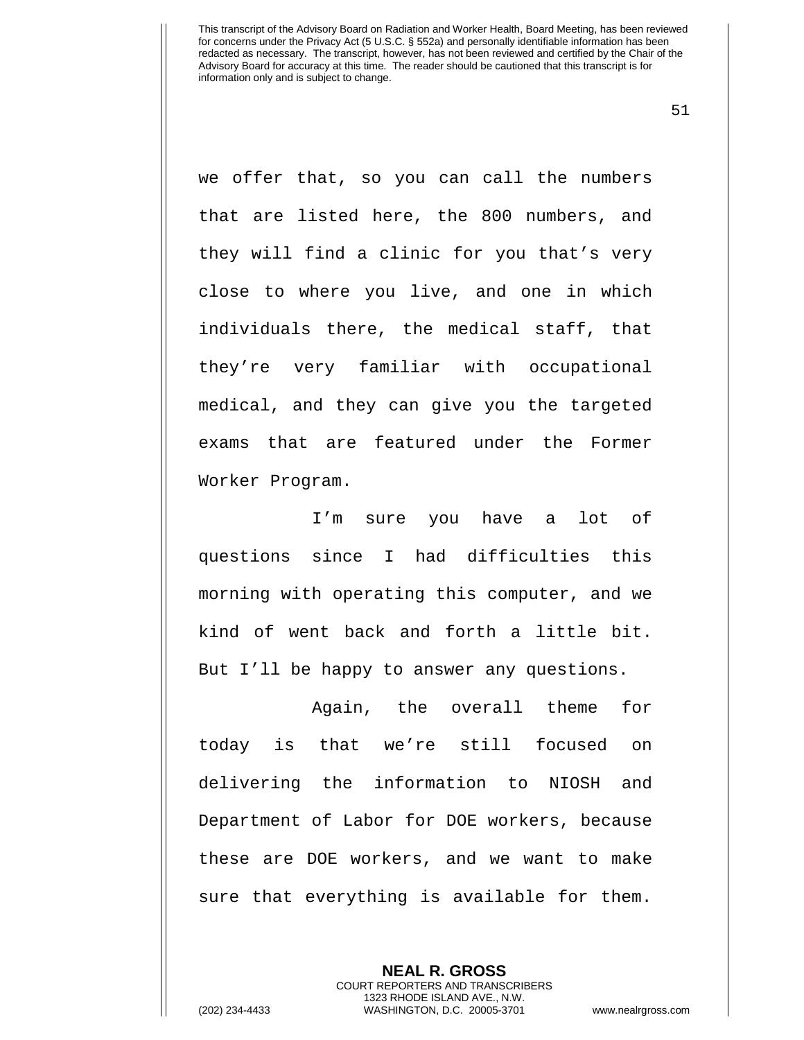we offer that, so you can call the numbers that are listed here, the 800 numbers, and they will find a clinic for you that's very close to where you live, and one in which individuals there, the medical staff, that they're very familiar with occupational medical, and they can give you the targeted exams that are featured under the Former Worker Program.

I'm sure you have a lot of questions since I had difficulties this morning with operating this computer, and we kind of went back and forth a little bit. But I'll be happy to answer any questions.

Again, the overall theme for today is that we're still focused on delivering the information to NIOSH and Department of Labor for DOE workers, because these are DOE workers, and we want to make sure that everything is available for them.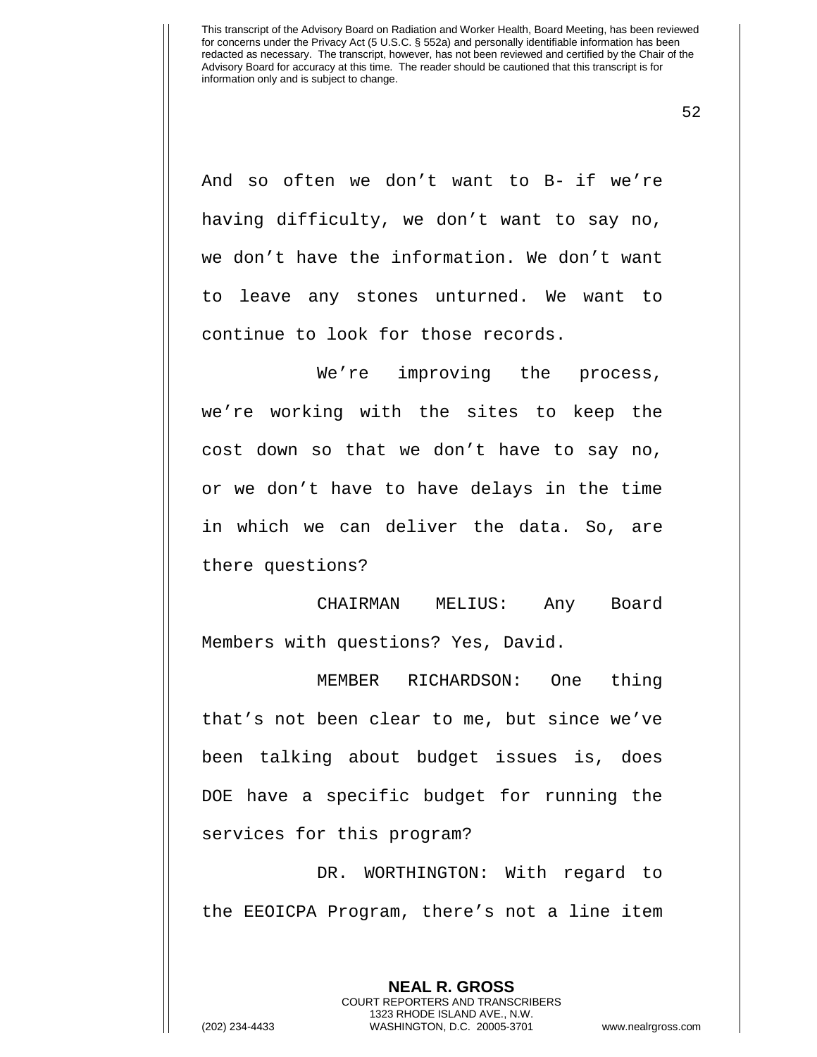And so often we don't want to B- if we're having difficulty, we don't want to say no, we don't have the information. We don't want to leave any stones unturned. We want to continue to look for those records.

We're improving the process, we're working with the sites to keep the cost down so that we don't have to say no, or we don't have to have delays in the time in which we can deliver the data. So, are there questions?

CHAIRMAN MELIUS: Any Board Members with questions? Yes, David.

MEMBER RICHARDSON: One thing that's not been clear to me, but since we've been talking about budget issues is, does DOE have a specific budget for running the services for this program?

DR. WORTHINGTON: With regard to the EEOICPA Program, there's not a line item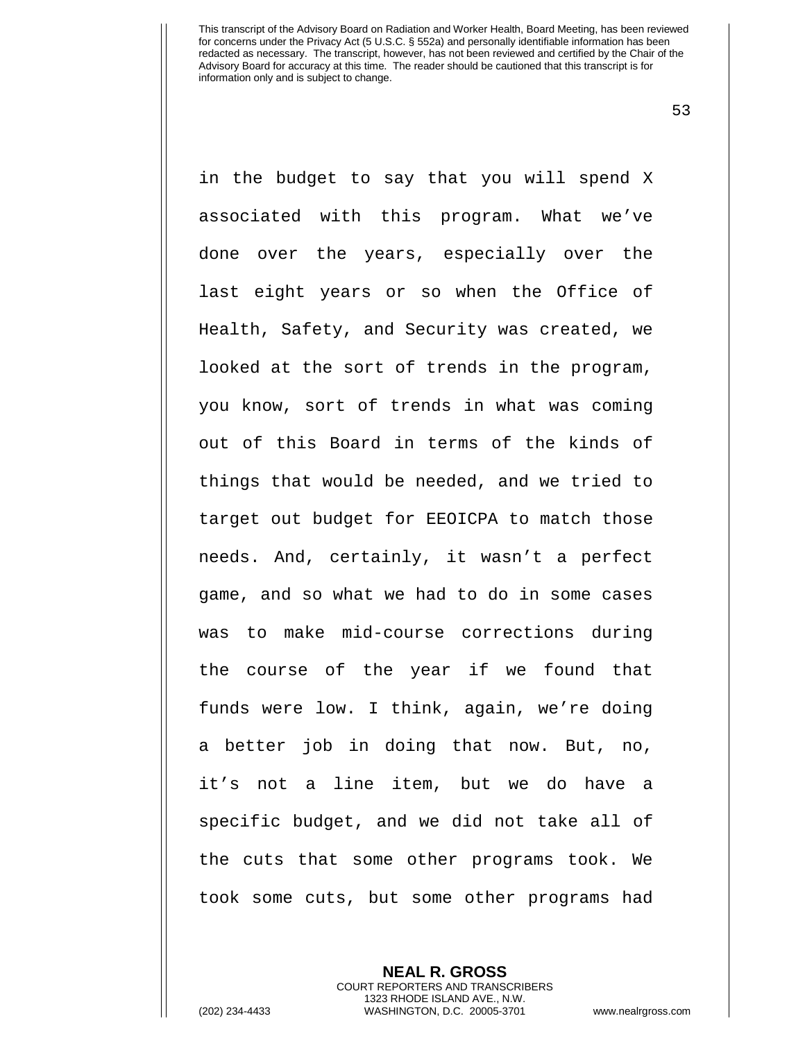in the budget to say that you will spend X associated with this program. What we've done over the years, especially over the last eight years or so when the Office of Health, Safety, and Security was created, we looked at the sort of trends in the program, you know, sort of trends in what was coming out of this Board in terms of the kinds of things that would be needed, and we tried to target out budget for EEOICPA to match those needs. And, certainly, it wasn't a perfect game, and so what we had to do in some cases was to make mid-course corrections during the course of the year if we found that funds were low. I think, again, we're doing a better job in doing that now. But, no, it's not a line item, but we do have a specific budget, and we did not take all of the cuts that some other programs took. We took some cuts, but some other programs had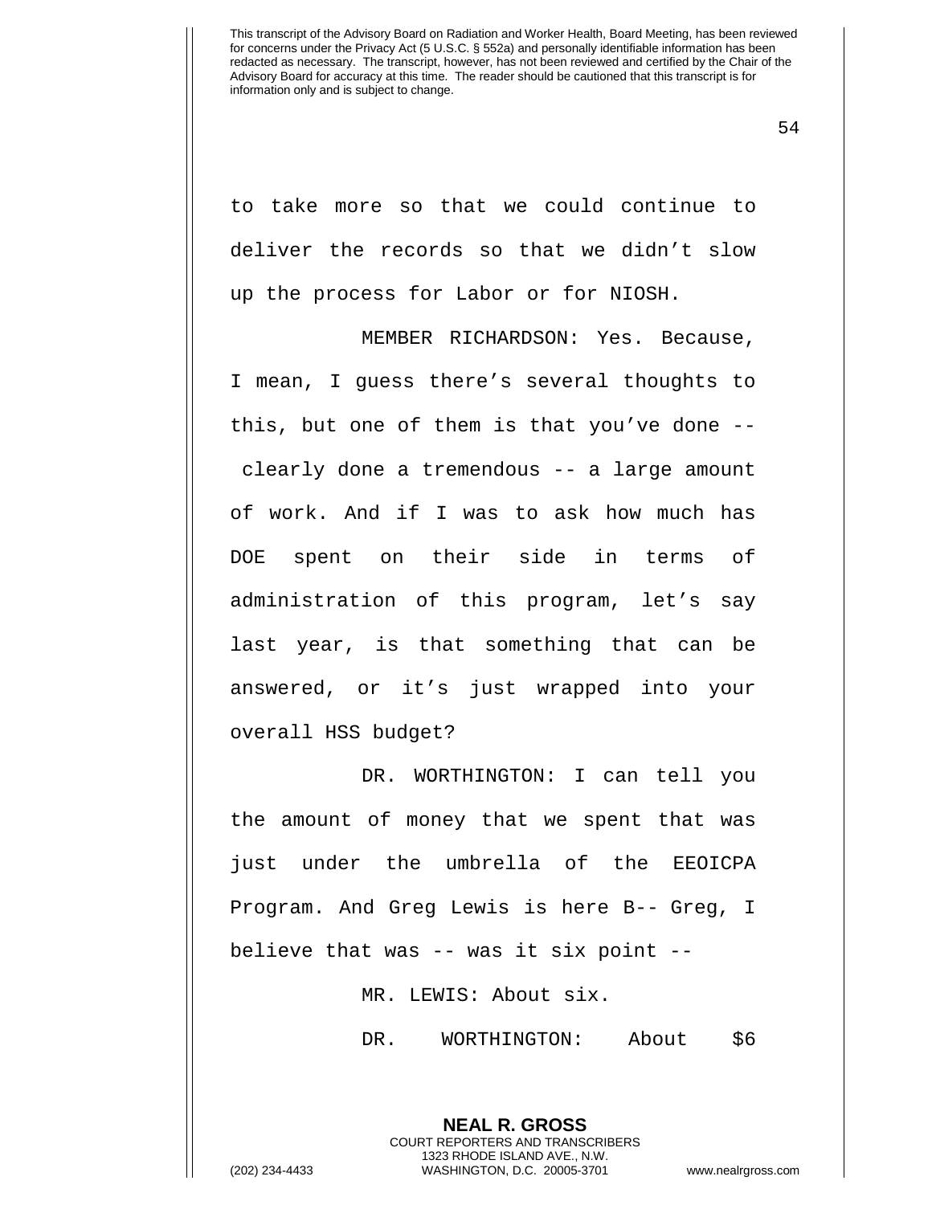to take more so that we could continue to deliver the records so that we didn't slow up the process for Labor or for NIOSH.

MEMBER RICHARDSON: Yes. Because, I mean, I guess there's several thoughts to this, but one of them is that you've done -- clearly done a tremendous -- a large amount of work. And if I was to ask how much has DOE spent on their side in terms of administration of this program, let's say last year, is that something that can be answered, or it's just wrapped into your overall HSS budget?

DR. WORTHINGTON: I can tell you the amount of money that we spent that was just under the umbrella of the EEOICPA Program. And Greg Lewis is here B-- Greg, I believe that was -- was it six point --

MR. LEWIS: About six.

DR. WORTHINGTON: About $6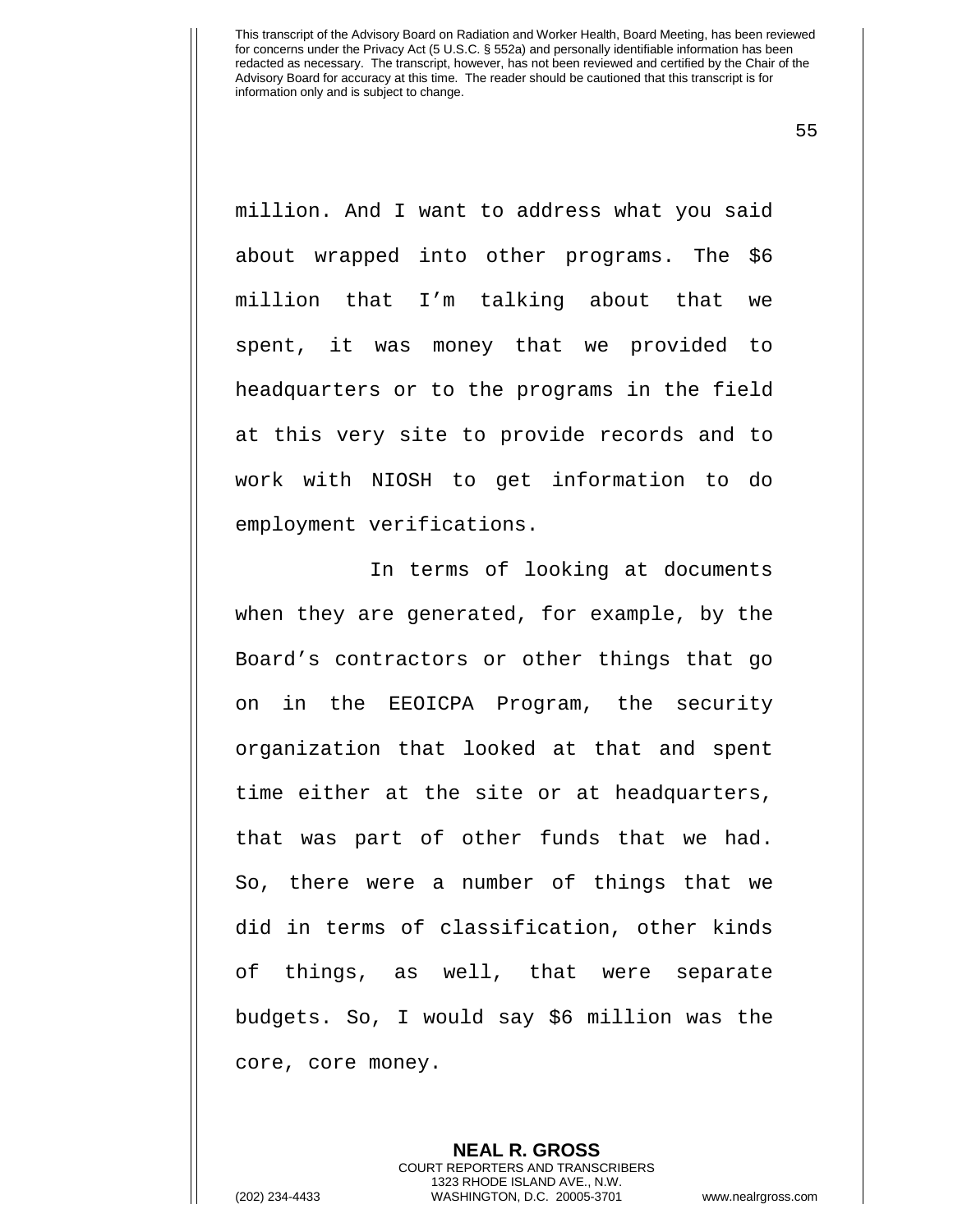million. And I want to address what you said about wrapped into other programs. The $6 million that I'm talking about that we spent, it was money that we provided to headquarters or to the programs in the field at this very site to provide records and to work with NIOSH to get information to do employment verifications.

In terms of looking at documents when they are generated, for example, by the Board's contractors or other things that go on in the EEOICPA Program, the security organization that looked at that and spent time either at the site or at headquarters, that was part of other funds that we had. So, there were a number of things that we did in terms of classification, other kinds of things, as well, that were separate budgets. So, I would say $6 million was the core, core money.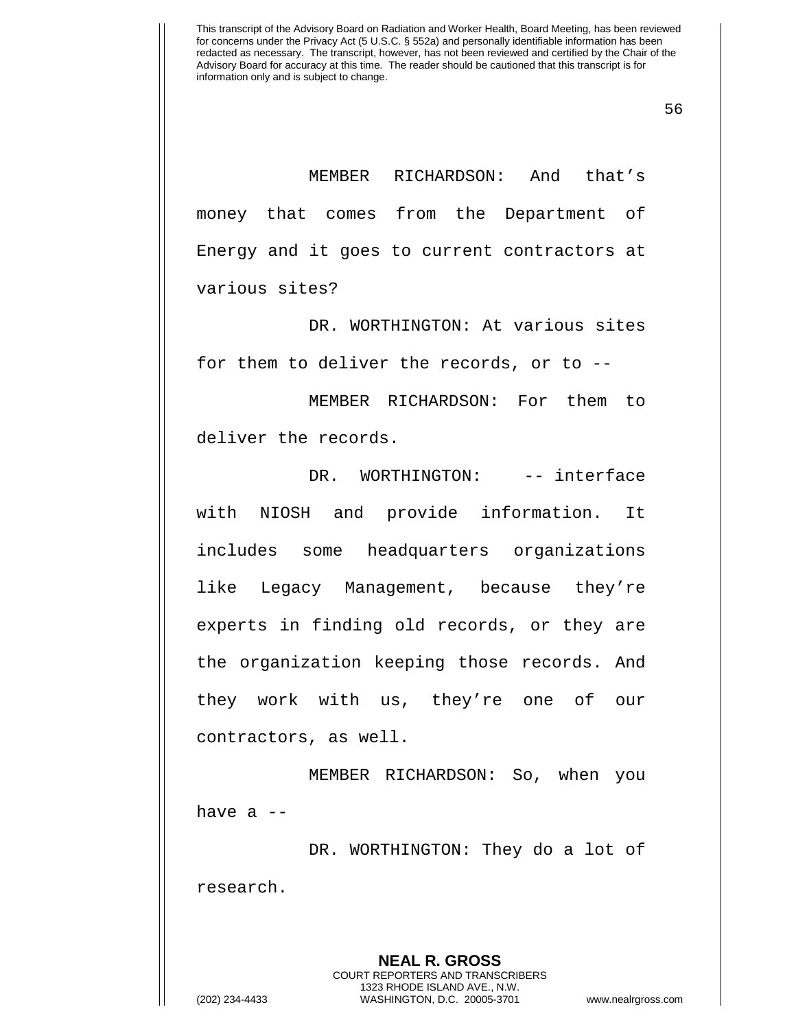MEMBER RICHARDSON: And that's money that comes from the Department of Energy and it goes to current contractors at various sites?

DR. WORTHINGTON: At various sites for them to deliver the records, or to --

MEMBER RICHARDSON: For them to deliver the records.

DR. WORTHINGTON: -- interface with NIOSH and provide information. It includes some headquarters organizations like Legacy Management, because they're experts in finding old records, or they are the organization keeping those records. And they work with us, they're one of our contractors, as well.

MEMBER RICHARDSON: So, when you have a --

DR. WORTHINGTON: They do a lot of research.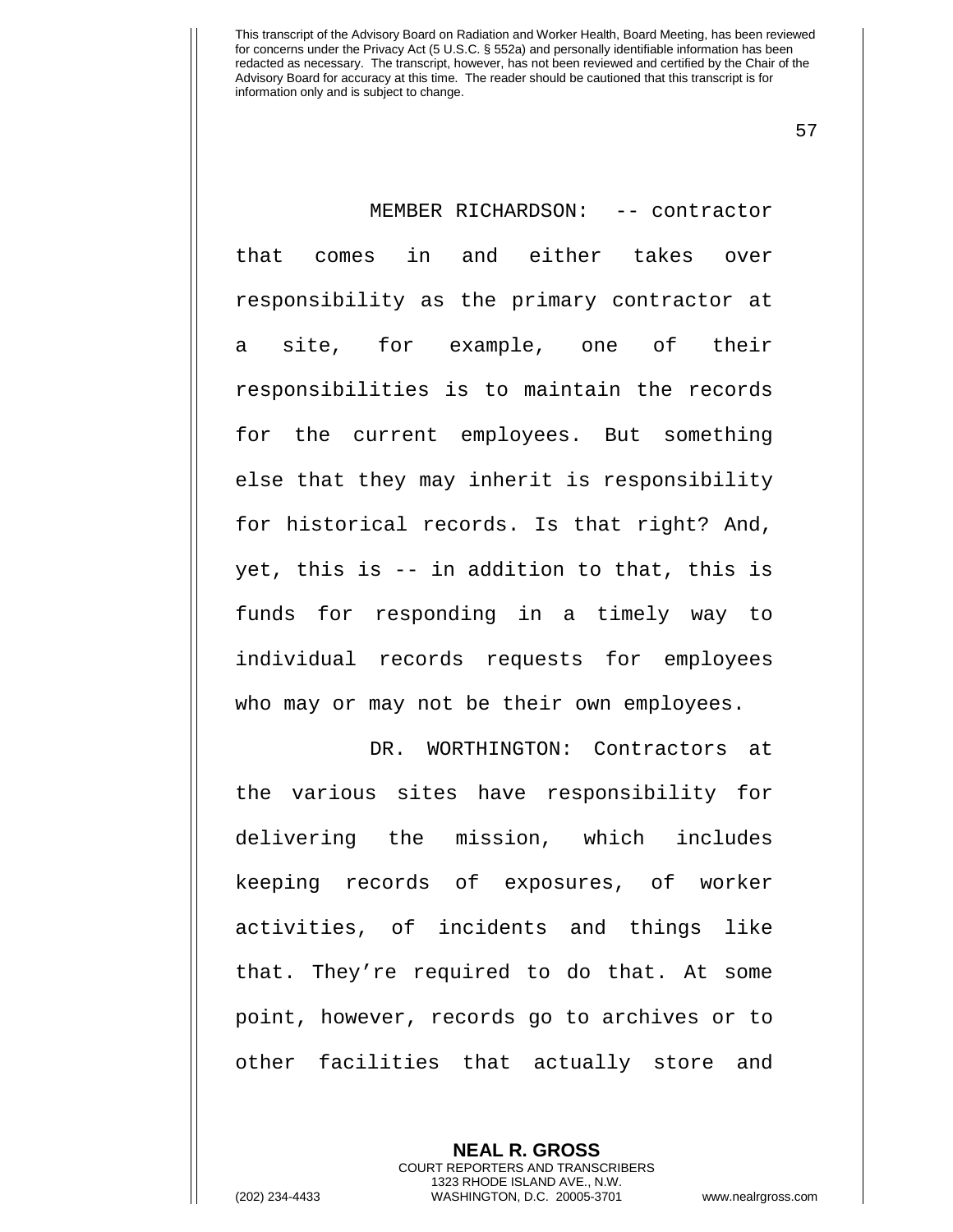MEMBER RICHARDSON: -- contractor that comes in and either takes over responsibility as the primary contractor at a site, for example, one of their responsibilities is to maintain the records for the current employees. But something else that they may inherit is responsibility for historical records. Is that right? And, yet, this is -- in addition to that, this is funds for responding in a timely way to individual records requests for employees who may or may not be their own employees.

DR. WORTHINGTON: Contractors at the various sites have responsibility for delivering the mission, which includes keeping records of exposures, of worker activities, of incidents and things like that. They're required to do that. At some point, however, records go to archives or to other facilities that actually store and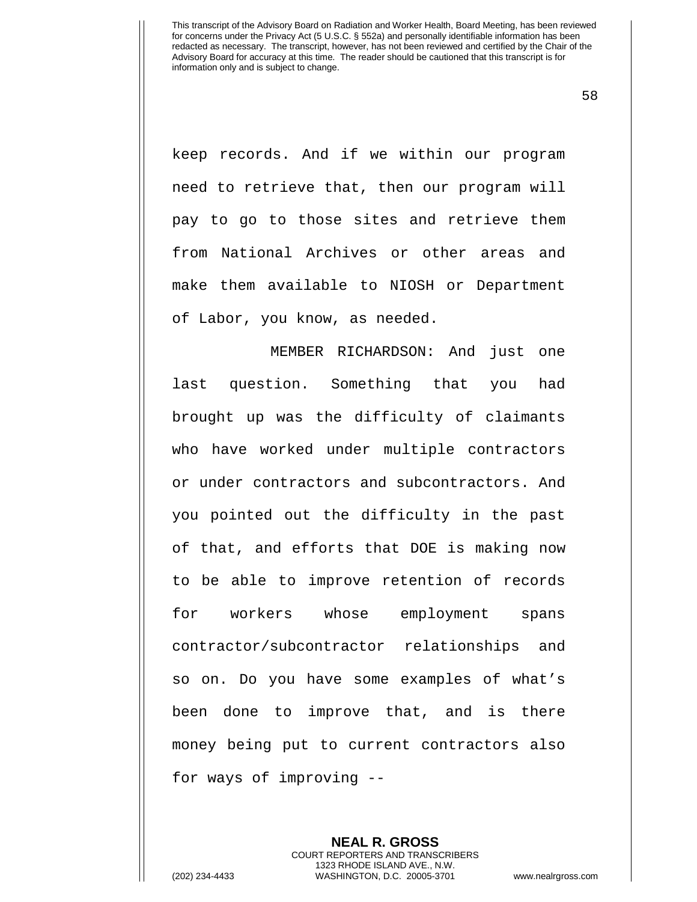keep records. And if we within our program need to retrieve that, then our program will pay to go to those sites and retrieve them from National Archives or other areas and make them available to NIOSH or Department of Labor, you know, as needed.

MEMBER RICHARDSON: And just one last question. Something that you had brought up was the difficulty of claimants who have worked under multiple contractors or under contractors and subcontractors. And you pointed out the difficulty in the past of that, and efforts that DOE is making now to be able to improve retention of records for workers whose employment spans contractor/subcontractor relationships and so on. Do you have some examples of what's been done to improve that, and is there money being put to current contractors also for ways of improving --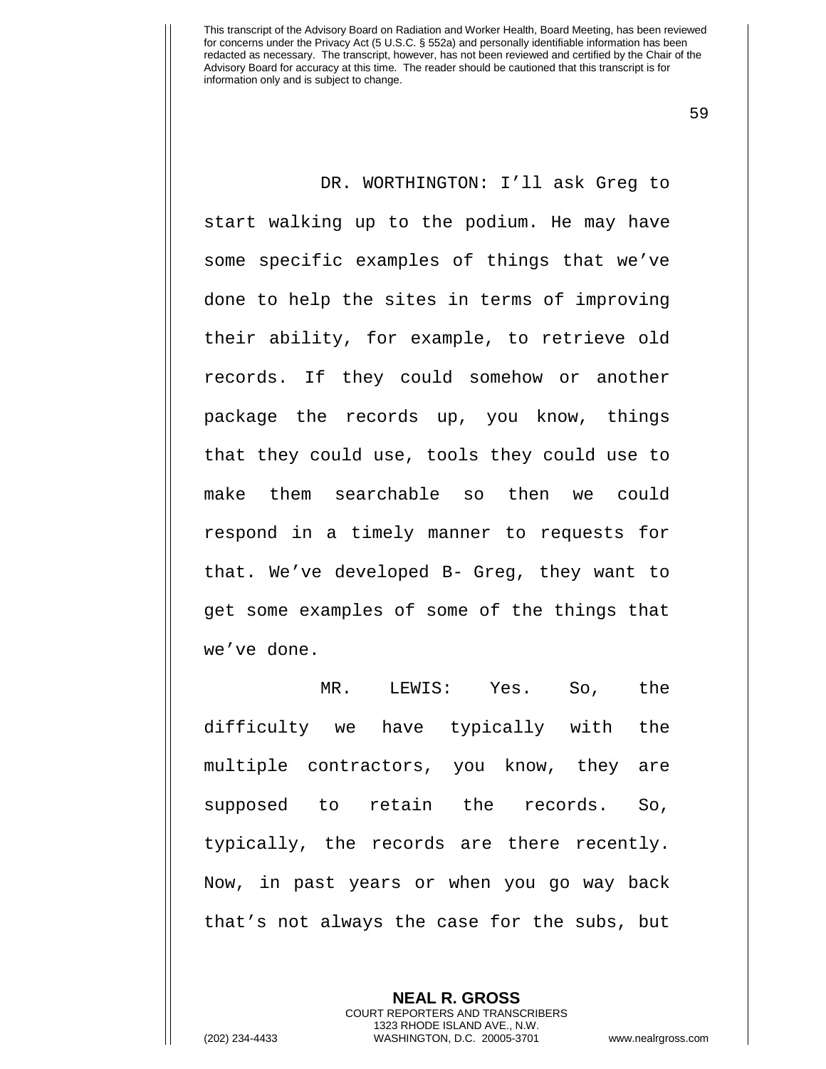DR. WORTHINGTON: I'll ask Greg to start walking up to the podium. He may have some specific examples of things that we've done to help the sites in terms of improving their ability, for example, to retrieve old records. If they could somehow or another package the records up, you know, things that they could use, tools they could use to make them searchable so then we could respond in a timely manner to requests for that. We've developed B- Greg, they want to get some examples of some of the things that we've done.

MR. LEWIS: Yes. So, the difficulty we have typically with the multiple contractors, you know, they are supposed to retain the records. So, typically, the records are there recently. Now, in past years or when you go way back that's not always the case for the subs, but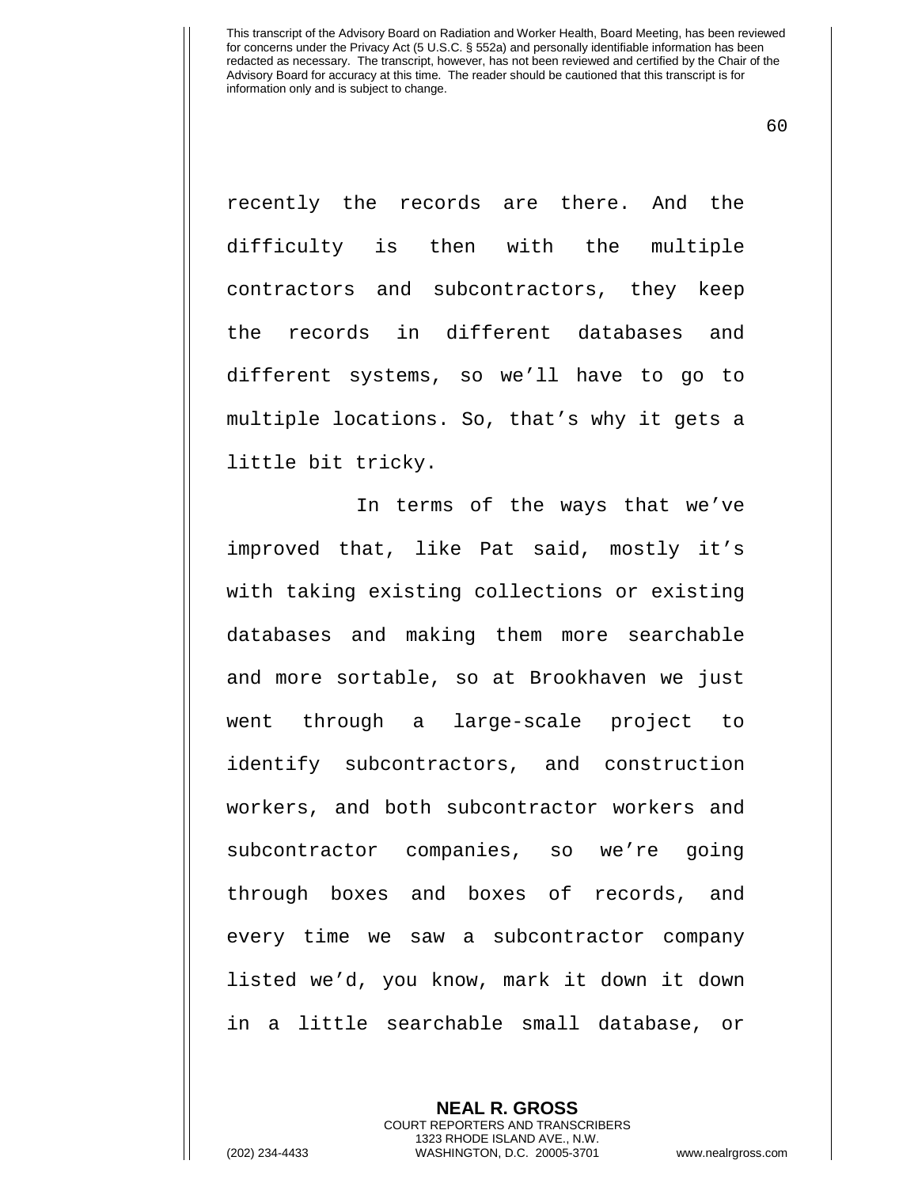recently the records are there. And the difficulty is then with the multiple contractors and subcontractors, they keep the records in different databases and different systems, so we'll have to go to multiple locations. So, that's why it gets a little bit tricky.

In terms of the ways that we've improved that, like Pat said, mostly it's with taking existing collections or existing databases and making them more searchable and more sortable, so at Brookhaven we just went through a large-scale project to identify subcontractors, and construction workers, and both subcontractor workers and subcontractor companies, so we're going through boxes and boxes of records, and every time we saw a subcontractor company listed we'd, you know, mark it down it down in a little searchable small database, or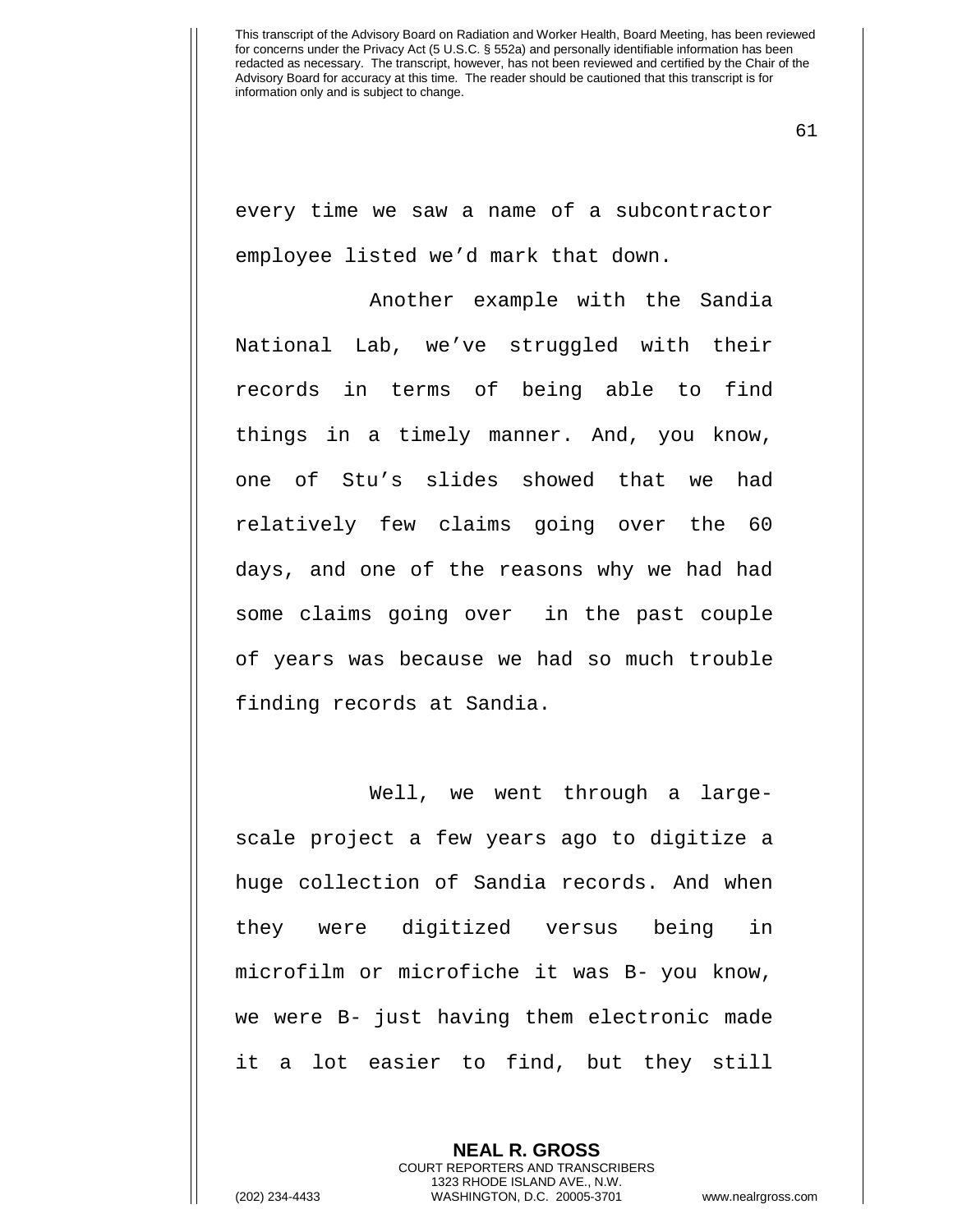every time we saw a name of a subcontractor employee listed we'd mark that down.

Another example with the Sandia National Lab, we've struggled with their records in terms of being able to find things in a timely manner. And, you know, one of Stu's slides showed that we had relatively few claims going over the 60 days, and one of the reasons why we had had some claims going over in the past couple of years was because we had so much trouble finding records at Sandia.

Well, we went through a large-scale project a few years ago to digitize a huge collection of Sandia records. And when they were digitized versus being in microfilm or microfiche it was B- you know, we were B- just having them electronic made it a lot easier to find, but they still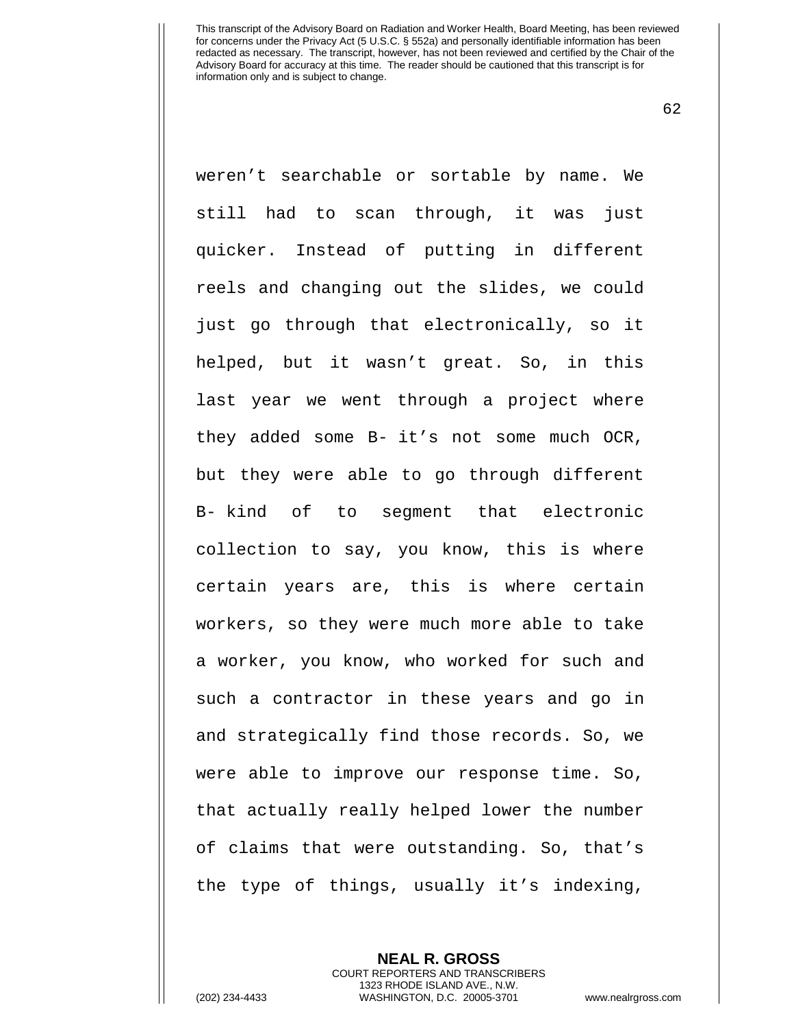weren't searchable or sortable by name. We still had to scan through, it was just quicker. Instead of putting in different reels and changing out the slides, we could just go through that electronically, so it helped, but it wasn't great. So, in this last year we went through a project where they added some B- it's not some much OCR, but they were able to go through different B- kind of to segment that electronic collection to say, you know, this is where certain years are, this is where certain workers, so they were much more able to take a worker, you know, who worked for such and such a contractor in these years and go in and strategically find those records. So, we were able to improve our response time. So, that actually really helped lower the number of claims that were outstanding. So, that's the type of things, usually it's indexing,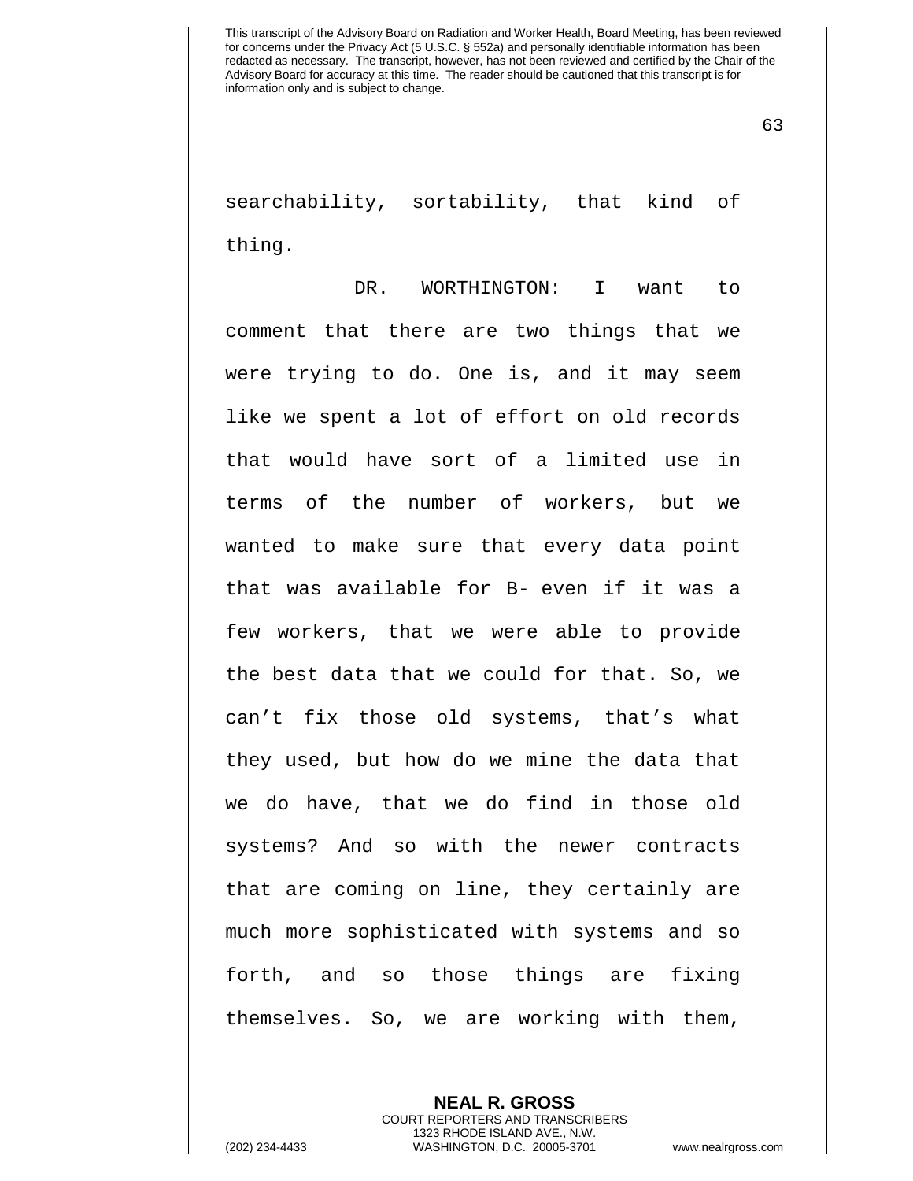searchability, sortability, that kind of thing.

DR. WORTHINGTON: I want to comment that there are two things that we were trying to do. One is, and it may seem like we spent a lot of effort on old records that would have sort of a limited use in terms of the number of workers, but we wanted to make sure that every data point that was available for B- even if it was a few workers, that we were able to provide the best data that we could for that. So, we can't fix those old systems, that's what they used, but how do we mine the data that we do have, that we do find in those old systems? And so with the newer contracts that are coming on line, they certainly are much more sophisticated with systems and so forth, and so those things are fixing themselves. So, we are working with them,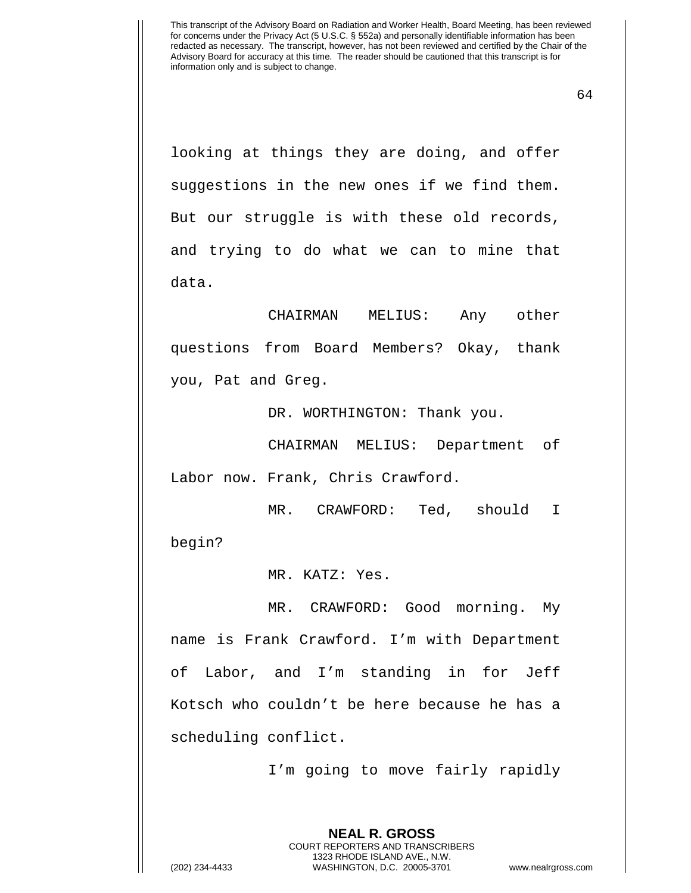looking at things they are doing, and offer suggestions in the new ones if we find them. But our struggle is with these old records, and trying to do what we can to mine that data.

CHAIRMAN MELIUS: Any other questions from Board Members? Okay, thank you, Pat and Greg.

DR. WORTHINGTON: Thank you.

CHAIRMAN MELIUS: Department of Labor now. Frank, Chris Crawford.

MR. CRAWFORD: Ted, should I begin?

MR. KATZ: Yes.

MR. CRAWFORD: Good morning. My name is Frank Crawford. I'm with Department of Labor, and I'm standing in for Jeff Kotsch who couldn't be here because he has a scheduling conflict.

I'm going to move fairly rapidly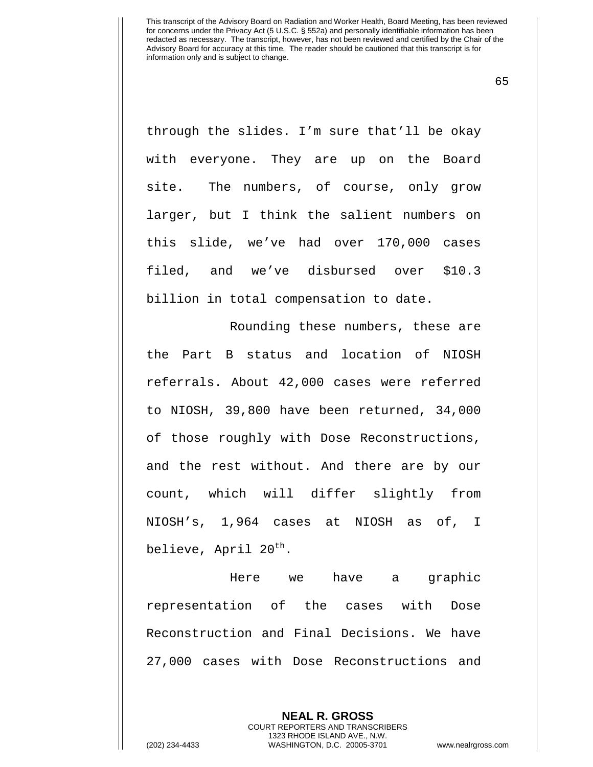through the slides. I'm sure that'll be okay with everyone. They are up on the Board site. The numbers, of course, only grow larger, but I think the salient numbers on this slide, we've had over 170,000 cases filed, and we've disbursed over $10.3 billion in total compensation to date.

Rounding these numbers, these are the Part B status and location of NIOSH referrals. About 42,000 cases were referred to NIOSH, 39,800 have been returned, 34,000 of those roughly with Dose Reconstructions, and the rest without. And there are by our count, which will differ slightly from NIOSH's, 1,964 cases at NIOSH as of, I believe, April 20th.

Here we have a graphic representation of the cases with Dose Reconstruction and Final Decisions. We have 27,000 cases with Dose Reconstructions and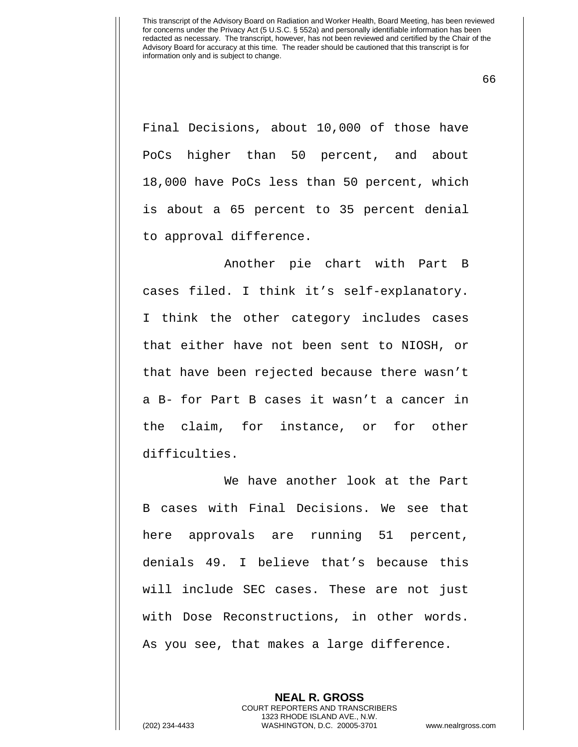Final Decisions, about 10,000 of those have PoCs higher than 50 percent, and about 18,000 have PoCs less than 50 percent, which is about a 65 percent to 35 percent denial to approval difference.

Another pie chart with Part B cases filed. I think it's self-explanatory. I think the other category includes cases that either have not been sent to NIOSH, or that have been rejected because there wasn't a B- for Part B cases it wasn't a cancer in the claim, for instance, or for other difficulties.

We have another look at the Part B cases with Final Decisions. We see that here approvals are running 51 percent, denials 49. I believe that's because this will include SEC cases. These are not just with Dose Reconstructions, in other words. As you see, that makes a large difference.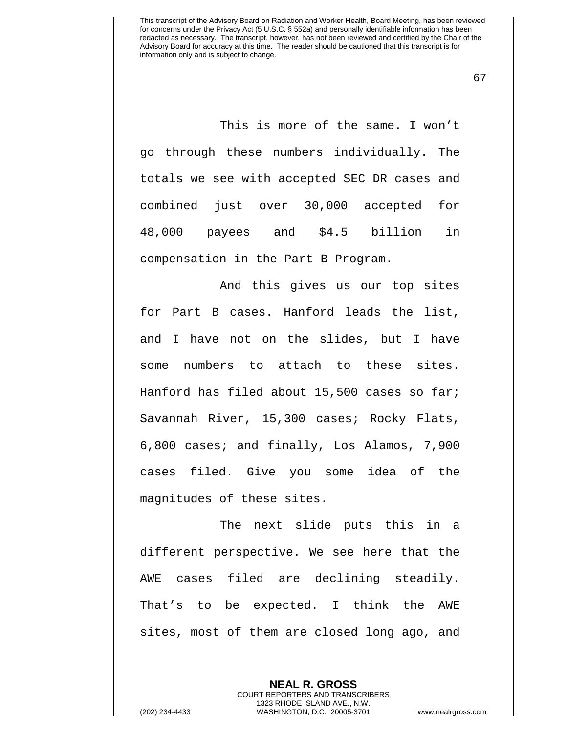This is more of the same. I won't go through these numbers individually. The totals we see with accepted SEC DR cases and combined just over 30,000 accepted for 48,000 payees and $4.5 billion in compensation in the Part B Program.

And this gives us our top sites for Part B cases. Hanford leads the list, and I have not on the slides, but I have some numbers to attach to these sites. Hanford has filed about 15,500 cases so far; Savannah River, 15,300 cases; Rocky Flats, 6,800 cases; and finally, Los Alamos, 7,900 cases filed. Give you some idea of the magnitudes of these sites.

The next slide puts this in a different perspective. We see here that the AWE cases filed are declining steadily. That's to be expected. I think the AWE sites, most of them are closed long ago, and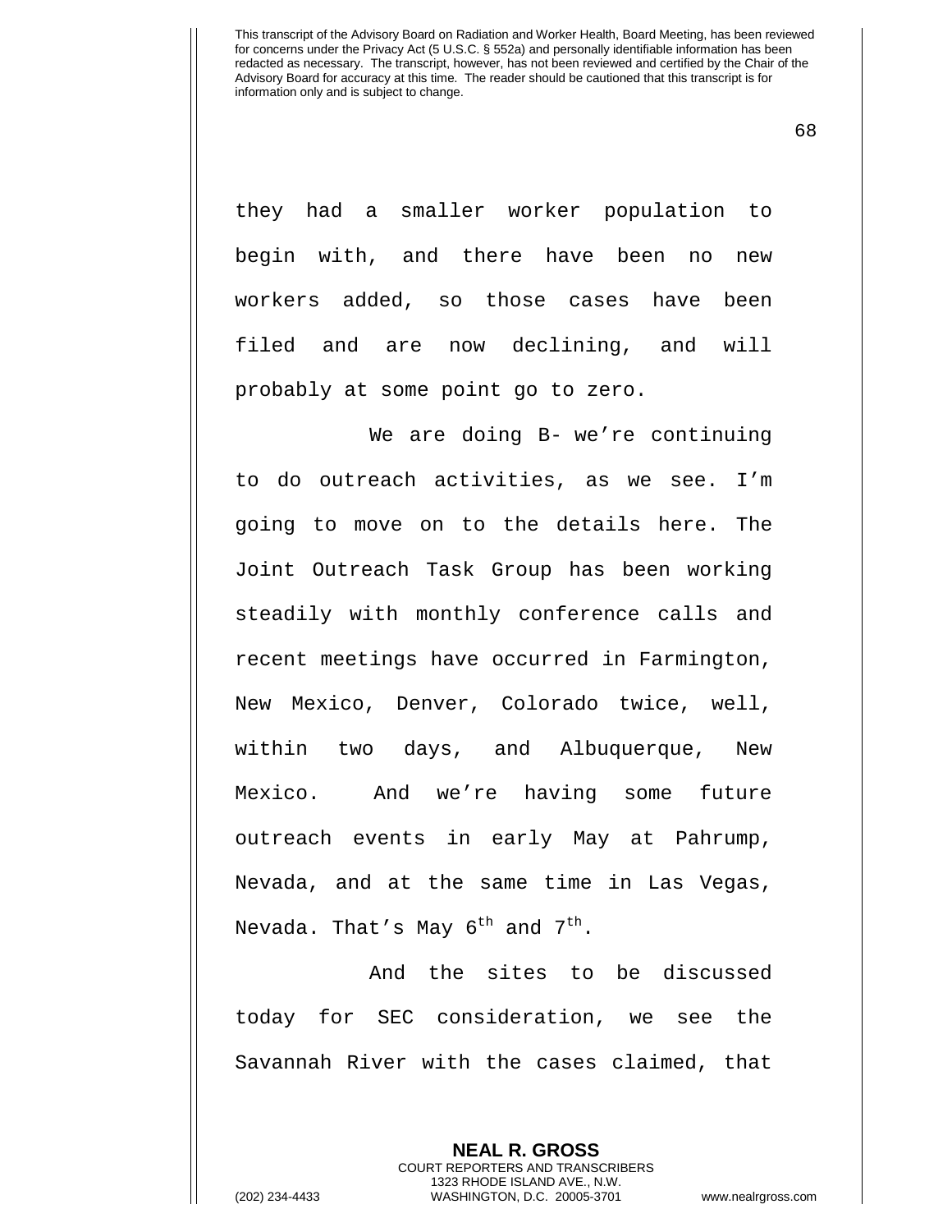they had a smaller worker population to begin with, and there have been no new workers added, so those cases have been filed and are now declining, and will probably at some point go to zero.

We are doing B- we're continuing to do outreach activities, as we see. I'm going to move on to the details here. The Joint Outreach Task Group has been working steadily with monthly conference calls and recent meetings have occurred in Farmington, New Mexico, Denver, Colorado twice, well, within two days, and Albuquerque, New Mexico. And we're having some future outreach events in early May at Pahrump, Nevada, and at the same time in Las Vegas, Nevada. That's May 6th and 7th.

And the sites to be discussed today for SEC consideration, we see the Savannah River with the cases claimed, that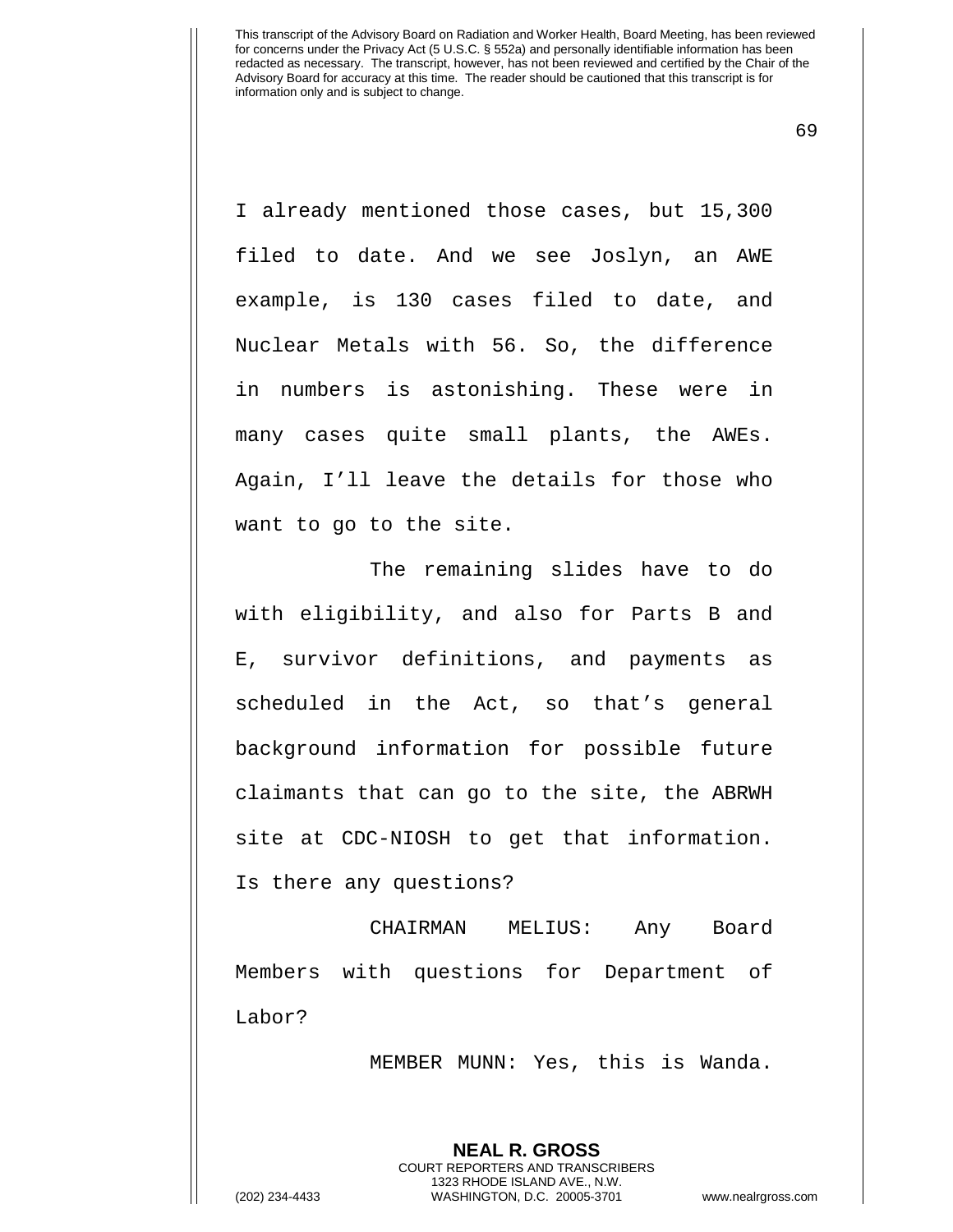I already mentioned those cases, but 15,300 filed to date. And we see Joslyn, an AWE example, is 130 cases filed to date, and Nuclear Metals with 56. So, the difference in numbers is astonishing. These were in many cases quite small plants, the AWEs. Again, I'll leave the details for those who want to go to the site.

The remaining slides have to do with eligibility, and also for Parts B and E, survivor definitions, and payments as scheduled in the Act, so that's general background information for possible future claimants that can go to the site, the ABRWH site at CDC-NIOSH to get that information. Is there any questions?

CHAIRMAN MELIUS: Any Board Members with questions for Department of Labor?

MEMBER MUNN: Yes, this is Wanda.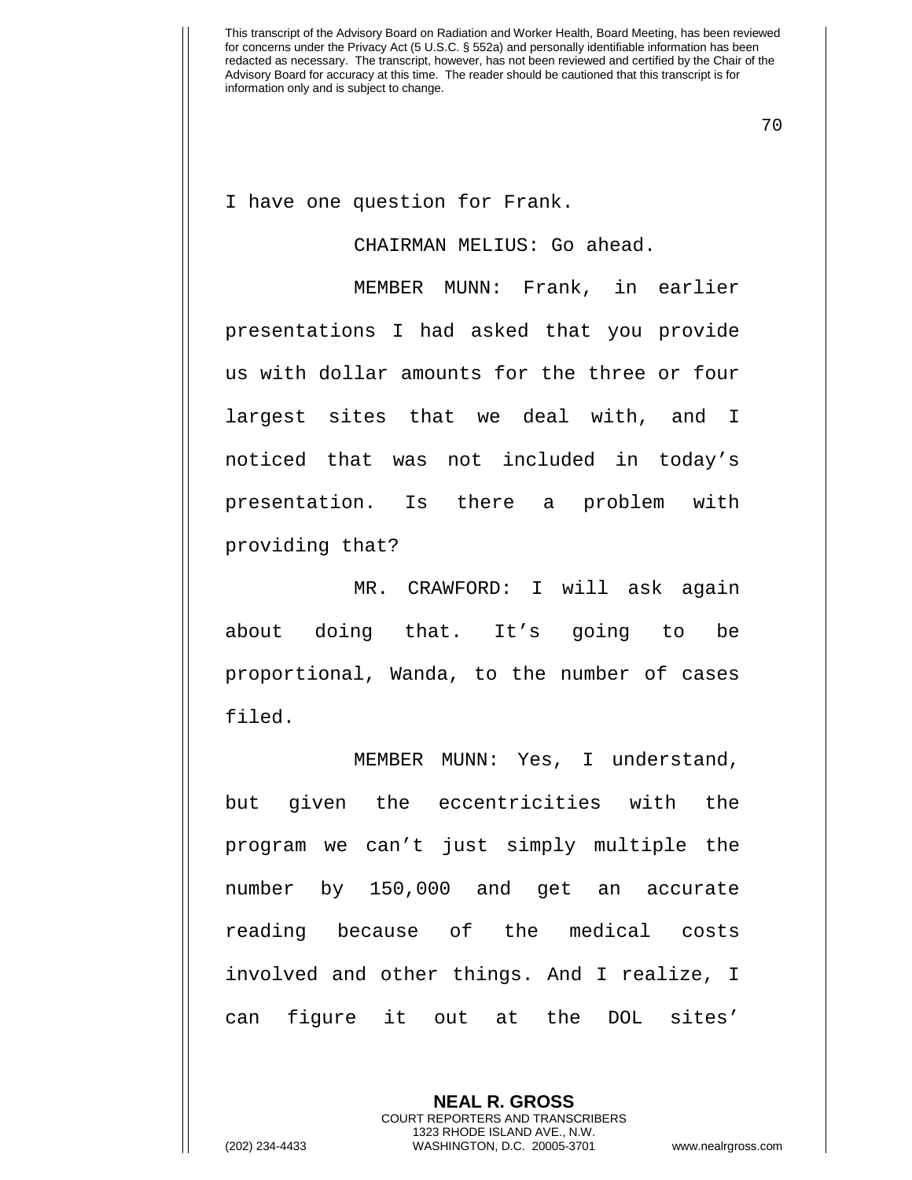I have one question for Frank.

CHAIRMAN MELIUS: Go ahead.

MEMBER MUNN: Frank, in earlier presentations I had asked that you provide us with dollar amounts for the three or four largest sites that we deal with, and I noticed that was not included in today's presentation. Is there a problem with providing that?

MR. CRAWFORD: I will ask again about doing that. It's going to be proportional, Wanda, to the number of cases filed.

MEMBER MUNN: Yes, I understand, but given the eccentricities with the program we can't just simply multiple the number by 150,000 and get an accurate reading because of the medical costs involved and other things. And I realize, I can figure it out at the DOL sites'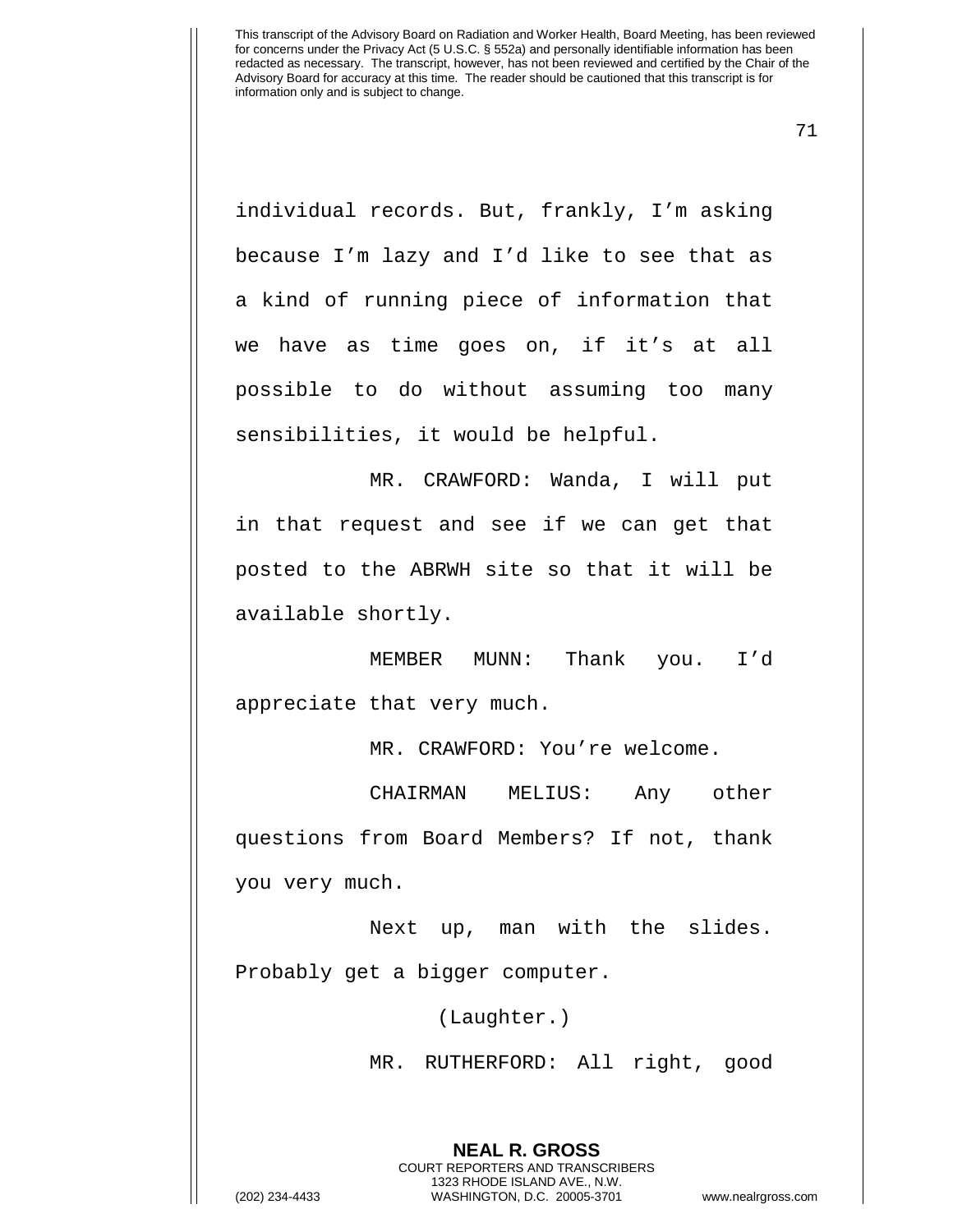individual records. But, frankly, I'm asking because I'm lazy and I'd like to see that as a kind of running piece of information that we have as time goes on, if it's at all possible to do without assuming too many sensibilities, it would be helpful.

MR. CRAWFORD: Wanda, I will put in that request and see if we can get that posted to the ABRWH site so that it will be available shortly.

MEMBER MUNN: Thank you. I'd appreciate that very much.

MR. CRAWFORD: You're welcome.

CHAIRMAN MELIUS: Any other questions from Board Members? If not, thank you very much.

Next up, man with the slides. Probably get a bigger computer.

(Laughter.)

MR. RUTHERFORD: All right, good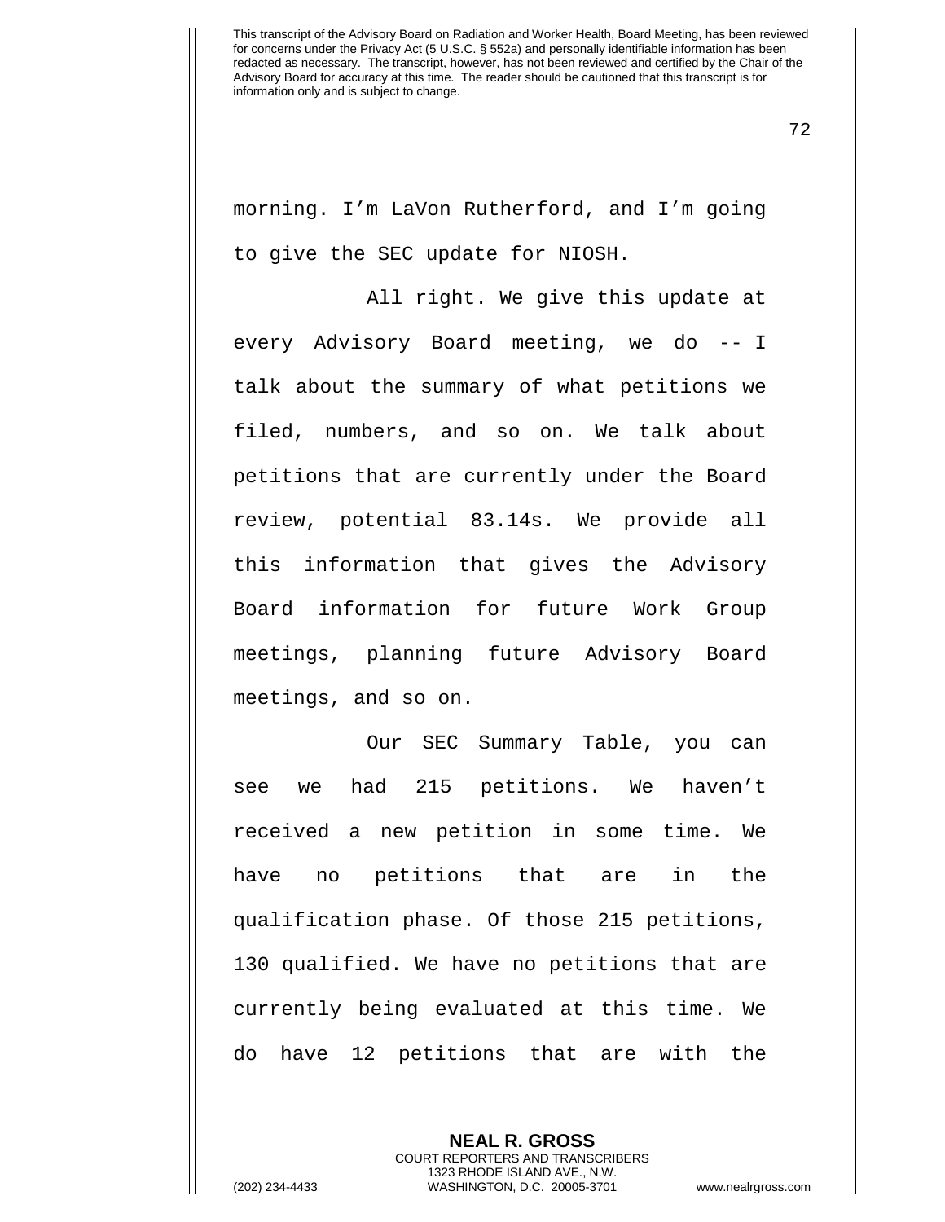morning. I'm LaVon Rutherford, and I'm going to give the SEC update for NIOSH.

All right. We give this update at every Advisory Board meeting, we do -- I talk about the summary of what petitions we filed, numbers, and so on. We talk about petitions that are currently under the Board review, potential 83.14s. We provide all this information that gives the Advisory Board information for future Work Group meetings, planning future Advisory Board meetings, and so on.

Our SEC Summary Table, you can see we had 215 petitions. We haven't received a new petition in some time. We have no petitions that are in the qualification phase. Of those 215 petitions, 130 qualified. We have no petitions that are currently being evaluated at this time. We do have 12 petitions that are with the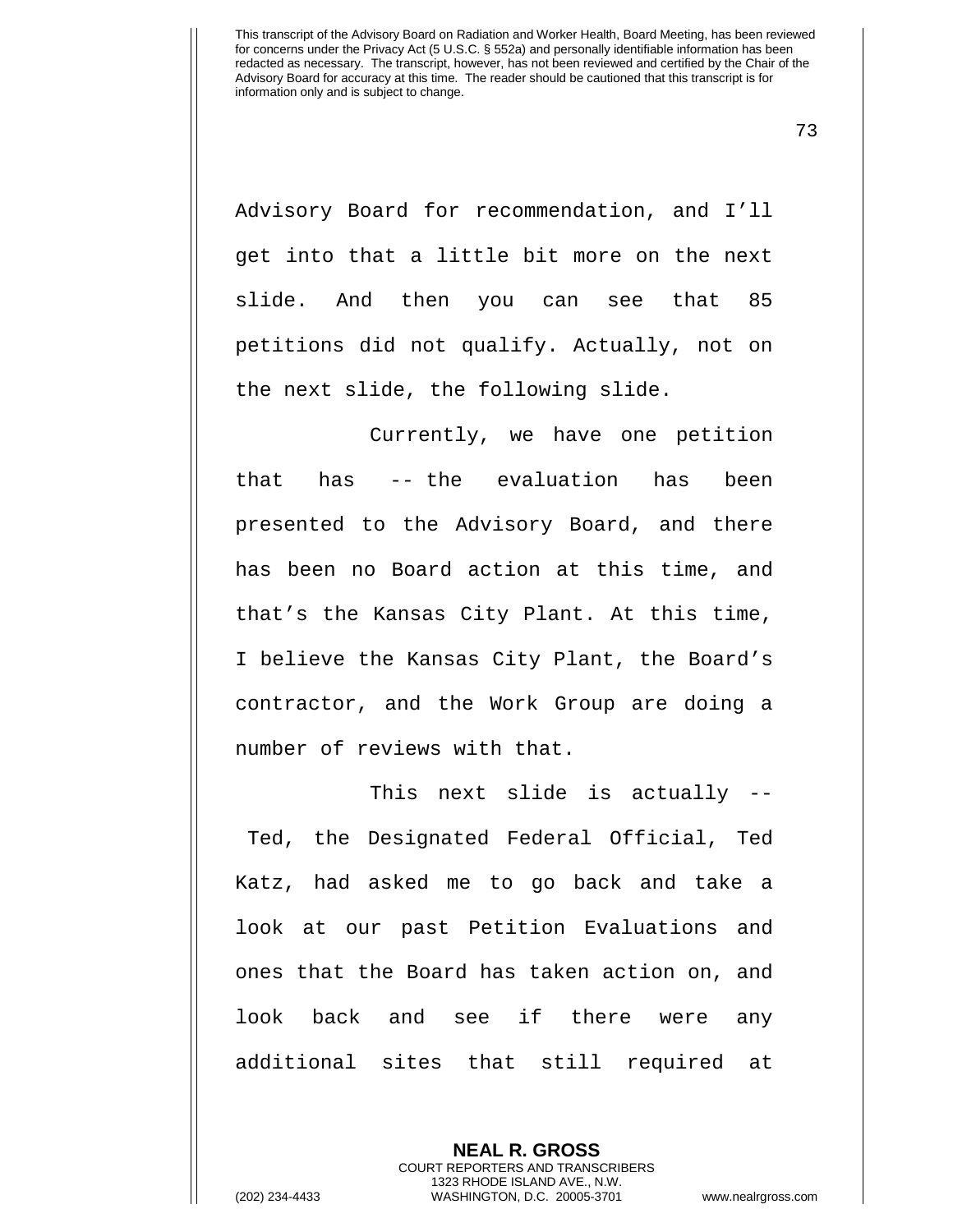Advisory Board for recommendation, and I'll get into that a little bit more on the next slide. And then you can see that 85 petitions did not qualify. Actually, not on the next slide, the following slide.

Currently, we have one petition that has -- the evaluation has been presented to the Advisory Board, and there has been no Board action at this time, and that's the Kansas City Plant. At this time, I believe the Kansas City Plant, the Board's contractor, and the Work Group are doing a number of reviews with that.

This next slide is actually -- Ted, the Designated Federal Official, Ted Katz, had asked me to go back and take a look at our past Petition Evaluations and ones that the Board has taken action on, and look back and see if there were any additional sites that still required at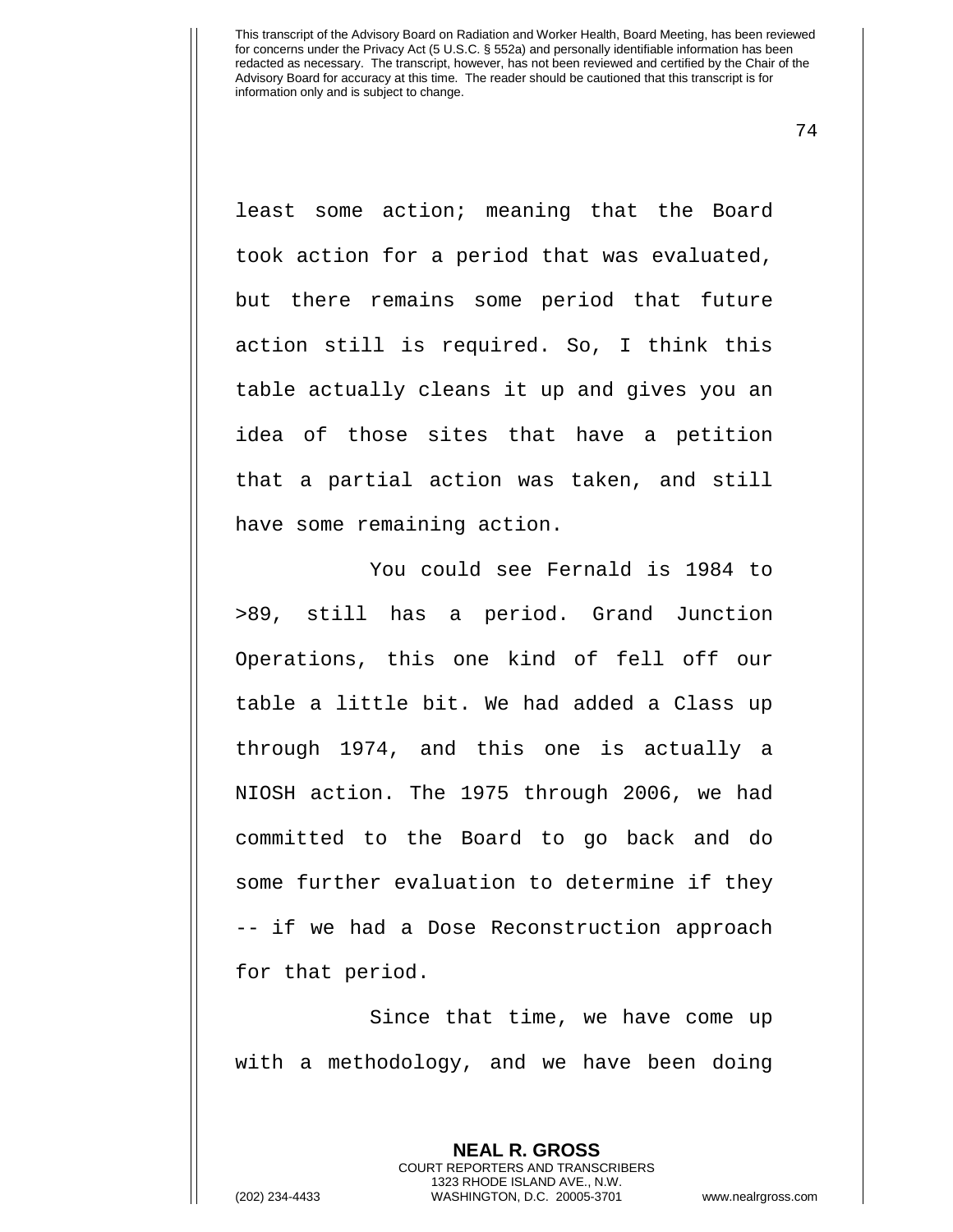least some action; meaning that the Board took action for a period that was evaluated, but there remains some period that future action still is required. So, I think this table actually cleans it up and gives you an idea of those sites that have a petition that a partial action was taken, and still have some remaining action.

You could see Fernald is 1984 to >89, still has a period. Grand Junction Operations, this one kind of fell off our table a little bit. We had added a Class up through 1974, and this one is actually a NIOSH action. The 1975 through 2006, we had committed to the Board to go back and do some further evaluation to determine if they -- if we had a Dose Reconstruction approach for that period.

Since that time, we have come up with a methodology, and we have been doing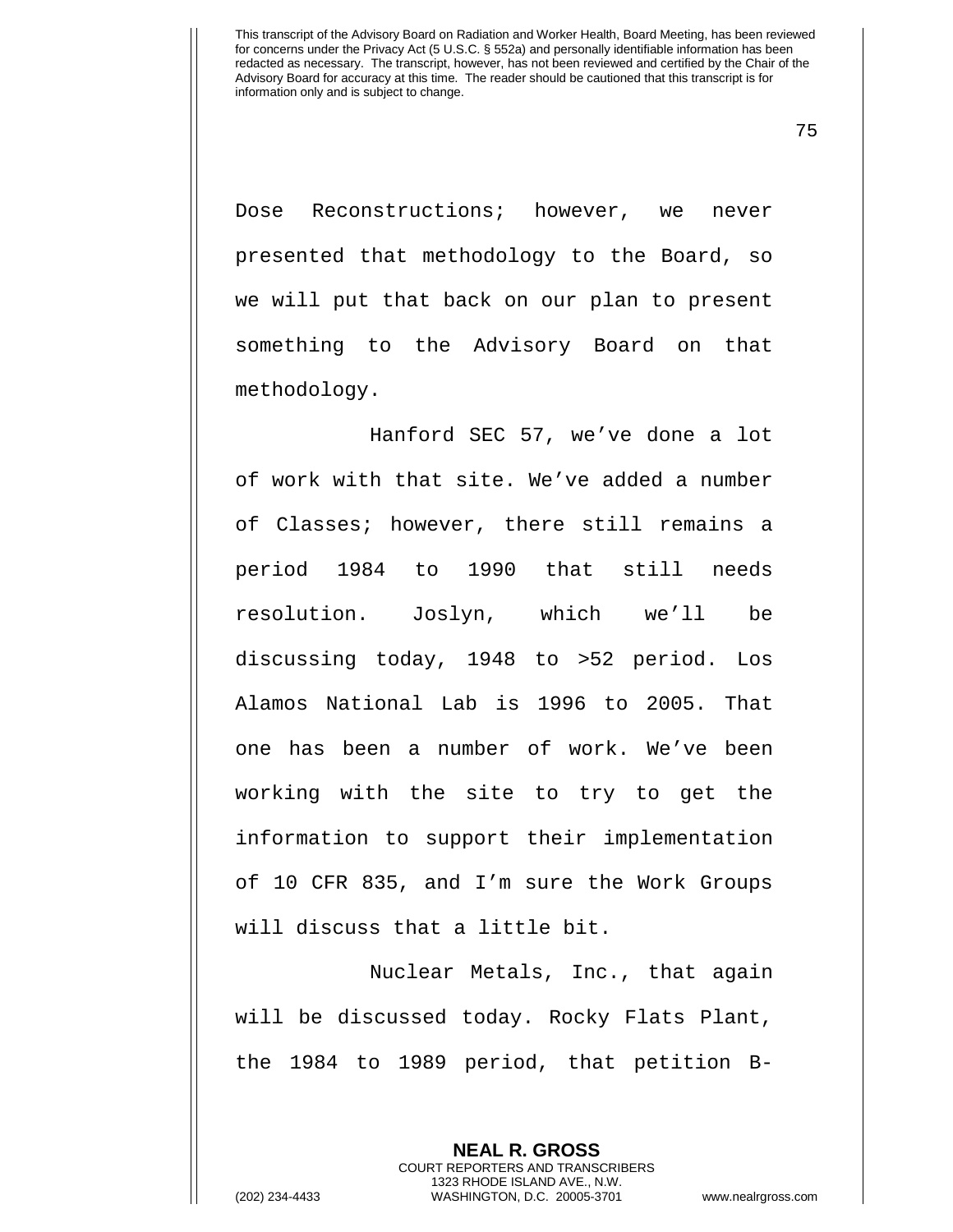Dose Reconstructions; however, we never presented that methodology to the Board, so we will put that back on our plan to present something to the Advisory Board on that methodology.

Hanford SEC 57, we've done a lot of work with that site. We've added a number of Classes; however, there still remains a period 1984 to 1990 that still needs resolution. Joslyn, which we'll be discussing today, 1948 to >52 period. Los Alamos National Lab is 1996 to 2005. That one has been a number of work. We've been working with the site to try to get the information to support their implementation of 10 CFR 835, and I'm sure the Work Groups will discuss that a little bit.

Nuclear Metals, Inc., that again will be discussed today. Rocky Flats Plant, the 1984 to 1989 period, that petition B-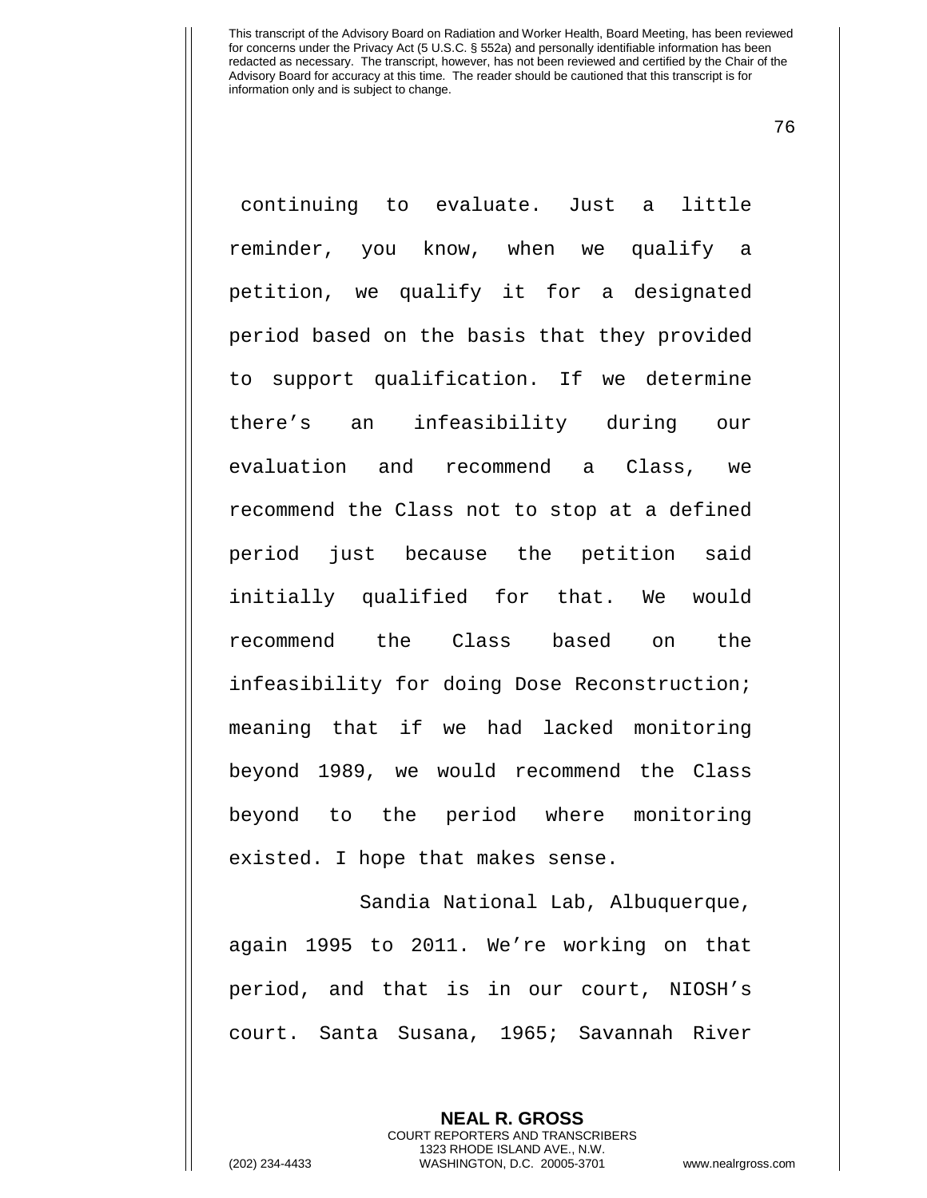continuing to evaluate. Just a little reminder, you know, when we qualify a petition, we qualify it for a designated period based on the basis that they provided to support qualification. If we determine there's an infeasibility during our evaluation and recommend a Class, we recommend the Class not to stop at a defined period just because the petition said initially qualified for that. We would recommend the Class based on the infeasibility for doing Dose Reconstruction; meaning that if we had lacked monitoring beyond 1989, we would recommend the Class beyond to the period where monitoring existed. I hope that makes sense.

Sandia National Lab, Albuquerque, again 1995 to 2011. We're working on that period, and that is in our court, NIOSH's court. Santa Susana, 1965; Savannah River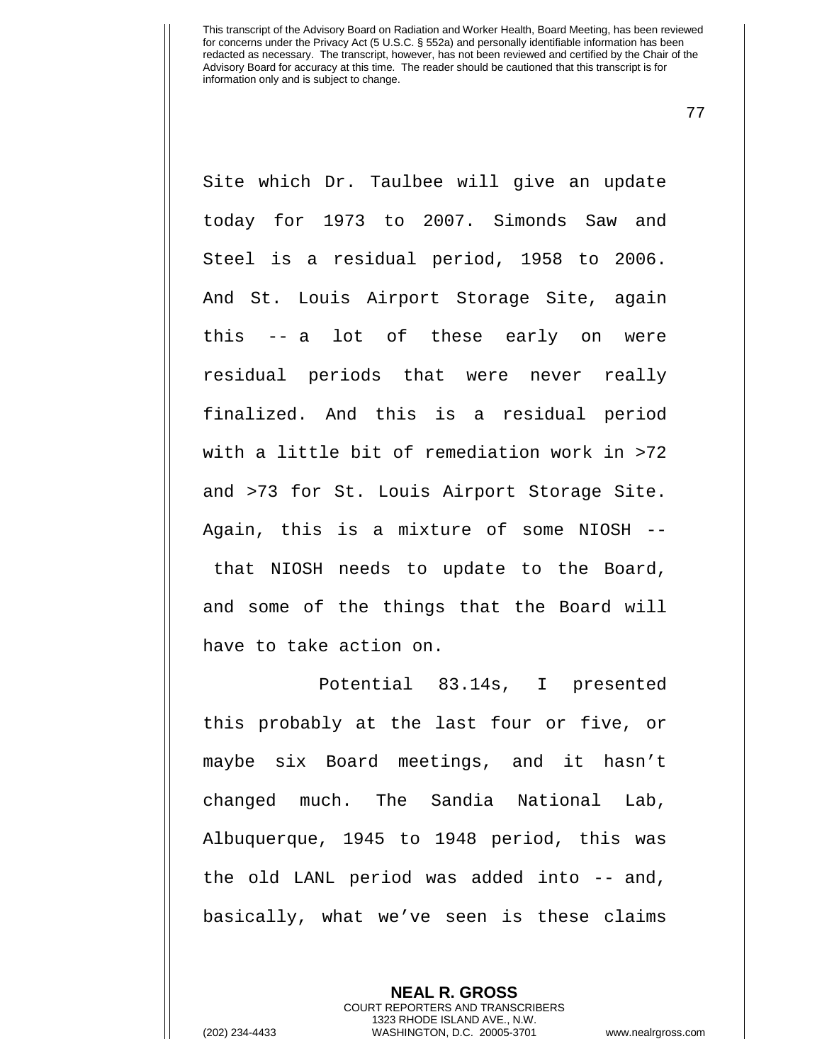Site which Dr. Taulbee will give an update today for 1973 to 2007. Simonds Saw and Steel is a residual period, 1958 to 2006. And St. Louis Airport Storage Site, again this -- a lot of these early on were residual periods that were never really finalized. And this is a residual period with a little bit of remediation work in >72 and >73 for St. Louis Airport Storage Site. Again, this is a mixture of some NIOSH -- that NIOSH needs to update to the Board, and some of the things that the Board will have to take action on.

Potential 83.14s, I presented this probably at the last four or five, or maybe six Board meetings, and it hasn't changed much. The Sandia National Lab, Albuquerque, 1945 to 1948 period, this was the old LANL period was added into -- and, basically, what we've seen is these claims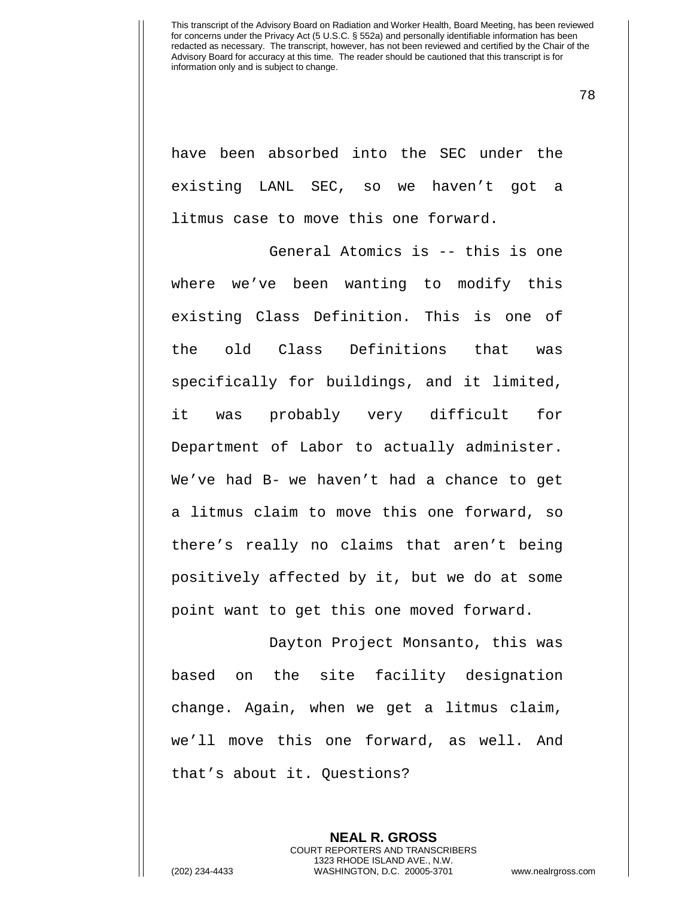have been absorbed into the SEC under the existing LANL SEC, so we haven't got a litmus case to move this one forward.

General Atomics is -- this is one where we've been wanting to modify this existing Class Definition. This is one of the old Class Definitions that was specifically for buildings, and it limited, it was probably very difficult for Department of Labor to actually administer. We've had B- we haven't had a chance to get a litmus claim to move this one forward, so there's really no claims that aren't being positively affected by it, but we do at some point want to get this one moved forward.

Dayton Project Monsanto, this was based on the site facility designation change. Again, when we get a litmus claim, we'll move this one forward, as well. And that's about it. Questions?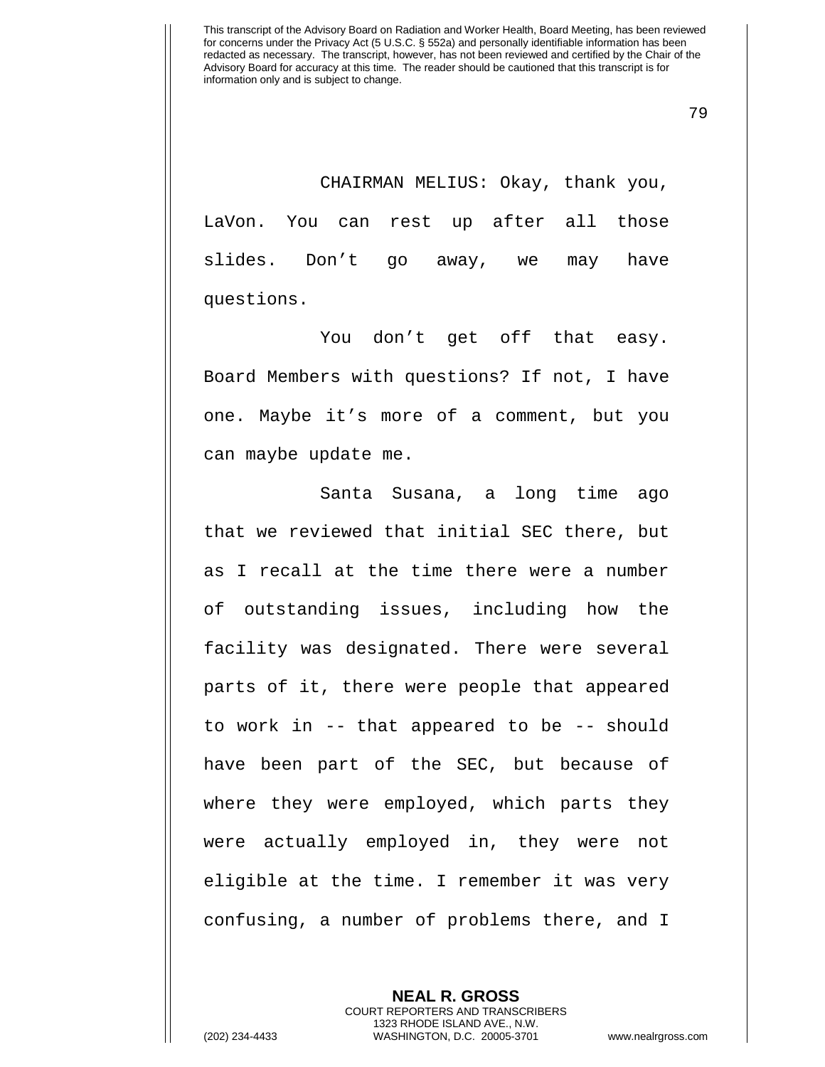CHAIRMAN MELIUS: Okay, thank you, LaVon. You can rest up after all those slides. Don't go away, we may have questions.

You don't get off that easy. Board Members with questions? If not, I have one. Maybe it's more of a comment, but you can maybe update me.

Santa Susana, a long time ago that we reviewed that initial SEC there, but as I recall at the time there were a number of outstanding issues, including how the facility was designated. There were several parts of it, there were people that appeared to work in -- that appeared to be -- should have been part of the SEC, but because of where they were employed, which parts they were actually employed in, they were not eligible at the time. I remember it was very confusing, a number of problems there, and I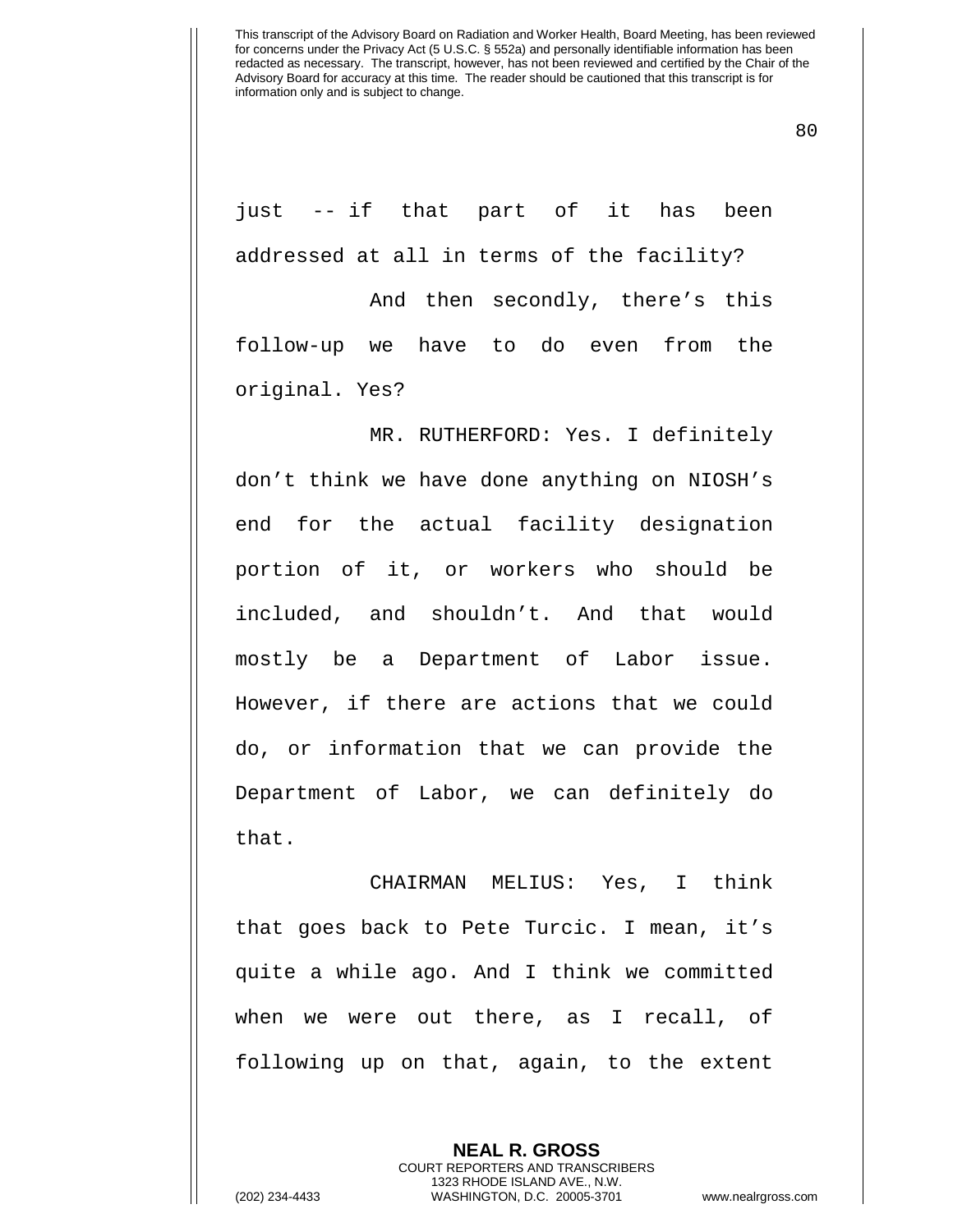just -- if that part of it has been addressed at all in terms of the facility?

And then secondly, there's this follow-up we have to do even from the original. Yes?

MR. RUTHERFORD: Yes. I definitely don't think we have done anything on NIOSH's end for the actual facility designation portion of it, or workers who should be included, and shouldn't. And that would mostly be a Department of Labor issue. However, if there are actions that we could do, or information that we can provide the Department of Labor, we can definitely do that.

CHAIRMAN MELIUS: Yes, I think that goes back to Pete Turcic. I mean, it's quite a while ago. And I think we committed when we were out there, as I recall, of following up on that, again, to the extent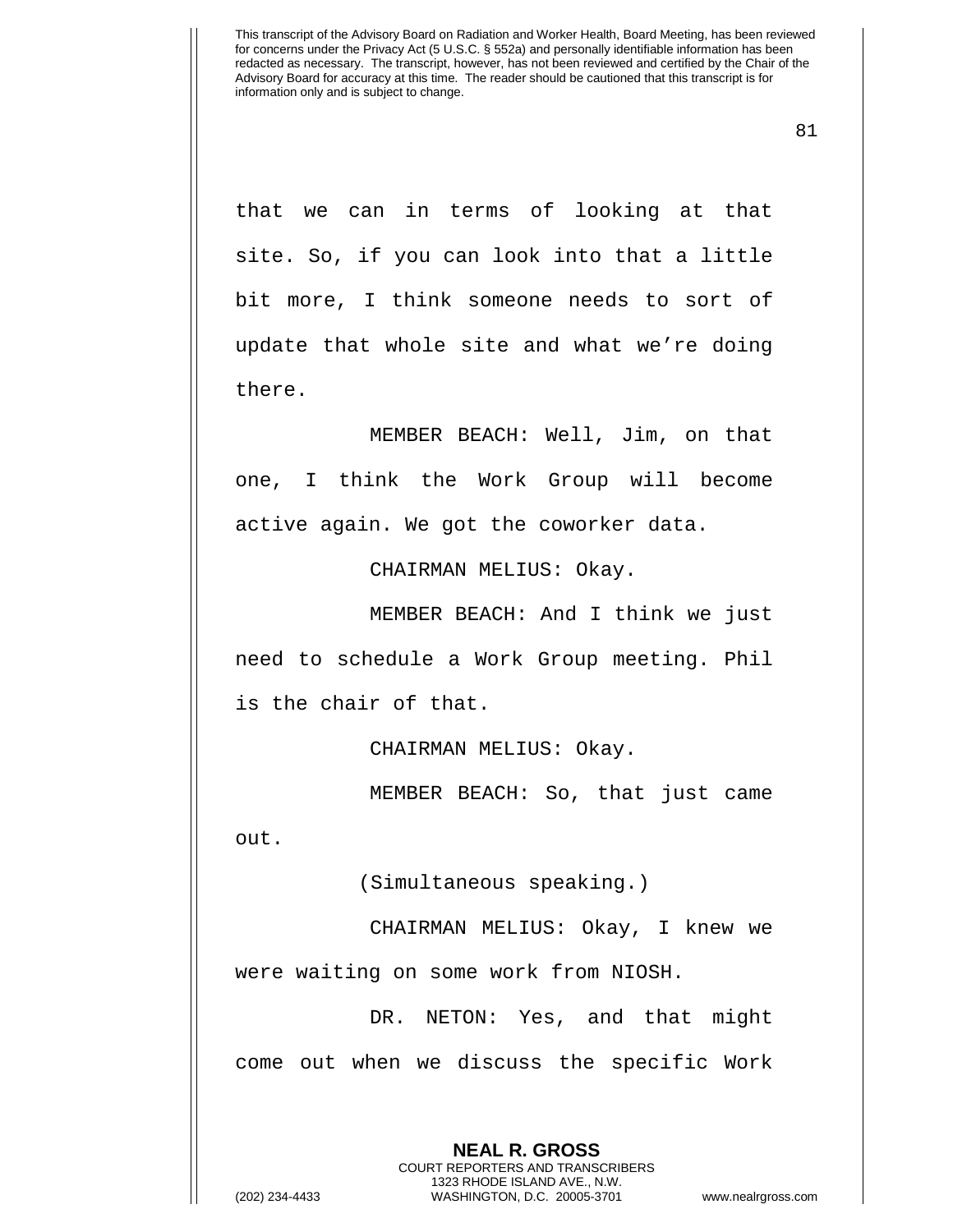that we can in terms of looking at that site. So, if you can look into that a little bit more, I think someone needs to sort of update that whole site and what we're doing there.

MEMBER BEACH: Well, Jim, on that one, I think the Work Group will become active again. We got the coworker data.

CHAIRMAN MELIUS: Okay.

MEMBER BEACH: And I think we just need to schedule a Work Group meeting. Phil is the chair of that.

CHAIRMAN MELIUS: Okay.

MEMBER BEACH: So, that just came out.

(Simultaneous speaking.)

CHAIRMAN MELIUS: Okay, I knew we were waiting on some work from NIOSH.

DR. NETON: Yes, and that might come out when we discuss the specific Work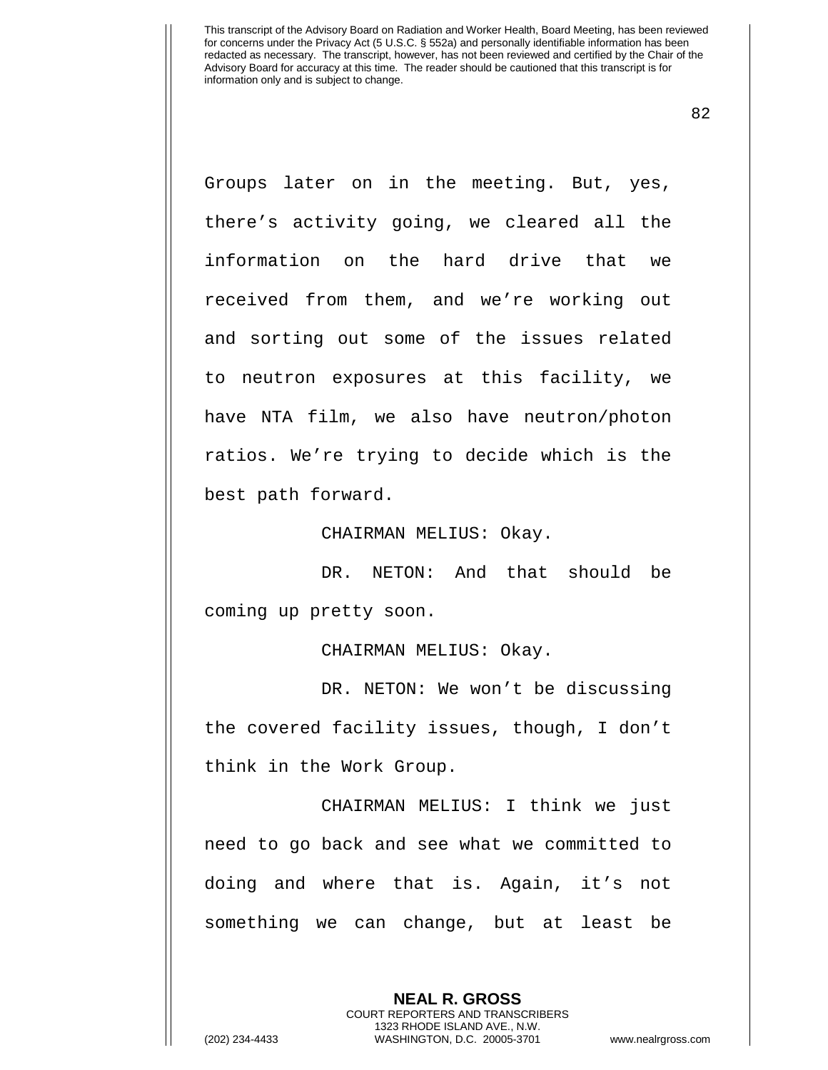Groups later on in the meeting. But, yes, there's activity going, we cleared all the information on the hard drive that we received from them, and we're working out and sorting out some of the issues related to neutron exposures at this facility, we have NTA film, we also have neutron/photon ratios. We're trying to decide which is the best path forward.

CHAIRMAN MELIUS: Okay.

DR. NETON: And that should be coming up pretty soon.

CHAIRMAN MELIUS: Okay.

DR. NETON: We won't be discussing the covered facility issues, though, I don't think in the Work Group.

CHAIRMAN MELIUS: I think we just need to go back and see what we committed to doing and where that is. Again, it's not something we can change, but at least be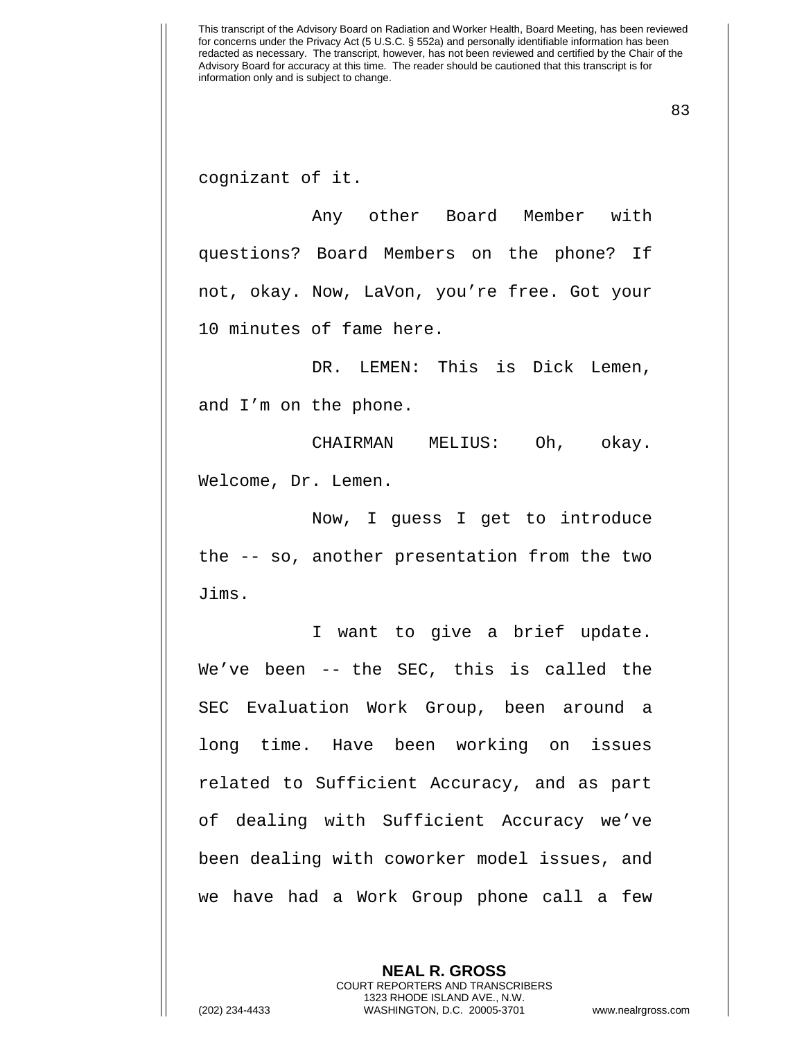cognizant of it.

Any other Board Member with questions? Board Members on the phone? If not, okay. Now, LaVon, you're free. Got your 10 minutes of fame here.

DR. LEMEN: This is Dick Lemen, and I'm on the phone.

CHAIRMAN MELIUS: Oh, okay. Welcome, Dr. Lemen.

Now, I guess I get to introduce the -- so, another presentation from the two Jims.

I want to give a brief update. We've been -- the SEC, this is called the SEC Evaluation Work Group, been around a long time. Have been working on issues related to Sufficient Accuracy, and as part of dealing with Sufficient Accuracy we've been dealing with coworker model issues, and we have had a Work Group phone call a few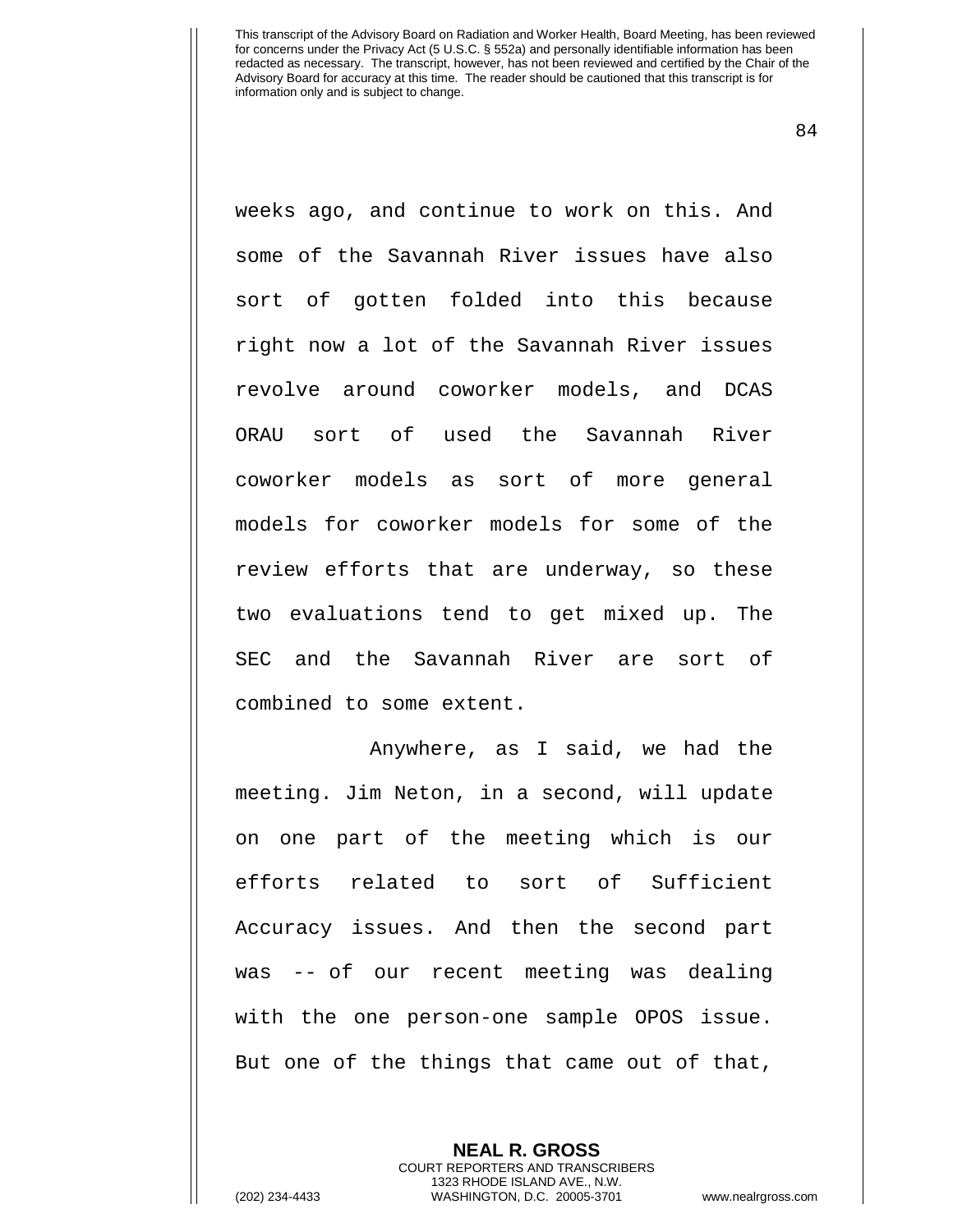weeks ago, and continue to work on this. And some of the Savannah River issues have also sort of gotten folded into this because right now a lot of the Savannah River issues revolve around coworker models, and DCAS ORAU sort of used the Savannah River coworker models as sort of more general models for coworker models for some of the review efforts that are underway, so these two evaluations tend to get mixed up. The SEC and the Savannah River are sort of combined to some extent.

Anywhere, as I said, we had the meeting. Jim Neton, in a second, will update on one part of the meeting which is our efforts related to sort of Sufficient Accuracy issues. And then the second part was -- of our recent meeting was dealing with the one person-one sample OPOS issue. But one of the things that came out of that,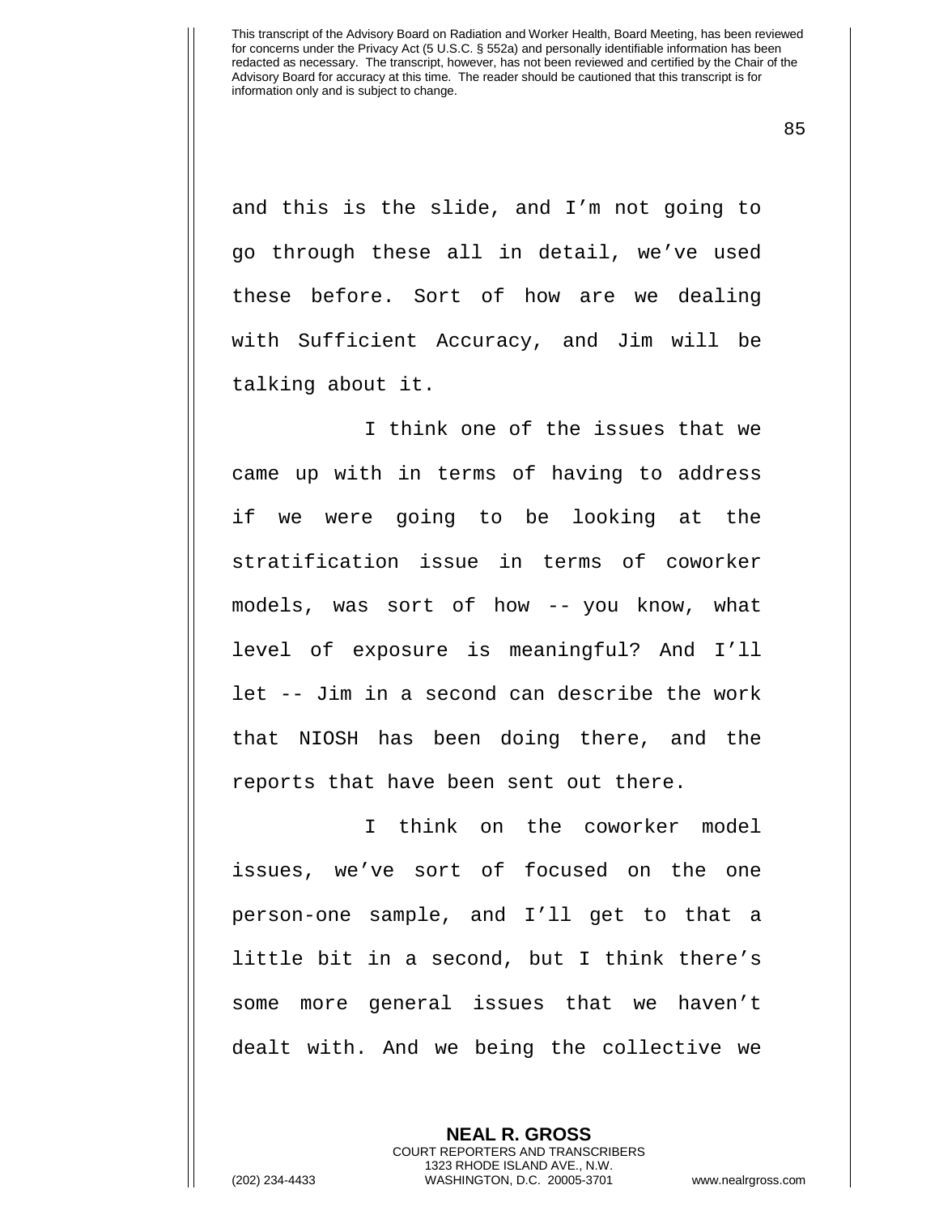and this is the slide, and I'm not going to go through these all in detail, we've used these before. Sort of how are we dealing with Sufficient Accuracy, and Jim will be talking about it.

I think one of the issues that we came up with in terms of having to address if we were going to be looking at the stratification issue in terms of coworker models, was sort of how -- you know, what level of exposure is meaningful? And I'll let -- Jim in a second can describe the work that NIOSH has been doing there, and the reports that have been sent out there.

I think on the coworker model issues, we've sort of focused on the one person-one sample, and I'll get to that a little bit in a second, but I think there's some more general issues that we haven't dealt with. And we being the collective we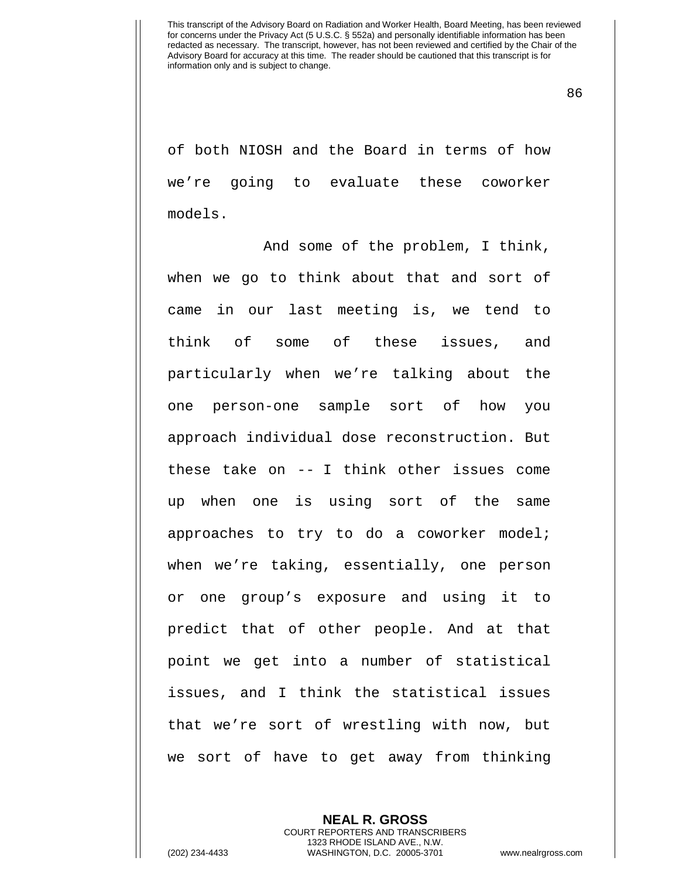of both NIOSH and the Board in terms of how we're going to evaluate these coworker models.

And some of the problem, I think, when we go to think about that and sort of came in our last meeting is, we tend to think of some of these issues, and particularly when we're talking about the one person-one sample sort of how you approach individual dose reconstruction. But these take on -- I think other issues come up when one is using sort of the same approaches to try to do a coworker model; when we're taking, essentially, one person or one group's exposure and using it to predict that of other people. And at that point we get into a number of statistical issues, and I think the statistical issues that we're sort of wrestling with now, but we sort of have to get away from thinking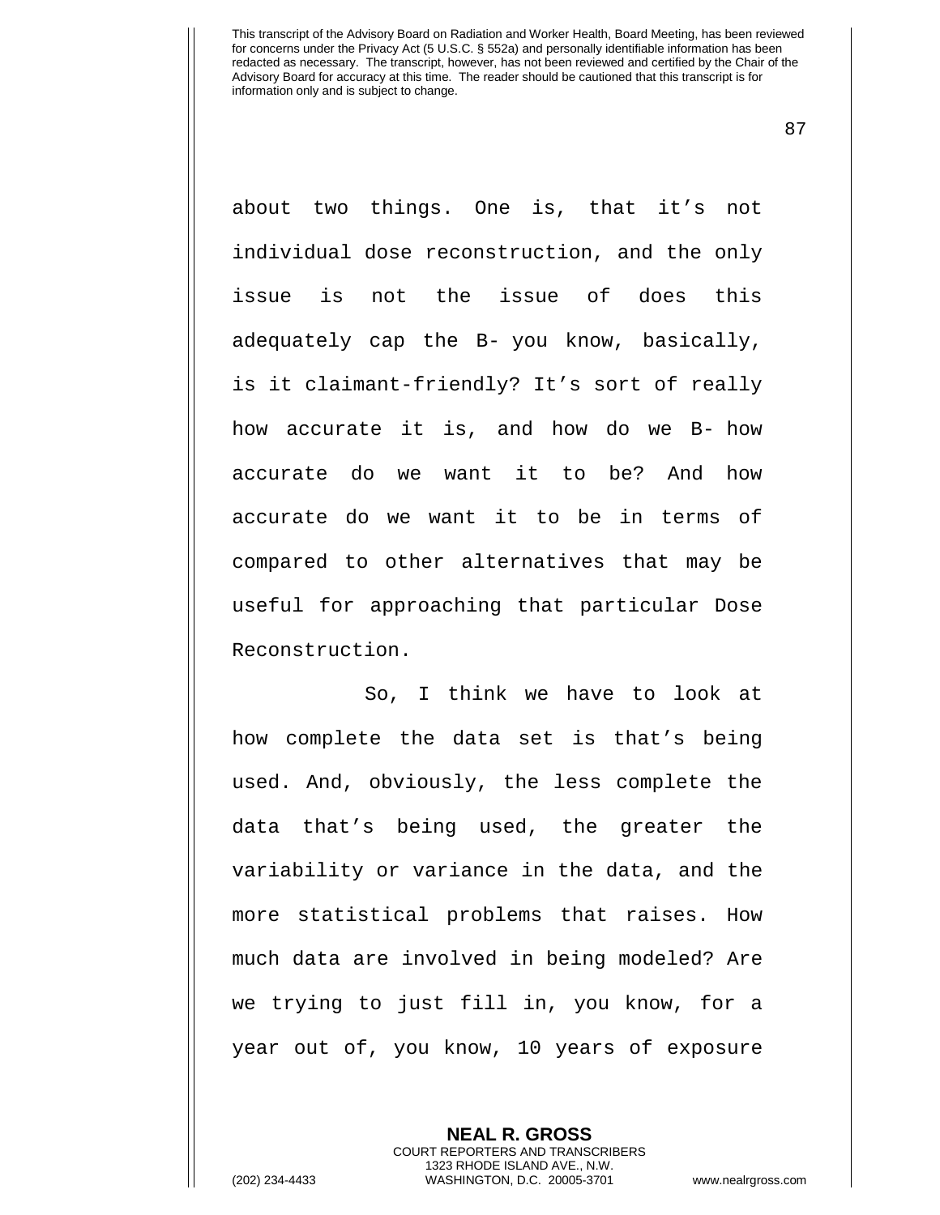about two things. One is, that it's not individual dose reconstruction, and the only issue is not the issue of does this adequately cap the B- you know, basically, is it claimant-friendly? It's sort of really how accurate it is, and how do we B- how accurate do we want it to be? And how accurate do we want it to be in terms of compared to other alternatives that may be useful for approaching that particular Dose Reconstruction.

So, I think we have to look at how complete the data set is that's being used. And, obviously, the less complete the data that's being used, the greater the variability or variance in the data, and the more statistical problems that raises. How much data are involved in being modeled? Are we trying to just fill in, you know, for a year out of, you know, 10 years of exposure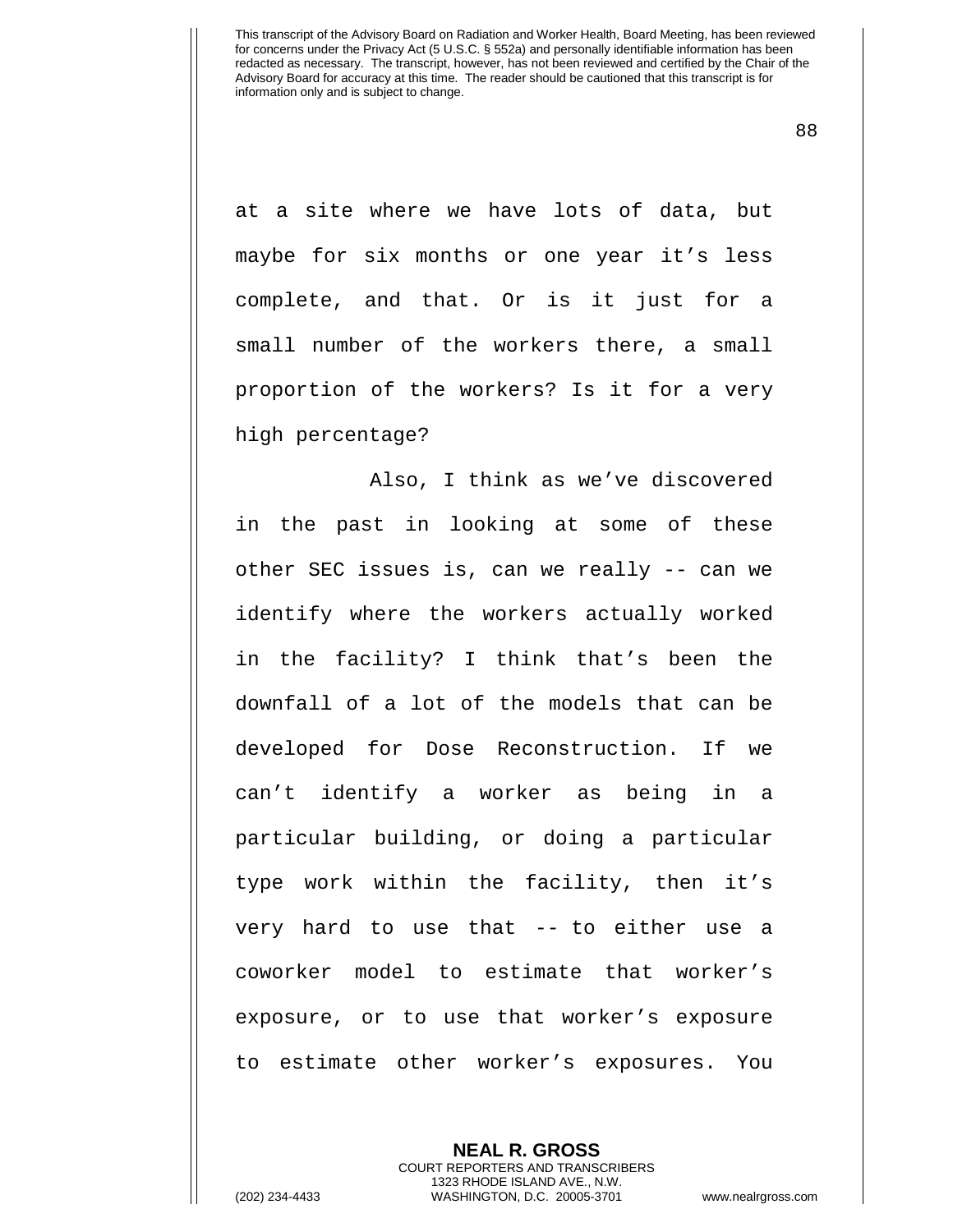at a site where we have lots of data, but maybe for six months or one year it's less complete, and that. Or is it just for a small number of the workers there, a small proportion of the workers? Is it for a very high percentage?

Also, I think as we've discovered in the past in looking at some of these other SEC issues is, can we really -- can we identify where the workers actually worked in the facility? I think that's been the downfall of a lot of the models that can be developed for Dose Reconstruction. If we can't identify a worker as being in a particular building, or doing a particular type work within the facility, then it's very hard to use that -- to either use a coworker model to estimate that worker's exposure, or to use that worker's exposure to estimate other worker's exposures. You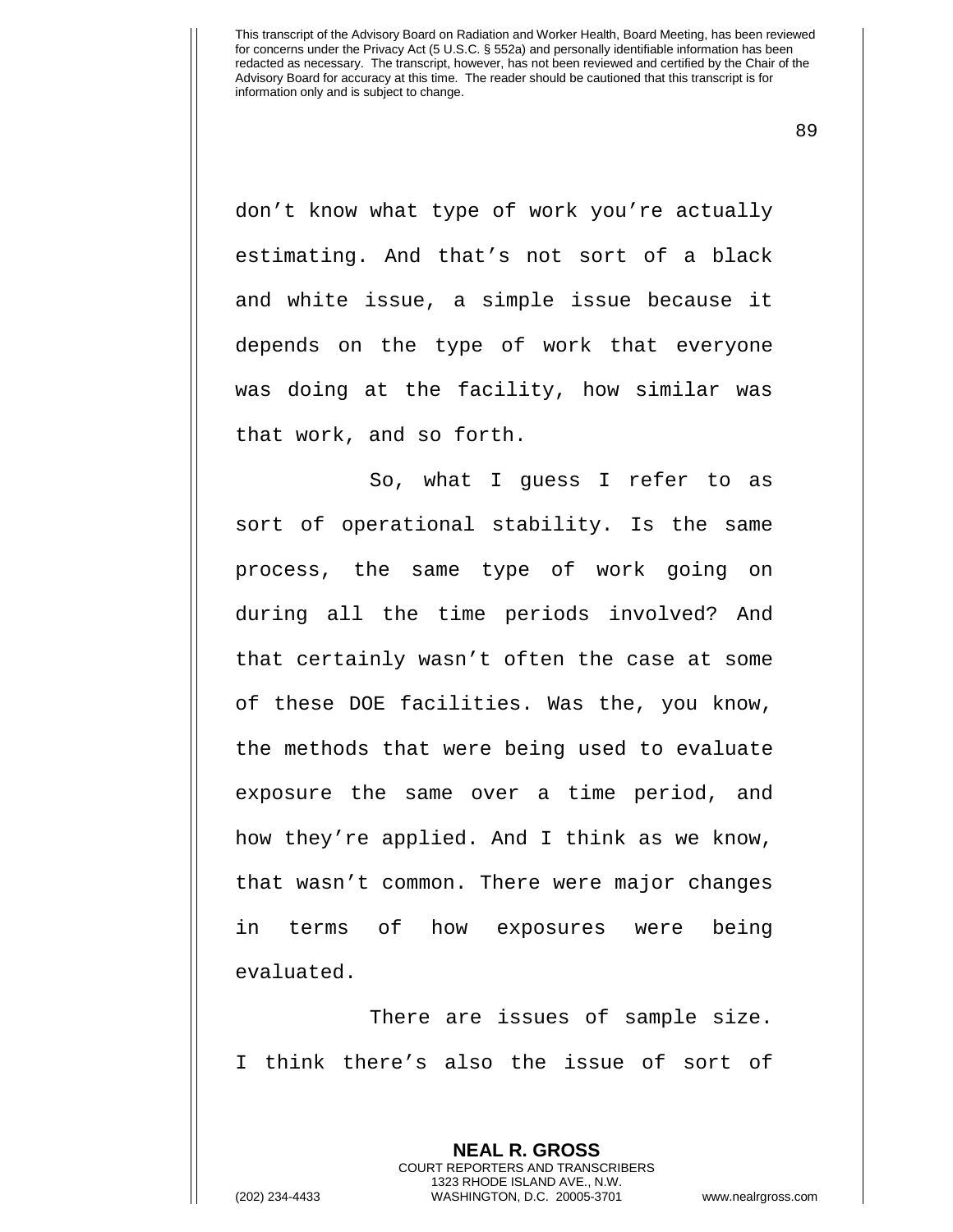don't know what type of work you're actually estimating. And that's not sort of a black and white issue, a simple issue because it depends on the type of work that everyone was doing at the facility, how similar was that work, and so forth.

So, what I guess I refer to as sort of operational stability. Is the same process, the same type of work going on during all the time periods involved? And that certainly wasn't often the case at some of these DOE facilities. Was the, you know, the methods that were being used to evaluate exposure the same over a time period, and how they're applied. And I think as we know, that wasn't common. There were major changes in terms of how exposures were being evaluated.

There are issues of sample size. I think there's also the issue of sort of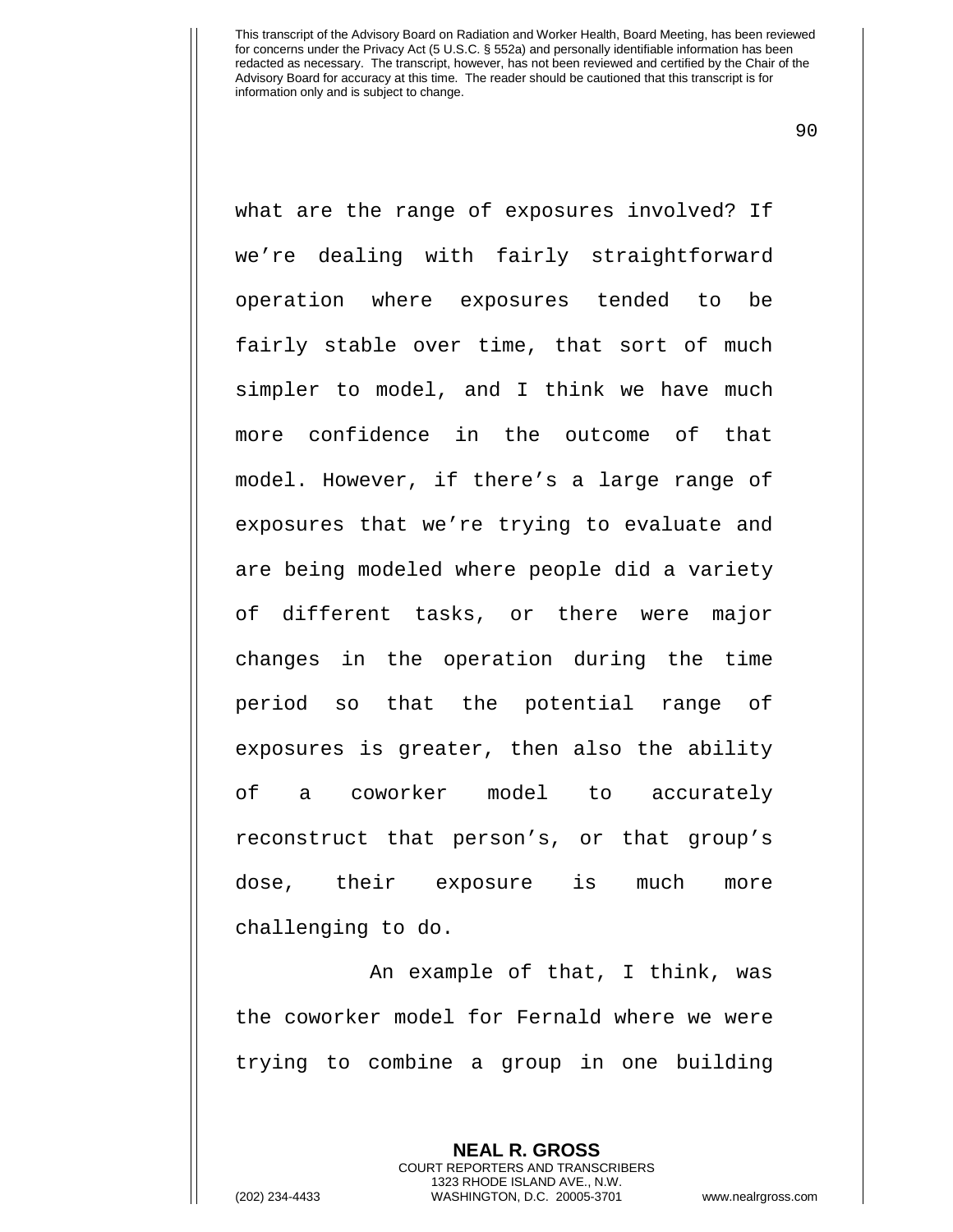what are the range of exposures involved? If we're dealing with fairly straightforward operation where exposures tended to be fairly stable over time, that sort of much simpler to model, and I think we have much more confidence in the outcome of that model. However, if there's a large range of exposures that we're trying to evaluate and are being modeled where people did a variety of different tasks, or there were major changes in the operation during the time period so that the potential range of exposures is greater, then also the ability of a coworker model to accurately reconstruct that person's, or that group's dose, their exposure is much more challenging to do.

An example of that, I think, was the coworker model for Fernald where we were trying to combine a group in one building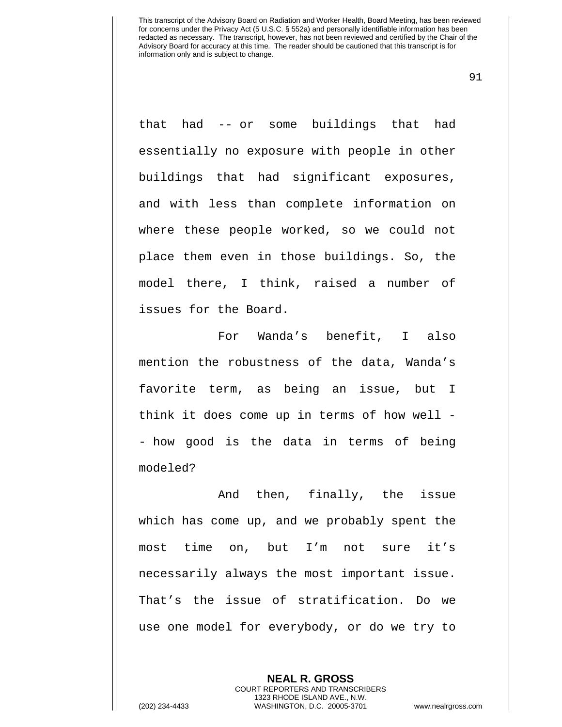that had -- or some buildings that had essentially no exposure with people in other buildings that had significant exposures, and with less than complete information on where these people worked, so we could not place them even in those buildings. So, the model there, I think, raised a number of issues for the Board.

For Wanda's benefit, I also mention the robustness of the data, Wanda's favorite term, as being an issue, but I think it does come up in terms of how well -- how good is the data in terms of being modeled?

And then, finally, the issue which has come up, and we probably spent the most time on, but I'm not sure it's necessarily always the most important issue. That's the issue of stratification. Do we use one model for everybody, or do we try to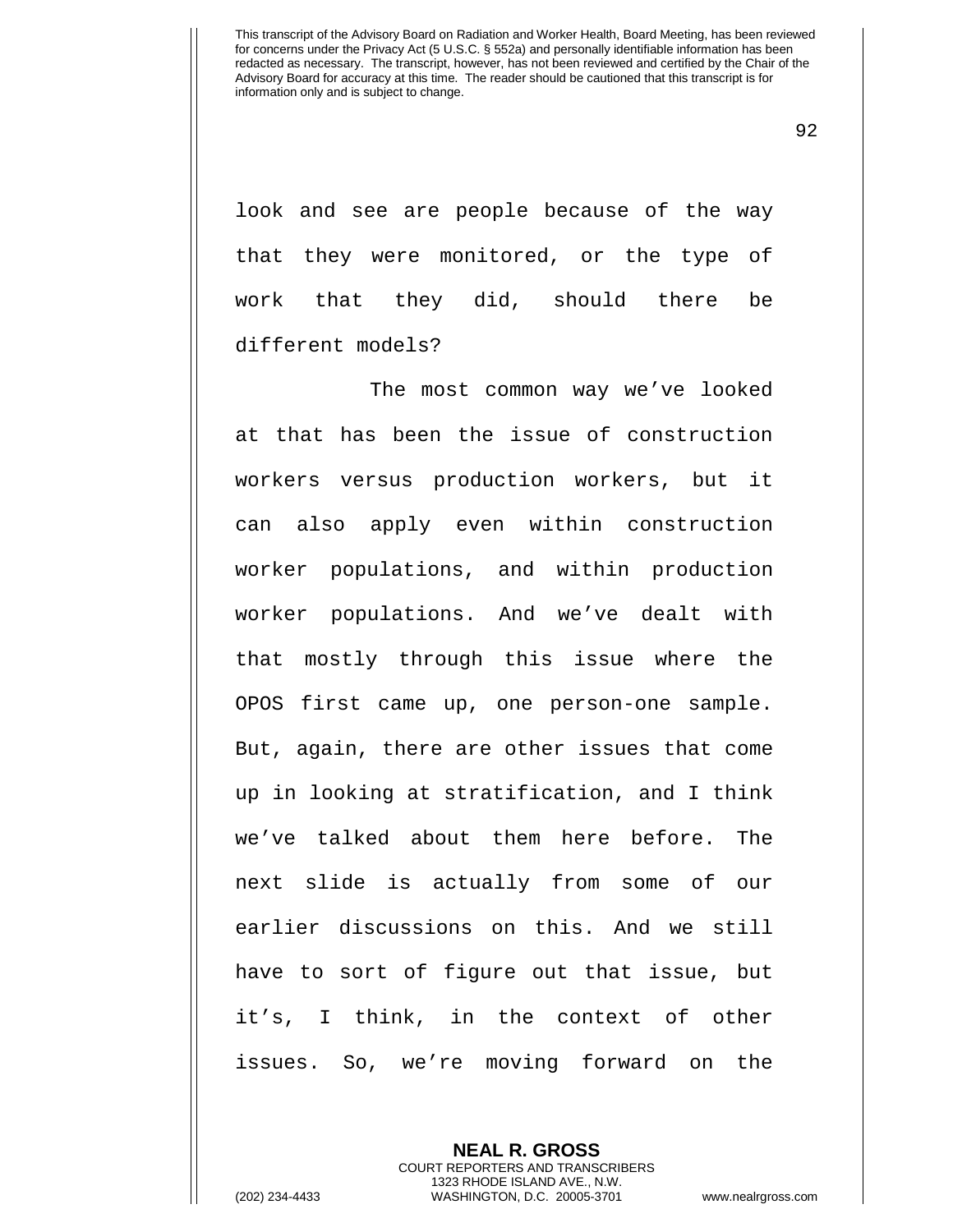look and see are people because of the way that they were monitored, or the type of work that they did, should there be different models?

The most common way we've looked at that has been the issue of construction workers versus production workers, but it can also apply even within construction worker populations, and within production worker populations. And we've dealt with that mostly through this issue where the OPOS first came up, one person-one sample. But, again, there are other issues that come up in looking at stratification, and I think we've talked about them here before. The next slide is actually from some of our earlier discussions on this. And we still have to sort of figure out that issue, but it's, I think, in the context of other issues. So, we're moving forward on the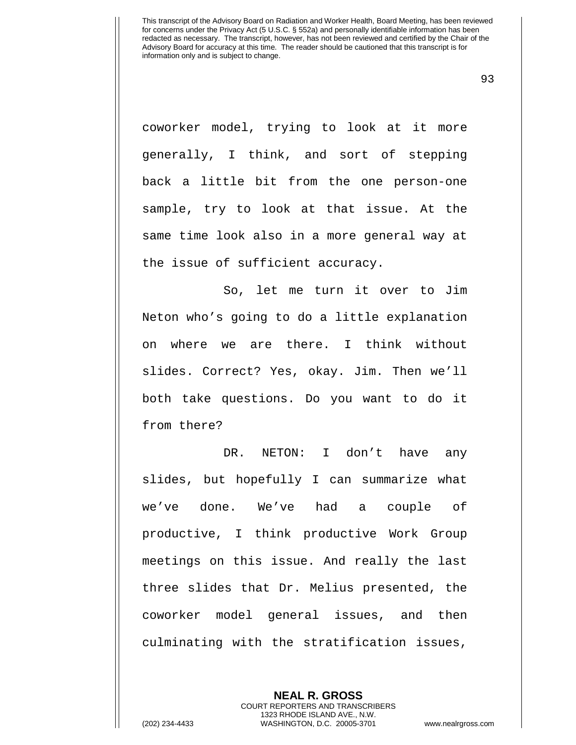coworker model, trying to look at it more generally, I think, and sort of stepping back a little bit from the one person-one sample, try to look at that issue. At the same time look also in a more general way at the issue of sufficient accuracy.

So, let me turn it over to Jim Neton who's going to do a little explanation on where we are there. I think without slides. Correct? Yes, okay. Jim. Then we'll both take questions. Do you want to do it from there?

DR. NETON: I don't have any slides, but hopefully I can summarize what we've done. We've had a couple of productive, I think productive Work Group meetings on this issue. And really the last three slides that Dr. Melius presented, the coworker model general issues, and then culminating with the stratification issues,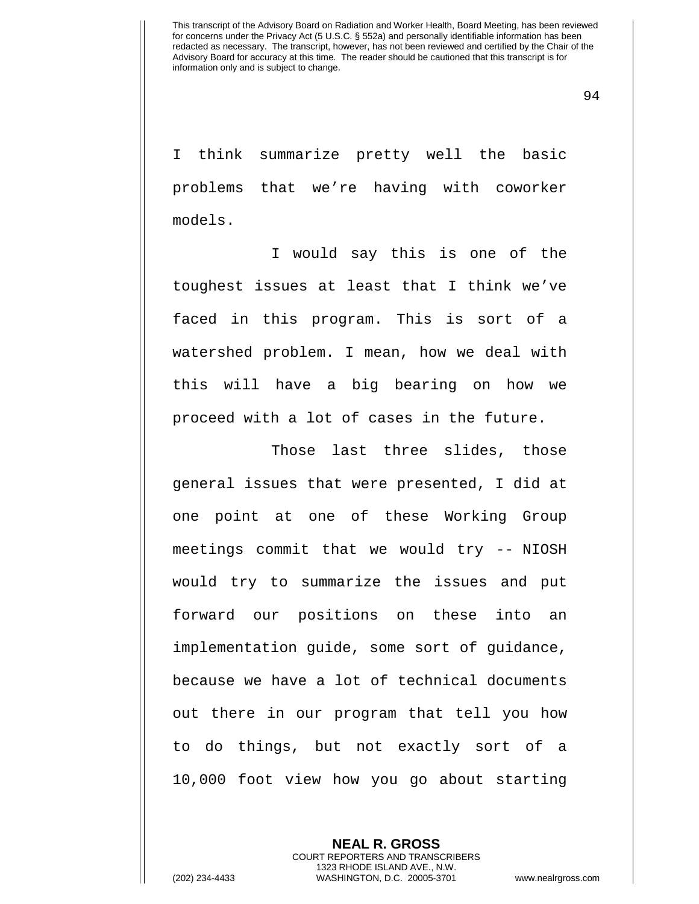I think summarize pretty well the basic problems that we're having with coworker models.

I would say this is one of the toughest issues at least that I think we've faced in this program. This is sort of a watershed problem. I mean, how we deal with this will have a big bearing on how we proceed with a lot of cases in the future.

Those last three slides, those general issues that were presented, I did at one point at one of these Working Group meetings commit that we would try -- NIOSH would try to summarize the issues and put forward our positions on these into an implementation guide, some sort of guidance, because we have a lot of technical documents out there in our program that tell you how to do things, but not exactly sort of a 10,000 foot view how you go about starting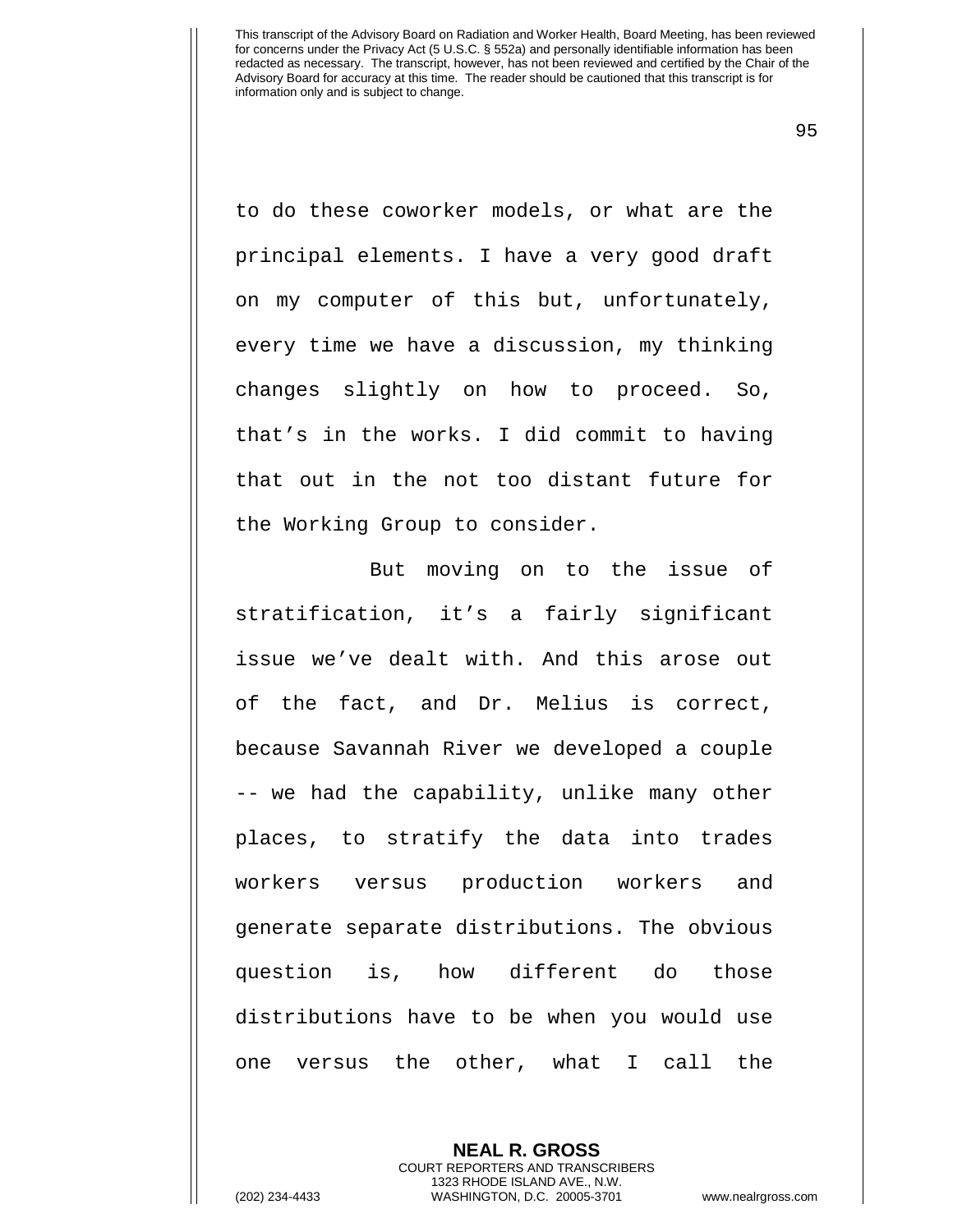to do these coworker models, or what are the principal elements. I have a very good draft on my computer of this but, unfortunately, every time we have a discussion, my thinking changes slightly on how to proceed. So, that's in the works. I did commit to having that out in the not too distant future for the Working Group to consider.

But moving on to the issue of stratification, it's a fairly significant issue we've dealt with. And this arose out of the fact, and Dr. Melius is correct, because Savannah River we developed a couple -- we had the capability, unlike many other places, to stratify the data into trades workers versus production workers and generate separate distributions. The obvious question is, how different do those distributions have to be when you would use one versus the other, what I call the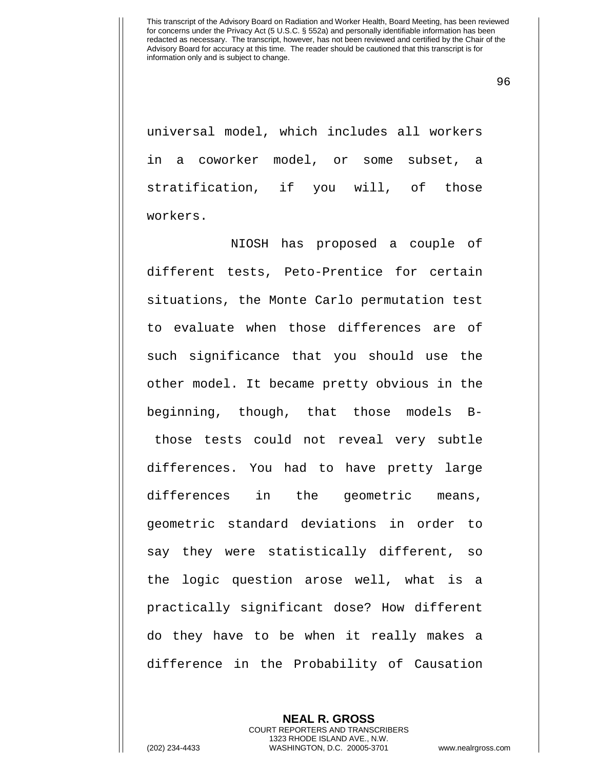universal model, which includes all workers in a coworker model, or some subset, a stratification, if you will, of those workers.

NIOSH has proposed a couple of different tests, Peto-Prentice for certain situations, the Monte Carlo permutation test to evaluate when those differences are of such significance that you should use the other model. It became pretty obvious in the beginning, though, that those models B- those tests could not reveal very subtle differences. You had to have pretty large differences in the geometric means, geometric standard deviations in order to say they were statistically different, so the logic question arose well, what is a practically significant dose? How different do they have to be when it really makes a difference in the Probability of Causation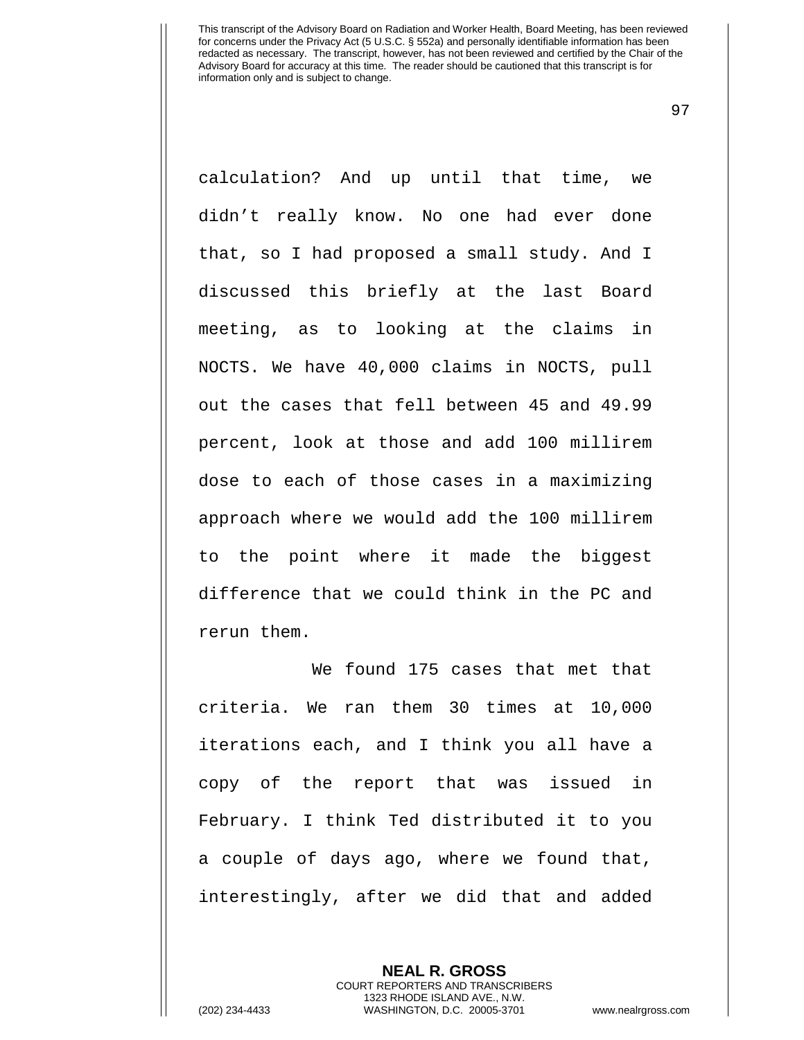calculation? And up until that time, we didn't really know. No one had ever done that, so I had proposed a small study. And I discussed this briefly at the last Board meeting, as to looking at the claims in NOCTS. We have 40,000 claims in NOCTS, pull out the cases that fell between 45 and 49.99 percent, look at those and add 100 millirem dose to each of those cases in a maximizing approach where we would add the 100 millirem to the point where it made the biggest difference that we could think in the PC and rerun them.

We found 175 cases that met that criteria. We ran them 30 times at 10,000 iterations each, and I think you all have a copy of the report that was issued in February. I think Ted distributed it to you a couple of days ago, where we found that, interestingly, after we did that and added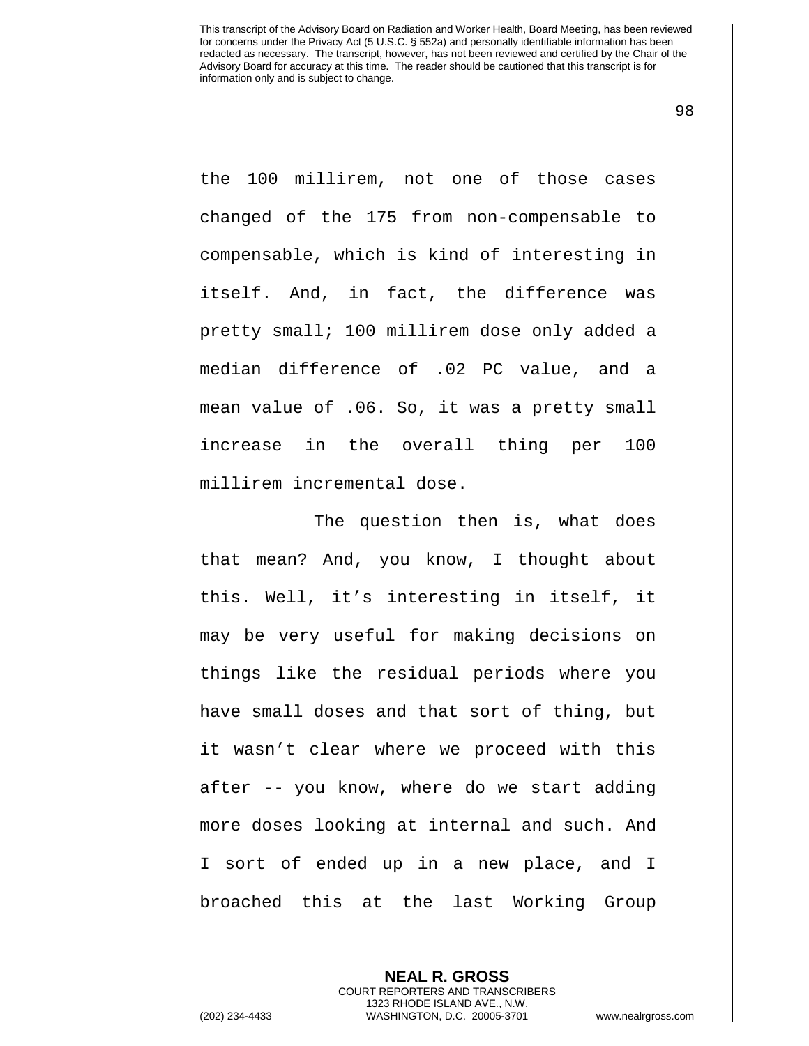the 100 millirem, not one of those cases changed of the 175 from non-compensable to compensable, which is kind of interesting in itself. And, in fact, the difference was pretty small; 100 millirem dose only added a median difference of .02 PC value, and a mean value of .06. So, it was a pretty small increase in the overall thing per 100 millirem incremental dose.

The question then is, what does that mean? And, you know, I thought about this. Well, it's interesting in itself, it may be very useful for making decisions on things like the residual periods where you have small doses and that sort of thing, but it wasn't clear where we proceed with this after -- you know, where do we start adding more doses looking at internal and such. And I sort of ended up in a new place, and I broached this at the last Working Group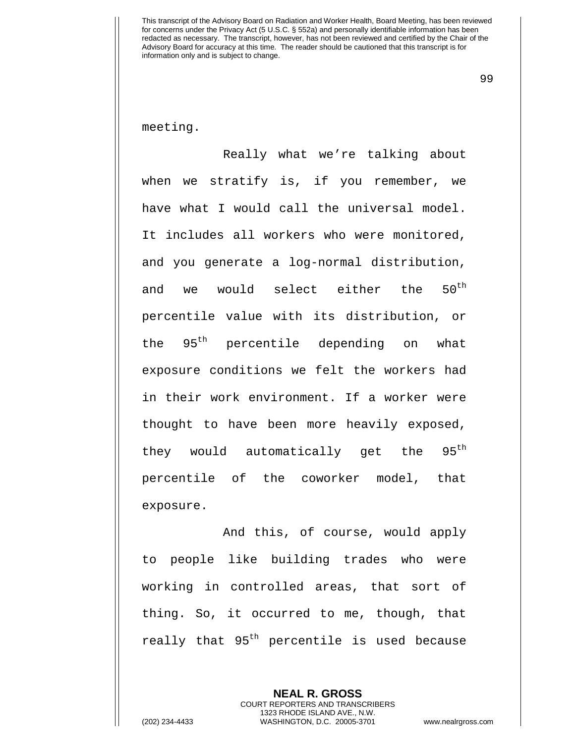meeting.

Really what we're talking about when we stratify is, if you remember, we have what I would call the universal model. It includes all workers who were monitored, and you generate a log-normal distribution, and we would select either the 50th percentile value with its distribution, or the 95th percentile depending on what exposure conditions we felt the workers had in their work environment. If a worker were thought to have been more heavily exposed, they would automatically get the 95th percentile of the coworker model, that exposure.

And this, of course, would apply to people like building trades who were working in controlled areas, that sort of thing. So, it occurred to me, though, that really that 95th percentile is used because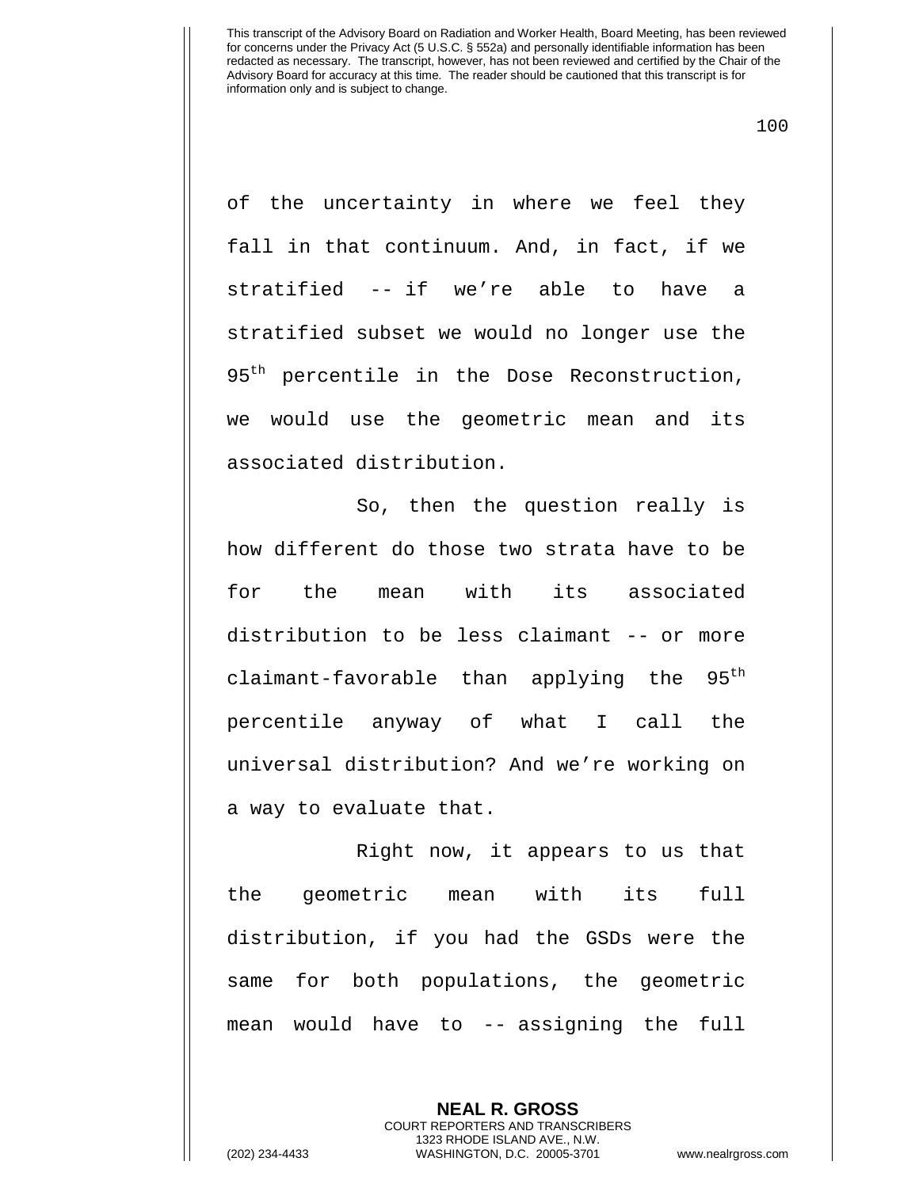of the uncertainty in where we feel they fall in that continuum. And, in fact, if we stratified -- if we're able to have a stratified subset we would no longer use the 95$^{th}$ percentile in the Dose Reconstruction, we would use the geometric mean and its associated distribution.

So, then the question really is how different do those two strata have to be for the mean with its associated distribution to be less claimant -- or more claimant-favorable than applying the 95$^{th}$ percentile anyway of what I call the universal distribution? And we're working on a way to evaluate that.

Right now, it appears to us that the geometric mean with its full distribution, if you had the GSDs were the same for both populations, the geometric mean would have to -- assigning the full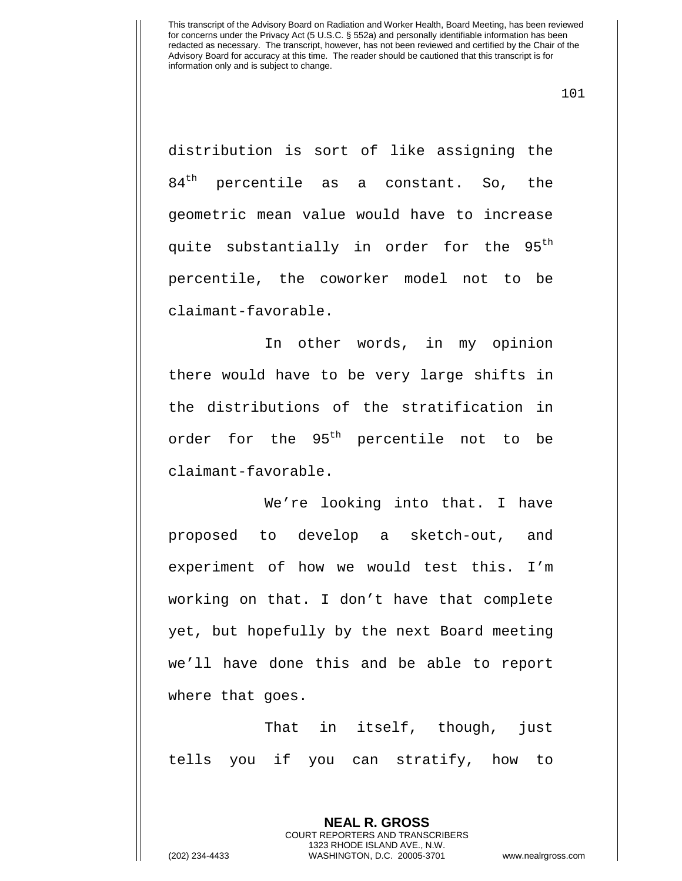distribution is sort of like assigning the 84th percentile as a constant. So, the geometric mean value would have to increase quite substantially in order for the 95th percentile, the coworker model not to be claimant-favorable.

In other words, in my opinion there would have to be very large shifts in the distributions of the stratification in order for the 95th percentile not to be claimant-favorable.

We're looking into that. I have proposed to develop a sketch-out, and experiment of how we would test this. I'm working on that. I don't have that complete yet, but hopefully by the next Board meeting we'll have done this and be able to report where that goes.

That in itself, though, just tells you if you can stratify, how to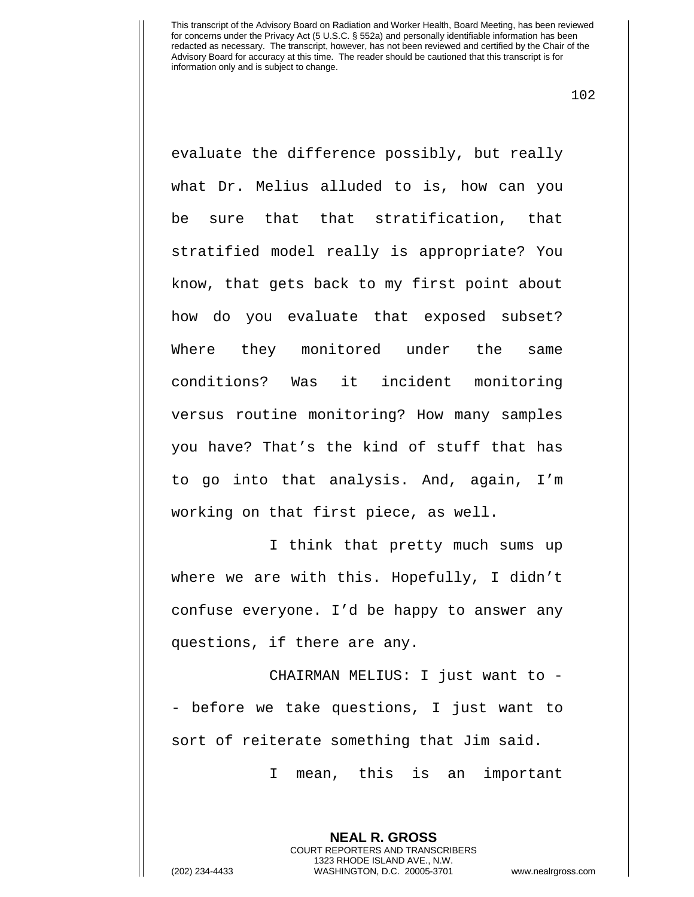evaluate the difference possibly, but really what Dr. Melius alluded to is, how can you be sure that that stratification, that stratified model really is appropriate? You know, that gets back to my first point about how do you evaluate that exposed subset? Where they monitored under the same conditions? Was it incident monitoring versus routine monitoring? How many samples you have? That's the kind of stuff that has to go into that analysis. And, again, I'm working on that first piece, as well.

I think that pretty much sums up where we are with this. Hopefully, I didn't confuse everyone. I'd be happy to answer any questions, if there are any.

CHAIRMAN MELIUS: I just want to -- before we take questions, I just want to sort of reiterate something that Jim said.

I mean, this is an important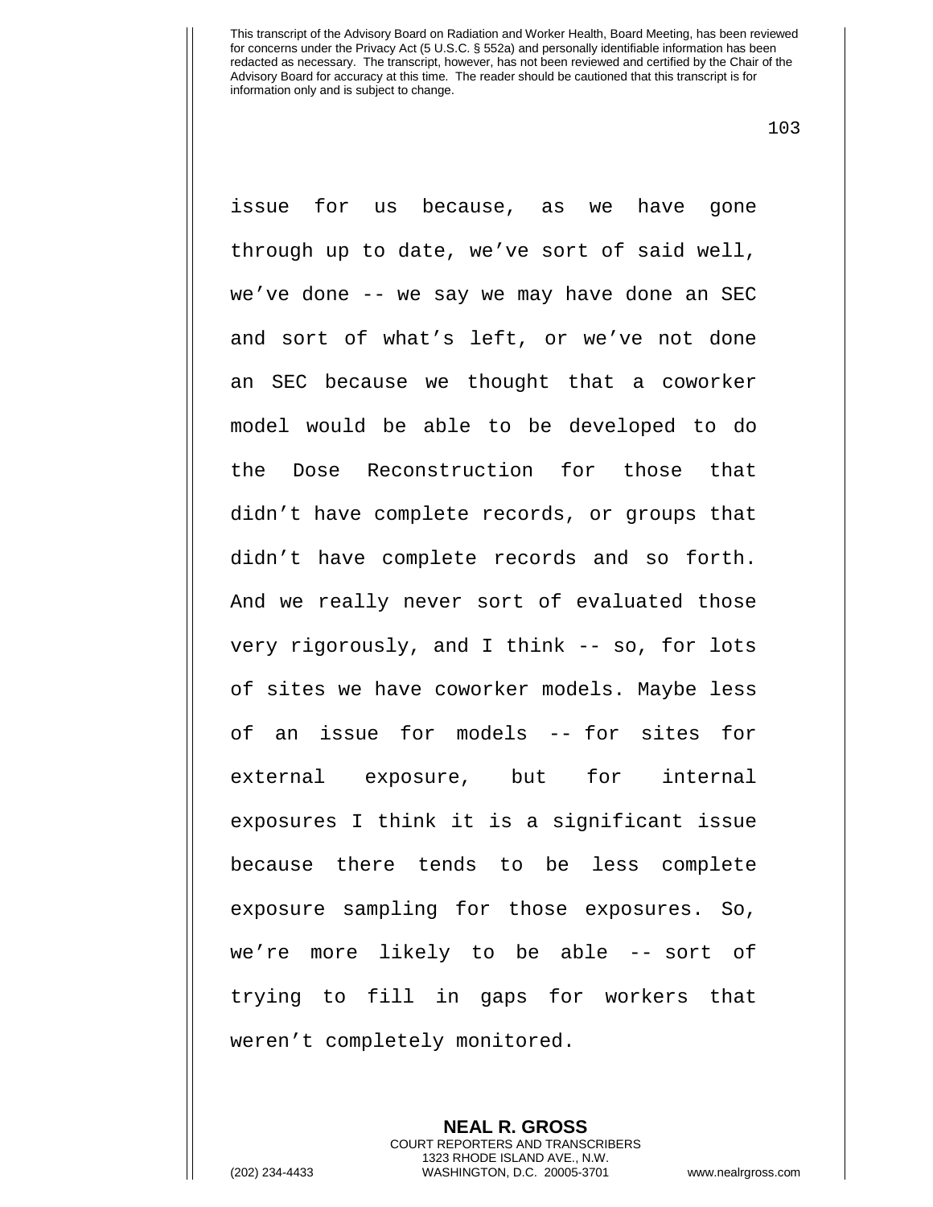issue for us because, as we have gone through up to date, we’ve sort of said well, we’ve done -- we say we may have done an SEC and sort of what’s left, or we’ve not done an SEC because we thought that a coworker model would be able to be developed to do the Dose Reconstruction for those that didn’t have complete records, or groups that didn’t have complete records and so forth. And we really never sort of evaluated those very rigorously, and I think -- so, for lots of sites we have coworker models. Maybe less of an issue for models -- for sites for external exposure, but for internal exposures I think it is a significant issue because there tends to be less complete exposure sampling for those exposures. So, we’re more likely to be able -- sort of trying to fill in gaps for workers that weren’t completely monitored.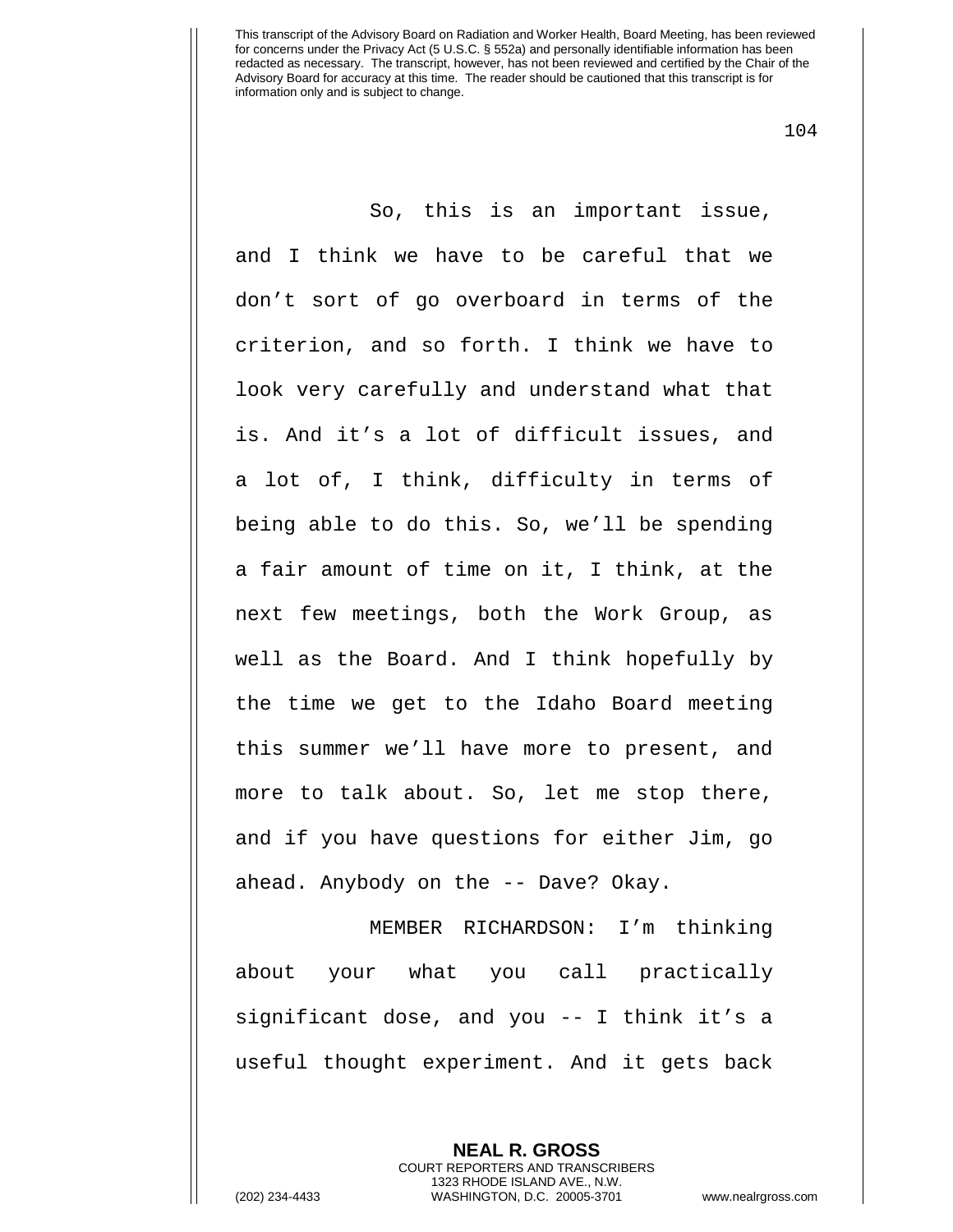So, this is an important issue, and I think we have to be careful that we don't sort of go overboard in terms of the criterion, and so forth. I think we have to look very carefully and understand what that is. And it's a lot of difficult issues, and a lot of, I think, difficulty in terms of being able to do this. So, we'll be spending a fair amount of time on it, I think, at the next few meetings, both the Work Group, as well as the Board. And I think hopefully by the time we get to the Idaho Board meeting this summer we'll have more to present, and more to talk about. So, let me stop there, and if you have questions for either Jim, go ahead. Anybody on the -- Dave? Okay.

MEMBER RICHARDSON: I'm thinking about your what you call practically significant dose, and you -- I think it's a useful thought experiment. And it gets back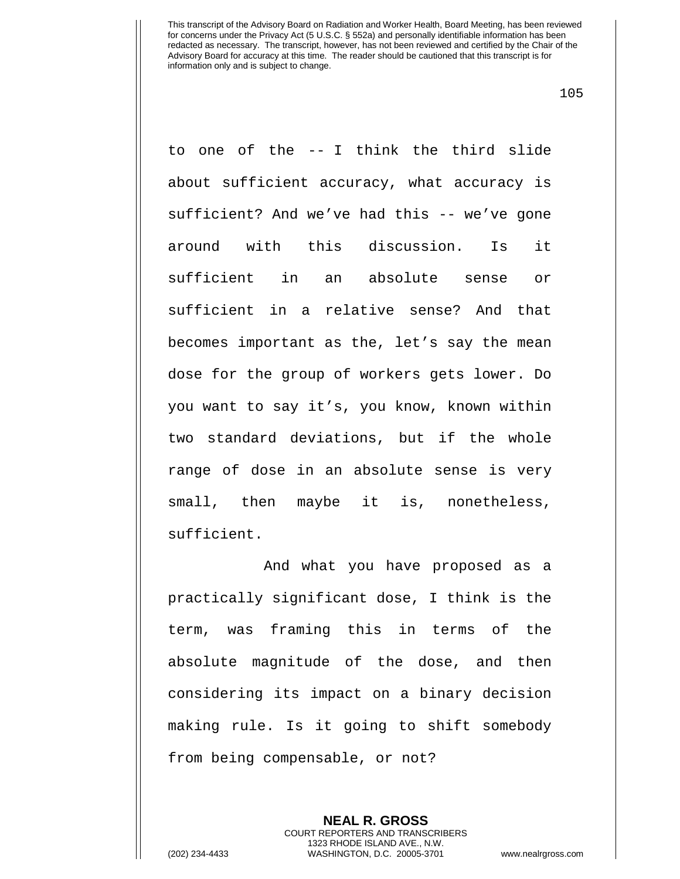to one of the -- I think the third slide about sufficient accuracy, what accuracy is sufficient? And we've had this -- we've gone around with this discussion. Is it sufficient in an absolute sense or sufficient in a relative sense? And that becomes important as the, let's say the mean dose for the group of workers gets lower. Do you want to say it's, you know, known within two standard deviations, but if the whole range of dose in an absolute sense is very small, then maybe it is, nonetheless, sufficient.

And what you have proposed as a practically significant dose, I think is the term, was framing this in terms of the absolute magnitude of the dose, and then considering its impact on a binary decision making rule. Is it going to shift somebody from being compensable, or not?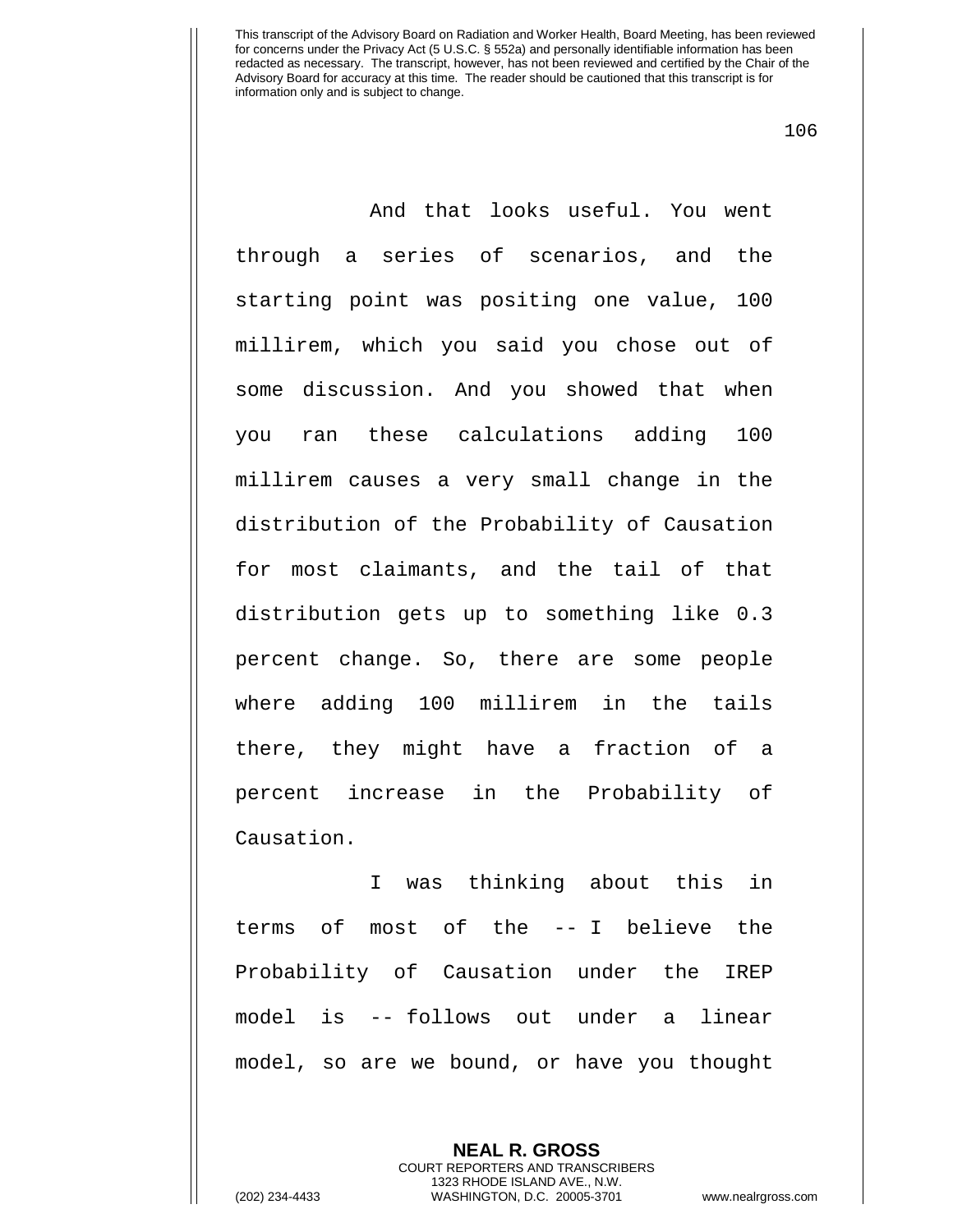And that looks useful. You went through a series of scenarios, and the starting point was positing one value, 100 millirem, which you said you chose out of some discussion. And you showed that when you ran these calculations adding 100 millirem causes a very small change in the distribution of the Probability of Causation for most claimants, and the tail of that distribution gets up to something like 0.3 percent change. So, there are some people where adding 100 millirem in the tails there, they might have a fraction of a percent increase in the Probability of Causation.

I was thinking about this in terms of most of the -- I believe the Probability of Causation under the IREP model is -- follows out under a linear model, so are we bound, or have you thought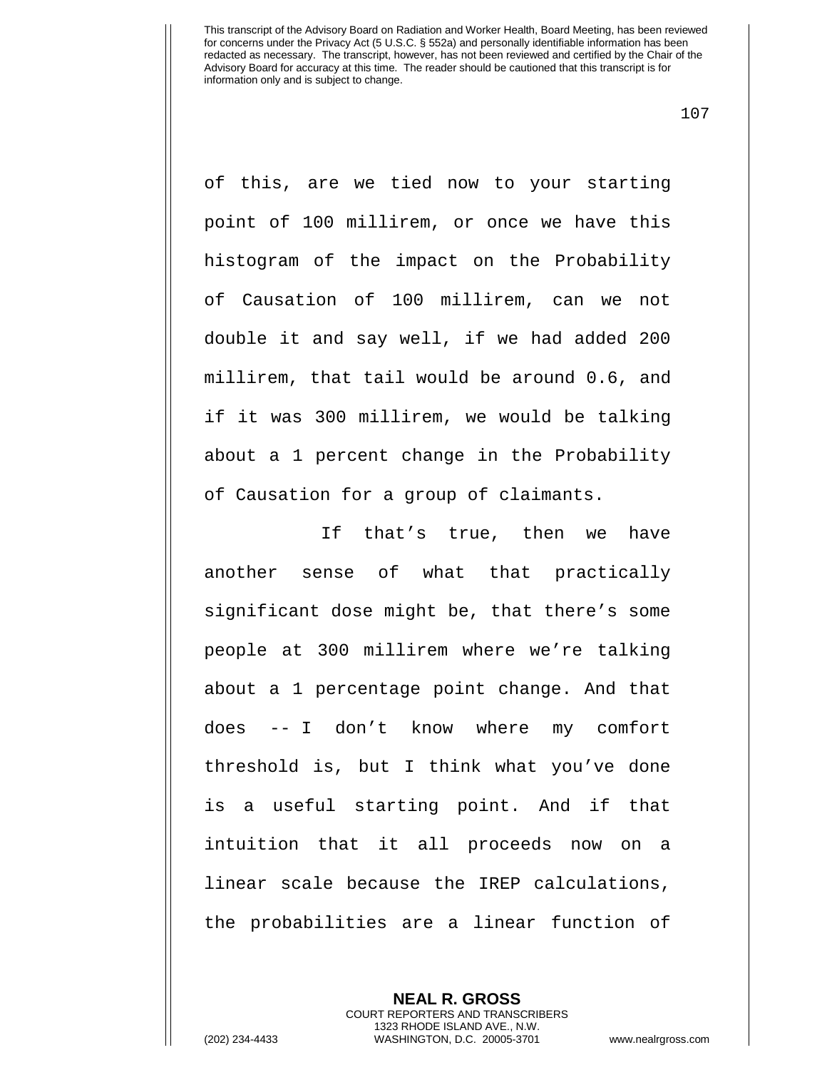of this, are we tied now to your starting point of 100 millirem, or once we have this histogram of the impact on the Probability of Causation of 100 millirem, can we not double it and say well, if we had added 200 millirem, that tail would be around 0.6, and if it was 300 millirem, we would be talking about a 1 percent change in the Probability of Causation for a group of claimants.

If that's true, then we have another sense of what that practically significant dose might be, that there's some people at 300 millirem where we're talking about a 1 percentage point change. And that does -- I don't know where my comfort threshold is, but I think what you've done is a useful starting point. And if that intuition that it all proceeds now on a linear scale because the IREP calculations, the probabilities are a linear function of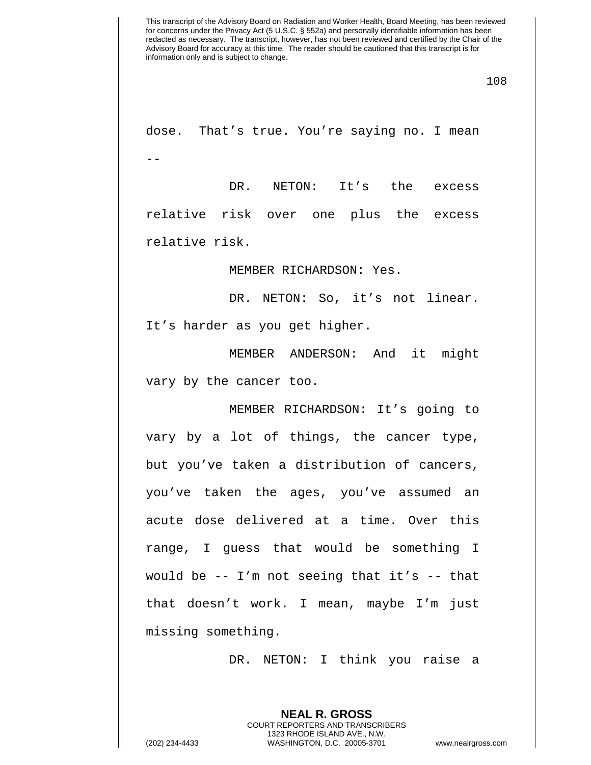dose. That's true. You're saying no. I mean --

DR. NETON: It's the excess relative risk over one plus the excess relative risk.

MEMBER RICHARDSON: Yes.

DR. NETON: So, it's not linear. It's harder as you get higher.

MEMBER ANDERSON: And it might vary by the cancer too.

MEMBER RICHARDSON: It's going to vary by a lot of things, the cancer type, but you've taken a distribution of cancers, you've taken the ages, you've assumed an acute dose delivered at a time. Over this range, I guess that would be something I would be -- I'm not seeing that it's -- that that doesn't work. I mean, maybe I'm just missing something.

DR. NETON: I think you raise a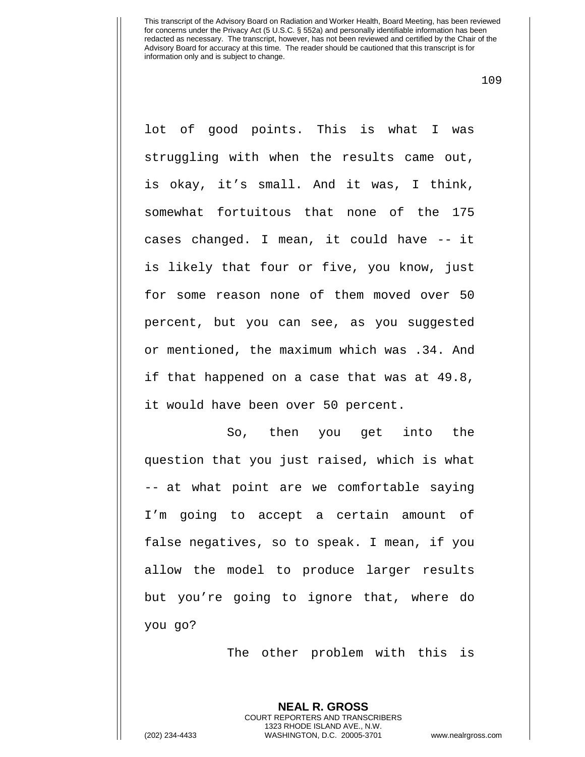lot of good points. This is what I was struggling with when the results came out, is okay, it's small. And it was, I think, somewhat fortuitous that none of the 175 cases changed. I mean, it could have -- it is likely that four or five, you know, just for some reason none of them moved over 50 percent, but you can see, as you suggested or mentioned, the maximum which was .34. And if that happened on a case that was at 49.8, it would have been over 50 percent.

So, then you get into the question that you just raised, which is what -- at what point are we comfortable saying I'm going to accept a certain amount of false negatives, so to speak. I mean, if you allow the model to produce larger results but you're going to ignore that, where do you go?

The other problem with this is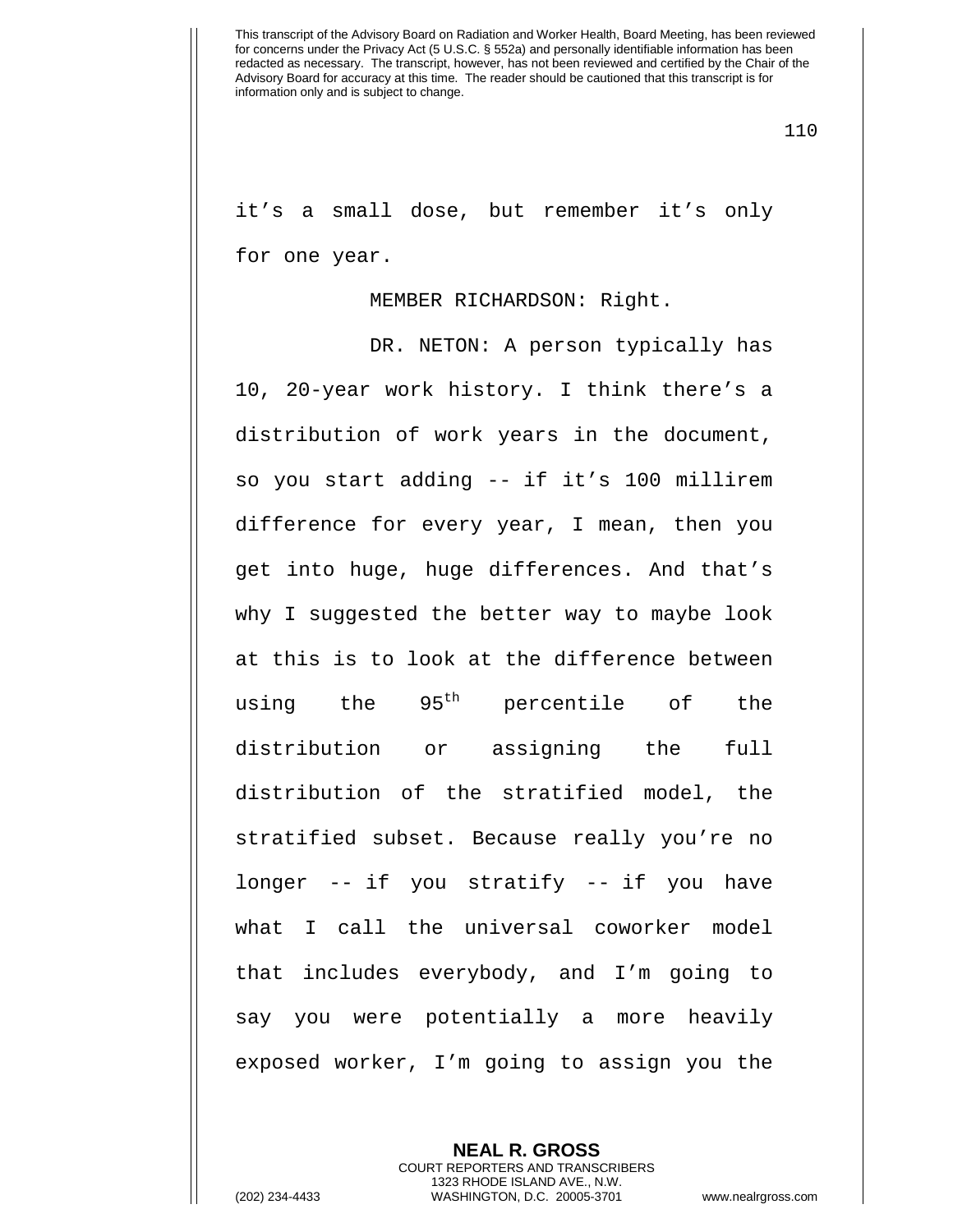it's a small dose, but remember it's only for one year.

MEMBER RICHARDSON: Right.

DR. NETON: A person typically has 10, 20-year work history. I think there's a distribution of work years in the document, so you start adding -- if it's 100 millirem difference for every year, I mean, then you get into huge, huge differences. And that's why I suggested the better way to maybe look at this is to look at the difference between using the 95th percentile of the distribution or assigning the full distribution of the stratified model, the stratified subset. Because really you're no longer -- if you stratify -- if you have what I call the universal coworker model that includes everybody, and I'm going to say you were potentially a more heavily exposed worker, I'm going to assign you the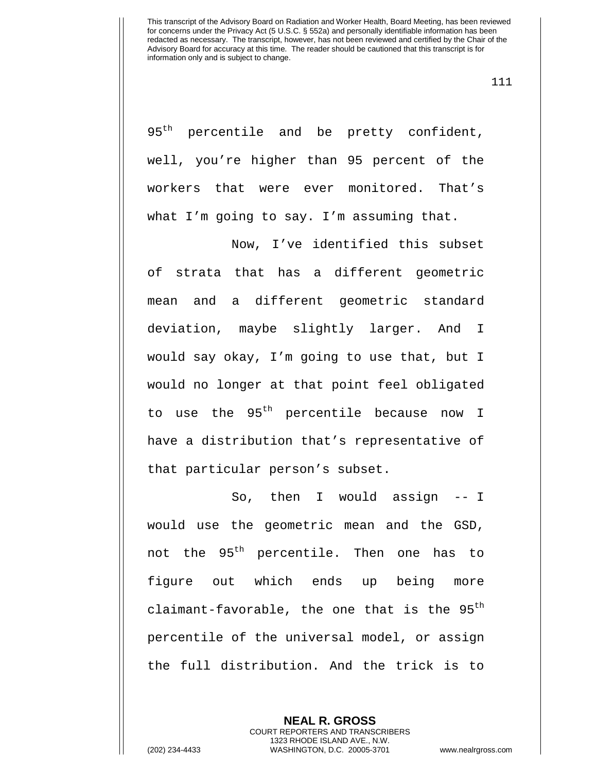95$^{th}$ percentile and be pretty confident, well, you're higher than 95 percent of the workers that were ever monitored. That's what I'm going to say. I'm assuming that.

Now, I've identified this subset of strata that has a different geometric mean and a different geometric standard deviation, maybe slightly larger. And I would say okay, I'm going to use that, but I would no longer at that point feel obligated to use the 95$^{th}$ percentile because now I have a distribution that's representative of that particular person's subset.

So, then I would assign -- I would use the geometric mean and the GSD, not the 95$^{th}$ percentile. Then one has to figure out which ends up being more claimant-favorable, the one that is the 95$^{th}$ percentile of the universal model, or assign the full distribution. And the trick is to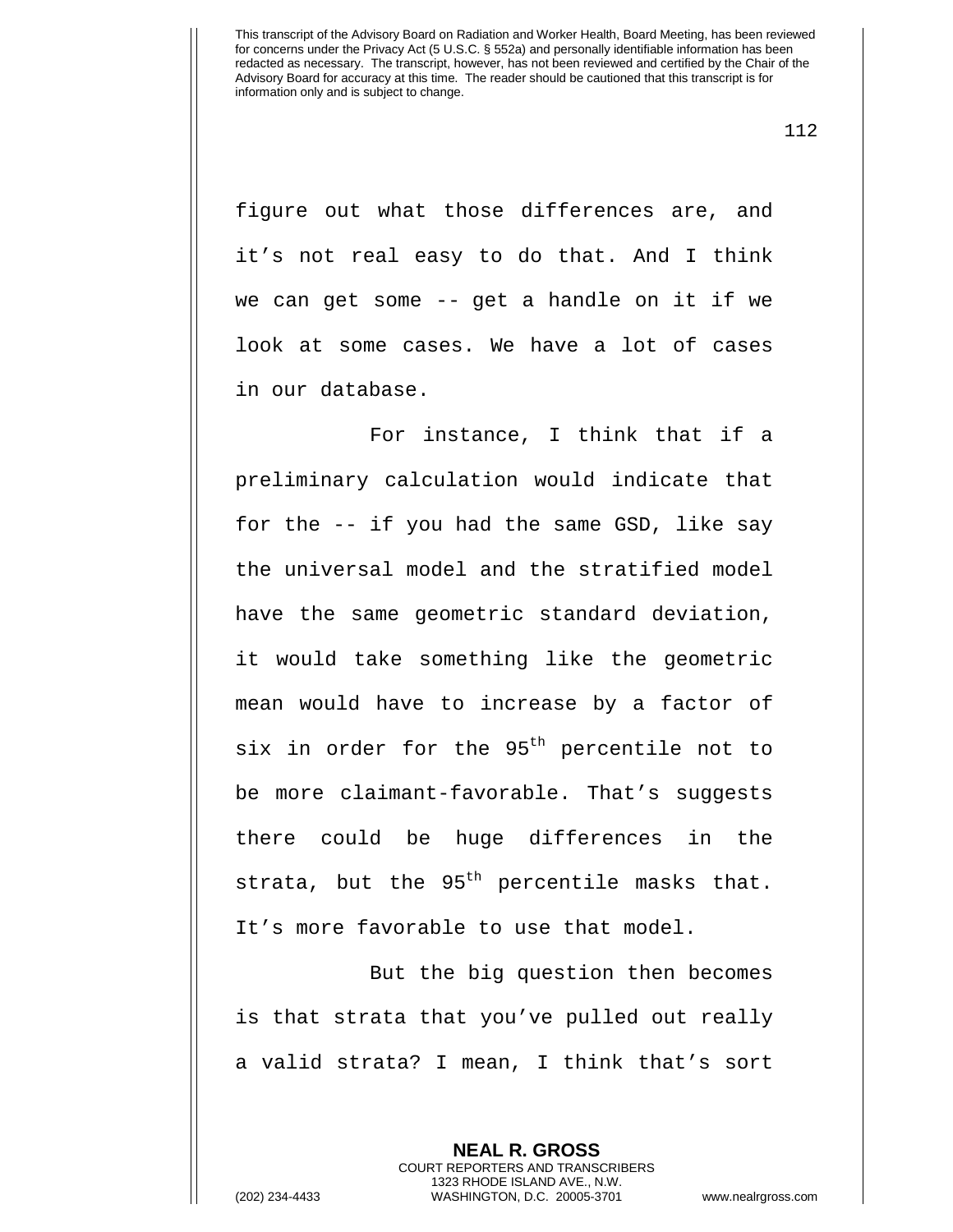figure out what those differences are, and it's not real easy to do that. And I think we can get some -- get a handle on it if we look at some cases. We have a lot of cases in our database.

For instance, I think that if a preliminary calculation would indicate that for the -- if you had the same GSD, like say the universal model and the stratified model have the same geometric standard deviation, it would take something like the geometric mean would have to increase by a factor of six in order for the 95th percentile not to be more claimant-favorable. That's suggests there could be huge differences in the strata, but the 95th percentile masks that. It's more favorable to use that model.

But the big question then becomes is that strata that you've pulled out really a valid strata? I mean, I think that's sort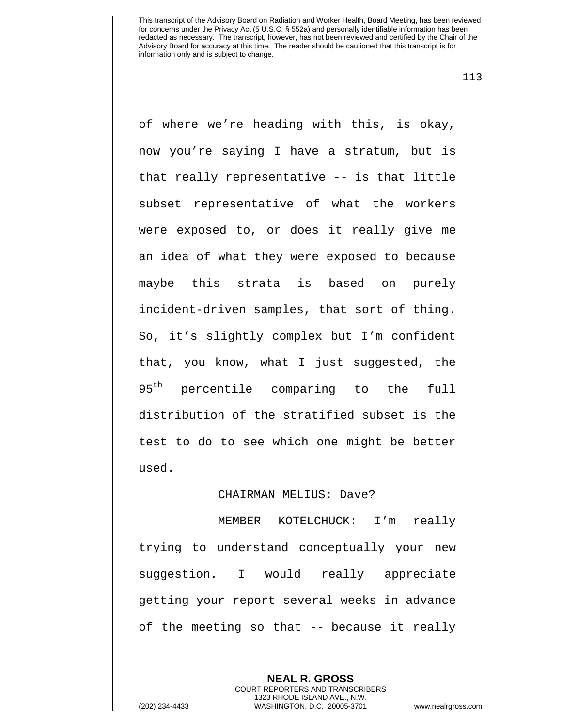of where we're heading with this, is okay, now you're saying I have a stratum, but is that really representative -- is that little subset representative of what the workers were exposed to, or does it really give me an idea of what they were exposed to because maybe this strata is based on purely incident-driven samples, that sort of thing. So, it's slightly complex but I'm confident that, you know, what I just suggested, the 95th percentile comparing to the full distribution of the stratified subset is the test to do to see which one might be better used.

CHAIRMAN MELIUS: Dave?

MEMBER KOTELCHUCK: I'm really trying to understand conceptually your new suggestion. I would really appreciate getting your report several weeks in advance of the meeting so that -- because it really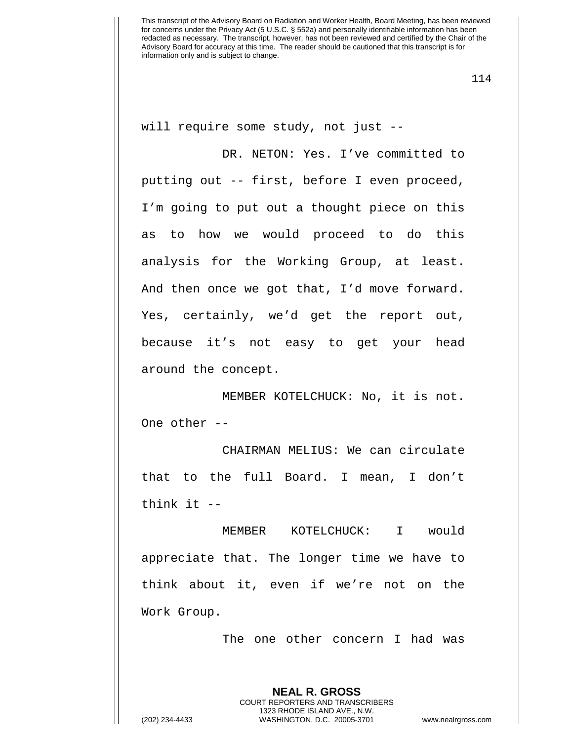will require some study, not just --

DR. NETON: Yes. I've committed to putting out -- first, before I even proceed, I'm going to put out a thought piece on this as to how we would proceed to do this analysis for the Working Group, at least. And then once we got that, I'd move forward. Yes, certainly, we'd get the report out, because it's not easy to get your head around the concept.

MEMBER KOTELCHUCK: No, it is not. One other --

CHAIRMAN MELIUS: We can circulate that to the full Board. I mean, I don't think it --

MEMBER KOTELCHUCK: I would appreciate that. The longer time we have to think about it, even if we're not on the Work Group.

The one other concern I had was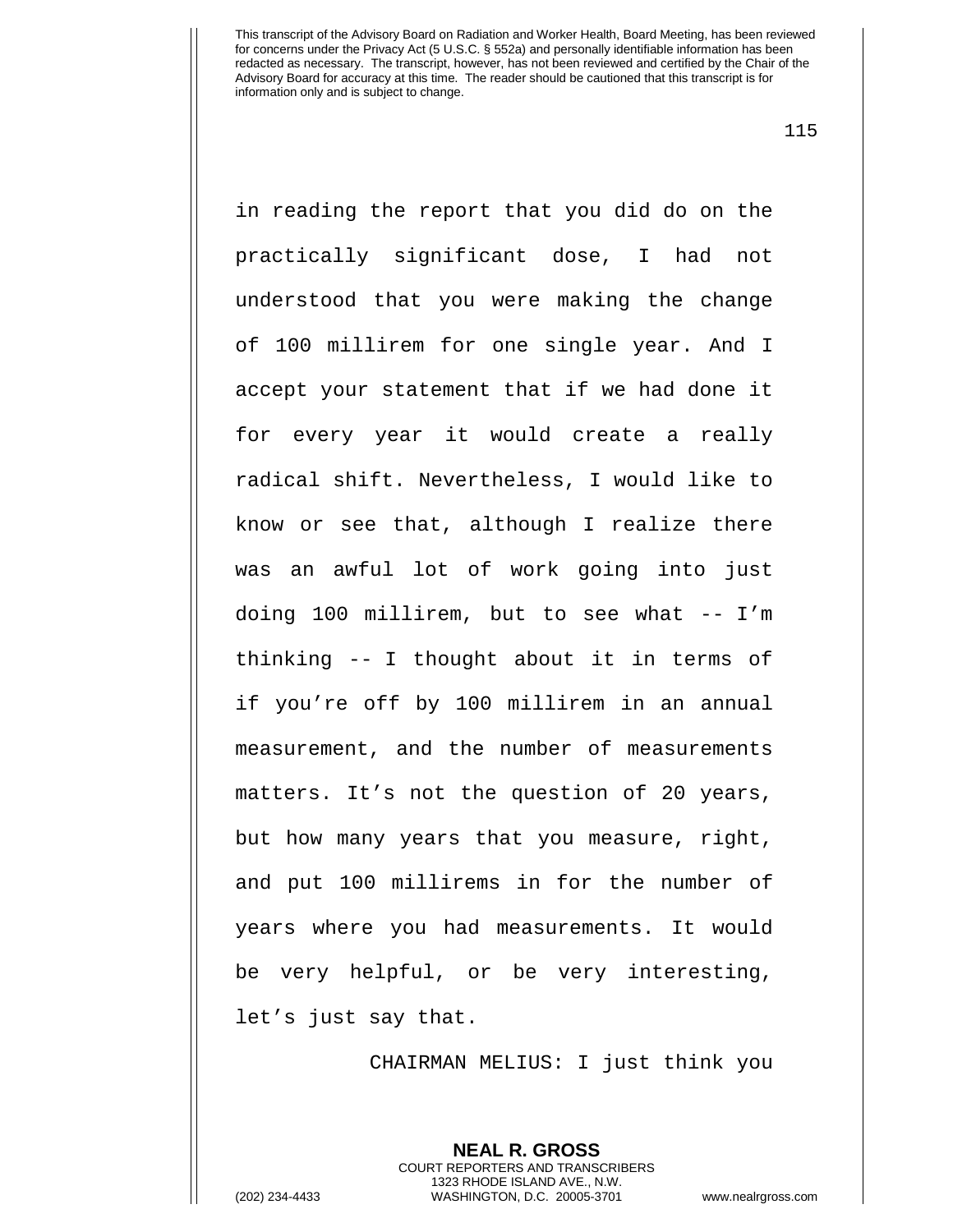in reading the report that you did do on the practically significant dose, I had not understood that you were making the change of 100 millirem for one single year. And I accept your statement that if we had done it for every year it would create a really radical shift. Nevertheless, I would like to know or see that, although I realize there was an awful lot of work going into just doing 100 millirem, but to see what -- I'm thinking -- I thought about it in terms of if you're off by 100 millirem in an annual measurement, and the number of measurements matters. It's not the question of 20 years, but how many years that you measure, right, and put 100 millirems in for the number of years where you had measurements. It would be very helpful, or be very interesting, let's just say that.

CHAIRMAN MELIUS: I just think you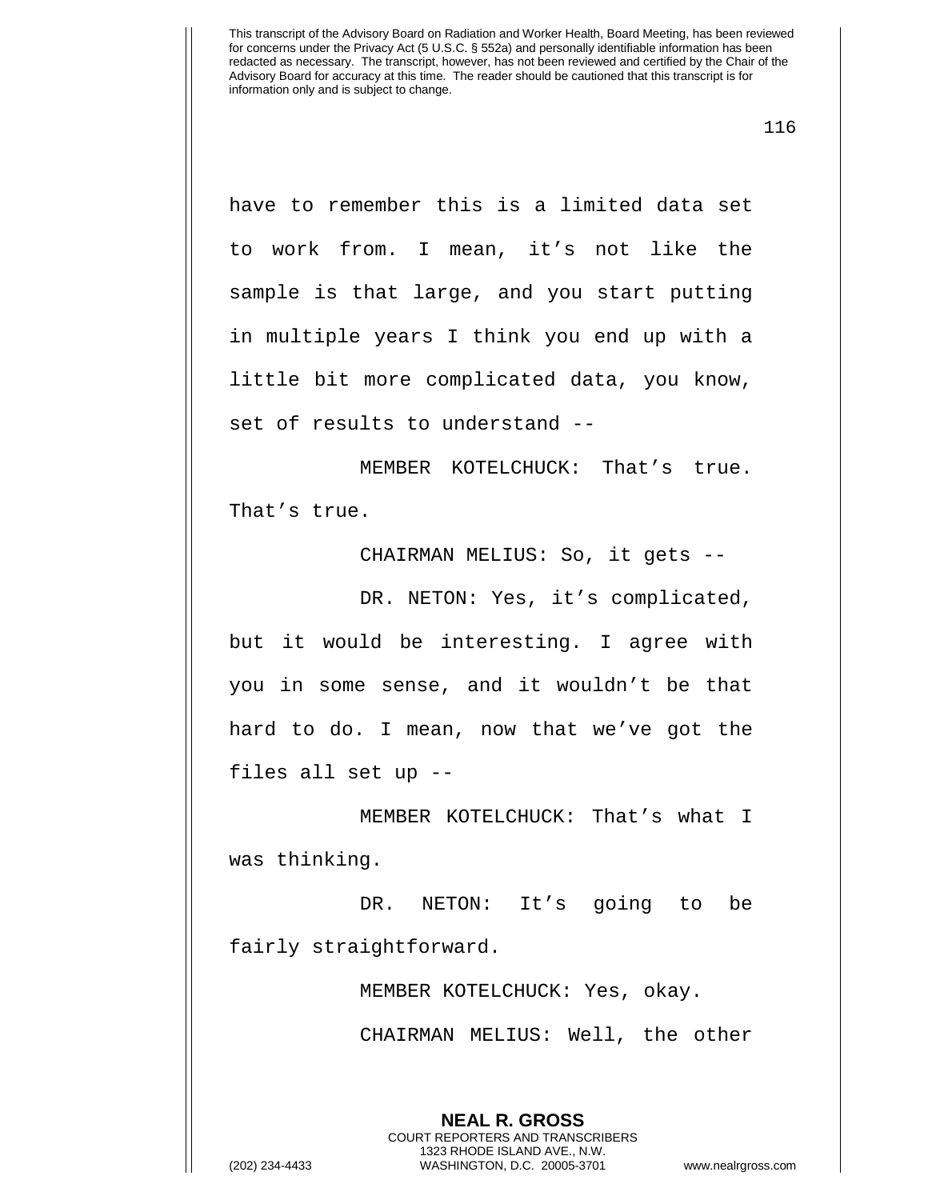have to remember this is a limited data set to work from. I mean, it's not like the sample is that large, and you start putting in multiple years I think you end up with a little bit more complicated data, you know, set of results to understand --

MEMBER KOTELCHUCK: That's true. That's true.

CHAIRMAN MELIUS: So, it gets --

DR. NETON: Yes, it's complicated, but it would be interesting. I agree with you in some sense, and it wouldn't be that hard to do. I mean, now that we've got the files all set up --

MEMBER KOTELCHUCK: That's what I was thinking.

DR. NETON: It's going to be fairly straightforward.

MEMBER KOTELCHUCK: Yes, okay.

CHAIRMAN MELIUS: Well, the other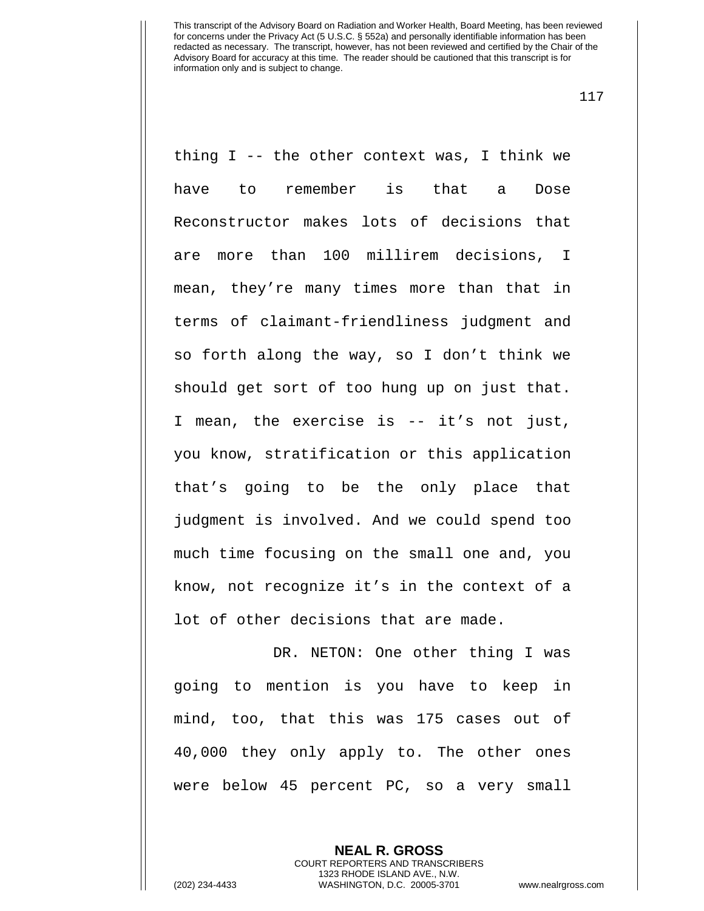thing I -- the other context was, I think we have to remember is that a Dose Reconstructor makes lots of decisions that are more than 100 millirem decisions, I mean, they're many times more than that in terms of claimant-friendliness judgment and so forth along the way, so I don't think we should get sort of too hung up on just that. I mean, the exercise is -- it's not just, you know, stratification or this application that's going to be the only place that judgment is involved. And we could spend too much time focusing on the small one and, you know, not recognize it's in the context of a lot of other decisions that are made.

DR. NETON: One other thing I was going to mention is you have to keep in mind, too, that this was 175 cases out of 40,000 they only apply to. The other ones were below 45 percent PC, so a very small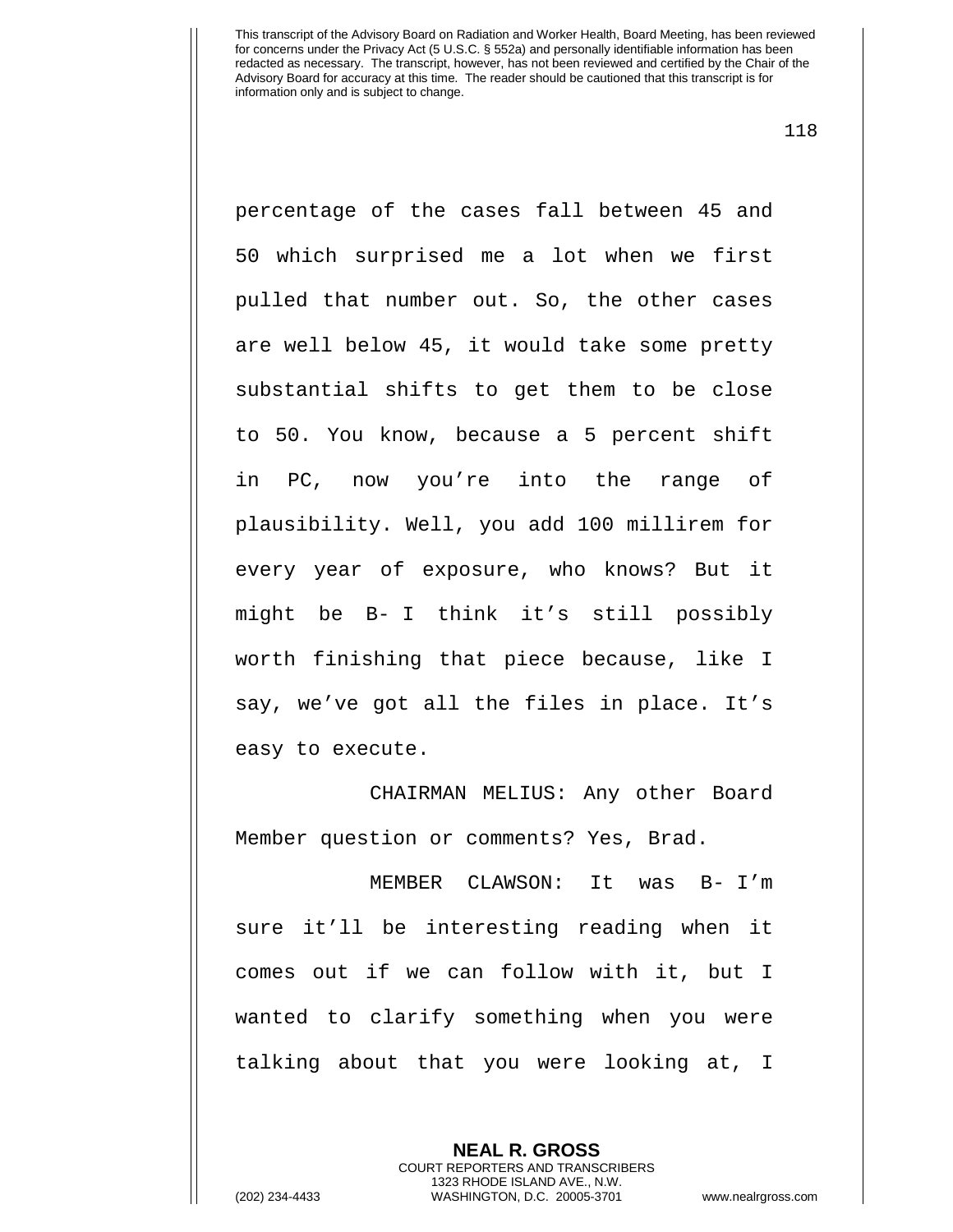percentage of the cases fall between 45 and 50 which surprised me a lot when we first pulled that number out. So, the other cases are well below 45, it would take some pretty substantial shifts to get them to be close to 50. You know, because a 5 percent shift in PC, now you're into the range of plausibility. Well, you add 100 millirem for every year of exposure, who knows? But it might be B- I think it's still possibly worth finishing that piece because, like I say, we've got all the files in place. It's easy to execute.

CHAIRMAN MELIUS: Any other Board Member question or comments? Yes, Brad.

MEMBER CLAWSON: It was B- I'm sure it'll be interesting reading when it comes out if we can follow with it, but I wanted to clarify something when you were talking about that you were looking at, I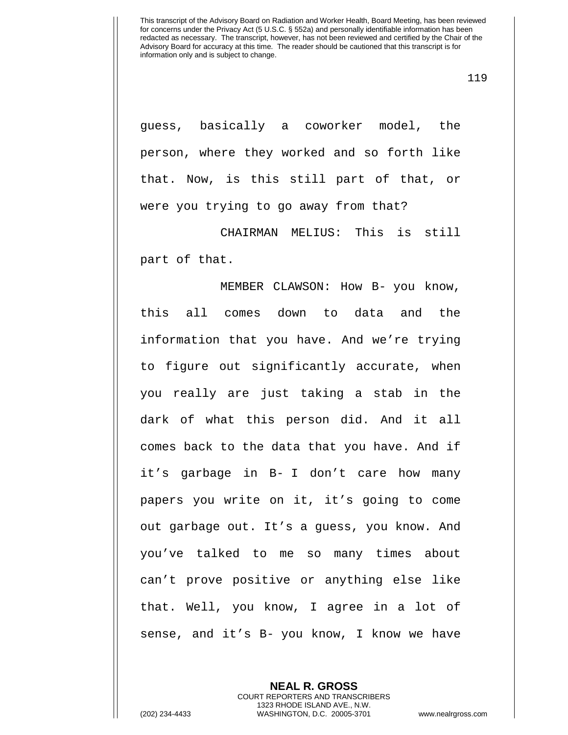guess, basically a coworker model, the person, where they worked and so forth like that. Now, is this still part of that, or were you trying to go away from that?

CHAIRMAN MELIUS: This is still part of that.

MEMBER CLAWSON: How B- you know, this all comes down to data and the information that you have. And we're trying to figure out significantly accurate, when you really are just taking a stab in the dark of what this person did. And it all comes back to the data that you have. And if it's garbage in B- I don't care how many papers you write on it, it's going to come out garbage out. It's a guess, you know. And you've talked to me so many times about can't prove positive or anything else like that. Well, you know, I agree in a lot of sense, and it's B- you know, I know we have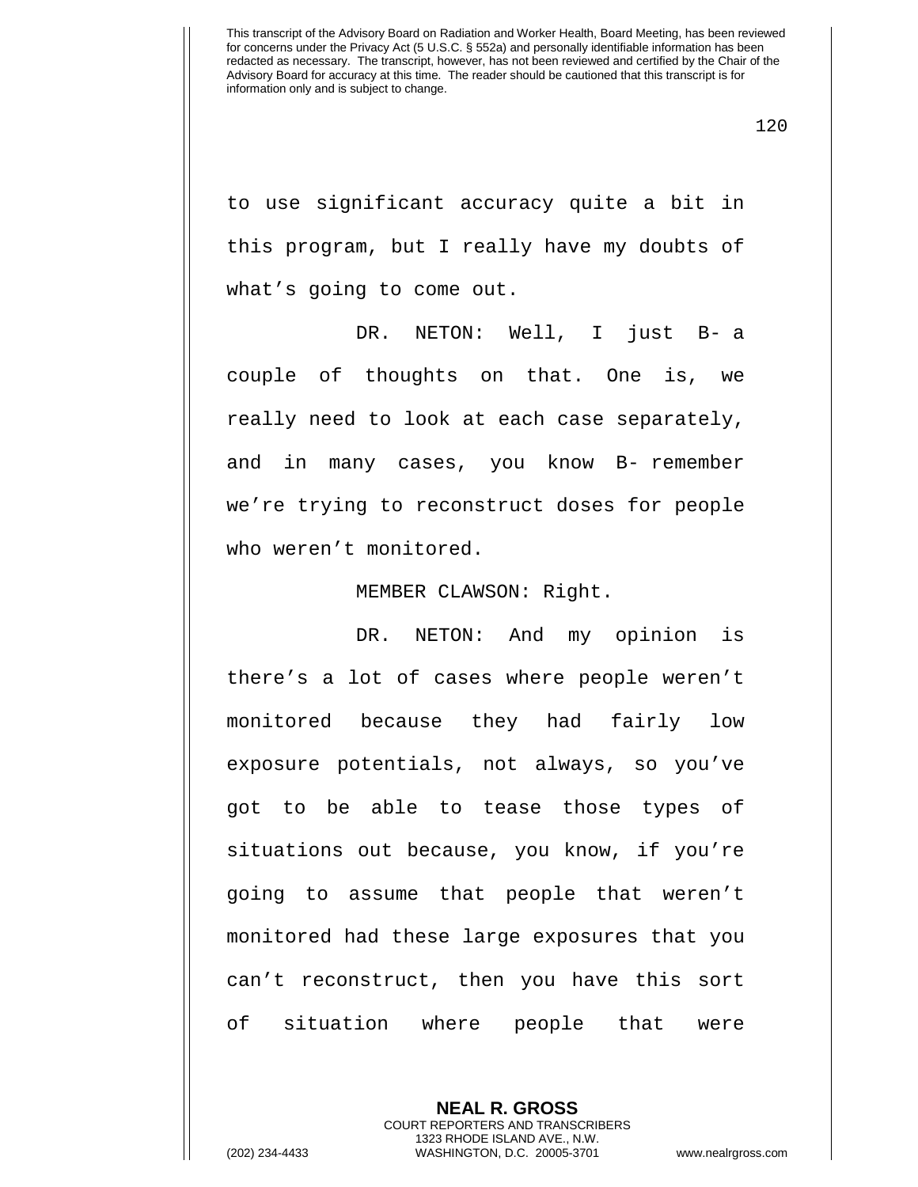to use significant accuracy quite a bit in this program, but I really have my doubts of what's going to come out.

DR. NETON: Well, I just B- a couple of thoughts on that. One is, we really need to look at each case separately, and in many cases, you know B- remember we're trying to reconstruct doses for people who weren't monitored.

MEMBER CLAWSON: Right.

DR. NETON: And my opinion is there's a lot of cases where people weren't monitored because they had fairly low exposure potentials, not always, so you've got to be able to tease those types of situations out because, you know, if you're going to assume that people that weren't monitored had these large exposures that you can't reconstruct, then you have this sort of situation where people that were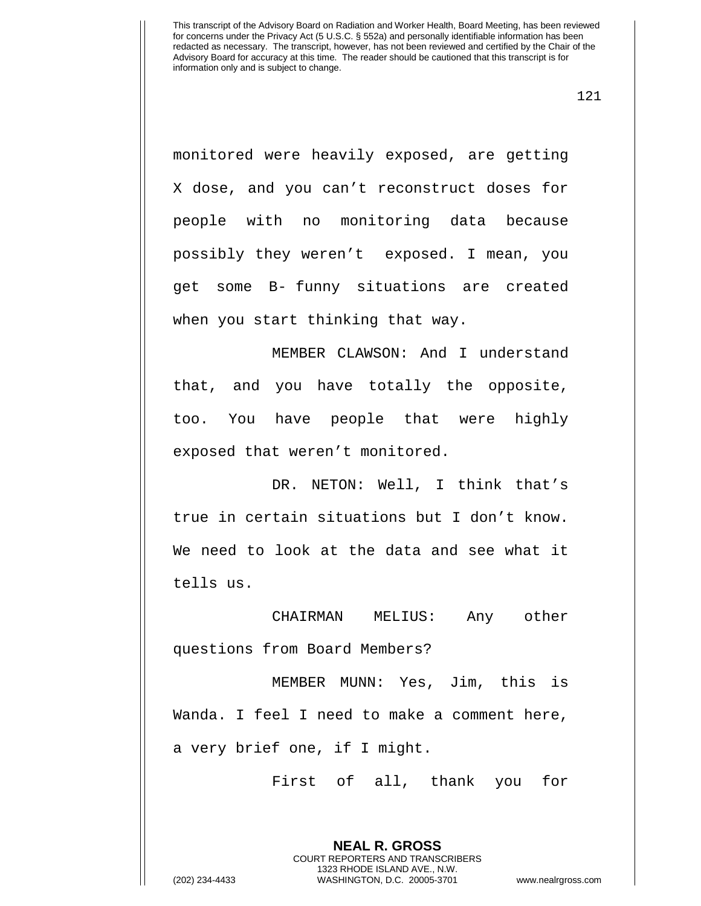monitored were heavily exposed, are getting X dose, and you can't reconstruct doses for people with no monitoring data because possibly they weren't exposed. I mean, you get some B- funny situations are created when you start thinking that way.

MEMBER CLAWSON: And I understand that, and you have totally the opposite, too. You have people that were highly exposed that weren't monitored.

DR. NETON: Well, I think that's true in certain situations but I don't know. We need to look at the data and see what it tells us.

CHAIRMAN MELIUS: Any other questions from Board Members?

MEMBER MUNN: Yes, Jim, this is Wanda. I feel I need to make a comment here, a very brief one, if I might.

First of all, thank you for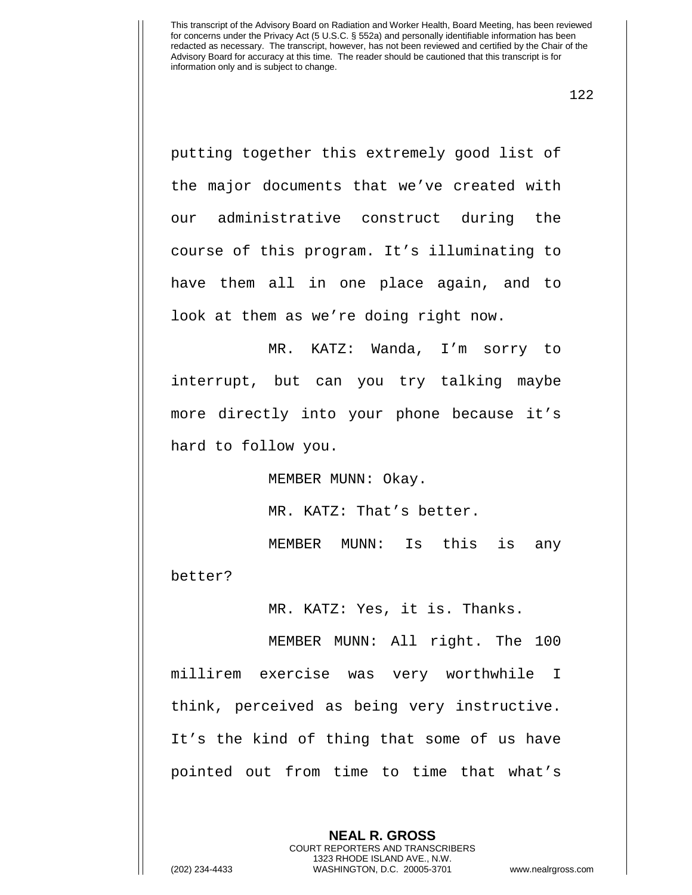putting together this extremely good list of the major documents that we've created with our administrative construct during the course of this program. It's illuminating to have them all in one place again, and to look at them as we're doing right now.

MR. KATZ: Wanda, I'm sorry to interrupt, but can you try talking maybe more directly into your phone because it's hard to follow you.

MEMBER MUNN: Okay.

MR. KATZ: That's better.

MEMBER MUNN: Is this is any better?

MR. KATZ: Yes, it is. Thanks.

MEMBER MUNN: All right. The 100 millirem exercise was very worthwhile I think, perceived as being very instructive. It's the kind of thing that some of us have pointed out from time to time that what's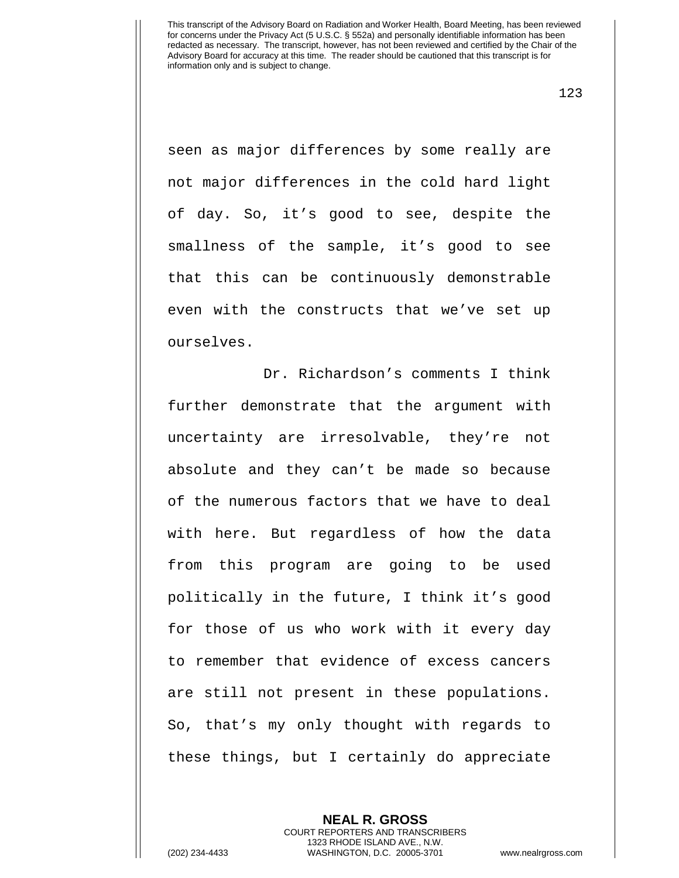seen as major differences by some really are not major differences in the cold hard light of day. So, it's good to see, despite the smallness of the sample, it's good to see that this can be continuously demonstrable even with the constructs that we've set up ourselves.

Dr. Richardson's comments I think further demonstrate that the argument with uncertainty are irresolvable, they're not absolute and they can't be made so because of the numerous factors that we have to deal with here. But regardless of how the data from this program are going to be used politically in the future, I think it's good for those of us who work with it every day to remember that evidence of excess cancers are still not present in these populations. So, that's my only thought with regards to these things, but I certainly do appreciate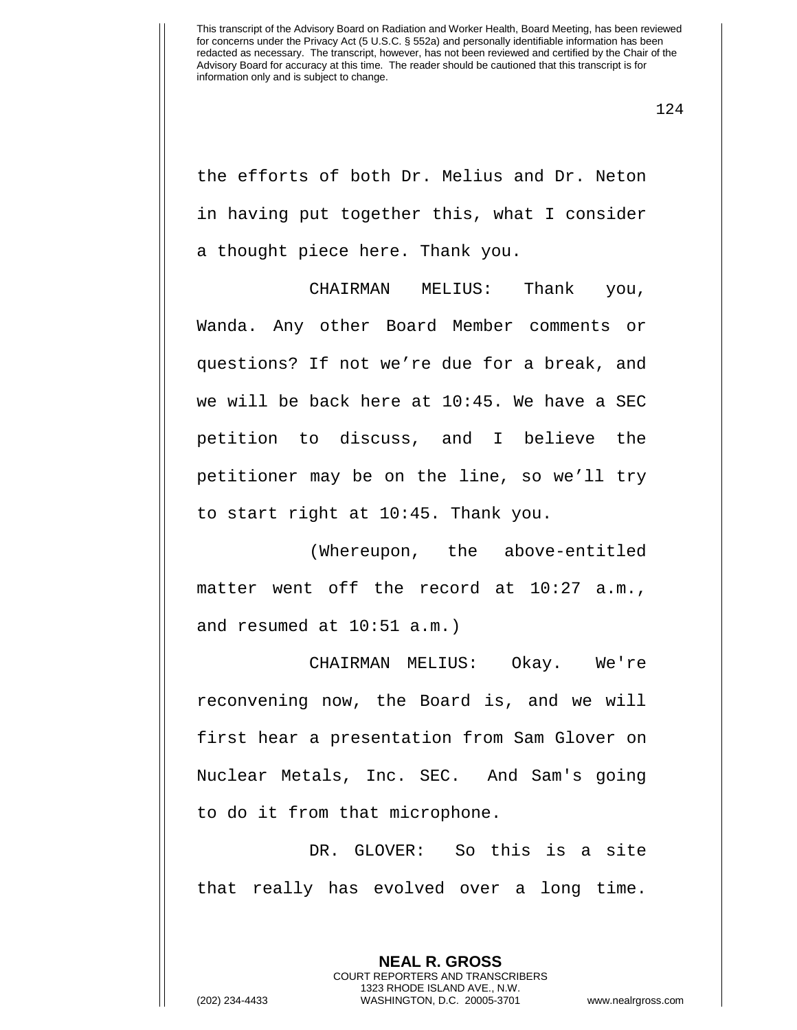the efforts of both Dr. Melius and Dr. Neton in having put together this, what I consider a thought piece here. Thank you.

CHAIRMAN MELIUS: Thank you, Wanda. Any other Board Member comments or questions? If not we’re due for a break, and we will be back here at 10:45. We have a SEC petition to discuss, and I believe the petitioner may be on the line, so we’ll try to start right at 10:45. Thank you.

(Whereupon, the above-entitled matter went off the record at 10:27 a.m., and resumed at 10:51 a.m.)

CHAIRMAN MELIUS: Okay. We're reconvening now, the Board is, and we will first hear a presentation from Sam Glover on Nuclear Metals, Inc. SEC. And Sam's going to do it from that microphone.

DR. GLOVER: So this is a site that really has evolved over a long time.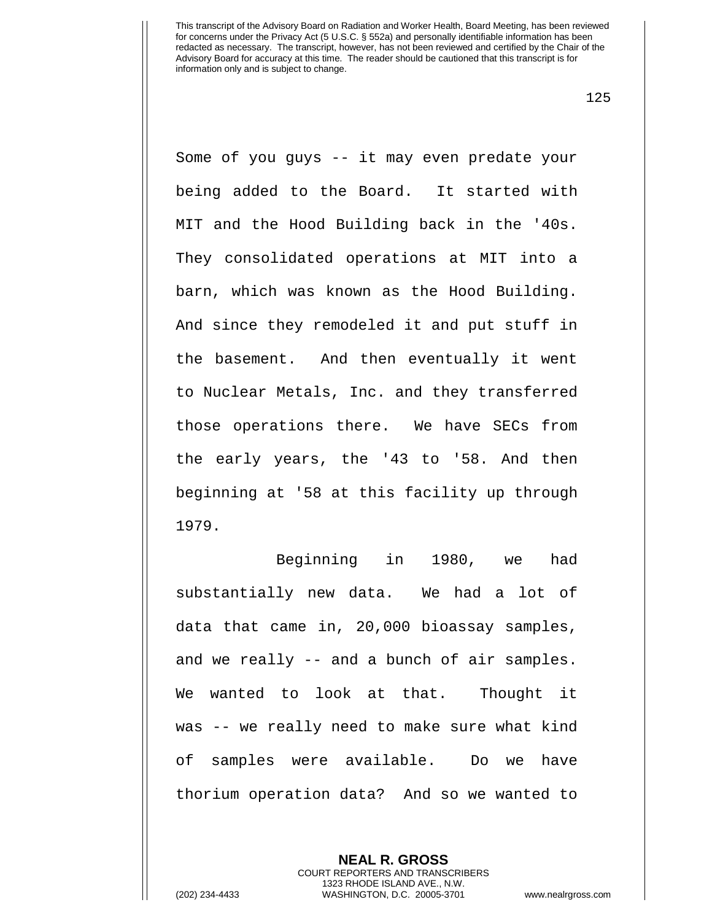Some of you guys -- it may even predate your being added to the Board. It started with MIT and the Hood Building back in the '40s. They consolidated operations at MIT into a barn, which was known as the Hood Building. And since they remodeled it and put stuff in the basement. And then eventually it went to Nuclear Metals, Inc. and they transferred those operations there. We have SECs from the early years, the '43 to '58. And then beginning at '58 at this facility up through 1979.

Beginning in 1980, we had substantially new data. We had a lot of data that came in, 20,000 bioassay samples, and we really -- and a bunch of air samples. We wanted to look at that. Thought it was -- we really need to make sure what kind of samples were available. Do we have thorium operation data? And so we wanted to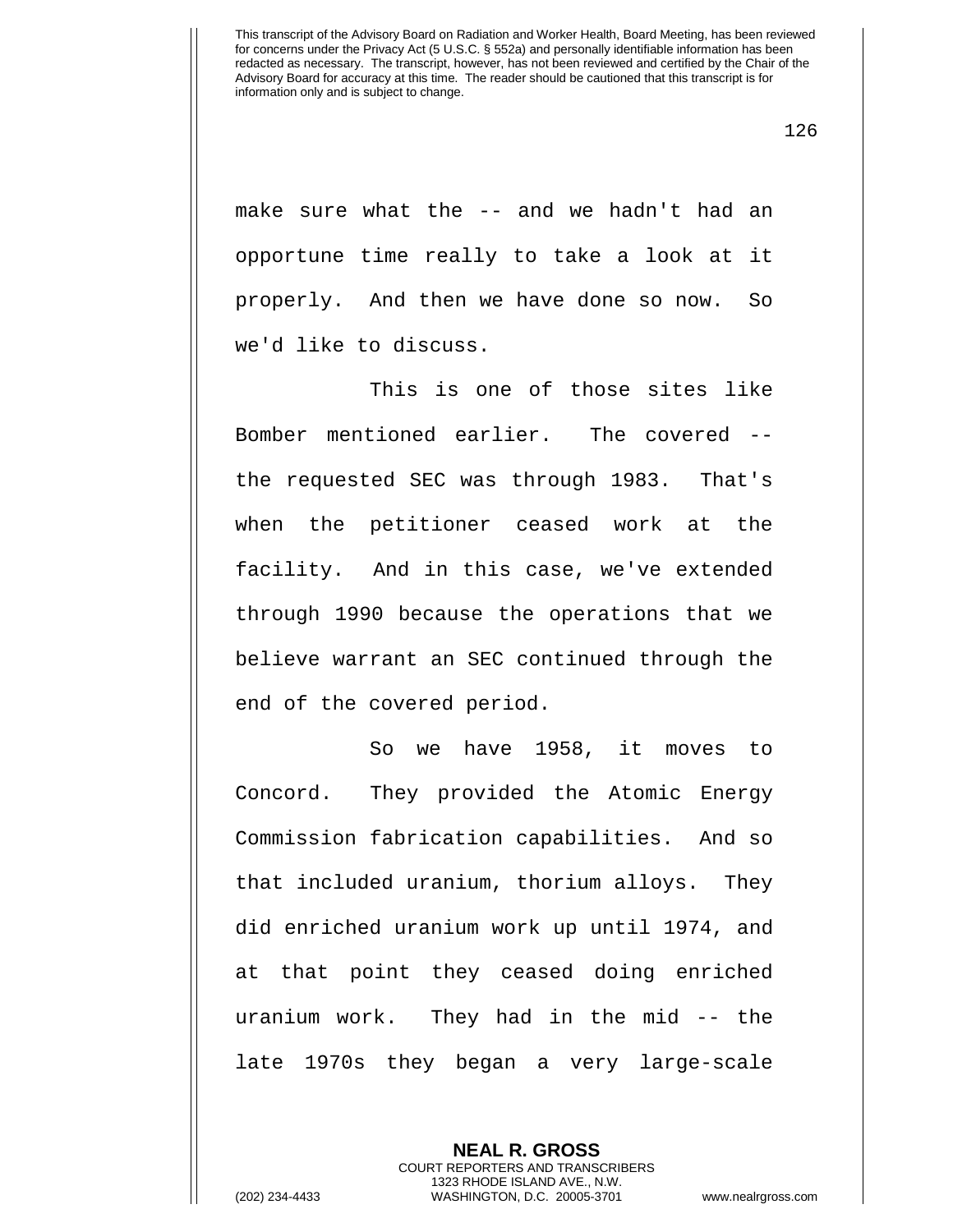make sure what the -- and we hadn't had an opportune time really to take a look at it properly. And then we have done so now. So we'd like to discuss.

This is one of those sites like Bomber mentioned earlier. The covered -- the requested SEC was through 1983. That's when the petitioner ceased work at the facility. And in this case, we've extended through 1990 because the operations that we believe warrant an SEC continued through the end of the covered period.

So we have 1958, it moves to Concord. They provided the Atomic Energy Commission fabrication capabilities. And so that included uranium, thorium alloys. They did enriched uranium work up until 1974, and at that point they ceased doing enriched uranium work. They had in the mid -- the late 1970s they began a very large-scale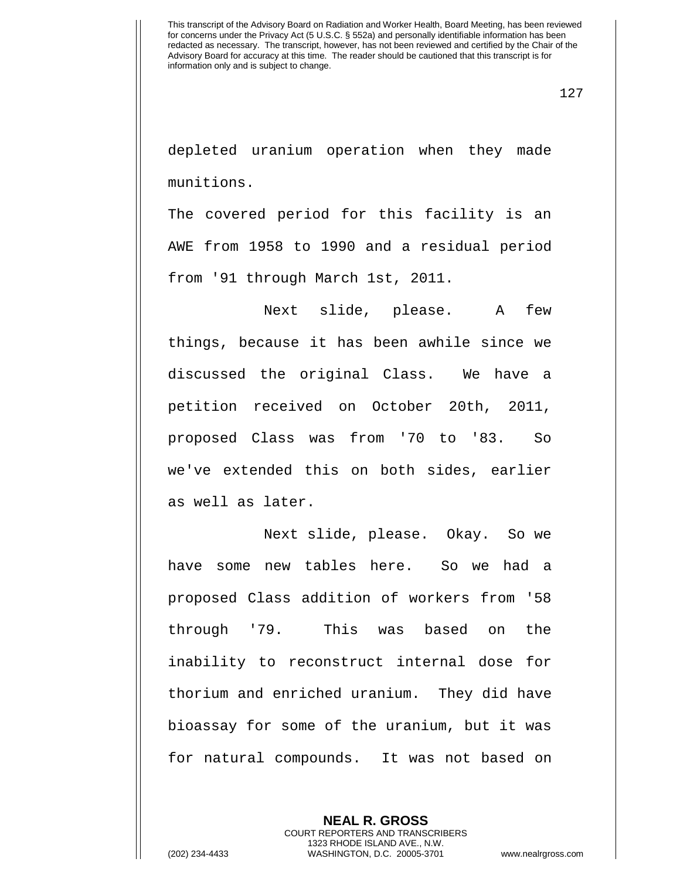depleted uranium operation when they made munitions.

The covered period for this facility is an AWE from 1958 to 1990 and a residual period from '91 through March 1st, 2011.

Next slide, please. A few things, because it has been awhile since we discussed the original Class. We have a petition received on October 20th, 2011, proposed Class was from '70 to '83. So we've extended this on both sides, earlier as well as later.

Next slide, please. Okay. So we have some new tables here. So we had a proposed Class addition of workers from '58 through '79. This was based on the inability to reconstruct internal dose for thorium and enriched uranium. They did have bioassay for some of the uranium, but it was for natural compounds. It was not based on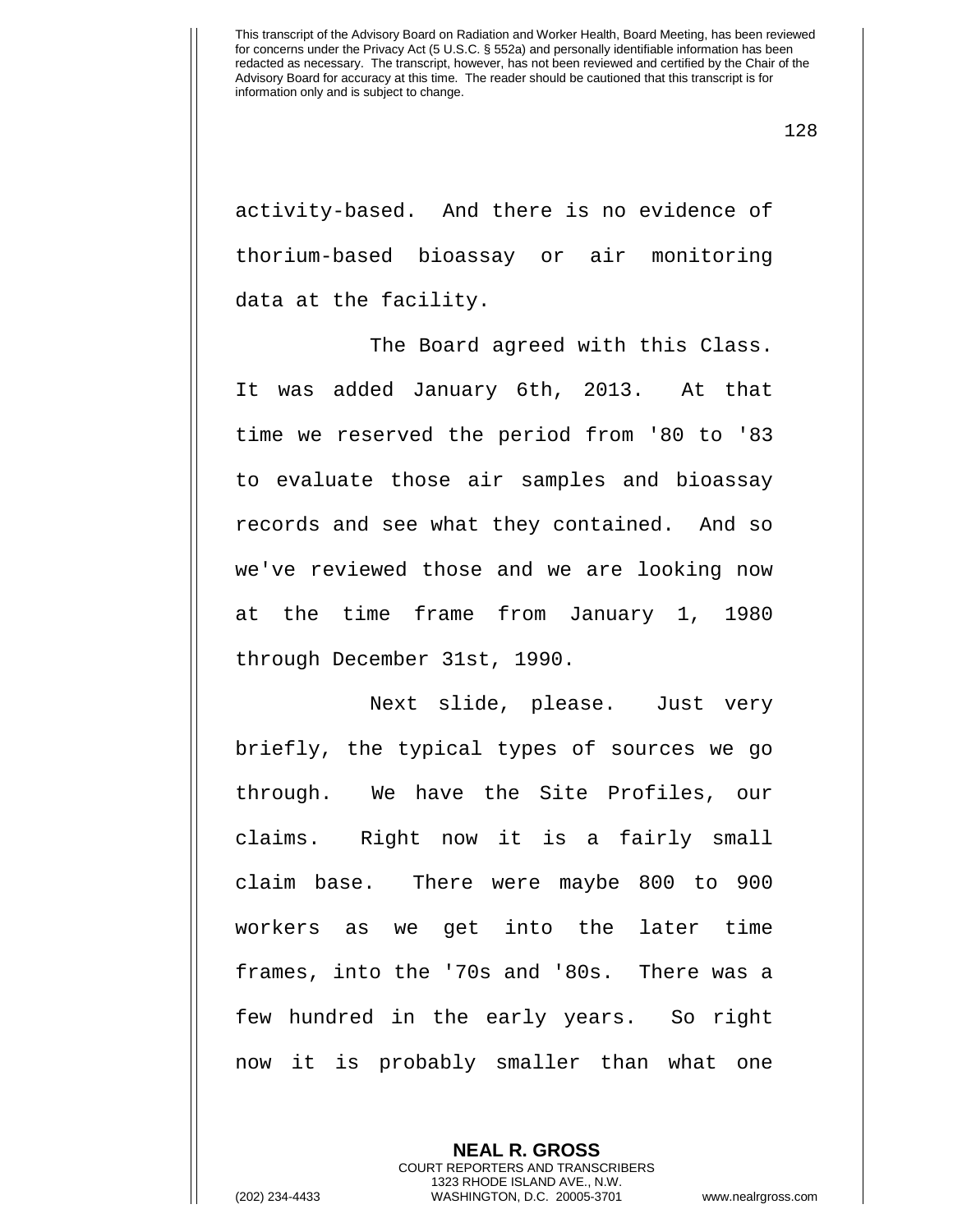activity-based. And there is no evidence of thorium-based bioassay or air monitoring data at the facility.

The Board agreed with this Class. It was added January 6th, 2013. At that time we reserved the period from '80 to '83 to evaluate those air samples and bioassay records and see what they contained. And so we've reviewed those and we are looking now at the time frame from January 1, 1980 through December 31st, 1990.

Next slide, please. Just very briefly, the typical types of sources we go through. We have the Site Profiles, our claims. Right now it is a fairly small claim base. There were maybe 800 to 900 workers as we get into the later time frames, into the '70s and '80s. There was a few hundred in the early years. So right now it is probably smaller than what one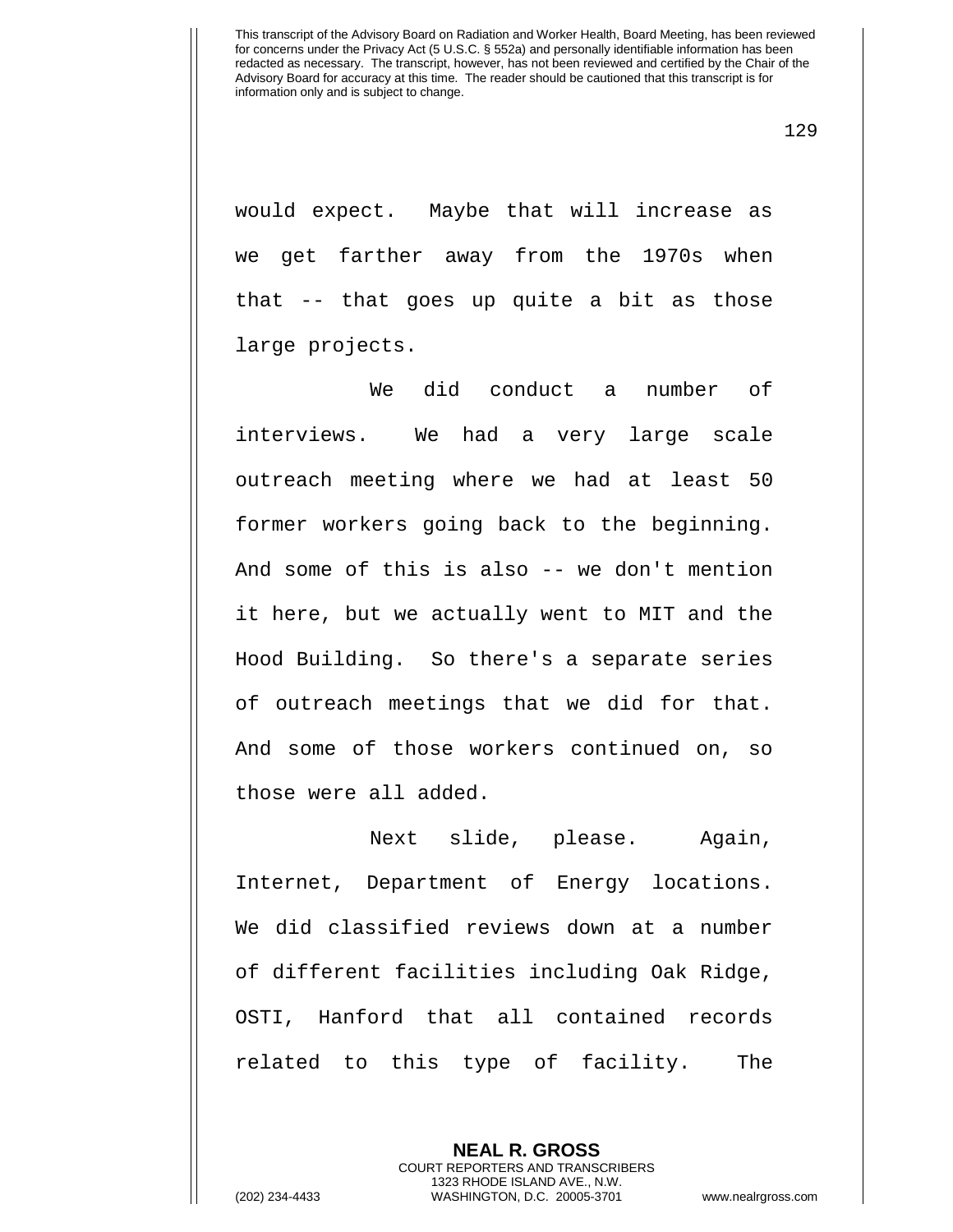would expect. Maybe that will increase as we get farther away from the 1970s when that -- that goes up quite a bit as those large projects.

We did conduct a number of interviews. We had a very large scale outreach meeting where we had at least 50 former workers going back to the beginning. And some of this is also -- we don't mention it here, but we actually went to MIT and the Hood Building. So there's a separate series of outreach meetings that we did for that. And some of those workers continued on, so those were all added.

Next slide, please. Again, Internet, Department of Energy locations. We did classified reviews down at a number of different facilities including Oak Ridge, OSTI, Hanford that all contained records related to this type of facility. The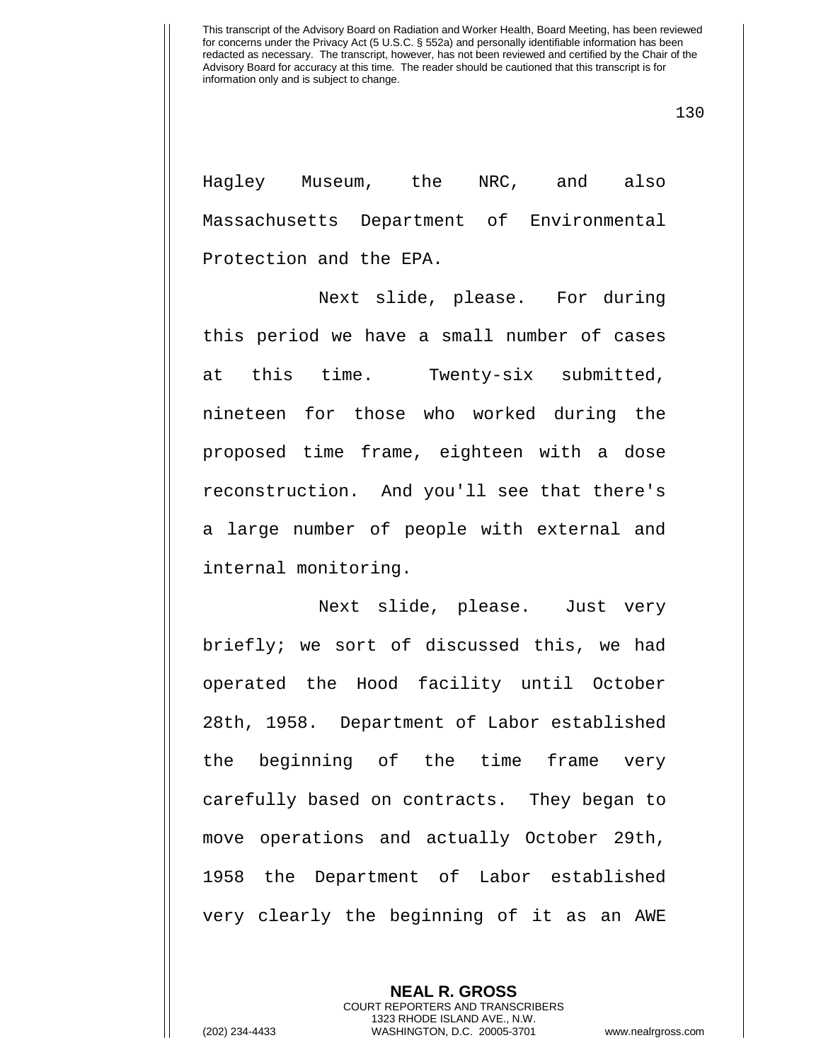Hagley Museum, the NRC, and also Massachusetts Department of Environmental Protection and the EPA.

Next slide, please. For during this period we have a small number of cases at this time. Twenty-six submitted, nineteen for those who worked during the proposed time frame, eighteen with a dose reconstruction. And you'll see that there's a large number of people with external and internal monitoring.

Next slide, please. Just very briefly; we sort of discussed this, we had operated the Hood facility until October 28th, 1958. Department of Labor established the beginning of the time frame very carefully based on contracts. They began to move operations and actually October 29th, 1958 the Department of Labor established very clearly the beginning of it as an AWE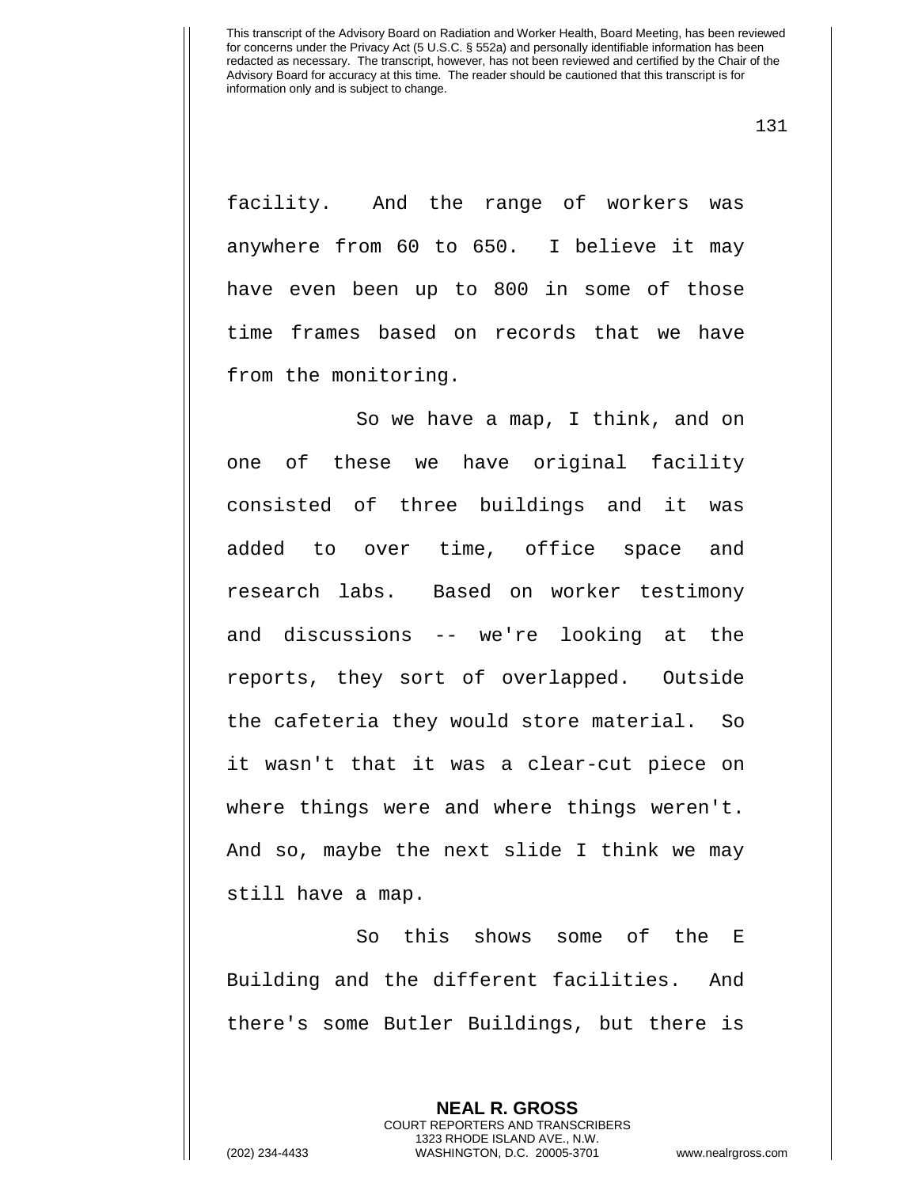facility. And the range of workers was anywhere from 60 to 650. I believe it may have even been up to 800 in some of those time frames based on records that we have from the monitoring.

So we have a map, I think, and on one of these we have original facility consisted of three buildings and it was added to over time, office space and research labs. Based on worker testimony and discussions -- we're looking at the reports, they sort of overlapped. Outside the cafeteria they would store material. So it wasn't that it was a clear-cut piece on where things were and where things weren't. And so, maybe the next slide I think we may still have a map.

So this shows some of the E Building and the different facilities. And there's some Butler Buildings, but there is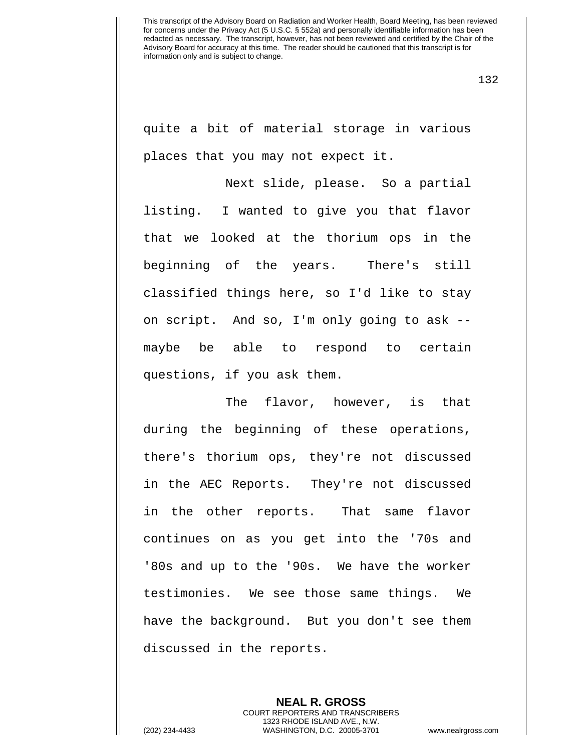quite a bit of material storage in various places that you may not expect it.

Next slide, please. So a partial listing. I wanted to give you that flavor that we looked at the thorium ops in the beginning of the years. There's still classified things here, so I'd like to stay on script. And so, I'm only going to ask -- maybe be able to respond to certain questions, if you ask them.

The flavor, however, is that during the beginning of these operations, there's thorium ops, they're not discussed in the AEC Reports. They're not discussed in the other reports. That same flavor continues on as you get into the '70s and '80s and up to the '90s. We have the worker testimonies. We see those same things. We have the background. But you don't see them discussed in the reports.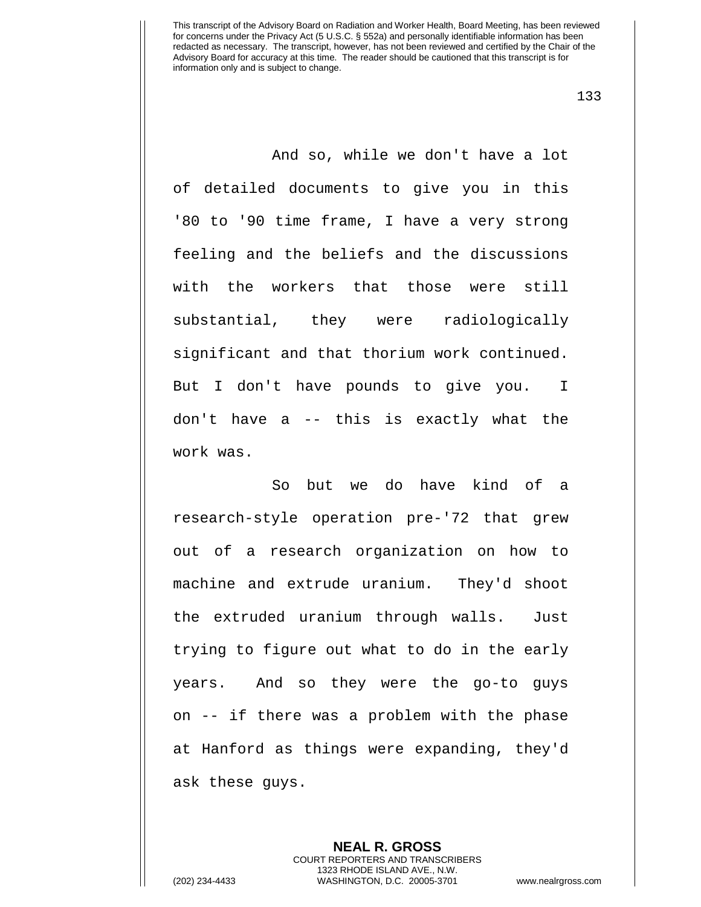And so, while we don't have a lot of detailed documents to give you in this '80 to '90 time frame, I have a very strong feeling and the beliefs and the discussions with the workers that those were still substantial, they were radiologically significant and that thorium work continued. But I don't have pounds to give you. I don't have a -- this is exactly what the work was.

So but we do have kind of a research-style operation pre-'72 that grew out of a research organization on how to machine and extrude uranium. They'd shoot the extruded uranium through walls. Just trying to figure out what to do in the early years. And so they were the go-to guys on -- if there was a problem with the phase at Hanford as things were expanding, they'd ask these guys.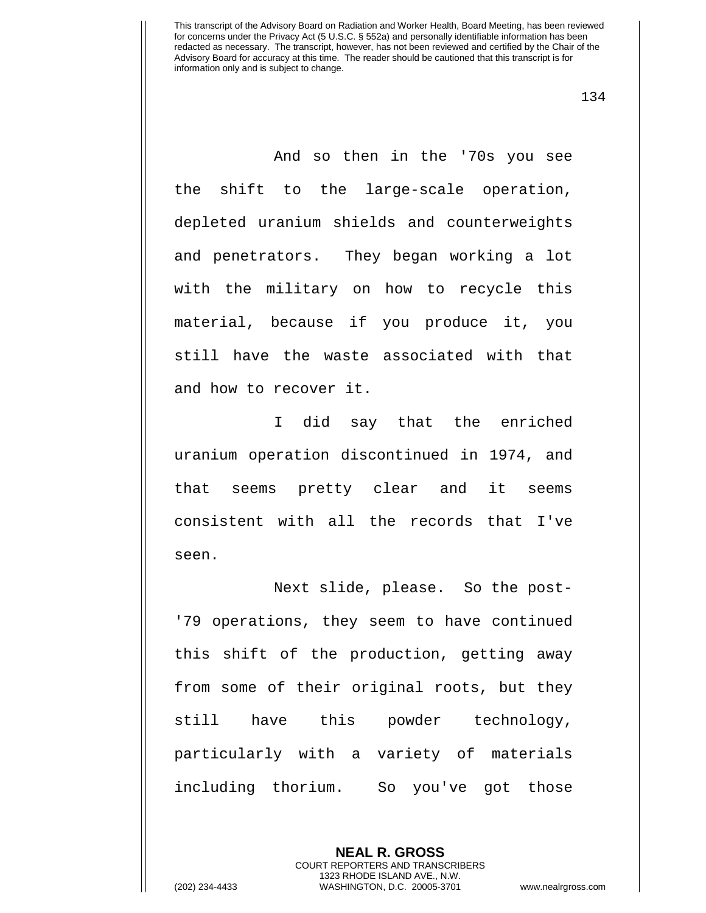And so then in the '70s you see the shift to the large-scale operation, depleted uranium shields and counterweights and penetrators. They began working a lot with the military on how to recycle this material, because if you produce it, you still have the waste associated with that and how to recover it.

I did say that the enriched uranium operation discontinued in 1974, and that seems pretty clear and it seems consistent with all the records that I've seen.

Next slide, please. So the post-'79 operations, they seem to have continued this shift of the production, getting away from some of their original roots, but they still have this powder technology, particularly with a variety of materials including thorium. So you've got those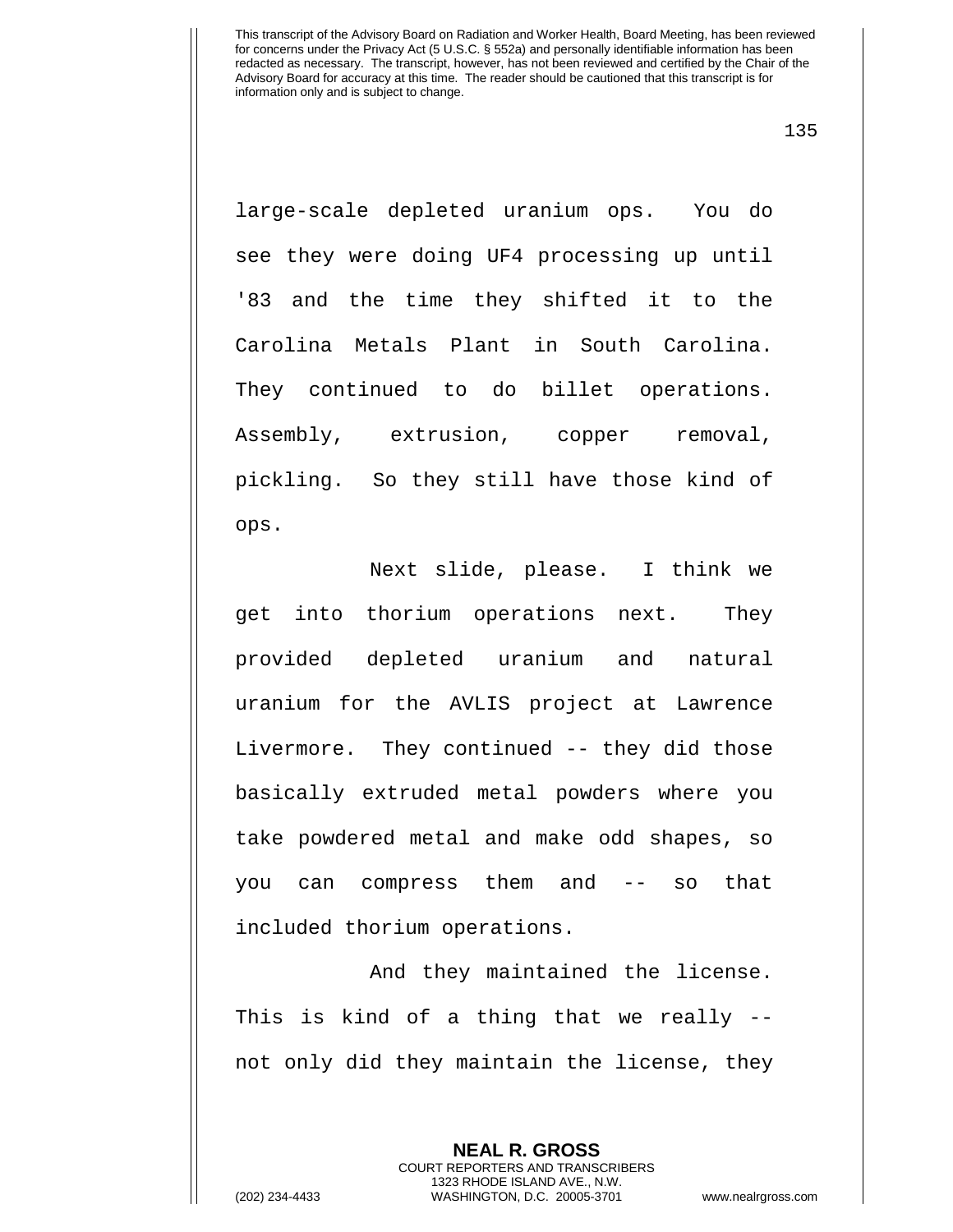large-scale depleted uranium ops. You do see they were doing UF4 processing up until '83 and the time they shifted it to the Carolina Metals Plant in South Carolina. They continued to do billet operations. Assembly, extrusion, copper removal, pickling. So they still have those kind of ops.

Next slide, please. I think we get into thorium operations next. They provided depleted uranium and natural uranium for the AVLIS project at Lawrence Livermore. They continued -- they did those basically extruded metal powders where you take powdered metal and make odd shapes, so you can compress them and -- so that included thorium operations.

And they maintained the license. This is kind of a thing that we really -- not only did they maintain the license, they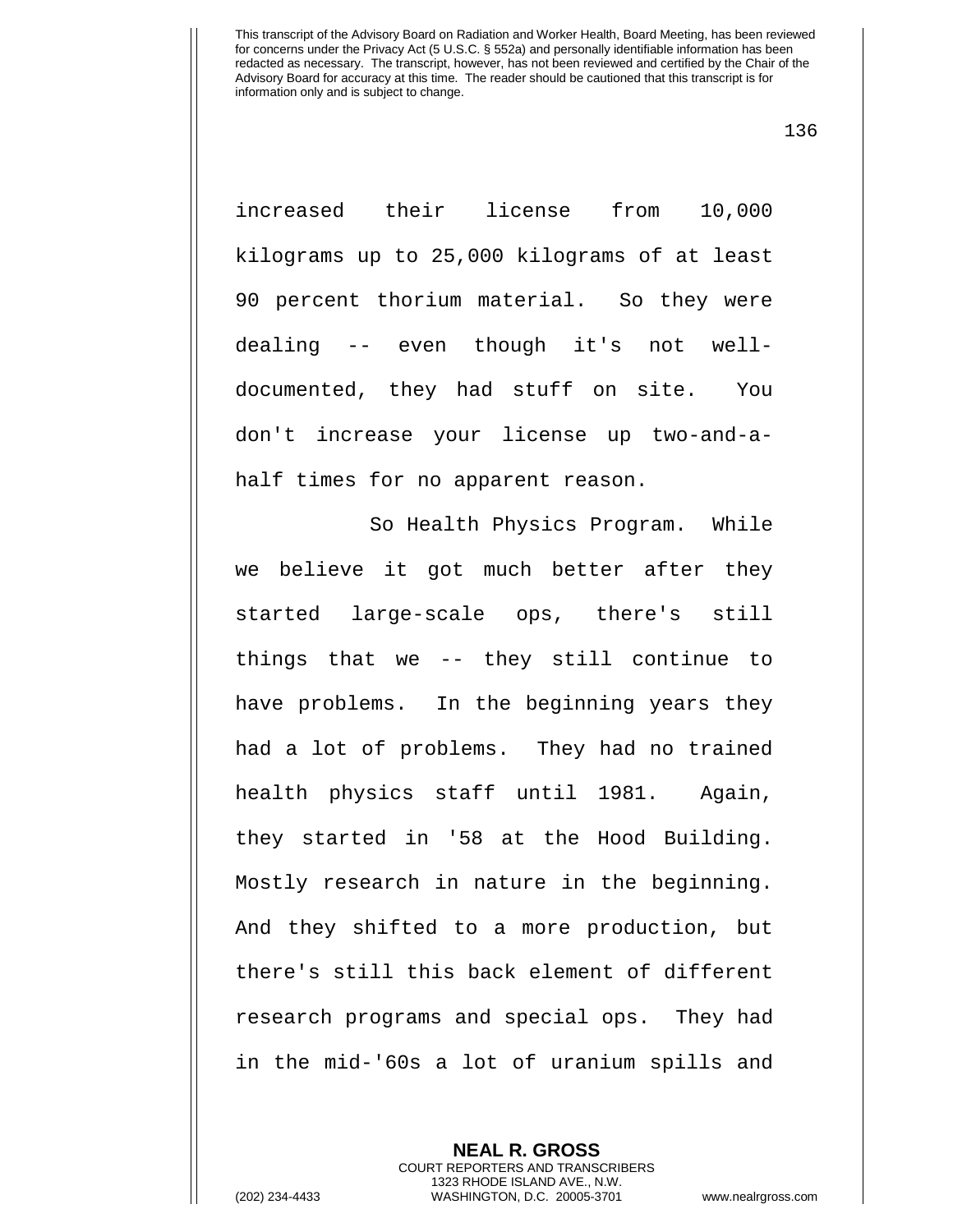increased their license from 10,000 kilograms up to 25,000 kilograms of at least 90 percent thorium material. So they were dealing -- even though it's not well-documented, they had stuff on site. You don't increase your license up two-and-a-half times for no apparent reason.

So Health Physics Program. While we believe it got much better after they started large-scale ops, there's still things that we -- they still continue to have problems. In the beginning years they had a lot of problems. They had no trained health physics staff until 1981. Again, they started in '58 at the Hood Building. Mostly research in nature in the beginning. And they shifted to a more production, but there's still this back element of different research programs and special ops. They had in the mid-'60s a lot of uranium spills and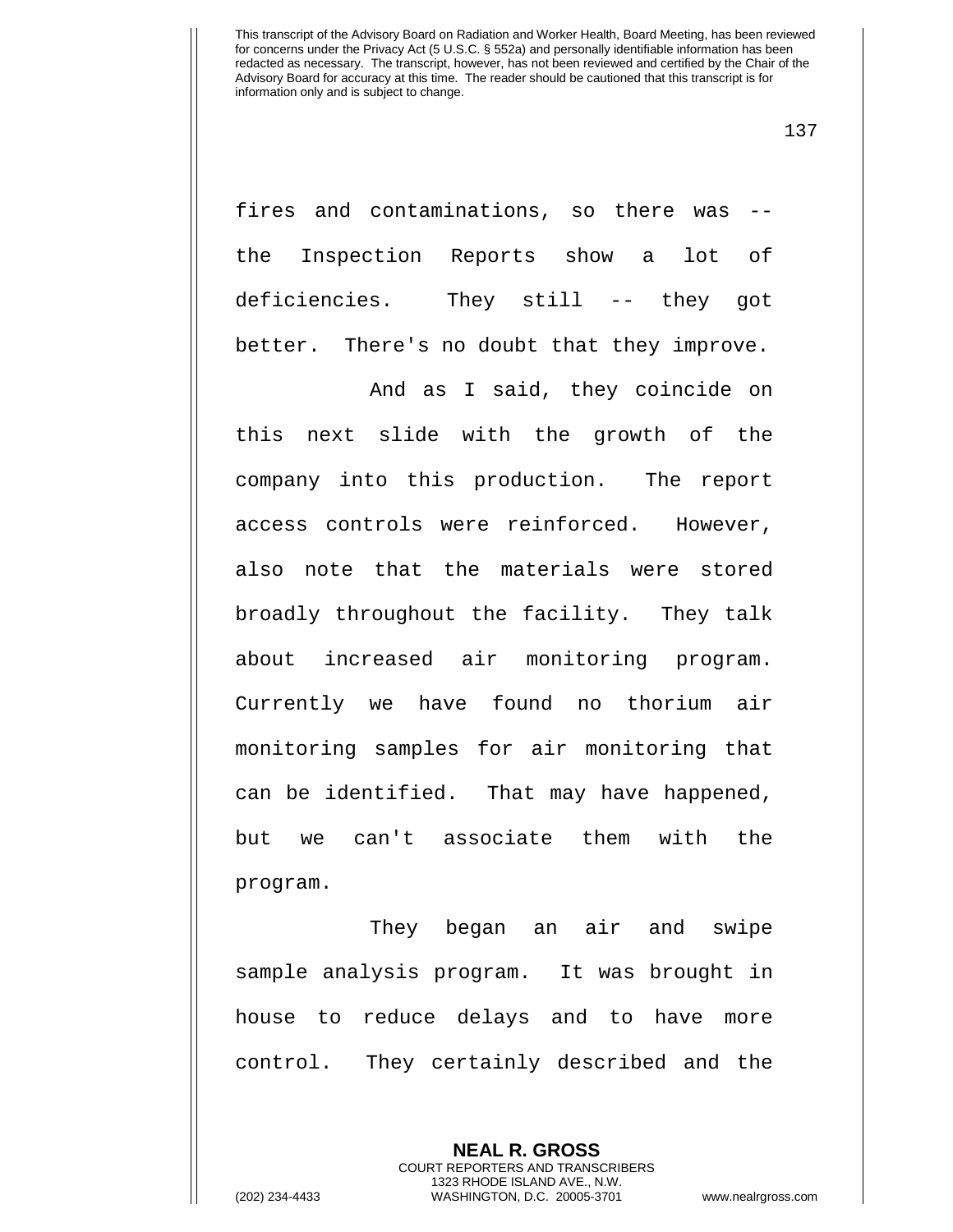fires and contaminations, so there was -- the Inspection Reports show a lot of deficiencies. They still -- they got better. There's no doubt that they improve.

And as I said, they coincide on this next slide with the growth of the company into this production. The report access controls were reinforced. However, also note that the materials were stored broadly throughout the facility. They talk about increased air monitoring program. Currently we have found no thorium air monitoring samples for air monitoring that can be identified. That may have happened, but we can't associate them with the program.

They began an air and swipe sample analysis program. It was brought in house to reduce delays and to have more control. They certainly described and the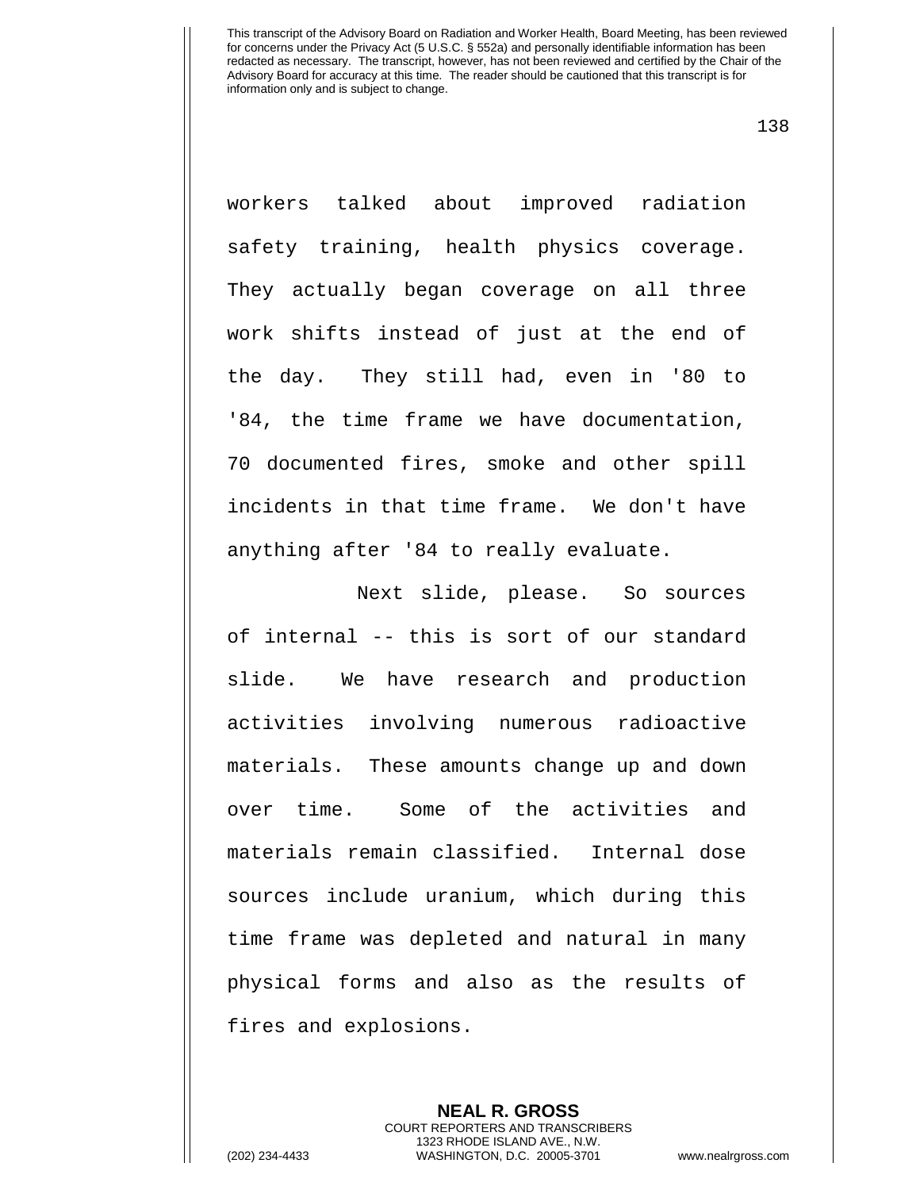workers talked about improved radiation safety training, health physics coverage. They actually began coverage on all three work shifts instead of just at the end of the day. They still had, even in '80 to '84, the time frame we have documentation, 70 documented fires, smoke and other spill incidents in that time frame. We don't have anything after '84 to really evaluate.

Next slide, please. So sources of internal -- this is sort of our standard slide. We have research and production activities involving numerous radioactive materials. These amounts change up and down over time. Some of the activities and materials remain classified. Internal dose sources include uranium, which during this time frame was depleted and natural in many physical forms and also as the results of fires and explosions.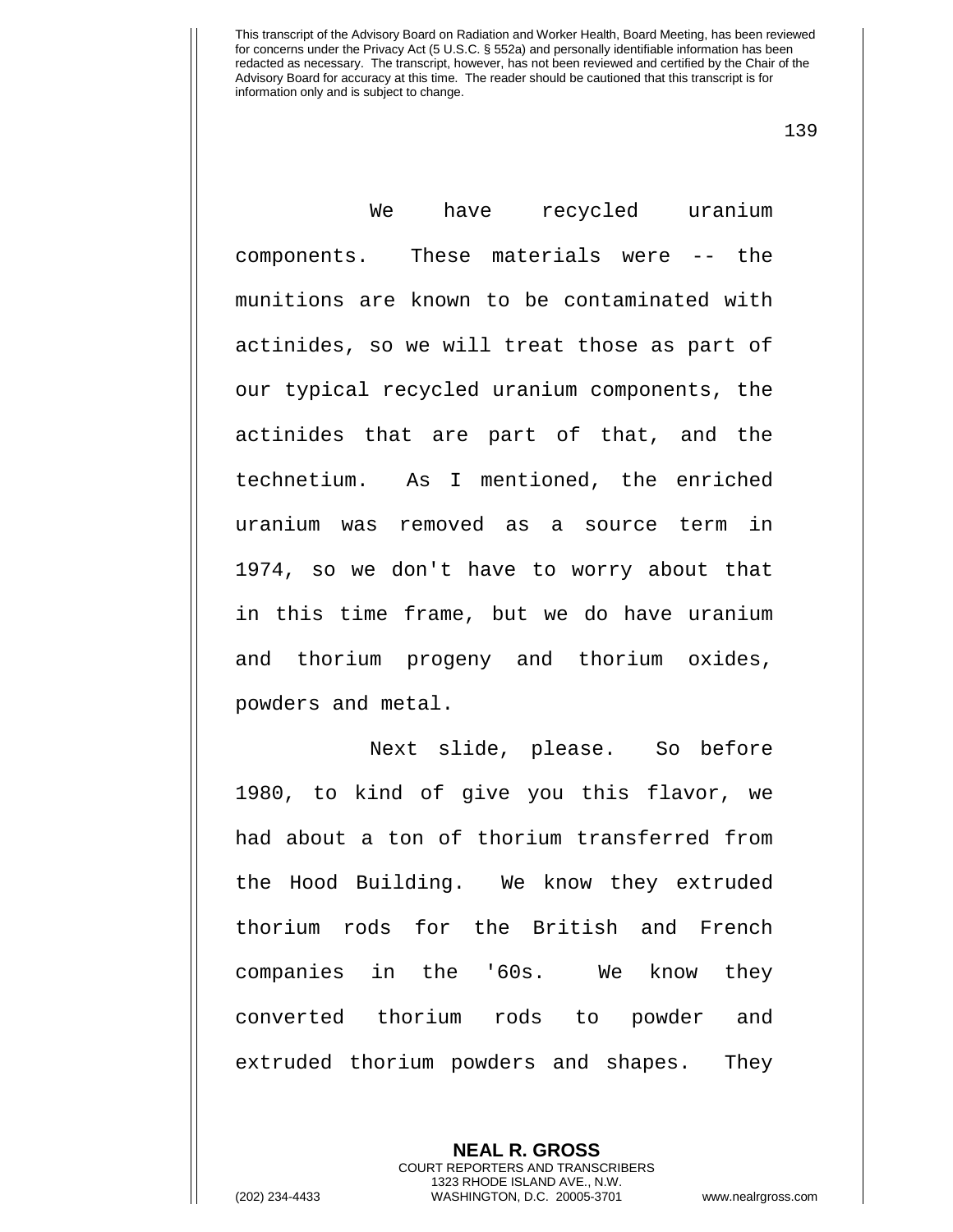We have recycled uranium components. These materials were -- the munitions are known to be contaminated with actinides, so we will treat those as part of our typical recycled uranium components, the actinides that are part of that, and the technetium. As I mentioned, the enriched uranium was removed as a source term in 1974, so we don't have to worry about that in this time frame, but we do have uranium and thorium progeny and thorium oxides, powders and metal.

Next slide, please. So before 1980, to kind of give you this flavor, we had about a ton of thorium transferred from the Hood Building. We know they extruded thorium rods for the British and French companies in the '60s. We know they converted thorium rods to powder and extruded thorium powders and shapes. They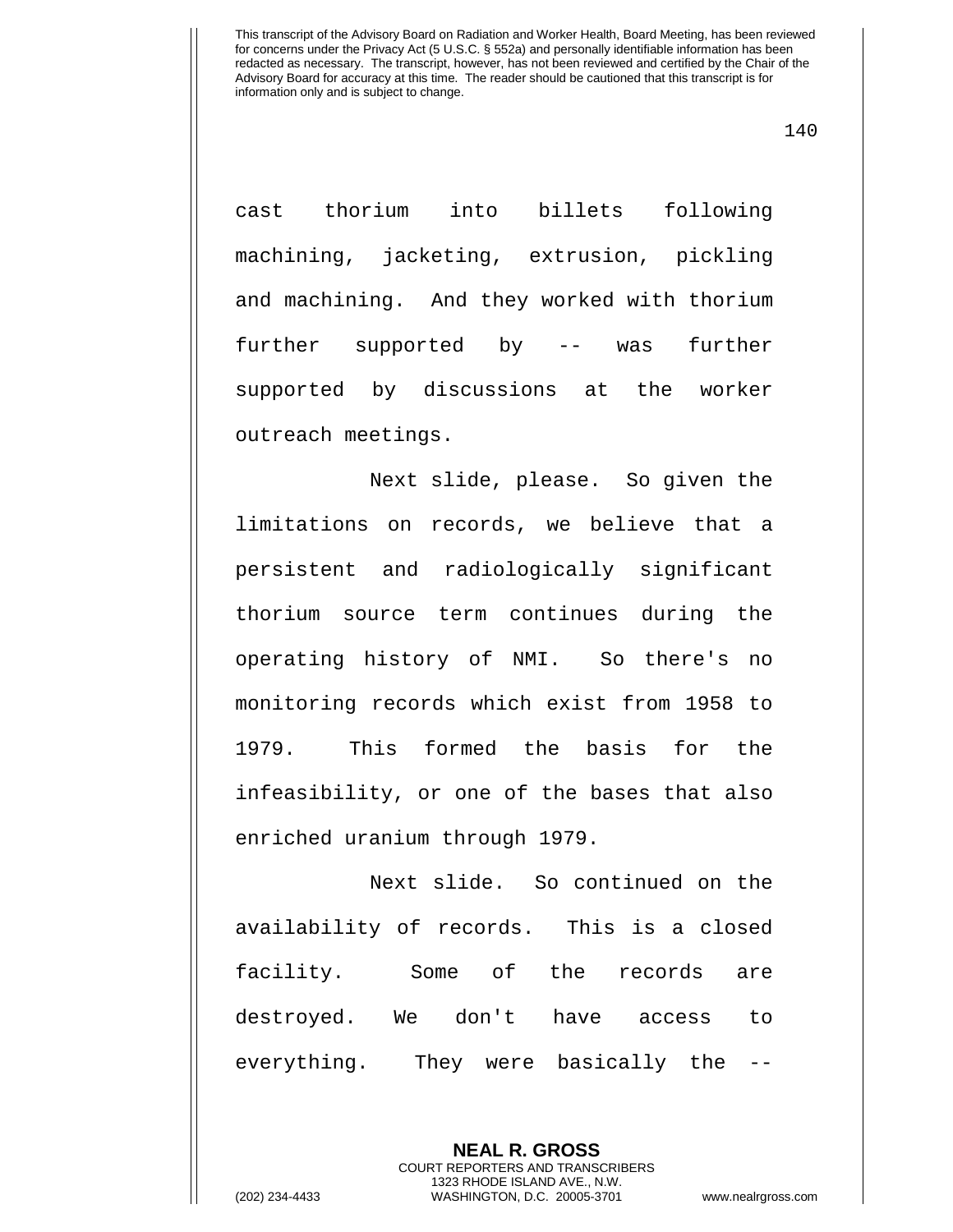cast thorium into billets following machining, jacketing, extrusion, pickling and machining. And they worked with thorium further supported by -- was further supported by discussions at the worker outreach meetings.

Next slide, please. So given the limitations on records, we believe that a persistent and radiologically significant thorium source term continues during the operating history of NMI. So there's no monitoring records which exist from 1958 to 1979. This formed the basis for the infeasibility, or one of the bases that also enriched uranium through 1979.

Next slide. So continued on the availability of records. This is a closed facility. Some of the records are destroyed. We don't have access to everything. They were basically the --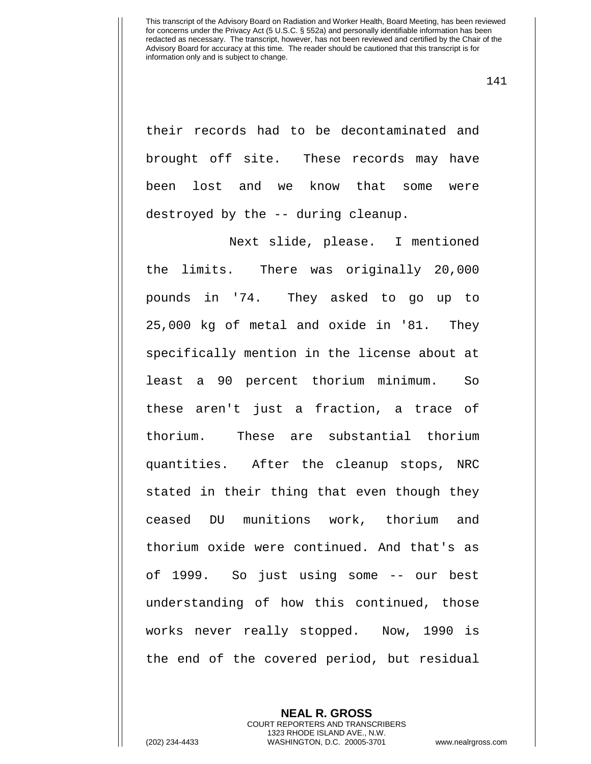their records had to be decontaminated and brought off site. These records may have been lost and we know that some were destroyed by the -- during cleanup.

Next slide, please. I mentioned the limits. There was originally 20,000 pounds in '74. They asked to go up to 25,000 kg of metal and oxide in '81. They specifically mention in the license about at least a 90 percent thorium minimum. So these aren't just a fraction, a trace of thorium. These are substantial thorium quantities. After the cleanup stops, NRC stated in their thing that even though they ceased DU munitions work, thorium and thorium oxide were continued. And that's as of 1999. So just using some -- our best understanding of how this continued, those works never really stopped. Now, 1990 is the end of the covered period, but residual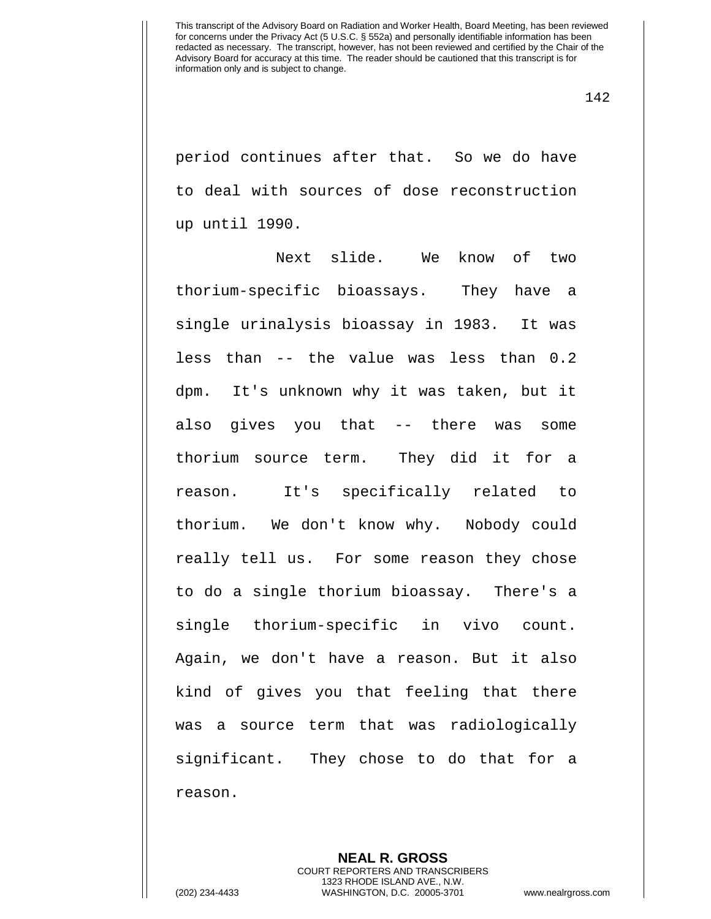period continues after that. So we do have to deal with sources of dose reconstruction up until 1990.

Next slide. We know of two thorium-specific bioassays. They have a single urinalysis bioassay in 1983. It was less than -- the value was less than 0.2 dpm. It's unknown why it was taken, but it also gives you that -- there was some thorium source term. They did it for a reason. It's specifically related to thorium. We don't know why. Nobody could really tell us. For some reason they chose to do a single thorium bioassay. There's a single thorium-specific in vivo count. Again, we don't have a reason. But it also kind of gives you that feeling that there was a source term that was radiologically significant. They chose to do that for a reason.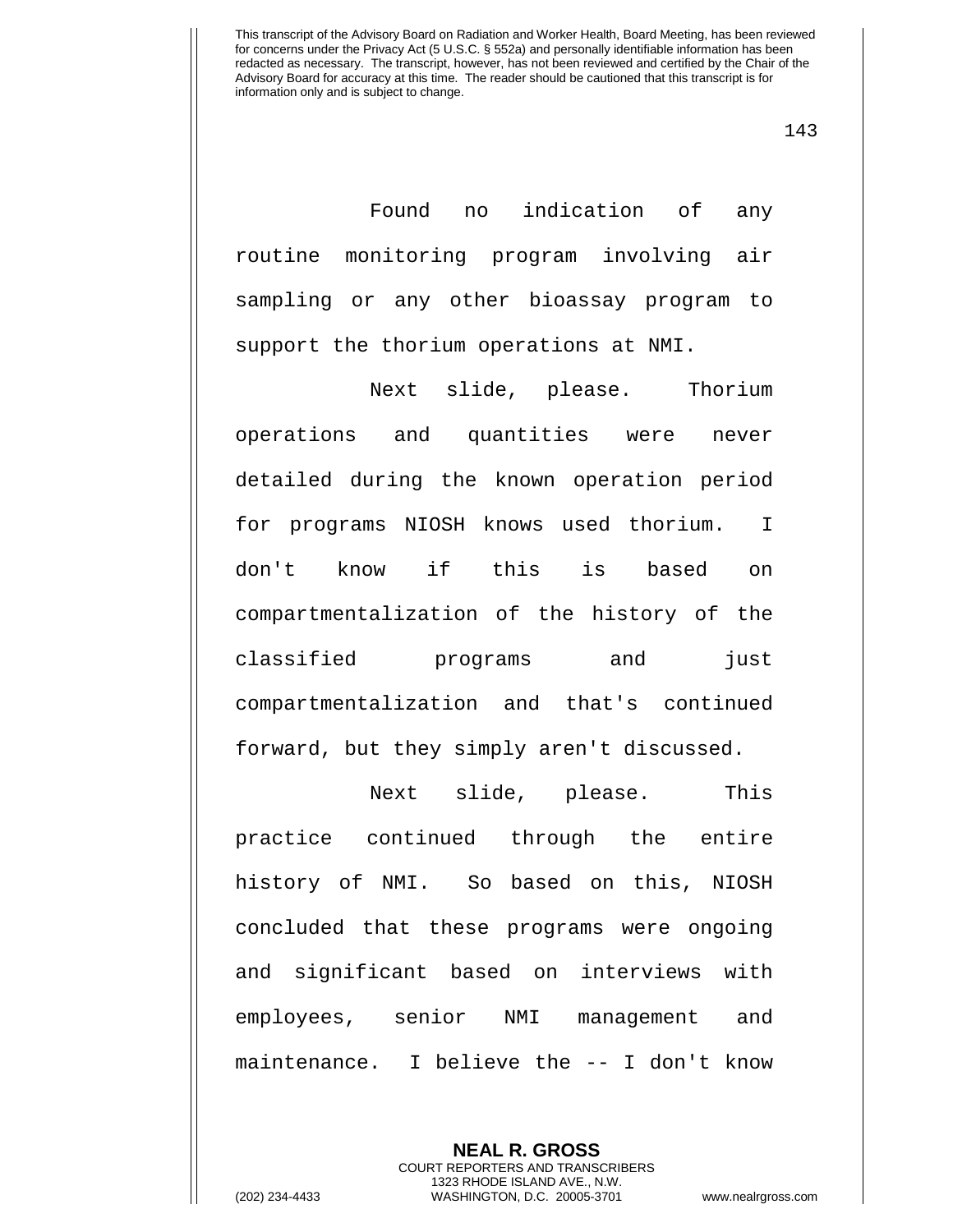Found no indication of any routine monitoring program involving air sampling or any other bioassay program to support the thorium operations at NMI.

Next slide, please. Thorium operations and quantities were never detailed during the known operation period for programs NIOSH knows used thorium. I don't know if this is based on compartmentalization of the history of the classified programs and just compartmentalization and that's continued forward, but they simply aren't discussed.

Next slide, please. This practice continued through the entire history of NMI. So based on this, NIOSH concluded that these programs were ongoing and significant based on interviews with employees, senior NMI management and maintenance. I believe the -- I don't know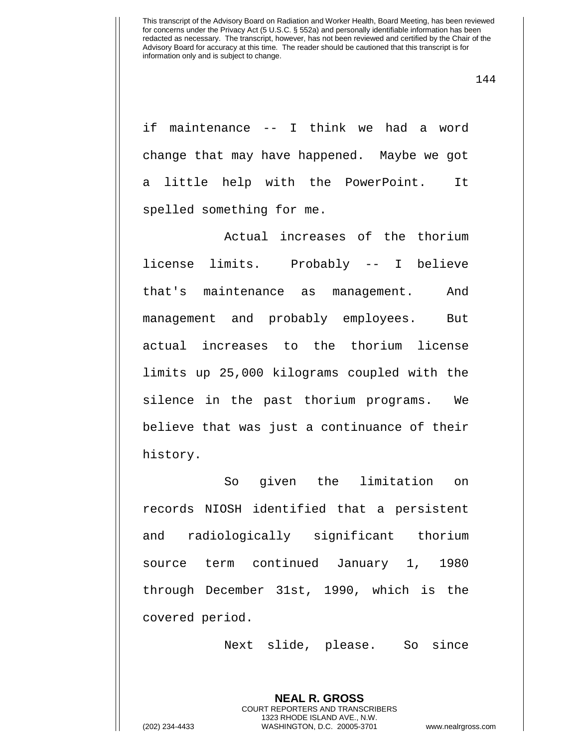if maintenance -- I think we had a word change that may have happened. Maybe we got a little help with the PowerPoint. It spelled something for me.

Actual increases of the thorium license limits. Probably -- I believe that's maintenance as management. And management and probably employees. But actual increases to the thorium license limits up 25,000 kilograms coupled with the silence in the past thorium programs. We believe that was just a continuance of their history.

So given the limitation on records NIOSH identified that a persistent and radiologically significant thorium source term continued January 1, 1980 through December 31st, 1990, which is the covered period.

Next slide, please. So since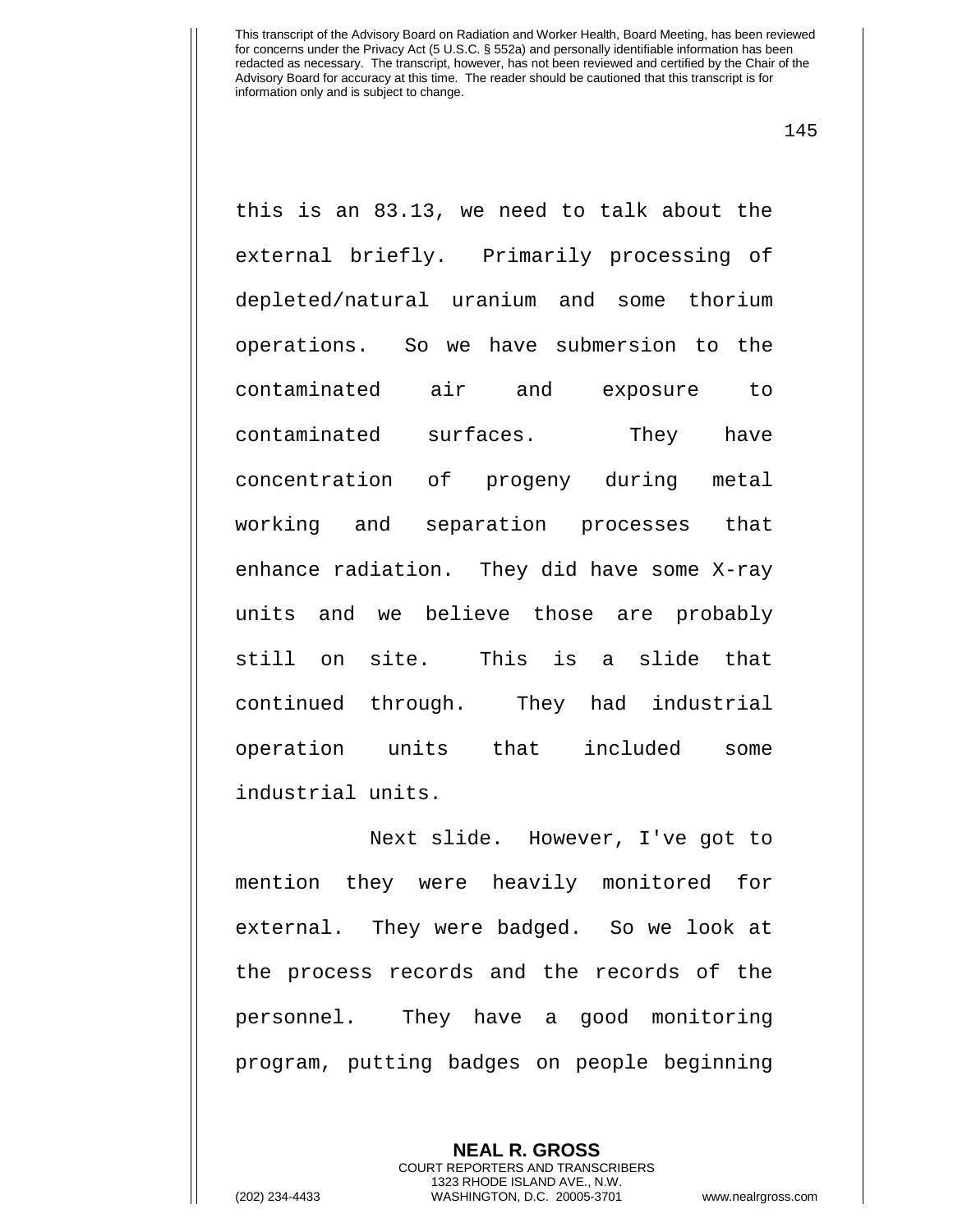this is an 83.13, we need to talk about the external briefly. Primarily processing of depleted/natural uranium and some thorium operations. So we have submersion to the contaminated air and exposure to contaminated surfaces. They have concentration of progeny during metal working and separation processes that enhance radiation. They did have some X-ray units and we believe those are probably still on site. This is a slide that continued through. They had industrial operation units that included some industrial units.

Next slide. However, I've got to mention they were heavily monitored for external. They were badged. So we look at the process records and the records of the personnel. They have a good monitoring program, putting badges on people beginning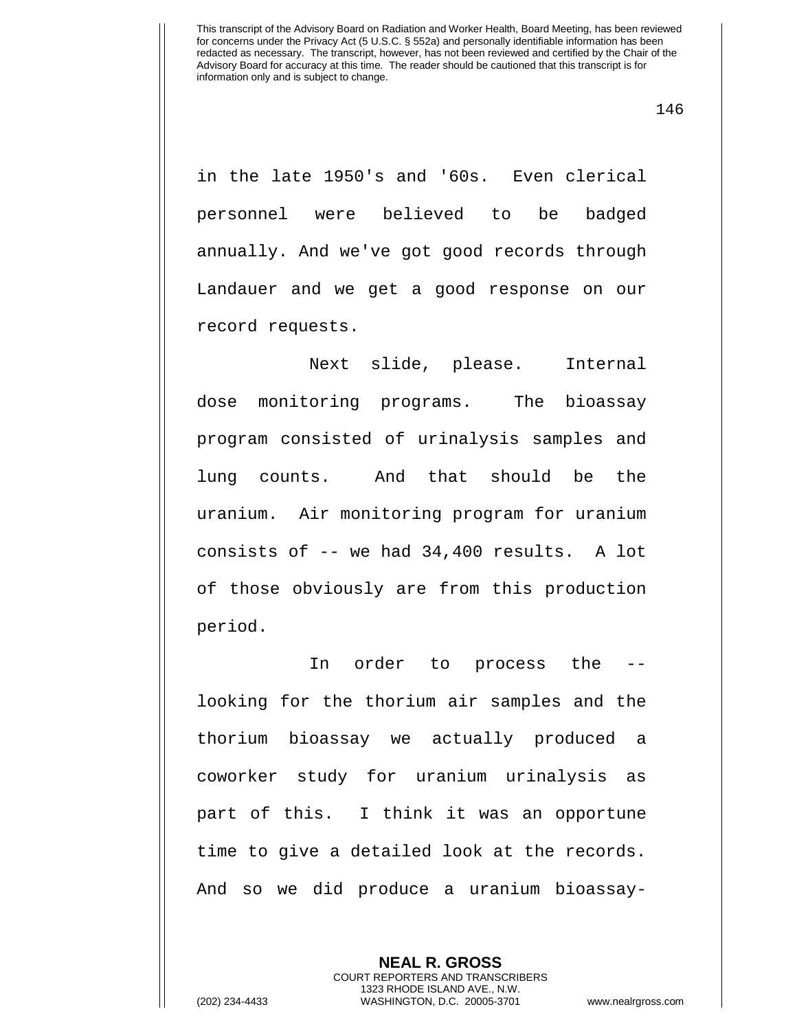in the late 1950's and '60s. Even clerical personnel were believed to be badged annually. And we've got good records through Landauer and we get a good response on our record requests.

Next slide, please. Internal dose monitoring programs. The bioassay program consisted of urinalysis samples and lung counts. And that should be the uranium. Air monitoring program for uranium consists of -- we had 34,400 results. A lot of those obviously are from this production period.

In order to process the -- looking for the thorium air samples and the thorium bioassay we actually produced a coworker study for uranium urinalysis as part of this. I think it was an opportune time to give a detailed look at the records. And so we did produce a uranium bioassay-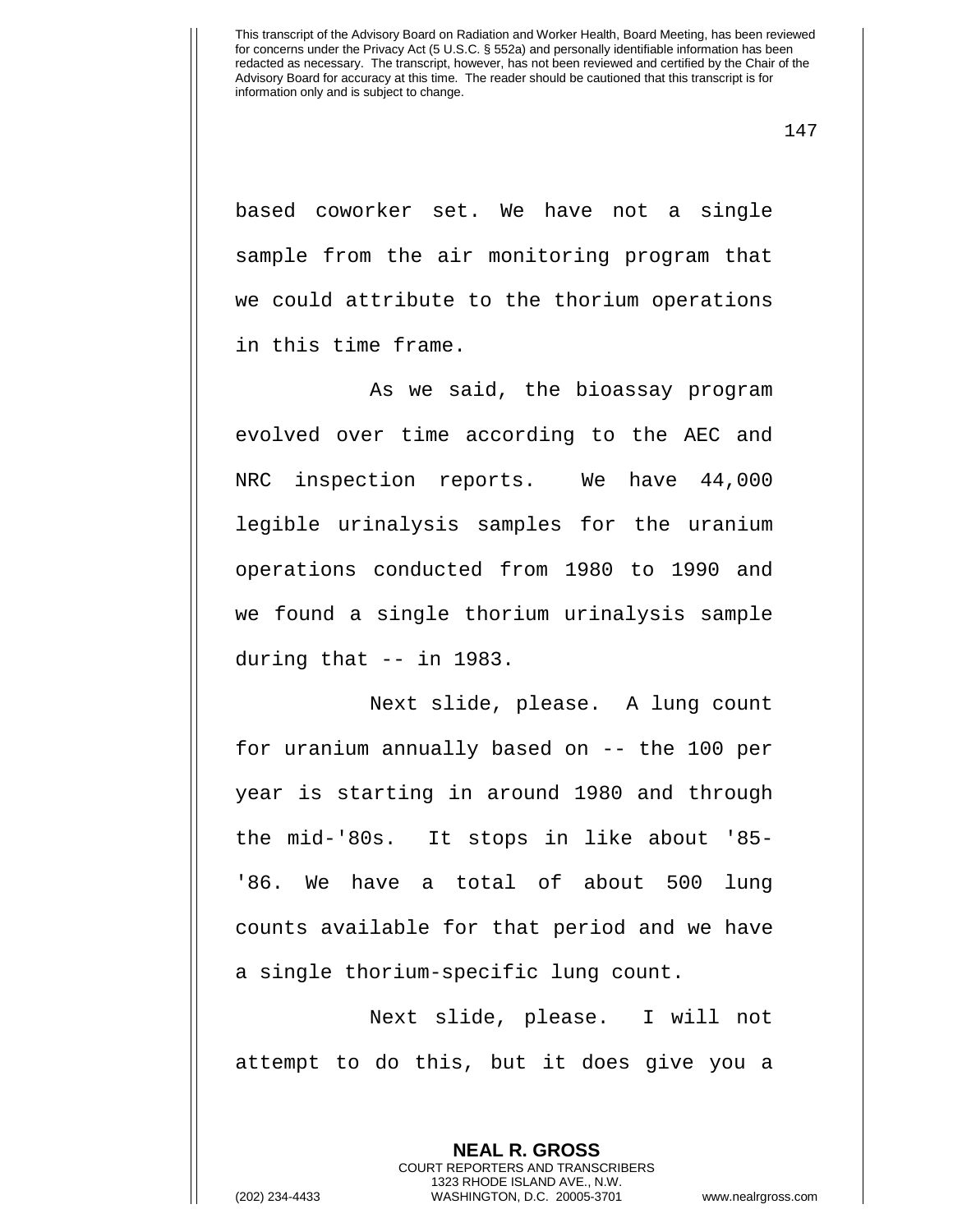based coworker set. We have not a single sample from the air monitoring program that we could attribute to the thorium operations in this time frame.

As we said, the bioassay program evolved over time according to the AEC and NRC inspection reports. We have 44,000 legible urinalysis samples for the uranium operations conducted from 1980 to 1990 and we found a single thorium urinalysis sample during that -- in 1983.

Next slide, please. A lung count for uranium annually based on -- the 100 per year is starting in around 1980 and through the mid-'80s. It stops in like about '85-'86. We have a total of about 500 lung counts available for that period and we have a single thorium-specific lung count.

Next slide, please. I will not attempt to do this, but it does give you a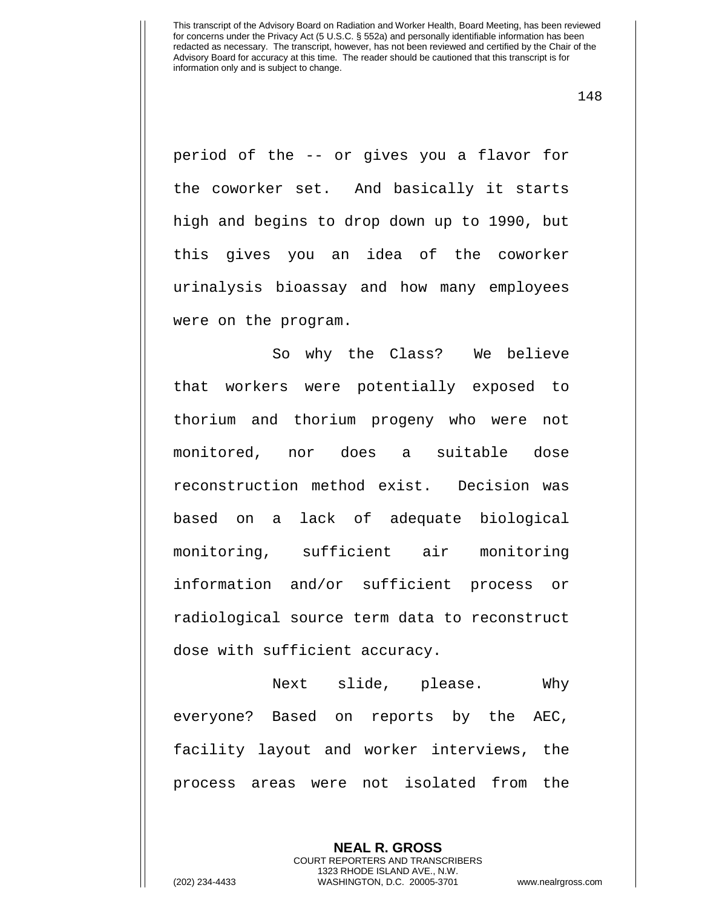period of the -- or gives you a flavor for the coworker set. And basically it starts high and begins to drop down up to 1990, but this gives you an idea of the coworker urinalysis bioassay and how many employees were on the program.

So why the Class? We believe that workers were potentially exposed to thorium and thorium progeny who were not monitored, nor does a suitable dose reconstruction method exist. Decision was based on a lack of adequate biological monitoring, sufficient air monitoring information and/or sufficient process or radiological source term data to reconstruct dose with sufficient accuracy.

Next slide, please. Why everyone? Based on reports by the AEC, facility layout and worker interviews, the process areas were not isolated from the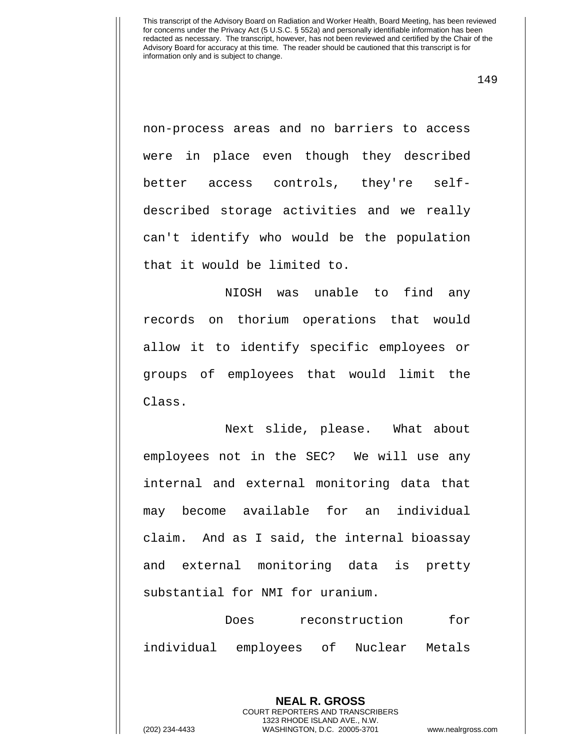non-process areas and no barriers to access were in place even though they described better access controls, they're self-described storage activities and we really can't identify who would be the population that it would be limited to.

NIOSH was unable to find any records on thorium operations that would allow it to identify specific employees or groups of employees that would limit the Class.

Next slide, please. What about employees not in the SEC? We will use any internal and external monitoring data that may become available for an individual claim. And as I said, the internal bioassay and external monitoring data is pretty substantial for NMI for uranium.

Does reconstruction for individual employees of Nuclear Metals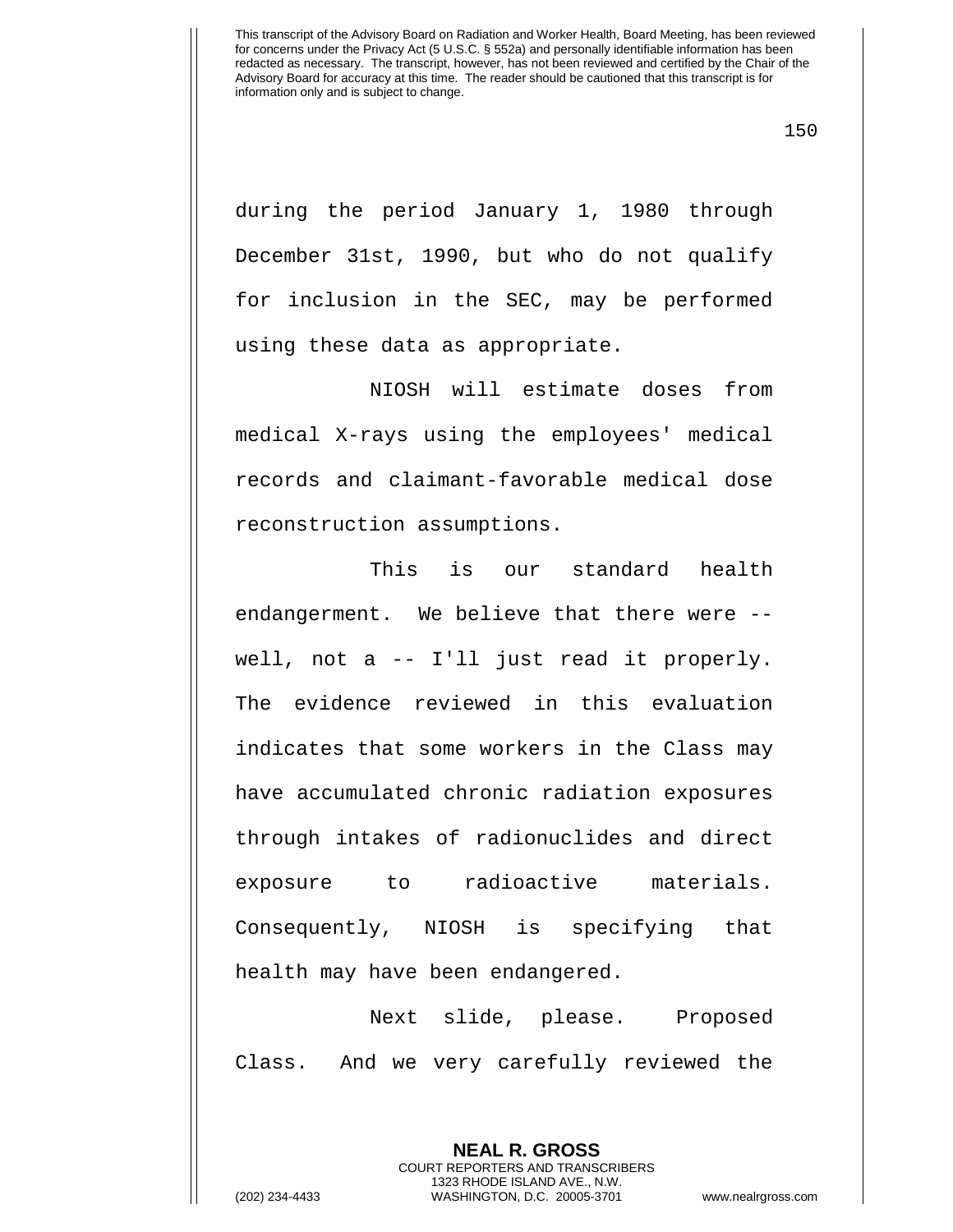during the period January 1, 1980 through December 31st, 1990, but who do not qualify for inclusion in the SEC, may be performed using these data as appropriate.

NIOSH will estimate doses from medical X-rays using the employees' medical records and claimant-favorable medical dose reconstruction assumptions.

This is our standard health endangerment. We believe that there were -- well, not a -- I'll just read it properly. The evidence reviewed in this evaluation indicates that some workers in the Class may have accumulated chronic radiation exposures through intakes of radionuclides and direct exposure to radioactive materials. Consequently, NIOSH is specifying that health may have been endangered.

Next slide, please. Proposed Class. And we very carefully reviewed the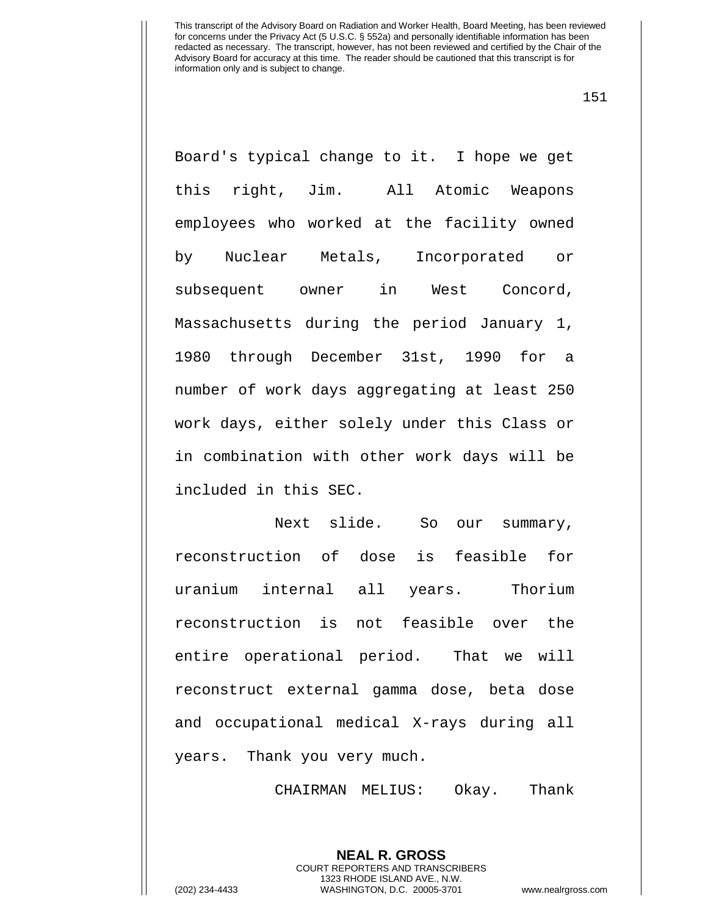Board's typical change to it. I hope we get this right, Jim. All Atomic Weapons employees who worked at the facility owned by Nuclear Metals, Incorporated or subsequent owner in West Concord, Massachusetts during the period January 1, 1980 through December 31st, 1990 for a number of work days aggregating at least 250 work days, either solely under this Class or in combination with other work days will be included in this SEC.

Next slide. So our summary, reconstruction of dose is feasible for uranium internal all years. Thorium reconstruction is not feasible over the entire operational period. That we will reconstruct external gamma dose, beta dose and occupational medical X-rays during all years. Thank you very much.

CHAIRMAN MELIUS: Okay. Thank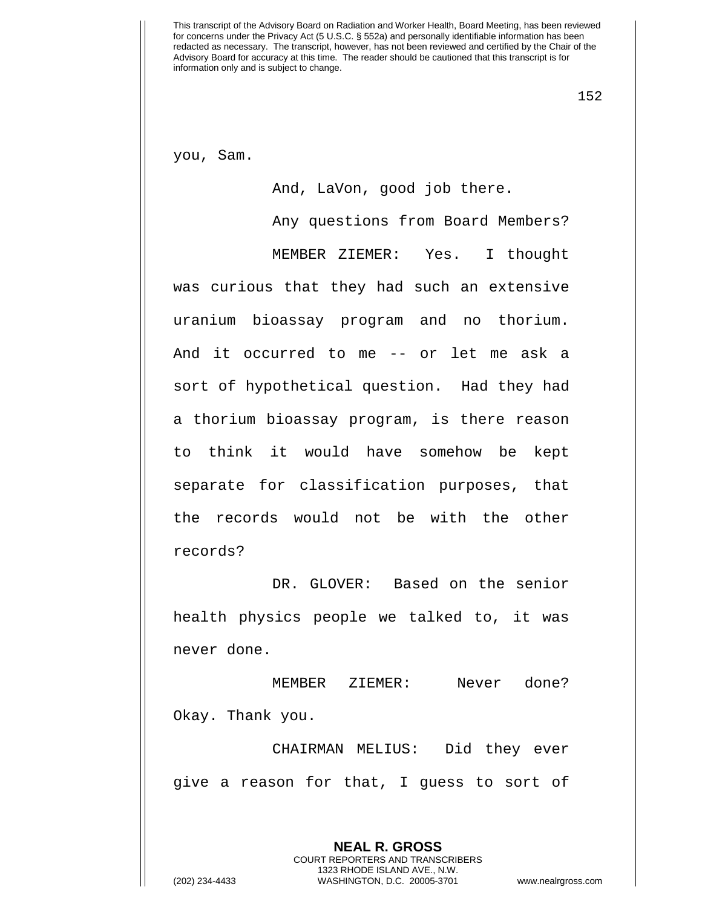you, Sam.

And, LaVon, good job there.

Any questions from Board Members?

MEMBER ZIEMER: Yes. I thought was curious that they had such an extensive uranium bioassay program and no thorium. And it occurred to me -- or let me ask a sort of hypothetical question. Had they had a thorium bioassay program, is there reason to think it would have somehow be kept separate for classification purposes, that the records would not be with the other records?

DR. GLOVER: Based on the senior health physics people we talked to, it was never done.

MEMBER ZIEMER: Never done? Okay. Thank you.

CHAIRMAN MELIUS: Did they ever give a reason for that, I guess to sort of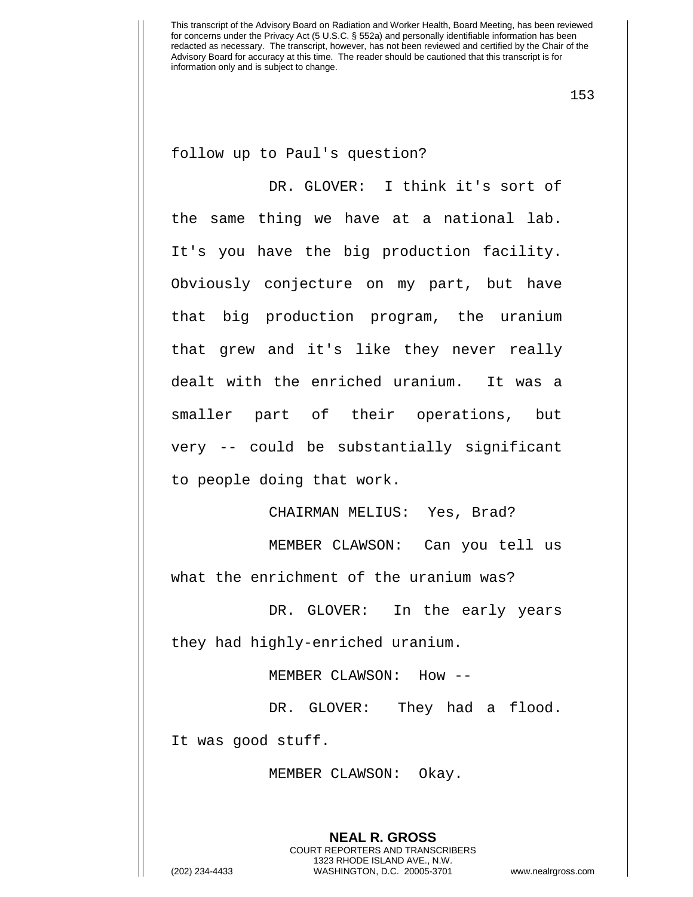follow up to Paul's question?

DR. GLOVER: I think it's sort of the same thing we have at a national lab. It's you have the big production facility. Obviously conjecture on my part, but have that big production program, the uranium that grew and it's like they never really dealt with the enriched uranium. It was a smaller part of their operations, but very -- could be substantially significant to people doing that work.

CHAIRMAN MELIUS: Yes, Brad?

MEMBER CLAWSON: Can you tell us what the enrichment of the uranium was?

DR. GLOVER: In the early years they had highly-enriched uranium.

MEMBER CLAWSON: How --

DR. GLOVER: They had a flood. It was good stuff.

MEMBER CLAWSON: Okay.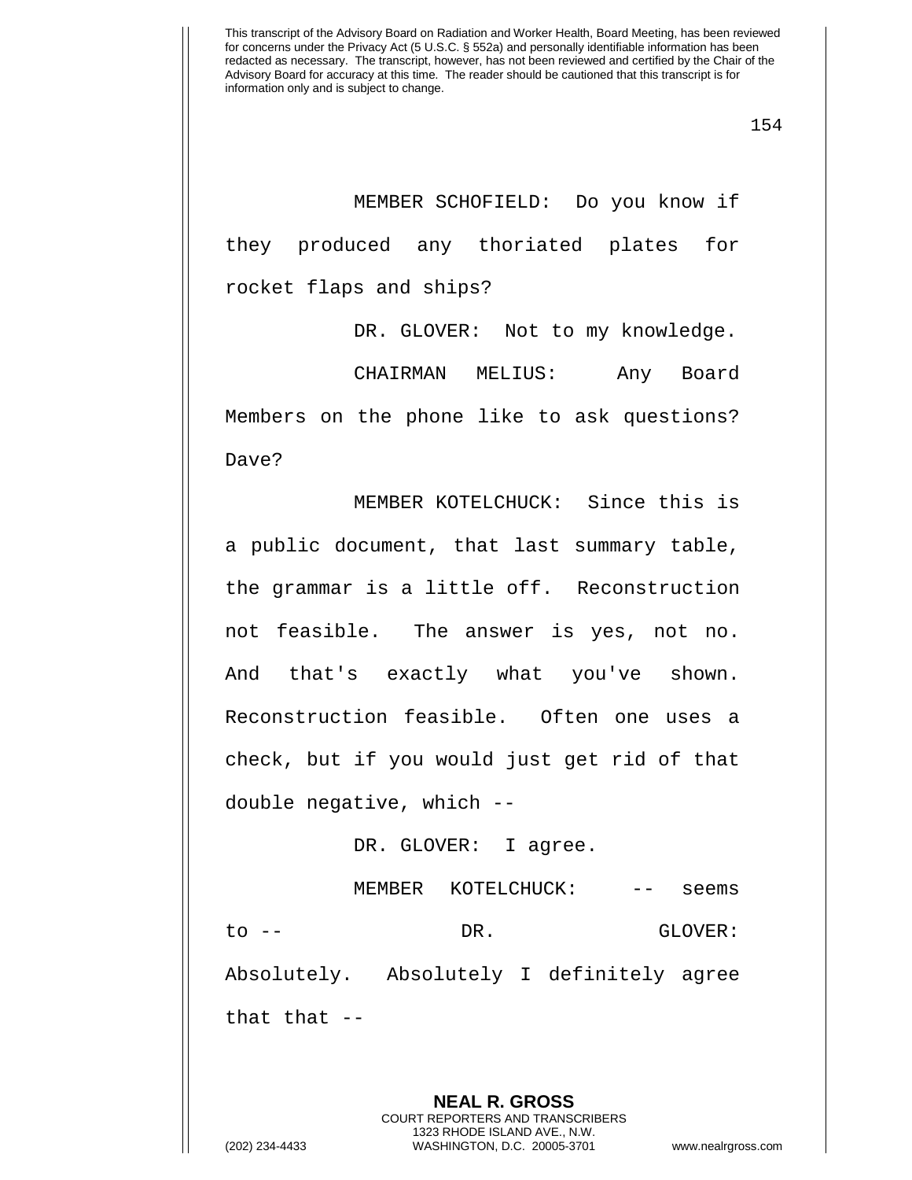MEMBER SCHOFIELD: Do you know if they produced any thoriated plates for rocket flaps and ships?

DR. GLOVER: Not to my knowledge.

CHAIRMAN MELIUS: Any Board Members on the phone like to ask questions? Dave?

MEMBER KOTELCHUCK: Since this is a public document, that last summary table, the grammar is a little off. Reconstruction not feasible. The answer is yes, not no. And that's exactly what you've shown. Reconstruction feasible. Often one uses a check, but if you would just get rid of that double negative, which --

DR. GLOVER: I agree.

MEMBER KOTELCHUCK: -- seems to --

DR. GLOVER: Absolutely. Absolutely I definitely agree that that --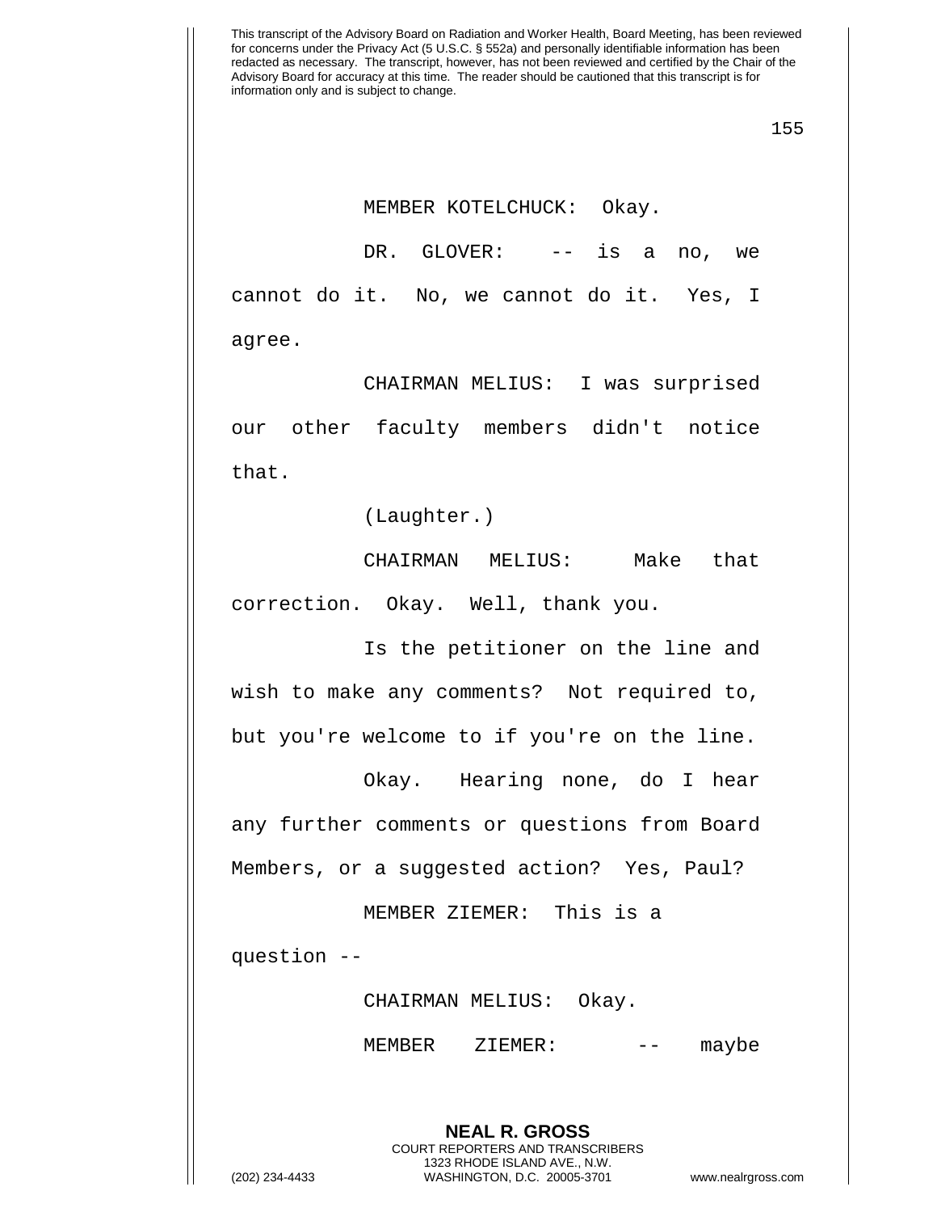MEMBER KOTELCHUCK: Okay.

DR. GLOVER: -- is a no, we cannot do it. No, we cannot do it. Yes, I agree.

CHAIRMAN MELIUS: I was surprised our other faculty members didn't notice that.

(Laughter.)

CHAIRMAN MELIUS: Make that correction. Okay. Well, thank you.

Is the petitioner on the line and wish to make any comments? Not required to, but you're welcome to if you're on the line.

Okay. Hearing none, do I hear any further comments or questions from Board Members, or a suggested action? Yes, Paul?

MEMBER ZIEMER: This is a question --

CHAIRMAN MELIUS: Okay.

MEMBER ZIEMER: -- maybe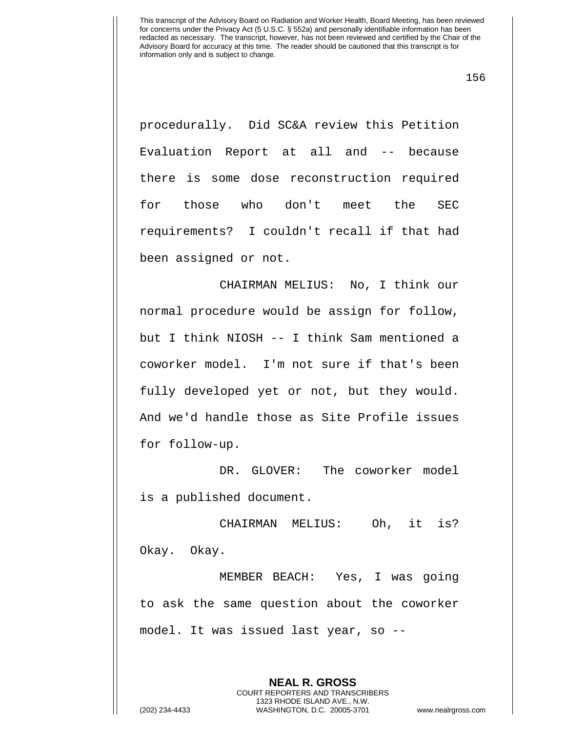procedurally. Did SC&A review this Petition Evaluation Report at all and -- because there is some dose reconstruction required for those who don't meet the SEC requirements? I couldn't recall if that had been assigned or not.

CHAIRMAN MELIUS: No, I think our normal procedure would be assign for follow, but I think NIOSH -- I think Sam mentioned a coworker model. I'm not sure if that's been fully developed yet or not, but they would. And we'd handle those as Site Profile issues for follow-up.

DR. GLOVER: The coworker model is a published document.

CHAIRMAN MELIUS: Oh, it is? Okay. Okay.

MEMBER BEACH: Yes, I was going to ask the same question about the coworker model. It was issued last year, so --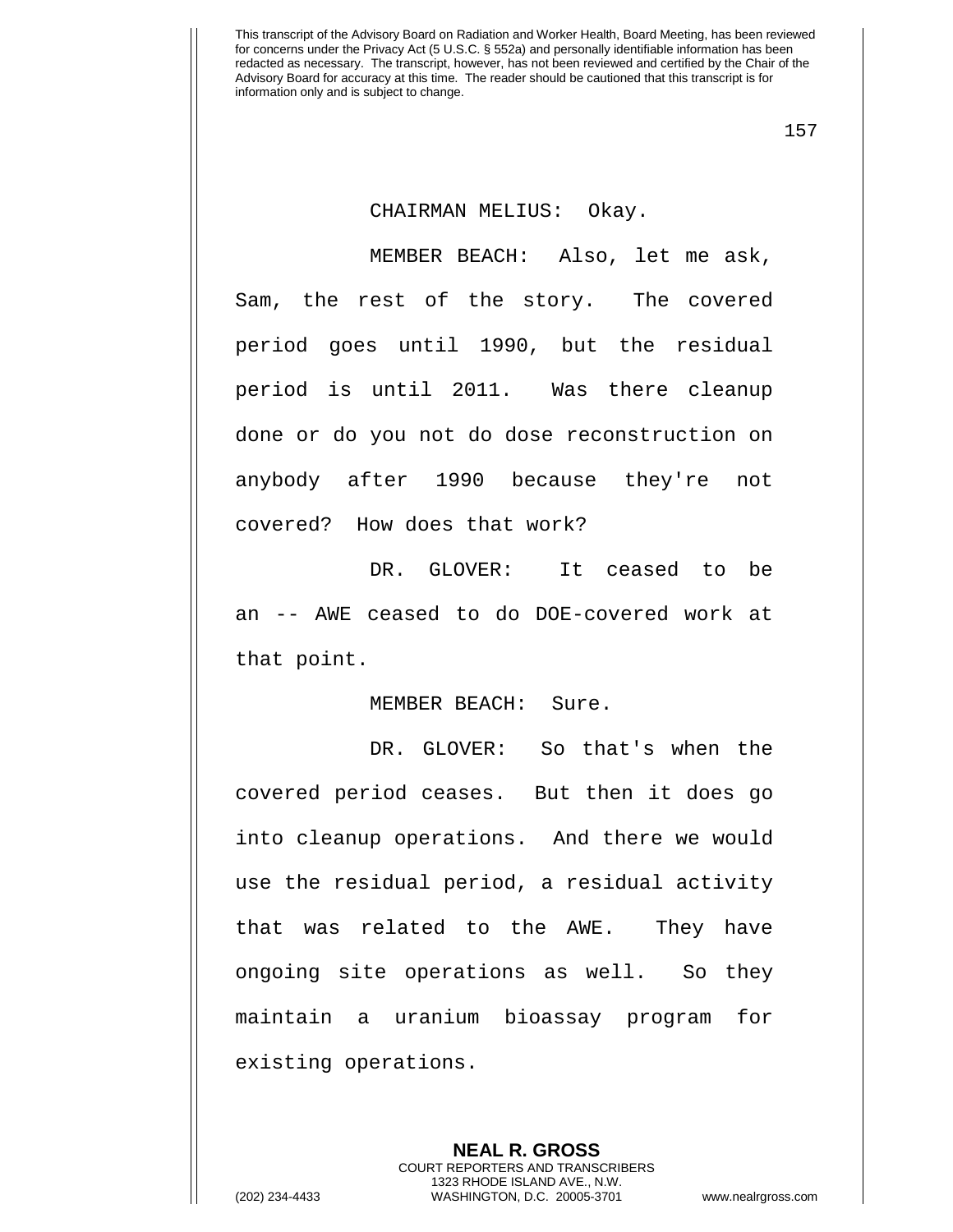CHAIRMAN MELIUS: Okay.

MEMBER BEACH: Also, let me ask, Sam, the rest of the story. The covered period goes until 1990, but the residual period is until 2011. Was there cleanup done or do you not do dose reconstruction on anybody after 1990 because they're not covered? How does that work?

DR. GLOVER: It ceased to be an -- AWE ceased to do DOE-covered work at that point.

MEMBER BEACH: Sure.

DR. GLOVER: So that's when the covered period ceases. But then it does go into cleanup operations. And there we would use the residual period, a residual activity that was related to the AWE. They have ongoing site operations as well. So they maintain a uranium bioassay program for existing operations.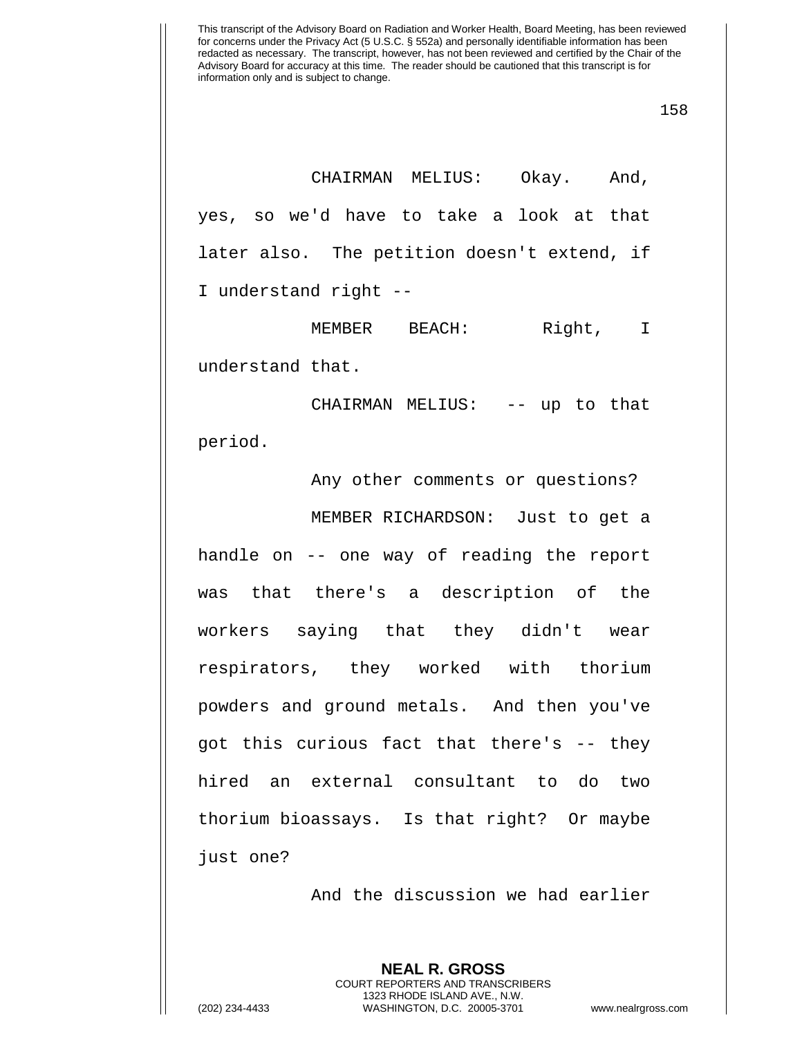CHAIRMAN MELIUS: Okay. And, yes, so we'd have to take a look at that later also. The petition doesn't extend, if I understand right --

MEMBER BEACH: Right, I understand that.

CHAIRMAN MELIUS: -- up to that period.

Any other comments or questions?

MEMBER RICHARDSON: Just to get a handle on -- one way of reading the report was that there's a description of the workers saying that they didn't wear respirators, they worked with thorium powders and ground metals. And then you've got this curious fact that there's -- they hired an external consultant to do two thorium bioassays. Is that right? Or maybe just one?

And the discussion we had earlier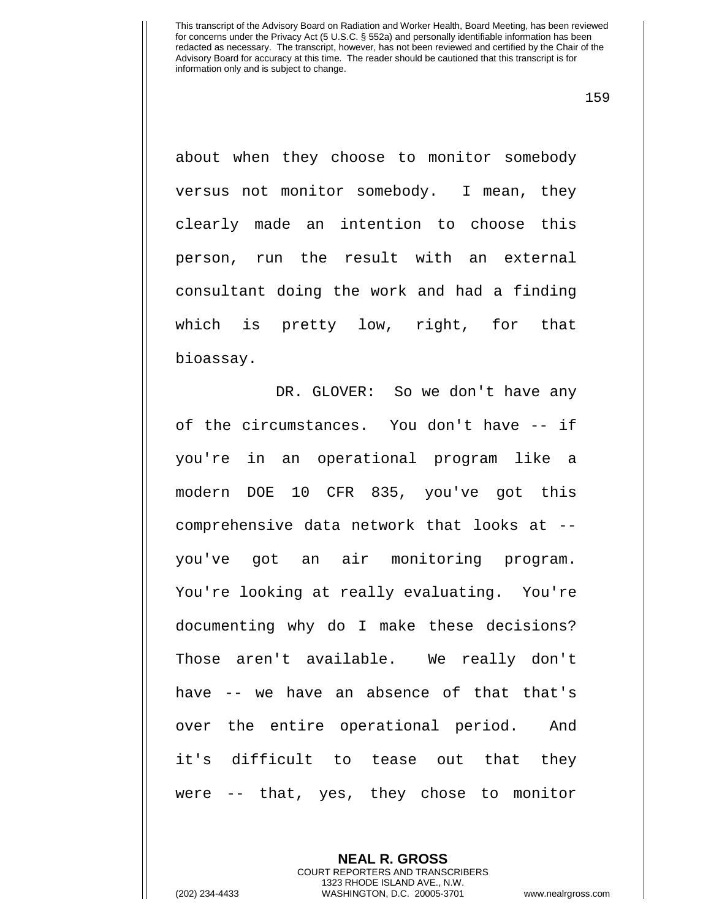about when they choose to monitor somebody versus not monitor somebody. I mean, they clearly made an intention to choose this person, run the result with an external consultant doing the work and had a finding which is pretty low, right, for that bioassay.

DR. GLOVER: So we don't have any of the circumstances. You don't have -- if you're in an operational program like a modern DOE 10 CFR 835, you've got this comprehensive data network that looks at -- you've got an air monitoring program. You're looking at really evaluating. You're documenting why do I make these decisions? Those aren't available. We really don't have -- we have an absence of that that's over the entire operational period. And it's difficult to tease out that they were -- that, yes, they chose to monitor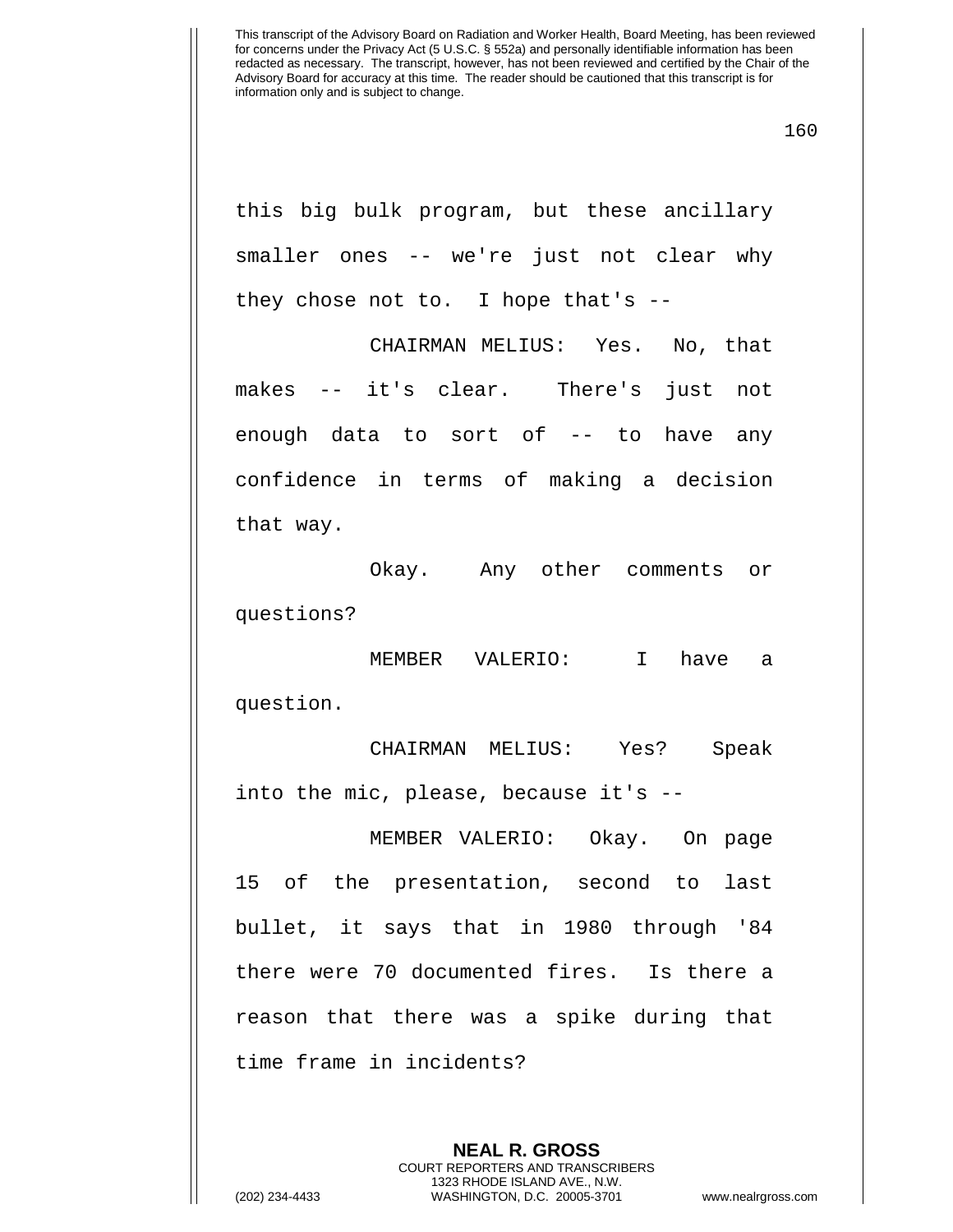this big bulk program, but these ancillary smaller ones -- we're just not clear why they chose not to. I hope that's --

CHAIRMAN MELIUS: Yes. No, that makes -- it's clear. There's just not enough data to sort of -- to have any confidence in terms of making a decision that way.

Okay. Any other comments or questions?

MEMBER VALERIO: I have a question.

CHAIRMAN MELIUS: Yes? Speak into the mic, please, because it's --

MEMBER VALERIO: Okay. On page 15 of the presentation, second to last bullet, it says that in 1980 through '84 there were 70 documented fires. Is there a reason that there was a spike during that time frame in incidents?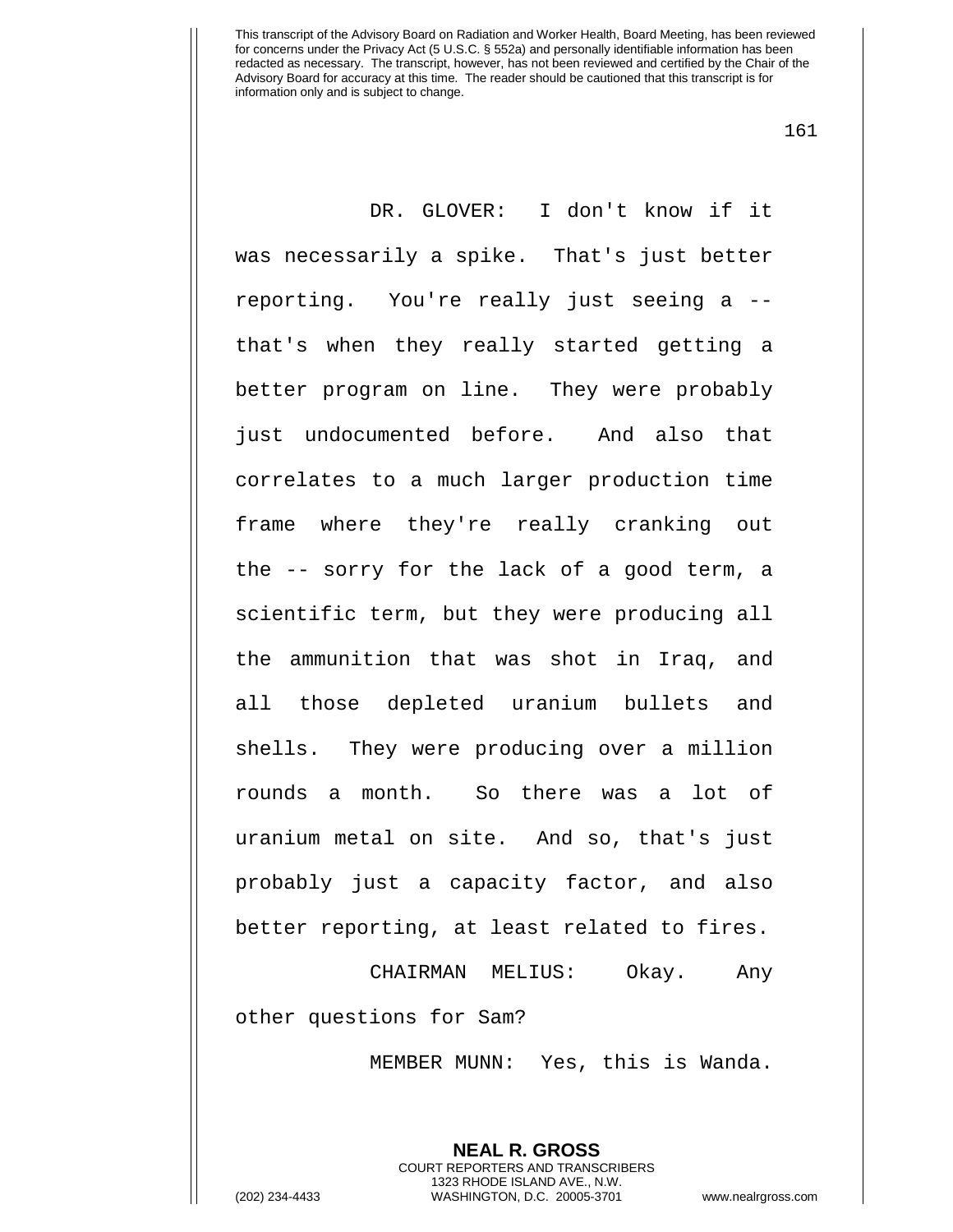DR. GLOVER: I don't know if it was necessarily a spike. That's just better reporting. You're really just seeing a -- that's when they really started getting a better program on line. They were probably just undocumented before. And also that correlates to a much larger production time frame where they're really cranking out the -- sorry for the lack of a good term, a scientific term, but they were producing all the ammunition that was shot in Iraq, and all those depleted uranium bullets and shells. They were producing over a million rounds a month. So there was a lot of uranium metal on site. And so, that's just probably just a capacity factor, and also better reporting, at least related to fires.

CHAIRMAN MELIUS: Okay. Any other questions for Sam?

MEMBER MUNN: Yes, this is Wanda.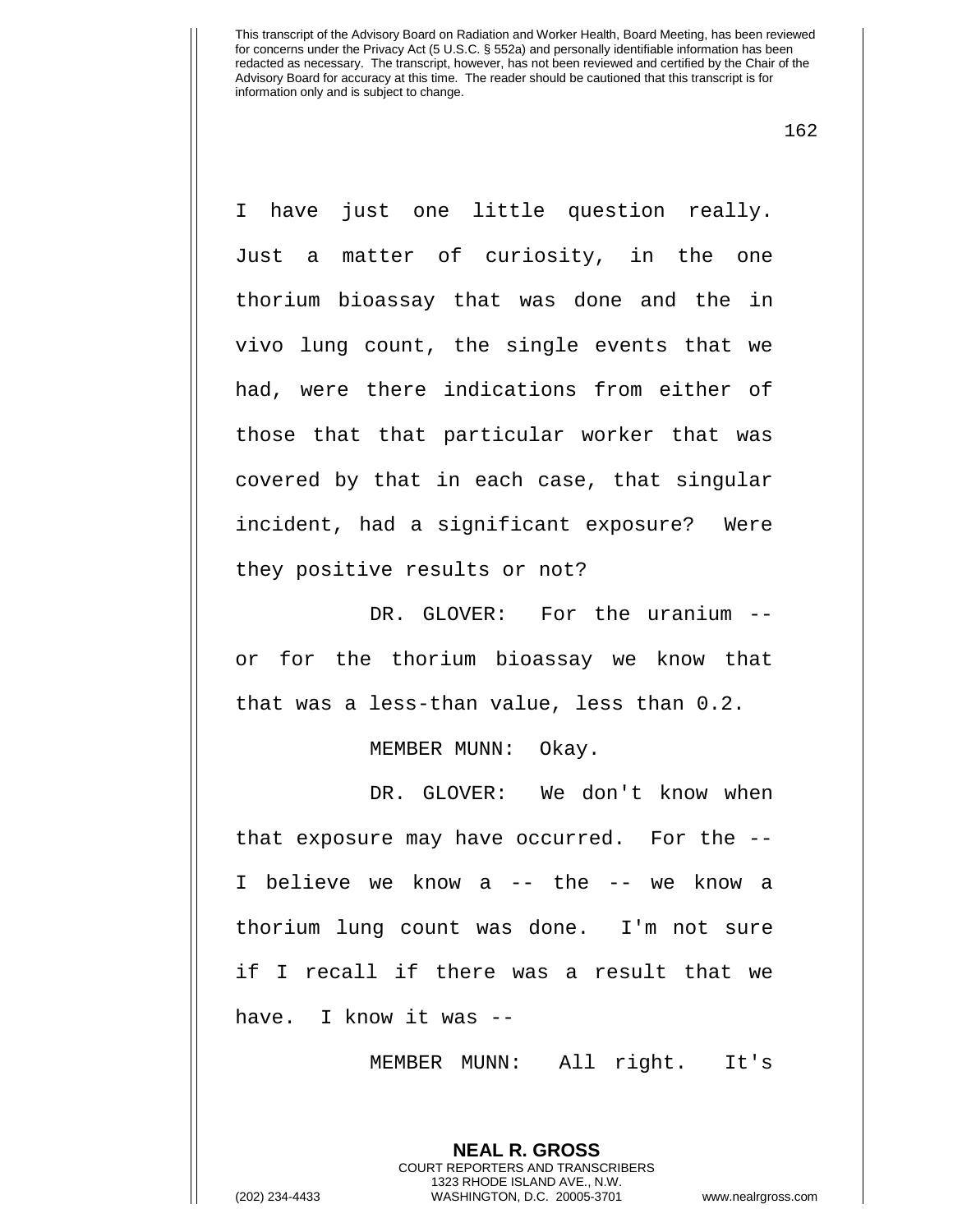I have just one little question really. Just a matter of curiosity, in the one thorium bioassay that was done and the in vivo lung count, the single events that we had, were there indications from either of those that that particular worker that was covered by that in each case, that singular incident, had a significant exposure? Were they positive results or not?

DR. GLOVER: For the uranium -- or for the thorium bioassay we know that that was a less-than value, less than 0.2.

MEMBER MUNN: Okay.

DR. GLOVER: We don't know when that exposure may have occurred. For the -- I believe we know a -- the -- we know a thorium lung count was done. I'm not sure if I recall if there was a result that we have. I know it was --

MEMBER MUNN: All right. It's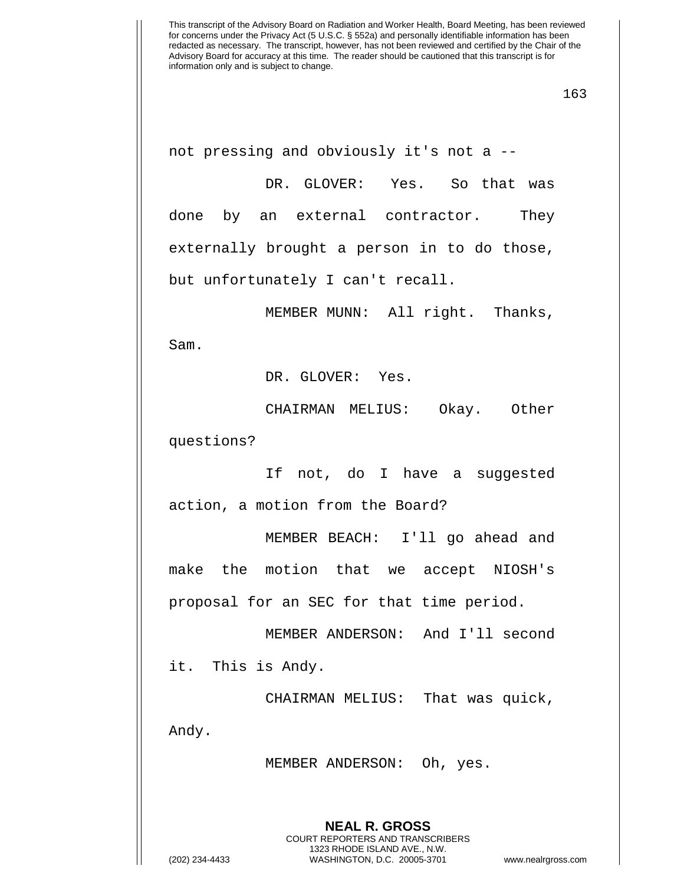not pressing and obviously it's not a --

DR. GLOVER: Yes. So that was done by an external contractor. They externally brought a person in to do those, but unfortunately I can't recall.

MEMBER MUNN: All right. Thanks, Sam.

DR. GLOVER: Yes.

CHAIRMAN MELIUS: Okay. Other questions?

If not, do I have a suggested action, a motion from the Board?

MEMBER BEACH: I'll go ahead and make the motion that we accept NIOSH's proposal for an SEC for that time period.

MEMBER ANDERSON: And I'll second it. This is Andy.

CHAIRMAN MELIUS: That was quick, Andy.

MEMBER ANDERSON: Oh, yes.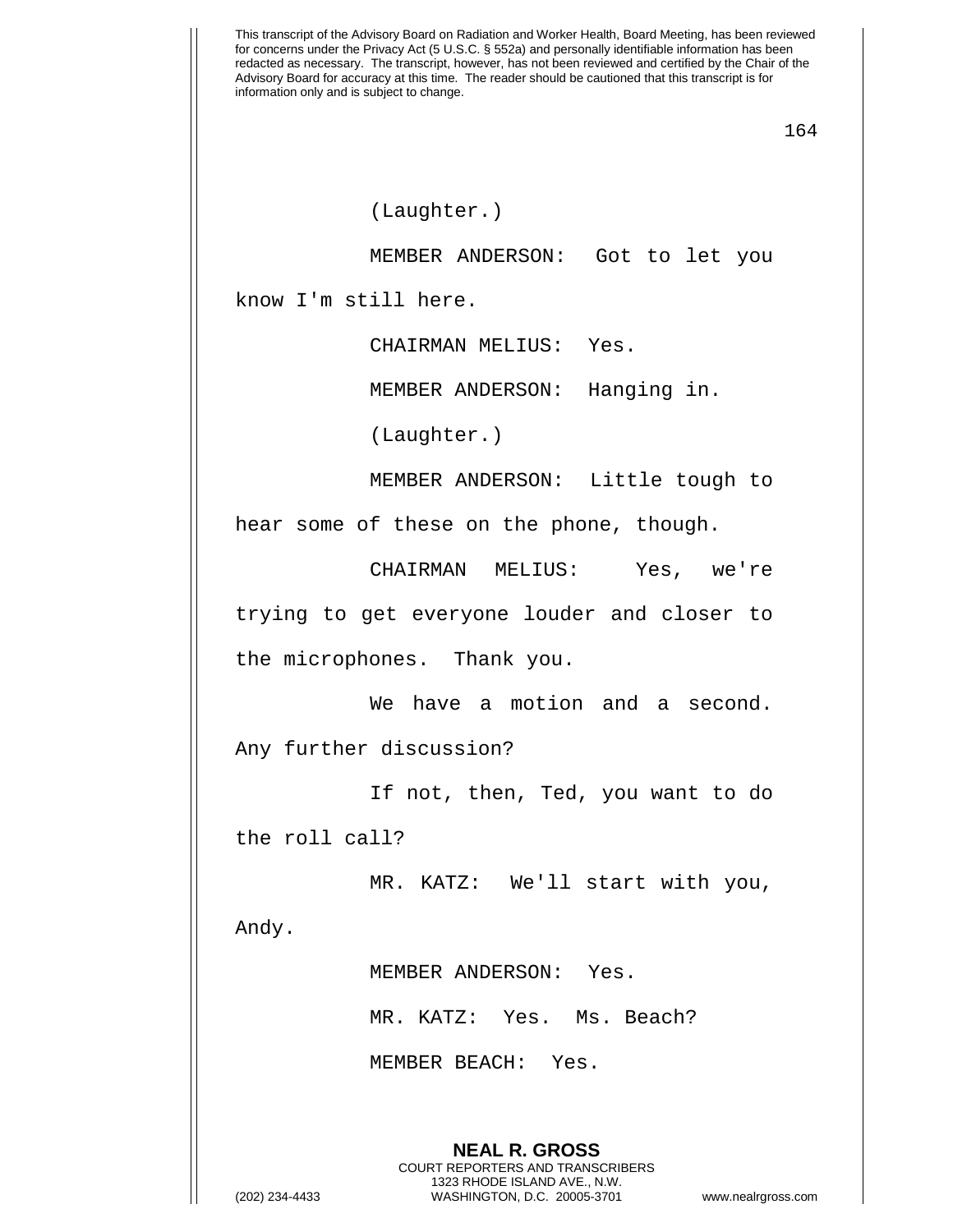(Laughter.)

MEMBER ANDERSON: Got to let you know I'm still here.

CHAIRMAN MELIUS: Yes.

MEMBER ANDERSON: Hanging in.

(Laughter.)

MEMBER ANDERSON: Little tough to hear some of these on the phone, though.

CHAIRMAN MELIUS: Yes, we're trying to get everyone louder and closer to the microphones. Thank you.

We have a motion and a second. Any further discussion?

If not, then, Ted, you want to do the roll call?

MR. KATZ: We'll start with you, Andy.

MEMBER ANDERSON: Yes.

MR. KATZ: Yes. Ms. Beach?

MEMBER BEACH: Yes.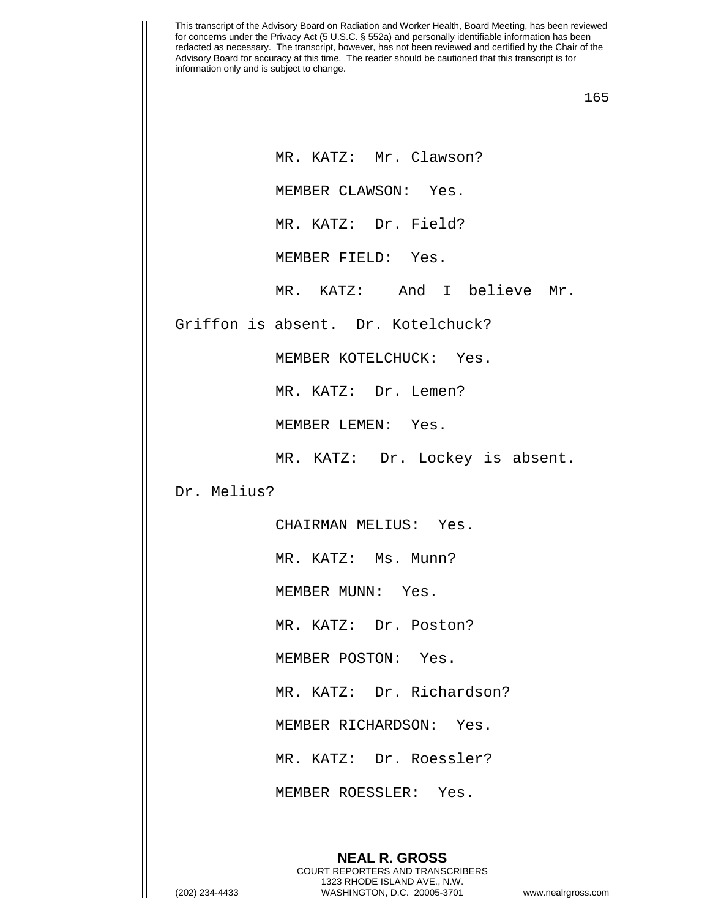MR. KATZ: Mr. Clawson?

MEMBER CLAWSON: Yes.

MR. KATZ: Dr. Field?

MEMBER FIELD: Yes.

MR. KATZ: And I believe Mr. Griffon is absent. Dr. Kotelchuck?

MEMBER KOTELCHUCK: Yes.

MR. KATZ: Dr. Lemen?

MEMBER LEMEN: Yes.

MR. KATZ: Dr. Lockey is absent. Dr. Melius?

CHAIRMAN MELIUS: Yes.

MR. KATZ: Ms. Munn?

MEMBER MUNN: Yes.

MR. KATZ: Dr. Poston?

MEMBER POSTON: Yes.

MR. KATZ: Dr. Richardson?

MEMBER RICHARDSON: Yes.

MR. KATZ: Dr. Roessler?

MEMBER ROESSLER: Yes.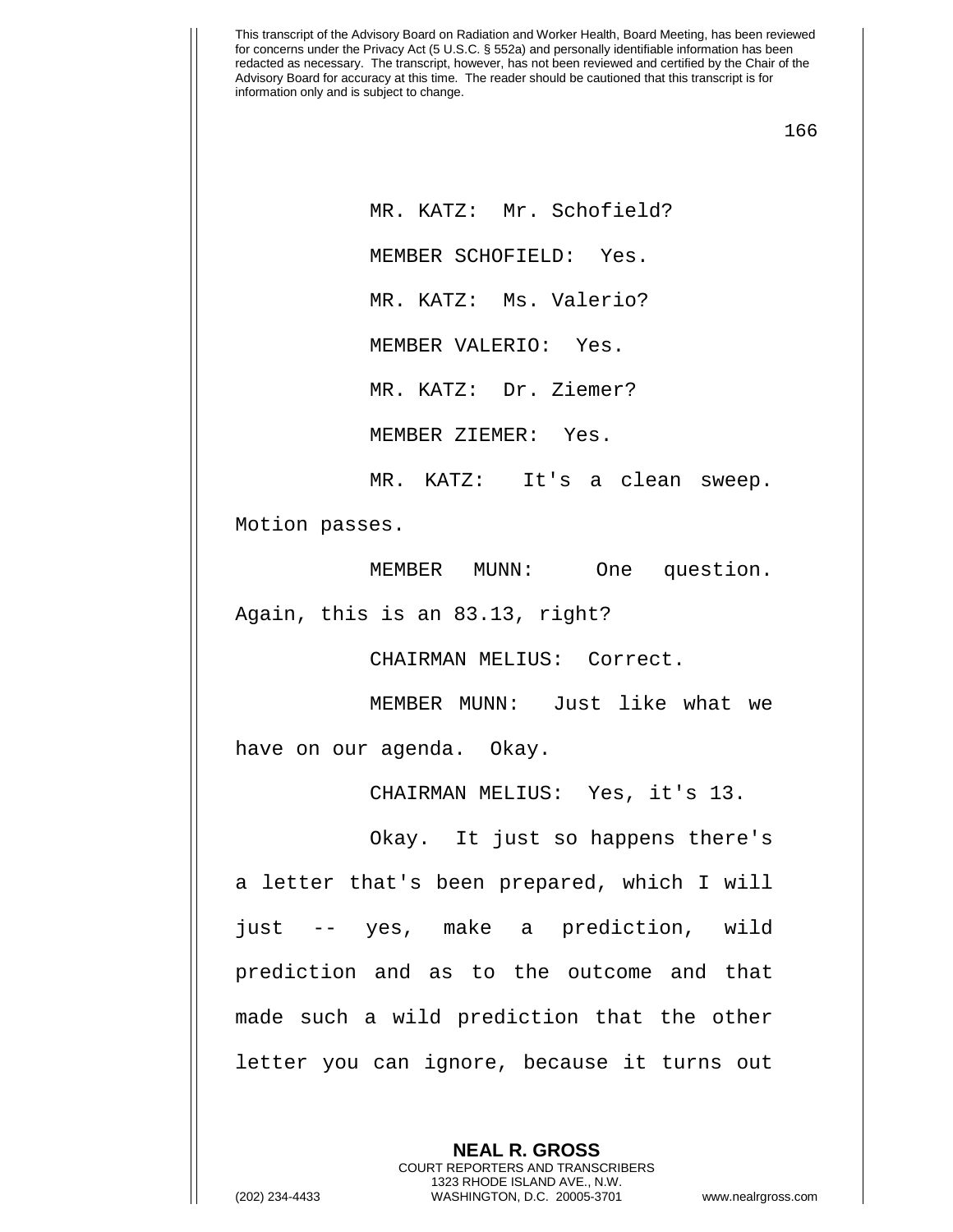MR. KATZ: Mr. Schofield?

MEMBER SCHOFIELD: Yes.

MR. KATZ: Ms. Valerio?

MEMBER VALERIO: Yes.

MR. KATZ: Dr. Ziemer?

MEMBER ZIEMER: Yes.

MR. KATZ: It's a clean sweep. Motion passes.

MEMBER MUNN: One question. Again, this is an 83.13, right?

CHAIRMAN MELIUS: Correct.

MEMBER MUNN: Just like what we have on our agenda. Okay.

CHAIRMAN MELIUS: Yes, it's 13.

Okay. It just so happens there's a letter that's been prepared, which I will just -- yes, make a prediction, wild prediction and as to the outcome and that made such a wild prediction that the other letter you can ignore, because it turns out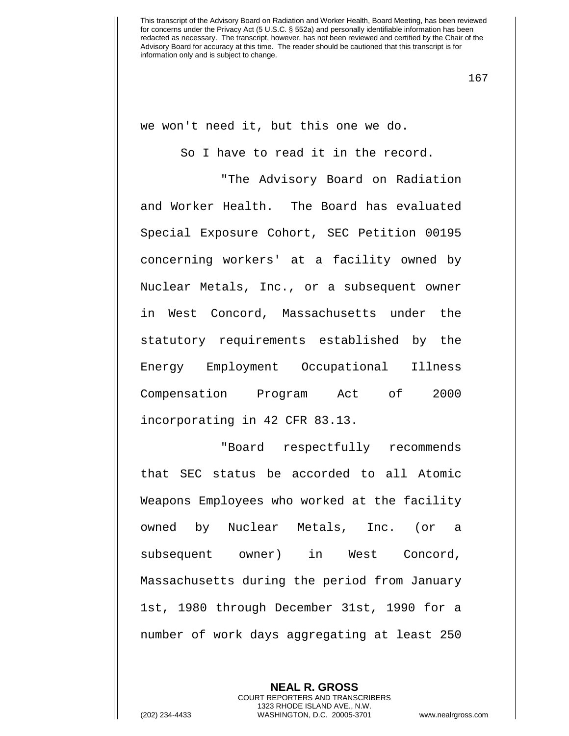we won't need it, but this one we do.

So I have to read it in the record.

"The Advisory Board on Radiation and Worker Health. The Board has evaluated Special Exposure Cohort, SEC Petition 00195 concerning workers' at a facility owned by Nuclear Metals, Inc., or a subsequent owner in West Concord, Massachusetts under the statutory requirements established by the Energy Employment Occupational Illness Compensation Program Act of 2000 incorporating in 42 CFR 83.13.

"Board respectfully recommends that SEC status be accorded to all Atomic Weapons Employees who worked at the facility owned by Nuclear Metals, Inc. (or a subsequent owner) in West Concord, Massachusetts during the period from January 1st, 1980 through December 31st, 1990 for a number of work days aggregating at least 250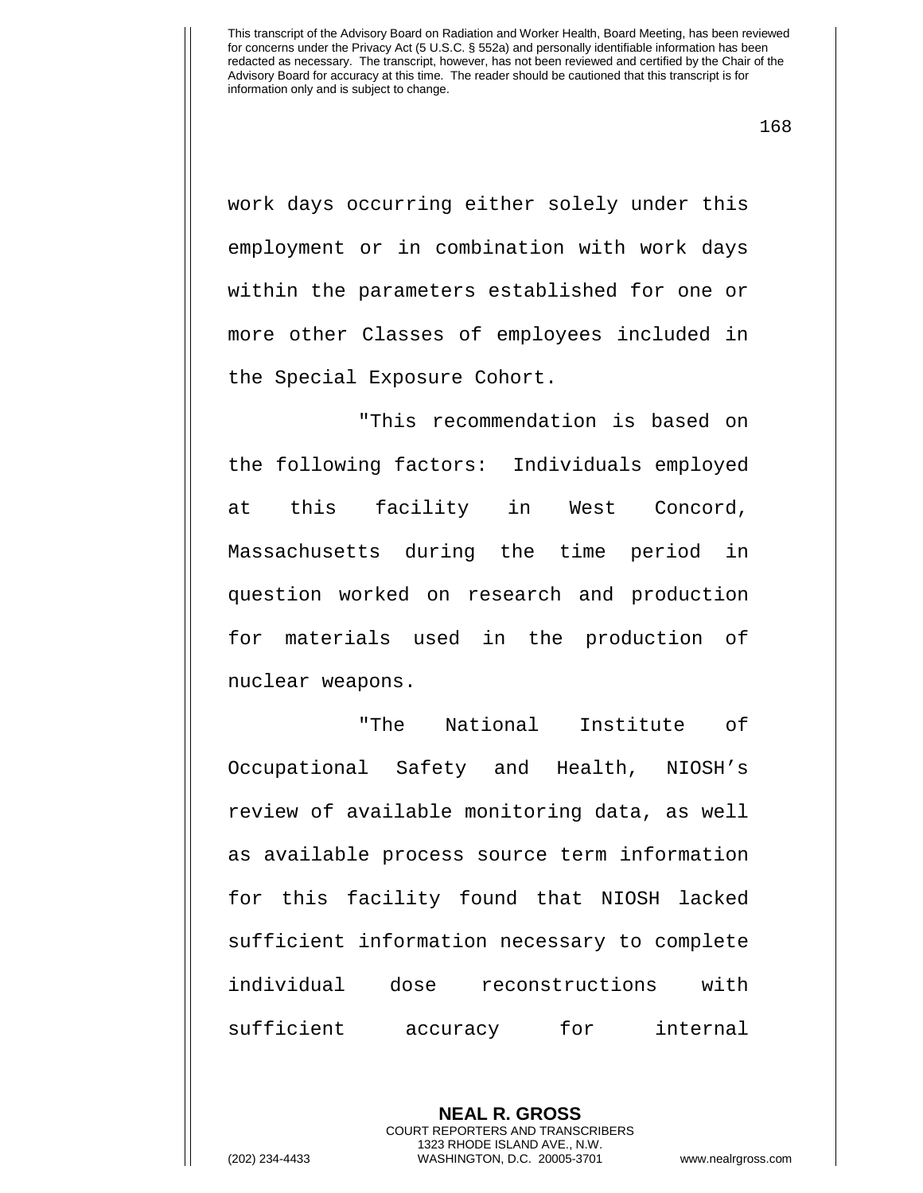work days occurring either solely under this employment or in combination with work days within the parameters established for one or more other Classes of employees included in the Special Exposure Cohort.

"This recommendation is based on the following factors: Individuals employed at this facility in West Concord, Massachusetts during the time period in question worked on research and production for materials used in the production of nuclear weapons.

"The National Institute of Occupational Safety and Health, NIOSH's review of available monitoring data, as well as available process source term information for this facility found that NIOSH lacked sufficient information necessary to complete individual dose reconstructions with sufficient accuracy for internal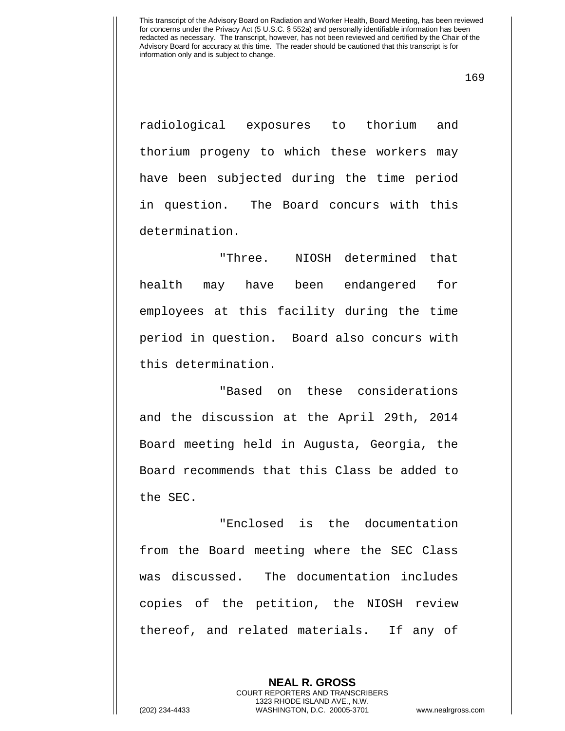radiological exposures to thorium and thorium progeny to which these workers may have been subjected during the time period in question. The Board concurs with this determination.

"Three. NIOSH determined that health may have been endangered for employees at this facility during the time period in question. Board also concurs with this determination.

"Based on these considerations and the discussion at the April 29th, 2014 Board meeting held in Augusta, Georgia, the Board recommends that this Class be added to the SEC.

"Enclosed is the documentation from the Board meeting where the SEC Class was discussed. The documentation includes copies of the petition, the NIOSH review thereof, and related materials. If any of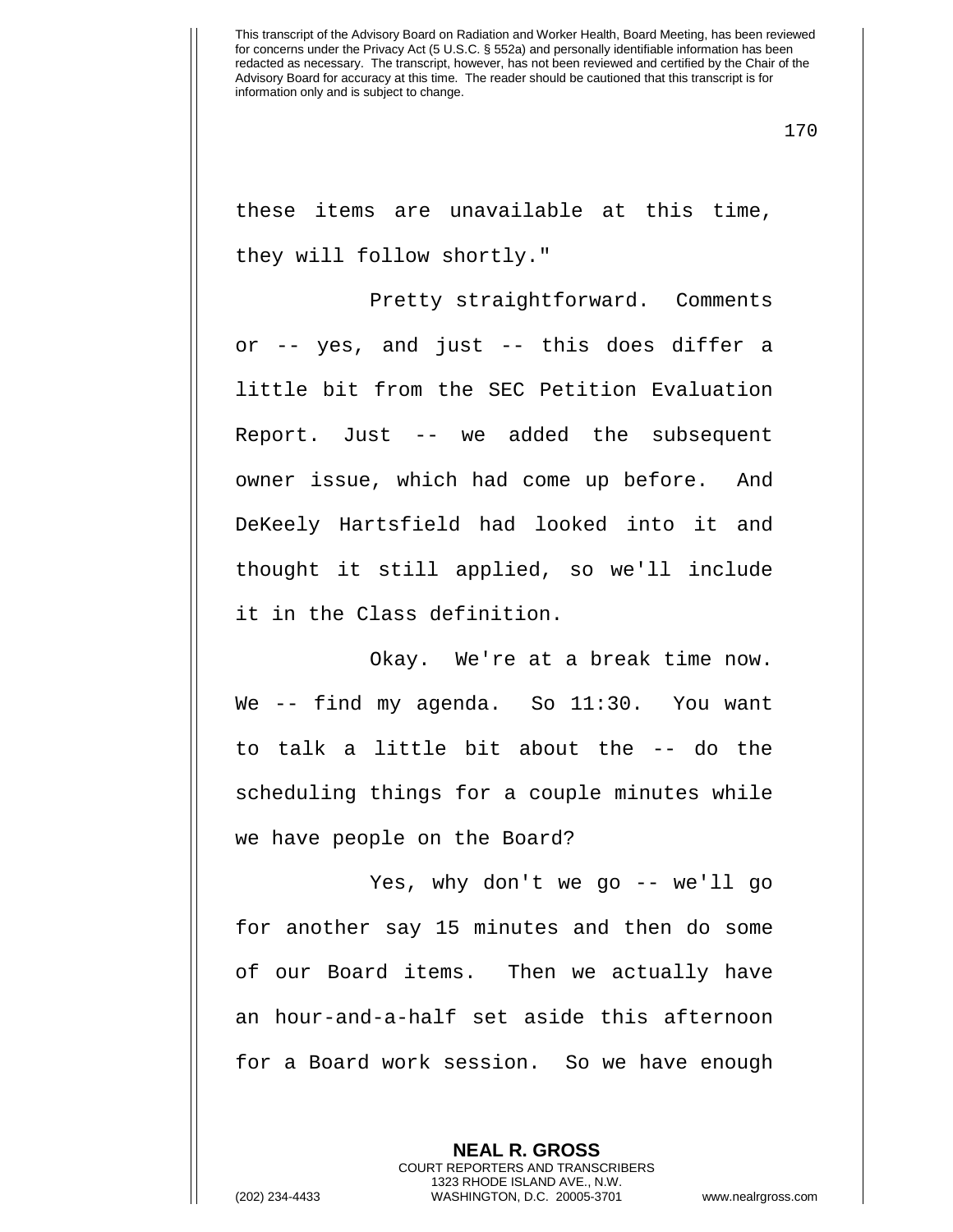these items are unavailable at this time, they will follow shortly."

Pretty straightforward. Comments or -- yes, and just -- this does differ a little bit from the SEC Petition Evaluation Report. Just -- we added the subsequent owner issue, which had come up before. And DeKeely Hartsfield had looked into it and thought it still applied, so we'll include it in the Class definition.

Okay. We're at a break time now. We -- find my agenda. So 11:30. You want to talk a little bit about the -- do the scheduling things for a couple minutes while we have people on the Board?

Yes, why don't we go -- we'll go for another say 15 minutes and then do some of our Board items. Then we actually have an hour-and-a-half set aside this afternoon for a Board work session. So we have enough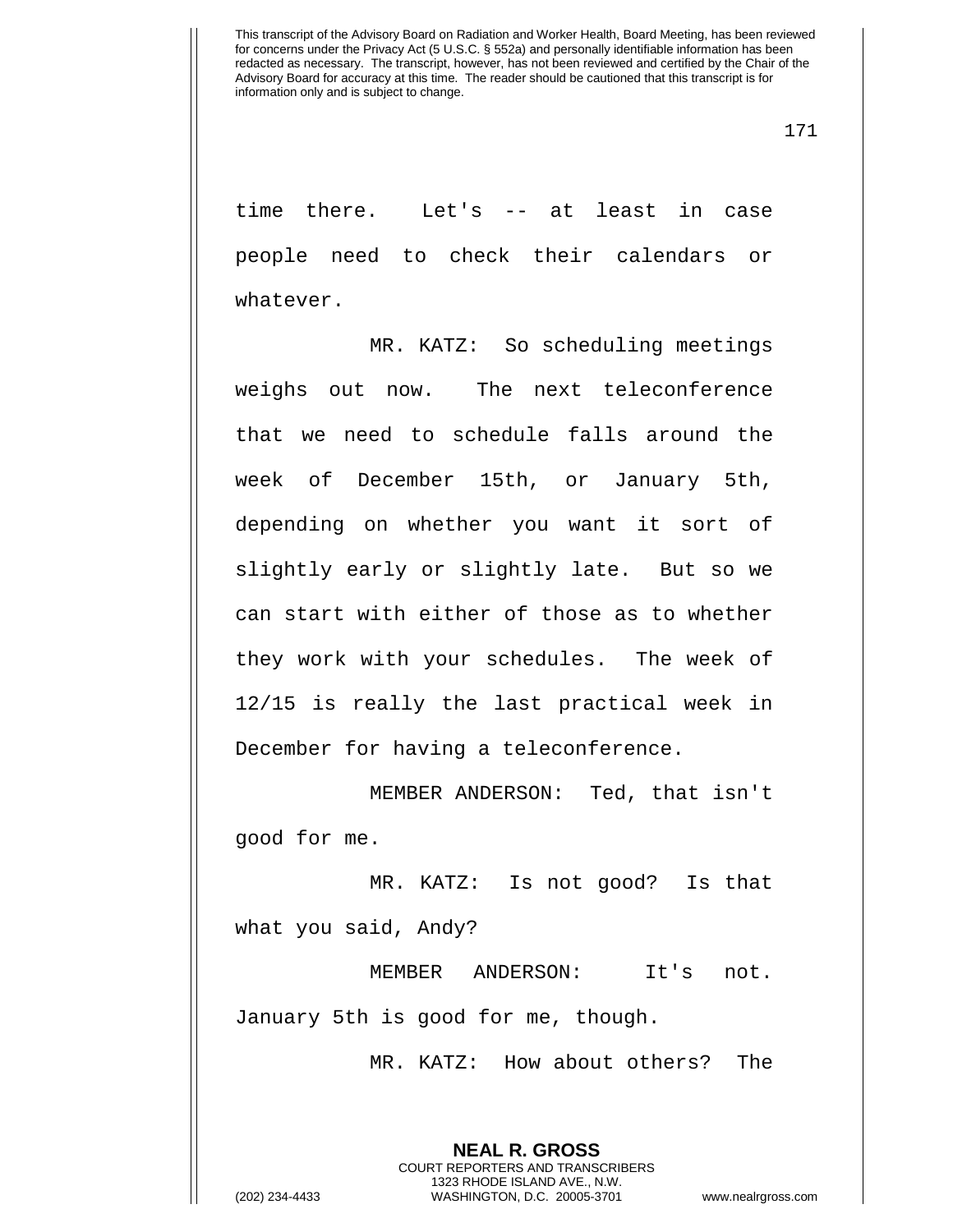time there. Let's -- at least in case people need to check their calendars or whatever.

MR. KATZ: So scheduling meetings weighs out now. The next teleconference that we need to schedule falls around the week of December 15th, or January 5th, depending on whether you want it sort of slightly early or slightly late. But so we can start with either of those as to whether they work with your schedules. The week of 12/15 is really the last practical week in December for having a teleconference.

MEMBER ANDERSON: Ted, that isn't good for me.

MR. KATZ: Is not good? Is that what you said, Andy?

MEMBER ANDERSON: It's not. January 5th is good for me, though.

MR. KATZ: How about others? The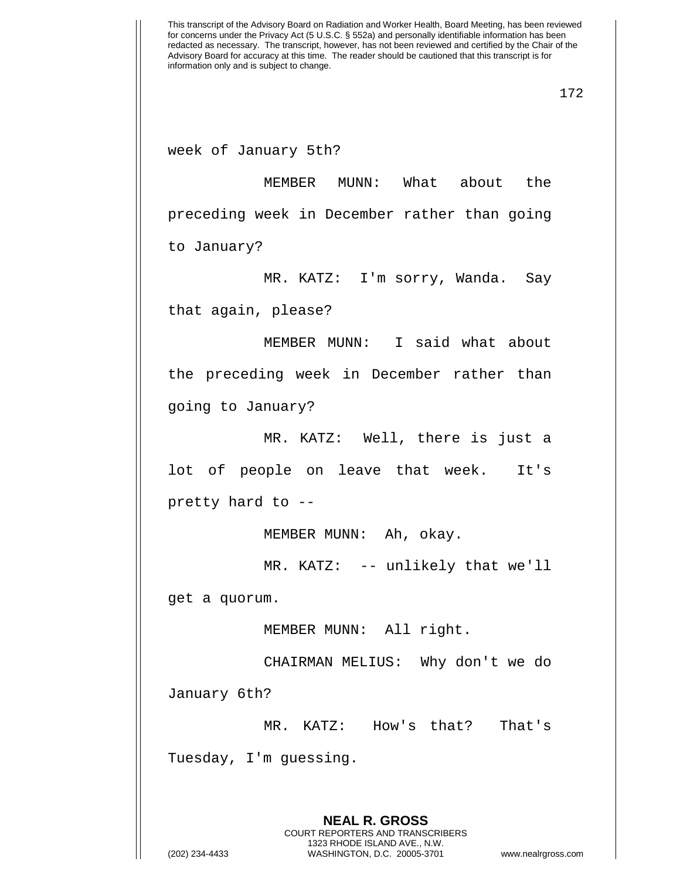week of January 5th?

MEMBER MUNN: What about the preceding week in December rather than going to January?

MR. KATZ: I'm sorry, Wanda. Say that again, please?

MEMBER MUNN: I said what about the preceding week in December rather than going to January?

MR. KATZ: Well, there is just a lot of people on leave that week. It's pretty hard to --

MEMBER MUNN: Ah, okay.

MR. KATZ: -- unlikely that we'll get a quorum.

MEMBER MUNN: All right.

CHAIRMAN MELIUS: Why don't we do January 6th?

MR. KATZ: How's that? That's Tuesday, I'm guessing.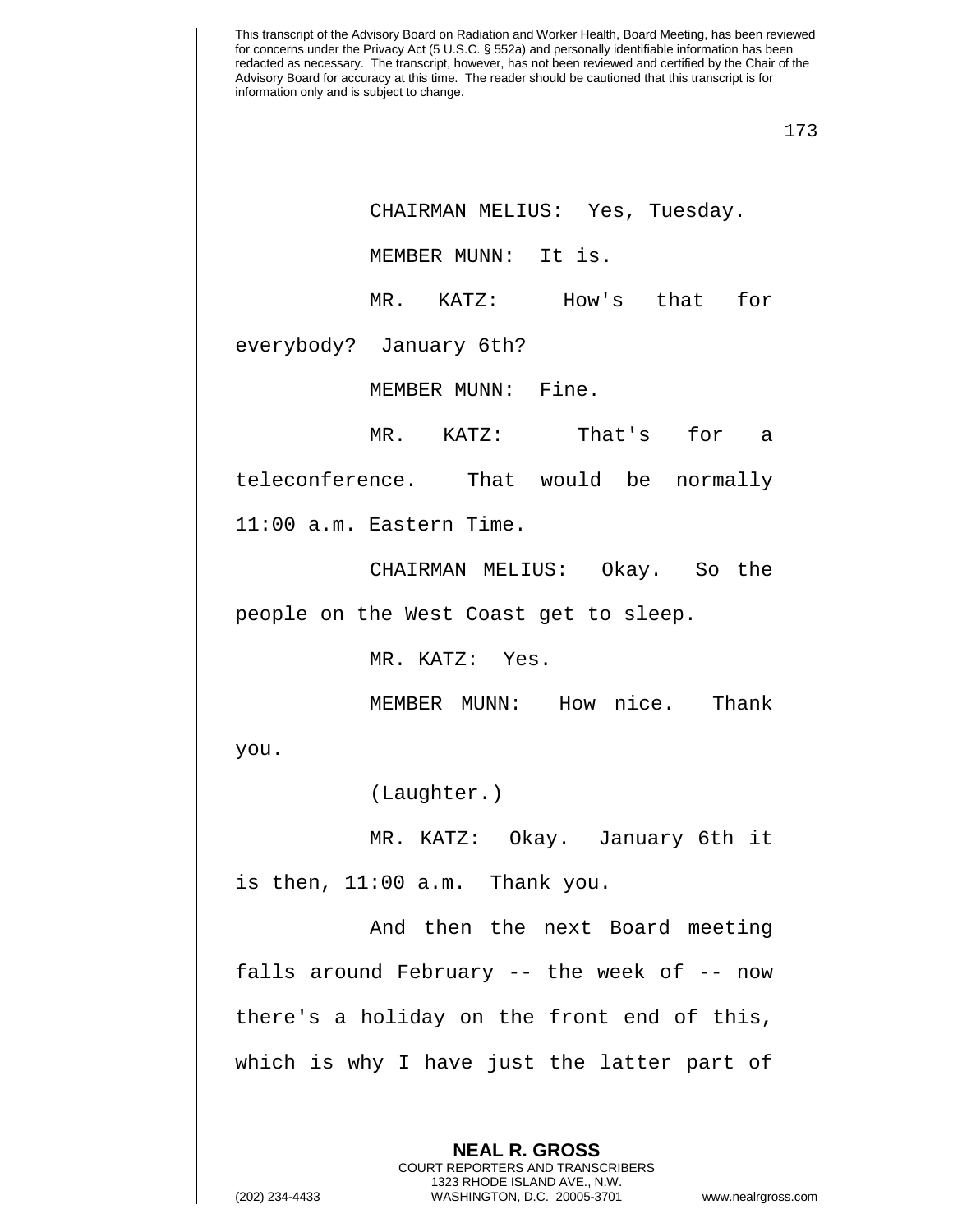CHAIRMAN MELIUS: Yes, Tuesday.

MEMBER MUNN: It is.

MR. KATZ: How's that for everybody? January 6th?

MEMBER MUNN: Fine.

MR. KATZ: That's for a teleconference. That would be normally 11:00 a.m. Eastern Time.

CHAIRMAN MELIUS: Okay. So the people on the West Coast get to sleep.

MR. KATZ: Yes.

MEMBER MUNN: How nice. Thank you.

(Laughter.)

MR. KATZ: Okay. January 6th it is then, 11:00 a.m. Thank you.

And then the next Board meeting falls around February -- the week of -- now there's a holiday on the front end of this, which is why I have just the latter part of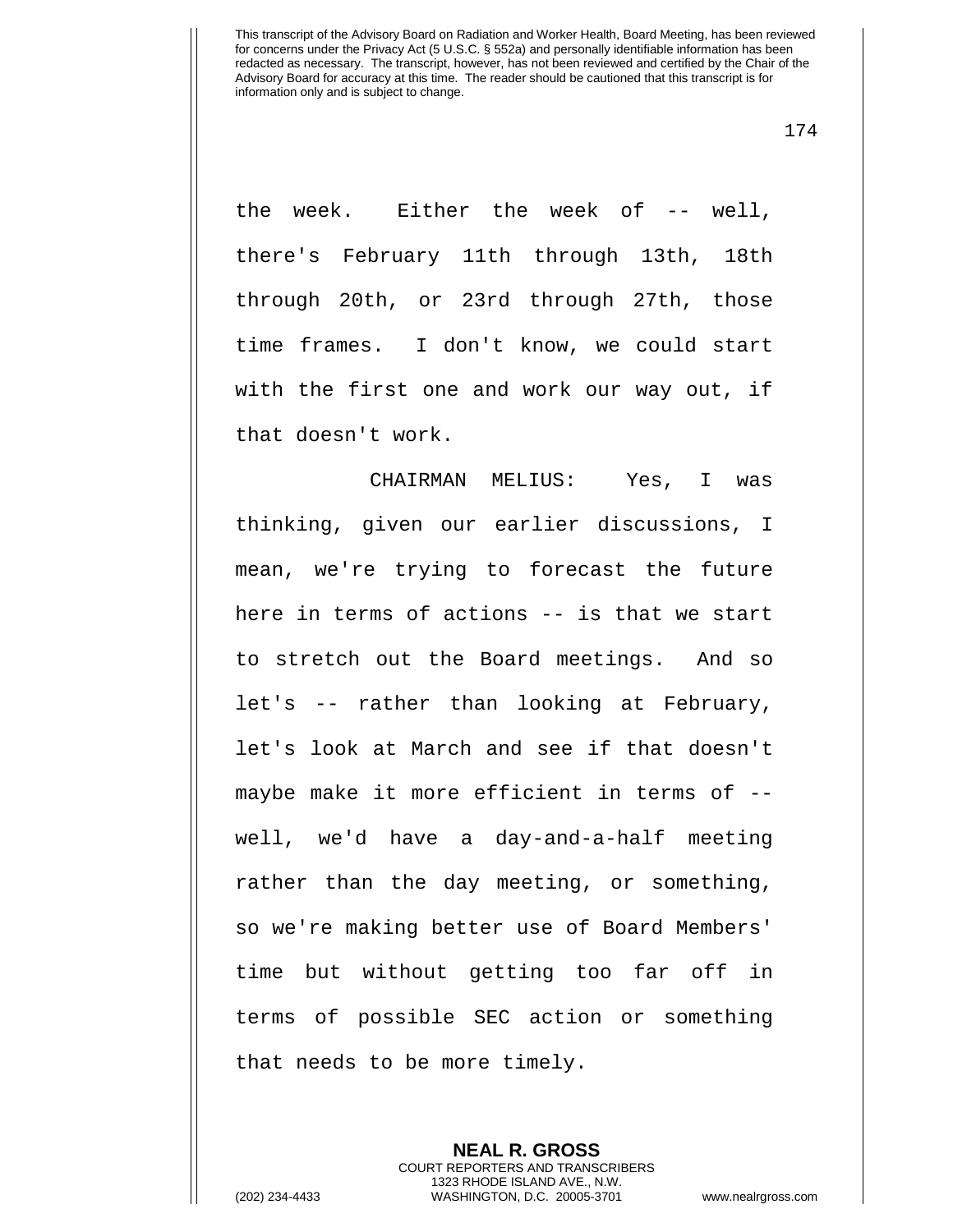the week. Either the week of -- well, there's February 11th through 13th, 18th through 20th, or 23rd through 27th, those time frames. I don't know, we could start with the first one and work our way out, if that doesn't work.

CHAIRMAN MELIUS: Yes, I was thinking, given our earlier discussions, I mean, we're trying to forecast the future here in terms of actions -- is that we start to stretch out the Board meetings. And so let's -- rather than looking at February, let's look at March and see if that doesn't maybe make it more efficient in terms of -- well, we'd have a day-and-a-half meeting rather than the day meeting, or something, so we're making better use of Board Members' time but without getting too far off in terms of possible SEC action or something that needs to be more timely.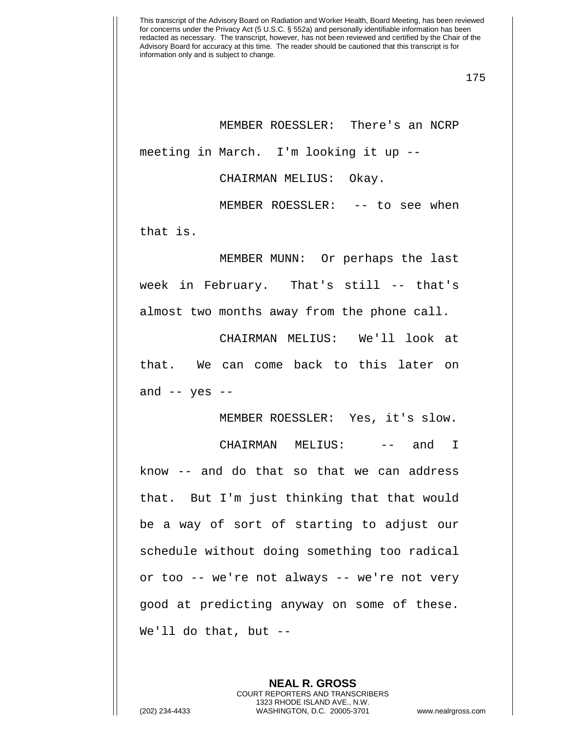MEMBER ROESSLER: There's an NCRP meeting in March. I'm looking it up --

CHAIRMAN MELIUS: Okay.

MEMBER ROESSLER: -- to see when that is.

MEMBER MUNN: Or perhaps the last week in February. That's still -- that's almost two months away from the phone call.

CHAIRMAN MELIUS: We'll look at that. We can come back to this later on and -- yes --

MEMBER ROESSLER: Yes, it's slow.

CHAIRMAN MELIUS: -- and I know -- and do that so that we can address that. But I'm just thinking that that would be a way of sort of starting to adjust our schedule without doing something too radical or too -- we're not always -- we're not very good at predicting anyway on some of these. We'll do that, but --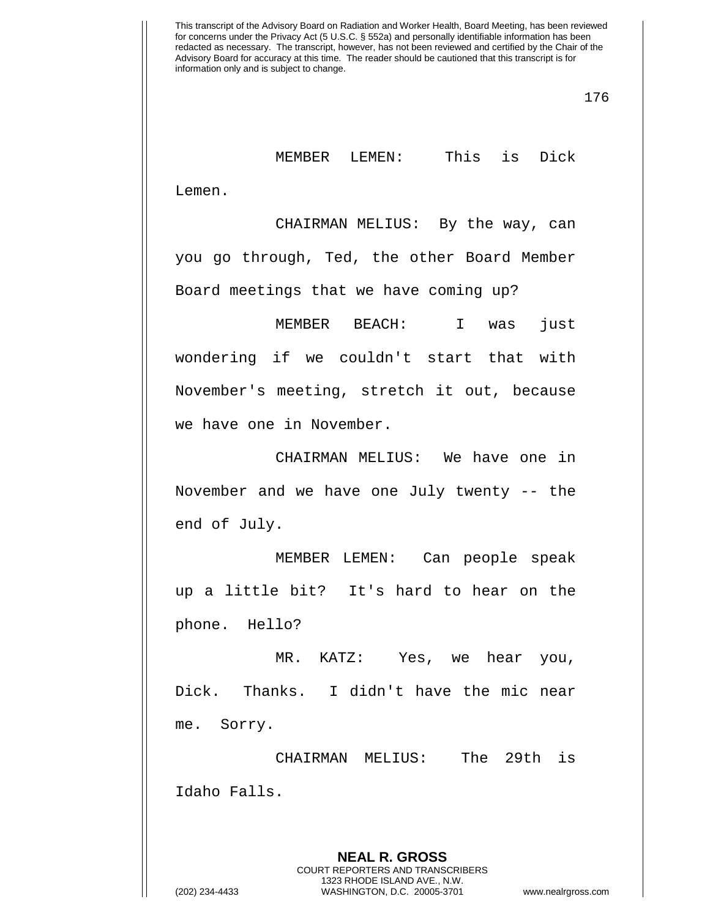MEMBER LEMEN: This is Dick Lemen.

CHAIRMAN MELIUS: By the way, can you go through, Ted, the other Board Member Board meetings that we have coming up?

MEMBER BEACH: I was just wondering if we couldn't start that with November's meeting, stretch it out, because we have one in November.

CHAIRMAN MELIUS: We have one in November and we have one July twenty -- the end of July.

MEMBER LEMEN: Can people speak up a little bit? It's hard to hear on the phone. Hello?

MR. KATZ: Yes, we hear you, Dick. Thanks. I didn't have the mic near me. Sorry.

CHAIRMAN MELIUS: The 29th is Idaho Falls.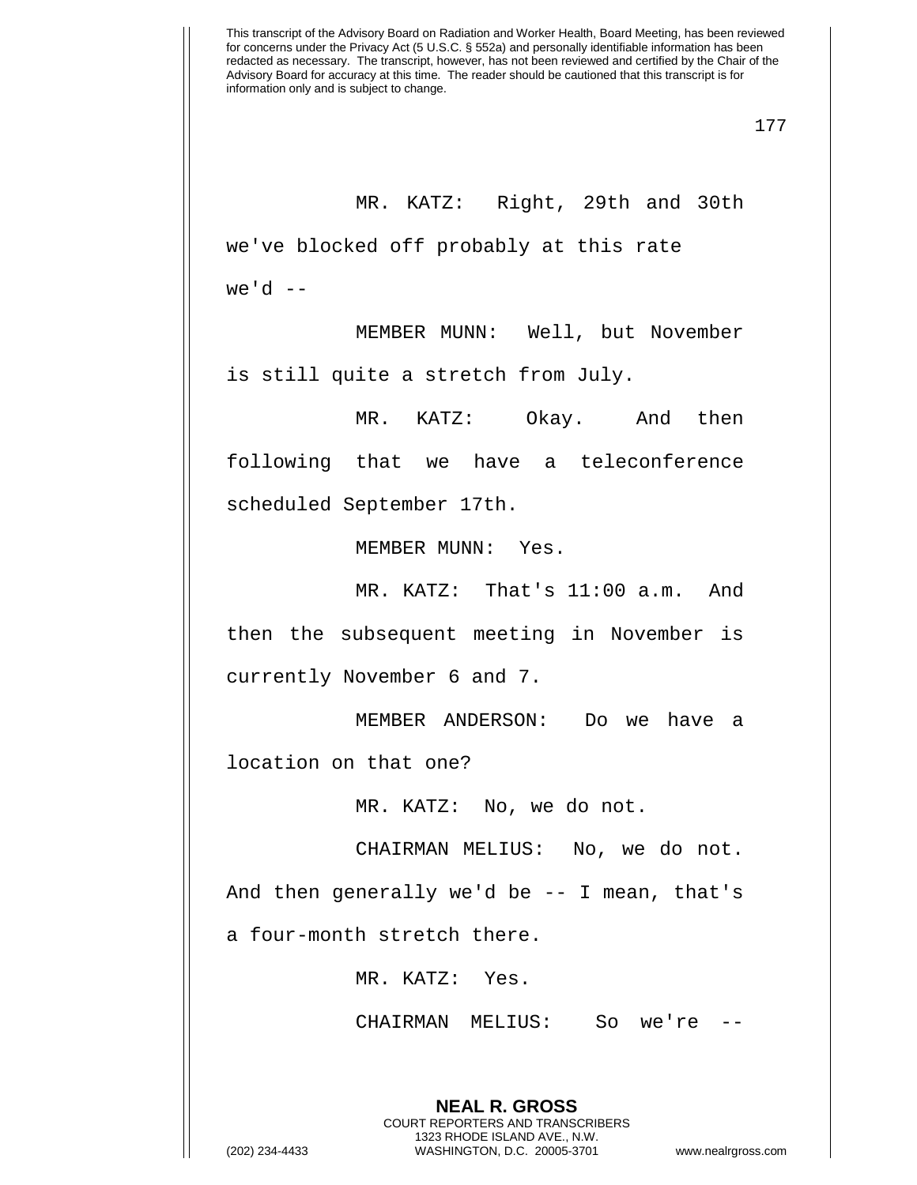MR. KATZ: Right, 29th and 30th we've blocked off probably at this rate we'd --

MEMBER MUNN: Well, but November is still quite a stretch from July.

MR. KATZ: Okay. And then following that we have a teleconference scheduled September 17th.

MEMBER MUNN: Yes.

MR. KATZ: That's 11:00 a.m. And then the subsequent meeting in November is currently November 6 and 7.

MEMBER ANDERSON: Do we have a location on that one?

MR. KATZ: No, we do not.

CHAIRMAN MELIUS: No, we do not. And then generally we'd be -- I mean, that's a four-month stretch there.

MR. KATZ: Yes.

CHAIRMAN MELIUS: So we're --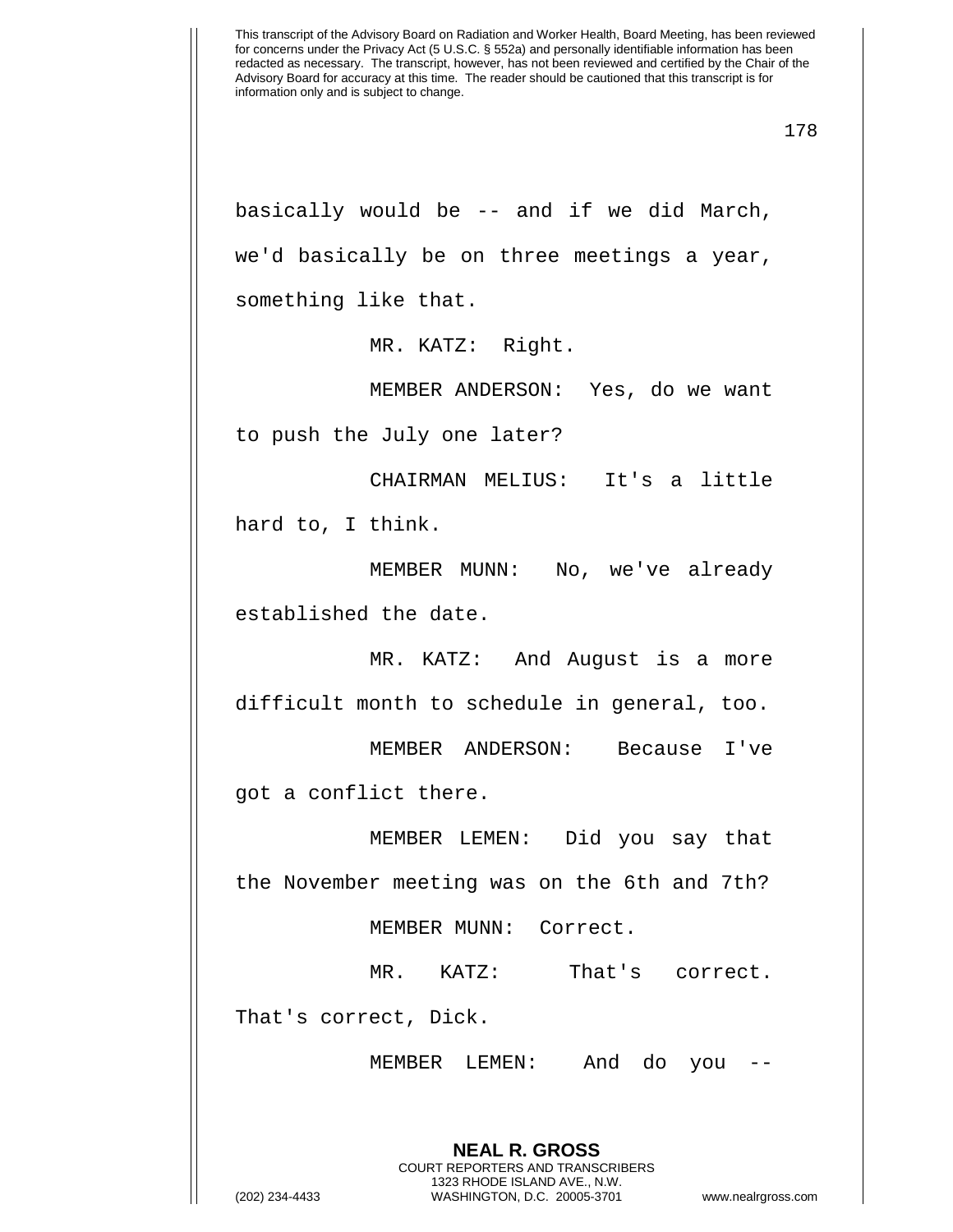basically would be -- and if we did March, we'd basically be on three meetings a year, something like that.

MR. KATZ: Right.

MEMBER ANDERSON: Yes, do we want to push the July one later?

CHAIRMAN MELIUS: It's a little hard to, I think.

MEMBER MUNN: No, we've already established the date.

MR. KATZ: And August is a more difficult month to schedule in general, too.

MEMBER ANDERSON: Because I've got a conflict there.

MEMBER LEMEN: Did you say that the November meeting was on the 6th and 7th?

MEMBER MUNN: Correct.

MR. KATZ: That's correct. That's correct, Dick.

MEMBER LEMEN: And do you --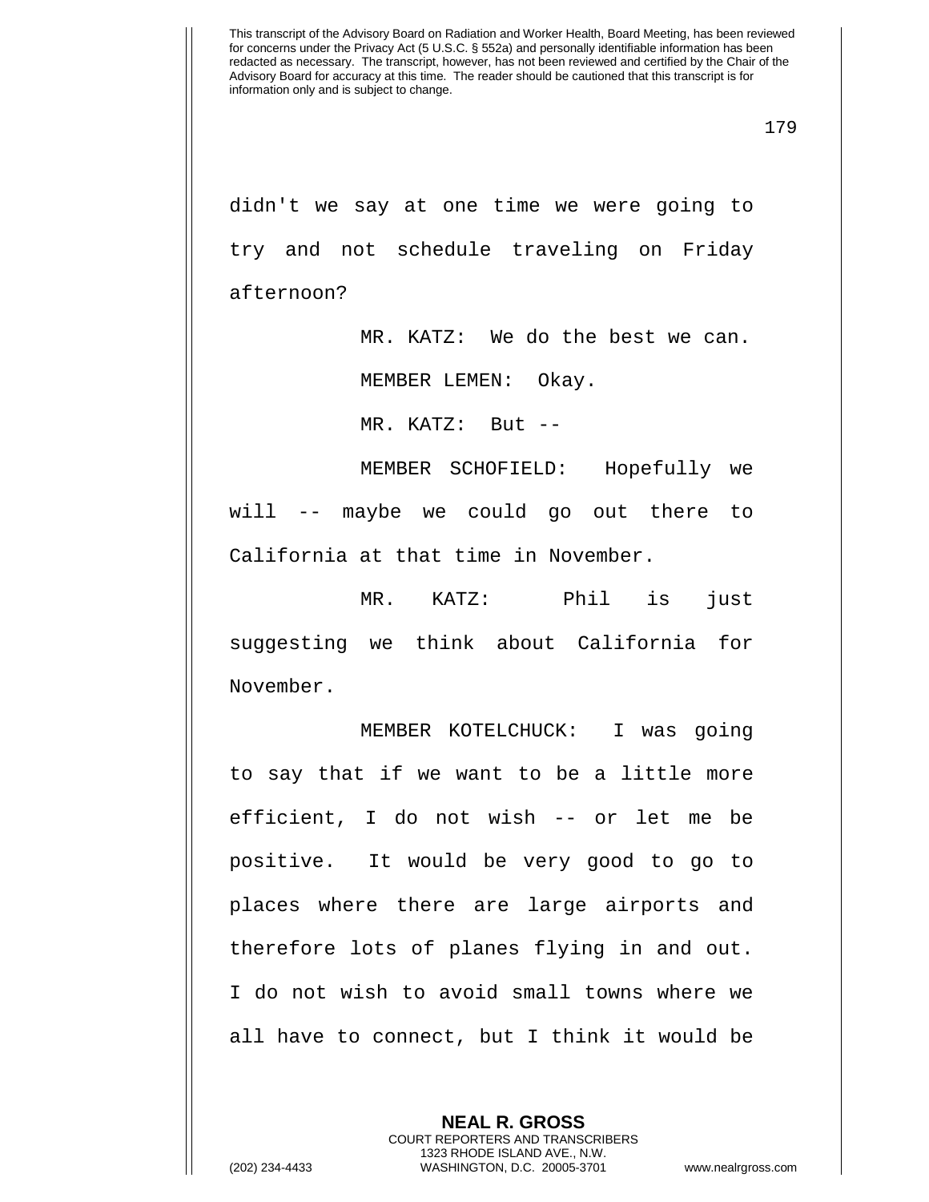didn't we say at one time we were going to try and not schedule traveling on Friday afternoon?

MR. KATZ: We do the best we can.

MEMBER LEMEN: Okay.

MR. KATZ: But --

MEMBER SCHOFIELD: Hopefully we will -- maybe we could go out there to California at that time in November.

MR. KATZ: Phil is just suggesting we think about California for November.

MEMBER KOTELCHUCK: I was going to say that if we want to be a little more efficient, I do not wish -- or let me be positive. It would be very good to go to places where there are large airports and therefore lots of planes flying in and out. I do not wish to avoid small towns where we all have to connect, but I think it would be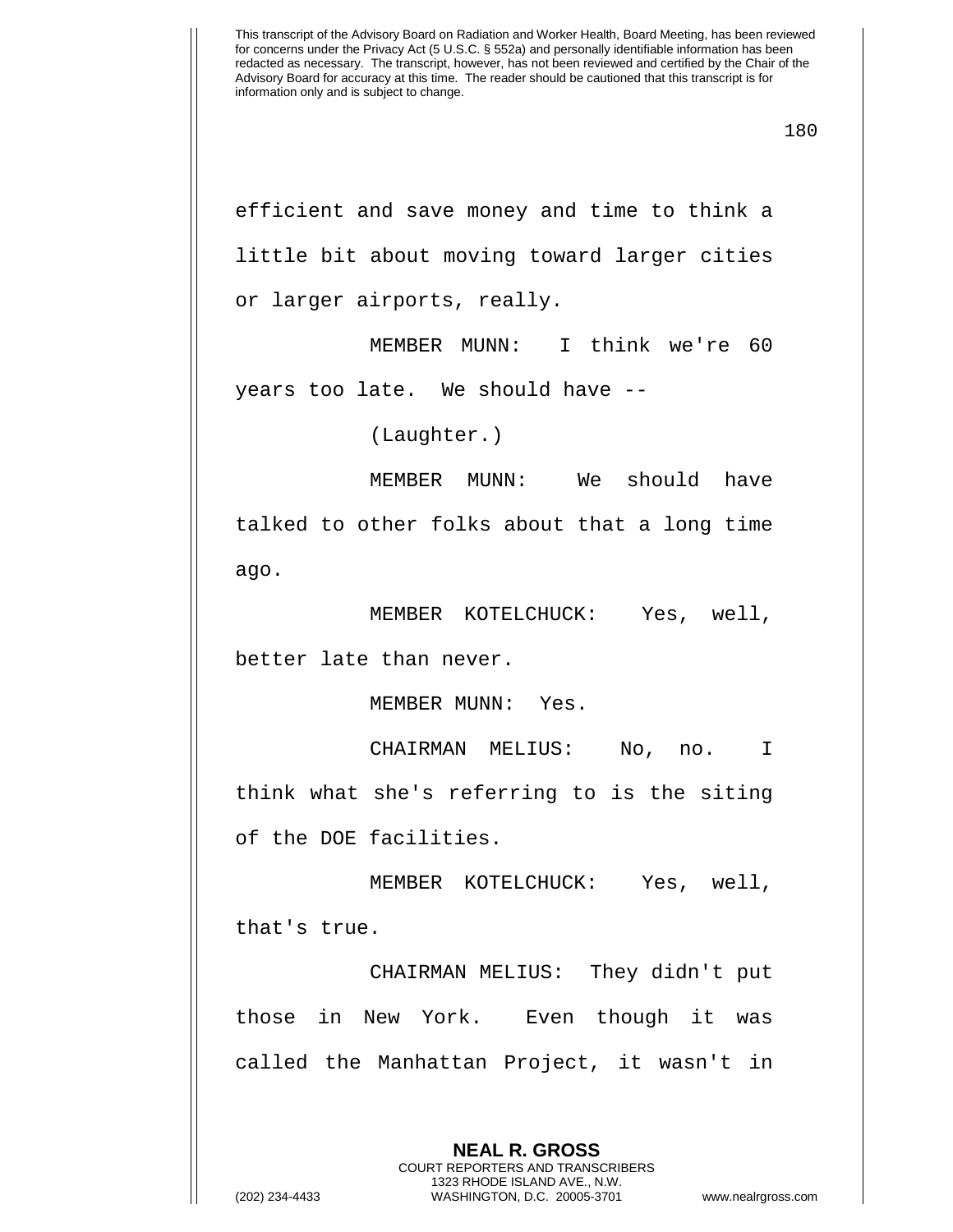efficient and save money and time to think a little bit about moving toward larger cities or larger airports, really.

MEMBER MUNN: I think we're 60 years too late. We should have --

(Laughter.)

MEMBER MUNN: We should have talked to other folks about that a long time ago.

MEMBER KOTELCHUCK: Yes, well, better late than never.

MEMBER MUNN: Yes.

CHAIRMAN MELIUS: No, no. I think what she's referring to is the siting of the DOE facilities.

MEMBER KOTELCHUCK: Yes, well, that's true.

CHAIRMAN MELIUS: They didn't put those in New York. Even though it was called the Manhattan Project, it wasn't in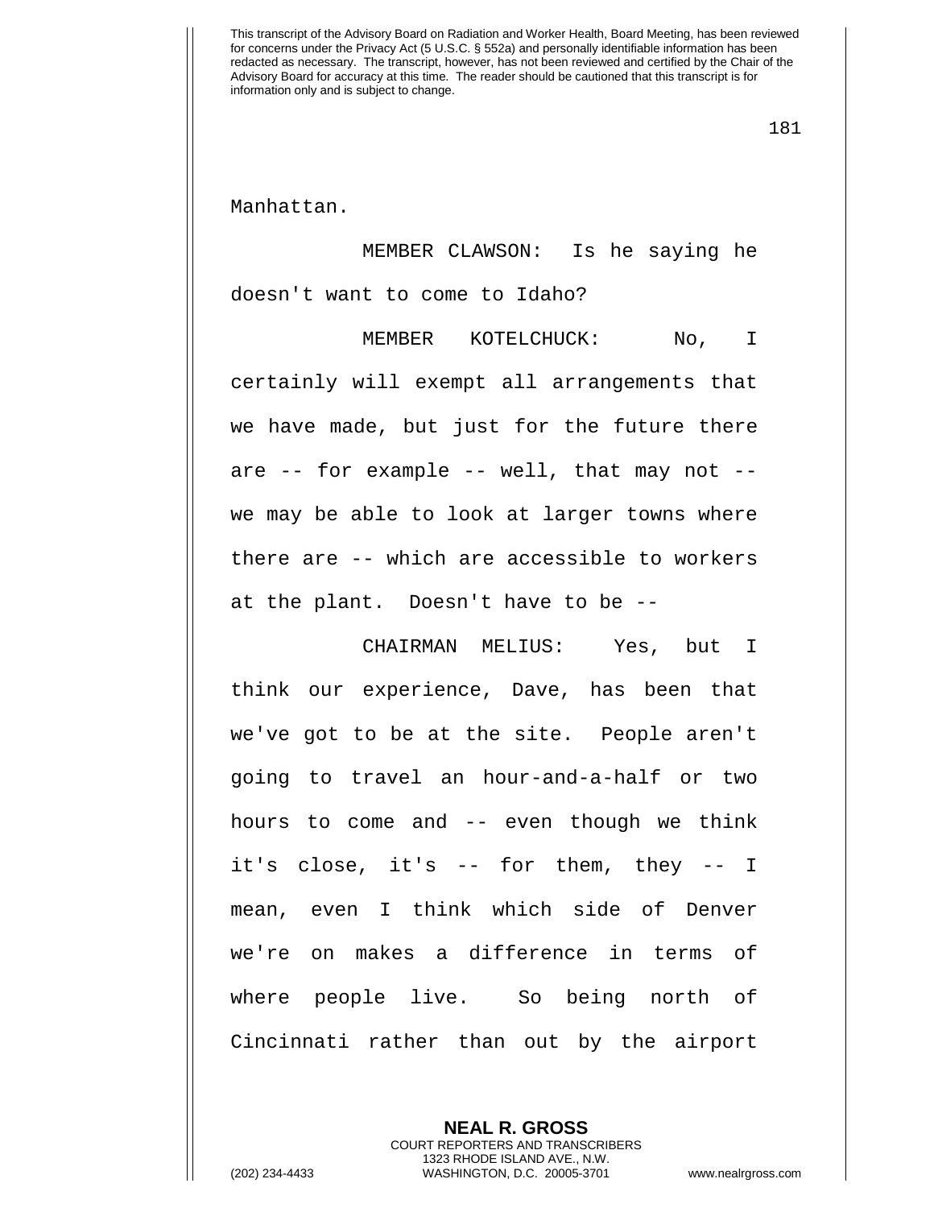Manhattan.

MEMBER CLAWSON: Is he saying he doesn't want to come to Idaho?

MEMBER KOTELCHUCK: No, I certainly will exempt all arrangements that we have made, but just for the future there are -- for example -- well, that may not -- we may be able to look at larger towns where there are -- which are accessible to workers at the plant. Doesn't have to be --

CHAIRMAN MELIUS: Yes, but I think our experience, Dave, has been that we've got to be at the site. People aren't going to travel an hour-and-a-half or two hours to come and -- even though we think it's close, it's -- for them, they -- I mean, even I think which side of Denver we're on makes a difference in terms of where people live. So being north of Cincinnati rather than out by the airport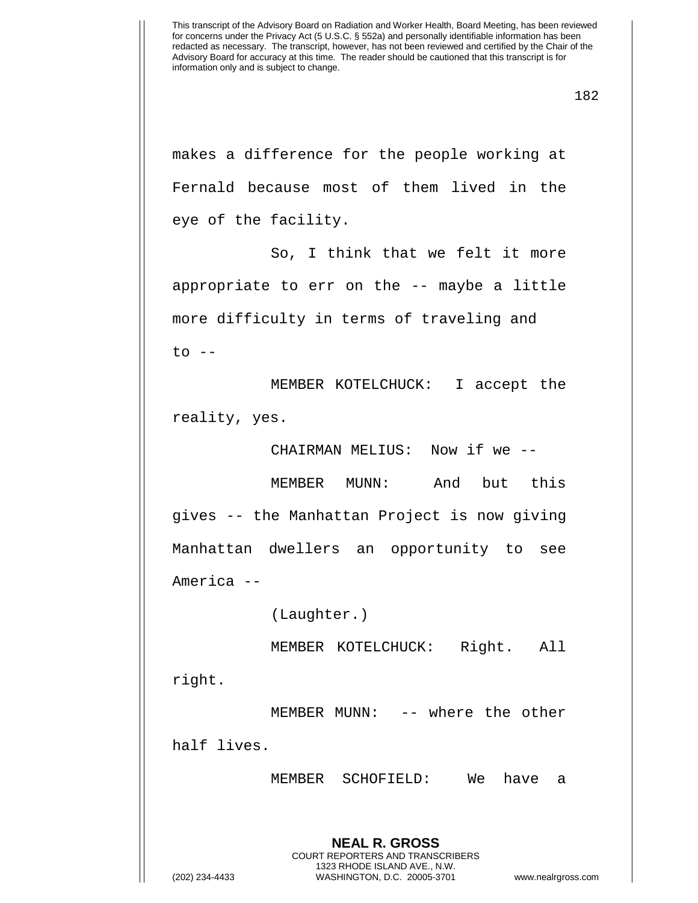makes a difference for the people working at Fernald because most of them lived in the eye of the facility.

So, I think that we felt it more appropriate to err on the -- maybe a little more difficulty in terms of traveling and to --

MEMBER KOTELCHUCK: I accept the reality, yes.

CHAIRMAN MELIUS: Now if we --

MEMBER MUNN: And but this gives -- the Manhattan Project is now giving Manhattan dwellers an opportunity to see America --

(Laughter.)

MEMBER KOTELCHUCK: Right. All right.

MEMBER MUNN: -- where the other half lives.

MEMBER SCHOFIELD: We have a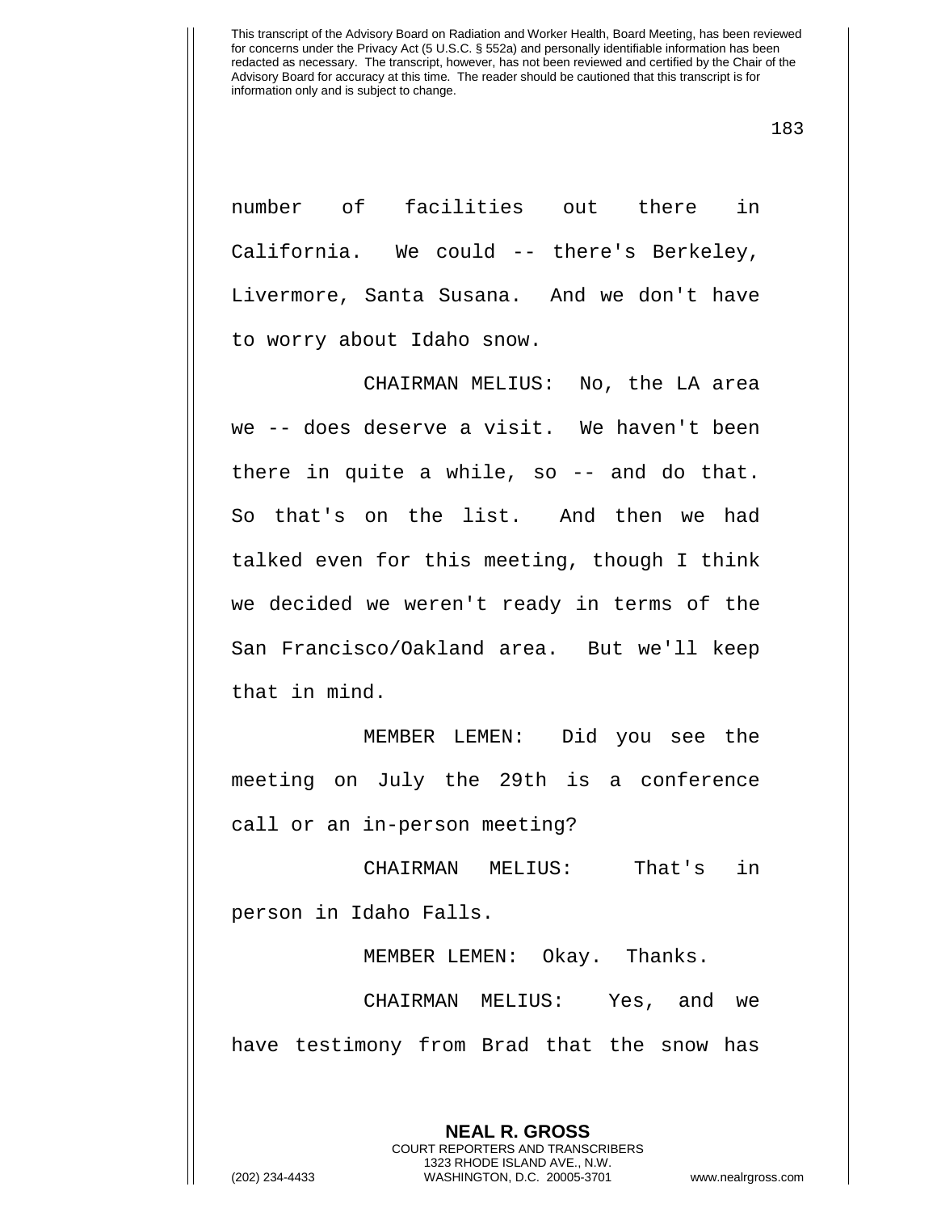number of facilities out there in California. We could -- there's Berkeley, Livermore, Santa Susana. And we don't have to worry about Idaho snow.

CHAIRMAN MELIUS: No, the LA area we -- does deserve a visit. We haven't been there in quite a while, so -- and do that. So that's on the list. And then we had talked even for this meeting, though I think we decided we weren't ready in terms of the San Francisco/Oakland area. But we'll keep that in mind.

MEMBER LEMEN: Did you see the meeting on July the 29th is a conference call or an in-person meeting?

CHAIRMAN MELIUS: That's in person in Idaho Falls.

MEMBER LEMEN: Okay. Thanks.

CHAIRMAN MELIUS: Yes, and we have testimony from Brad that the snow has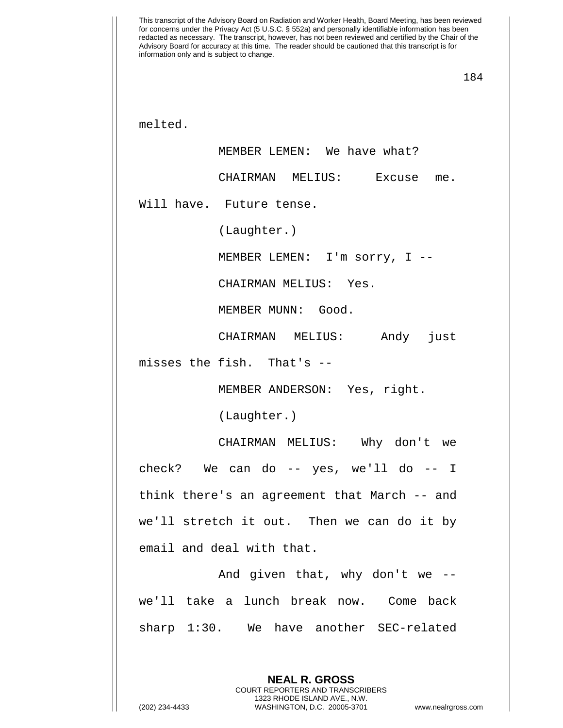melted.

MEMBER LEMEN: We have what?

CHAIRMAN MELIUS: Excuse me. Will have. Future tense.

(Laughter.)

MEMBER LEMEN: I'm sorry, I --

CHAIRMAN MELIUS: Yes.

MEMBER MUNN: Good.

CHAIRMAN MELIUS: Andy just misses the fish. That's --

MEMBER ANDERSON: Yes, right.

(Laughter.)

CHAIRMAN MELIUS: Why don't we check? We can do -- yes, we'll do -- I think there's an agreement that March -- and we'll stretch it out. Then we can do it by email and deal with that.

And given that, why don't we -- we'll take a lunch break now. Come back sharp 1:30. We have another SEC-related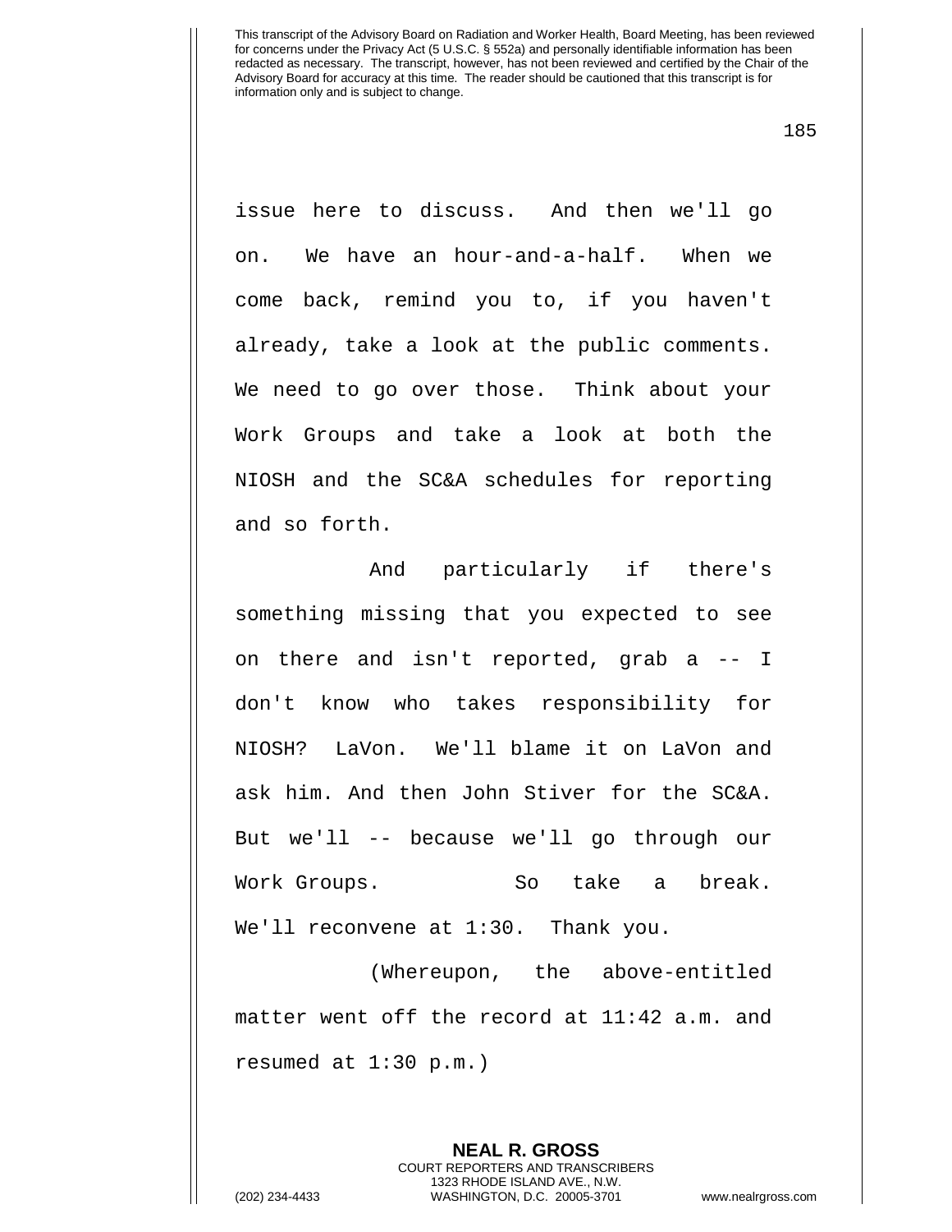issue here to discuss. And then we'll go on. We have an hour-and-a-half. When we come back, remind you to, if you haven't already, take a look at the public comments. We need to go over those. Think about your Work Groups and take a look at both the NIOSH and the SC&A schedules for reporting and so forth.

And particularly if there's something missing that you expected to see on there and isn't reported, grab a -- I don't know who takes responsibility for NIOSH? LaVon. We'll blame it on LaVon and ask him. And then John Stiver for the SC&A. But we'll -- because we'll go through our Work Groups. So take a break. We'll reconvene at 1:30. Thank you.

(Whereupon, the above-entitled matter went off the record at 11:42 a.m. and resumed at 1:30 p.m.)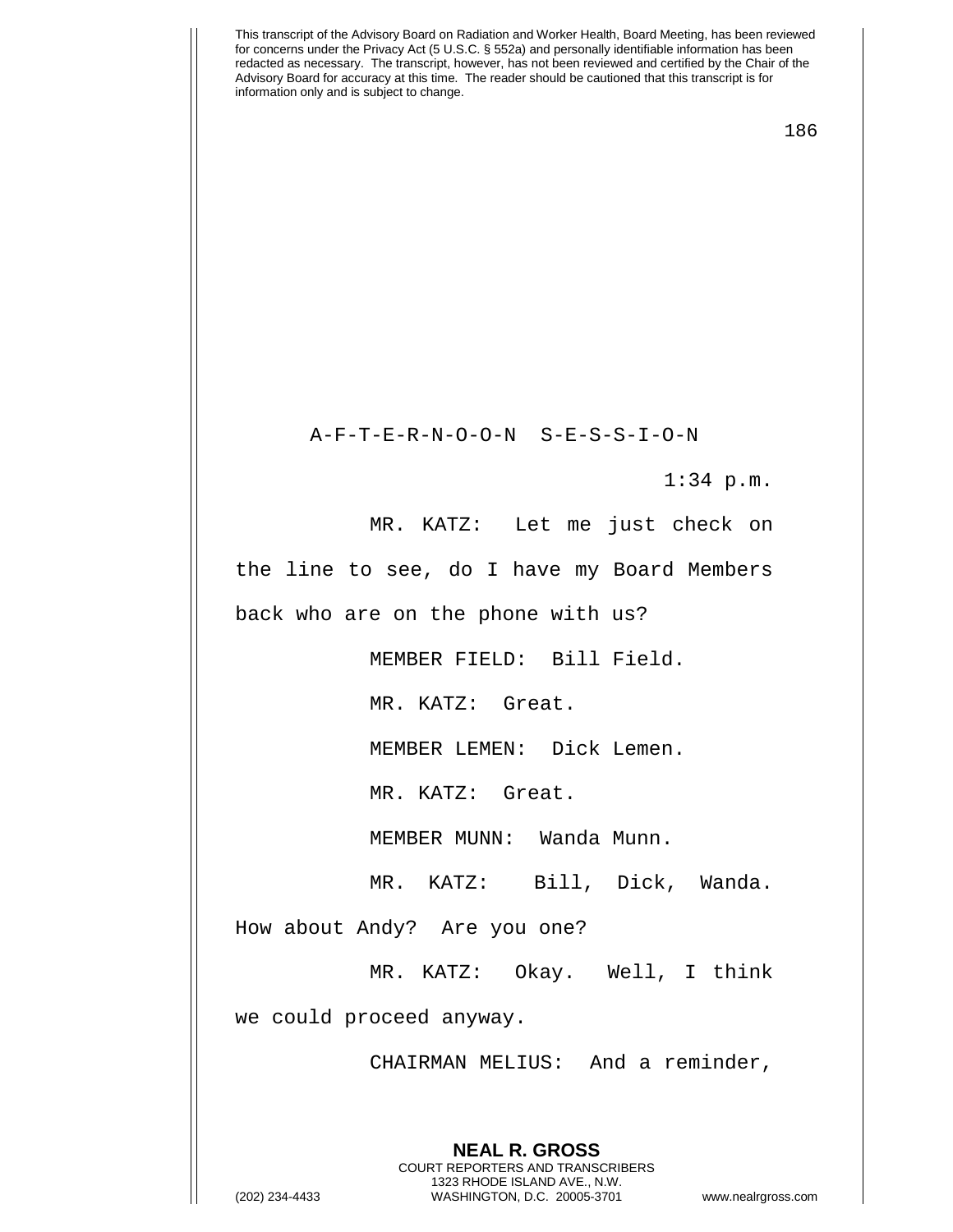A-F-T-E-R-N-O-O-N S-E-S-S-I-O-N

1:34 p.m.

MR. KATZ: Let me just check on the line to see, do I have my Board Members back who are on the phone with us?

MEMBER FIELD: Bill Field.

MR. KATZ: Great.

MEMBER LEMEN: Dick Lemen.

MR. KATZ: Great.

MEMBER MUNN: Wanda Munn.

MR. KATZ: Bill, Dick, Wanda. How about Andy? Are you one?

MR. KATZ: Okay. Well, I think we could proceed anyway.

CHAIRMAN MELIUS: And a reminder,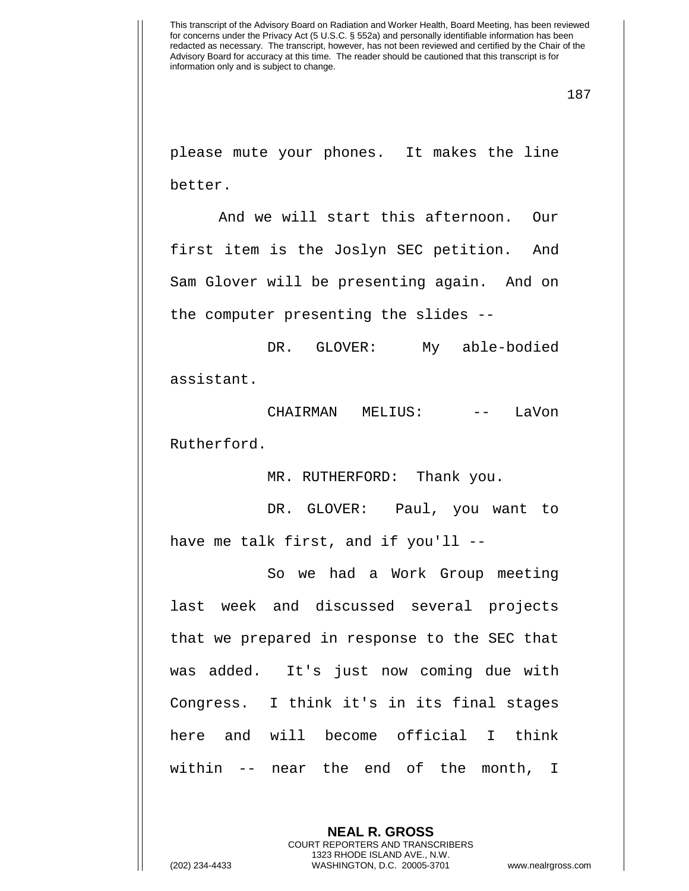please mute your phones. It makes the line better.

And we will start this afternoon. Our first item is the Joslyn SEC petition. And Sam Glover will be presenting again. And on the computer presenting the slides --

DR. GLOVER: My able-bodied assistant.

CHAIRMAN MELIUS: -- LaVon Rutherford.

MR. RUTHERFORD: Thank you.

DR. GLOVER: Paul, you want to have me talk first, and if you'll --

So we had a Work Group meeting last week and discussed several projects that we prepared in response to the SEC that was added. It's just now coming due with Congress. I think it's in its final stages here and will become official I think within -- near the end of the month, I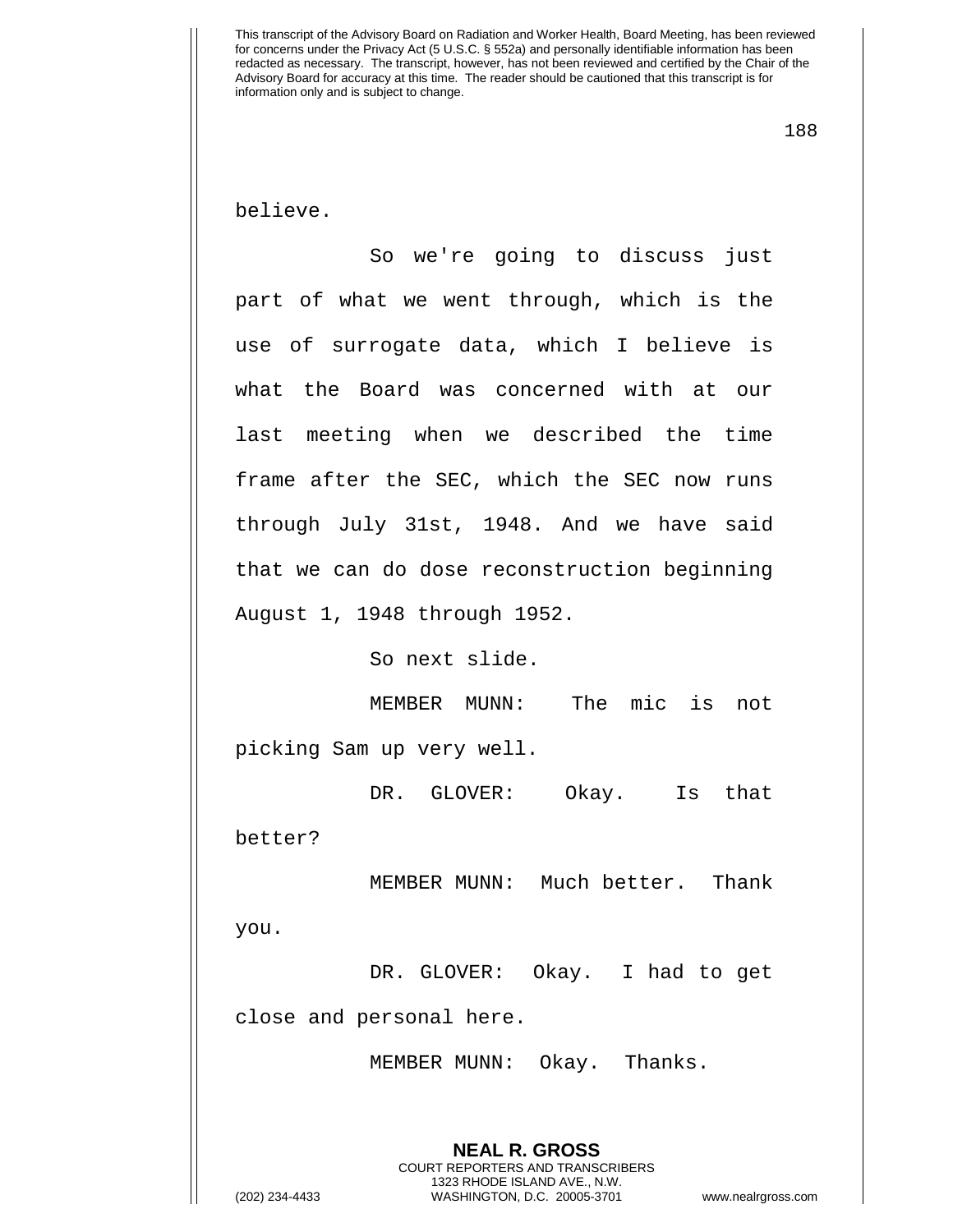believe.

So we're going to discuss just part of what we went through, which is the use of surrogate data, which I believe is what the Board was concerned with at our last meeting when we described the time frame after the SEC, which the SEC now runs through July 31st, 1948. And we have said that we can do dose reconstruction beginning August 1, 1948 through 1952.

So next slide.

MEMBER MUNN: The mic is not picking Sam up very well.

DR. GLOVER: Okay. Is that better?

MEMBER MUNN: Much better. Thank you.

DR. GLOVER: Okay. I had to get close and personal here.

MEMBER MUNN: Okay. Thanks.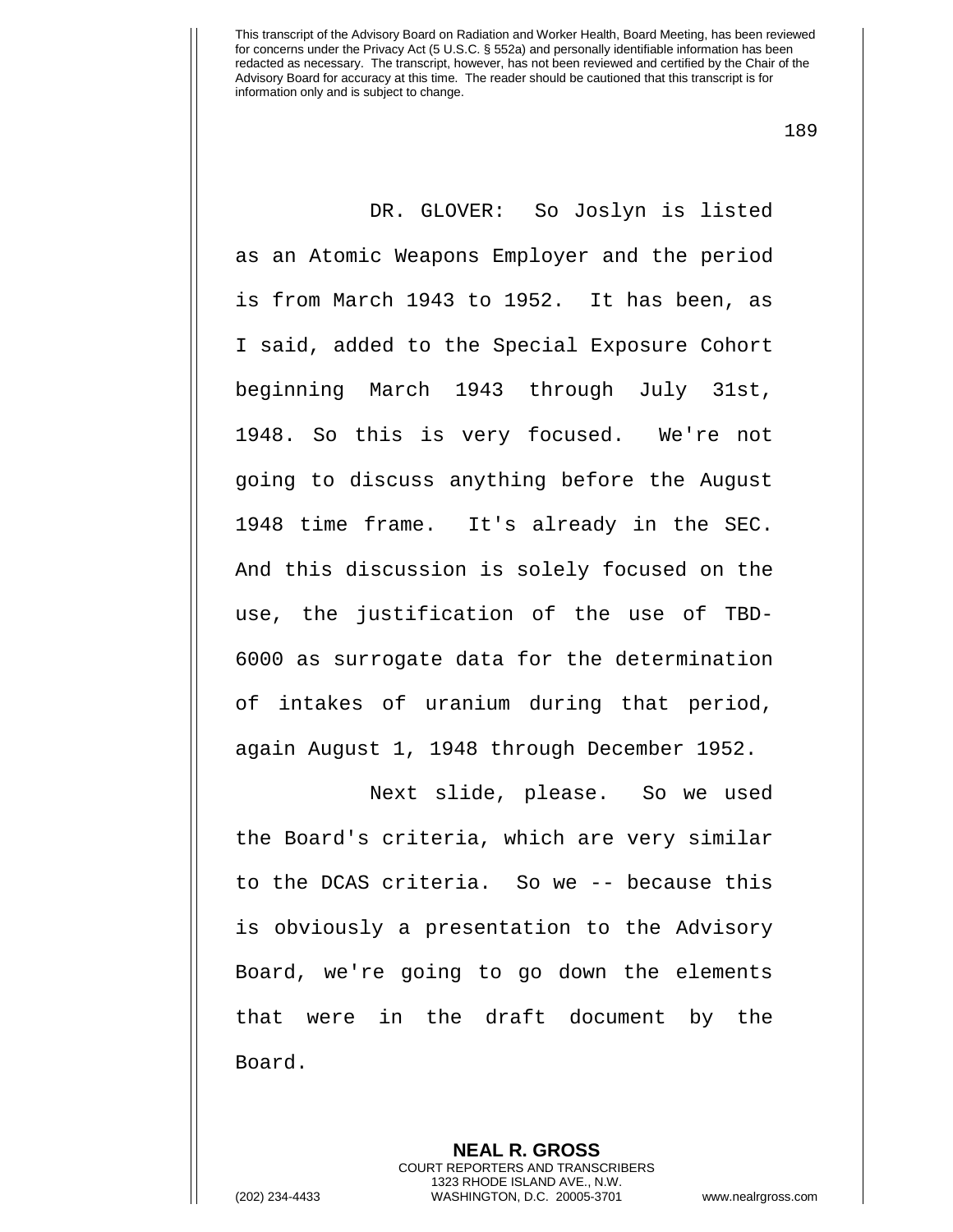DR. GLOVER: So Joslyn is listed as an Atomic Weapons Employer and the period is from March 1943 to 1952. It has been, as I said, added to the Special Exposure Cohort beginning March 1943 through July 31st, 1948. So this is very focused. We're not going to discuss anything before the August 1948 time frame. It's already in the SEC. And this discussion is solely focused on the use, the justification of the use of TBD-6000 as surrogate data for the determination of intakes of uranium during that period, again August 1, 1948 through December 1952.

Next slide, please. So we used the Board's criteria, which are very similar to the DCAS criteria. So we -- because this is obviously a presentation to the Advisory Board, we're going to go down the elements that were in the draft document by the Board.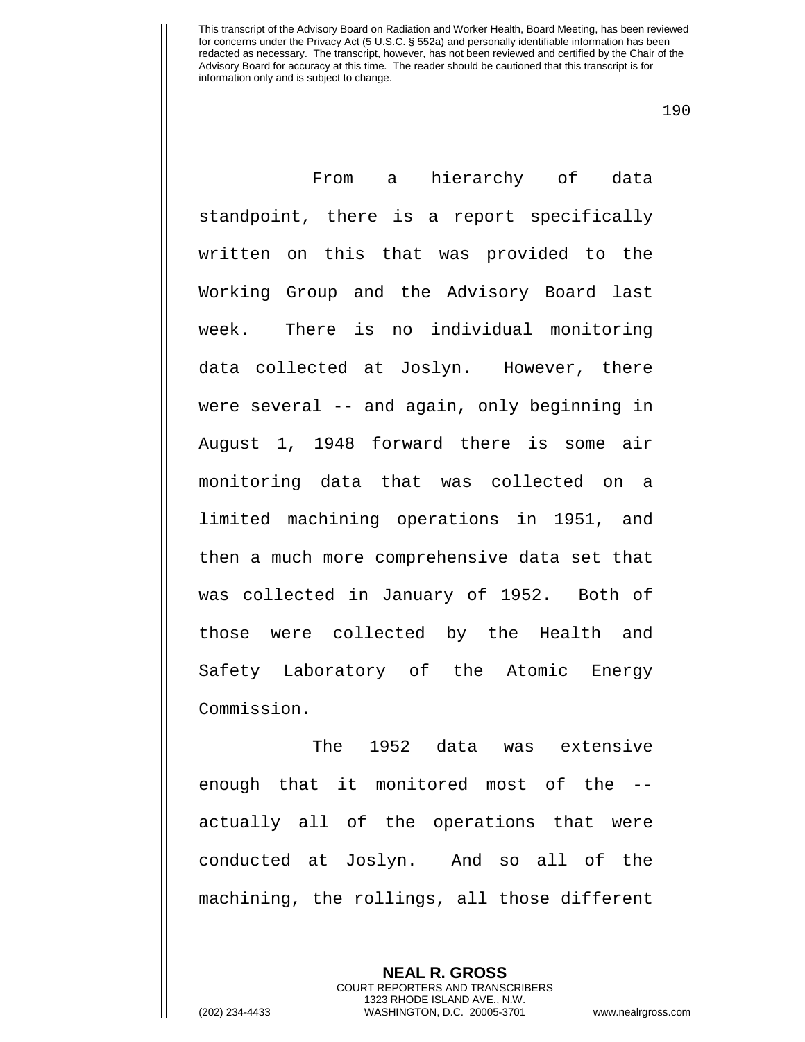From a hierarchy of data standpoint, there is a report specifically written on this that was provided to the Working Group and the Advisory Board last week. There is no individual monitoring data collected at Joslyn. However, there were several -- and again, only beginning in August 1, 1948 forward there is some air monitoring data that was collected on a limited machining operations in 1951, and then a much more comprehensive data set that was collected in January of 1952. Both of those were collected by the Health and Safety Laboratory of the Atomic Energy Commission.

The 1952 data was extensive enough that it monitored most of the -- actually all of the operations that were conducted at Joslyn. And so all of the machining, the rollings, all those different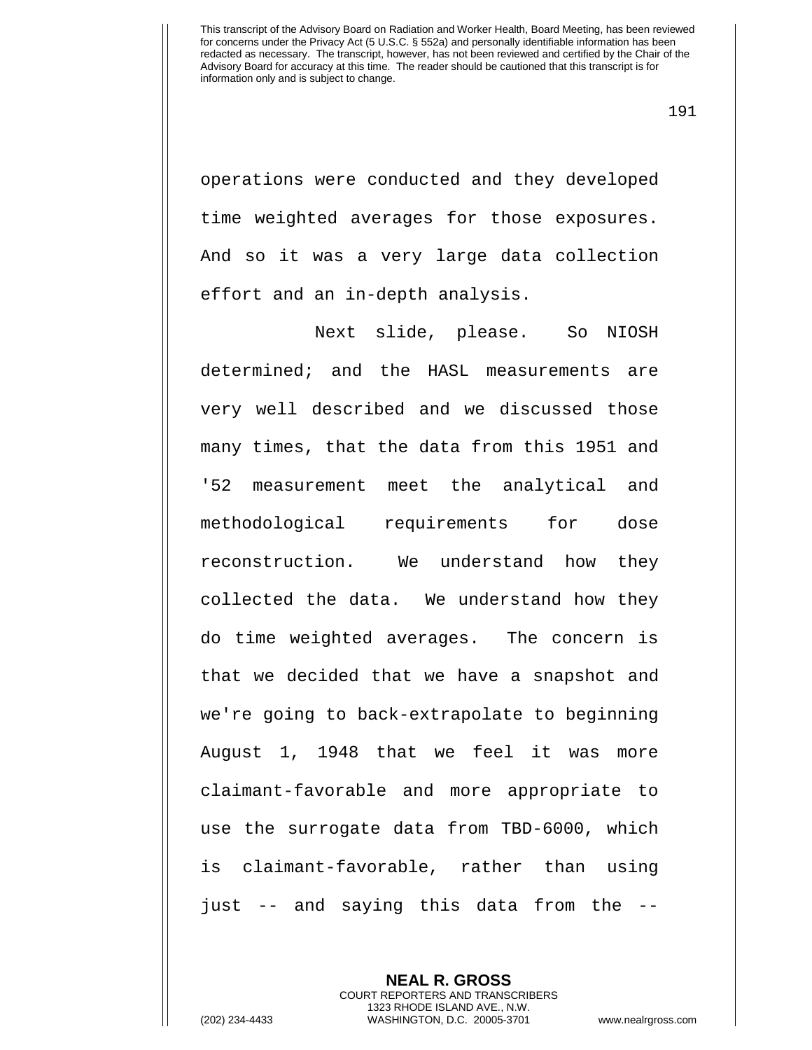operations were conducted and they developed time weighted averages for those exposures. And so it was a very large data collection effort and an in-depth analysis.

Next slide, please. So NIOSH determined; and the HASL measurements are very well described and we discussed those many times, that the data from this 1951 and '52 measurement meet the analytical and methodological requirements for dose reconstruction. We understand how they collected the data. We understand how they do time weighted averages. The concern is that we decided that we have a snapshot and we're going to back-extrapolate to beginning August 1, 1948 that we feel it was more claimant-favorable and more appropriate to use the surrogate data from TBD-6000, which is claimant-favorable, rather than using just -- and saying this data from the --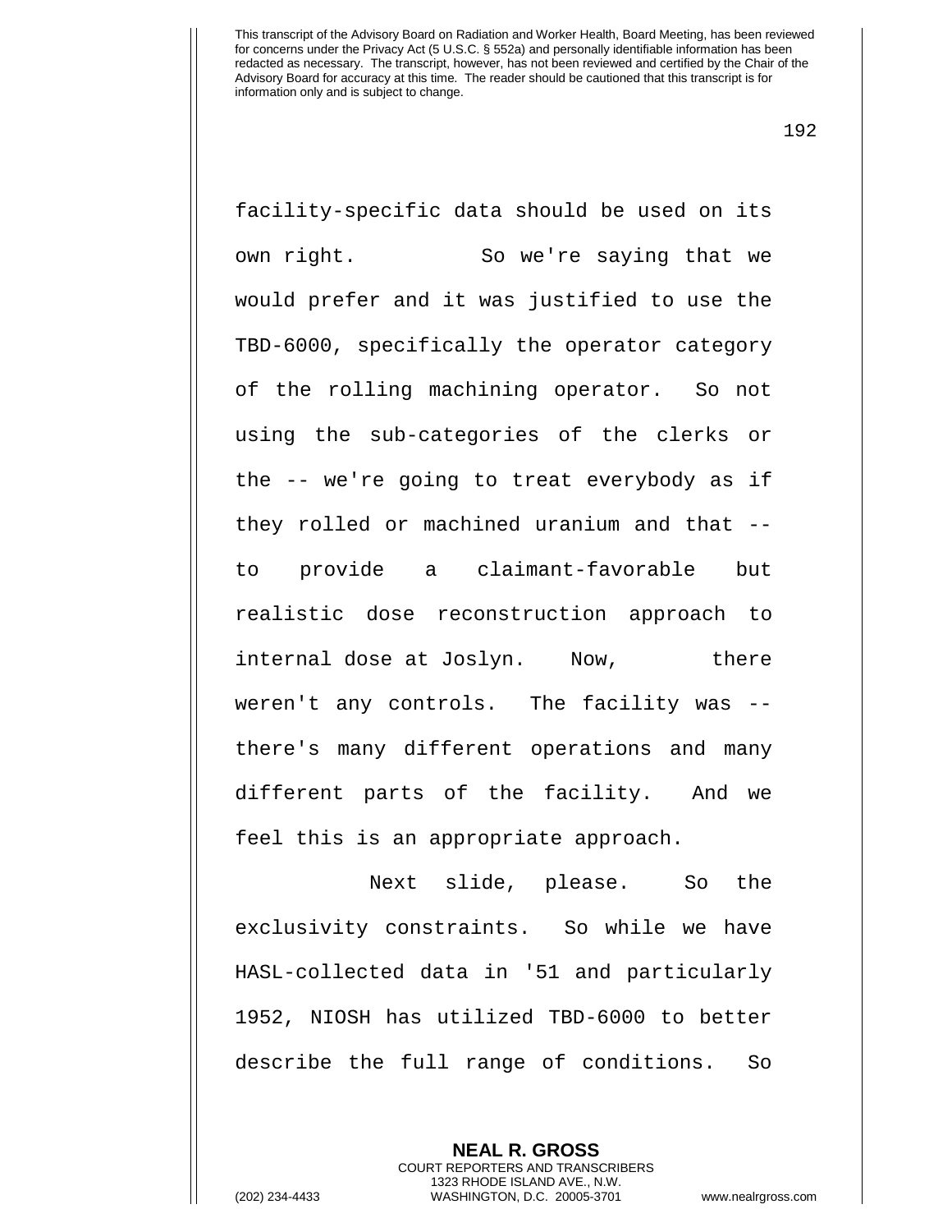facility-specific data should be used on its own right. So we're saying that we would prefer and it was justified to use the TBD-6000, specifically the operator category of the rolling machining operator. So not using the sub-categories of the clerks or the -- we're going to treat everybody as if they rolled or machined uranium and that -- to provide a claimant-favorable but realistic dose reconstruction approach to internal dose at Joslyn. Now, there weren't any controls. The facility was -- there's many different operations and many different parts of the facility. And we feel this is an appropriate approach.

Next slide, please. So the exclusivity constraints. So while we have HASL-collected data in '51 and particularly 1952, NIOSH has utilized TBD-6000 to better describe the full range of conditions. So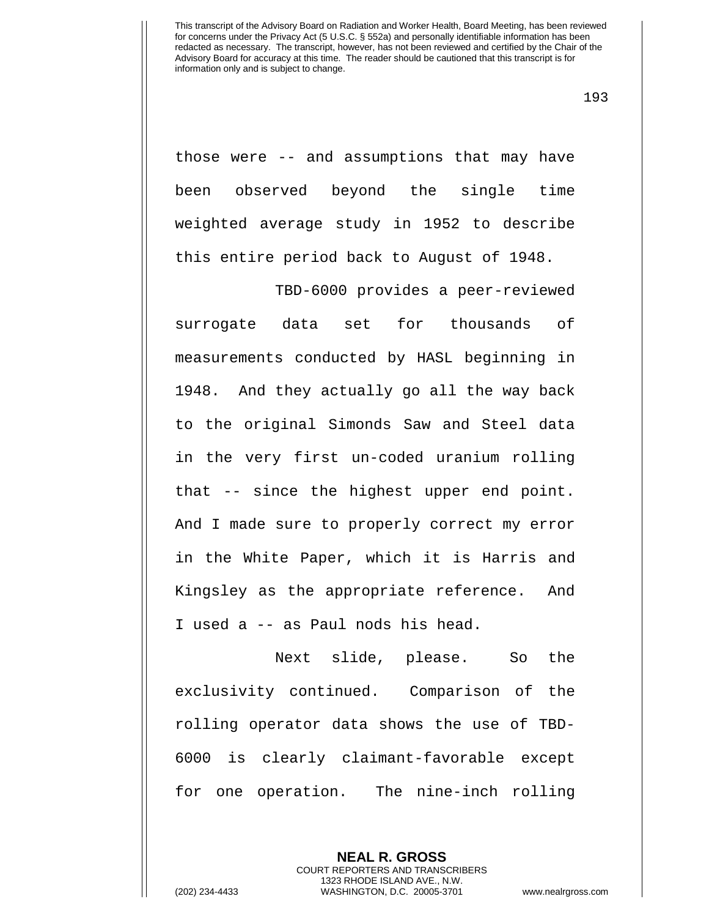those were -- and assumptions that may have been observed beyond the single time weighted average study in 1952 to describe this entire period back to August of 1948.

TBD-6000 provides a peer-reviewed surrogate data set for thousands of measurements conducted by HASL beginning in 1948. And they actually go all the way back to the original Simonds Saw and Steel data in the very first un-coded uranium rolling that -- since the highest upper end point. And I made sure to properly correct my error in the White Paper, which it is Harris and Kingsley as the appropriate reference. And I used a -- as Paul nods his head.

Next slide, please. So the exclusivity continued. Comparison of the rolling operator data shows the use of TBD-6000 is clearly claimant-favorable except for one operation. The nine-inch rolling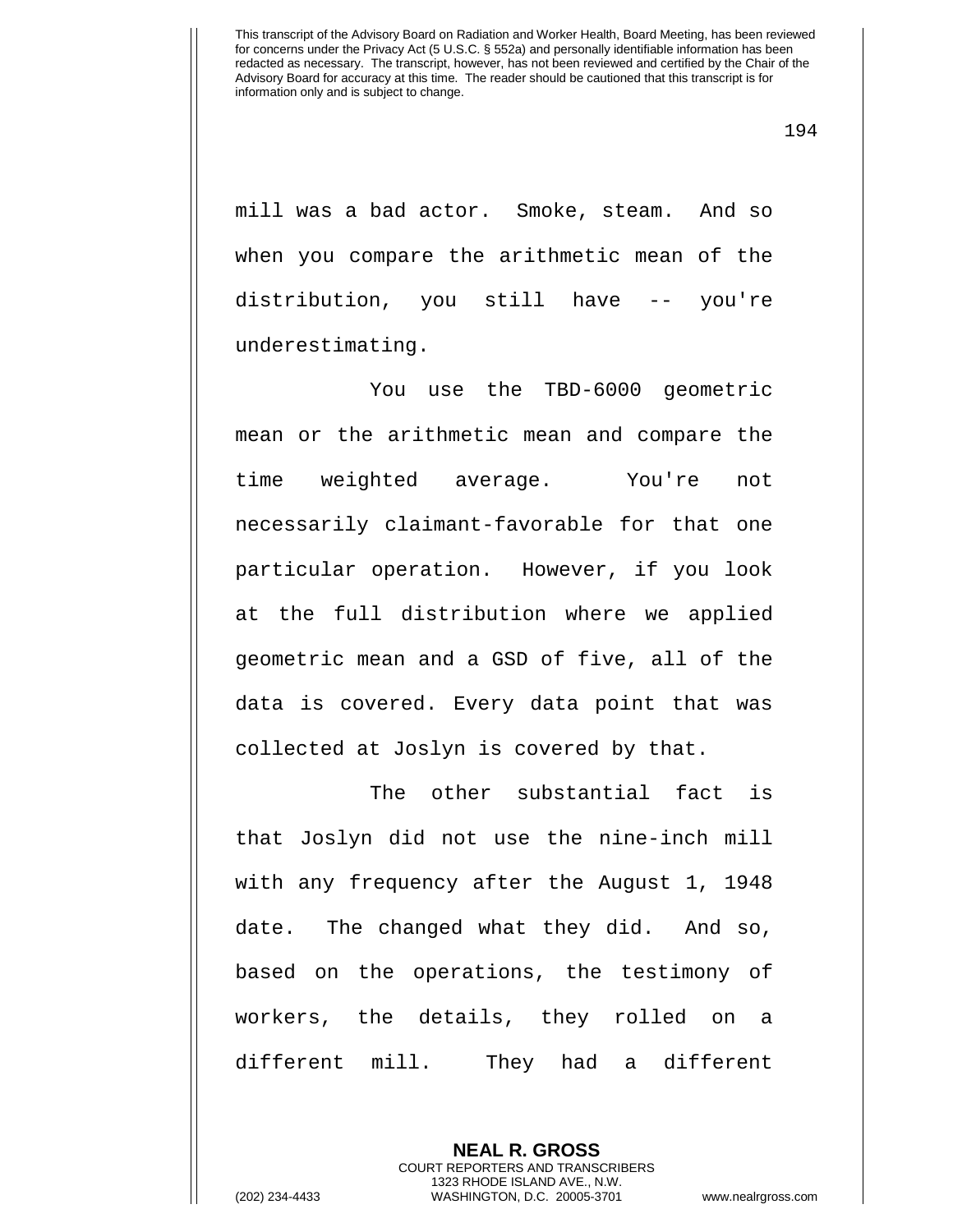mill was a bad actor. Smoke, steam. And so when you compare the arithmetic mean of the distribution, you still have -- you're underestimating.

You use the TBD-6000 geometric mean or the arithmetic mean and compare the time weighted average. You're not necessarily claimant-favorable for that one particular operation. However, if you look at the full distribution where we applied geometric mean and a GSD of five, all of the data is covered. Every data point that was collected at Joslyn is covered by that.

The other substantial fact is that Joslyn did not use the nine-inch mill with any frequency after the August 1, 1948 date. The changed what they did. And so, based on the operations, the testimony of workers, the details, they rolled on a different mill. They had a different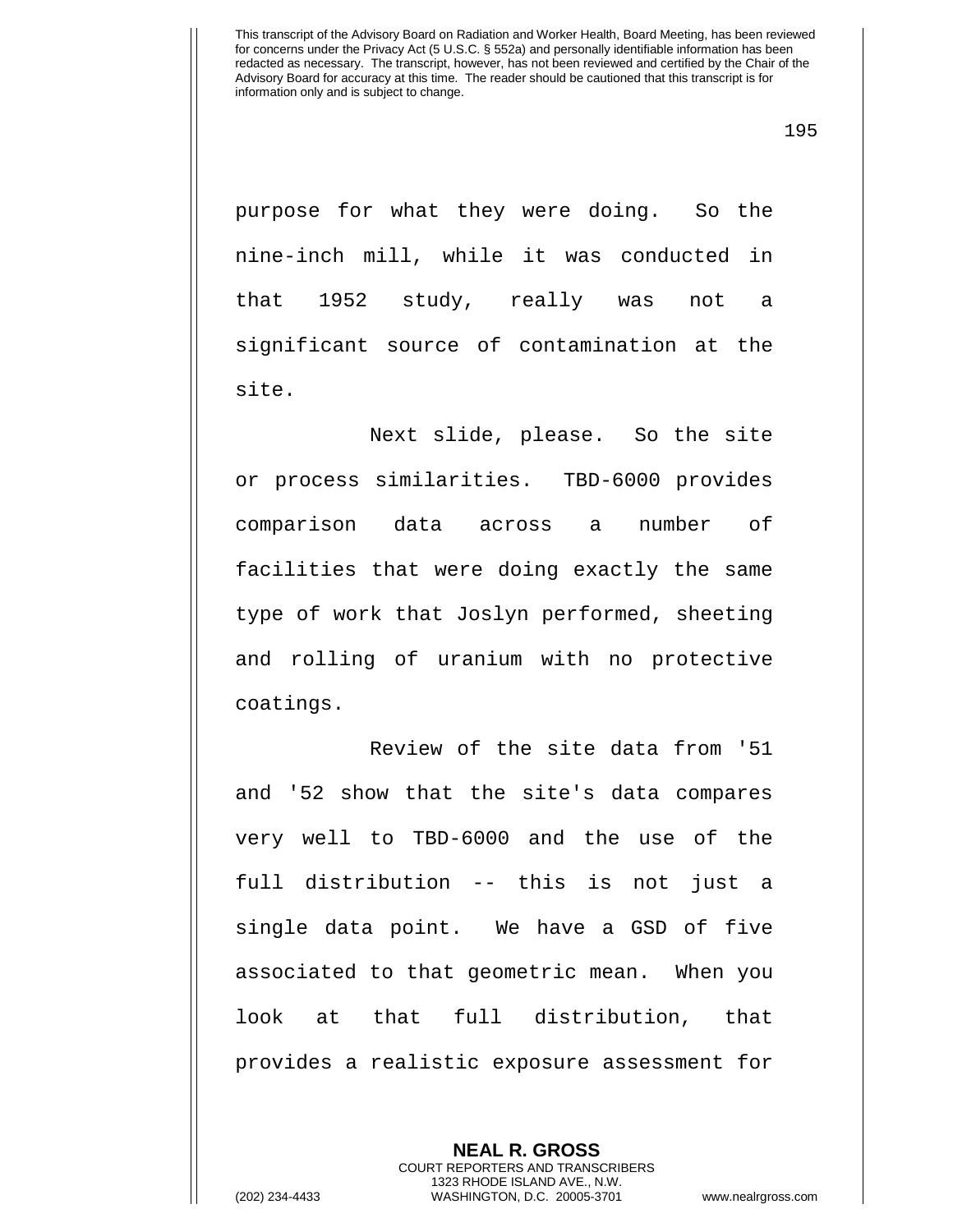purpose for what they were doing. So the nine-inch mill, while it was conducted in that 1952 study, really was not a significant source of contamination at the site.

Next slide, please. So the site or process similarities. TBD-6000 provides comparison data across a number of facilities that were doing exactly the same type of work that Joslyn performed, sheeting and rolling of uranium with no protective coatings.

Review of the site data from '51 and '52 show that the site's data compares very well to TBD-6000 and the use of the full distribution -- this is not just a single data point. We have a GSD of five associated to that geometric mean. When you look at that full distribution, that provides a realistic exposure assessment for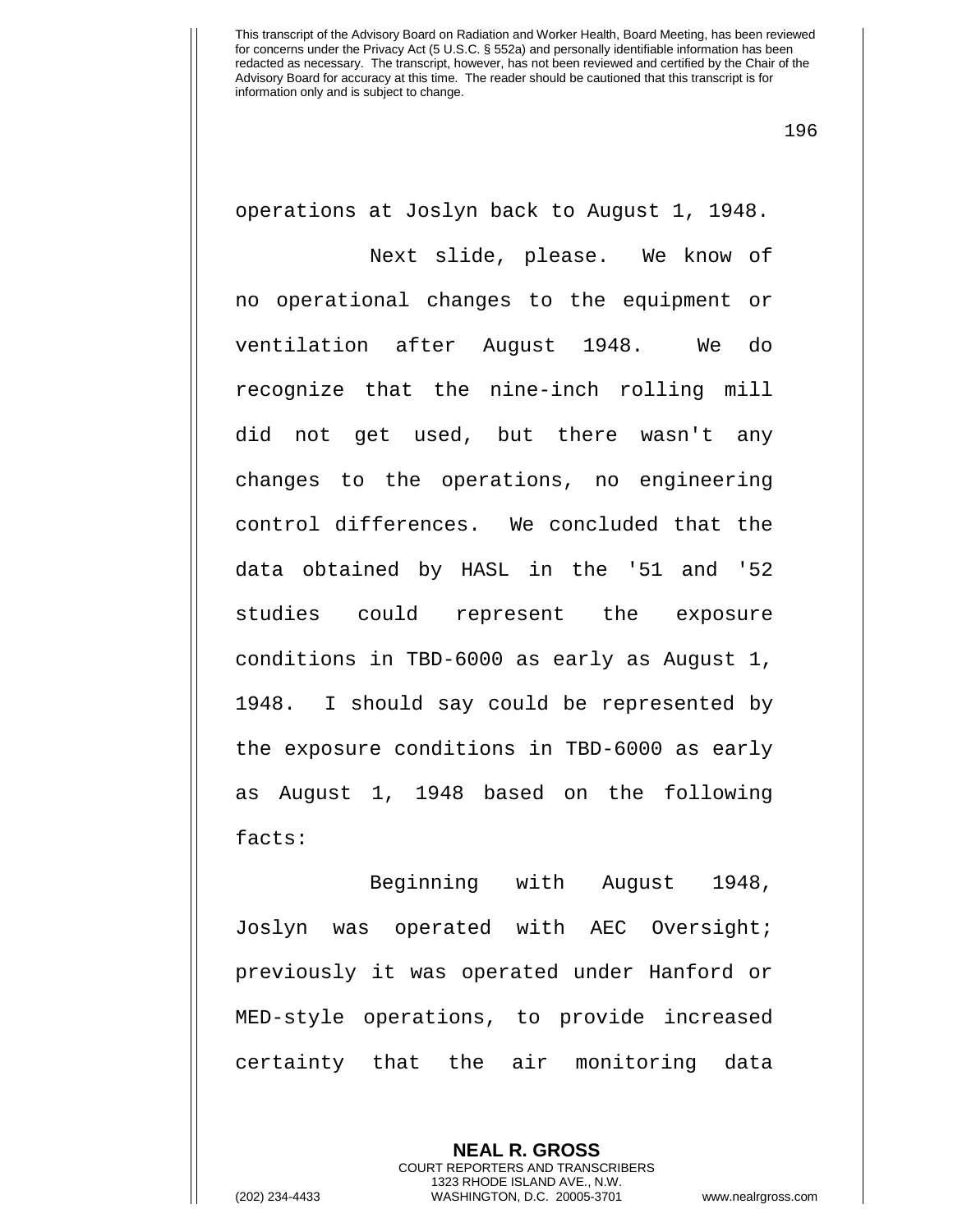operations at Joslyn back to August 1, 1948.

Next slide, please. We know of no operational changes to the equipment or ventilation after August 1948. We do recognize that the nine-inch rolling mill did not get used, but there wasn't any changes to the operations, no engineering control differences. We concluded that the data obtained by HASL in the '51 and '52 studies could represent the exposure conditions in TBD-6000 as early as August 1, 1948. I should say could be represented by the exposure conditions in TBD-6000 as early as August 1, 1948 based on the following facts:

Beginning with August 1948, Joslyn was operated with AEC Oversight; previously it was operated under Hanford or MED-style operations, to provide increased certainty that the air monitoring data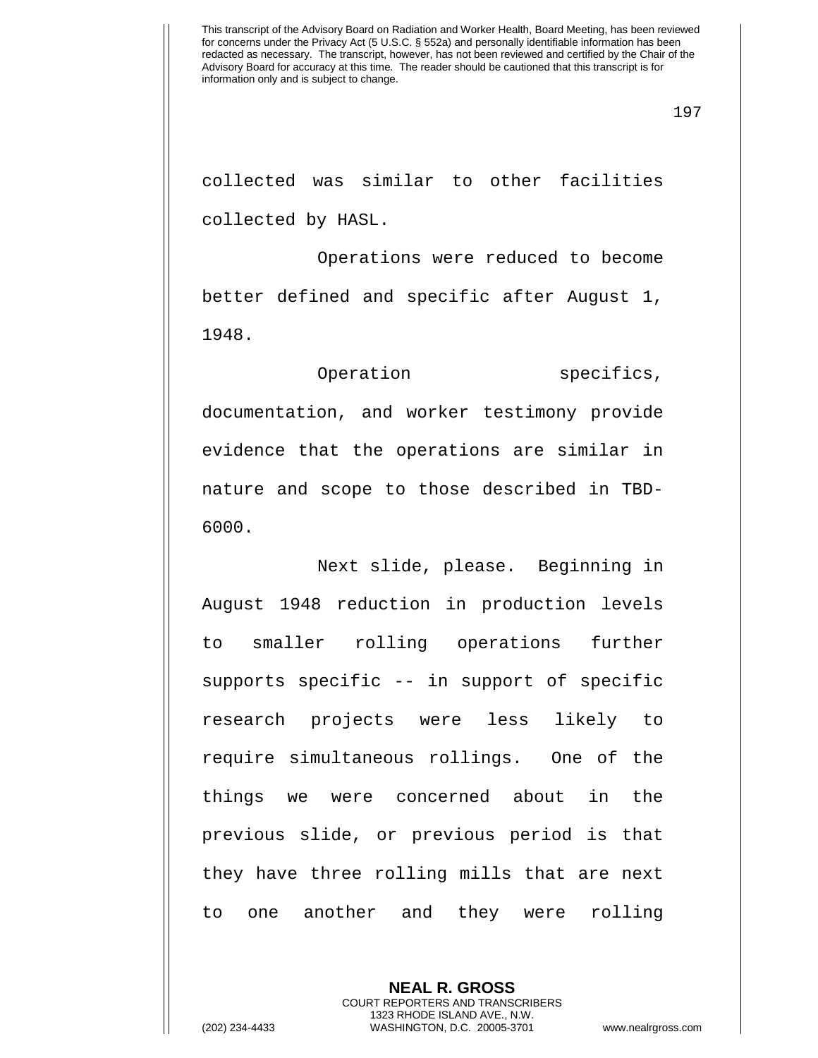collected was similar to other facilities collected by HASL.

Operations were reduced to become better defined and specific after August 1, 1948.

Operation specifics, documentation, and worker testimony provide evidence that the operations are similar in nature and scope to those described in TBD-6000.

Next slide, please. Beginning in August 1948 reduction in production levels to smaller rolling operations further supports specific -- in support of specific research projects were less likely to require simultaneous rollings. One of the things we were concerned about in the previous slide, or previous period is that they have three rolling mills that are next to one another and they were rolling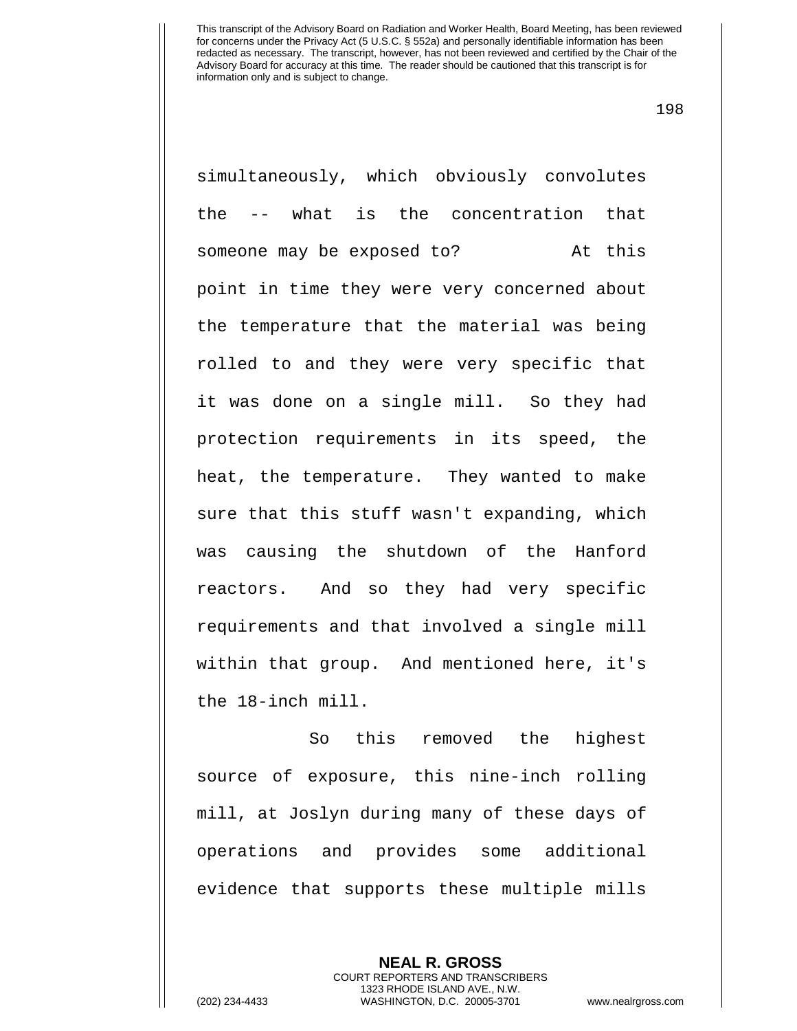simultaneously, which obviously convolutes the -- what is the concentration that someone may be exposed to? At this point in time they were very concerned about the temperature that the material was being rolled to and they were very specific that it was done on a single mill. So they had protection requirements in its speed, the heat, the temperature. They wanted to make sure that this stuff wasn't expanding, which was causing the shutdown of the Hanford reactors. And so they had very specific requirements and that involved a single mill within that group. And mentioned here, it's the 18-inch mill.

So this removed the highest source of exposure, this nine-inch rolling mill, at Joslyn during many of these days of operations and provides some additional evidence that supports these multiple mills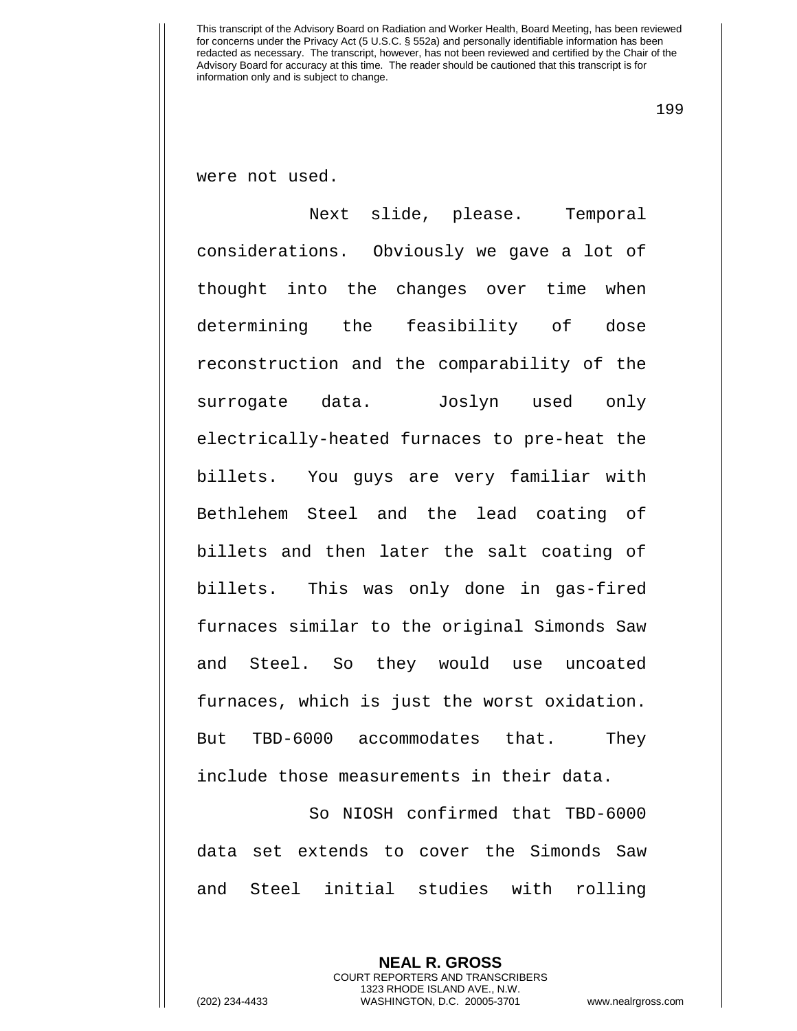were not used.

Next slide, please. Temporal considerations. Obviously we gave a lot of thought into the changes over time when determining the feasibility of dose reconstruction and the comparability of the surrogate data. Joslyn used only electrically-heated furnaces to pre-heat the billets. You guys are very familiar with Bethlehem Steel and the lead coating of billets and then later the salt coating of billets. This was only done in gas-fired furnaces similar to the original Simonds Saw and Steel. So they would use uncoated furnaces, which is just the worst oxidation. But TBD-6000 accommodates that. They include those measurements in their data.

So NIOSH confirmed that TBD-6000 data set extends to cover the Simonds Saw and Steel initial studies with rolling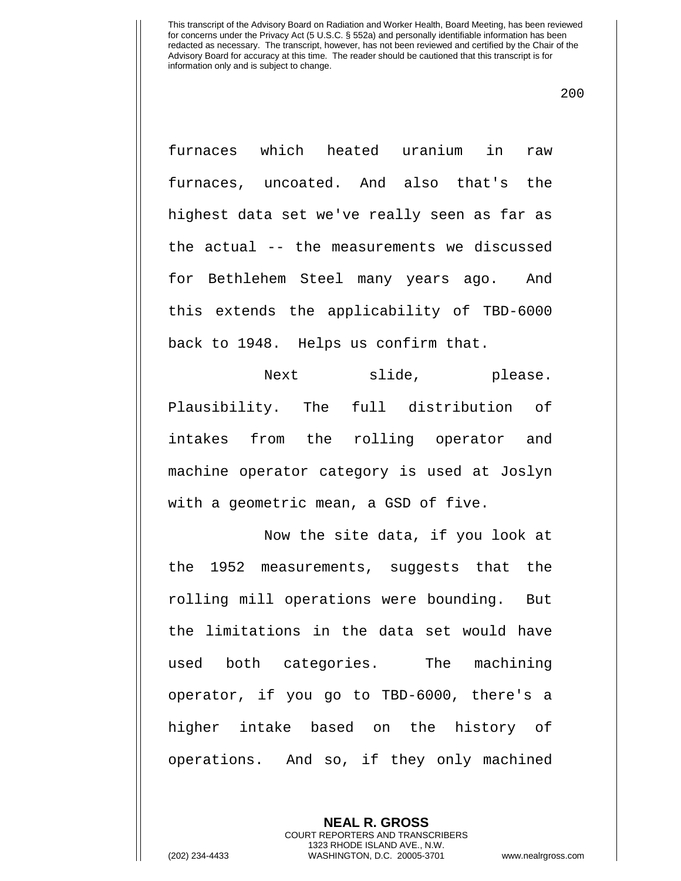furnaces which heated uranium in raw furnaces, uncoated. And also that's the highest data set we've really seen as far as the actual -- the measurements we discussed for Bethlehem Steel many years ago. And this extends the applicability of TBD-6000 back to 1948. Helps us confirm that.

Next slide, please. Plausibility. The full distribution of intakes from the rolling operator and machine operator category is used at Joslyn with a geometric mean, a GSD of five.

Now the site data, if you look at the 1952 measurements, suggests that the rolling mill operations were bounding. But the limitations in the data set would have used both categories. The machining operator, if you go to TBD-6000, there's a higher intake based on the history of operations. And so, if they only machined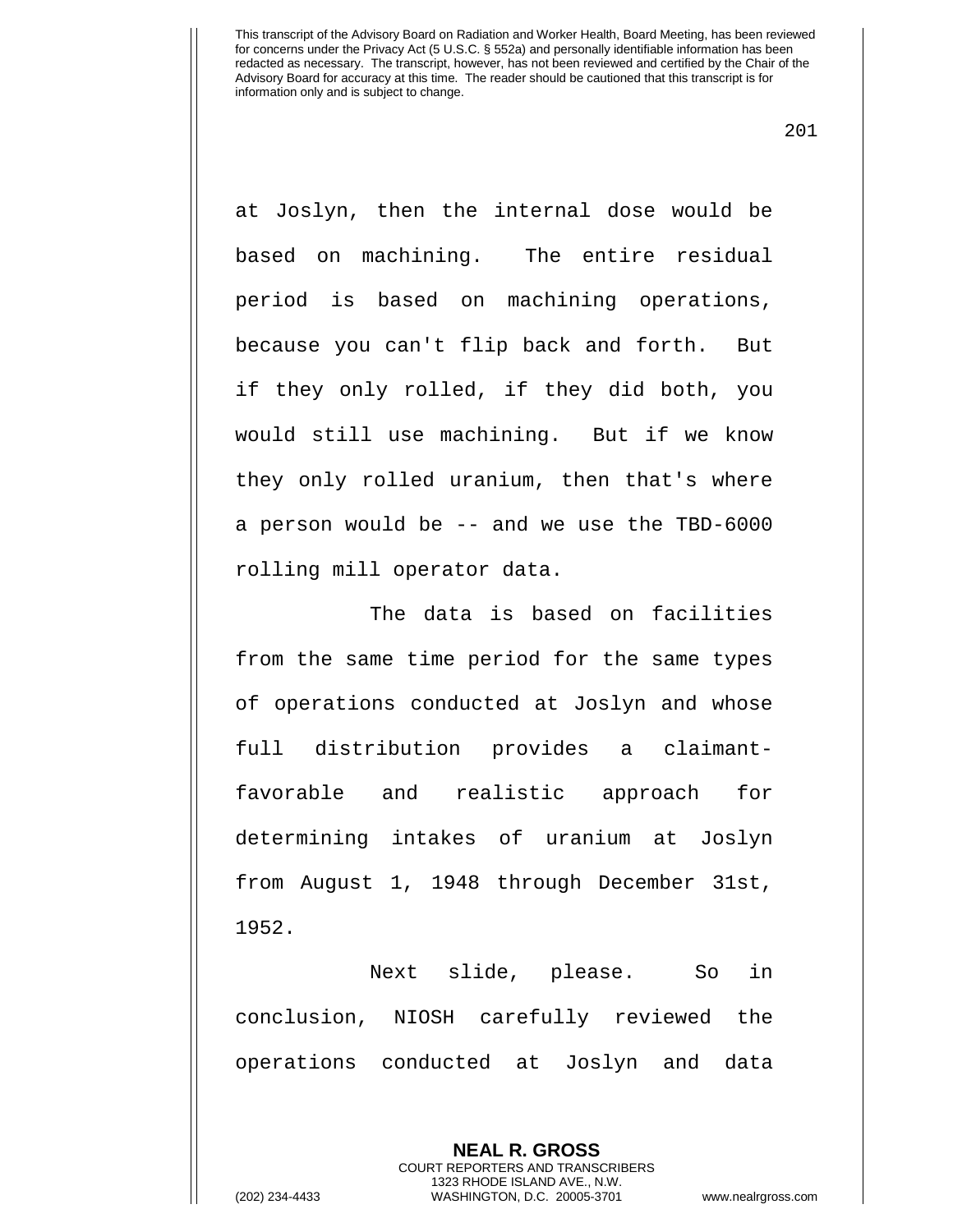at Joslyn, then the internal dose would be based on machining. The entire residual period is based on machining operations, because you can't flip back and forth. But if they only rolled, if they did both, you would still use machining. But if we know they only rolled uranium, then that's where a person would be -- and we use the TBD-6000 rolling mill operator data.

The data is based on facilities from the same time period for the same types of operations conducted at Joslyn and whose full distribution provides a claimant-favorable and realistic approach for determining intakes of uranium at Joslyn from August 1, 1948 through December 31st, 1952.

Next slide, please. So in conclusion, NIOSH carefully reviewed the operations conducted at Joslyn and data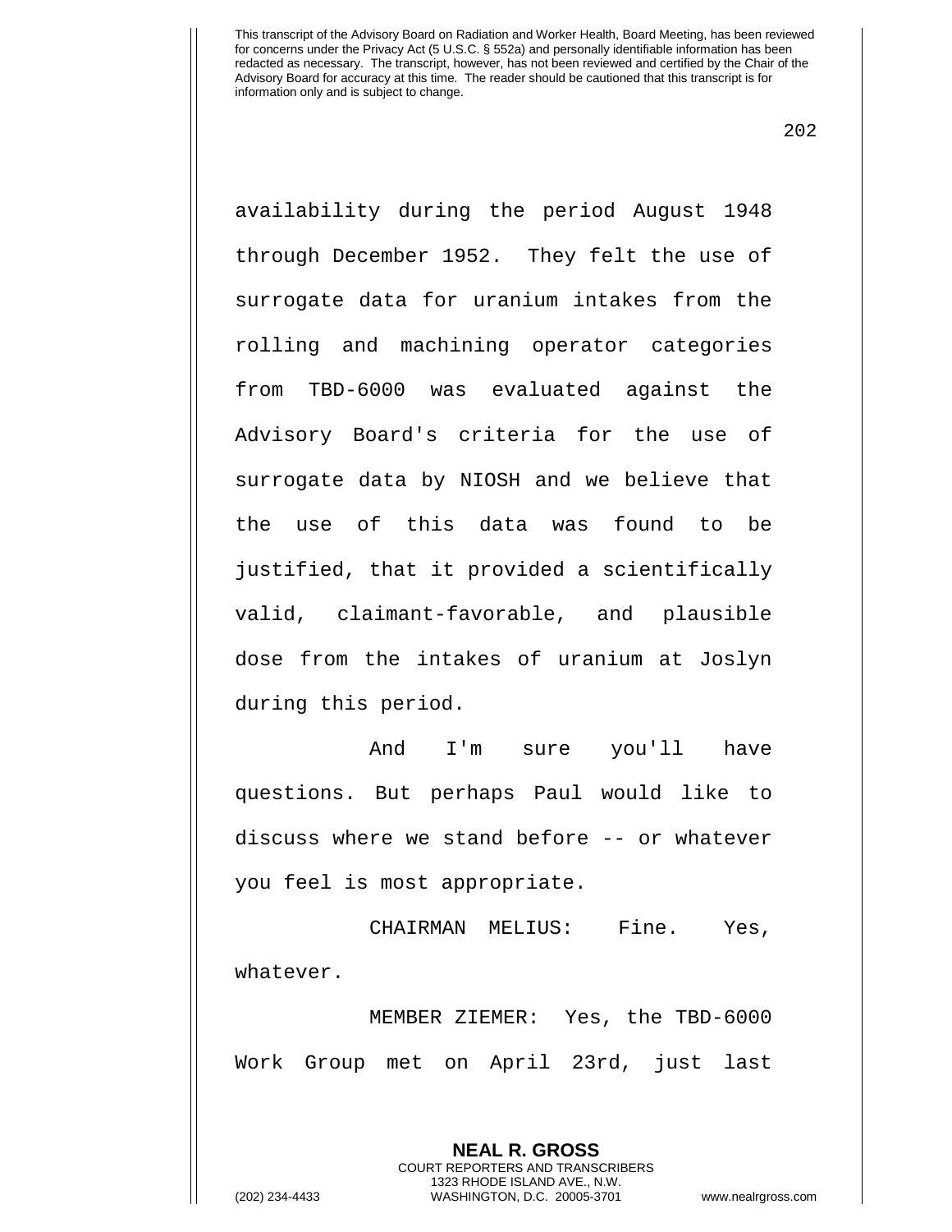availability during the period August 1948 through December 1952. They felt the use of surrogate data for uranium intakes from the rolling and machining operator categories from TBD-6000 was evaluated against the Advisory Board's criteria for the use of surrogate data by NIOSH and we believe that the use of this data was found to be justified, that it provided a scientifically valid, claimant-favorable, and plausible dose from the intakes of uranium at Joslyn during this period.

And I'm sure you'll have questions. But perhaps Paul would like to discuss where we stand before -- or whatever you feel is most appropriate.

CHAIRMAN MELIUS: Fine. Yes, whatever.

MEMBER ZIEMER: Yes, the TBD-6000 Work Group met on April 23rd, just last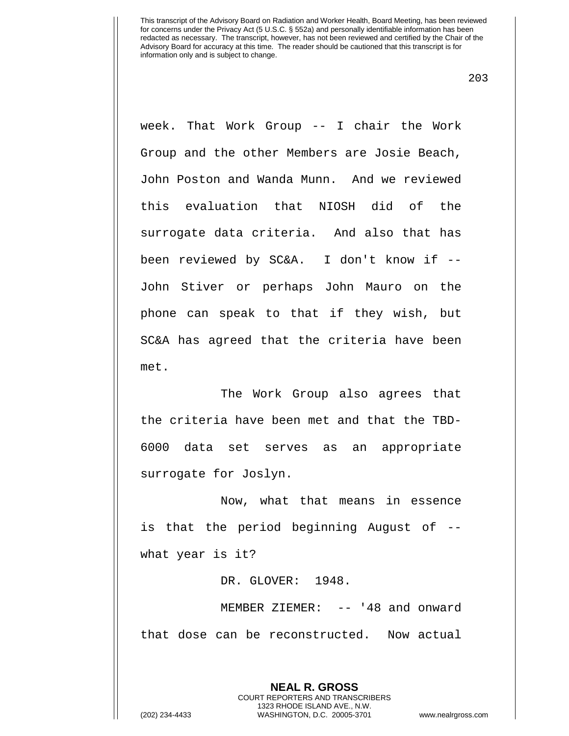week. That Work Group -- I chair the Work Group and the other Members are Josie Beach, John Poston and Wanda Munn. And we reviewed this evaluation that NIOSH did of the surrogate data criteria. And also that has been reviewed by SC&A. I don't know if -- John Stiver or perhaps John Mauro on the phone can speak to that if they wish, but SC&A has agreed that the criteria have been met.

The Work Group also agrees that the criteria have been met and that the TBD-6000 data set serves as an appropriate surrogate for Joslyn.

Now, what that means in essence is that the period beginning August of -- what year is it?

DR. GLOVER: 1948.

MEMBER ZIEMER: -- '48 and onward that dose can be reconstructed. Now actual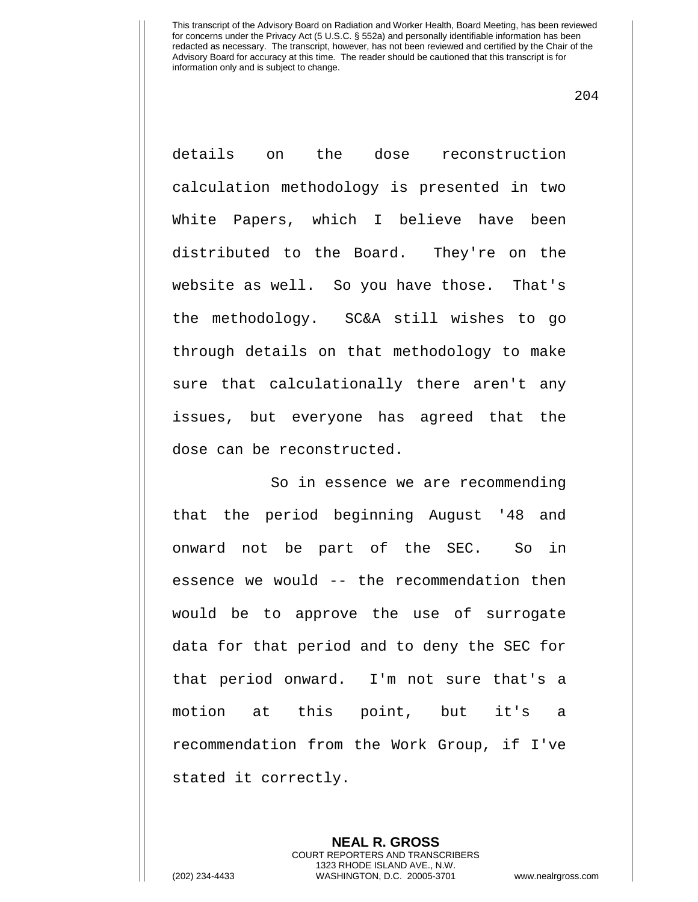details on the dose reconstruction calculation methodology is presented in two White Papers, which I believe have been distributed to the Board. They're on the website as well. So you have those. That's the methodology. SC&A still wishes to go through details on that methodology to make sure that calculationally there aren't any issues, but everyone has agreed that the dose can be reconstructed.

So in essence we are recommending that the period beginning August '48 and onward not be part of the SEC. So in essence we would -- the recommendation then would be to approve the use of surrogate data for that period and to deny the SEC for that period onward. I'm not sure that's a motion at this point, but it's a recommendation from the Work Group, if I've stated it correctly.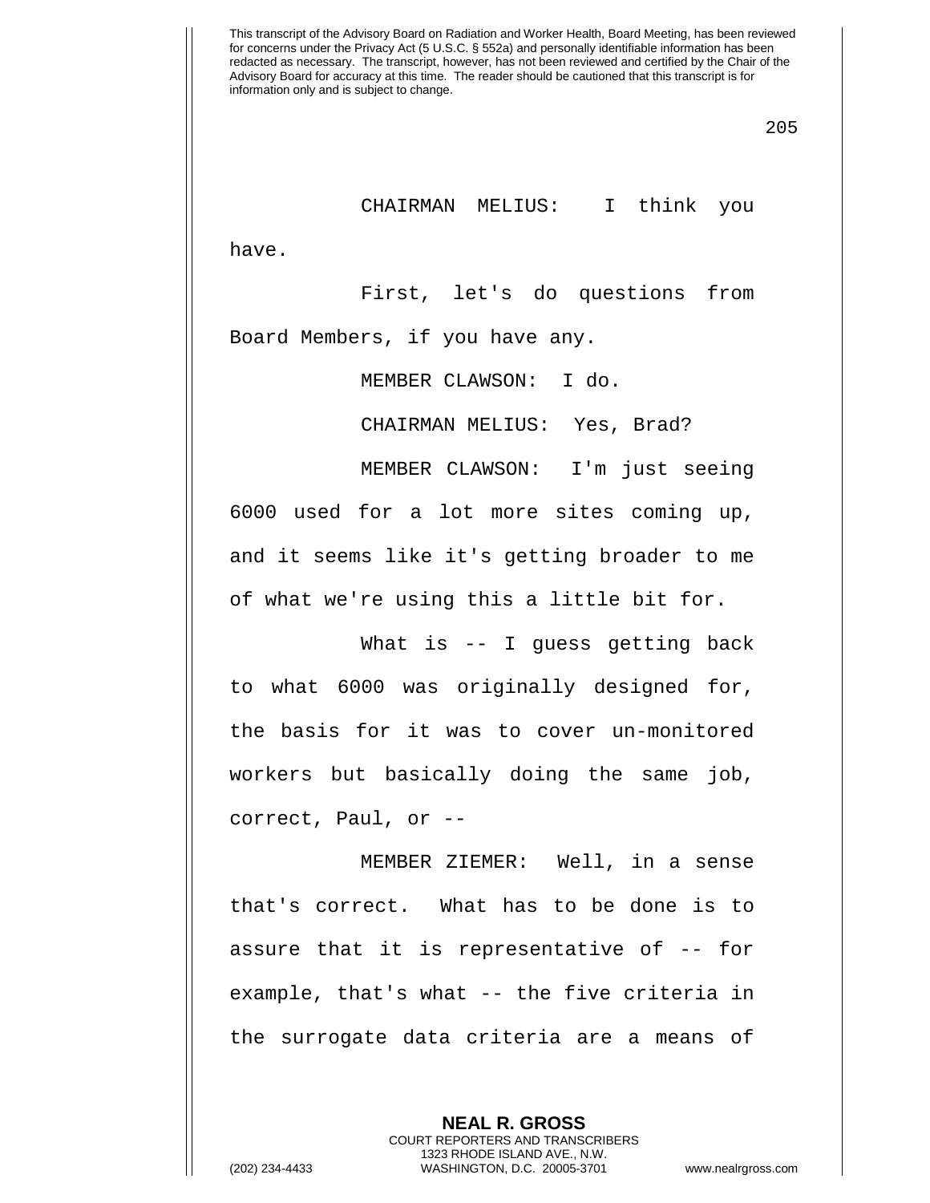CHAIRMAN MELIUS: I think you have.

First, let's do questions from Board Members, if you have any.

MEMBER CLAWSON: I do.

CHAIRMAN MELIUS: Yes, Brad?

MEMBER CLAWSON: I'm just seeing 6000 used for a lot more sites coming up, and it seems like it's getting broader to me of what we're using this a little bit for.

What is -- I guess getting back to what 6000 was originally designed for, the basis for it was to cover un-monitored workers but basically doing the same job, correct, Paul, or --

MEMBER ZIEMER: Well, in a sense that's correct. What has to be done is to assure that it is representative of -- for example, that's what -- the five criteria in the surrogate data criteria are a means of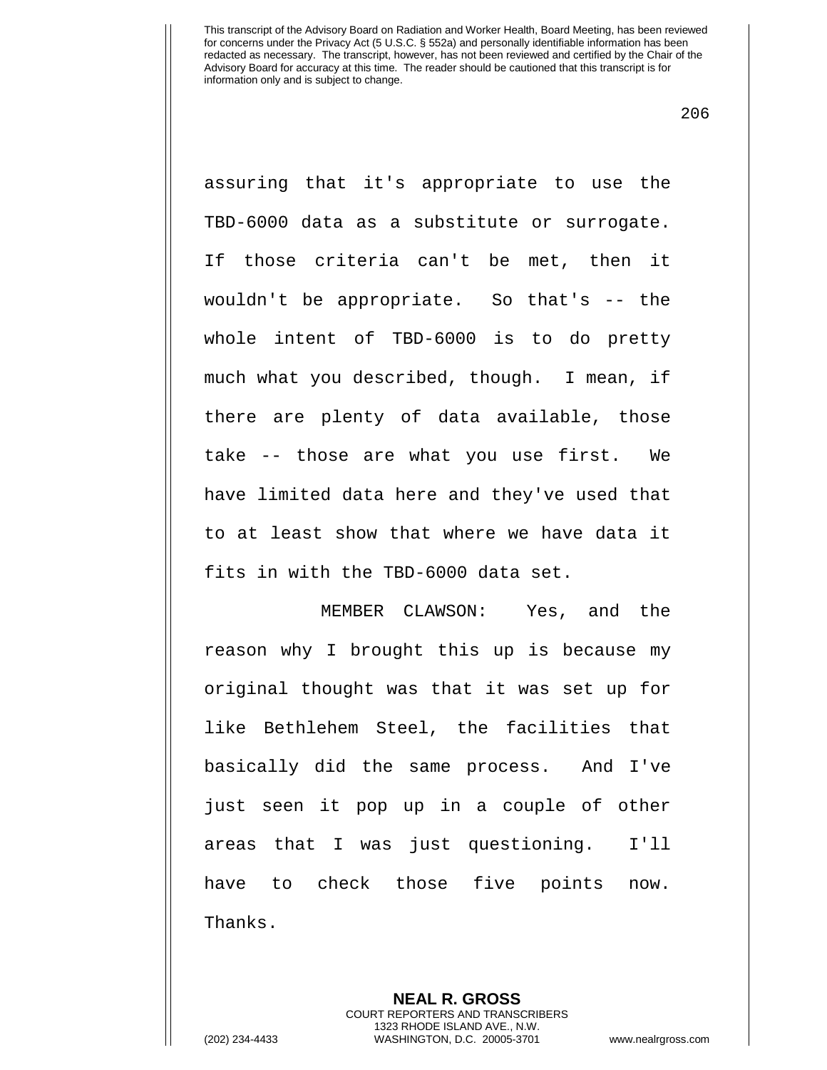assuring that it's appropriate to use the TBD-6000 data as a substitute or surrogate. If those criteria can't be met, then it wouldn't be appropriate. So that's -- the whole intent of TBD-6000 is to do pretty much what you described, though. I mean, if there are plenty of data available, those take -- those are what you use first. We have limited data here and they've used that to at least show that where we have data it fits in with the TBD-6000 data set.

MEMBER CLAWSON: Yes, and the reason why I brought this up is because my original thought was that it was set up for like Bethlehem Steel, the facilities that basically did the same process. And I've just seen it pop up in a couple of other areas that I was just questioning. I'll have to check those five points now. Thanks.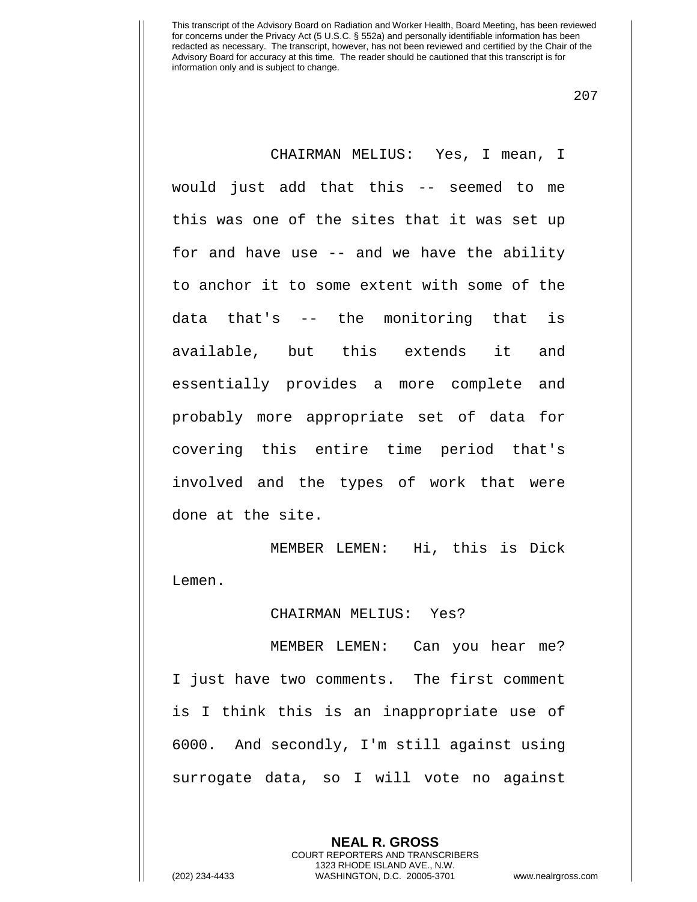CHAIRMAN MELIUS: Yes, I mean, I would just add that this -- seemed to me this was one of the sites that it was set up for and have use -- and we have the ability to anchor it to some extent with some of the data that's -- the monitoring that is available, but this extends it and essentially provides a more complete and probably more appropriate set of data for covering this entire time period that's involved and the types of work that were done at the site.

MEMBER LEMEN: Hi, this is Dick Lemen.

CHAIRMAN MELIUS: Yes?

MEMBER LEMEN: Can you hear me? I just have two comments. The first comment is I think this is an inappropriate use of 6000. And secondly, I'm still against using surrogate data, so I will vote no against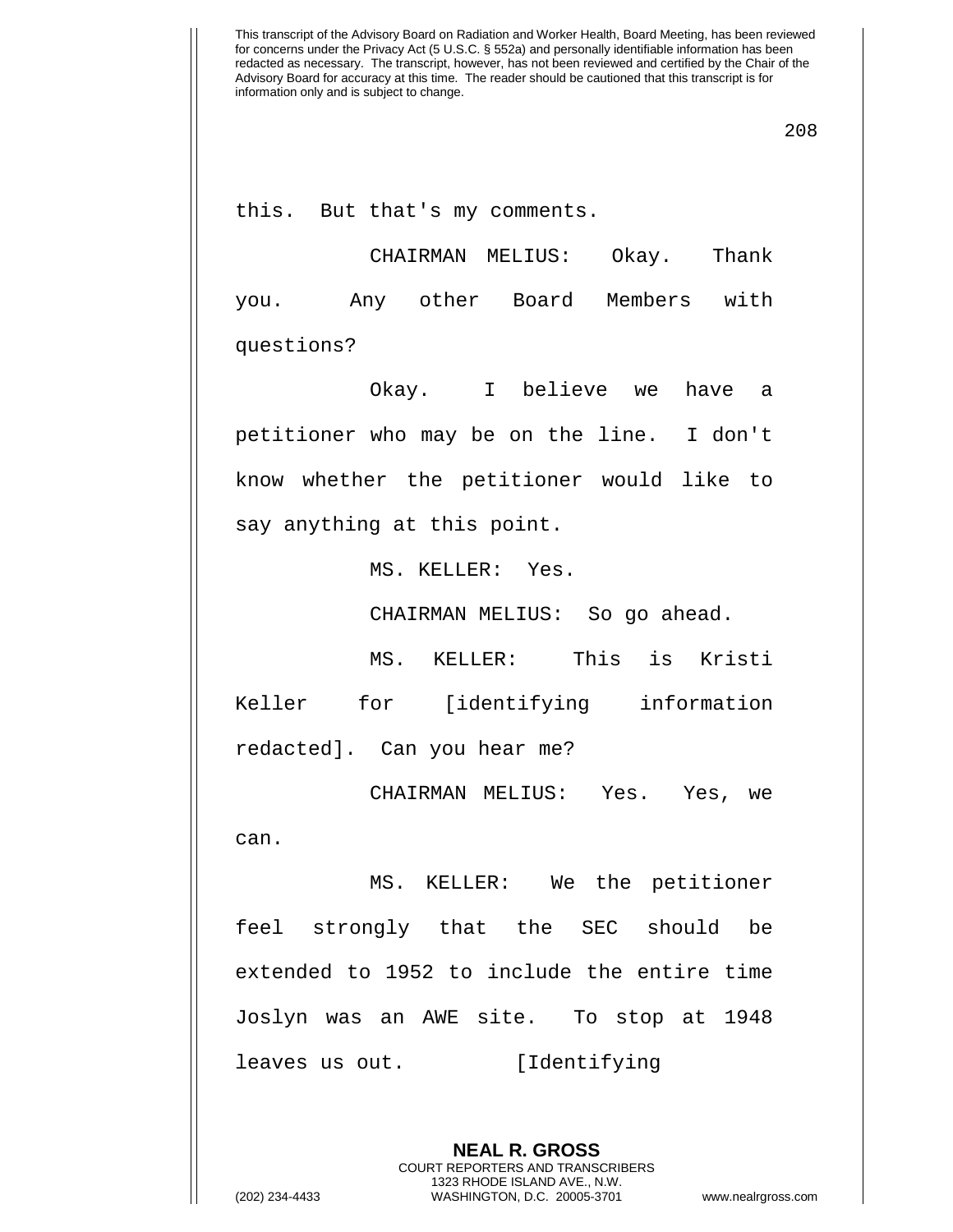this. But that's my comments.

CHAIRMAN MELIUS: Okay. Thank you. Any other Board Members with questions?

Okay. I believe we have a petitioner who may be on the line. I don't know whether the petitioner would like to say anything at this point.

MS. KELLER: Yes.

CHAIRMAN MELIUS: So go ahead.

MS. KELLER: This is Kristi Keller for [identifying information redacted]. Can you hear me?

CHAIRMAN MELIUS: Yes. Yes, we can.

MS. KELLER: We the petitioner feel strongly that the SEC should be extended to 1952 to include the entire time Joslyn was an AWE site. To stop at 1948 leaves us out. [Identifying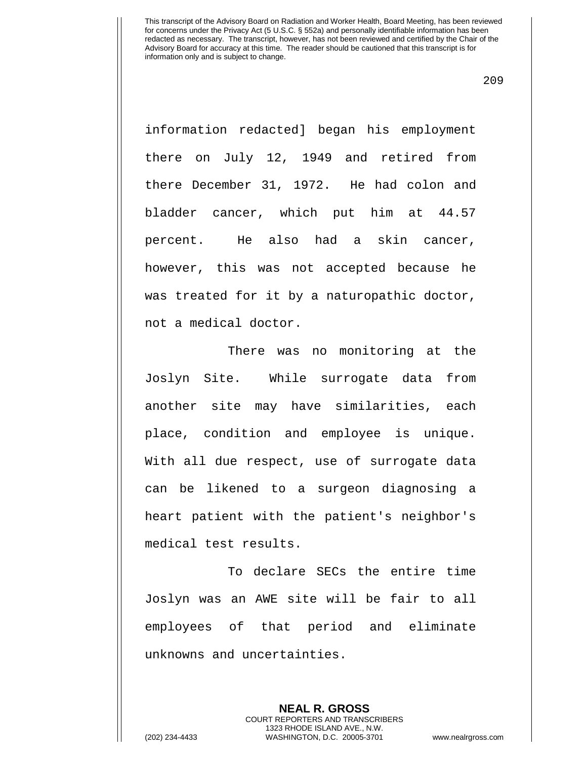information redacted] began his employment there on July 12, 1949 and retired from there December 31, 1972. He had colon and bladder cancer, which put him at 44.57 percent. He also had a skin cancer, however, this was not accepted because he was treated for it by a naturopathic doctor, not a medical doctor.

There was no monitoring at the Joslyn Site. While surrogate data from another site may have similarities, each place, condition and employee is unique. With all due respect, use of surrogate data can be likened to a surgeon diagnosing a heart patient with the patient's neighbor's medical test results.

To declare SECs the entire time Joslyn was an AWE site will be fair to all employees of that period and eliminate unknowns and uncertainties.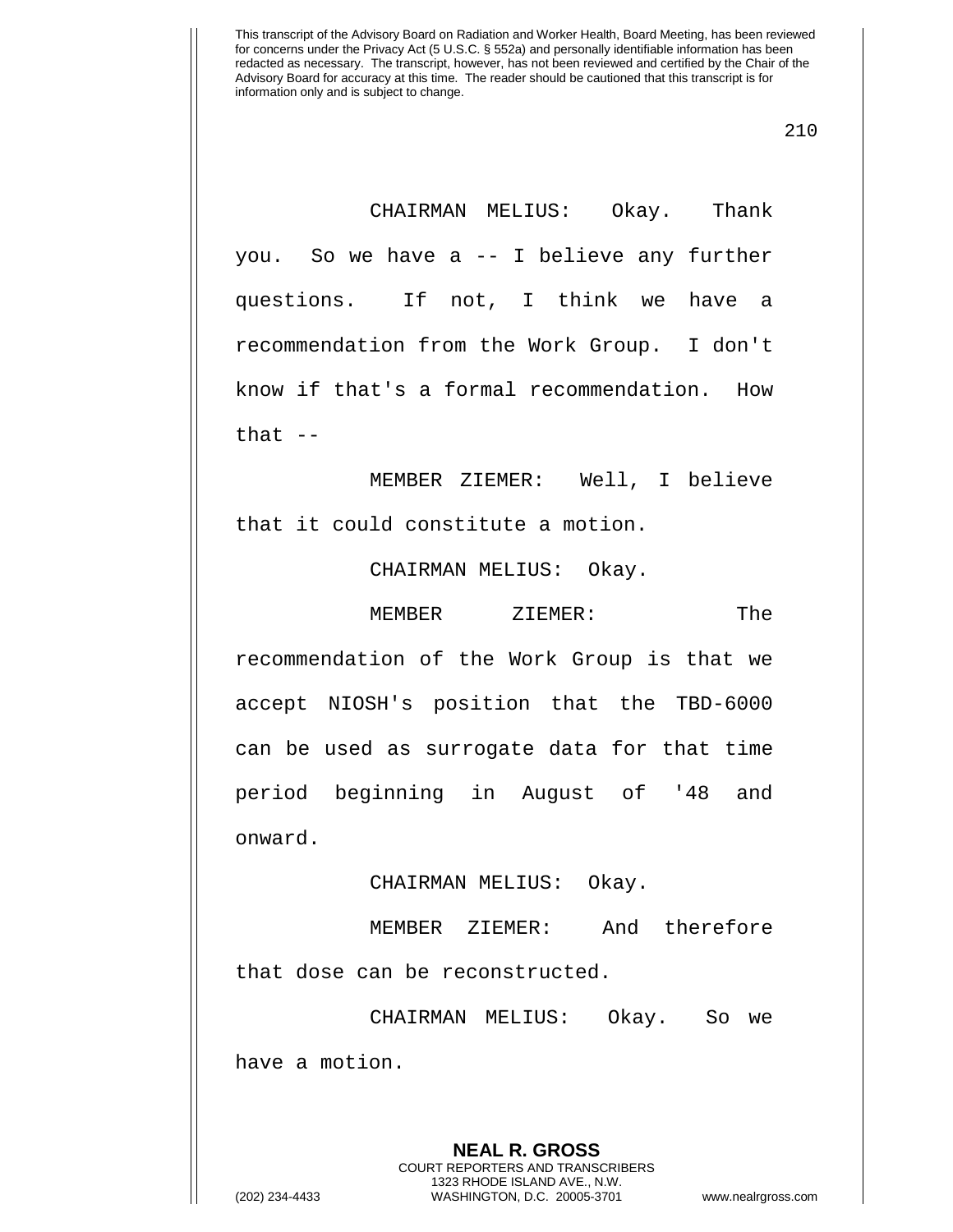CHAIRMAN MELIUS: Okay. Thank you. So we have a -- I believe any further questions. If not, I think we have a recommendation from the Work Group. I don't know if that's a formal recommendation. How that --

MEMBER ZIEMER: Well, I believe that it could constitute a motion.

CHAIRMAN MELIUS: Okay.

MEMBER ZIEMER: The recommendation of the Work Group is that we accept NIOSH's position that the TBD-6000 can be used as surrogate data for that time period beginning in August of '48 and onward.

CHAIRMAN MELIUS: Okay.

MEMBER ZIEMER: And therefore that dose can be reconstructed.

CHAIRMAN MELIUS: Okay. So we have a motion.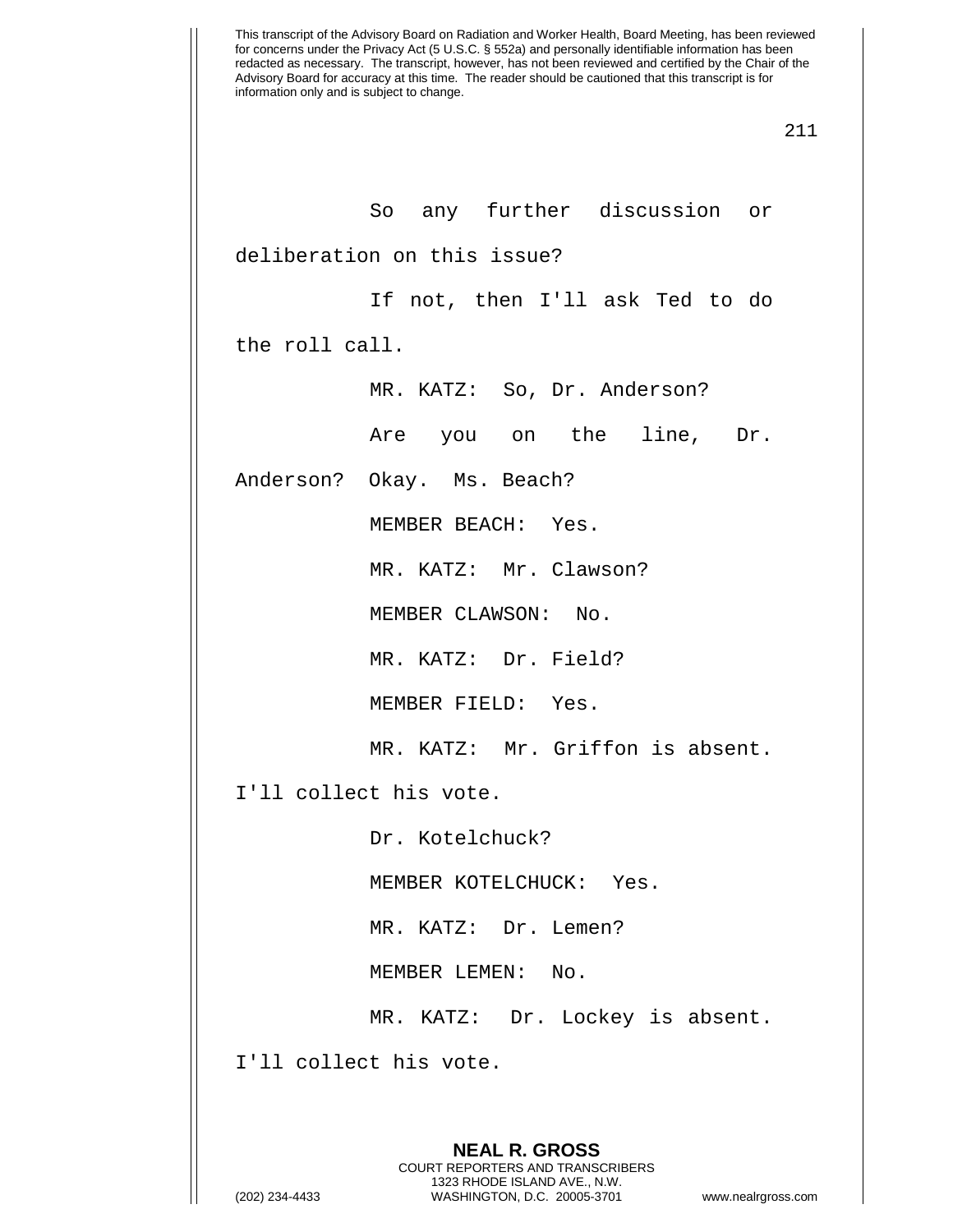So any further discussion or deliberation on this issue?

If not, then I'll ask Ted to do the roll call.

MR. KATZ: So, Dr. Anderson?

Are you on the line, Dr. Anderson? Okay. Ms. Beach?

MEMBER BEACH: Yes.

MR. KATZ: Mr. Clawson?

MEMBER CLAWSON: No.

MR. KATZ: Dr. Field?

MEMBER FIELD: Yes.

MR. KATZ: Mr. Griffon is absent. I'll collect his vote.

Dr. Kotelchuck?

MEMBER KOTELCHUCK: Yes.

MR. KATZ: Dr. Lemen?

MEMBER LEMEN: No.

MR. KATZ: Dr. Lockey is absent. I'll collect his vote.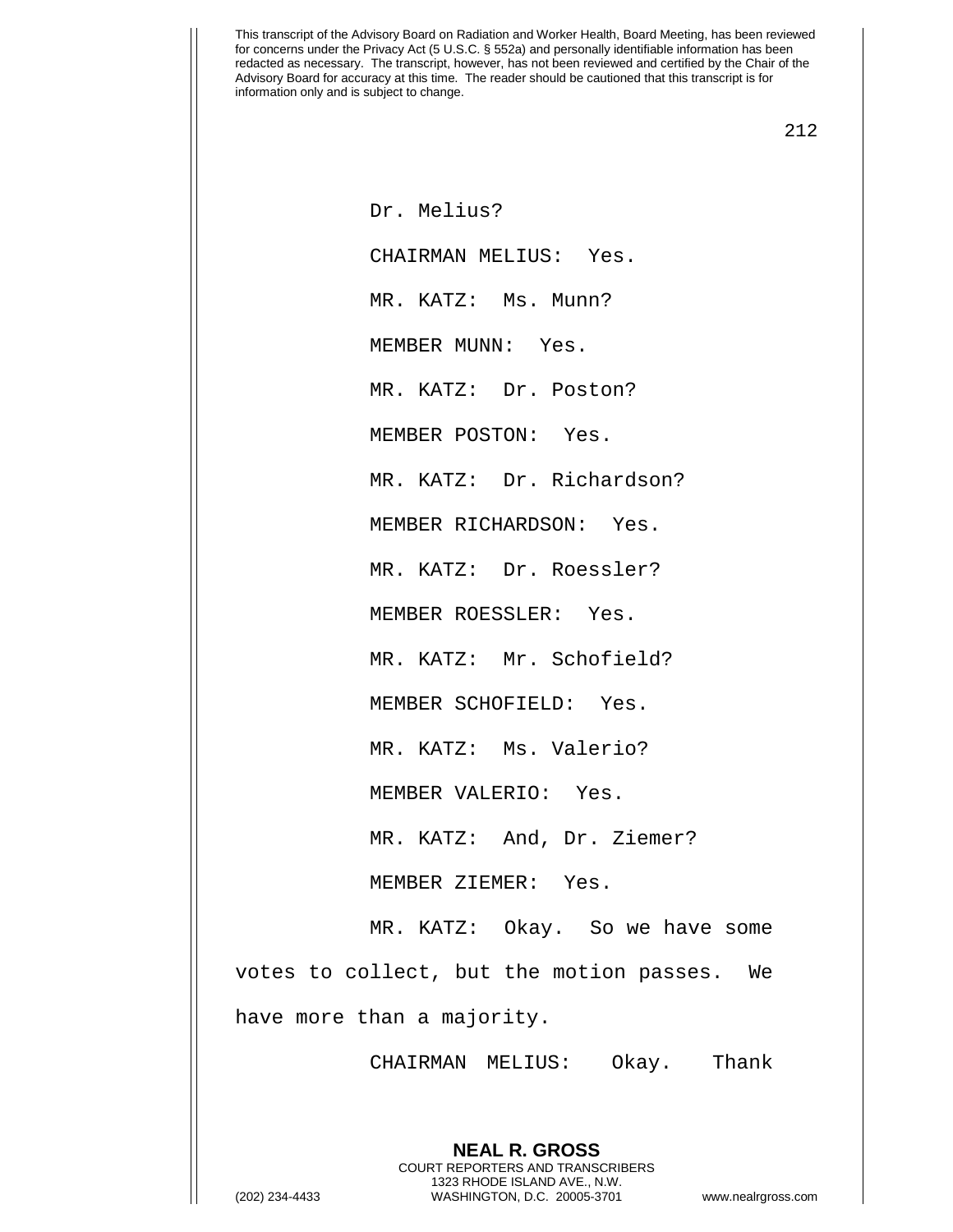Dr. Melius?

CHAIRMAN MELIUS: Yes.

MR. KATZ: Ms. Munn?

MEMBER MUNN: Yes.

MR. KATZ: Dr. Poston?

MEMBER POSTON: Yes.

MR. KATZ: Dr. Richardson?

MEMBER RICHARDSON: Yes.

MR. KATZ: Dr. Roessler?

MEMBER ROESSLER: Yes.

MR. KATZ: Mr. Schofield?

MEMBER SCHOFIELD: Yes.

MR. KATZ: Ms. Valerio?

MEMBER VALERIO: Yes.

MR. KATZ: And, Dr. Ziemer?

MEMBER ZIEMER: Yes.

MR. KATZ: Okay. So we have some votes to collect, but the motion passes. We have more than a majority.

CHAIRMAN MELIUS: Okay. Thank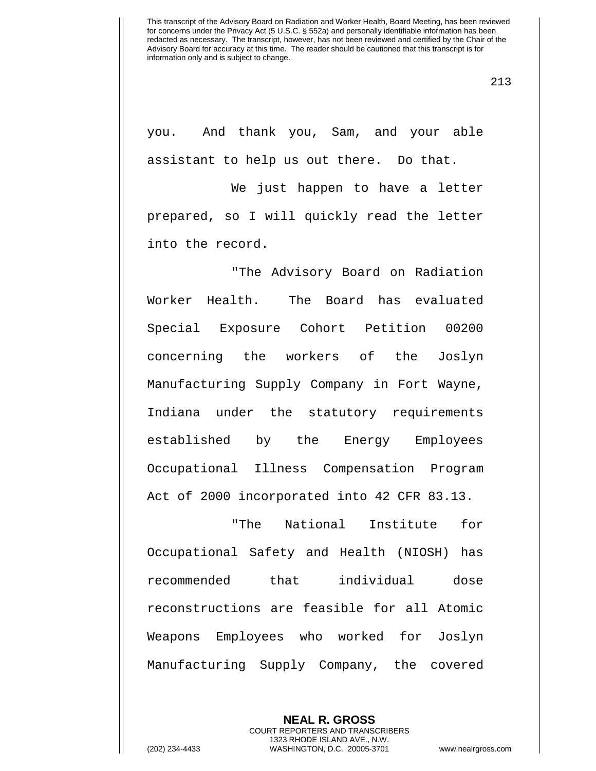you. And thank you, Sam, and your able assistant to help us out there. Do that.

We just happen to have a letter prepared, so I will quickly read the letter into the record.

"The Advisory Board on Radiation Worker Health. The Board has evaluated Special Exposure Cohort Petition 00200 concerning the workers of the Joslyn Manufacturing Supply Company in Fort Wayne, Indiana under the statutory requirements established by the Energy Employees Occupational Illness Compensation Program Act of 2000 incorporated into 42 CFR 83.13.

"The National Institute for Occupational Safety and Health (NIOSH) has recommended that individual dose reconstructions are feasible for all Atomic Weapons Employees who worked for Joslyn Manufacturing Supply Company, the covered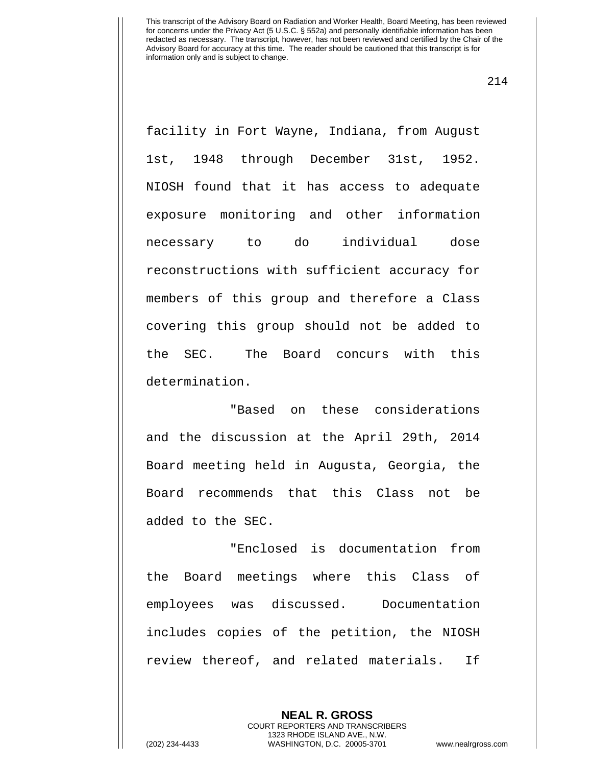facility in Fort Wayne, Indiana, from August 1st, 1948 through December 31st, 1952. NIOSH found that it has access to adequate exposure monitoring and other information necessary to do individual dose reconstructions with sufficient accuracy for members of this group and therefore a Class covering this group should not be added to the SEC. The Board concurs with this determination.

"Based on these considerations and the discussion at the April 29th, 2014 Board meeting held in Augusta, Georgia, the Board recommends that this Class not be added to the SEC.

"Enclosed is documentation from the Board meetings where this Class of employees was discussed. Documentation includes copies of the petition, the NIOSH review thereof, and related materials. If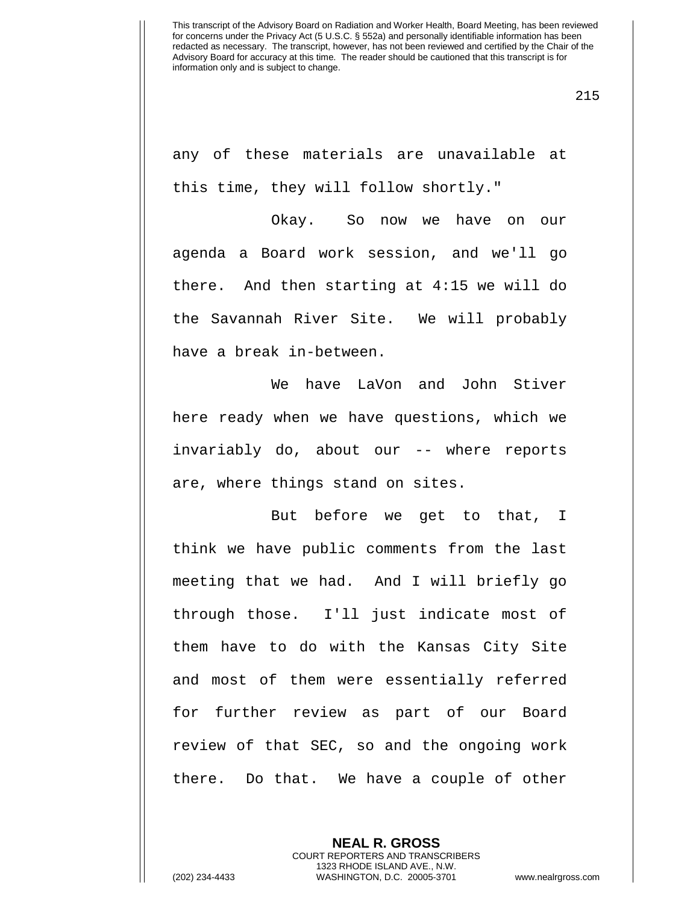any of these materials are unavailable at this time, they will follow shortly."

Okay. So now we have on our agenda a Board work session, and we'll go there. And then starting at 4:15 we will do the Savannah River Site. We will probably have a break in-between.

We have LaVon and John Stiver here ready when we have questions, which we invariably do, about our -- where reports are, where things stand on sites.

But before we get to that, I think we have public comments from the last meeting that we had. And I will briefly go through those. I'll just indicate most of them have to do with the Kansas City Site and most of them were essentially referred for further review as part of our Board review of that SEC, so and the ongoing work there. Do that. We have a couple of other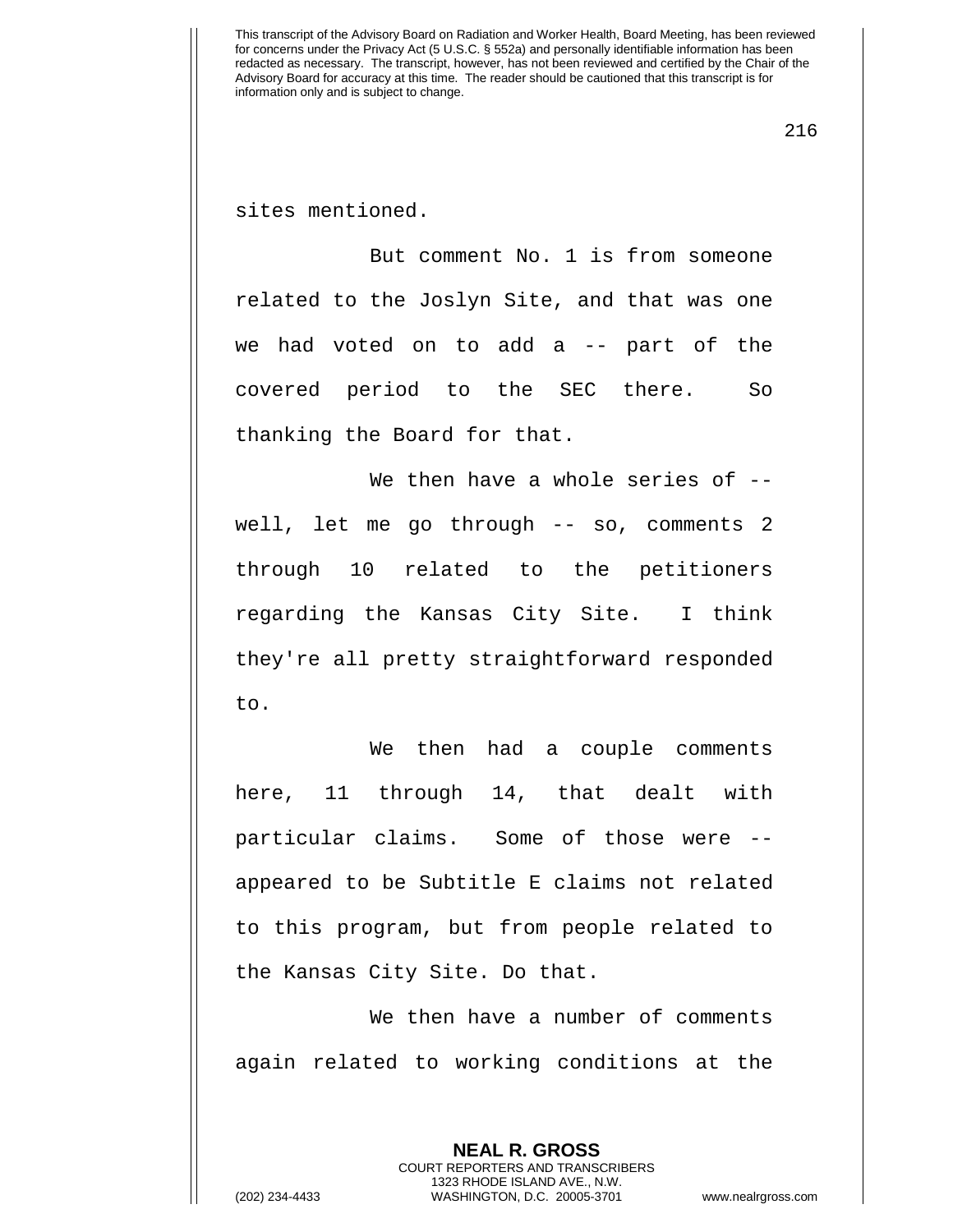sites mentioned.

But comment No. 1 is from someone related to the Joslyn Site, and that was one we had voted on to add a -- part of the covered period to the SEC there. So thanking the Board for that.

We then have a whole series of -- well, let me go through -- so, comments 2 through 10 related to the petitioners regarding the Kansas City Site. I think they're all pretty straightforward responded to.

We then had a couple comments here, 11 through 14, that dealt with particular claims. Some of those were -- appeared to be Subtitle E claims not related to this program, but from people related to the Kansas City Site. Do that.

We then have a number of comments again related to working conditions at the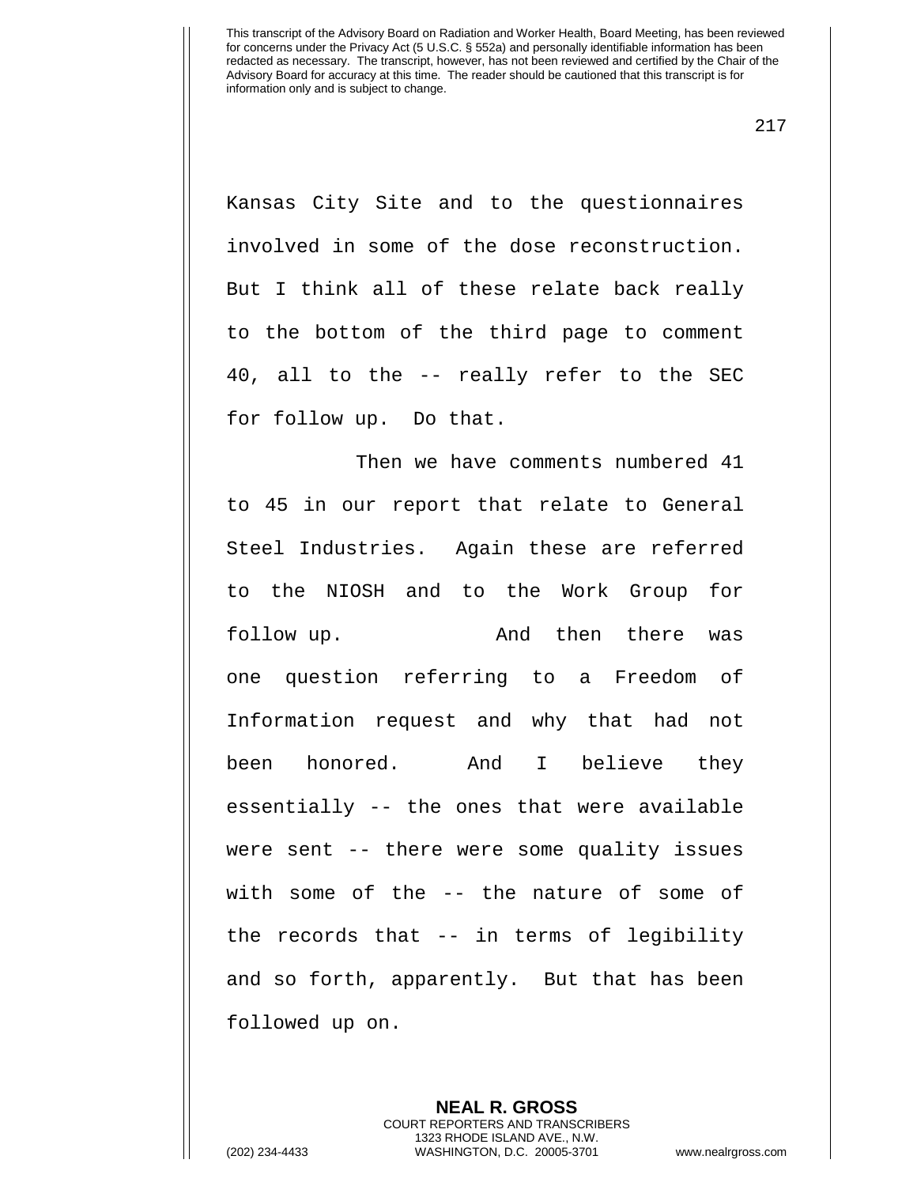Kansas City Site and to the questionnaires involved in some of the dose reconstruction. But I think all of these relate back really to the bottom of the third page to comment 40, all to the -- really refer to the SEC for follow up. Do that.

Then we have comments numbered 41 to 45 in our report that relate to General Steel Industries. Again these are referred to the NIOSH and to the Work Group for follow up. And then there was one question referring to a Freedom of Information request and why that had not been honored. And I believe they essentially -- the ones that were available were sent -- there were some quality issues with some of the -- the nature of some of the records that -- in terms of legibility and so forth, apparently. But that has been followed up on.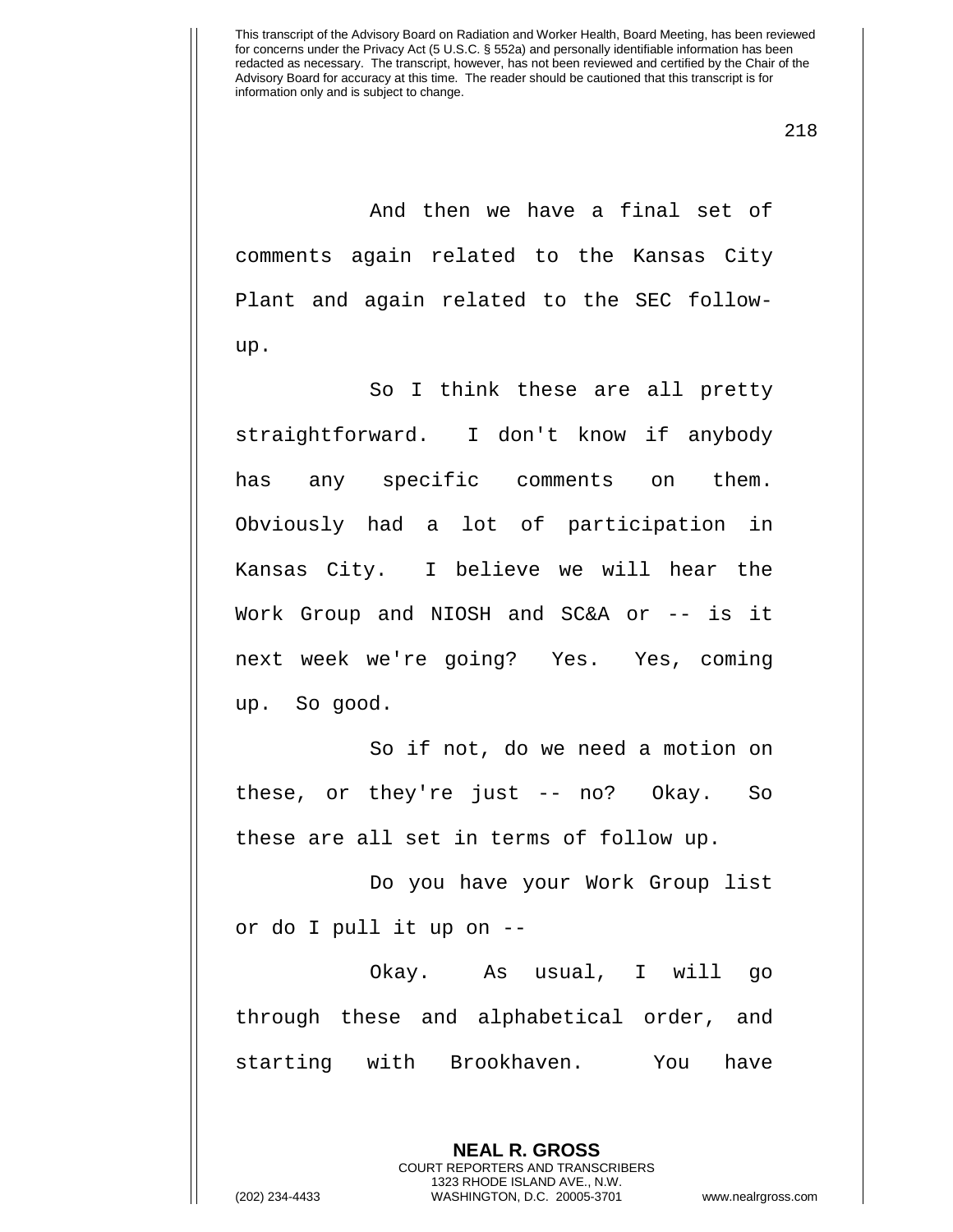And then we have a final set of comments again related to the Kansas City Plant and again related to the SEC follow-up.

So I think these are all pretty straightforward. I don't know if anybody has any specific comments on them. Obviously had a lot of participation in Kansas City. I believe we will hear the Work Group and NIOSH and SC&A or -- is it next week we're going? Yes. Yes, coming up. So good.

So if not, do we need a motion on these, or they're just -- no? Okay. So these are all set in terms of follow up.

Do you have your Work Group list or do I pull it up on --

Okay. As usual, I will go through these and alphabetical order, and starting with Brookhaven. You have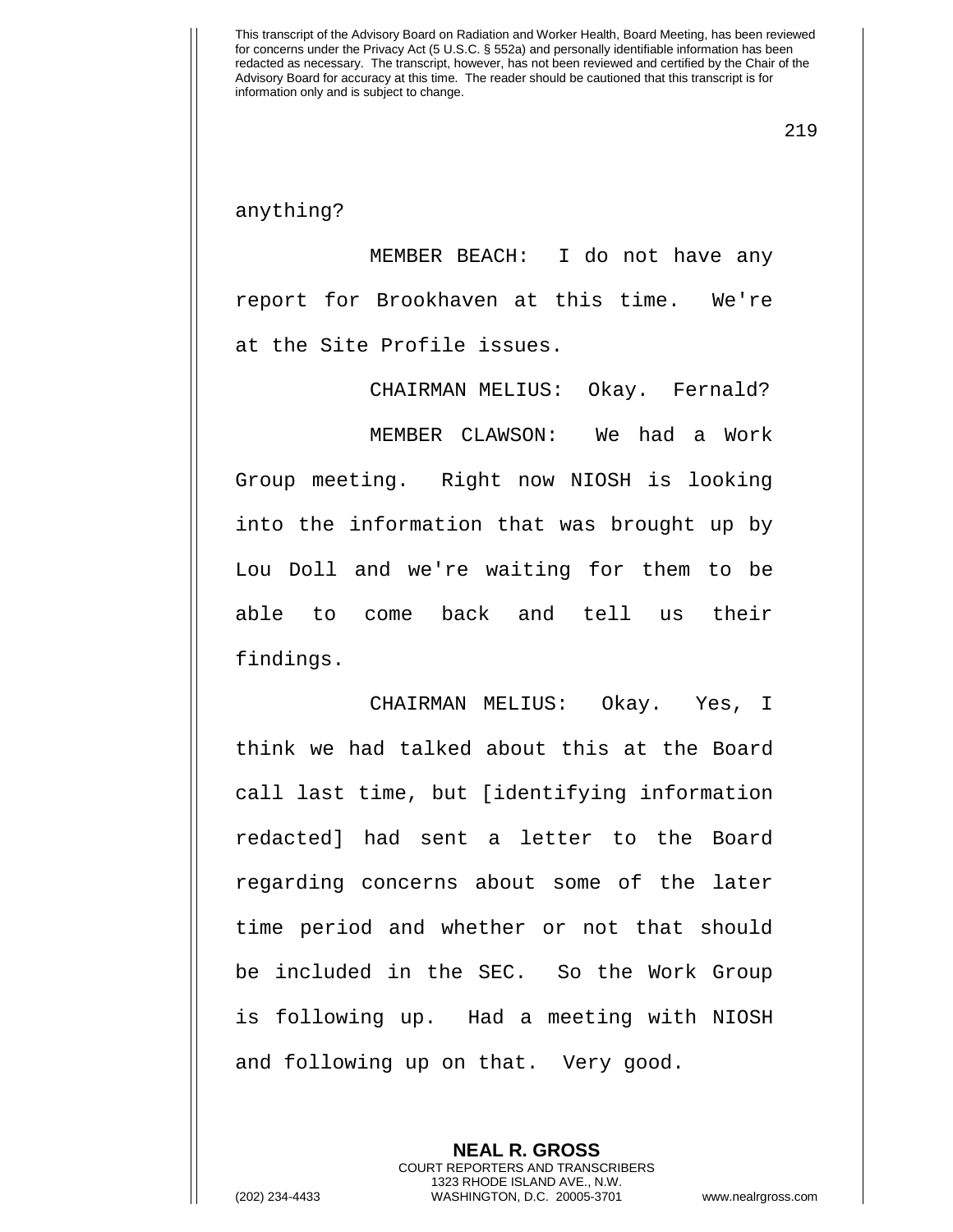anything?

MEMBER BEACH: I do not have any report for Brookhaven at this time. We're at the Site Profile issues.

CHAIRMAN MELIUS: Okay. Fernald?

MEMBER CLAWSON: We had a Work Group meeting. Right now NIOSH is looking into the information that was brought up by Lou Doll and we're waiting for them to be able to come back and tell us their findings.

CHAIRMAN MELIUS: Okay. Yes, I think we had talked about this at the Board call last time, but [identifying information redacted] had sent a letter to the Board regarding concerns about some of the later time period and whether or not that should be included in the SEC. So the Work Group is following up. Had a meeting with NIOSH and following up on that. Very good.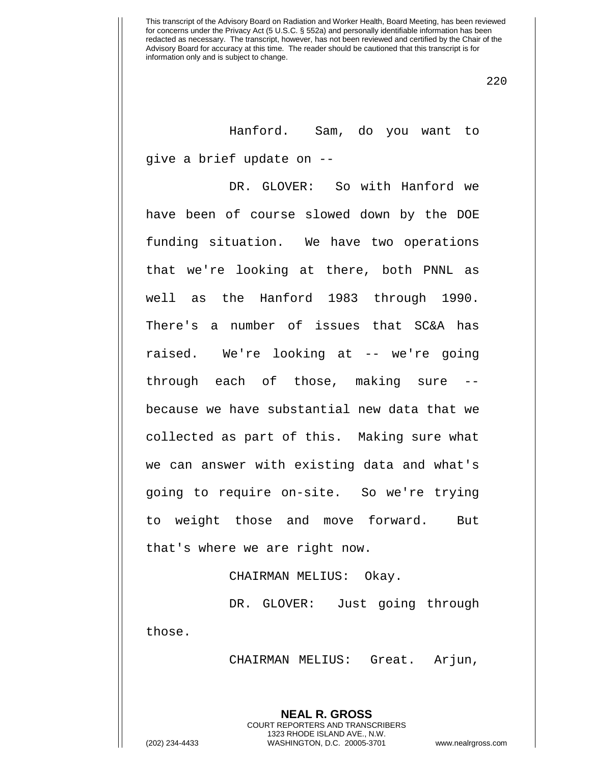Hanford. Sam, do you want to give a brief update on --

DR. GLOVER: So with Hanford we have been of course slowed down by the DOE funding situation. We have two operations that we're looking at there, both PNNL as well as the Hanford 1983 through 1990. There's a number of issues that SC&A has raised. We're looking at -- we're going through each of those, making sure -- because we have substantial new data that we collected as part of this. Making sure what we can answer with existing data and what's going to require on-site. So we're trying to weight those and move forward. But that's where we are right now.

CHAIRMAN MELIUS: Okay.

DR. GLOVER: Just going through those.

CHAIRMAN MELIUS: Great. Arjun,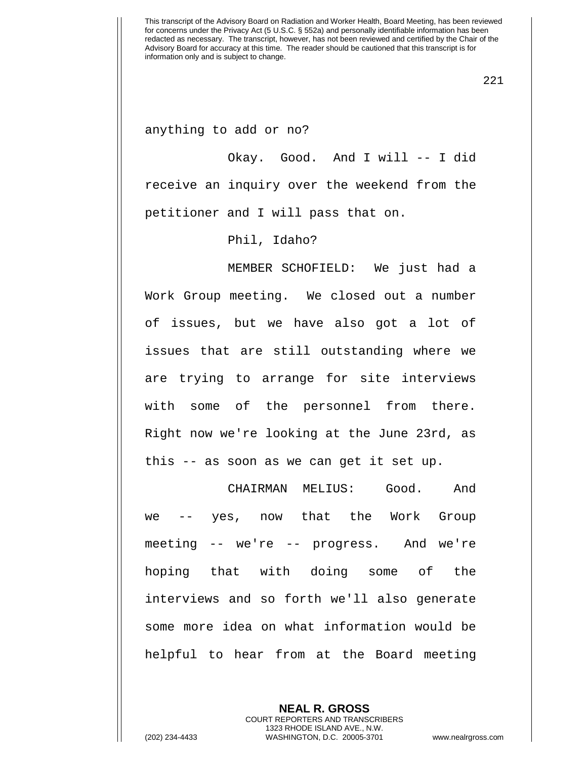anything to add or no?

Okay. Good. And I will -- I did receive an inquiry over the weekend from the petitioner and I will pass that on.

Phil, Idaho?

MEMBER SCHOFIELD: We just had a Work Group meeting. We closed out a number of issues, but we have also got a lot of issues that are still outstanding where we are trying to arrange for site interviews with some of the personnel from there. Right now we're looking at the June 23rd, as this -- as soon as we can get it set up.

CHAIRMAN MELIUS: Good. And we -- yes, now that the Work Group meeting -- we're -- progress. And we're hoping that with doing some of the interviews and so forth we'll also generate some more idea on what information would be helpful to hear from at the Board meeting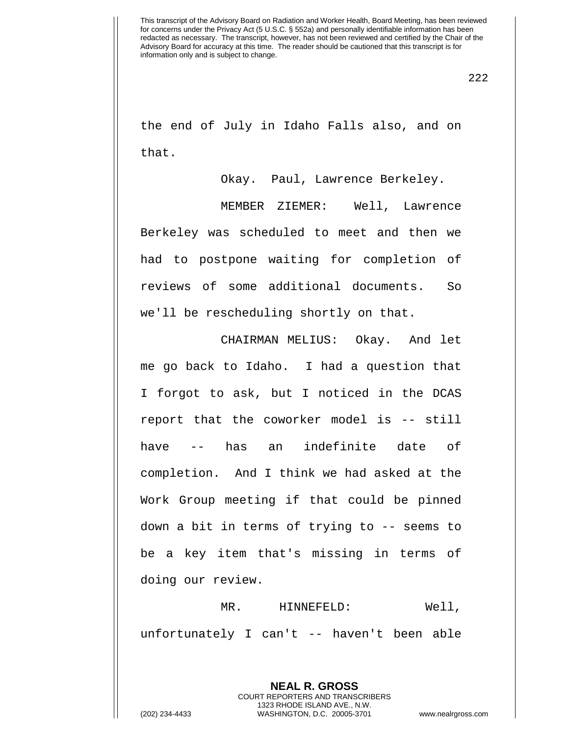the end of July in Idaho Falls also, and on that.

Okay. Paul, Lawrence Berkeley.

MEMBER ZIEMER: Well, Lawrence Berkeley was scheduled to meet and then we had to postpone waiting for completion of reviews of some additional documents. So we'll be rescheduling shortly on that.

CHAIRMAN MELIUS: Okay. And let me go back to Idaho. I had a question that I forgot to ask, but I noticed in the DCAS report that the coworker model is -- still have -- has an indefinite date of completion. And I think we had asked at the Work Group meeting if that could be pinned down a bit in terms of trying to -- seems to be a key item that's missing in terms of doing our review.

MR. HINNEFELD: Well, unfortunately I can't -- haven't been able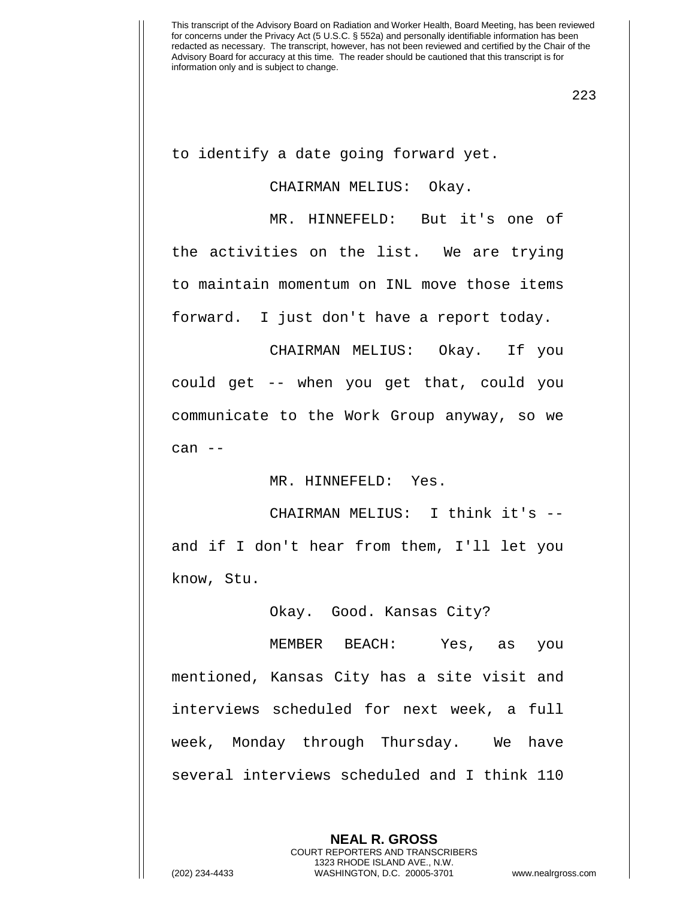to identify a date going forward yet.

CHAIRMAN MELIUS: Okay.

MR. HINNEFELD: But it's one of the activities on the list. We are trying to maintain momentum on INL move those items forward. I just don't have a report today.

CHAIRMAN MELIUS: Okay. If you could get -- when you get that, could you communicate to the Work Group anyway, so we can --

MR. HINNEFELD: Yes.

CHAIRMAN MELIUS: I think it's -- and if I don't hear from them, I'll let you know, Stu.

Okay. Good. Kansas City?

MEMBER BEACH: Yes, as you mentioned, Kansas City has a site visit and interviews scheduled for next week, a full week, Monday through Thursday. We have several interviews scheduled and I think 110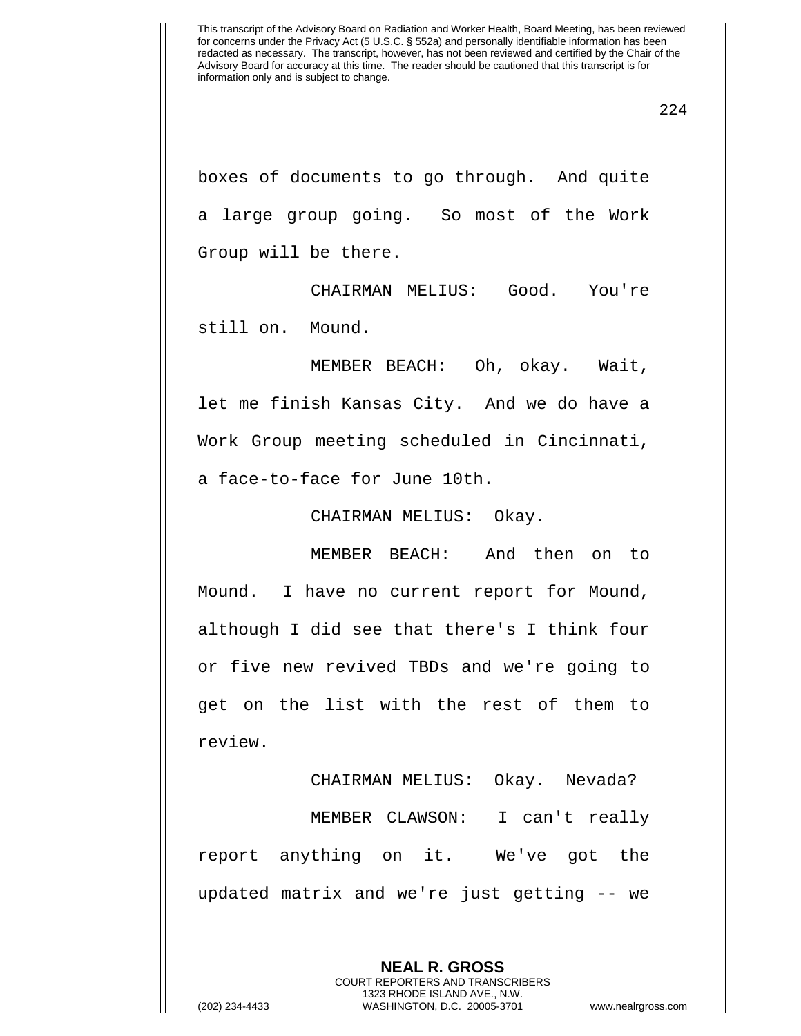boxes of documents to go through. And quite a large group going. So most of the Work Group will be there.

CHAIRMAN MELIUS: Good. You're still on. Mound.

MEMBER BEACH: Oh, okay. Wait, let me finish Kansas City. And we do have a Work Group meeting scheduled in Cincinnati, a face-to-face for June 10th.

CHAIRMAN MELIUS: Okay.

MEMBER BEACH: And then on to Mound. I have no current report for Mound, although I did see that there's I think four or five new revived TBDs and we're going to get on the list with the rest of them to review.

CHAIRMAN MELIUS: Okay. Nevada?

MEMBER CLAWSON: I can't really report anything on it. We've got the updated matrix and we're just getting -- we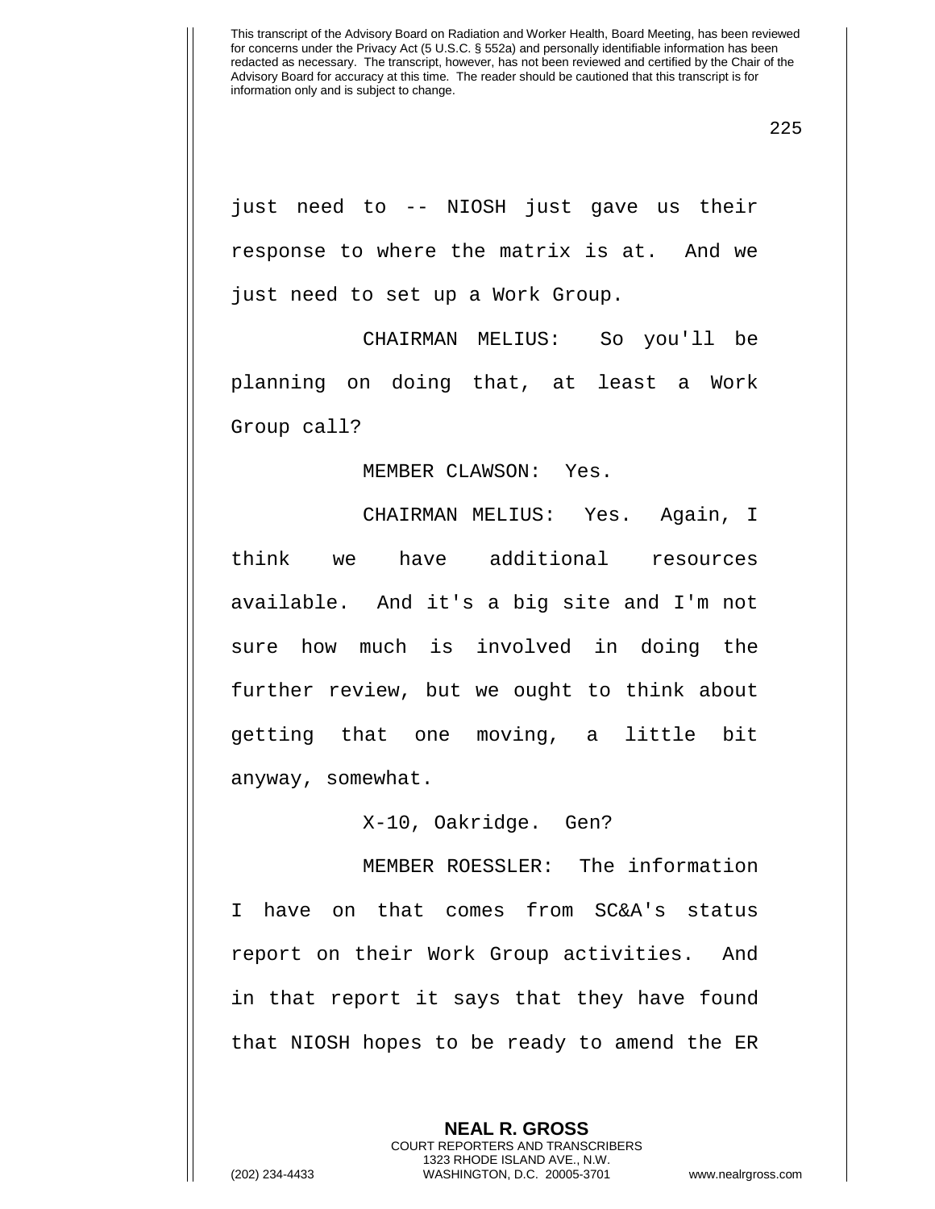just need to -- NIOSH just gave us their response to where the matrix is at. And we just need to set up a Work Group.

CHAIRMAN MELIUS: So you'll be planning on doing that, at least a Work Group call?

MEMBER CLAWSON: Yes.

CHAIRMAN MELIUS: Yes. Again, I think we have additional resources available. And it's a big site and I'm not sure how much is involved in doing the further review, but we ought to think about getting that one moving, a little bit anyway, somewhat.

X-10, Oakridge. Gen?

MEMBER ROESSLER: The information I have on that comes from SC&A's status report on their Work Group activities. And in that report it says that they have found that NIOSH hopes to be ready to amend the ER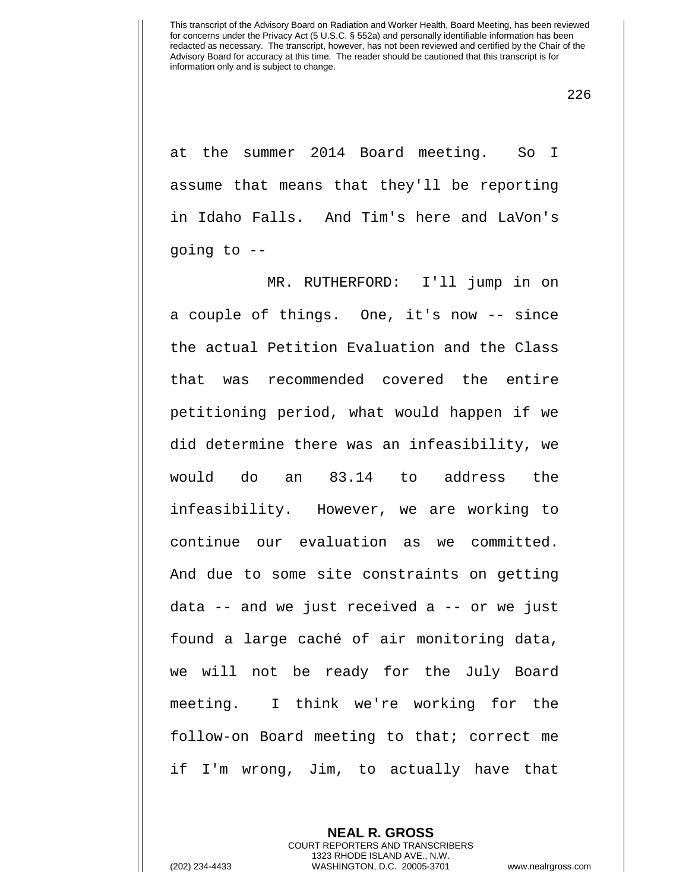at the summer 2014 Board meeting. So I assume that means that they'll be reporting in Idaho Falls. And Tim's here and LaVon's going to --

MR. RUTHERFORD: I'll jump in on a couple of things. One, it's now -- since the actual Petition Evaluation and the Class that was recommended covered the entire petitioning period, what would happen if we did determine there was an infeasibility, we would do an 83.14 to address the infeasibility. However, we are working to continue our evaluation as we committed. And due to some site constraints on getting data -- and we just received a -- or we just found a large caché of air monitoring data, we will not be ready for the July Board meeting. I think we're working for the follow-on Board meeting to that; correct me if I'm wrong, Jim, to actually have that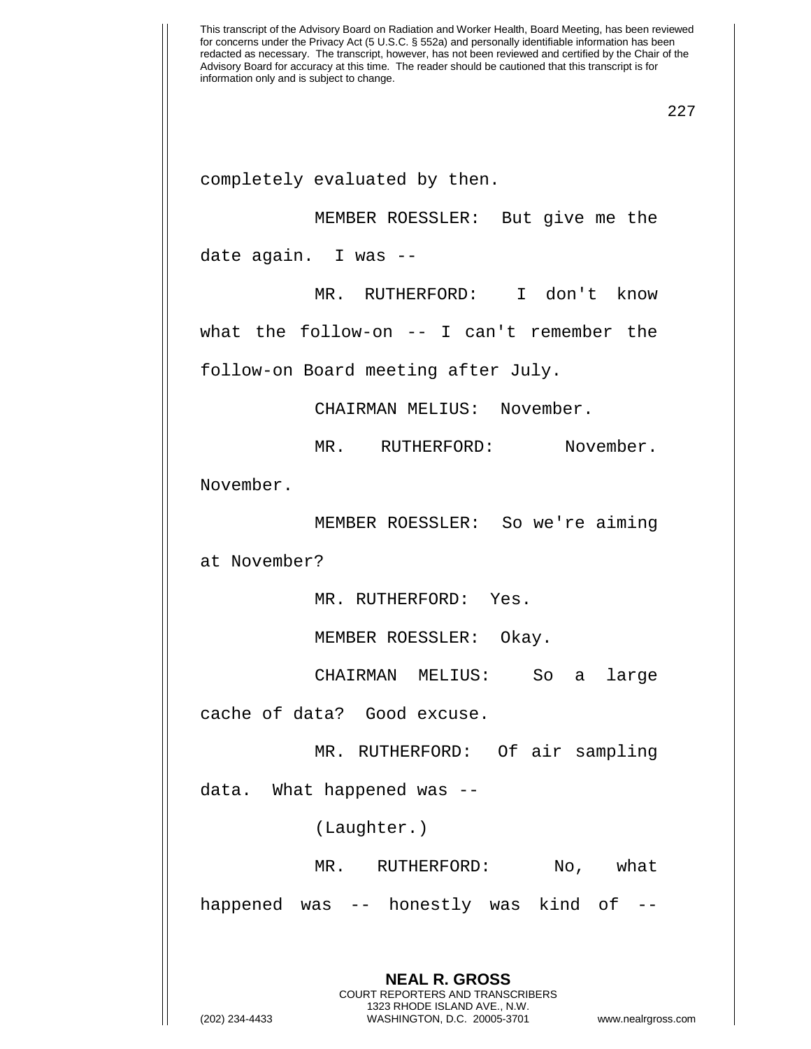completely evaluated by then.

MEMBER ROESSLER: But give me the date again. I was --

MR. RUTHERFORD: I don't know what the follow-on -- I can't remember the follow-on Board meeting after July.

CHAIRMAN MELIUS: November.

MR. RUTHERFORD: November. November.

MEMBER ROESSLER: So we're aiming at November?

MR. RUTHERFORD: Yes.

MEMBER ROESSLER: Okay.

CHAIRMAN MELIUS: So a large cache of data? Good excuse.

MR. RUTHERFORD: Of air sampling data. What happened was --

(Laughter.)

MR. RUTHERFORD: No, what happened was -- honestly was kind of --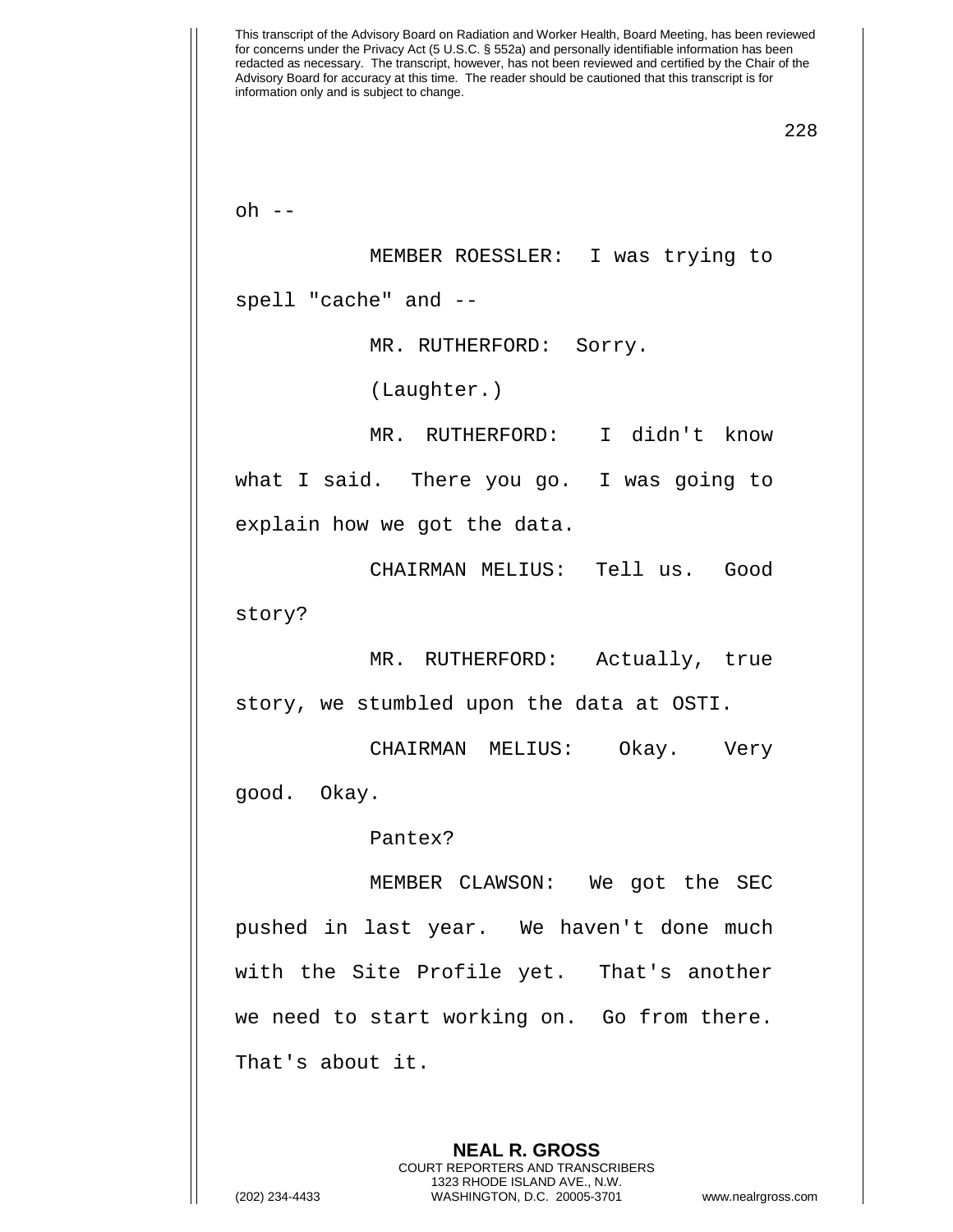oh --

MEMBER ROESSLER: I was trying to spell "cache" and --

MR. RUTHERFORD: Sorry.

(Laughter.)

MR. RUTHERFORD: I didn't know what I said. There you go. I was going to explain how we got the data.

CHAIRMAN MELIUS: Tell us. Good story?

MR. RUTHERFORD: Actually, true story, we stumbled upon the data at OSTI.

CHAIRMAN MELIUS: Okay. Very good. Okay.

Pantex?

MEMBER CLAWSON: We got the SEC pushed in last year. We haven't done much with the Site Profile yet. That's another we need to start working on. Go from there. That's about it.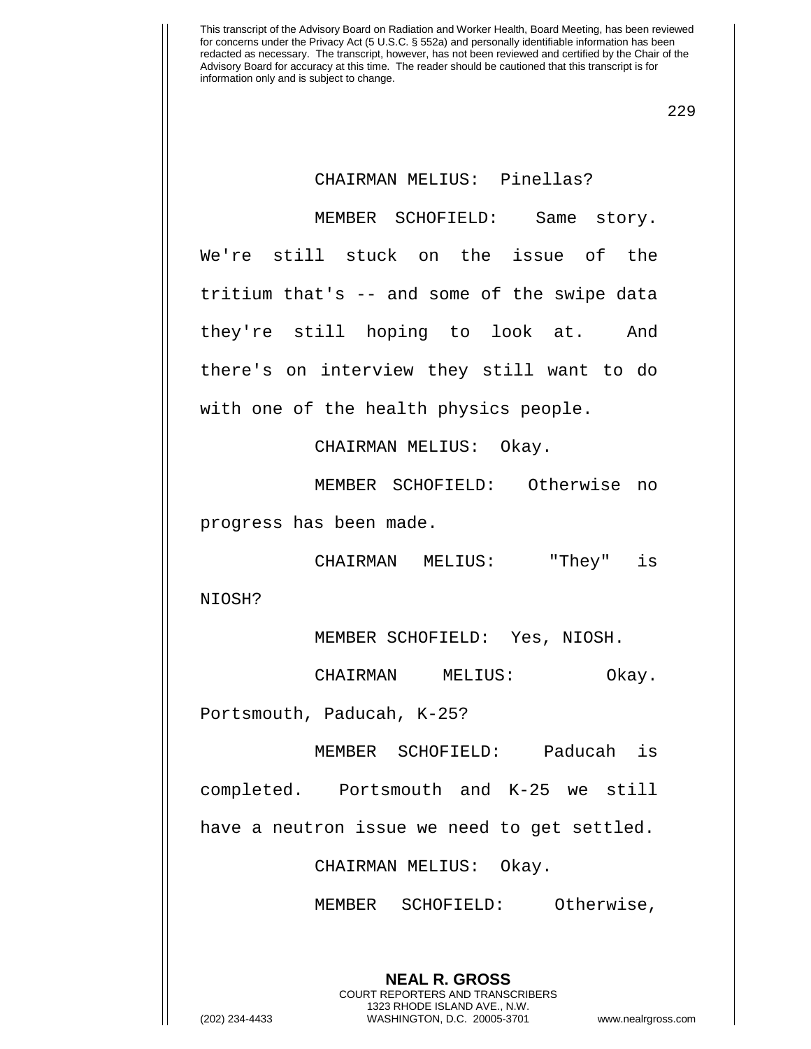CHAIRMAN MELIUS: Pinellas?

MEMBER SCHOFIELD: Same story. We're still stuck on the issue of the tritium that's -- and some of the swipe data they're still hoping to look at. And there's on interview they still want to do with one of the health physics people.

CHAIRMAN MELIUS: Okay.

MEMBER SCHOFIELD: Otherwise no progress has been made.

CHAIRMAN MELIUS: "They" is NIOSH?

MEMBER SCHOFIELD: Yes, NIOSH.

CHAIRMAN MELIUS: Okay. Portsmouth, Paducah, K-25?

MEMBER SCHOFIELD: Paducah is completed. Portsmouth and K-25 we still have a neutron issue we need to get settled.

CHAIRMAN MELIUS: Okay.

MEMBER SCHOFIELD: Otherwise,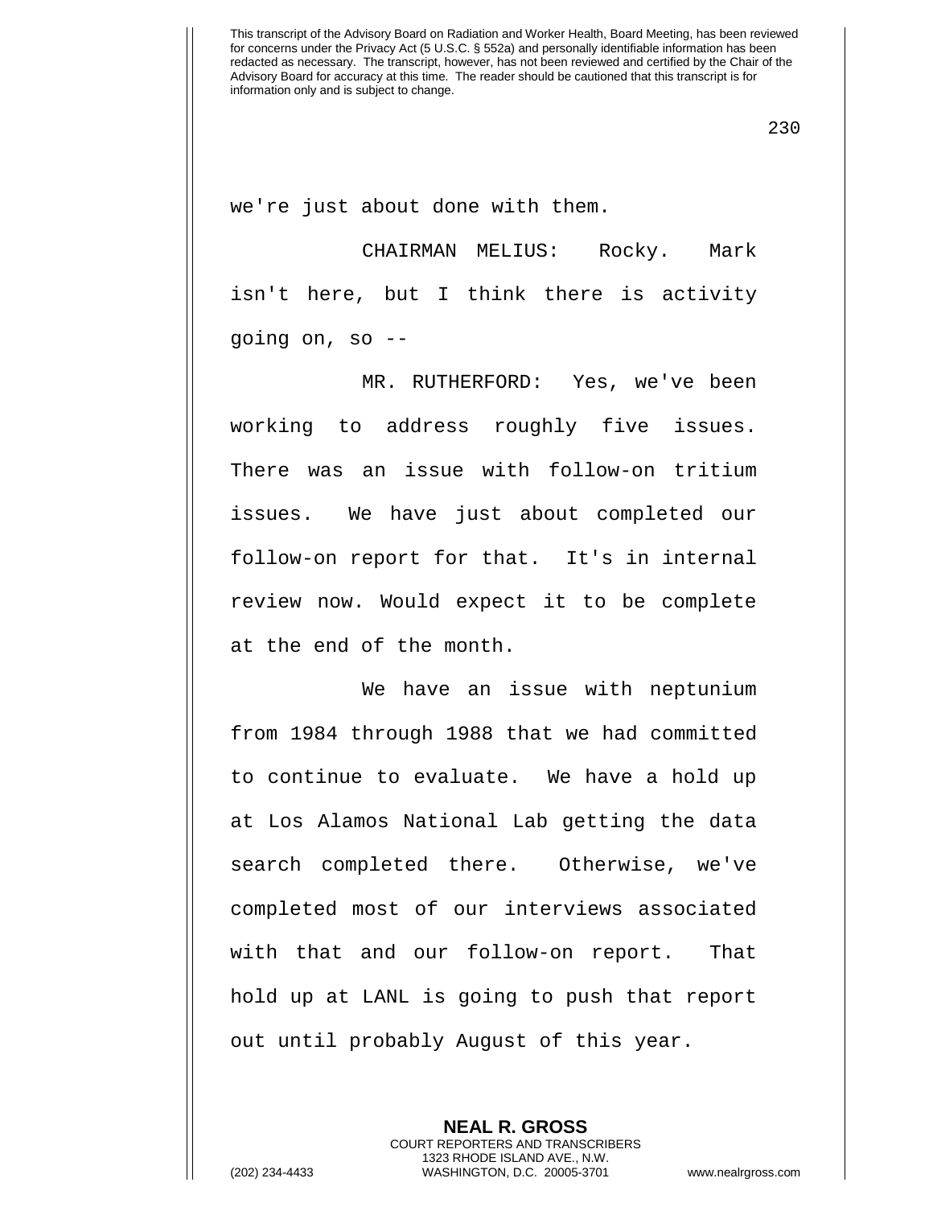we're just about done with them.

CHAIRMAN MELIUS: Rocky. Mark isn't here, but I think there is activity going on, so --

MR. RUTHERFORD: Yes, we've been working to address roughly five issues. There was an issue with follow-on tritium issues. We have just about completed our follow-on report for that. It's in internal review now. Would expect it to be complete at the end of the month.

We have an issue with neptunium from 1984 through 1988 that we had committed to continue to evaluate. We have a hold up at Los Alamos National Lab getting the data search completed there. Otherwise, we've completed most of our interviews associated with that and our follow-on report. That hold up at LANL is going to push that report out until probably August of this year.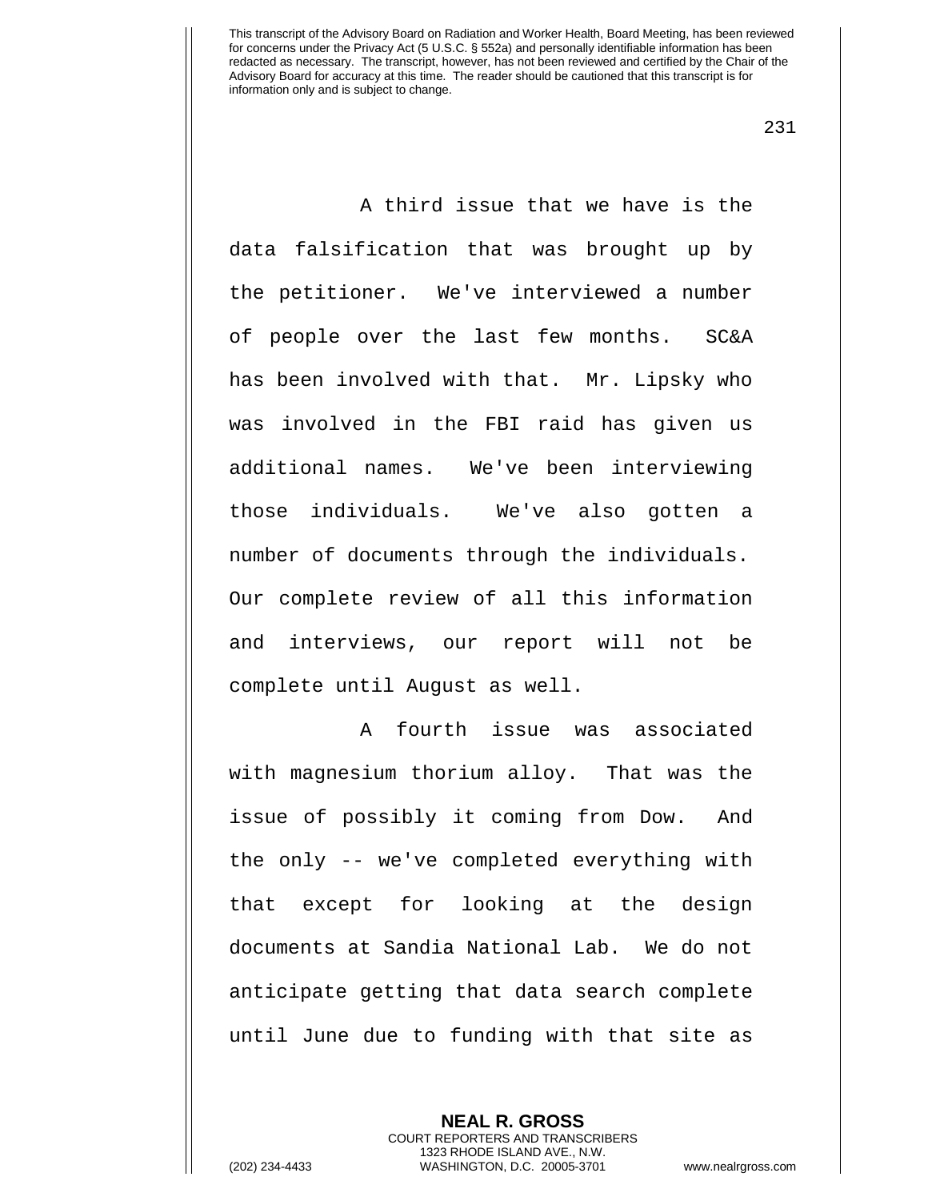A third issue that we have is the data falsification that was brought up by the petitioner. We've interviewed a number of people over the last few months. SC&A has been involved with that. Mr. Lipsky who was involved in the FBI raid has given us additional names. We've been interviewing those individuals. We've also gotten a number of documents through the individuals. Our complete review of all this information and interviews, our report will not be complete until August as well.

A fourth issue was associated with magnesium thorium alloy. That was the issue of possibly it coming from Dow. And the only -- we've completed everything with that except for looking at the design documents at Sandia National Lab. We do not anticipate getting that data search complete until June due to funding with that site as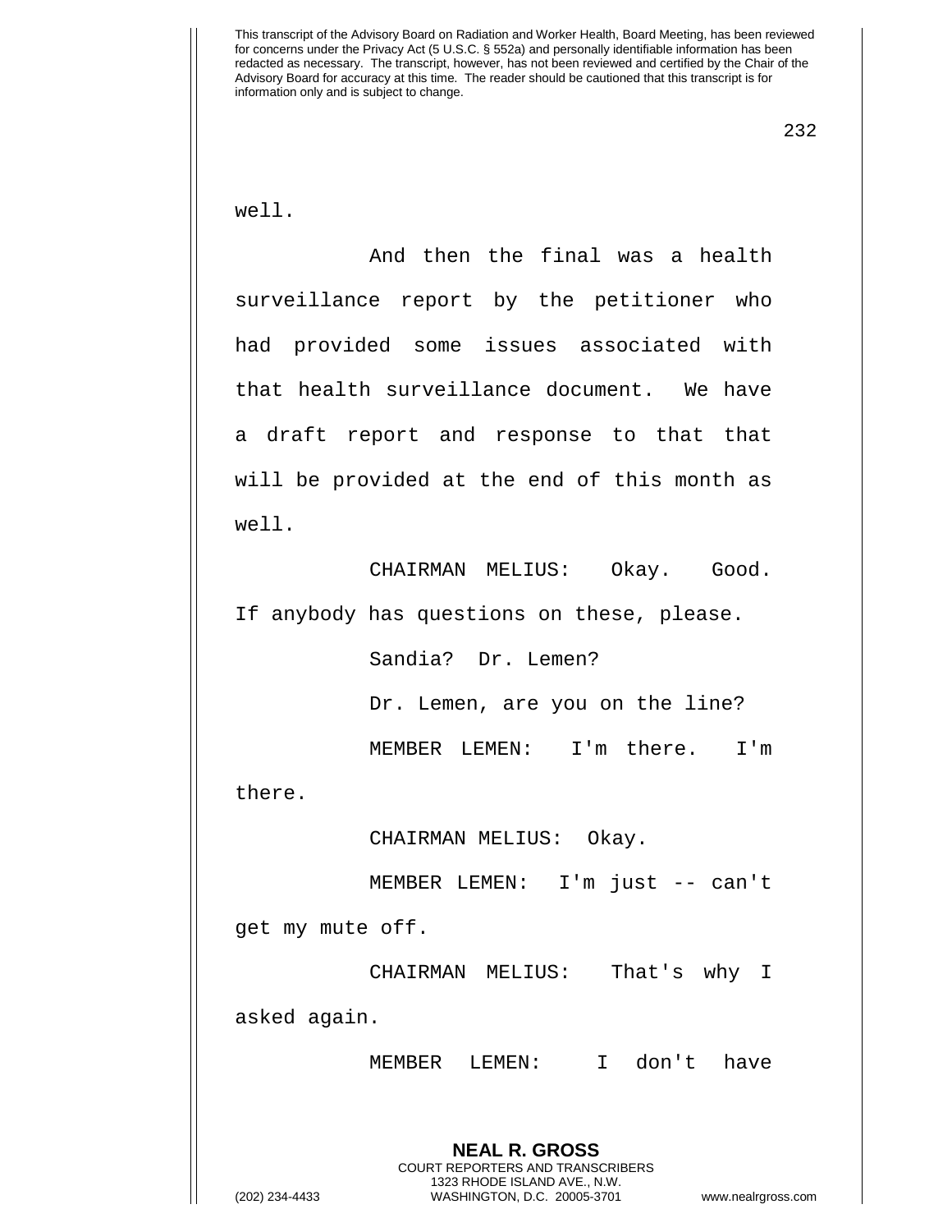well.

And then the final was a health surveillance report by the petitioner who had provided some issues associated with that health surveillance document. We have a draft report and response to that that will be provided at the end of this month as well.

CHAIRMAN MELIUS: Okay. Good. If anybody has questions on these, please.

Sandia? Dr. Lemen?

Dr. Lemen, are you on the line?

MEMBER LEMEN: I'm there. I'm there.

CHAIRMAN MELIUS: Okay.

MEMBER LEMEN: I'm just -- can't get my mute off.

CHAIRMAN MELIUS: That's why I asked again.

MEMBER LEMEN: I don't have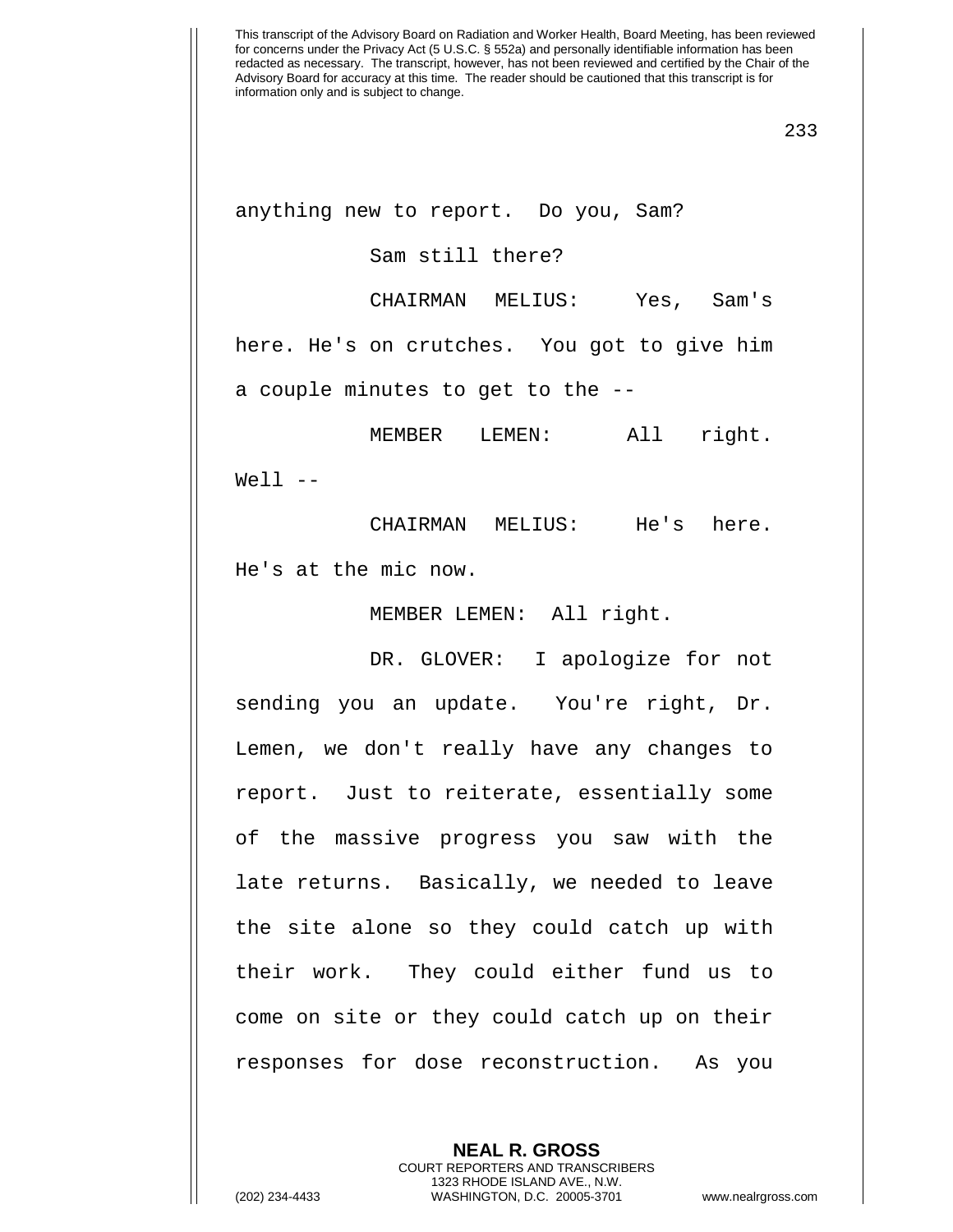anything new to report. Do you, Sam?

Sam still there?

CHAIRMAN MELIUS: Yes, Sam's here. He's on crutches. You got to give him a couple minutes to get to the --

MEMBER LEMEN: All right. Well --

CHAIRMAN MELIUS: He's here. He's at the mic now.

MEMBER LEMEN: All right.

DR. GLOVER: I apologize for not sending you an update. You're right, Dr. Lemen, we don't really have any changes to report. Just to reiterate, essentially some of the massive progress you saw with the late returns. Basically, we needed to leave the site alone so they could catch up with their work. They could either fund us to come on site or they could catch up on their responses for dose reconstruction. As you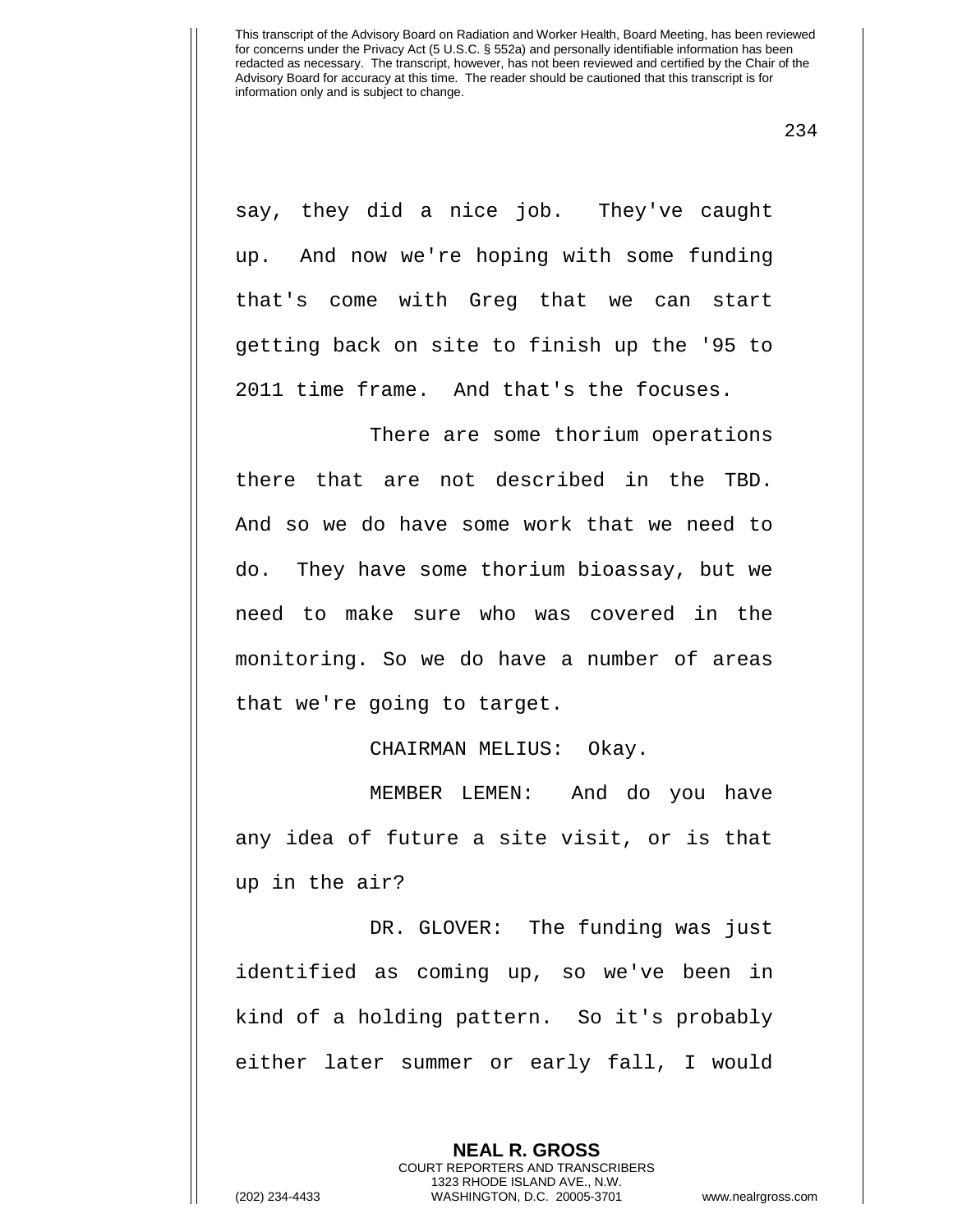say, they did a nice job. They've caught up. And now we're hoping with some funding that's come with Greg that we can start getting back on site to finish up the '95 to 2011 time frame. And that's the focuses.

There are some thorium operations there that are not described in the TBD. And so we do have some work that we need to do. They have some thorium bioassay, but we need to make sure who was covered in the monitoring. So we do have a number of areas that we're going to target.

CHAIRMAN MELIUS: Okay.

MEMBER LEMEN: And do you have any idea of future a site visit, or is that up in the air?

DR. GLOVER: The funding was just identified as coming up, so we've been in kind of a holding pattern. So it's probably either later summer or early fall, I would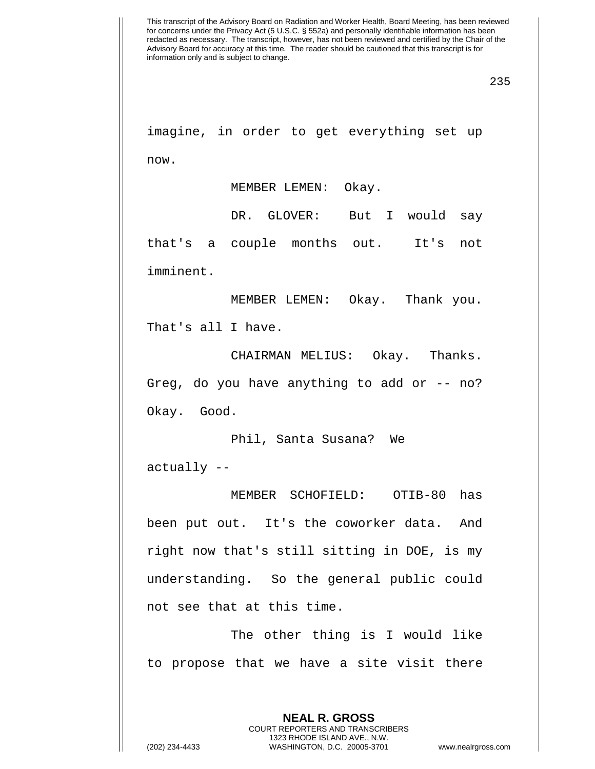imagine, in order to get everything set up now.

MEMBER LEMEN: Okay.

DR. GLOVER: But I would say that's a couple months out. It's not imminent.

MEMBER LEMEN: Okay. Thank you. That's all I have.

CHAIRMAN MELIUS: Okay. Thanks. Greg, do you have anything to add or -- no? Okay. Good.

Phil, Santa Susana? We actually --

MEMBER SCHOFIELD: OTIB-80 has been put out. It's the coworker data. And right now that's still sitting in DOE, is my understanding. So the general public could not see that at this time.

The other thing is I would like to propose that we have a site visit there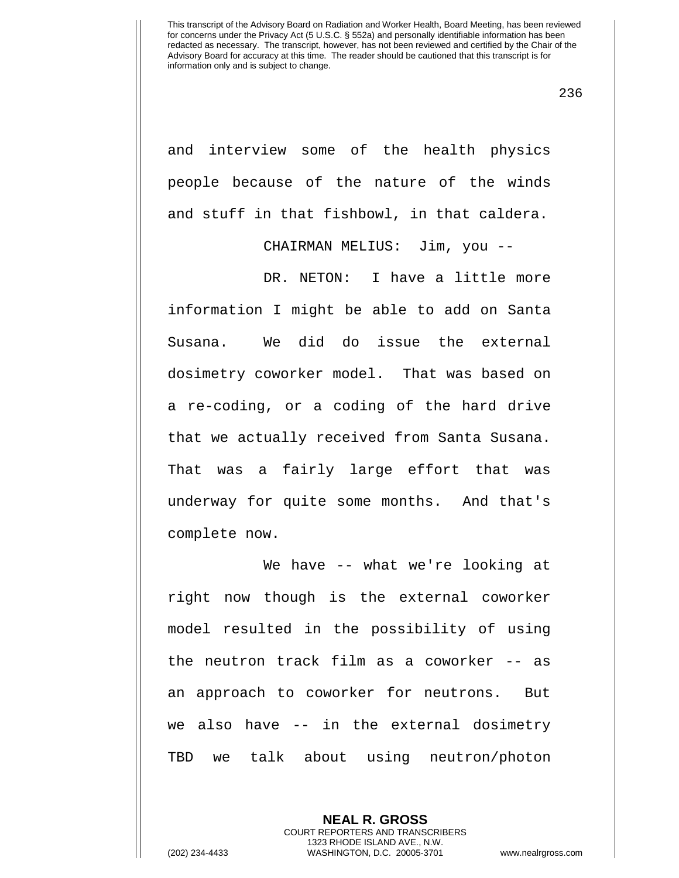and interview some of the health physics people because of the nature of the winds and stuff in that fishbowl, in that caldera.

CHAIRMAN MELIUS: Jim, you --

DR. NETON: I have a little more information I might be able to add on Santa Susana. We did do issue the external dosimetry coworker model. That was based on a re-coding, or a coding of the hard drive that we actually received from Santa Susana. That was a fairly large effort that was underway for quite some months. And that's complete now.

We have -- what we're looking at right now though is the external coworker model resulted in the possibility of using the neutron track film as a coworker -- as an approach to coworker for neutrons. But we also have -- in the external dosimetry TBD we talk about using neutron/photon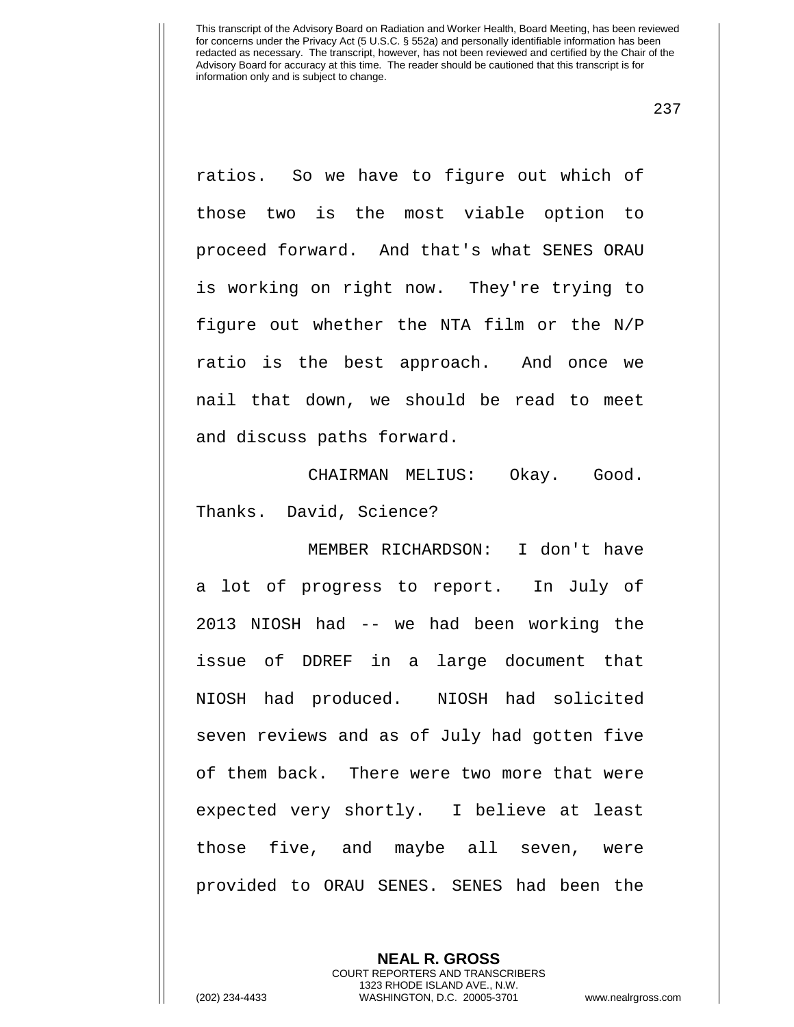ratios. So we have to figure out which of those two is the most viable option to proceed forward. And that's what SENES ORAU is working on right now. They're trying to figure out whether the NTA film or the N/P ratio is the best approach. And once we nail that down, we should be read to meet and discuss paths forward.

CHAIRMAN MELIUS: Okay. Good. Thanks. David, Science?

MEMBER RICHARDSON: I don't have a lot of progress to report. In July of 2013 NIOSH had -- we had been working the issue of DDREF in a large document that NIOSH had produced. NIOSH had solicited seven reviews and as of July had gotten five of them back. There were two more that were expected very shortly. I believe at least those five, and maybe all seven, were provided to ORAU SENES. SENES had been the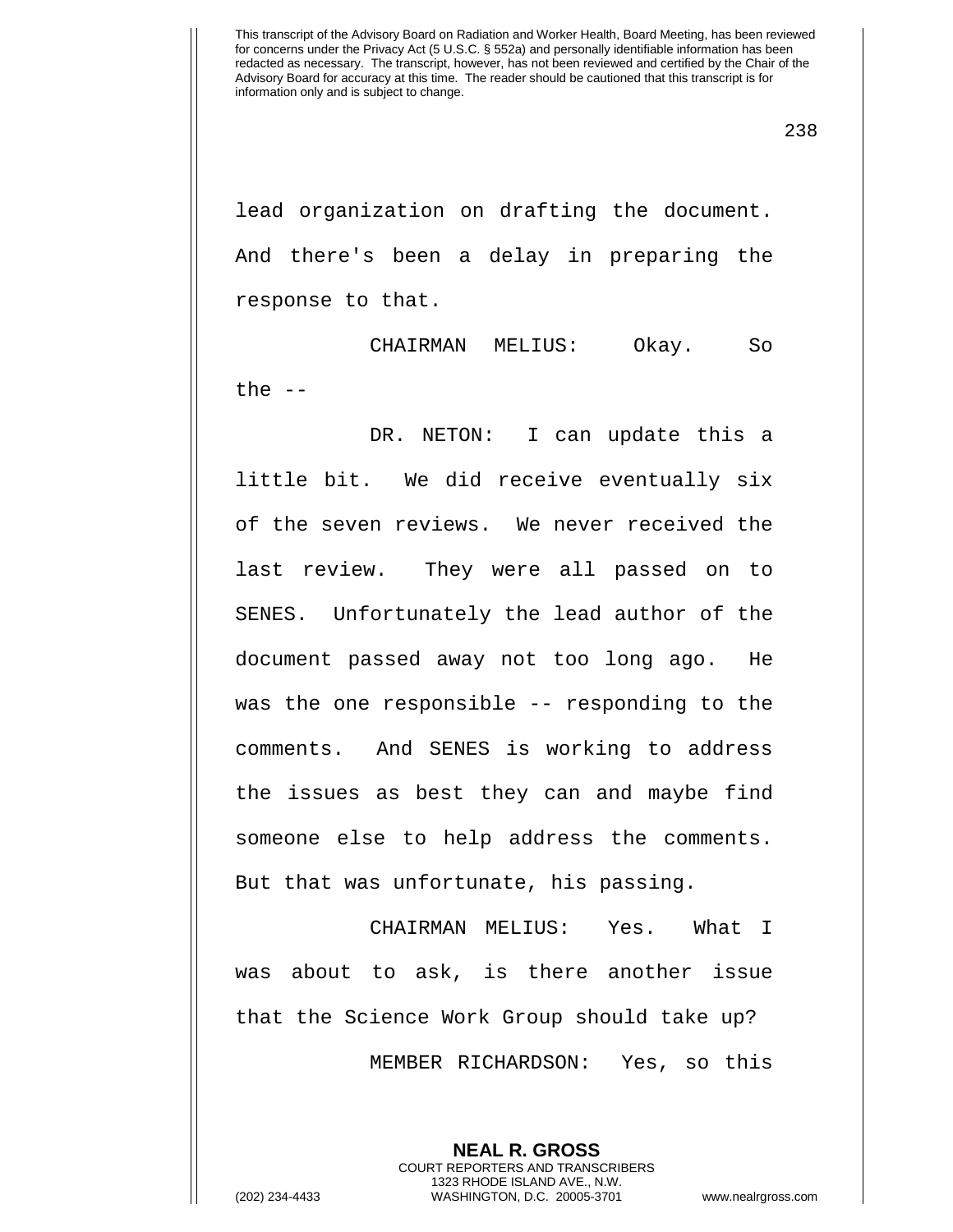lead organization on drafting the document. And there's been a delay in preparing the response to that.

CHAIRMAN MELIUS: Okay. So the --

DR. NETON: I can update this a little bit. We did receive eventually six of the seven reviews. We never received the last review. They were all passed on to SENES. Unfortunately the lead author of the document passed away not too long ago. He was the one responsible -- responding to the comments. And SENES is working to address the issues as best they can and maybe find someone else to help address the comments. But that was unfortunate, his passing.

CHAIRMAN MELIUS: Yes. What I was about to ask, is there another issue that the Science Work Group should take up?

MEMBER RICHARDSON: Yes, so this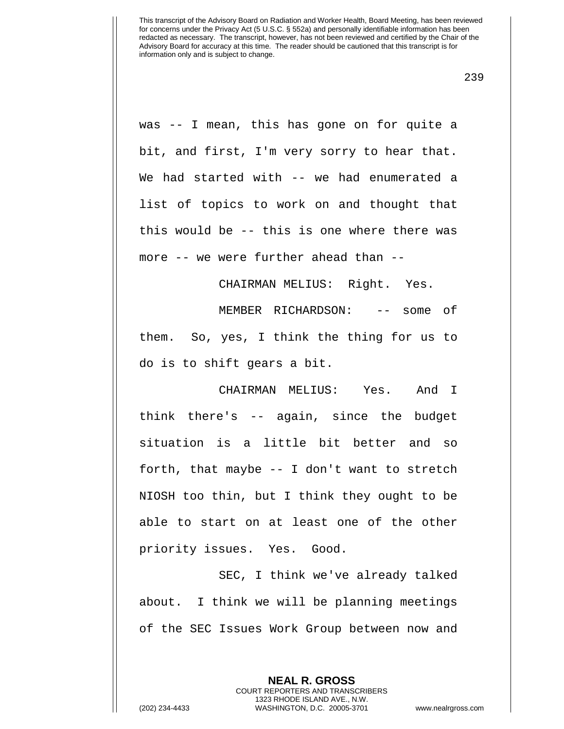was -- I mean, this has gone on for quite a bit, and first, I'm very sorry to hear that. We had started with -- we had enumerated a list of topics to work on and thought that this would be -- this is one where there was more -- we were further ahead than --

CHAIRMAN MELIUS: Right. Yes.

MEMBER RICHARDSON: -- some of them. So, yes, I think the thing for us to do is to shift gears a bit.

CHAIRMAN MELIUS: Yes. And I think there's -- again, since the budget situation is a little bit better and so forth, that maybe -- I don't want to stretch NIOSH too thin, but I think they ought to be able to start on at least one of the other priority issues. Yes. Good.

SEC, I think we've already talked about. I think we will be planning meetings of the SEC Issues Work Group between now and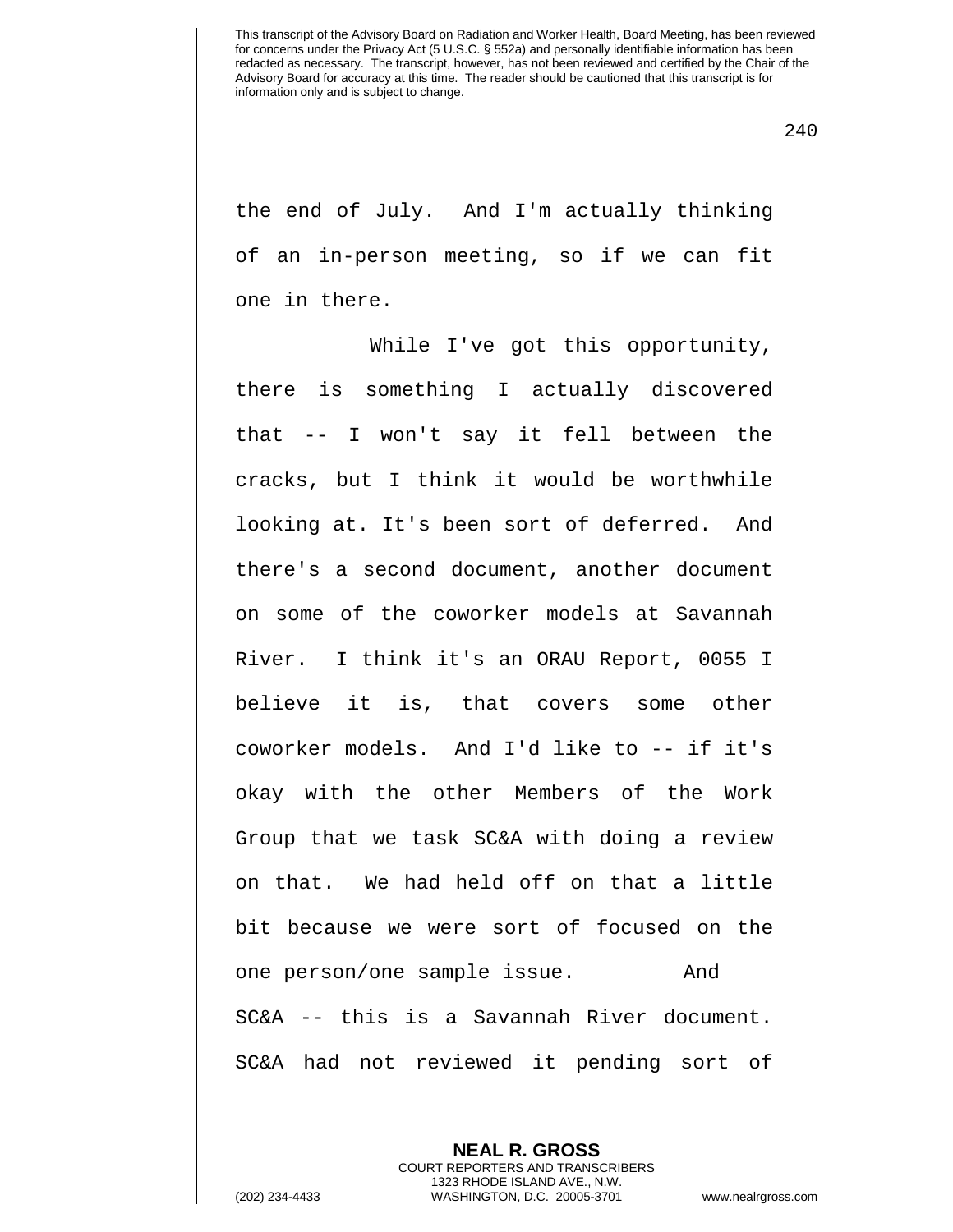the end of July. And I'm actually thinking of an in-person meeting, so if we can fit one in there.

While I've got this opportunity, there is something I actually discovered that -- I won't say it fell between the cracks, but I think it would be worthwhile looking at. It's been sort of deferred. And there's a second document, another document on some of the coworker models at Savannah River. I think it's an ORAU Report, 0055 I believe it is, that covers some other coworker models. And I'd like to -- if it's okay with the other Members of the Work Group that we task SC&A with doing a review on that. We had held off on that a little bit because we were sort of focused on the one person/one sample issue. And SC&A -- this is a Savannah River document. SC&A had not reviewed it pending sort of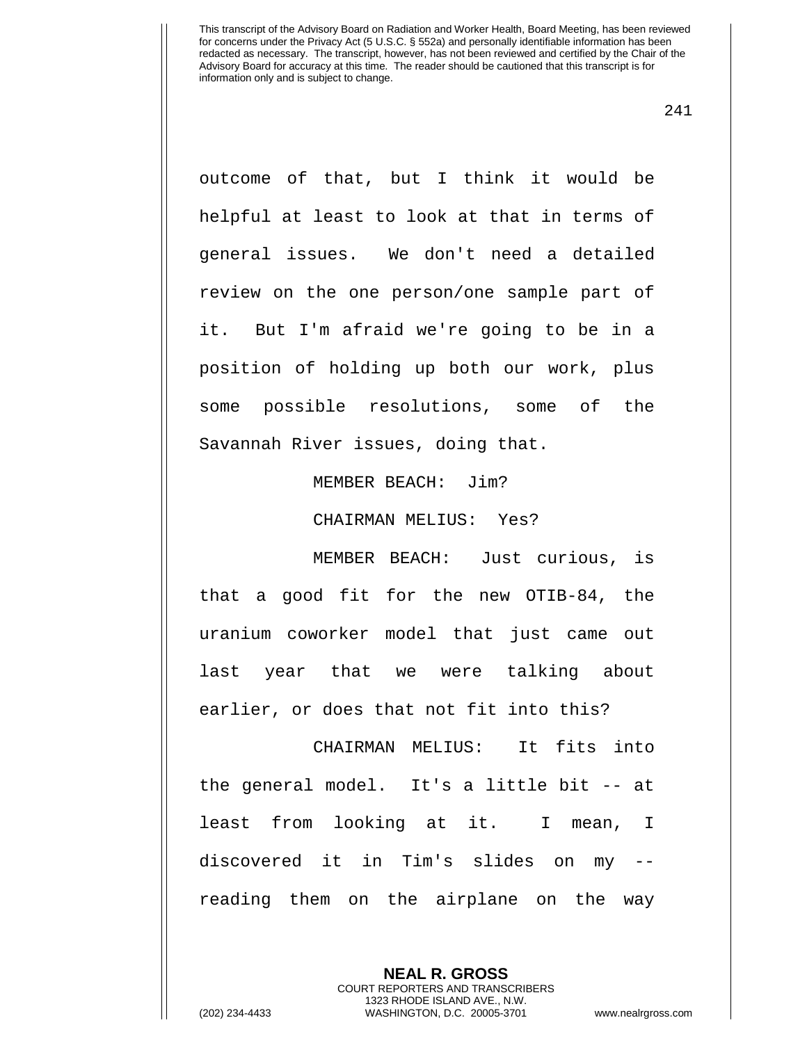outcome of that, but I think it would be helpful at least to look at that in terms of general issues. We don't need a detailed review on the one person/one sample part of it. But I'm afraid we're going to be in a position of holding up both our work, plus some possible resolutions, some of the Savannah River issues, doing that.

MEMBER BEACH: Jim?

CHAIRMAN MELIUS: Yes?

MEMBER BEACH: Just curious, is that a good fit for the new OTIB-84, the uranium coworker model that just came out last year that we were talking about earlier, or does that not fit into this?

CHAIRMAN MELIUS: It fits into the general model. It's a little bit -- at least from looking at it. I mean, I discovered it in Tim's slides on my -- reading them on the airplane on the way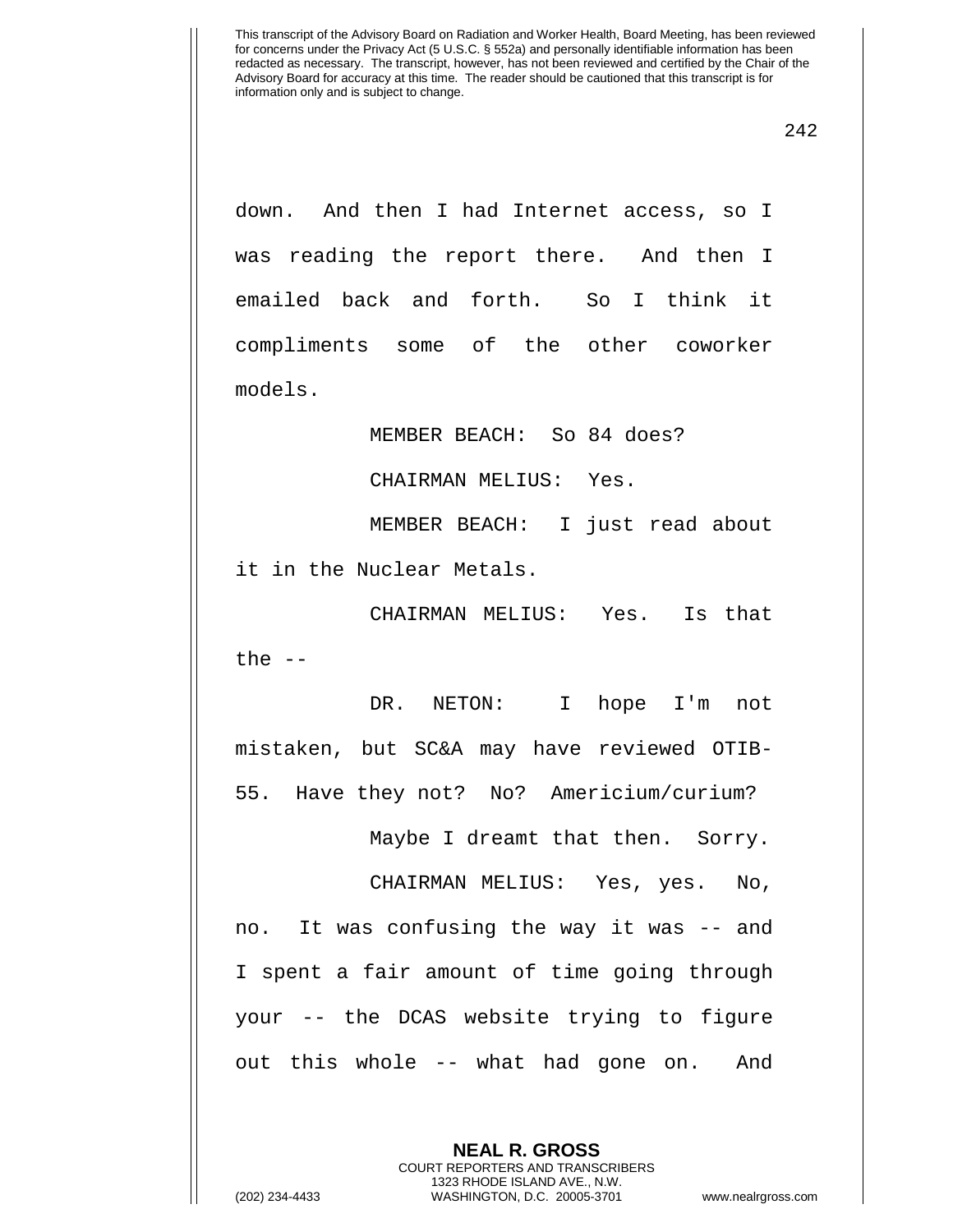down. And then I had Internet access, so I was reading the report there. And then I emailed back and forth. So I think it compliments some of the other coworker models.

MEMBER BEACH: So 84 does?

CHAIRMAN MELIUS: Yes.

MEMBER BEACH: I just read about it in the Nuclear Metals.

CHAIRMAN MELIUS: Yes. Is that the --

DR. NETON: I hope I'm not mistaken, but SC&A may have reviewed OTIB-55. Have they not? No? Americium/curium?

Maybe I dreamt that then. Sorry.

CHAIRMAN MELIUS: Yes, yes. No, no. It was confusing the way it was -- and I spent a fair amount of time going through your -- the DCAS website trying to figure out this whole -- what had gone on. And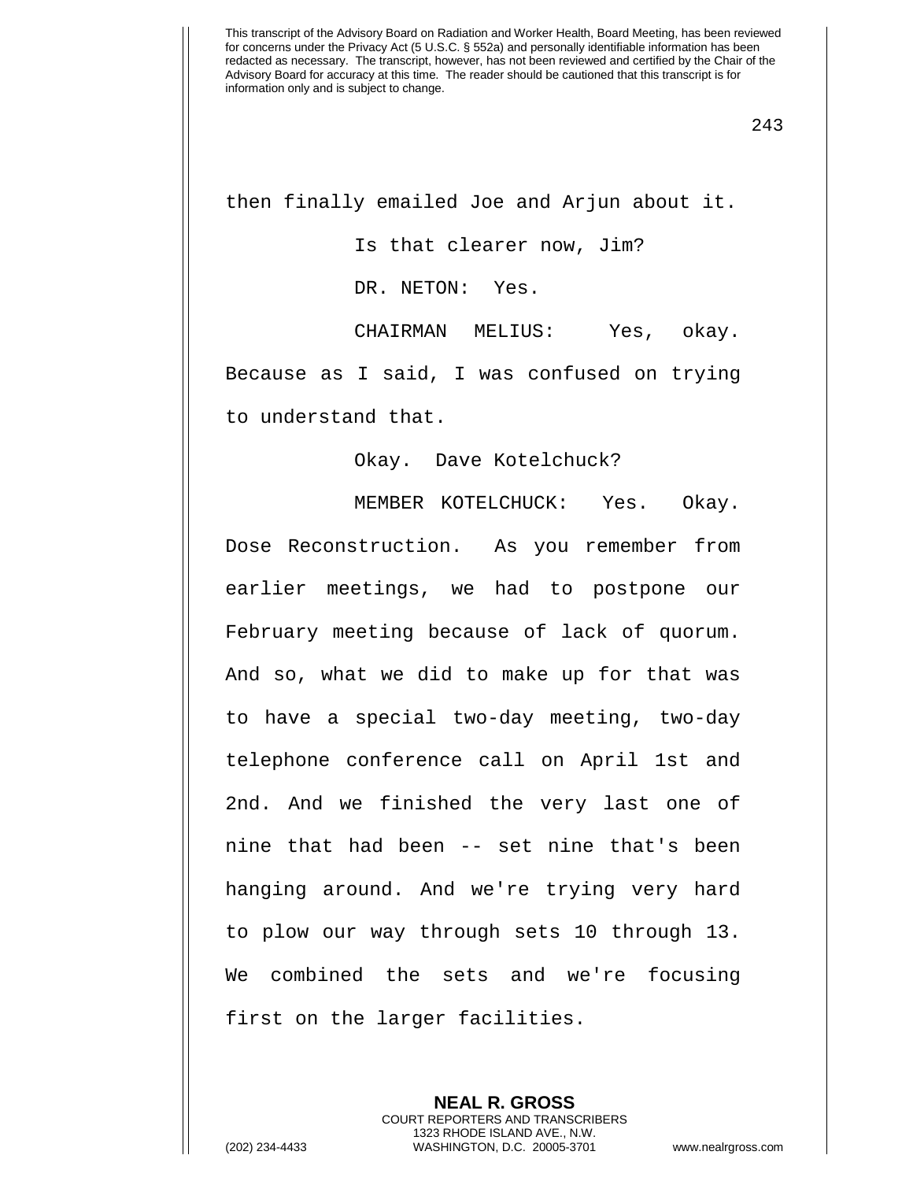then finally emailed Joe and Arjun about it.

Is that clearer now, Jim?

DR. NETON: Yes.

CHAIRMAN MELIUS: Yes, okay. Because as I said, I was confused on trying to understand that.

Okay. Dave Kotelchuck?

MEMBER KOTELCHUCK: Yes. Okay. Dose Reconstruction. As you remember from earlier meetings, we had to postpone our February meeting because of lack of quorum. And so, what we did to make up for that was to have a special two-day meeting, two-day telephone conference call on April 1st and 2nd. And we finished the very last one of nine that had been -- set nine that's been hanging around. And we're trying very hard to plow our way through sets 10 through 13. We combined the sets and we're focusing first on the larger facilities.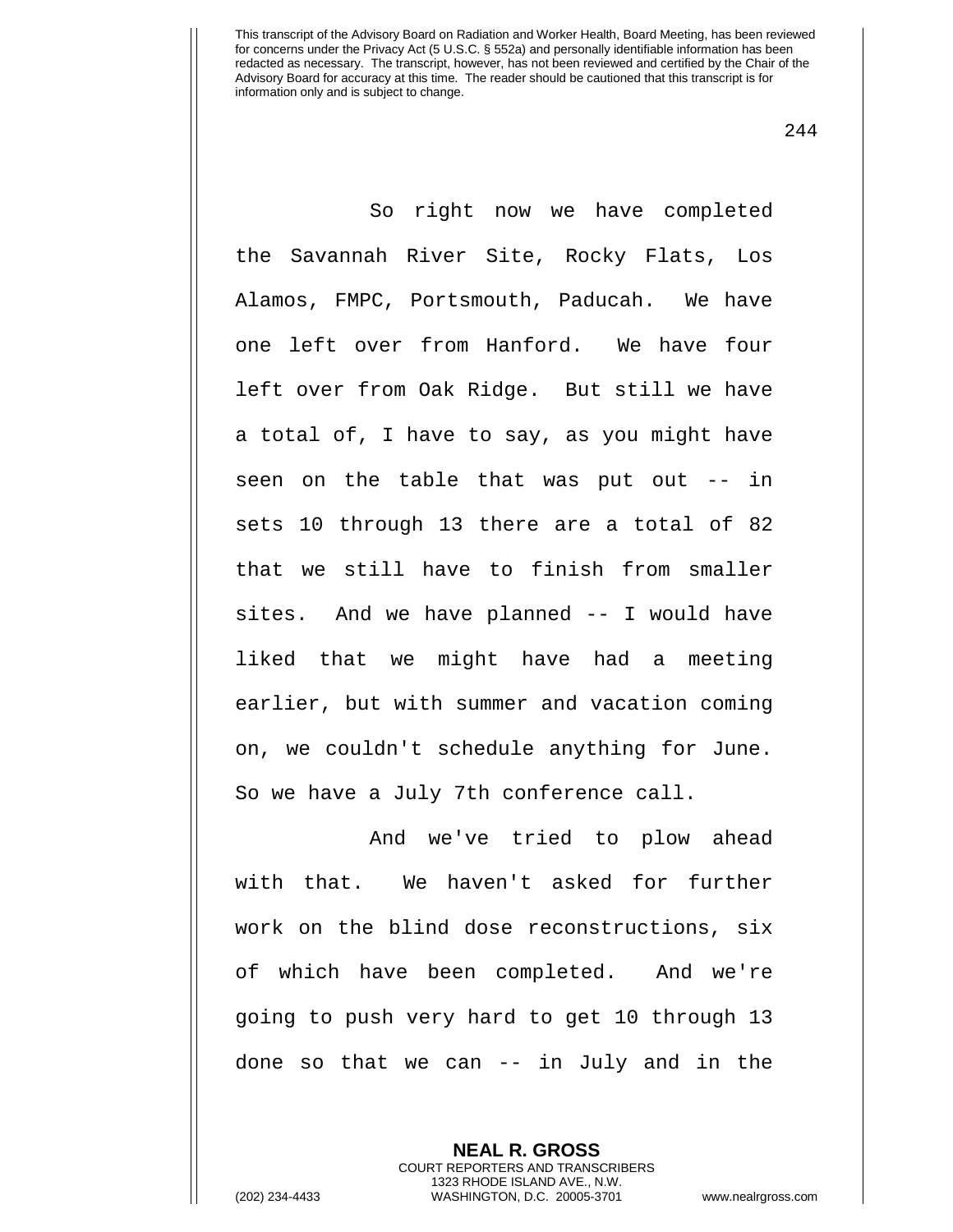So right now we have completed the Savannah River Site, Rocky Flats, Los Alamos, FMPC, Portsmouth, Paducah. We have one left over from Hanford. We have four left over from Oak Ridge. But still we have a total of, I have to say, as you might have seen on the table that was put out -- in sets 10 through 13 there are a total of 82 that we still have to finish from smaller sites. And we have planned -- I would have liked that we might have had a meeting earlier, but with summer and vacation coming on, we couldn't schedule anything for June. So we have a July 7th conference call.

And we've tried to plow ahead with that. We haven't asked for further work on the blind dose reconstructions, six of which have been completed. And we're going to push very hard to get 10 through 13 done so that we can -- in July and in the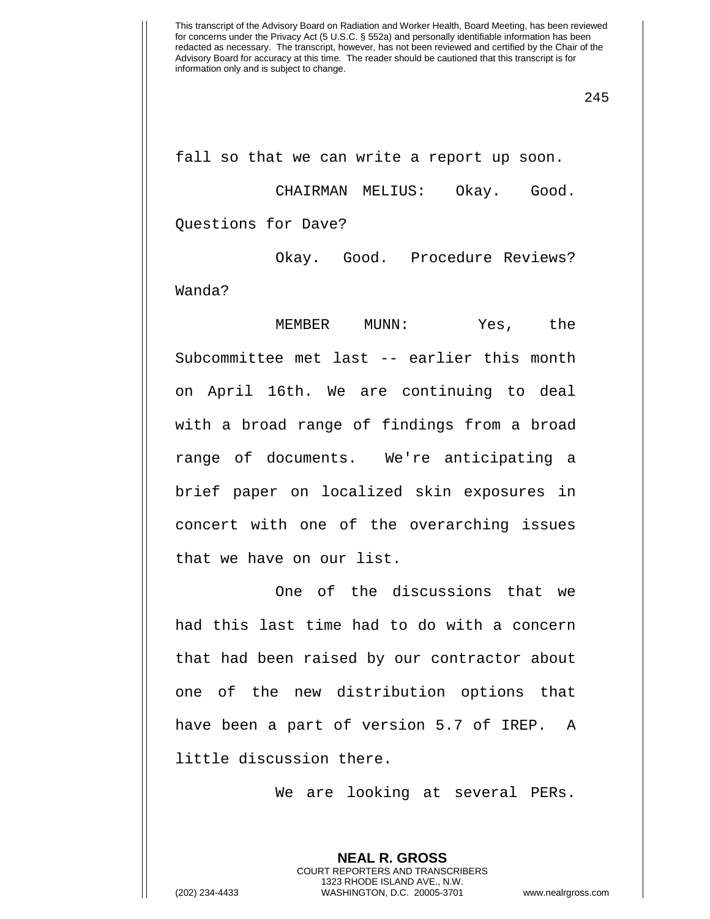fall so that we can write a report up soon.

CHAIRMAN MELIUS: Okay. Good. Questions for Dave?

Okay. Good. Procedure Reviews? Wanda?

MEMBER MUNN: Yes, the Subcommittee met last -- earlier this month on April 16th. We are continuing to deal with a broad range of findings from a broad range of documents. We're anticipating a brief paper on localized skin exposures in concert with one of the overarching issues that we have on our list.

One of the discussions that we had this last time had to do with a concern that had been raised by our contractor about one of the new distribution options that have been a part of version 5.7 of IREP. A little discussion there.

We are looking at several PERs.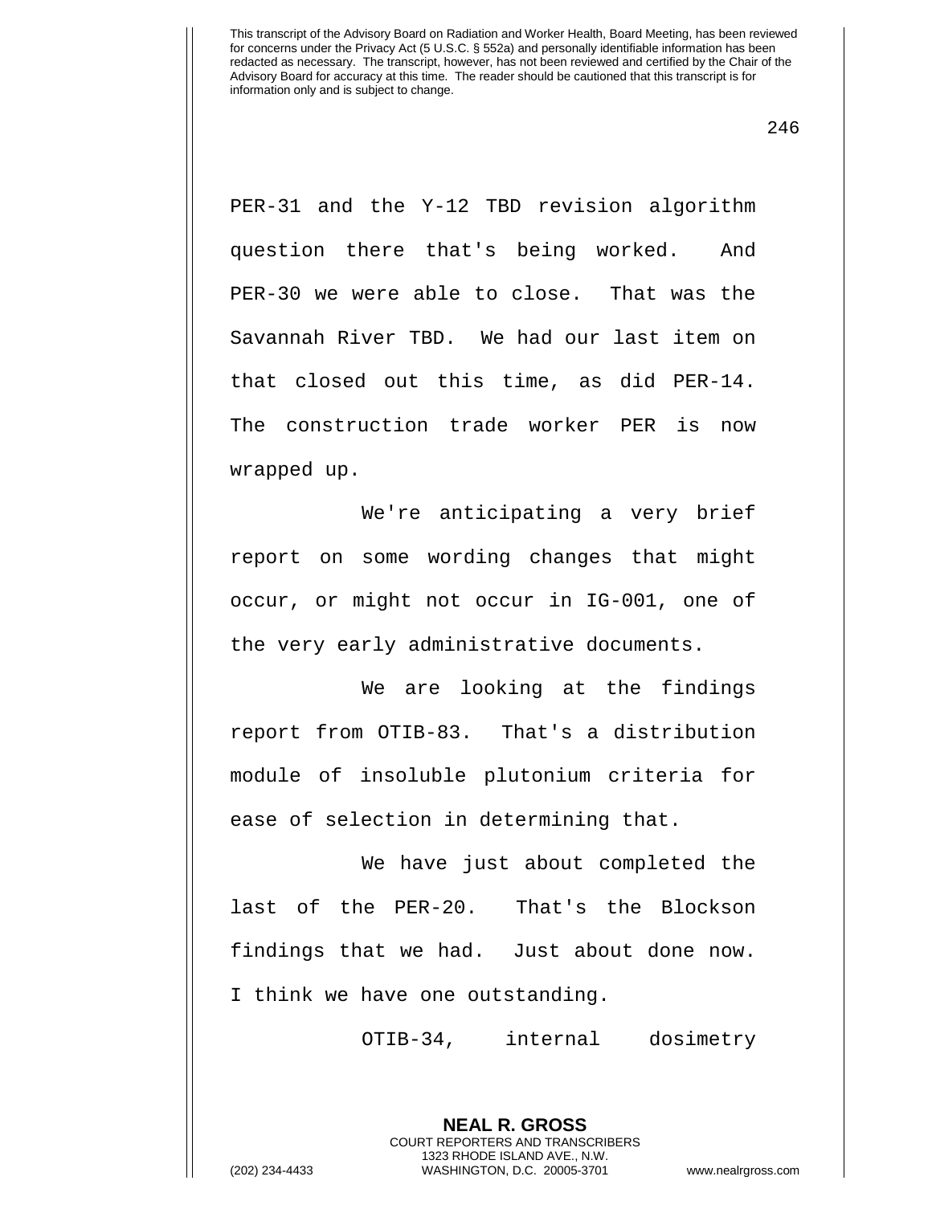PER-31 and the Y-12 TBD revision algorithm question there that's being worked. And PER-30 we were able to close. That was the Savannah River TBD. We had our last item on that closed out this time, as did PER-14. The construction trade worker PER is now wrapped up.

We're anticipating a very brief report on some wording changes that might occur, or might not occur in IG-001, one of the very early administrative documents.

We are looking at the findings report from OTIB-83. That's a distribution module of insoluble plutonium criteria for ease of selection in determining that.

We have just about completed the last of the PER-20. That's the Blockson findings that we had. Just about done now. I think we have one outstanding.

OTIB-34, internal dosimetry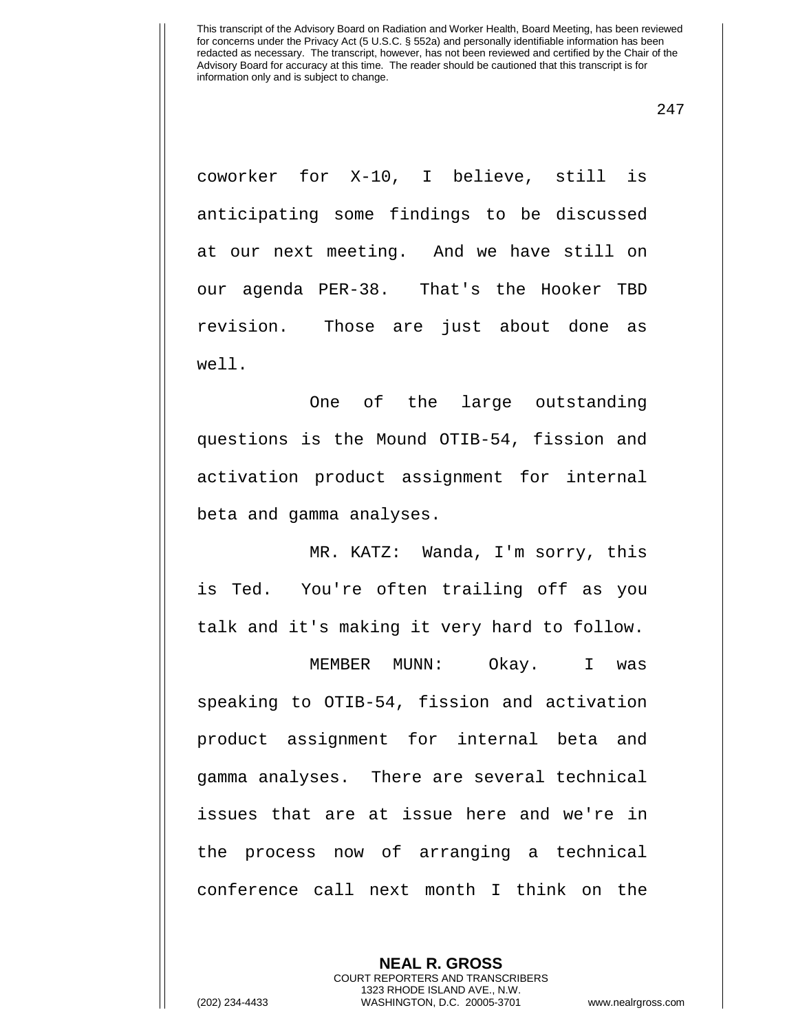coworker for X-10, I believe, still is anticipating some findings to be discussed at our next meeting. And we have still on our agenda PER-38. That's the Hooker TBD revision. Those are just about done as well.

One of the large outstanding questions is the Mound OTIB-54, fission and activation product assignment for internal beta and gamma analyses.

MR. KATZ: Wanda, I'm sorry, this is Ted. You're often trailing off as you talk and it's making it very hard to follow.

MEMBER MUNN: Okay. I was speaking to OTIB-54, fission and activation product assignment for internal beta and gamma analyses. There are several technical issues that are at issue here and we're in the process now of arranging a technical conference call next month I think on the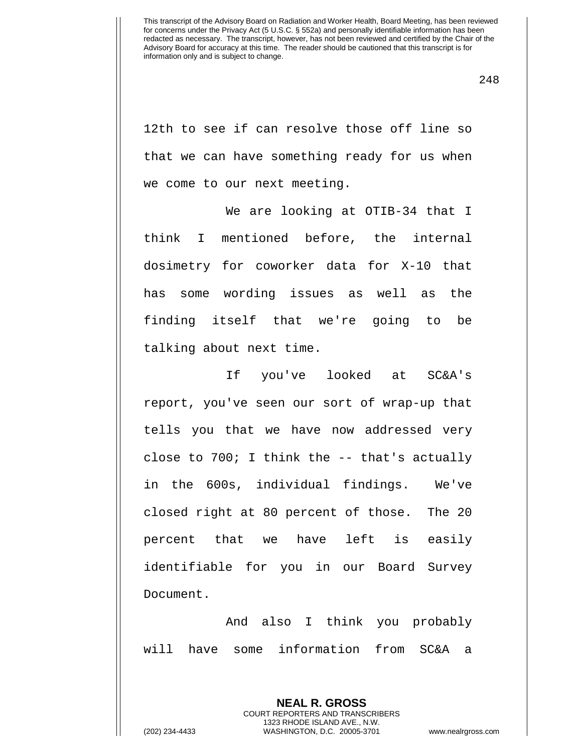12th to see if can resolve those off line so that we can have something ready for us when we come to our next meeting.

We are looking at OTIB-34 that I think I mentioned before, the internal dosimetry for coworker data for X-10 that has some wording issues as well as the finding itself that we're going to be talking about next time.

If you've looked at SC&A's report, you've seen our sort of wrap-up that tells you that we have now addressed very close to 700; I think the -- that's actually in the 600s, individual findings. We've closed right at 80 percent of those. The 20 percent that we have left is easily identifiable for you in our Board Survey Document.

And also I think you probably will have some information from SC&A a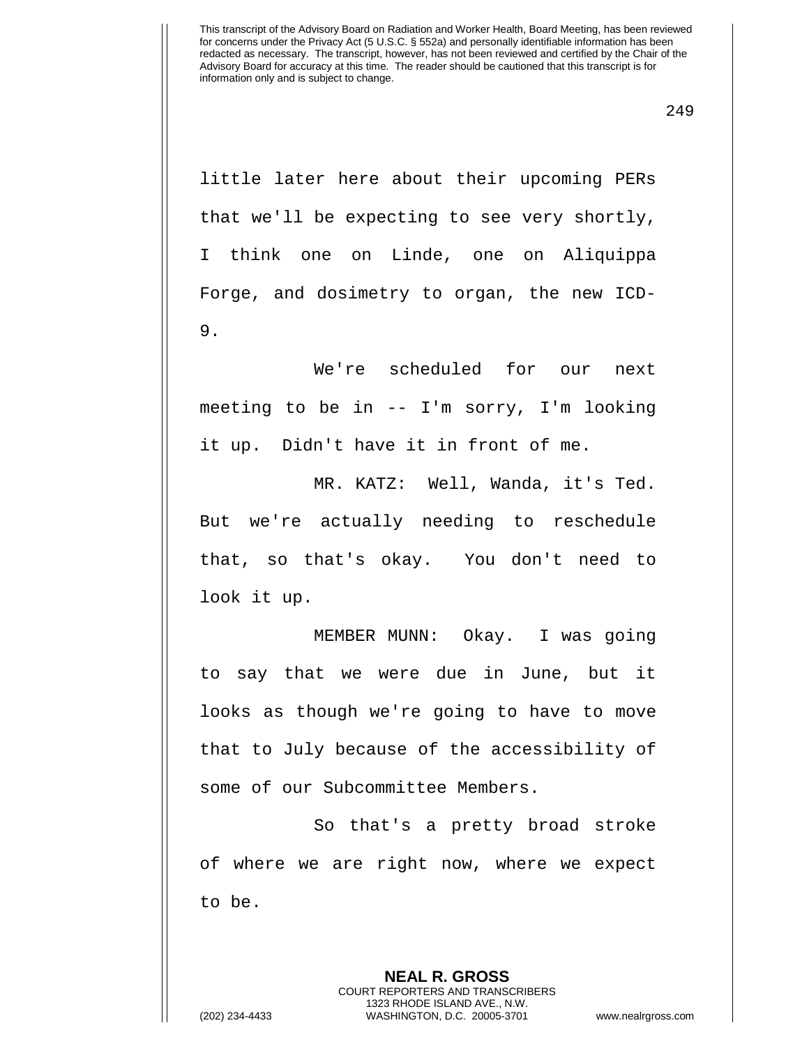little later here about their upcoming PERs that we'll be expecting to see very shortly, I think one on Linde, one on Aliquippa Forge, and dosimetry to organ, the new ICD-9.

We're scheduled for our next meeting to be in -- I'm sorry, I'm looking it up. Didn't have it in front of me.

MR. KATZ: Well, Wanda, it's Ted. But we're actually needing to reschedule that, so that's okay. You don't need to look it up.

MEMBER MUNN: Okay. I was going to say that we were due in June, but it looks as though we're going to have to move that to July because of the accessibility of some of our Subcommittee Members.

So that's a pretty broad stroke of where we are right now, where we expect to be.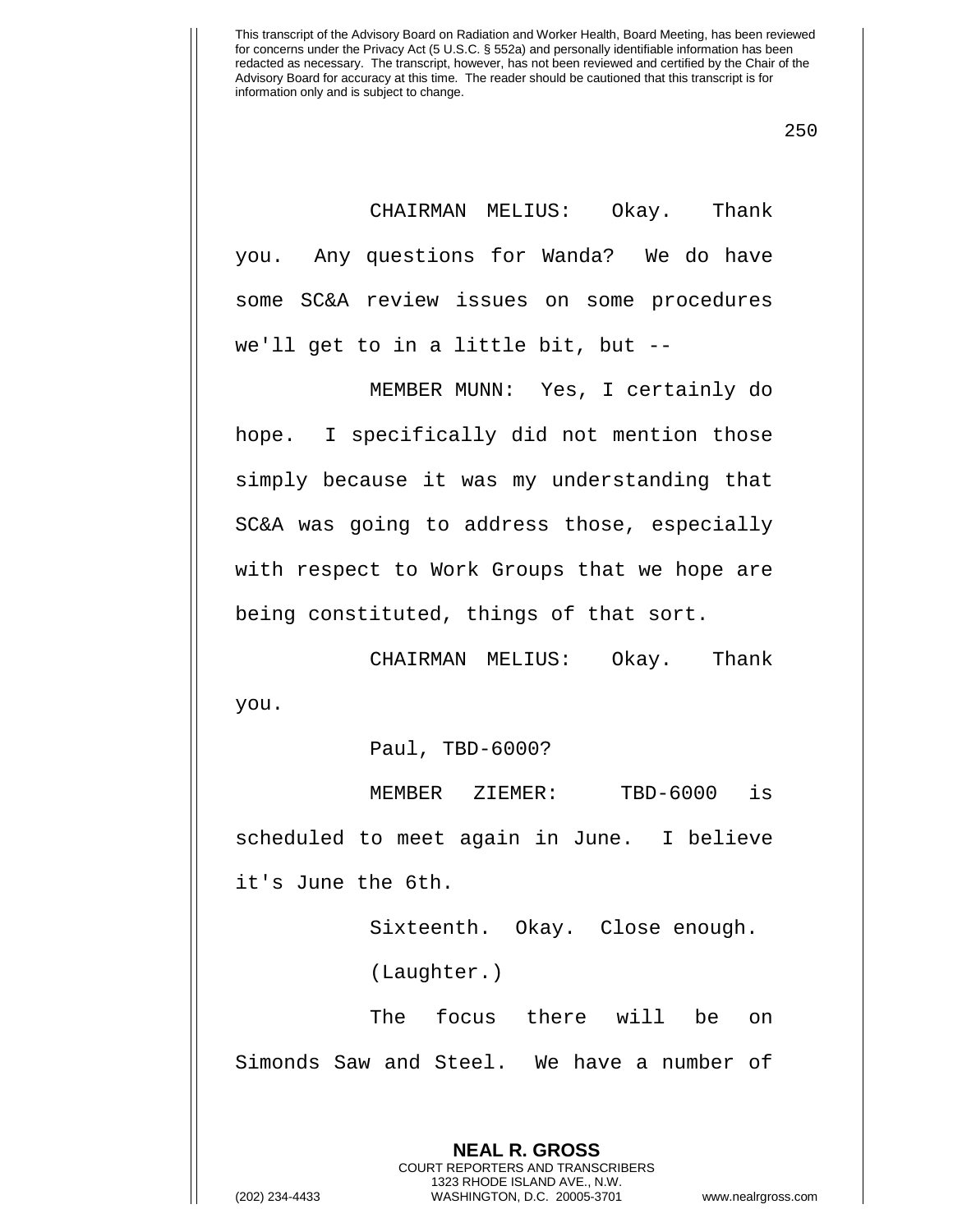CHAIRMAN MELIUS: Okay. Thank you. Any questions for Wanda? We do have some SC&A review issues on some procedures we'll get to in a little bit, but --

MEMBER MUNN: Yes, I certainly do hope. I specifically did not mention those simply because it was my understanding that SC&A was going to address those, especially with respect to Work Groups that we hope are being constituted, things of that sort.

CHAIRMAN MELIUS: Okay. Thank you.

Paul, TBD-6000?

MEMBER ZIEMER: TBD-6000 is scheduled to meet again in June. I believe it's June the 6th.

Sixteenth. Okay. Close enough.

(Laughter.)

The focus there will be on Simonds Saw and Steel. We have a number of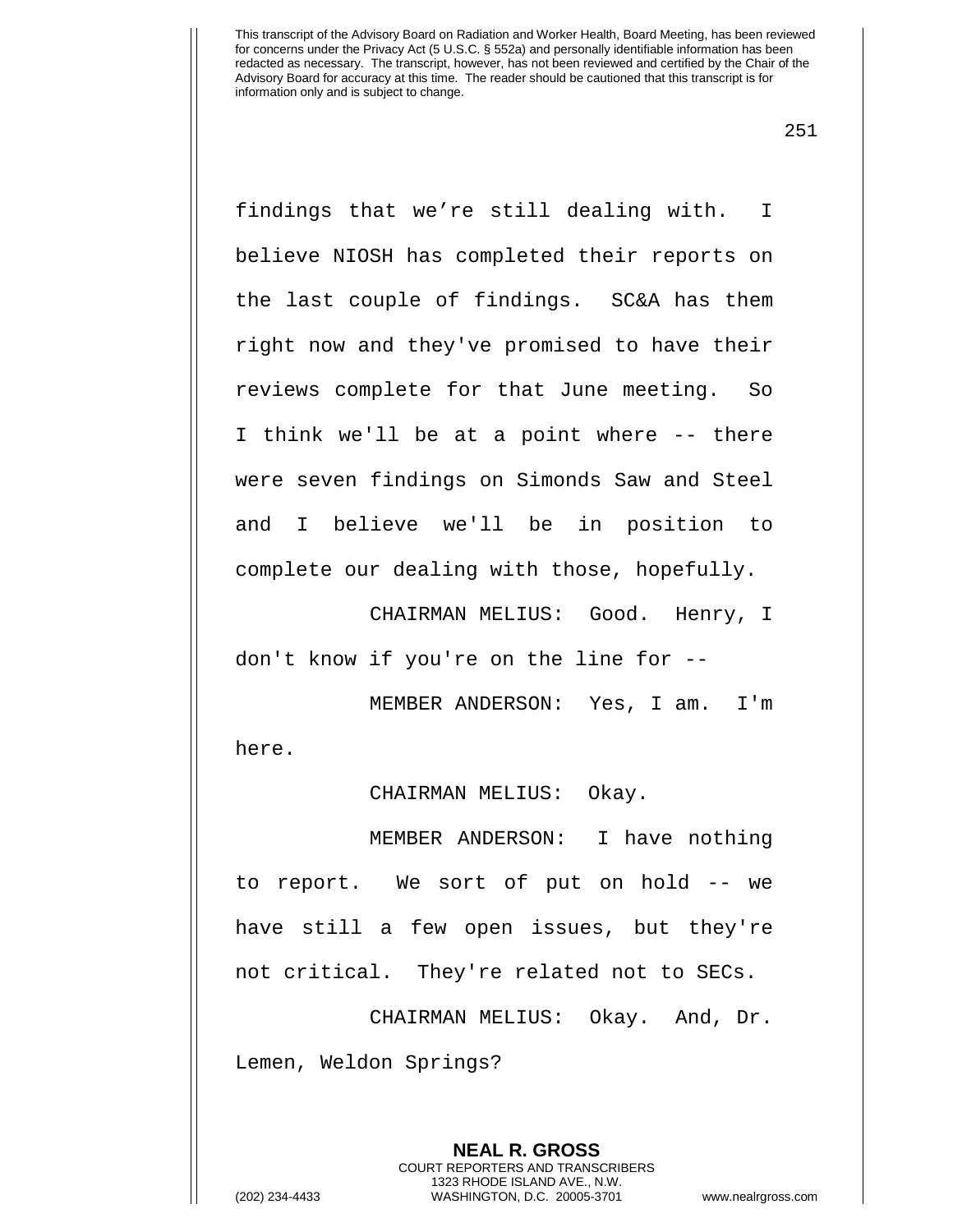findings that we’re still dealing with. I believe NIOSH has completed their reports on the last couple of findings. SC&A has them right now and they've promised to have their reviews complete for that June meeting. So I think we'll be at a point where -- there were seven findings on Simonds Saw and Steel and I believe we'll be in position to complete our dealing with those, hopefully.

CHAIRMAN MELIUS: Good. Henry, I don't know if you're on the line for --

MEMBER ANDERSON: Yes, I am. I'm here.

CHAIRMAN MELIUS: Okay.

MEMBER ANDERSON: I have nothing to report. We sort of put on hold -- we have still a few open issues, but they're not critical. They're related not to SECs.

CHAIRMAN MELIUS: Okay. And, Dr. Lemen, Weldon Springs?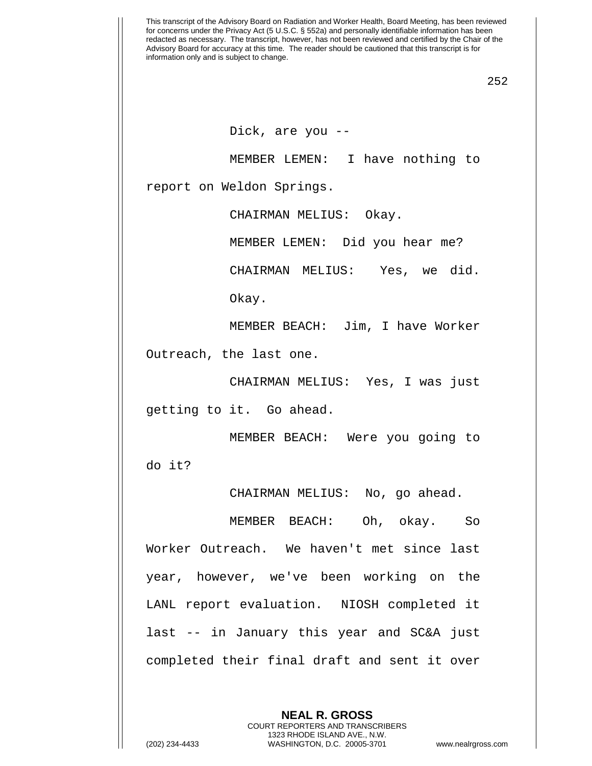Dick, are you --

MEMBER LEMEN: I have nothing to report on Weldon Springs.

CHAIRMAN MELIUS: Okay.

MEMBER LEMEN: Did you hear me?

CHAIRMAN MELIUS: Yes, we did. Okay.

MEMBER BEACH: Jim, I have Worker Outreach, the last one.

CHAIRMAN MELIUS: Yes, I was just getting to it. Go ahead.

MEMBER BEACH: Were you going to do it?

CHAIRMAN MELIUS: No, go ahead.

MEMBER BEACH: Oh, okay. So Worker Outreach. We haven't met since last year, however, we've been working on the LANL report evaluation. NIOSH completed it last -- in January this year and SC&A just completed their final draft and sent it over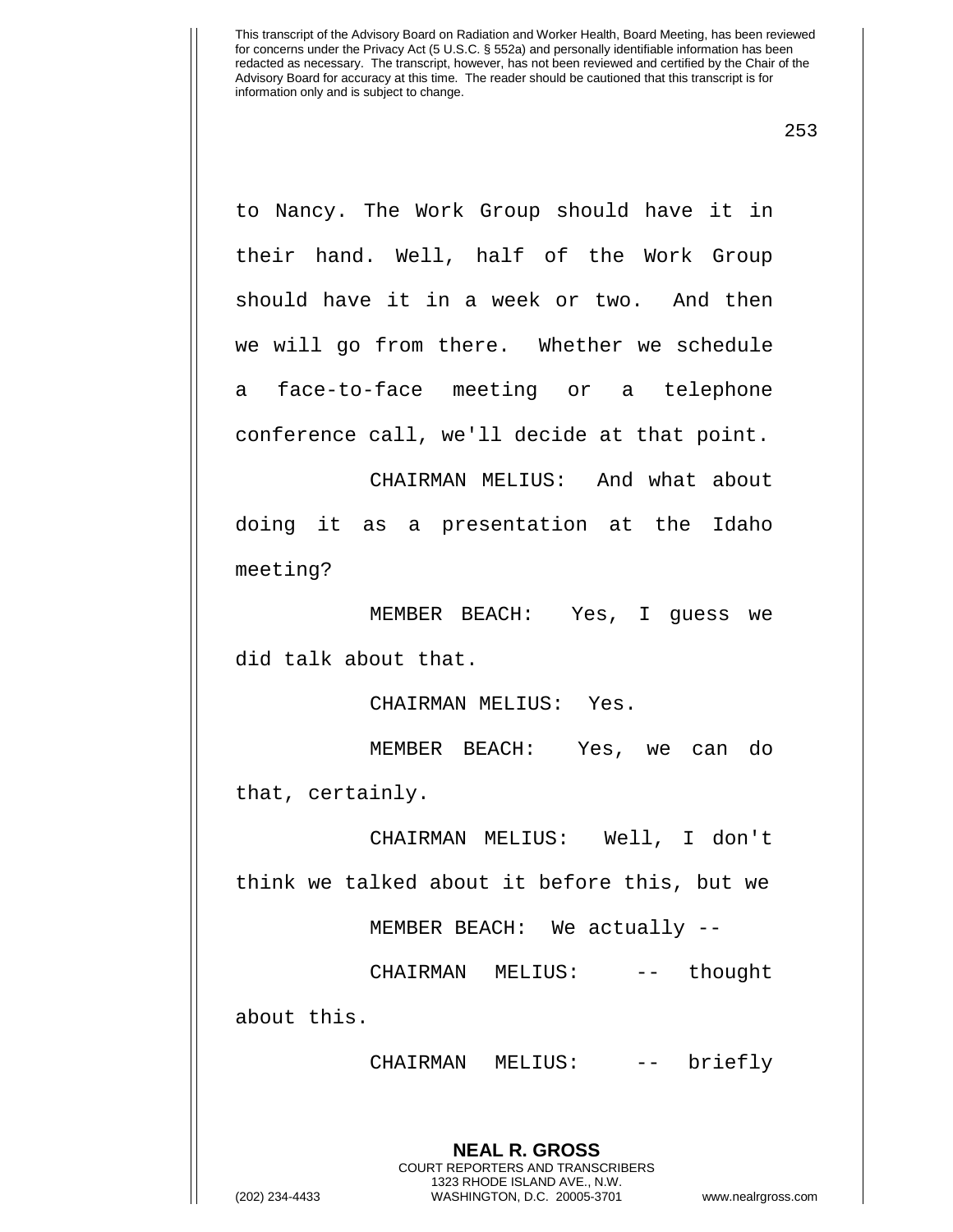to Nancy. The Work Group should have it in their hand. Well, half of the Work Group should have it in a week or two. And then we will go from there. Whether we schedule a face-to-face meeting or a telephone conference call, we'll decide at that point.

CHAIRMAN MELIUS: And what about doing it as a presentation at the Idaho meeting?

MEMBER BEACH: Yes, I guess we did talk about that.

CHAIRMAN MELIUS: Yes.

MEMBER BEACH: Yes, we can do that, certainly.

CHAIRMAN MELIUS: Well, I don't think we talked about it before this, but we

MEMBER BEACH: We actually --

CHAIRMAN MELIUS: -- thought about this.

CHAIRMAN MELIUS: -- briefly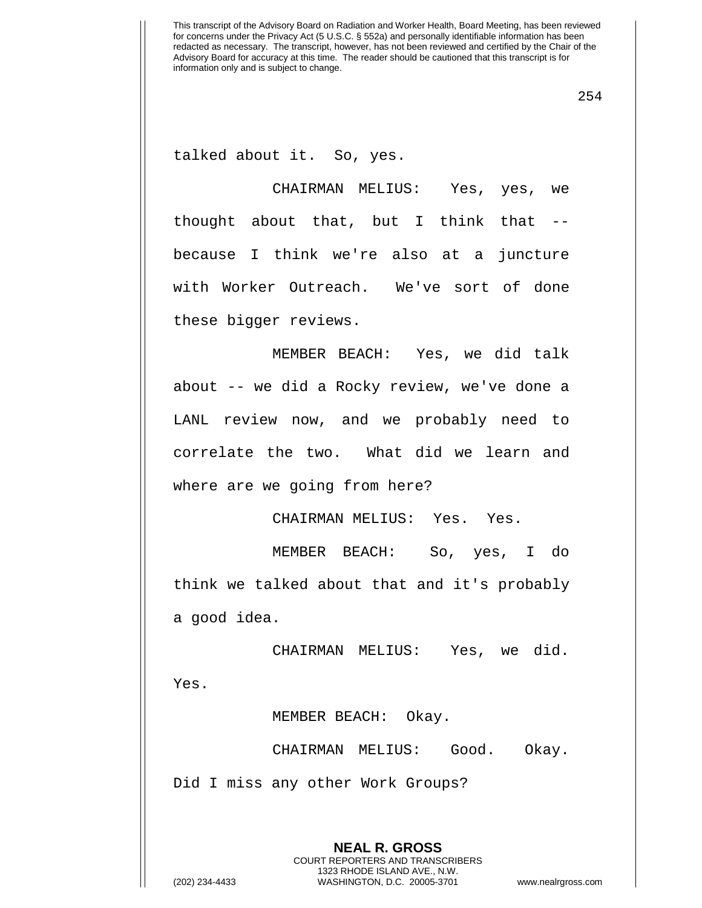talked about it. So, yes.

CHAIRMAN MELIUS: Yes, yes, we thought about that, but I think that -- because I think we're also at a juncture with Worker Outreach. We've sort of done these bigger reviews.

MEMBER BEACH: Yes, we did talk about -- we did a Rocky review, we've done a LANL review now, and we probably need to correlate the two. What did we learn and where are we going from here?

CHAIRMAN MELIUS: Yes. Yes.

MEMBER BEACH: So, yes, I do think we talked about that and it's probably a good idea.

CHAIRMAN MELIUS: Yes, we did. Yes.

MEMBER BEACH: Okay.

CHAIRMAN MELIUS: Good. Okay. Did I miss any other Work Groups?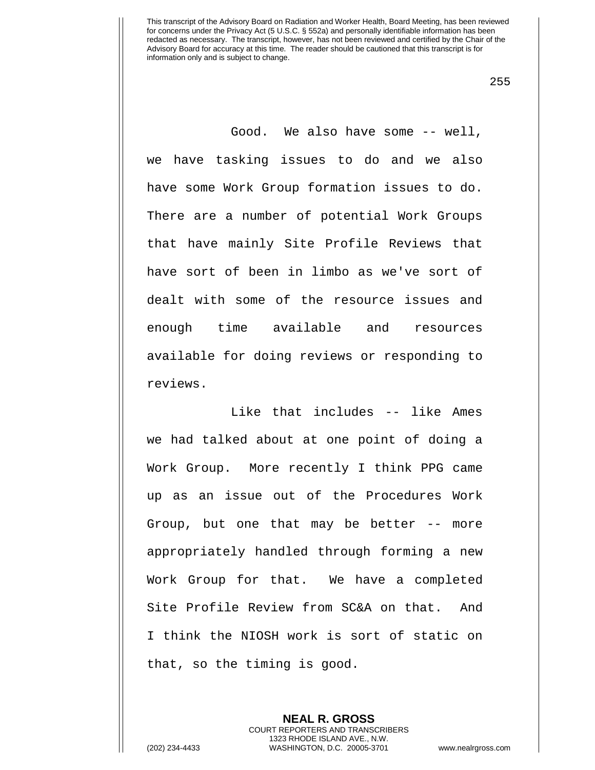Good. We also have some -- well, we have tasking issues to do and we also have some Work Group formation issues to do. There are a number of potential Work Groups that have mainly Site Profile Reviews that have sort of been in limbo as we've sort of dealt with some of the resource issues and enough time available and resources available for doing reviews or responding to reviews.

Like that includes -- like Ames we had talked about at one point of doing a Work Group. More recently I think PPG came up as an issue out of the Procedures Work Group, but one that may be better -- more appropriately handled through forming a new Work Group for that. We have a completed Site Profile Review from SC&A on that. And I think the NIOSH work is sort of static on that, so the timing is good.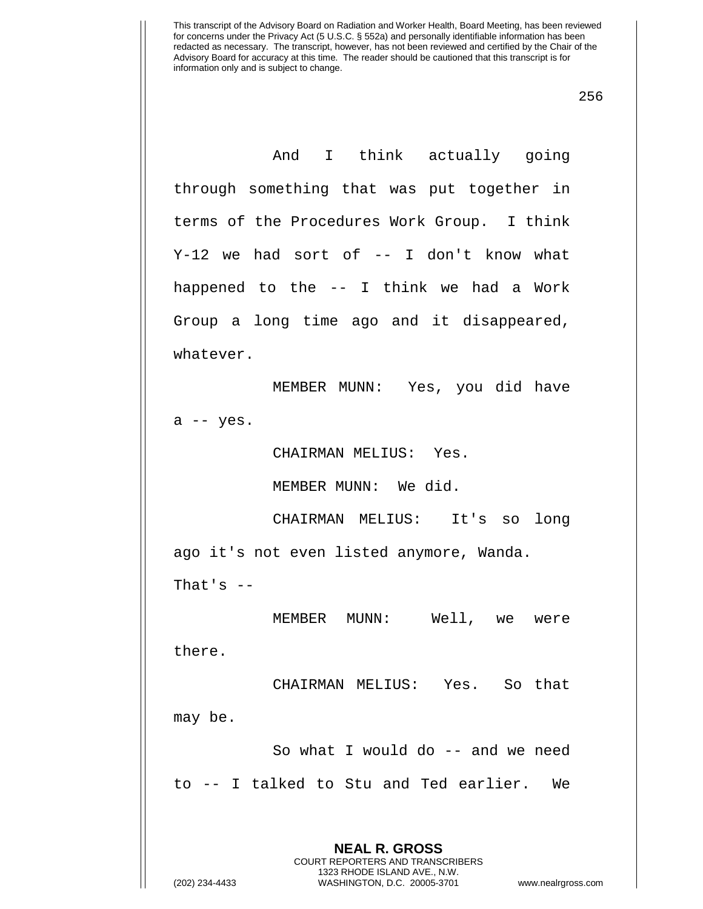And I think actually going through something that was put together in terms of the Procedures Work Group. I think Y-12 we had sort of -- I don't know what happened to the -- I think we had a Work Group a long time ago and it disappeared, whatever.

MEMBER MUNN: Yes, you did have a -- yes.

CHAIRMAN MELIUS: Yes.

MEMBER MUNN: We did.

CHAIRMAN MELIUS: It's so long ago it's not even listed anymore, Wanda. That's --

MEMBER MUNN: Well, we were there.

CHAIRMAN MELIUS: Yes. So that may be.

So what I would do -- and we need to -- I talked to Stu and Ted earlier. We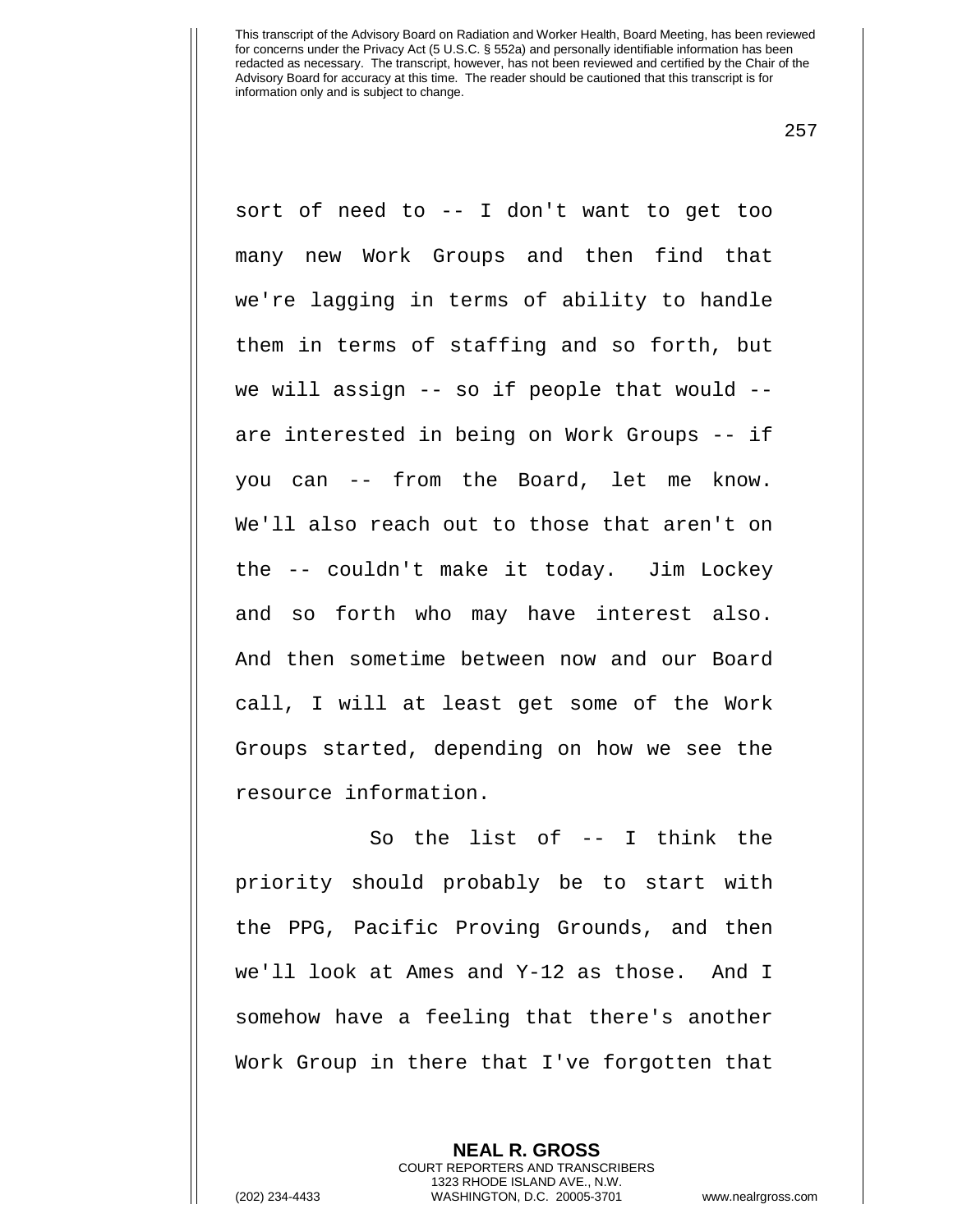sort of need to -- I don't want to get too many new Work Groups and then find that we're lagging in terms of ability to handle them in terms of staffing and so forth, but we will assign -- so if people that would -- are interested in being on Work Groups -- if you can -- from the Board, let me know. We'll also reach out to those that aren't on the -- couldn't make it today. Jim Lockey and so forth who may have interest also. And then sometime between now and our Board call, I will at least get some of the Work Groups started, depending on how we see the resource information.

So the list of -- I think the priority should probably be to start with the PPG, Pacific Proving Grounds, and then we'll look at Ames and Y-12 as those. And I somehow have a feeling that there's another Work Group in there that I've forgotten that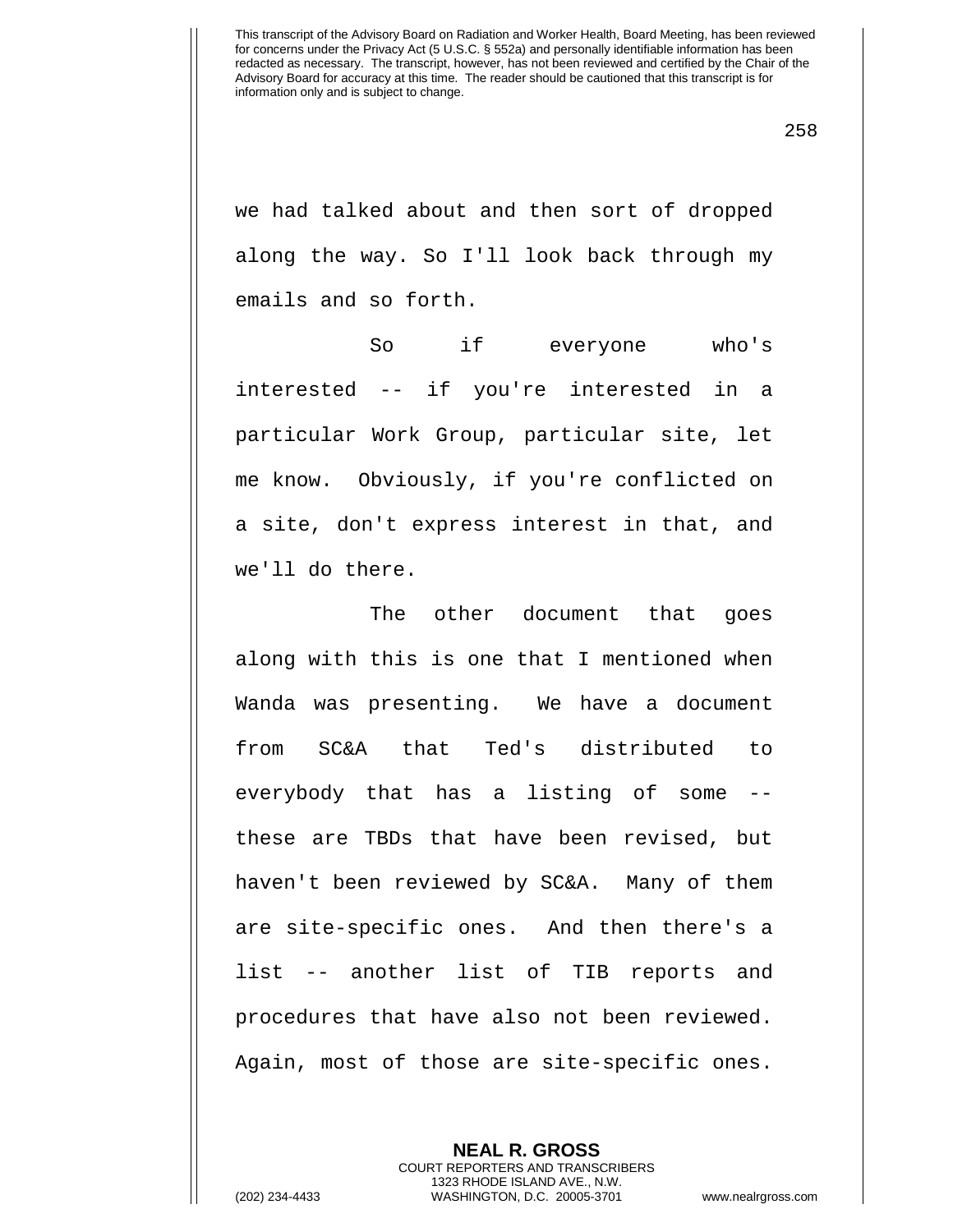we had talked about and then sort of dropped along the way. So I'll look back through my emails and so forth.

So if everyone who's interested -- if you're interested in a particular Work Group, particular site, let me know. Obviously, if you're conflicted on a site, don't express interest in that, and we'll do there.

The other document that goes along with this is one that I mentioned when Wanda was presenting. We have a document from SC&A that Ted's distributed to everybody that has a listing of some -- these are TBDs that have been revised, but haven't been reviewed by SC&A. Many of them are site-specific ones. And then there's a list -- another list of TIB reports and procedures that have also not been reviewed. Again, most of those are site-specific ones.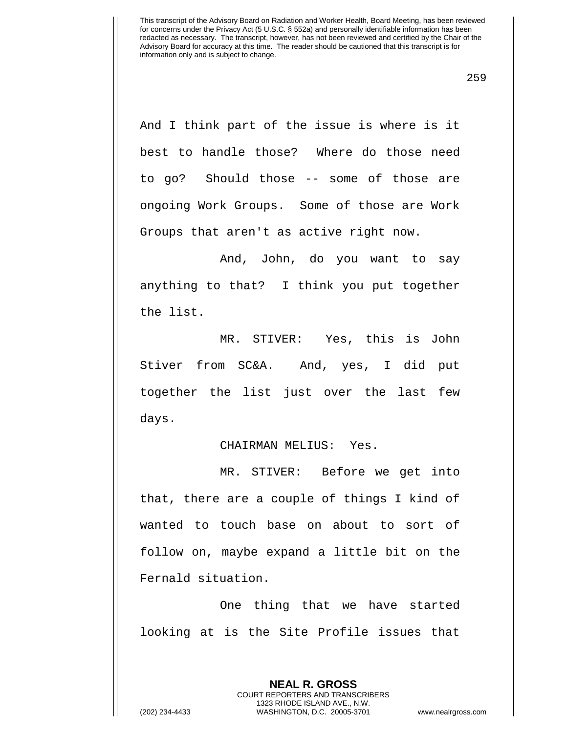And I think part of the issue is where is it best to handle those? Where do those need to go? Should those -- some of those are ongoing Work Groups. Some of those are Work Groups that aren't as active right now.

And, John, do you want to say anything to that? I think you put together the list.

MR. STIVER: Yes, this is John Stiver from SC&A. And, yes, I did put together the list just over the last few days.

CHAIRMAN MELIUS: Yes.

MR. STIVER: Before we get into that, there are a couple of things I kind of wanted to touch base on about to sort of follow on, maybe expand a little bit on the Fernald situation.

One thing that we have started looking at is the Site Profile issues that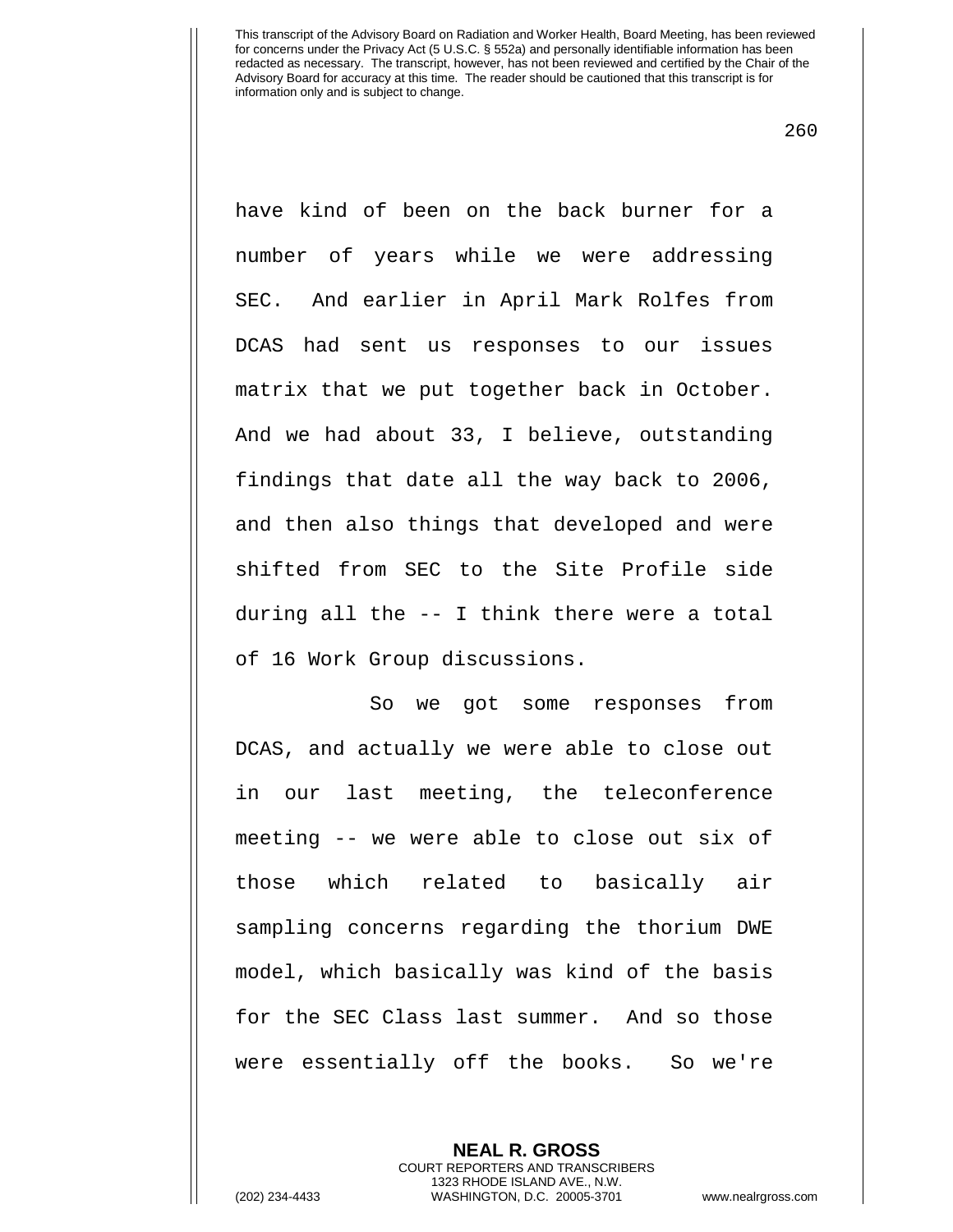have kind of been on the back burner for a number of years while we were addressing SEC. And earlier in April Mark Rolfes from DCAS had sent us responses to our issues matrix that we put together back in October. And we had about 33, I believe, outstanding findings that date all the way back to 2006, and then also things that developed and were shifted from SEC to the Site Profile side during all the -- I think there were a total of 16 Work Group discussions.

So we got some responses from DCAS, and actually we were able to close out in our last meeting, the teleconference meeting -- we were able to close out six of those which related to basically air sampling concerns regarding the thorium DWE model, which basically was kind of the basis for the SEC Class last summer. And so those were essentially off the books. So we're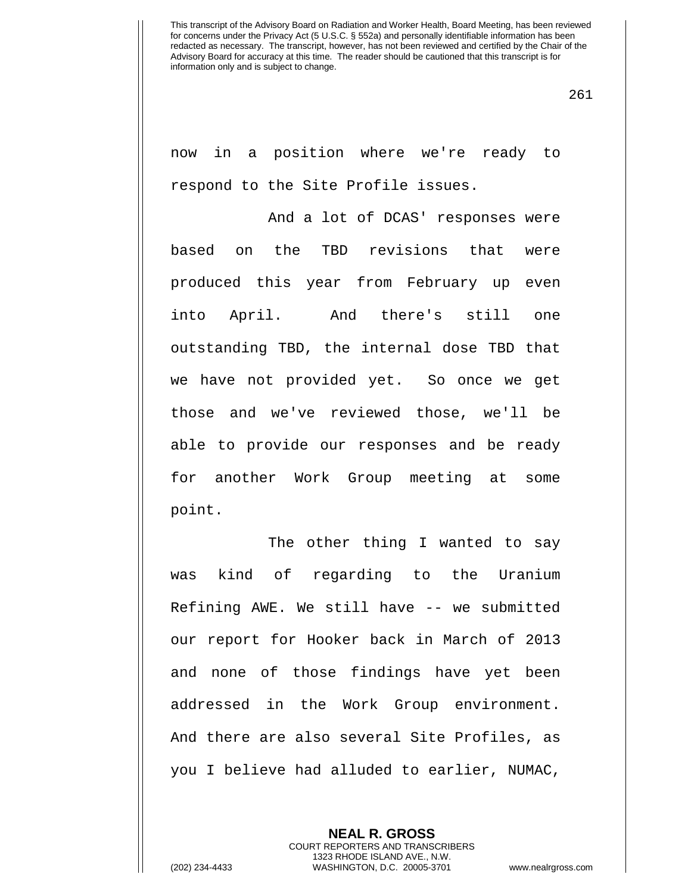now in a position where we're ready to respond to the Site Profile issues.

And a lot of DCAS' responses were based on the TBD revisions that were produced this year from February up even into April. And there's still one outstanding TBD, the internal dose TBD that we have not provided yet. So once we get those and we've reviewed those, we'll be able to provide our responses and be ready for another Work Group meeting at some point.

The other thing I wanted to say was kind of regarding to the Uranium Refining AWE. We still have -- we submitted our report for Hooker back in March of 2013 and none of those findings have yet been addressed in the Work Group environment. And there are also several Site Profiles, as you I believe had alluded to earlier, NUMAC,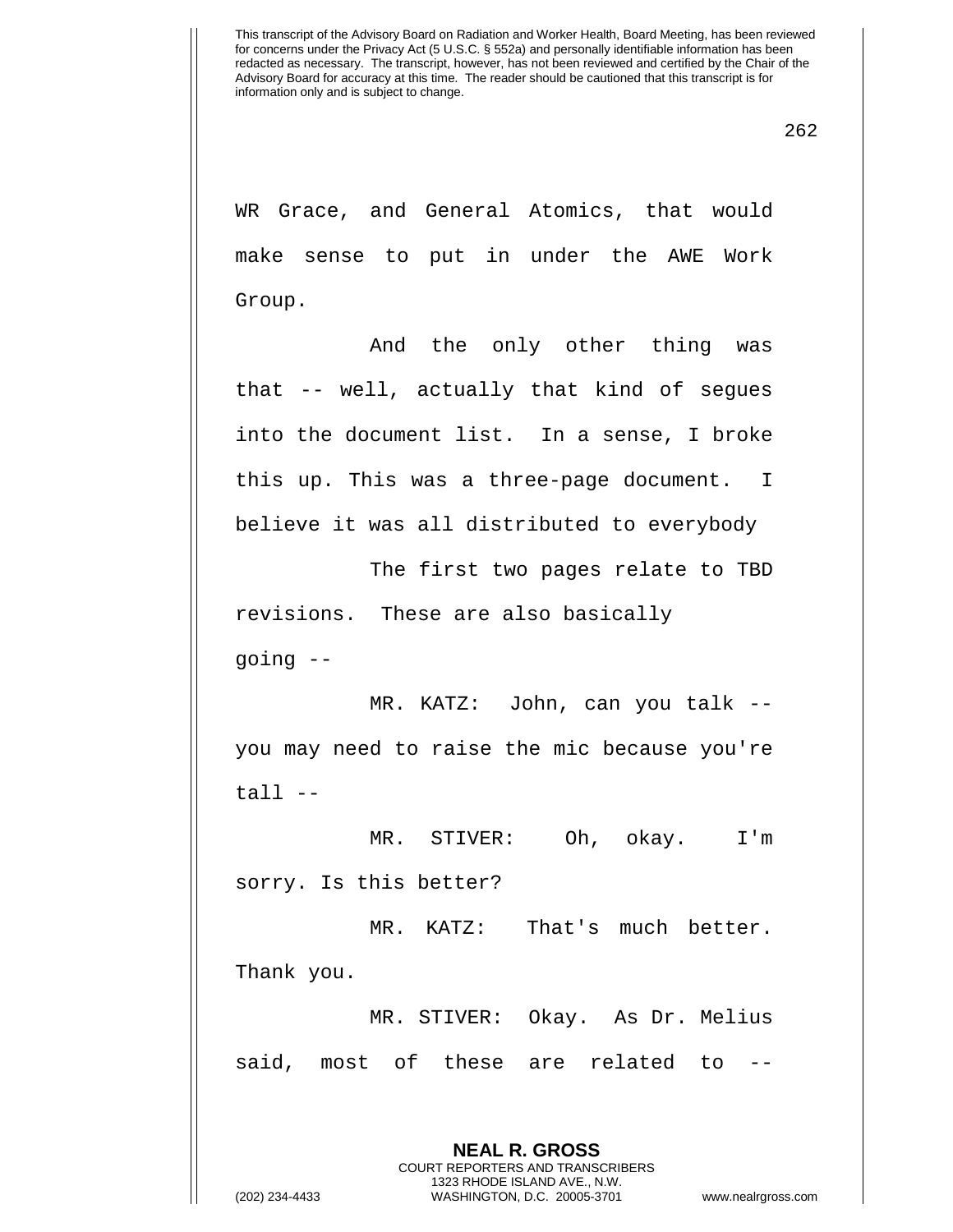WR Grace, and General Atomics, that would make sense to put in under the AWE Work Group.

And the only other thing was that -- well, actually that kind of segues into the document list. In a sense, I broke this up. This was a three-page document. I believe it was all distributed to everybody

The first two pages relate to TBD revisions. These are also basically going --

MR. KATZ: John, can you talk -- you may need to raise the mic because you're tall --

MR. STIVER: Oh, okay. I'm sorry. Is this better?

MR. KATZ: That's much better. Thank you.

MR. STIVER: Okay. As Dr. Melius said, most of these are related to --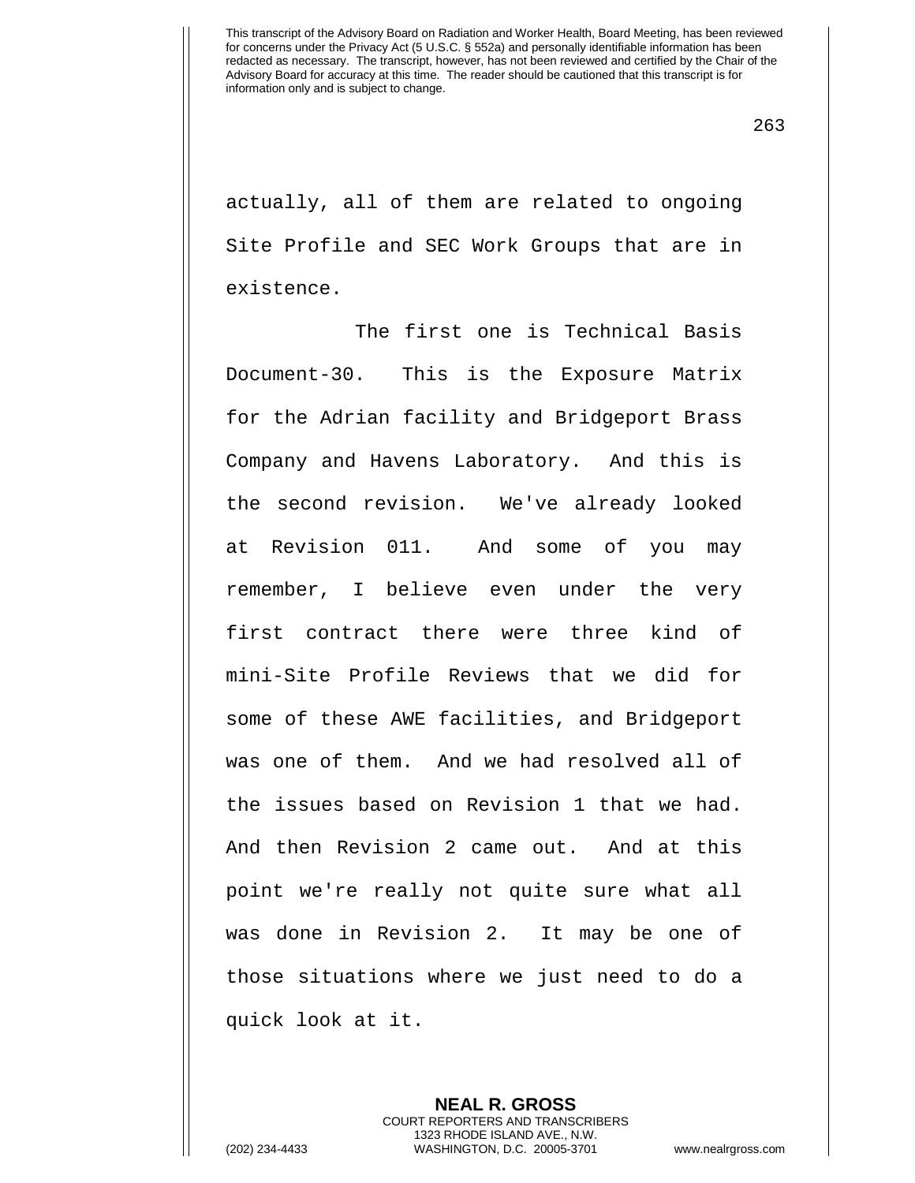actually, all of them are related to ongoing Site Profile and SEC Work Groups that are in existence.

The first one is Technical Basis Document-30. This is the Exposure Matrix for the Adrian facility and Bridgeport Brass Company and Havens Laboratory. And this is the second revision. We've already looked at Revision 011. And some of you may remember, I believe even under the very first contract there were three kind of mini-Site Profile Reviews that we did for some of these AWE facilities, and Bridgeport was one of them. And we had resolved all of the issues based on Revision 1 that we had. And then Revision 2 came out. And at this point we're really not quite sure what all was done in Revision 2. It may be one of those situations where we just need to do a quick look at it.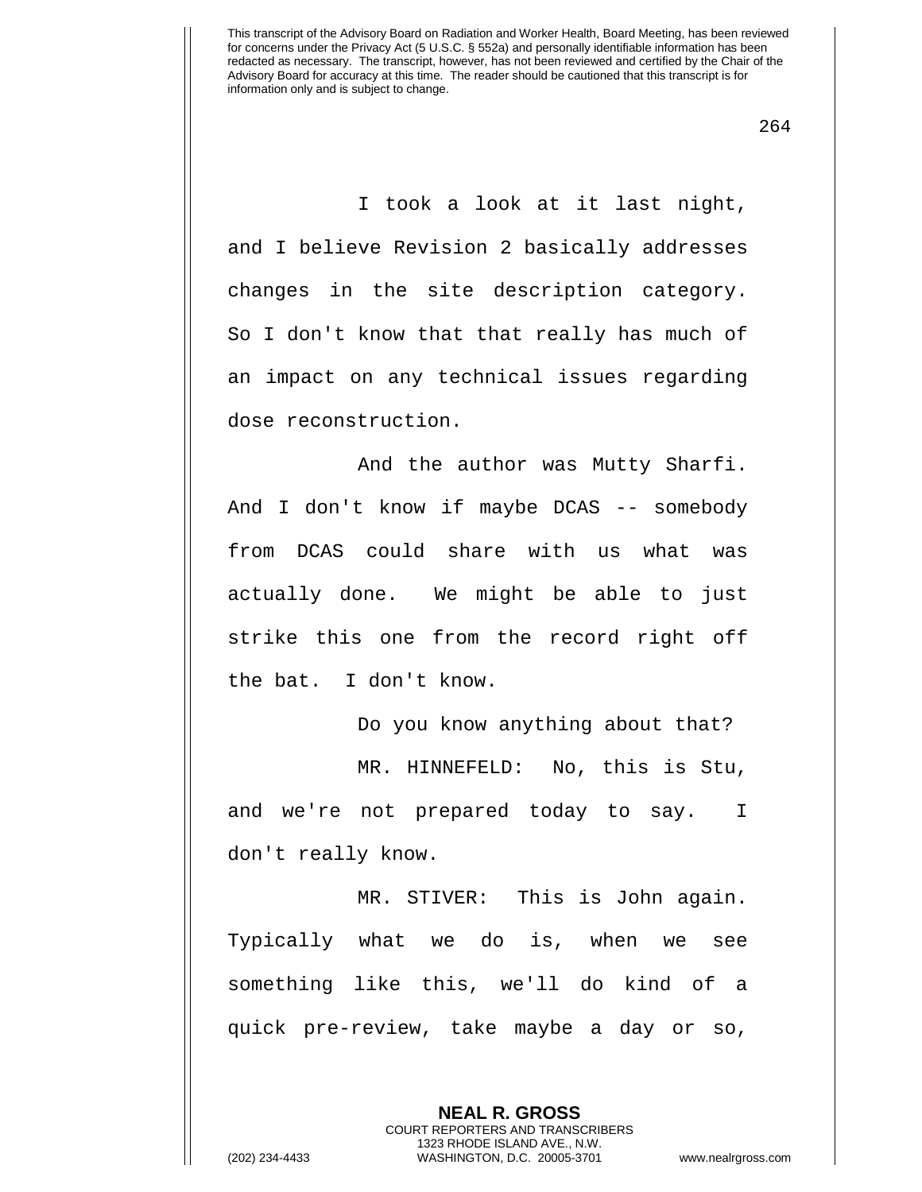I took a look at it last night, and I believe Revision 2 basically addresses changes in the site description category. So I don't know that that really has much of an impact on any technical issues regarding dose reconstruction.

And the author was Mutty Sharfi. And I don't know if maybe DCAS -- somebody from DCAS could share with us what was actually done. We might be able to just strike this one from the record right off the bat. I don't know.

Do you know anything about that?

MR. HINNEFELD: No, this is Stu, and we're not prepared today to say. I don't really know.

MR. STIVER: This is John again. Typically what we do is, when we see something like this, we'll do kind of a quick pre-review, take maybe a day or so,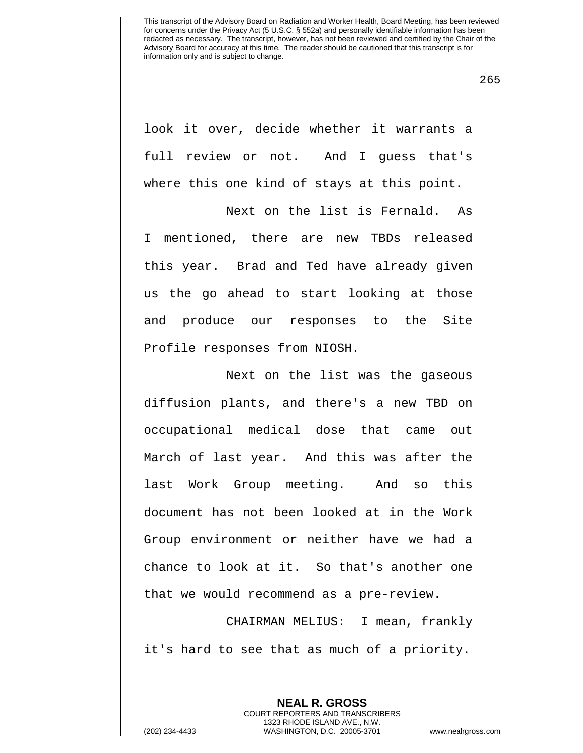look it over, decide whether it warrants a full review or not. And I guess that's where this one kind of stays at this point.

Next on the list is Fernald. As I mentioned, there are new TBDs released this year. Brad and Ted have already given us the go ahead to start looking at those and produce our responses to the Site Profile responses from NIOSH.

Next on the list was the gaseous diffusion plants, and there's a new TBD on occupational medical dose that came out March of last year. And this was after the last Work Group meeting. And so this document has not been looked at in the Work Group environment or neither have we had a chance to look at it. So that's another one that we would recommend as a pre-review.

CHAIRMAN MELIUS: I mean, frankly it's hard to see that as much of a priority.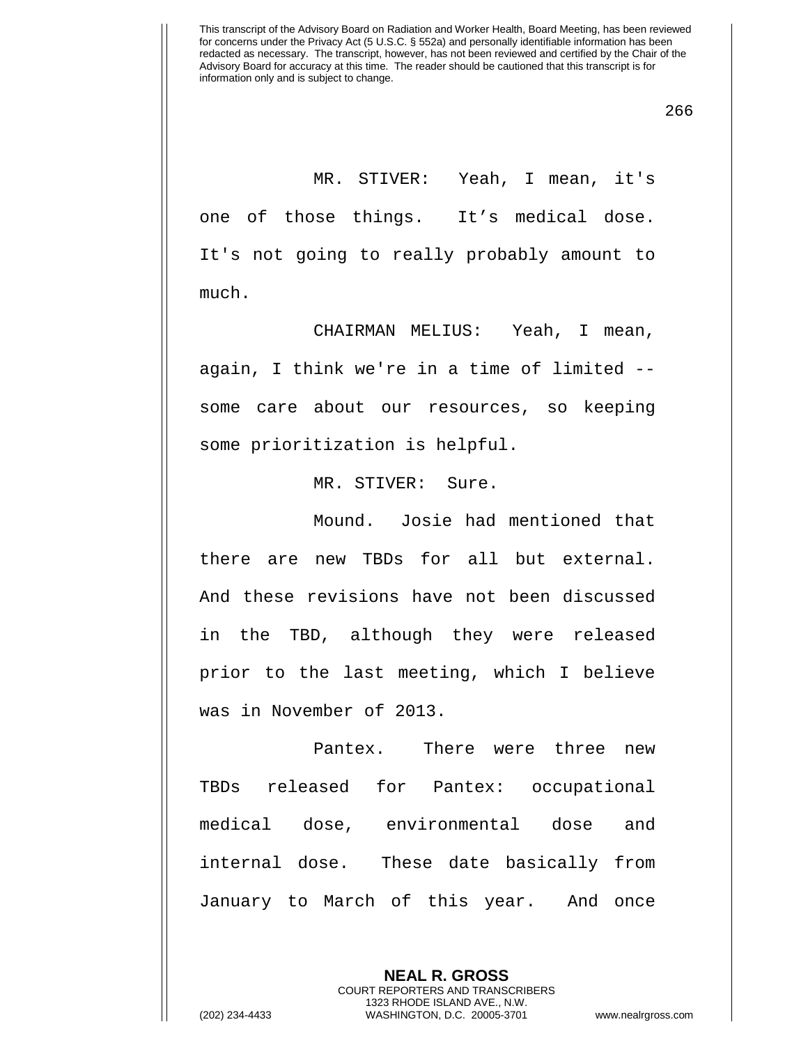MR. STIVER: Yeah, I mean, it's one of those things. It’s medical dose. It's not going to really probably amount to much.

CHAIRMAN MELIUS: Yeah, I mean, again, I think we're in a time of limited -- some care about our resources, so keeping some prioritization is helpful.

MR. STIVER: Sure.

Mound. Josie had mentioned that there are new TBDs for all but external. And these revisions have not been discussed in the TBD, although they were released prior to the last meeting, which I believe was in November of 2013.

Pantex. There were three new TBDs released for Pantex: occupational medical dose, environmental dose and internal dose. These date basically from January to March of this year. And once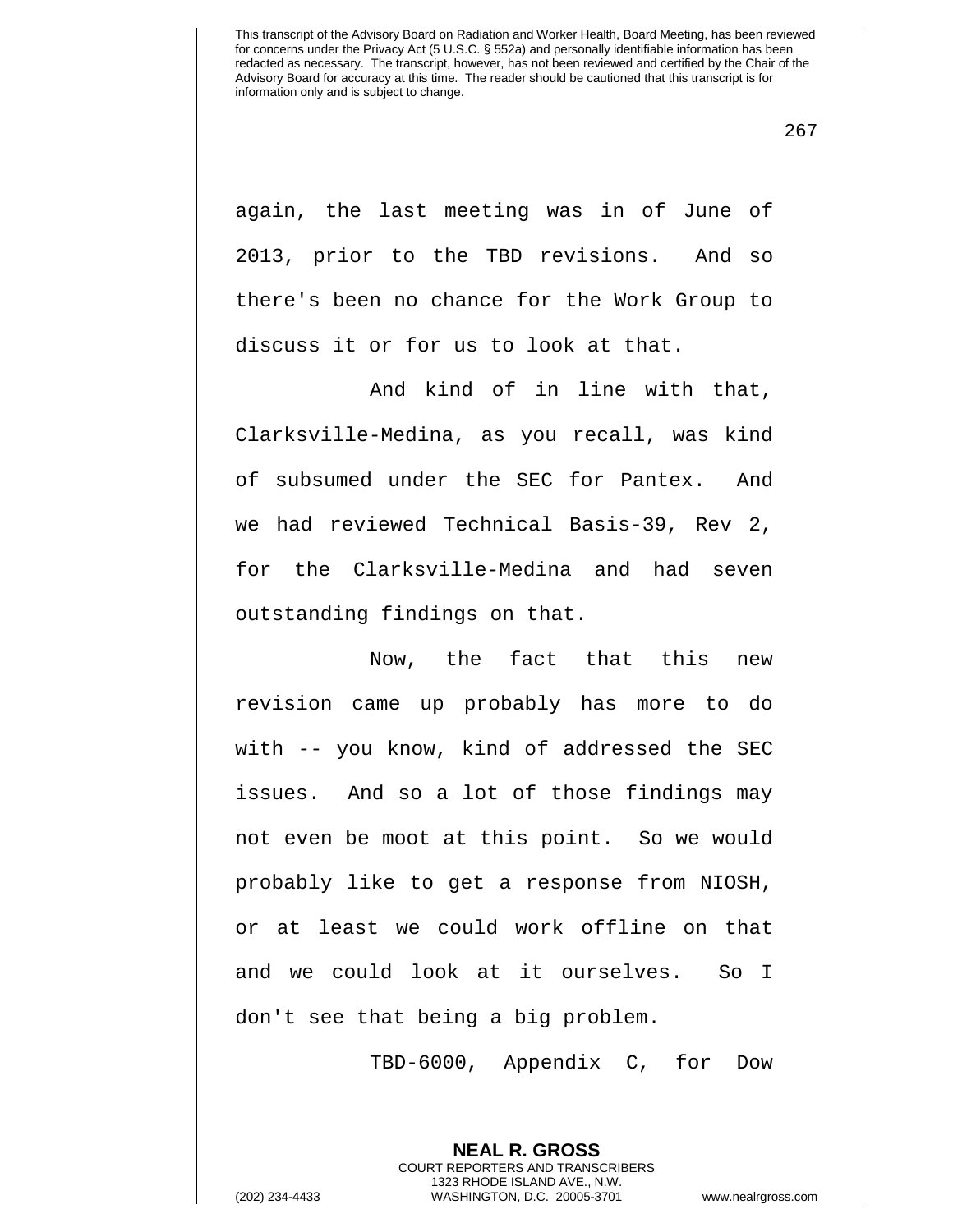again, the last meeting was in of June of 2013, prior to the TBD revisions. And so there's been no chance for the Work Group to discuss it or for us to look at that.

And kind of in line with that, Clarksville-Medina, as you recall, was kind of subsumed under the SEC for Pantex. And we had reviewed Technical Basis-39, Rev 2, for the Clarksville-Medina and had seven outstanding findings on that.

Now, the fact that this new revision came up probably has more to do with -- you know, kind of addressed the SEC issues. And so a lot of those findings may not even be moot at this point. So we would probably like to get a response from NIOSH, or at least we could work offline on that and we could look at it ourselves. So I don't see that being a big problem.

TBD-6000, Appendix C, for Dow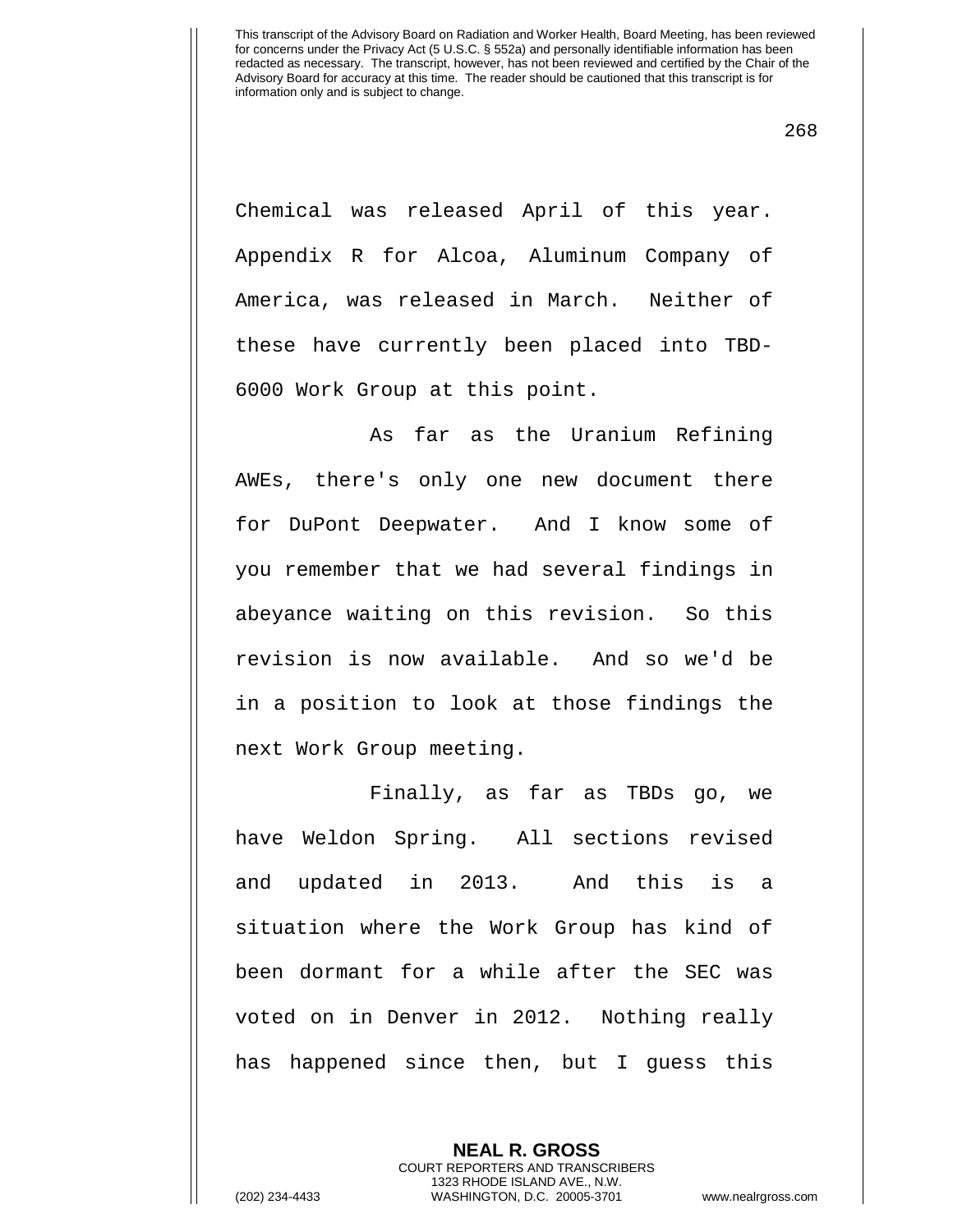Chemical was released April of this year. Appendix R for Alcoa, Aluminum Company of America, was released in March. Neither of these have currently been placed into TBD-6000 Work Group at this point.

As far as the Uranium Refining AWEs, there's only one new document there for DuPont Deepwater. And I know some of you remember that we had several findings in abeyance waiting on this revision. So this revision is now available. And so we'd be in a position to look at those findings the next Work Group meeting.

Finally, as far as TBDs go, we have Weldon Spring. All sections revised and updated in 2013. And this is a situation where the Work Group has kind of been dormant for a while after the SEC was voted on in Denver in 2012. Nothing really has happened since then, but I guess this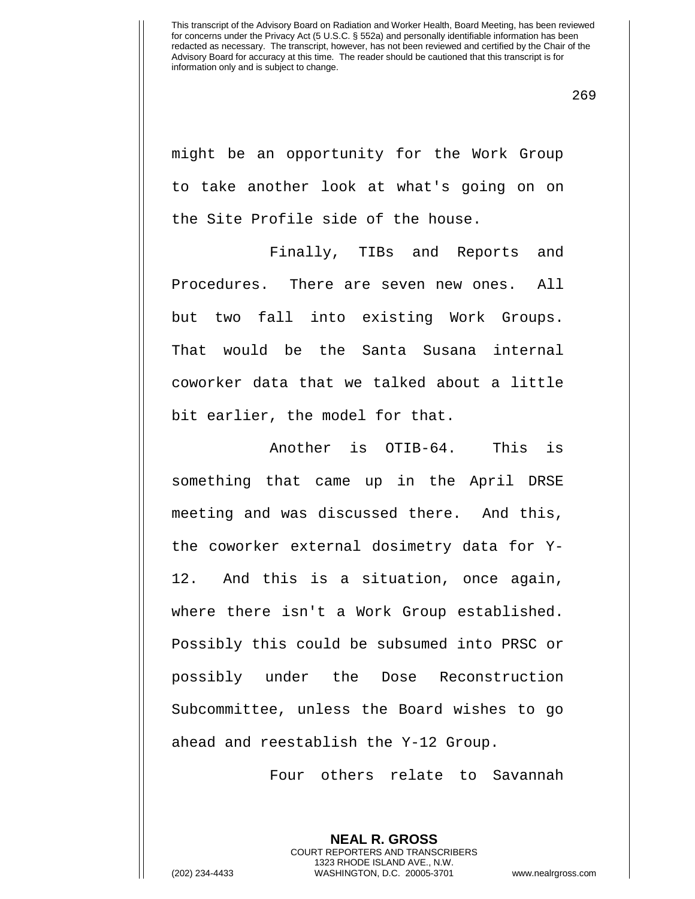might be an opportunity for the Work Group to take another look at what's going on on the Site Profile side of the house.

Finally, TIBs and Reports and Procedures. There are seven new ones. All but two fall into existing Work Groups. That would be the Santa Susana internal coworker data that we talked about a little bit earlier, the model for that.

Another is OTIB-64. This is something that came up in the April DRSE meeting and was discussed there. And this, the coworker external dosimetry data for Y-12. And this is a situation, once again, where there isn't a Work Group established. Possibly this could be subsumed into PRSC or possibly under the Dose Reconstruction Subcommittee, unless the Board wishes to go ahead and reestablish the Y-12 Group.

Four others relate to Savannah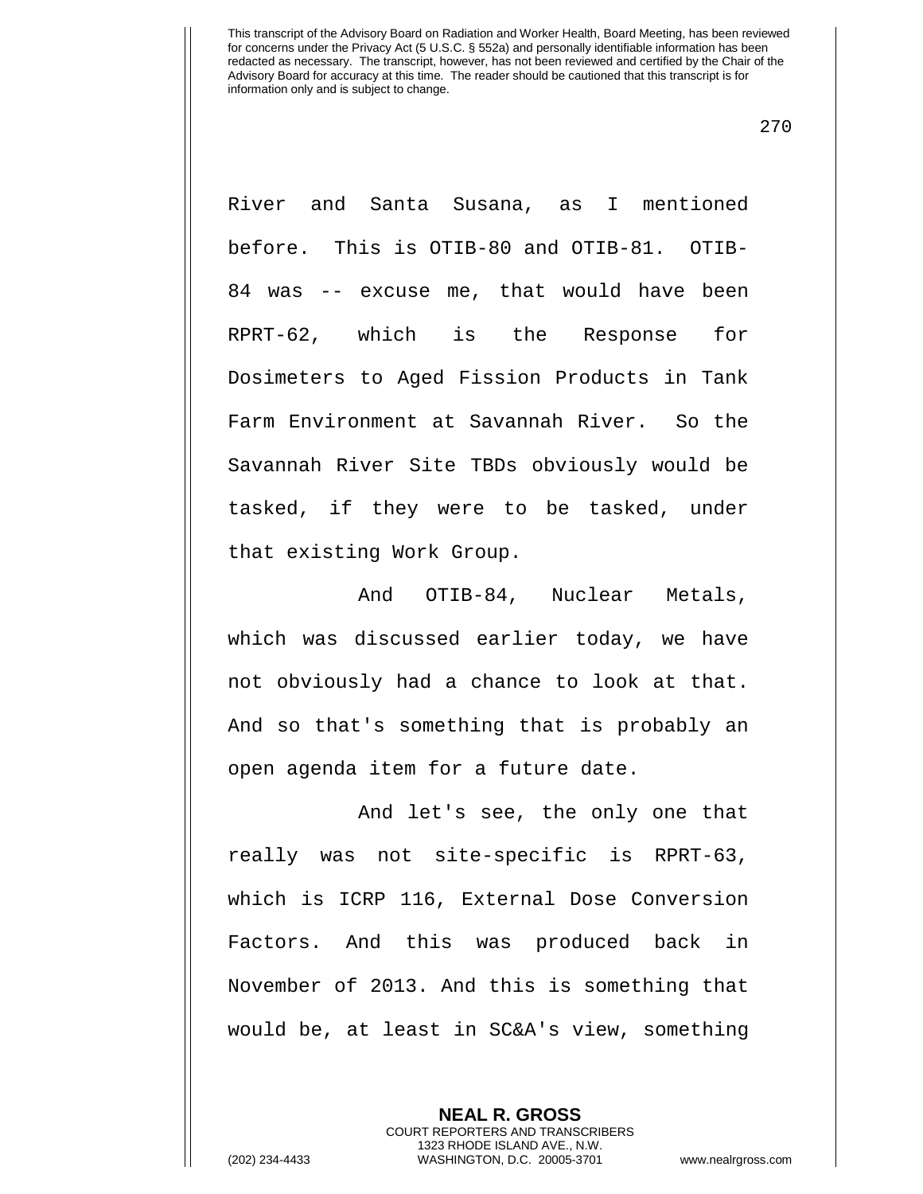River and Santa Susana, as I mentioned before. This is OTIB-80 and OTIB-81. OTIB-84 was -- excuse me, that would have been RPRT-62, which is the Response for Dosimeters to Aged Fission Products in Tank Farm Environment at Savannah River. So the Savannah River Site TBDs obviously would be tasked, if they were to be tasked, under that existing Work Group.

And OTIB-84, Nuclear Metals, which was discussed earlier today, we have not obviously had a chance to look at that. And so that's something that is probably an open agenda item for a future date.

And let's see, the only one that really was not site-specific is RPRT-63, which is ICRP 116, External Dose Conversion Factors. And this was produced back in November of 2013. And this is something that would be, at least in SC&A's view, something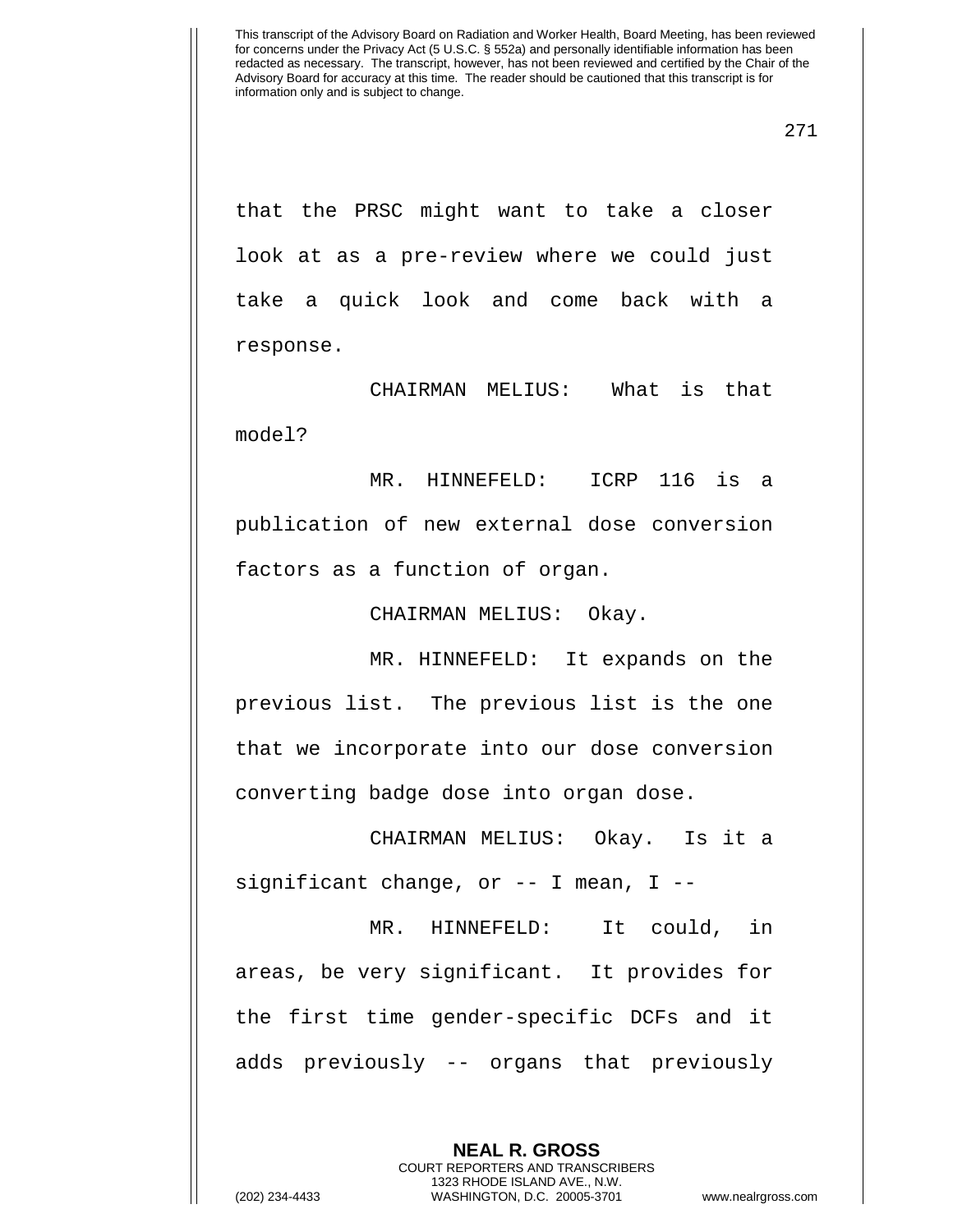that the PRSC might want to take a closer look at as a pre-review where we could just take a quick look and come back with a response.

CHAIRMAN MELIUS: What is that model?

MR. HINNEFELD: ICRP 116 is a publication of new external dose conversion factors as a function of organ.

CHAIRMAN MELIUS: Okay.

MR. HINNEFELD: It expands on the previous list. The previous list is the one that we incorporate into our dose conversion converting badge dose into organ dose.

CHAIRMAN MELIUS: Okay. Is it a significant change, or -- I mean, I --

MR. HINNEFELD: It could, in areas, be very significant. It provides for the first time gender-specific DCFs and it adds previously -- organs that previously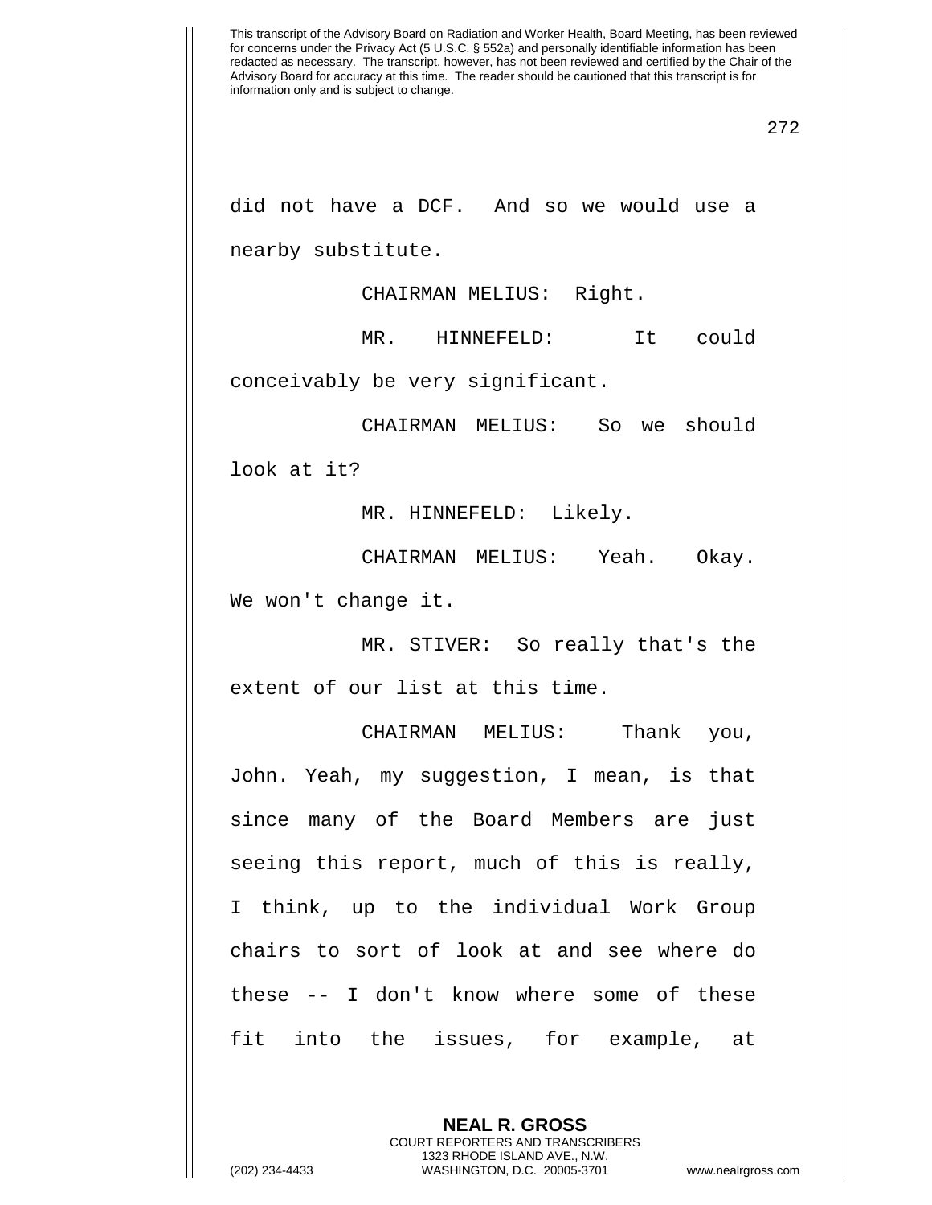did not have a DCF. And so we would use a nearby substitute.

CHAIRMAN MELIUS: Right.

MR. HINNEFELD: It could conceivably be very significant.

CHAIRMAN MELIUS: So we should look at it?

MR. HINNEFELD: Likely.

CHAIRMAN MELIUS: Yeah. Okay. We won't change it.

MR. STIVER: So really that's the extent of our list at this time.

CHAIRMAN MELIUS: Thank you, John. Yeah, my suggestion, I mean, is that since many of the Board Members are just seeing this report, much of this is really, I think, up to the individual Work Group chairs to sort of look at and see where do these -- I don't know where some of these fit into the issues, for example, at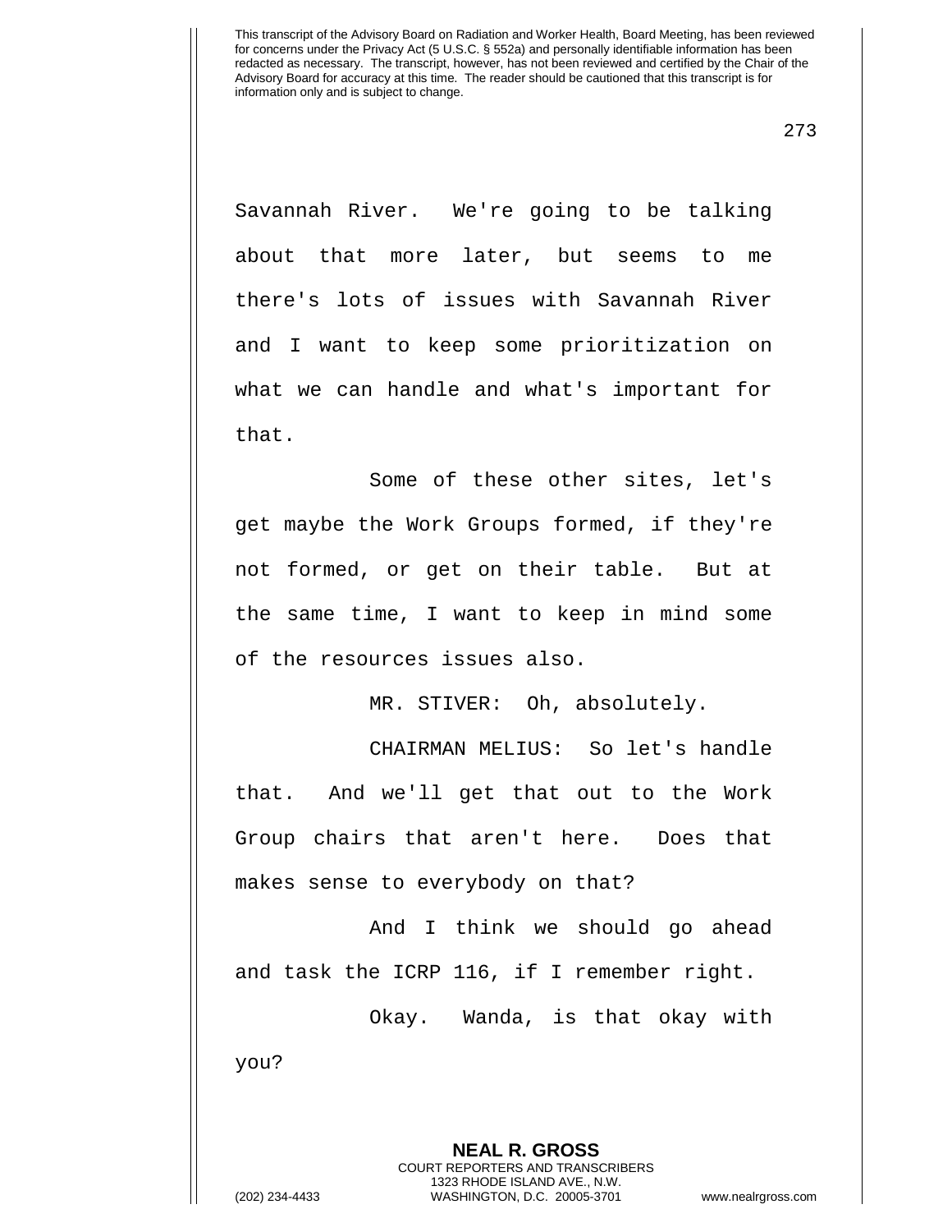Savannah River. We're going to be talking about that more later, but seems to me there's lots of issues with Savannah River and I want to keep some prioritization on what we can handle and what's important for that.

Some of these other sites, let's get maybe the Work Groups formed, if they're not formed, or get on their table. But at the same time, I want to keep in mind some of the resources issues also.

MR. STIVER: Oh, absolutely.

CHAIRMAN MELIUS: So let's handle that. And we'll get that out to the Work Group chairs that aren't here. Does that makes sense to everybody on that?

And I think we should go ahead and task the ICRP 116, if I remember right.

Okay. Wanda, is that okay with you?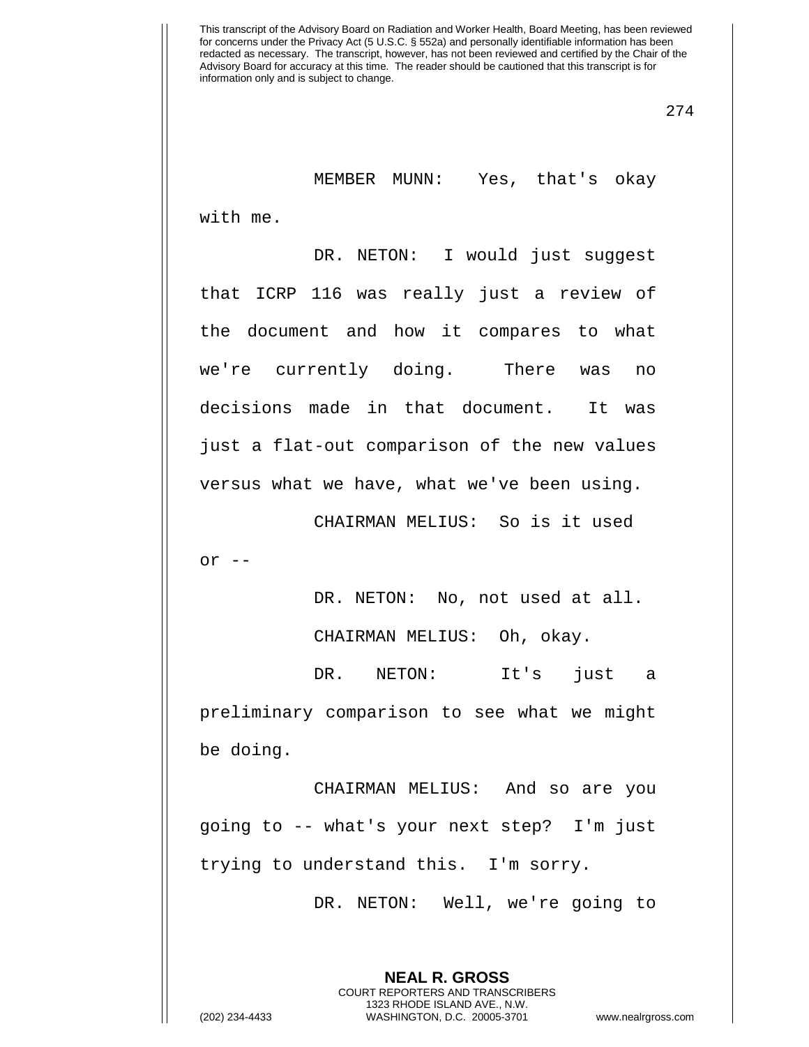MEMBER MUNN: Yes, that's okay with me.

DR. NETON: I would just suggest that ICRP 116 was really just a review of the document and how it compares to what we're currently doing. There was no decisions made in that document. It was just a flat-out comparison of the new values versus what we have, what we've been using.

CHAIRMAN MELIUS: So is it used or --

DR. NETON: No, not used at all.

CHAIRMAN MELIUS: Oh, okay.

DR. NETON: It's just a preliminary comparison to see what we might be doing.

CHAIRMAN MELIUS: And so are you going to -- what's your next step? I'm just trying to understand this. I'm sorry.

DR. NETON: Well, we're going to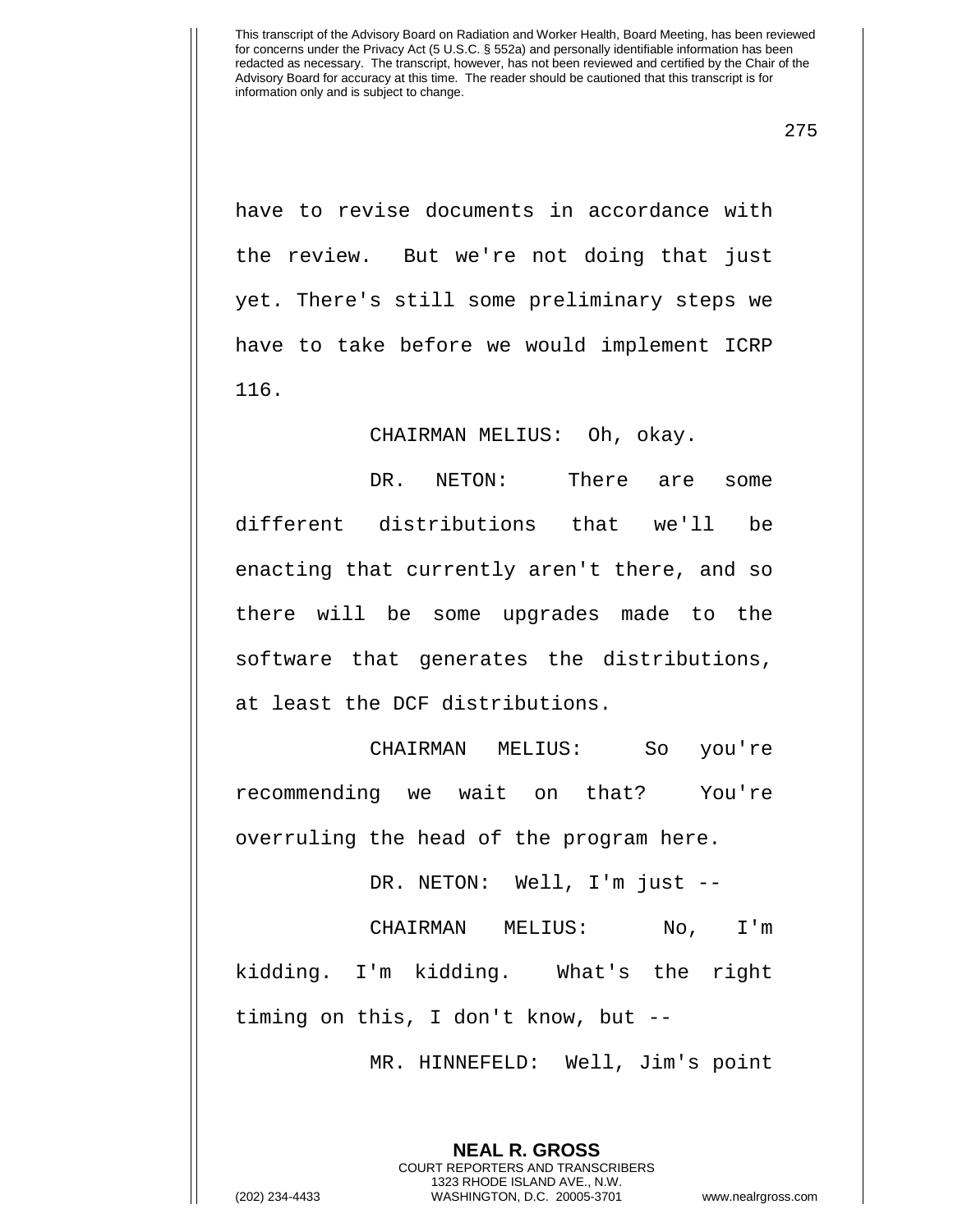have to revise documents in accordance with the review. But we're not doing that just yet. There's still some preliminary steps we have to take before we would implement ICRP 116.

CHAIRMAN MELIUS: Oh, okay.

DR. NETON: There are some different distributions that we'll be enacting that currently aren't there, and so there will be some upgrades made to the software that generates the distributions, at least the DCF distributions.

CHAIRMAN MELIUS: So you're recommending we wait on that? You're overruling the head of the program here.

DR. NETON: Well, I'm just --

CHAIRMAN MELIUS: No, I'm kidding. I'm kidding. What's the right timing on this, I don't know, but --

MR. HINNEFELD: Well, Jim's point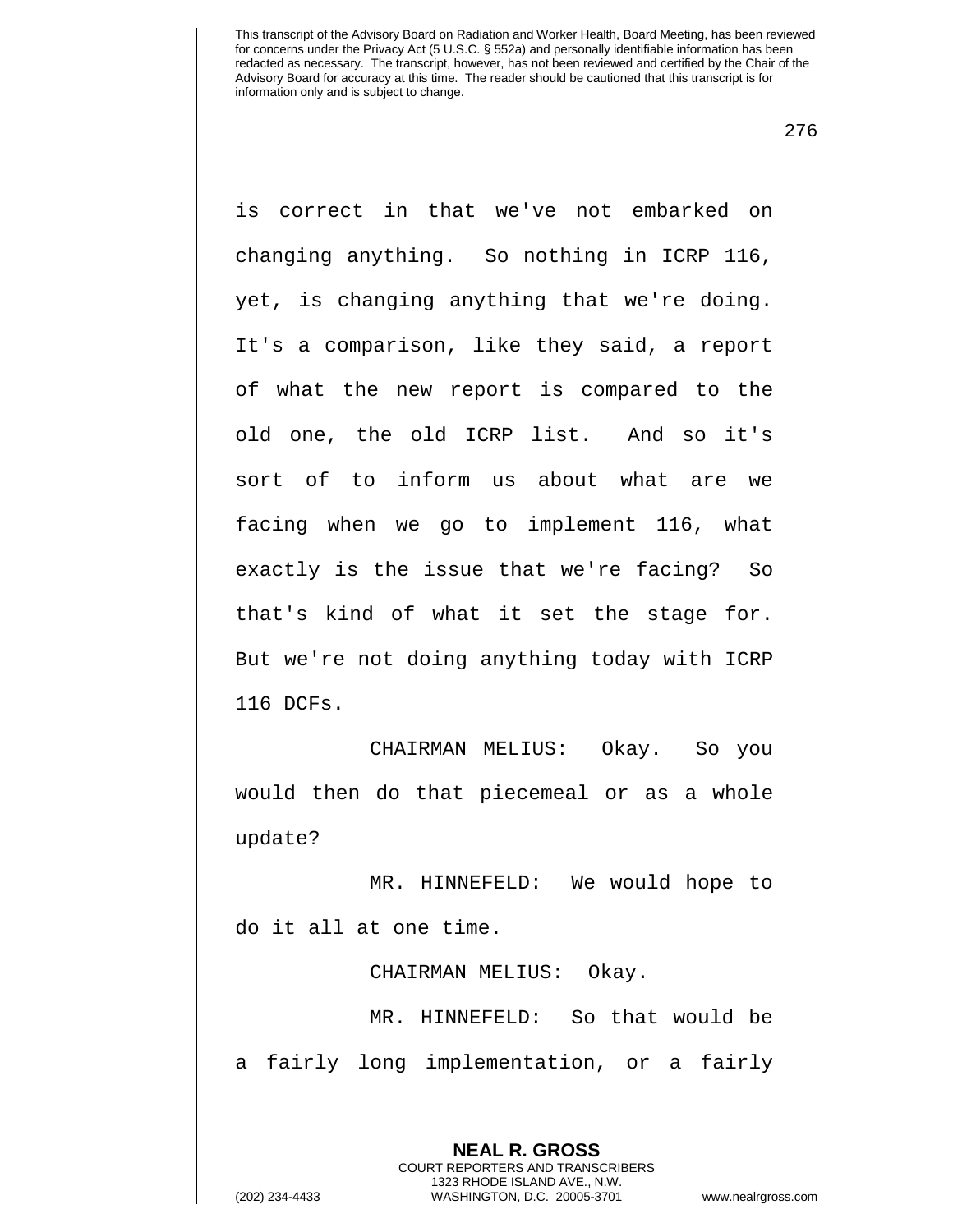is correct in that we've not embarked on changing anything. So nothing in ICRP 116, yet, is changing anything that we're doing. It's a comparison, like they said, a report of what the new report is compared to the old one, the old ICRP list. And so it's sort of to inform us about what are we facing when we go to implement 116, what exactly is the issue that we're facing? So that's kind of what it set the stage for. But we're not doing anything today with ICRP 116 DCFs.

CHAIRMAN MELIUS: Okay. So you would then do that piecemeal or as a whole update?

MR. HINNEFELD: We would hope to do it all at one time.

CHAIRMAN MELIUS: Okay.

MR. HINNEFELD: So that would be a fairly long implementation, or a fairly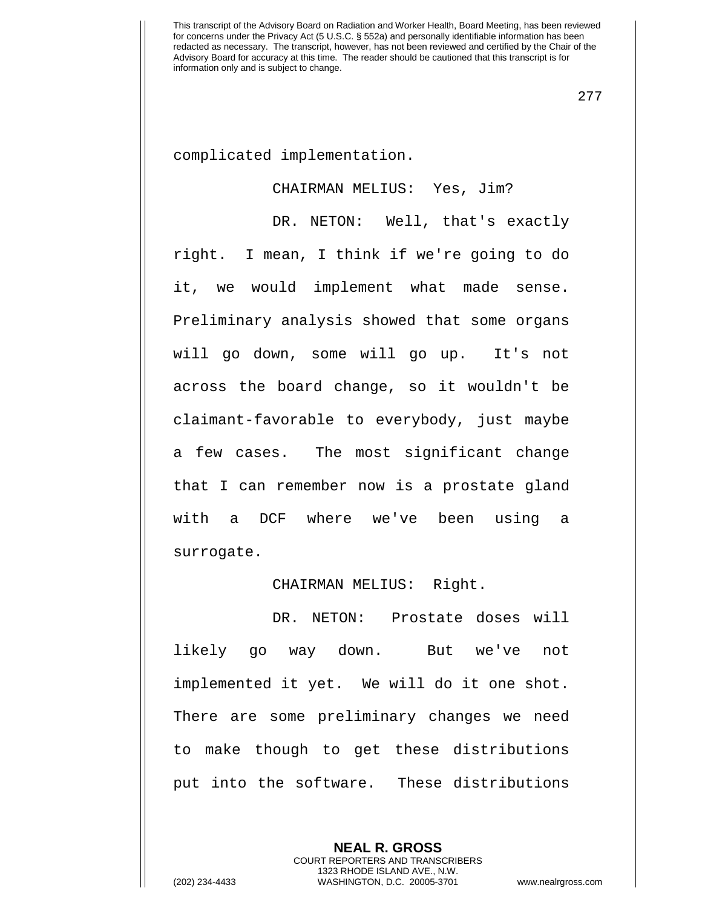complicated implementation.

CHAIRMAN MELIUS: Yes, Jim?

DR. NETON: Well, that's exactly right. I mean, I think if we're going to do it, we would implement what made sense. Preliminary analysis showed that some organs will go down, some will go up. It's not across the board change, so it wouldn't be claimant-favorable to everybody, just maybe a few cases. The most significant change that I can remember now is a prostate gland with a DCF where we've been using a surrogate.

CHAIRMAN MELIUS: Right.

DR. NETON: Prostate doses will likely go way down. But we've not implemented it yet. We will do it one shot. There are some preliminary changes we need to make though to get these distributions put into the software. These distributions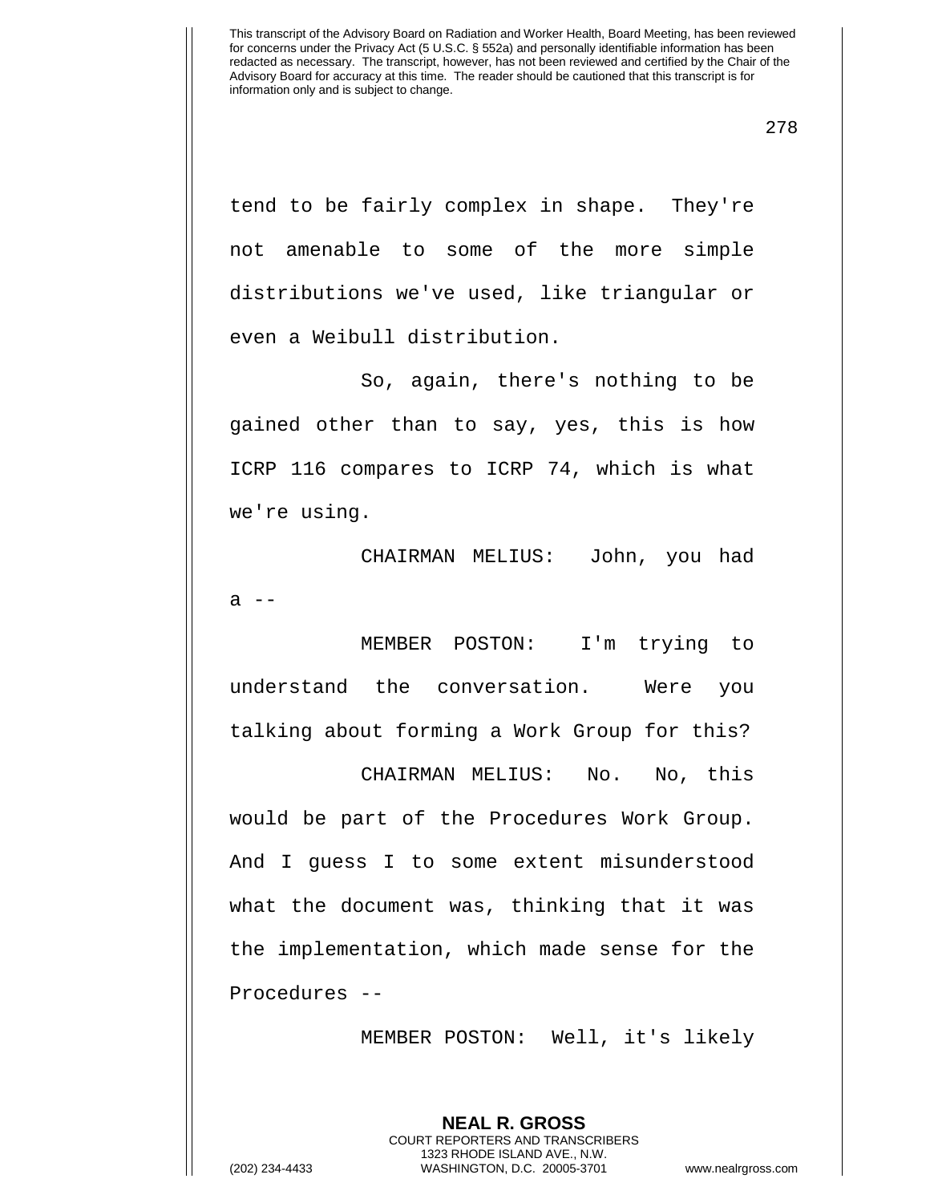tend to be fairly complex in shape. They're not amenable to some of the more simple distributions we've used, like triangular or even a Weibull distribution.

So, again, there's nothing to be gained other than to say, yes, this is how ICRP 116 compares to ICRP 74, which is what we're using.

CHAIRMAN MELIUS: John, you had a --

MEMBER POSTON: I'm trying to understand the conversation. Were you talking about forming a Work Group for this?

CHAIRMAN MELIUS: No. No, this would be part of the Procedures Work Group. And I guess I to some extent misunderstood what the document was, thinking that it was the implementation, which made sense for the Procedures --

MEMBER POSTON: Well, it's likely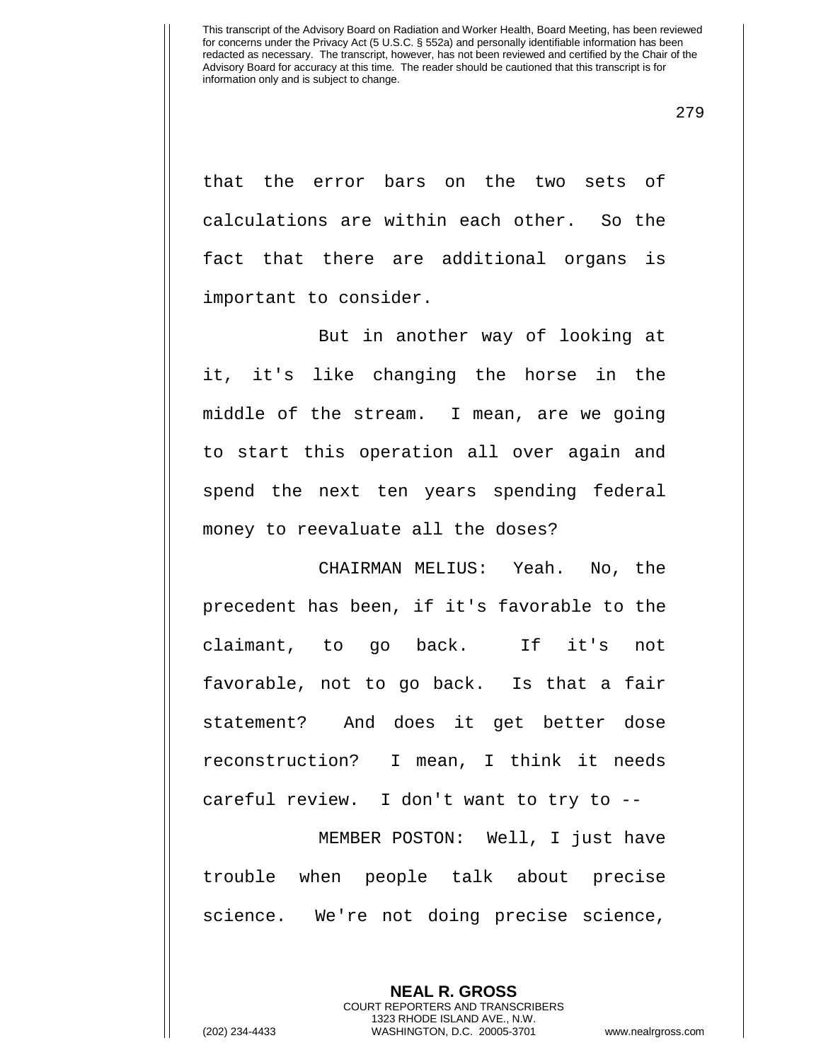that the error bars on the two sets of calculations are within each other. So the fact that there are additional organs is important to consider.

But in another way of looking at it, it's like changing the horse in the middle of the stream. I mean, are we going to start this operation all over again and spend the next ten years spending federal money to reevaluate all the doses?

CHAIRMAN MELIUS: Yeah. No, the precedent has been, if it's favorable to the claimant, to go back. If it's not favorable, not to go back. Is that a fair statement? And does it get better dose reconstruction? I mean, I think it needs careful review. I don't want to try to --

MEMBER POSTON: Well, I just have trouble when people talk about precise science. We're not doing precise science,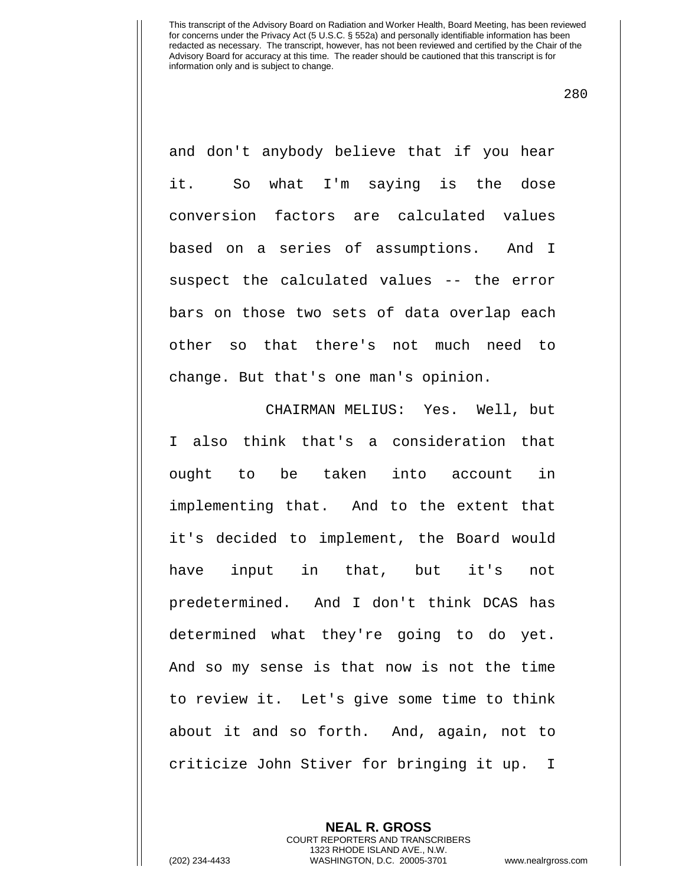and don't anybody believe that if you hear it. So what I'm saying is the dose conversion factors are calculated values based on a series of assumptions. And I suspect the calculated values -- the error bars on those two sets of data overlap each other so that there's not much need to change. But that's one man's opinion.

CHAIRMAN MELIUS: Yes. Well, but I also think that's a consideration that ought to be taken into account in implementing that. And to the extent that it's decided to implement, the Board would have input in that, but it's not predetermined. And I don't think DCAS has determined what they're going to do yet. And so my sense is that now is not the time to review it. Let's give some time to think about it and so forth. And, again, not to criticize John Stiver for bringing it up. I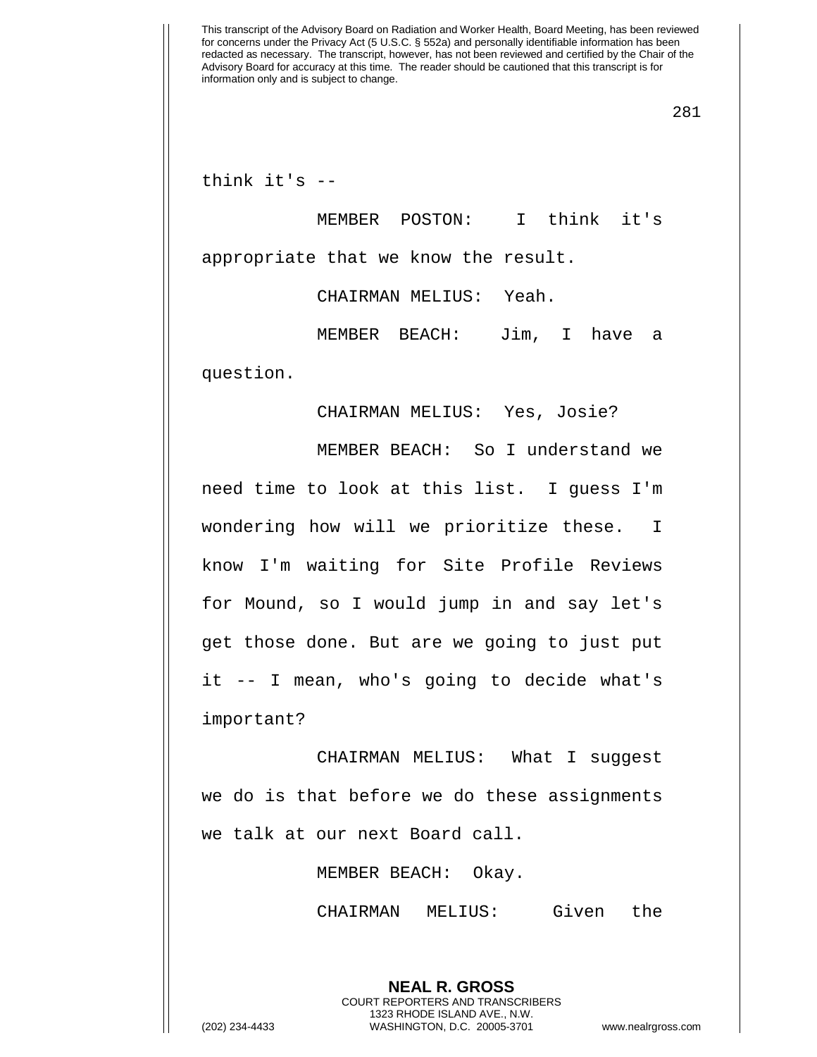think it's --

MEMBER POSTON: I think it's appropriate that we know the result.

CHAIRMAN MELIUS: Yeah.

MEMBER BEACH: Jim, I have a question.

CHAIRMAN MELIUS: Yes, Josie?

MEMBER BEACH: So I understand we need time to look at this list. I guess I'm wondering how will we prioritize these. I know I'm waiting for Site Profile Reviews for Mound, so I would jump in and say let's get those done. But are we going to just put it -- I mean, who's going to decide what's important?

CHAIRMAN MELIUS: What I suggest we do is that before we do these assignments we talk at our next Board call.

MEMBER BEACH: Okay.

CHAIRMAN MELIUS: Given the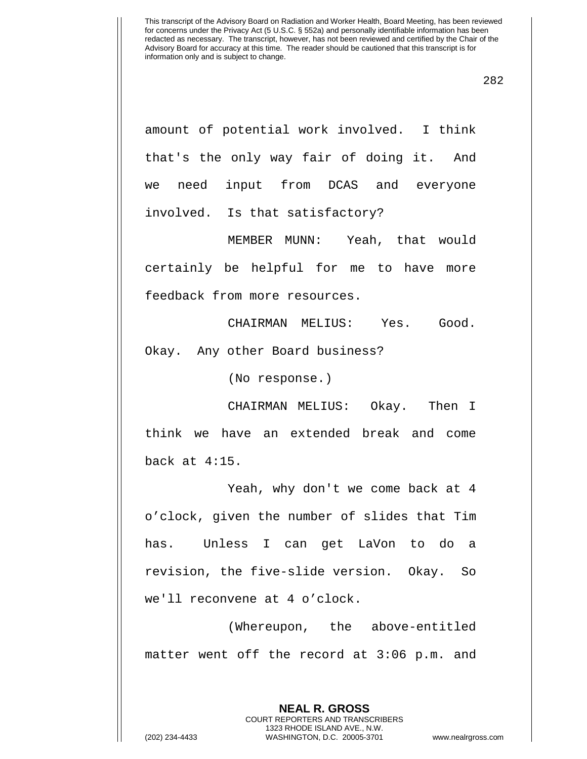amount of potential work involved. I think that's the only way fair of doing it. And we need input from DCAS and everyone involved. Is that satisfactory?

MEMBER MUNN: Yeah, that would certainly be helpful for me to have more feedback from more resources.

CHAIRMAN MELIUS: Yes. Good. Okay. Any other Board business?

(No response.)

CHAIRMAN MELIUS: Okay. Then I think we have an extended break and come back at 4:15.

Yeah, why don't we come back at 4 o'clock, given the number of slides that Tim has. Unless I can get LaVon to do a revision, the five-slide version. Okay. So we'll reconvene at 4 o'clock.

(Whereupon, the above-entitled matter went off the record at 3:06 p.m. and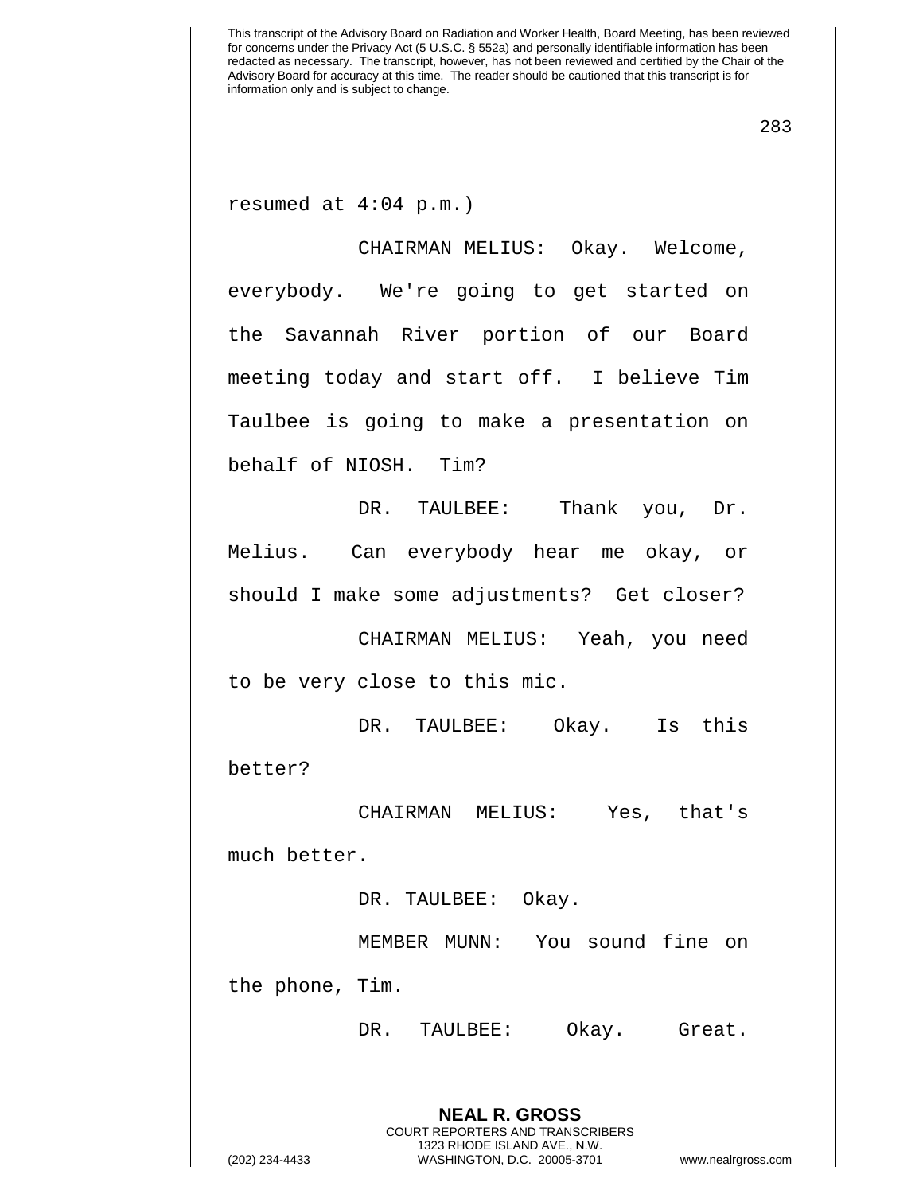resumed at 4:04 p.m.)

CHAIRMAN MELIUS: Okay. Welcome, everybody. We're going to get started on the Savannah River portion of our Board meeting today and start off. I believe Tim Taulbee is going to make a presentation on behalf of NIOSH. Tim?

DR. TAULBEE: Thank you, Dr. Melius. Can everybody hear me okay, or should I make some adjustments? Get closer?

CHAIRMAN MELIUS: Yeah, you need to be very close to this mic.

DR. TAULBEE: Okay. Is this better?

CHAIRMAN MELIUS: Yes, that's much better.

DR. TAULBEE: Okay.

MEMBER MUNN: You sound fine on the phone, Tim.

DR. TAULBEE: Okay. Great.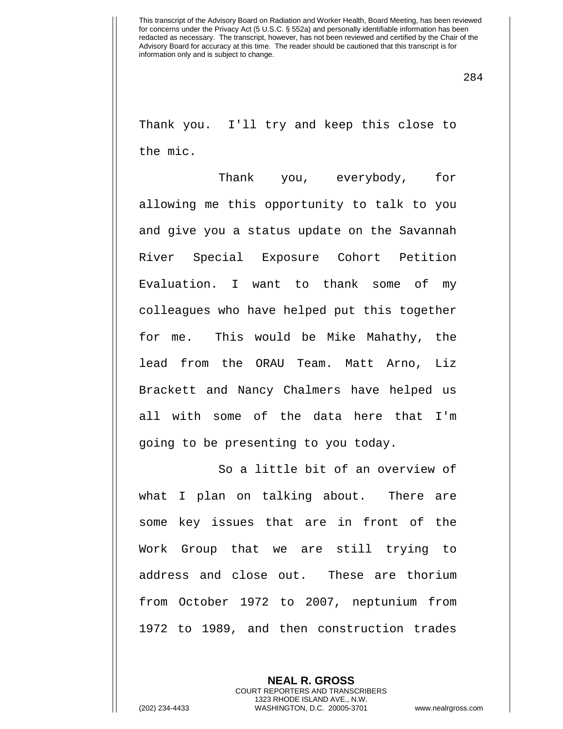Thank you. I'll try and keep this close to the mic.

Thank you, everybody, for allowing me this opportunity to talk to you and give you a status update on the Savannah River Special Exposure Cohort Petition Evaluation. I want to thank some of my colleagues who have helped put this together for me. This would be Mike Mahathy, the lead from the ORAU Team. Matt Arno, Liz Brackett and Nancy Chalmers have helped us all with some of the data here that I'm going to be presenting to you today.

So a little bit of an overview of what I plan on talking about. There are some key issues that are in front of the Work Group that we are still trying to address and close out. These are thorium from October 1972 to 2007, neptunium from 1972 to 1989, and then construction trades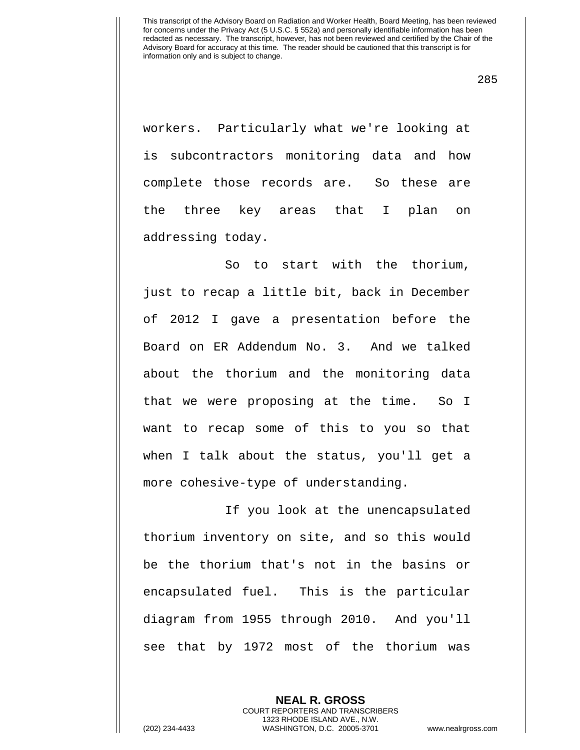workers. Particularly what we're looking at is subcontractors monitoring data and how complete those records are. So these are the three key areas that I plan on addressing today.

So to start with the thorium, just to recap a little bit, back in December of 2012 I gave a presentation before the Board on ER Addendum No. 3. And we talked about the thorium and the monitoring data that we were proposing at the time. So I want to recap some of this to you so that when I talk about the status, you'll get a more cohesive-type of understanding.

If you look at the unencapsulated thorium inventory on site, and so this would be the thorium that's not in the basins or encapsulated fuel. This is the particular diagram from 1955 through 2010. And you'll see that by 1972 most of the thorium was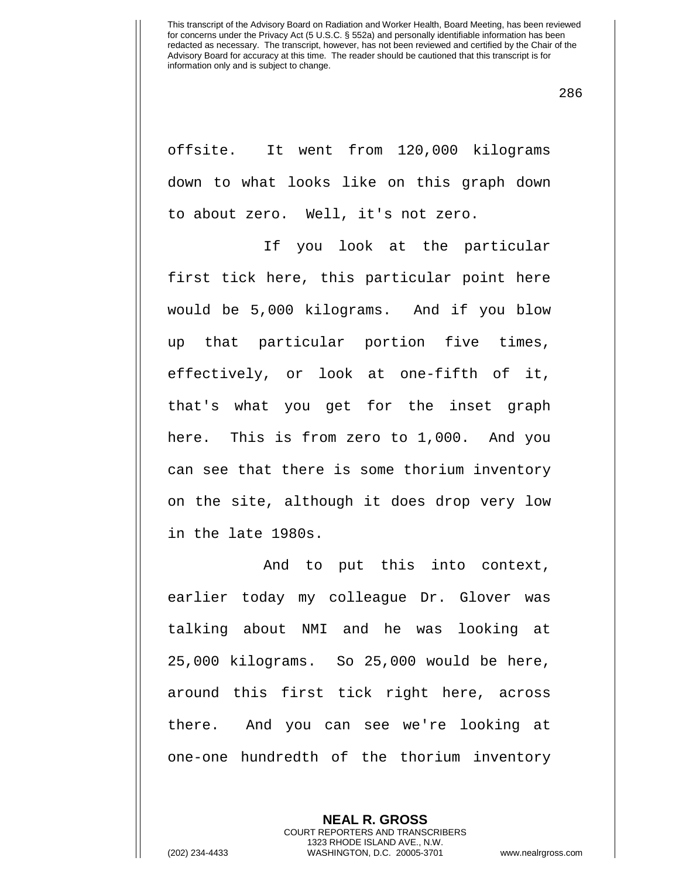offsite. It went from 120,000 kilograms down to what looks like on this graph down to about zero. Well, it's not zero.

If you look at the particular first tick here, this particular point here would be 5,000 kilograms. And if you blow up that particular portion five times, effectively, or look at one-fifth of it, that's what you get for the inset graph here. This is from zero to 1,000. And you can see that there is some thorium inventory on the site, although it does drop very low in the late 1980s.

And to put this into context, earlier today my colleague Dr. Glover was talking about NMI and he was looking at 25,000 kilograms. So 25,000 would be here, around this first tick right here, across there. And you can see we're looking at one-one hundredth of the thorium inventory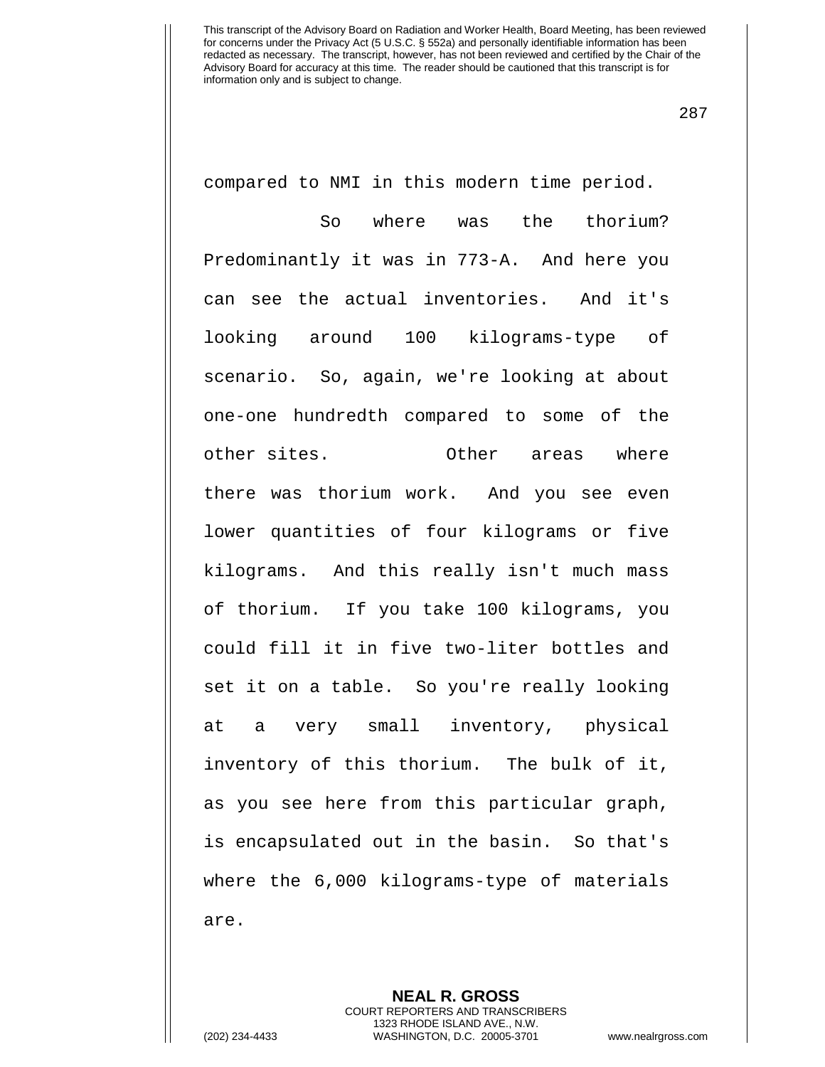compared to NMI in this modern time period.

So where was the thorium? Predominantly it was in 773-A. And here you can see the actual inventories. And it's looking around 100 kilograms-type of scenario. So, again, we're looking at about one-one hundredth compared to some of the other sites. Other areas where there was thorium work. And you see even lower quantities of four kilograms or five kilograms. And this really isn't much mass of thorium. If you take 100 kilograms, you could fill it in five two-liter bottles and set it on a table. So you're really looking at a very small inventory, physical inventory of this thorium. The bulk of it, as you see here from this particular graph, is encapsulated out in the basin. So that's where the 6,000 kilograms-type of materials are.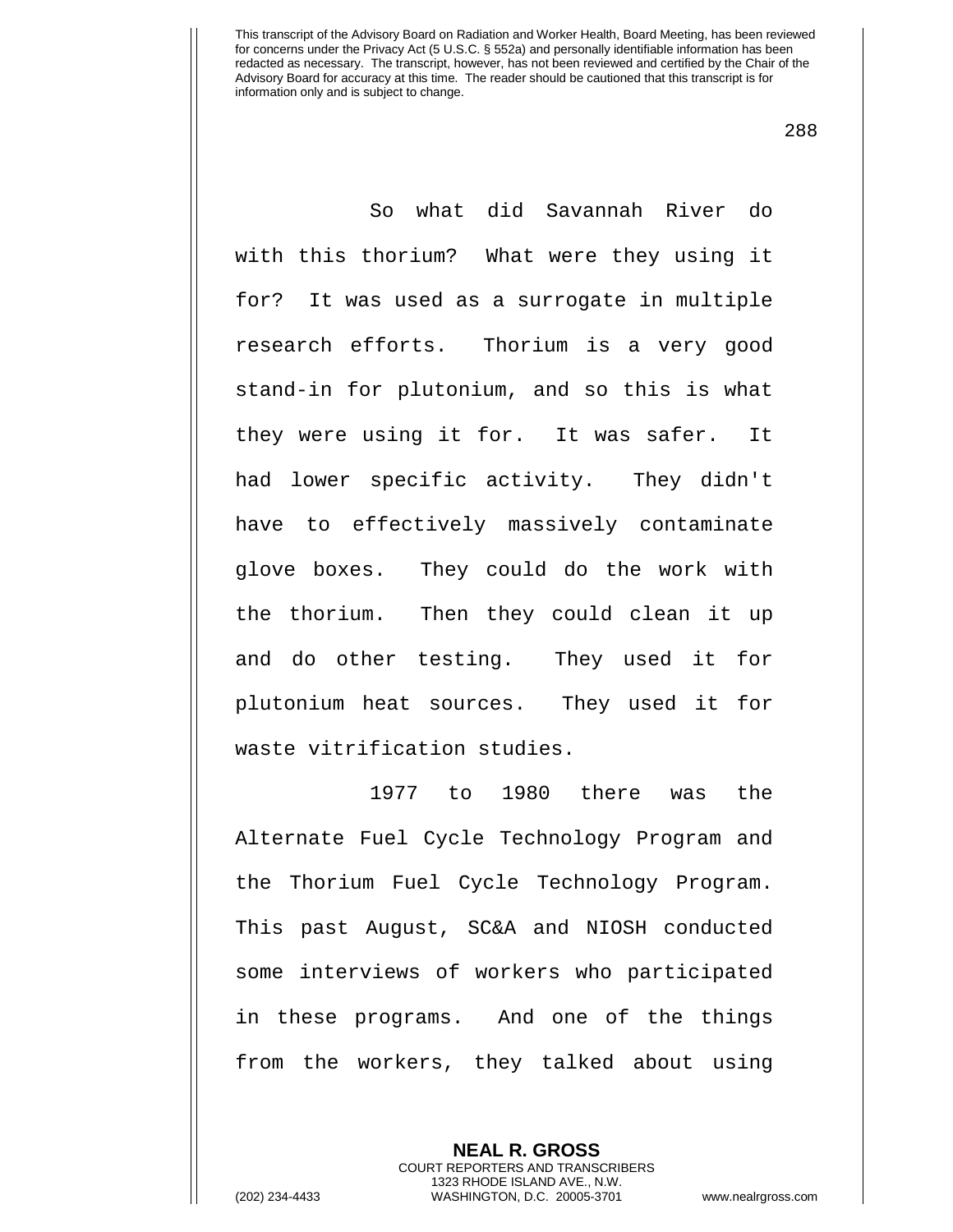So what did Savannah River do with this thorium? What were they using it for? It was used as a surrogate in multiple research efforts. Thorium is a very good stand-in for plutonium, and so this is what they were using it for. It was safer. It had lower specific activity. They didn't have to effectively massively contaminate glove boxes. They could do the work with the thorium. Then they could clean it up and do other testing. They used it for plutonium heat sources. They used it for waste vitrification studies.

1977 to 1980 there was the Alternate Fuel Cycle Technology Program and the Thorium Fuel Cycle Technology Program. This past August, SC&A and NIOSH conducted some interviews of workers who participated in these programs. And one of the things from the workers, they talked about using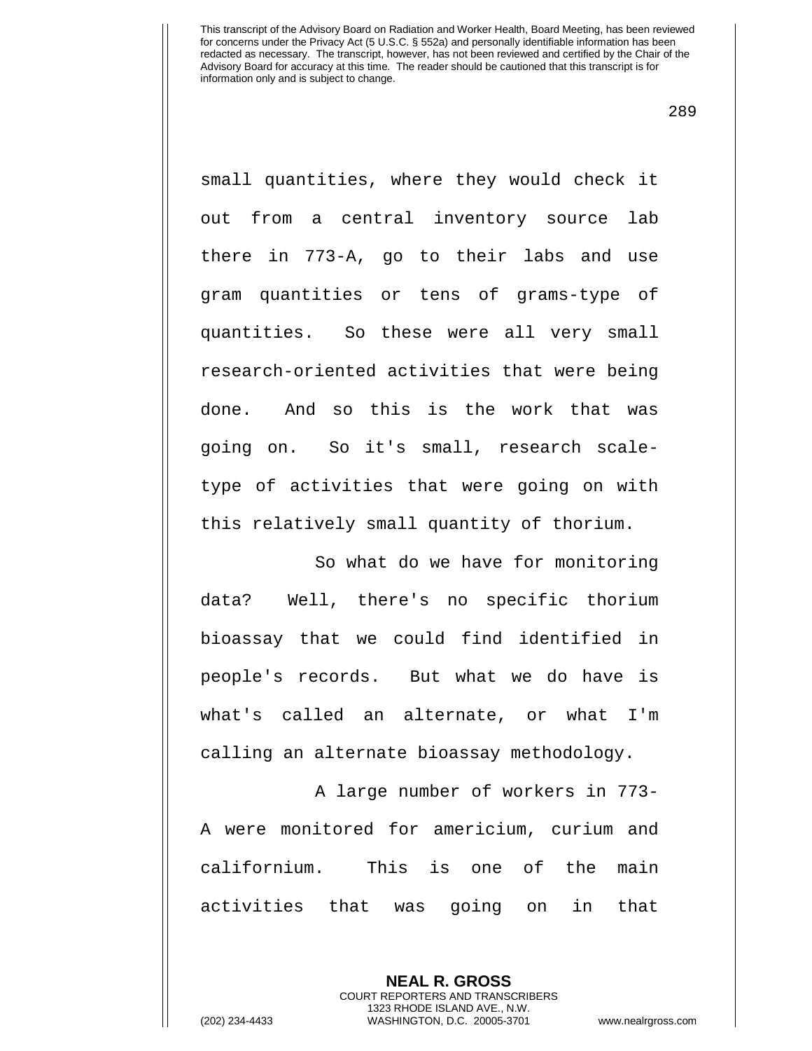small quantities, where they would check it out from a central inventory source lab there in 773-A, go to their labs and use gram quantities or tens of grams-type of quantities. So these were all very small research-oriented activities that were being done. And so this is the work that was going on. So it's small, research scale-type of activities that were going on with this relatively small quantity of thorium.

So what do we have for monitoring data? Well, there's no specific thorium bioassay that we could find identified in people's records. But what we do have is what's called an alternate, or what I'm calling an alternate bioassay methodology.

A large number of workers in 773-A were monitored for americium, curium and californium. This is one of the main activities that was going on in that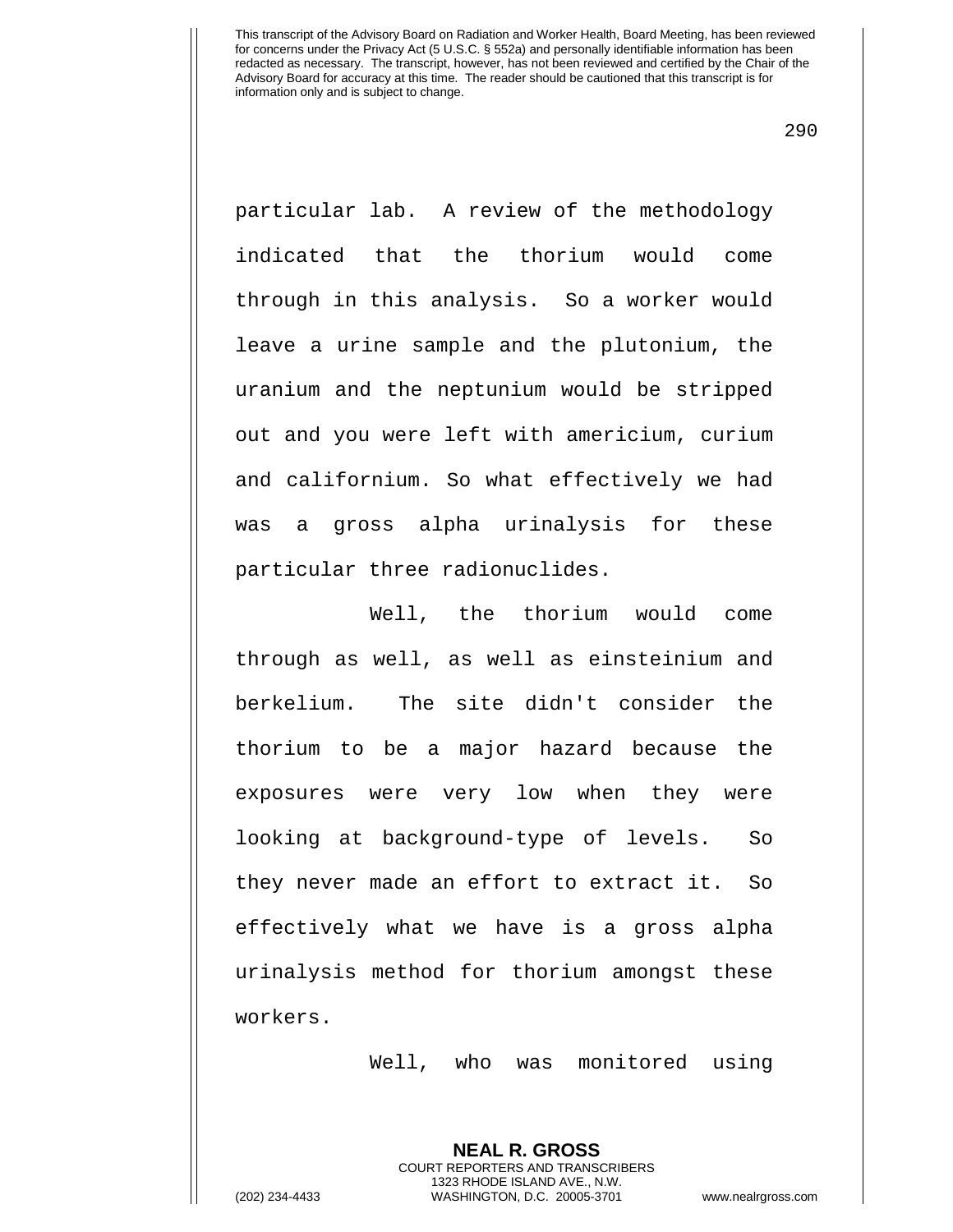particular lab. A review of the methodology indicated that the thorium would come through in this analysis. So a worker would leave a urine sample and the plutonium, the uranium and the neptunium would be stripped out and you were left with americium, curium and californium. So what effectively we had was a gross alpha urinalysis for these particular three radionuclides.

Well, the thorium would come through as well, as well as einsteinium and berkelium. The site didn't consider the thorium to be a major hazard because the exposures were very low when they were looking at background-type of levels. So they never made an effort to extract it. So effectively what we have is a gross alpha urinalysis method for thorium amongst these workers.

Well, who was monitored using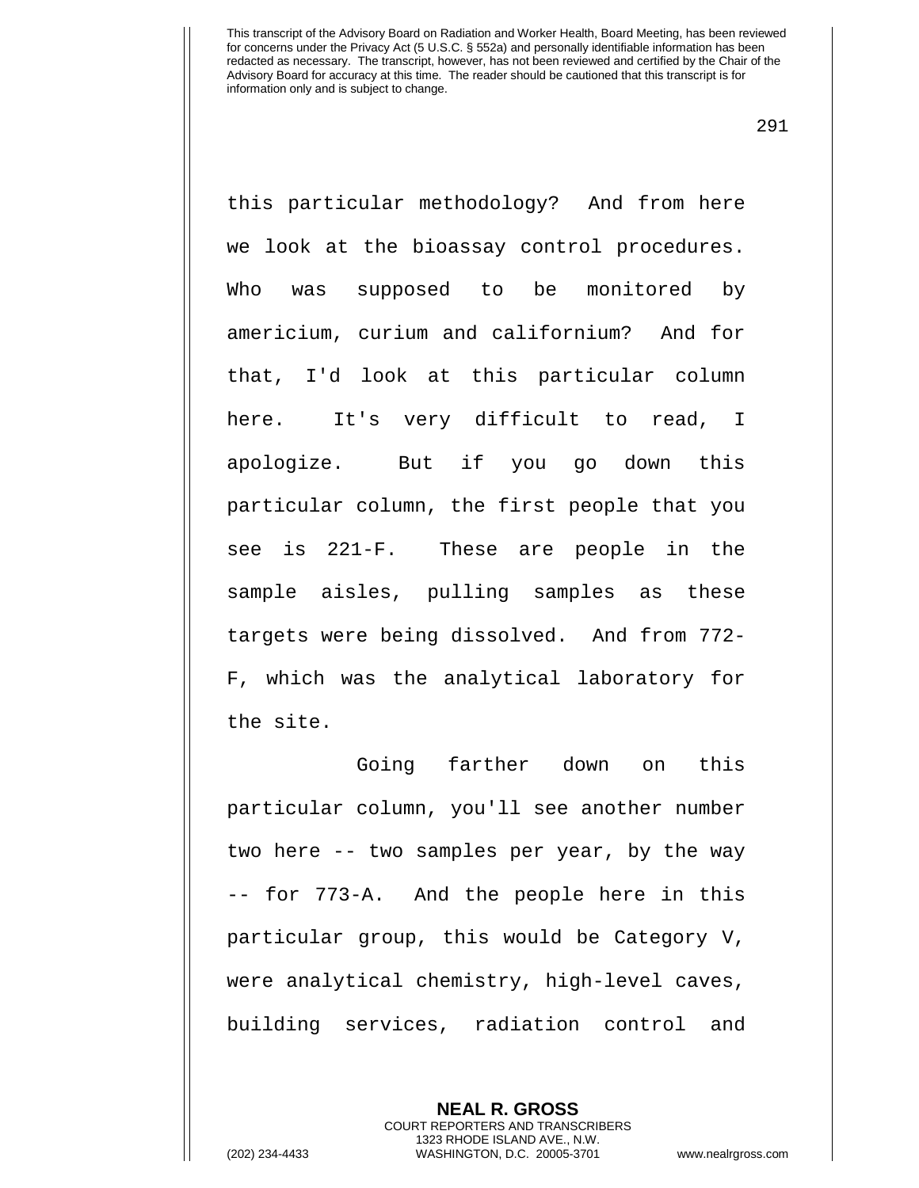this particular methodology? And from here we look at the bioassay control procedures. Who was supposed to be monitored by americium, curium and californium? And for that, I'd look at this particular column here. It's very difficult to read, I apologize. But if you go down this particular column, the first people that you see is 221-F. These are people in the sample aisles, pulling samples as these targets were being dissolved. And from 772-F, which was the analytical laboratory for the site.

Going farther down on this particular column, you'll see another number two here -- two samples per year, by the way -- for 773-A. And the people here in this particular group, this would be Category V, were analytical chemistry, high-level caves, building services, radiation control and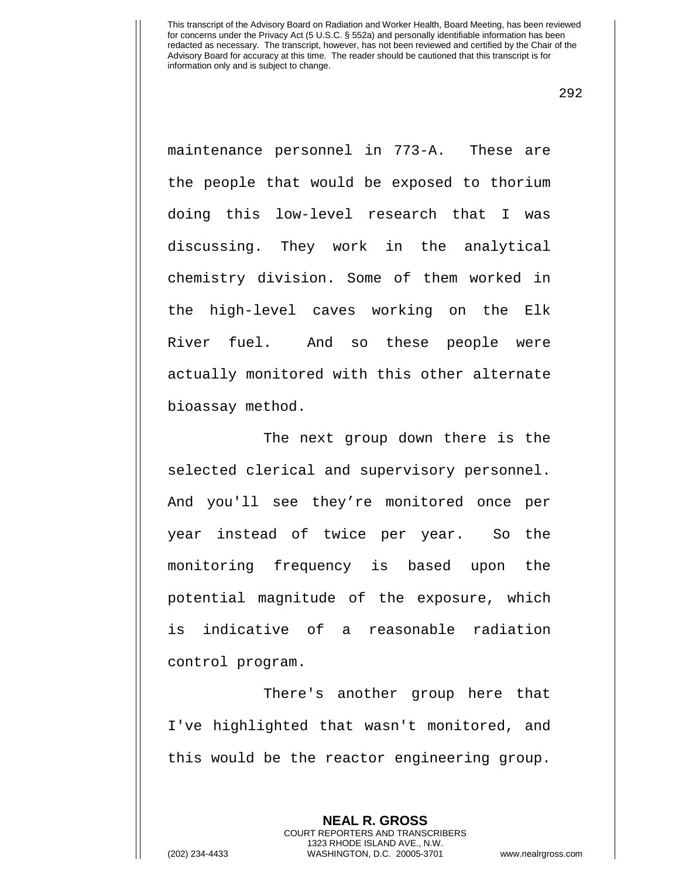maintenance personnel in 773-A. These are the people that would be exposed to thorium doing this low-level research that I was discussing. They work in the analytical chemistry division. Some of them worked in the high-level caves working on the Elk River fuel. And so these people were actually monitored with this other alternate bioassay method.

The next group down there is the selected clerical and supervisory personnel. And you'll see they're monitored once per year instead of twice per year. So the monitoring frequency is based upon the potential magnitude of the exposure, which is indicative of a reasonable radiation control program.

There's another group here that I've highlighted that wasn't monitored, and this would be the reactor engineering group.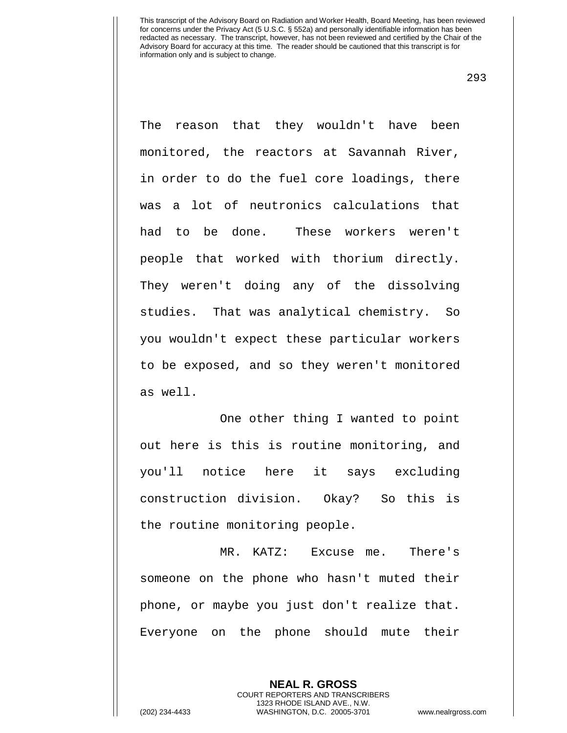The reason that they wouldn't have been monitored, the reactors at Savannah River, in order to do the fuel core loadings, there was a lot of neutronics calculations that had to be done. These workers weren't people that worked with thorium directly. They weren't doing any of the dissolving studies. That was analytical chemistry. So you wouldn't expect these particular workers to be exposed, and so they weren't monitored as well.

One other thing I wanted to point out here is this is routine monitoring, and you'll notice here it says excluding construction division. Okay? So this is the routine monitoring people.

MR. KATZ: Excuse me. There's someone on the phone who hasn't muted their phone, or maybe you just don't realize that. Everyone on the phone should mute their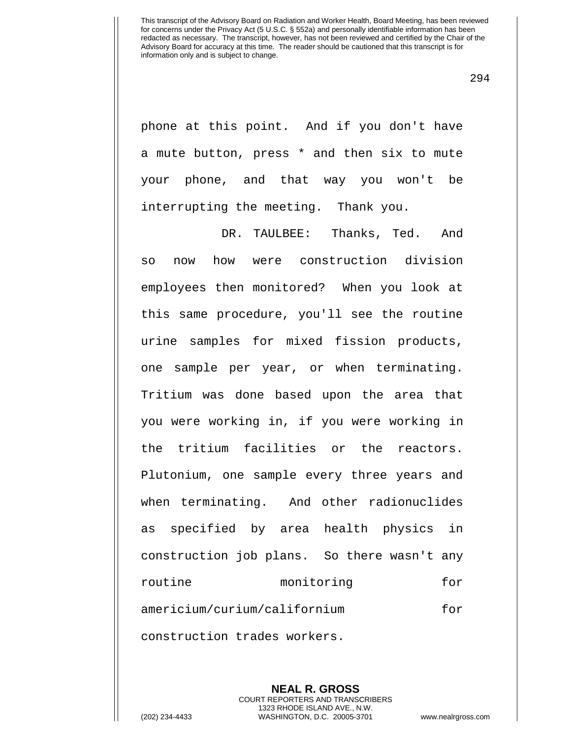phone at this point. And if you don't have a mute button, press * and then six to mute your phone, and that way you won't be interrupting the meeting. Thank you.

DR. TAULBEE: Thanks, Ted. And so now how were construction division employees then monitored? When you look at this same procedure, you'll see the routine urine samples for mixed fission products, one sample per year, or when terminating. Tritium was done based upon the area that you were working in, if you were working in the tritium facilities or the reactors. Plutonium, one sample every three years and when terminating. And other radionuclides as specified by area health physics in construction job plans. So there wasn't any routine monitoring for americium/curium/californium for construction trades workers.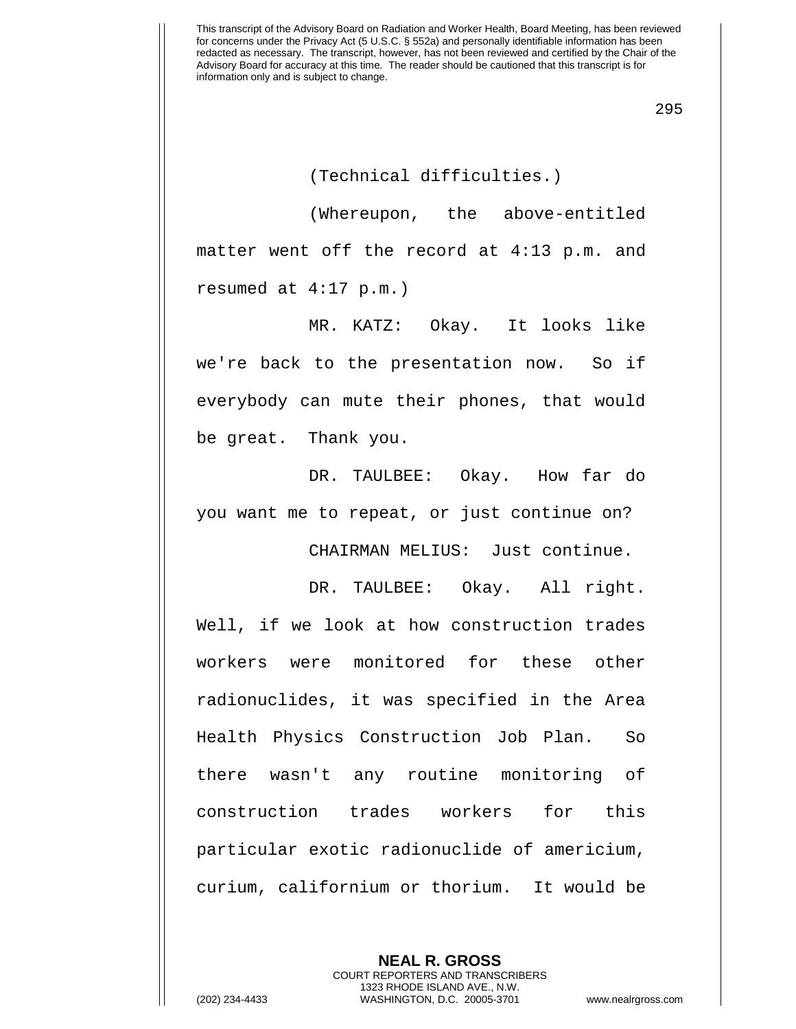(Technical difficulties.)

(Whereupon, the above-entitled matter went off the record at 4:13 p.m. and resumed at 4:17 p.m.)

MR. KATZ: Okay. It looks like we're back to the presentation now. So if everybody can mute their phones, that would be great. Thank you.

DR. TAULBEE: Okay. How far do you want me to repeat, or just continue on?

CHAIRMAN MELIUS: Just continue.

DR. TAULBEE: Okay. All right. Well, if we look at how construction trades workers were monitored for these other radionuclides, it was specified in the Area Health Physics Construction Job Plan. So there wasn't any routine monitoring of construction trades workers for this particular exotic radionuclide of americium, curium, californium or thorium. It would be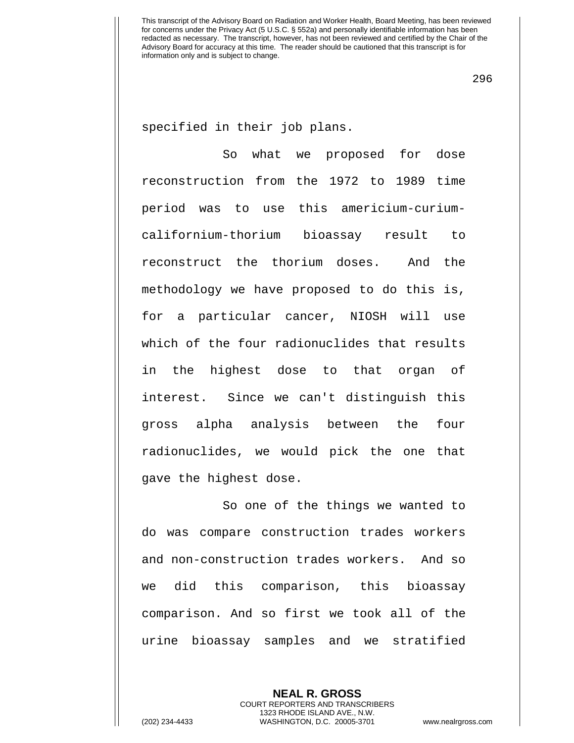specified in their job plans.

So what we proposed for dose reconstruction from the 1972 to 1989 time period was to use this americium-curium-californium-thorium bioassay result to reconstruct the thorium doses. And the methodology we have proposed to do this is, for a particular cancer, NIOSH will use which of the four radionuclides that results in the highest dose to that organ of interest. Since we can't distinguish this gross alpha analysis between the four radionuclides, we would pick the one that gave the highest dose.

So one of the things we wanted to do was compare construction trades workers and non-construction trades workers. And so we did this comparison, this bioassay comparison. And so first we took all of the urine bioassay samples and we stratified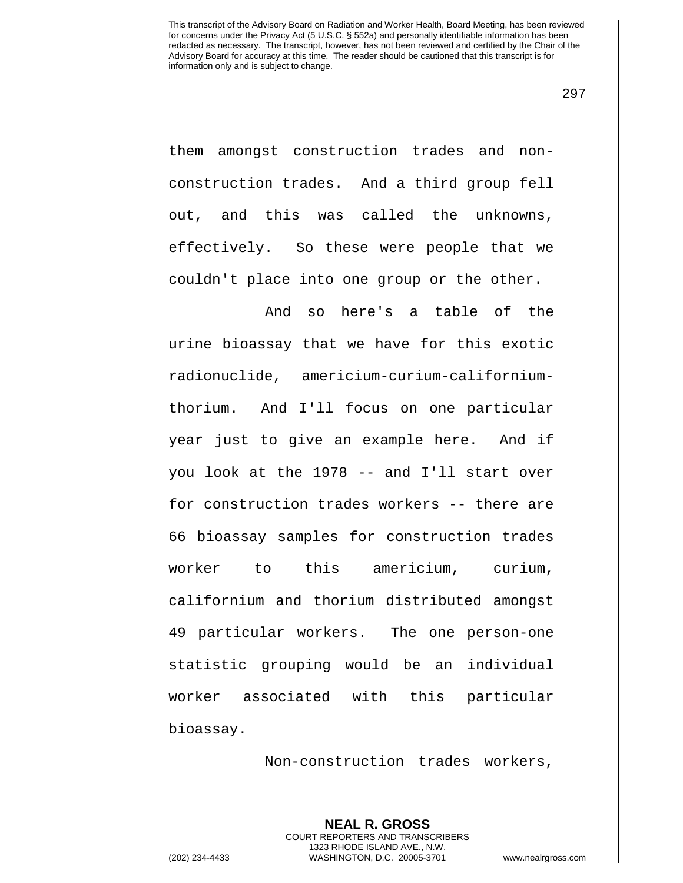them amongst construction trades and non-construction trades. And a third group fell out, and this was called the unknowns, effectively. So these were people that we couldn't place into one group or the other.

And so here's a table of the urine bioassay that we have for this exotic radionuclide, americium-curium-californium-thorium. And I'll focus on one particular year just to give an example here. And if you look at the 1978 -- and I'll start over for construction trades workers -- there are 66 bioassay samples for construction trades worker to this americium, curium, californium and thorium distributed amongst 49 particular workers. The one person-one statistic grouping would be an individual worker associated with this particular bioassay.

Non-construction trades workers,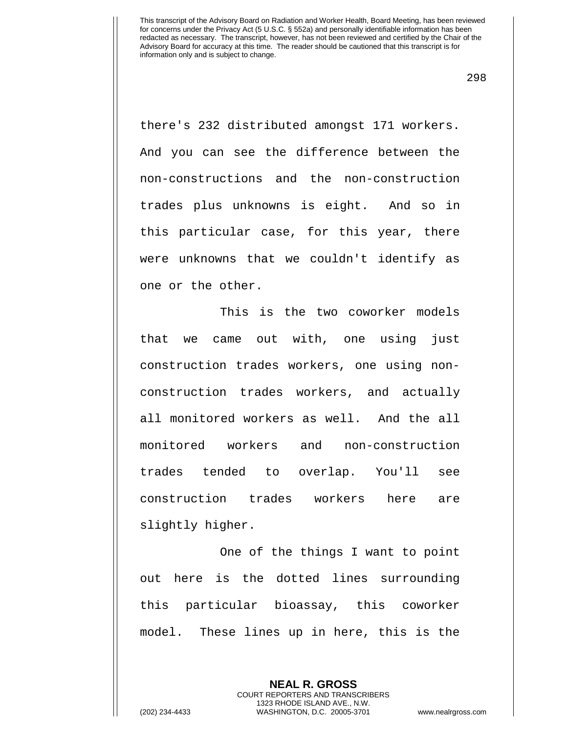there's 232 distributed amongst 171 workers. And you can see the difference between the non-constructions and the non-construction trades plus unknowns is eight. And so in this particular case, for this year, there were unknowns that we couldn't identify as one or the other.

This is the two coworker models that we came out with, one using just construction trades workers, one using non-construction trades workers, and actually all monitored workers as well. And the all monitored workers and non-construction trades tended to overlap. You'll see construction trades workers here are slightly higher.

One of the things I want to point out here is the dotted lines surrounding this particular bioassay, this coworker model. These lines up in here, this is the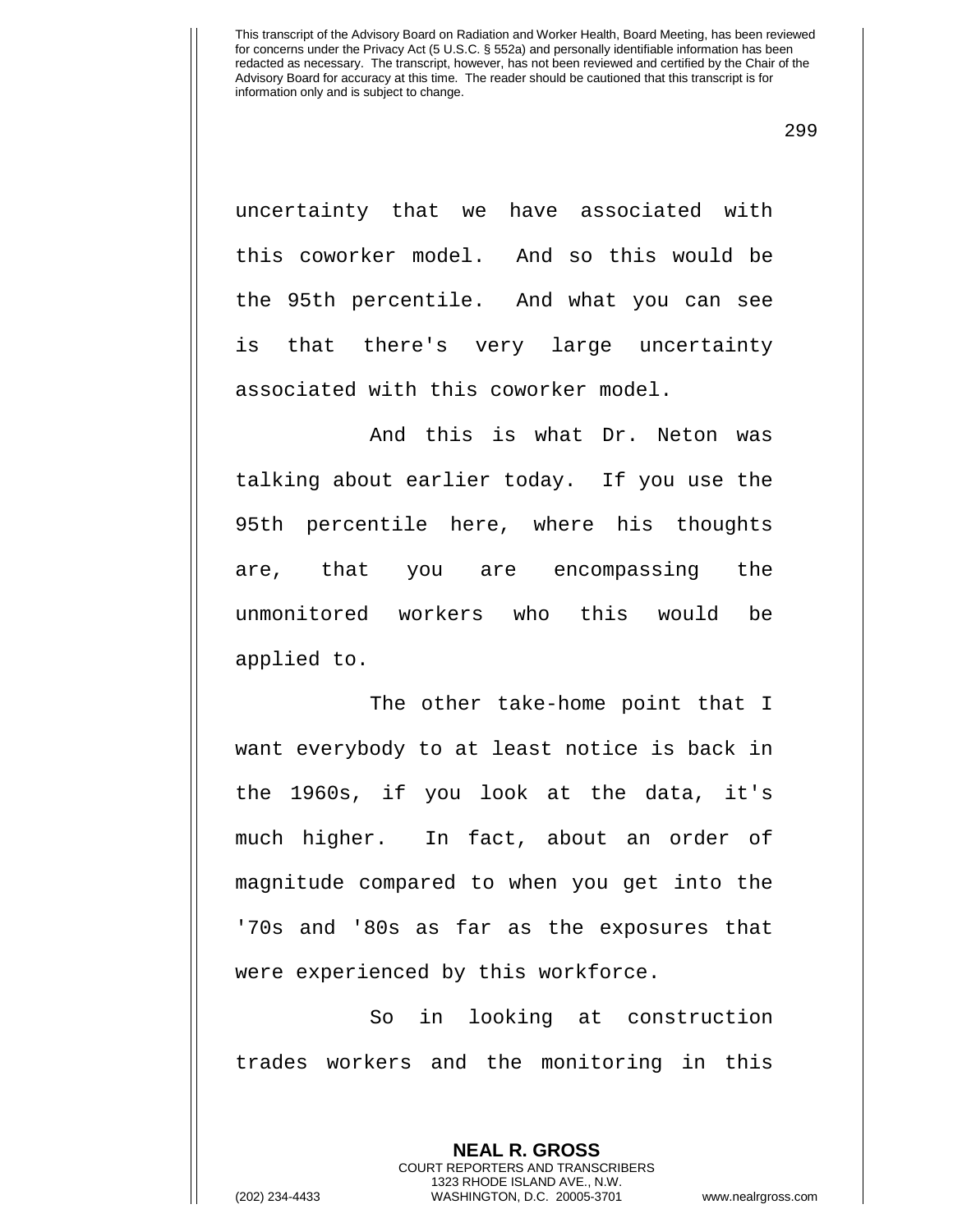uncertainty that we have associated with this coworker model. And so this would be the 95th percentile. And what you can see is that there's very large uncertainty associated with this coworker model.

And this is what Dr. Neton was talking about earlier today. If you use the 95th percentile here, where his thoughts are, that you are encompassing the unmonitored workers who this would be applied to.

The other take-home point that I want everybody to at least notice is back in the 1960s, if you look at the data, it's much higher. In fact, about an order of magnitude compared to when you get into the '70s and '80s as far as the exposures that were experienced by this workforce.

So in looking at construction trades workers and the monitoring in this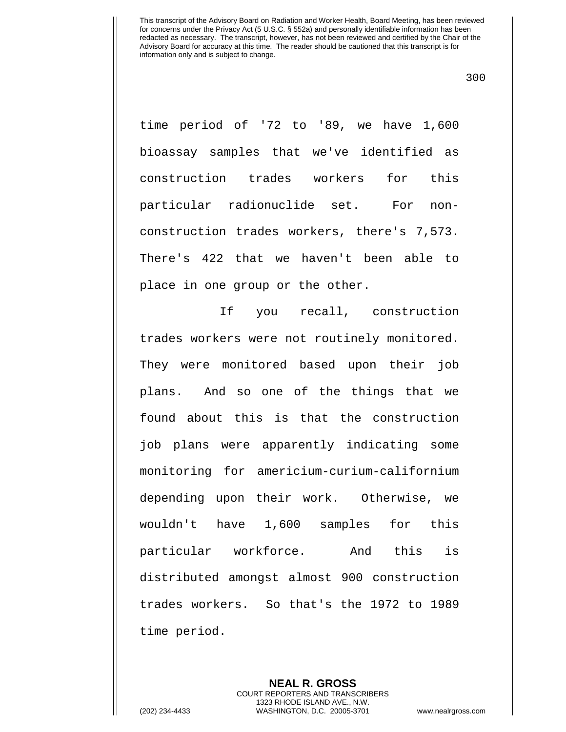time period of '72 to '89, we have 1,600 bioassay samples that we've identified as construction trades workers for this particular radionuclide set. For non-construction trades workers, there's 7,573. There's 422 that we haven't been able to place in one group or the other.

If you recall, construction trades workers were not routinely monitored. They were monitored based upon their job plans. And so one of the things that we found about this is that the construction job plans were apparently indicating some monitoring for americium-curium-californium depending upon their work. Otherwise, we wouldn't have 1,600 samples for this particular workforce. And this is distributed amongst almost 900 construction trades workers. So that's the 1972 to 1989 time period.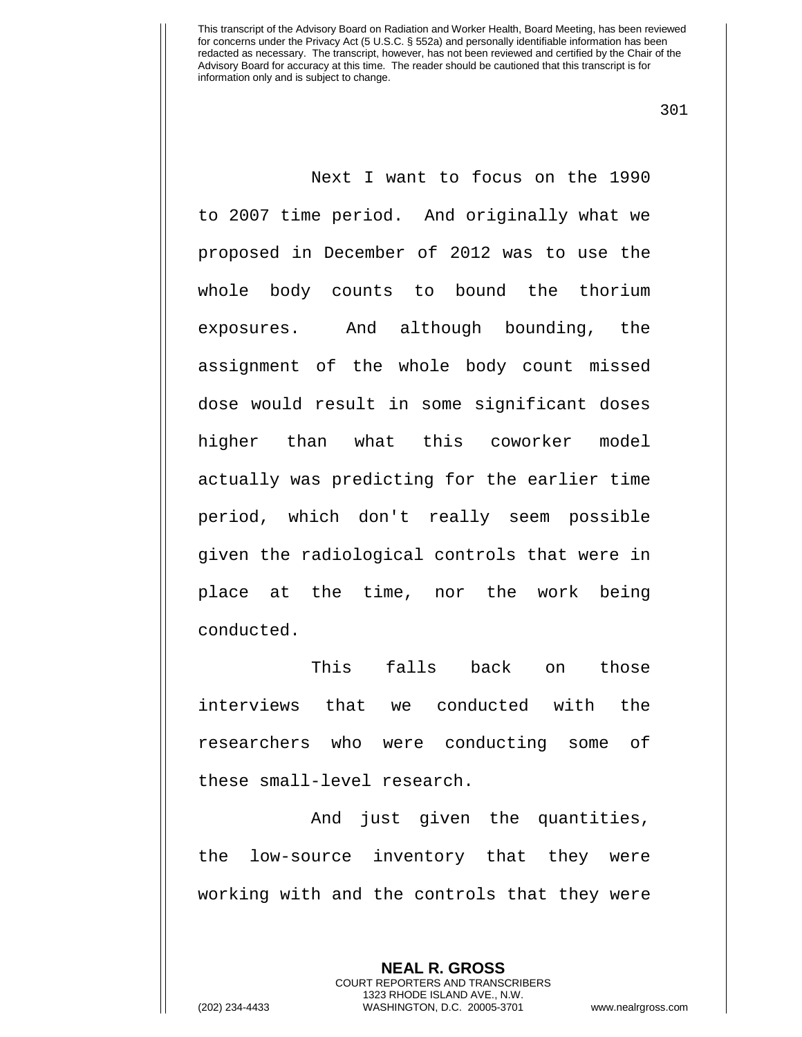Next I want to focus on the 1990 to 2007 time period. And originally what we proposed in December of 2012 was to use the whole body counts to bound the thorium exposures. And although bounding, the assignment of the whole body count missed dose would result in some significant doses higher than what this coworker model actually was predicting for the earlier time period, which don't really seem possible given the radiological controls that were in place at the time, nor the work being conducted.

This falls back on those interviews that we conducted with the researchers who were conducting some of these small-level research.

And just given the quantities, the low-source inventory that they were working with and the controls that they were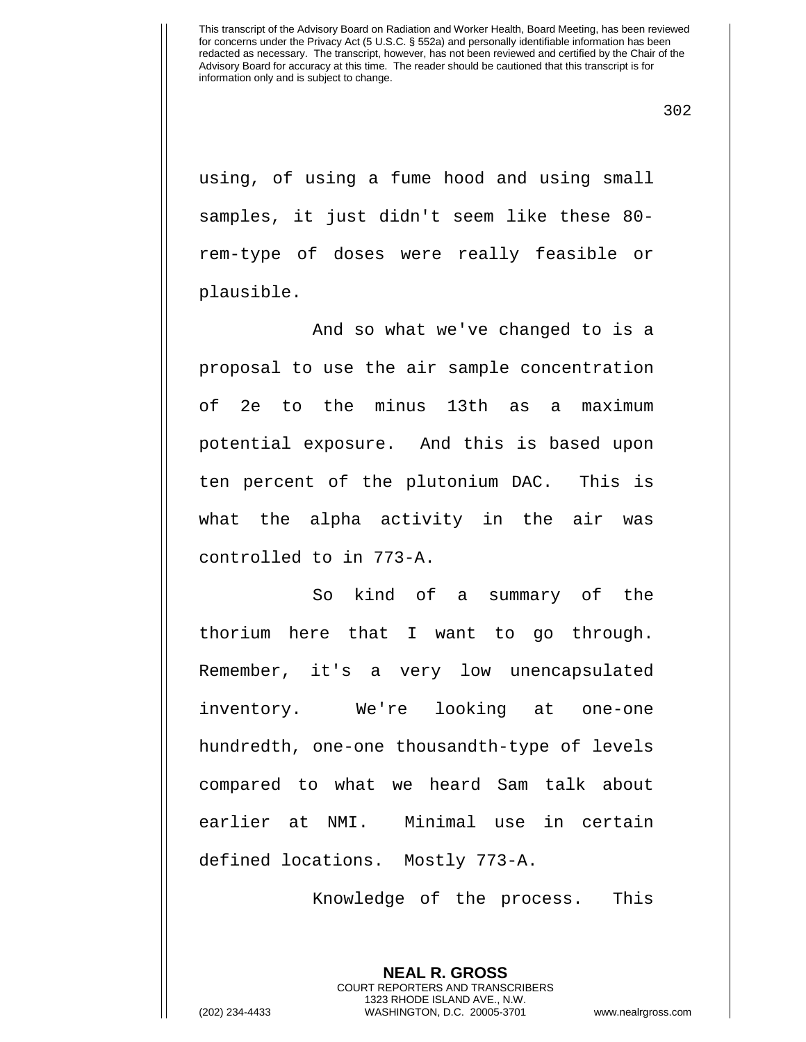using, of using a fume hood and using small samples, it just didn't seem like these 80-rem-type of doses were really feasible or plausible.

And so what we've changed to is a proposal to use the air sample concentration of 2e to the minus 13th as a maximum potential exposure. And this is based upon ten percent of the plutonium DAC. This is what the alpha activity in the air was controlled to in 773-A.

So kind of a summary of the thorium here that I want to go through. Remember, it's a very low unencapsulated inventory. We're looking at one-one hundredth, one-one thousandth-type of levels compared to what we heard Sam talk about earlier at NMI. Minimal use in certain defined locations. Mostly 773-A.

Knowledge of the process. This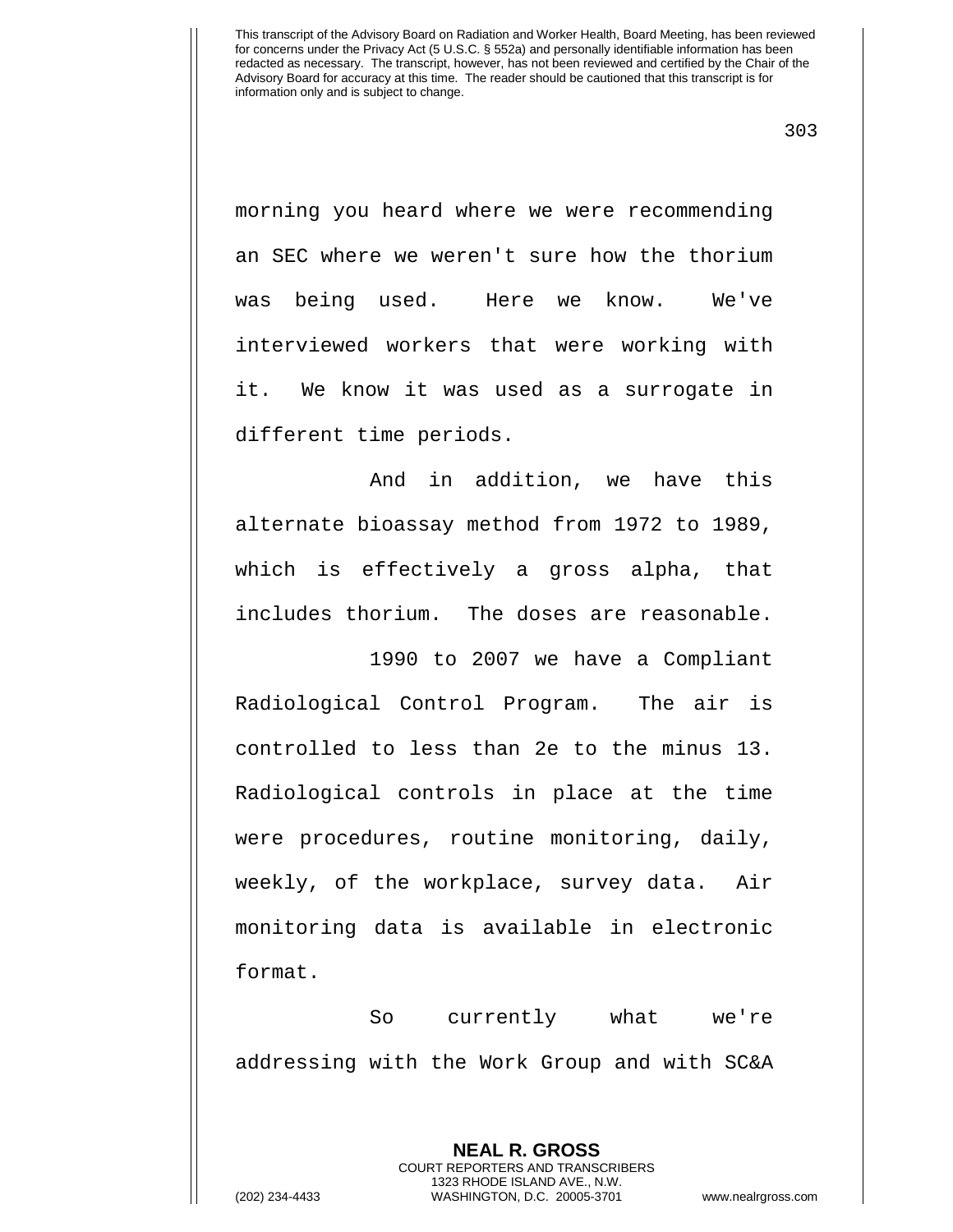morning you heard where we were recommending an SEC where we weren't sure how the thorium was being used. Here we know. We've interviewed workers that were working with it. We know it was used as a surrogate in different time periods.

And in addition, we have this alternate bioassay method from 1972 to 1989, which is effectively a gross alpha, that includes thorium. The doses are reasonable.

1990 to 2007 we have a Compliant Radiological Control Program. The air is controlled to less than 2e to the minus 13. Radiological controls in place at the time were procedures, routine monitoring, daily, weekly, of the workplace, survey data. Air monitoring data is available in electronic format.

So currently what we're addressing with the Work Group and with SC&A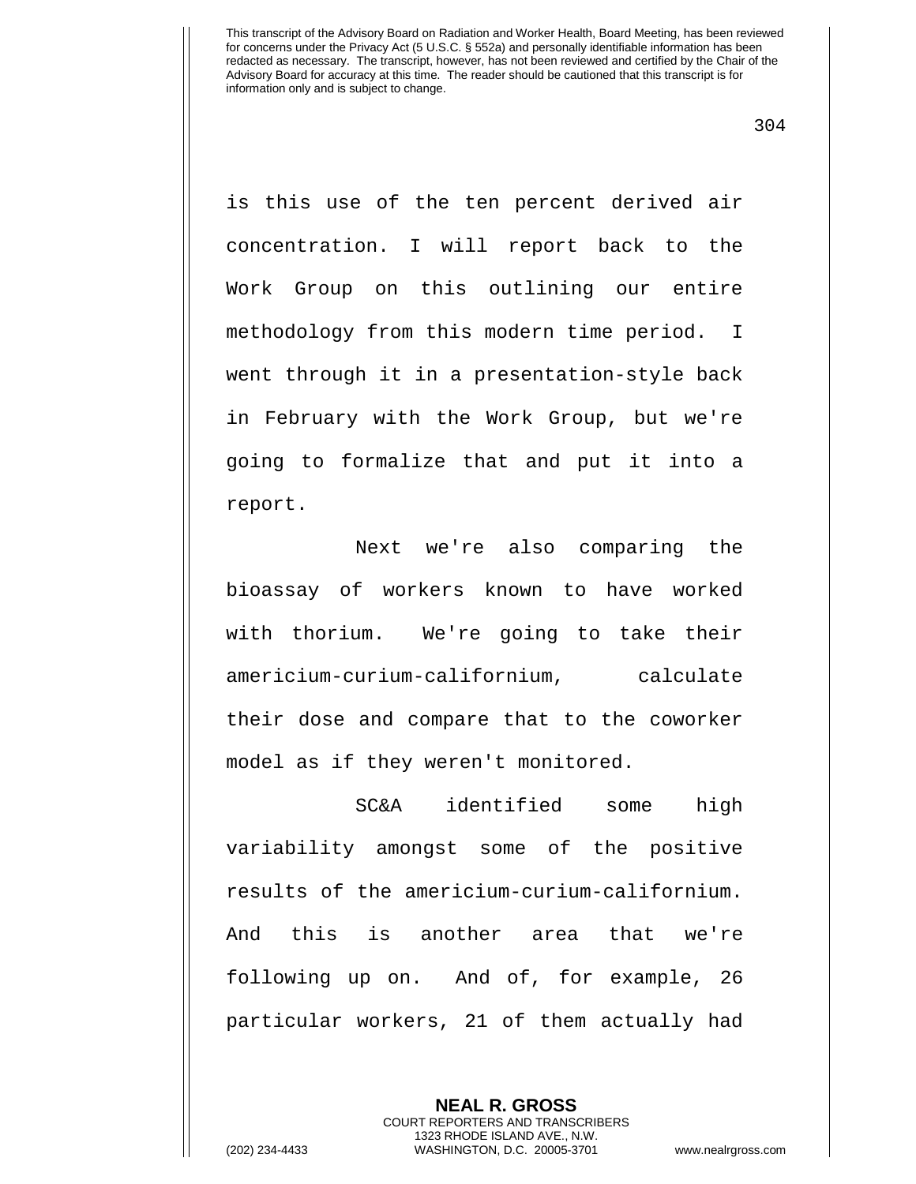is this use of the ten percent derived air concentration. I will report back to the Work Group on this outlining our entire methodology from this modern time period. I went through it in a presentation-style back in February with the Work Group, but we're going to formalize that and put it into a report.

Next we're also comparing the bioassay of workers known to have worked with thorium. We're going to take their americium-curium-californium, calculate their dose and compare that to the coworker model as if they weren't monitored.

SC&A identified some high variability amongst some of the positive results of the americium-curium-californium. And this is another area that we're following up on. And of, for example, 26 particular workers, 21 of them actually had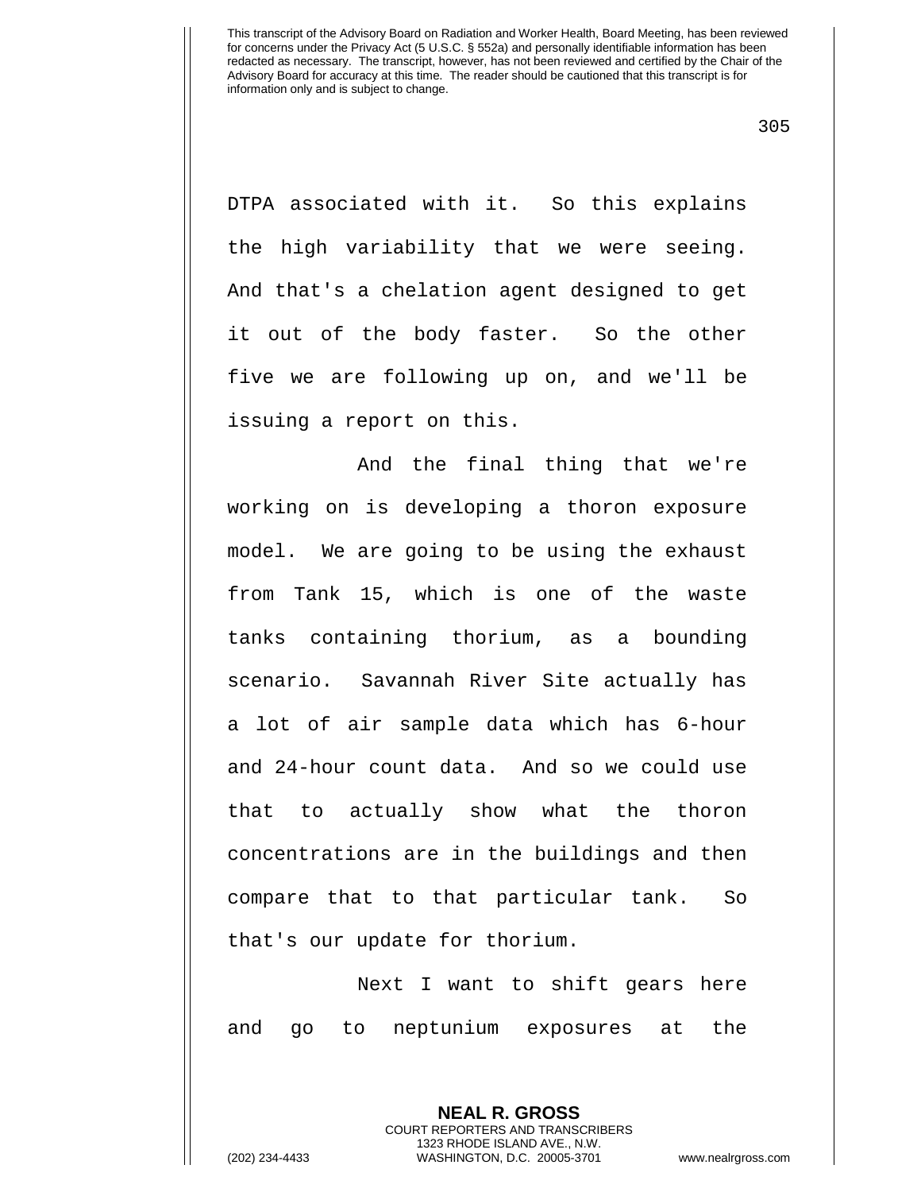DTPA associated with it. So this explains the high variability that we were seeing. And that's a chelation agent designed to get it out of the body faster. So the other five we are following up on, and we'll be issuing a report on this.

And the final thing that we're working on is developing a thoron exposure model. We are going to be using the exhaust from Tank 15, which is one of the waste tanks containing thorium, as a bounding scenario. Savannah River Site actually has a lot of air sample data which has 6-hour and 24-hour count data. And so we could use that to actually show what the thoron concentrations are in the buildings and then compare that to that particular tank. So that's our update for thorium.

Next I want to shift gears here and go to neptunium exposures at the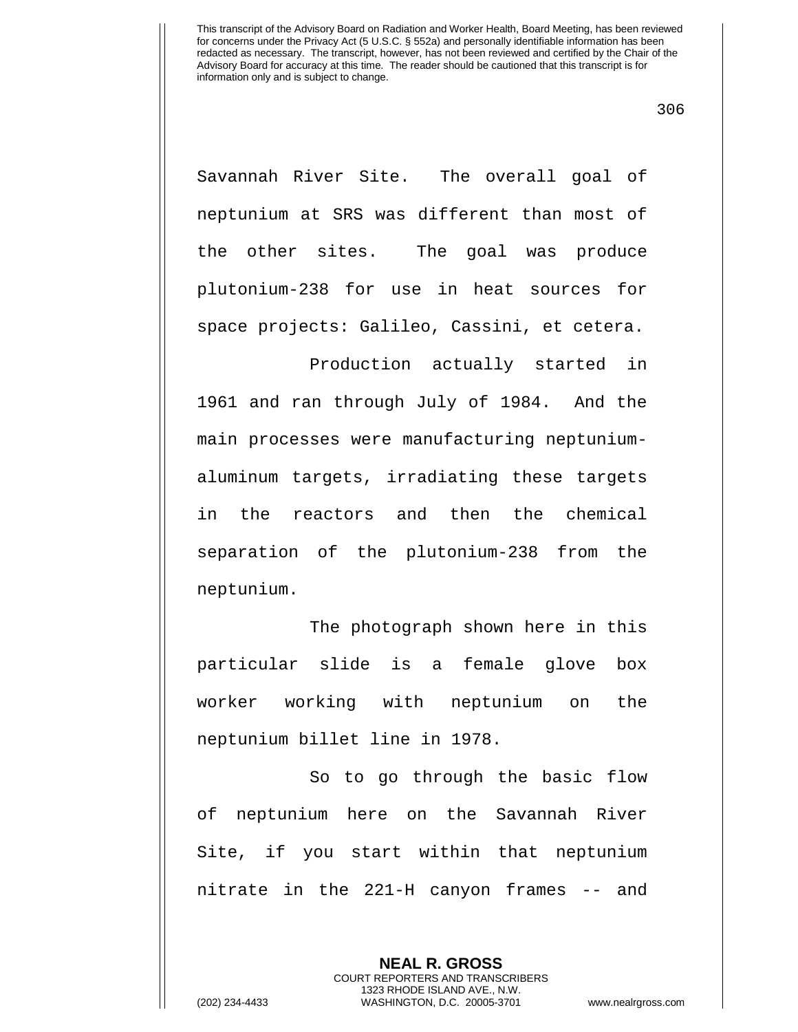Savannah River Site. The overall goal of neptunium at SRS was different than most of the other sites. The goal was produce plutonium-238 for use in heat sources for space projects: Galileo, Cassini, et cetera.

Production actually started in 1961 and ran through July of 1984. And the main processes were manufacturing neptunium-aluminum targets, irradiating these targets in the reactors and then the chemical separation of the plutonium-238 from the neptunium.

The photograph shown here in this particular slide is a female glove box worker working with neptunium on the neptunium billet line in 1978.

So to go through the basic flow of neptunium here on the Savannah River Site, if you start within that neptunium nitrate in the 221-H canyon frames -- and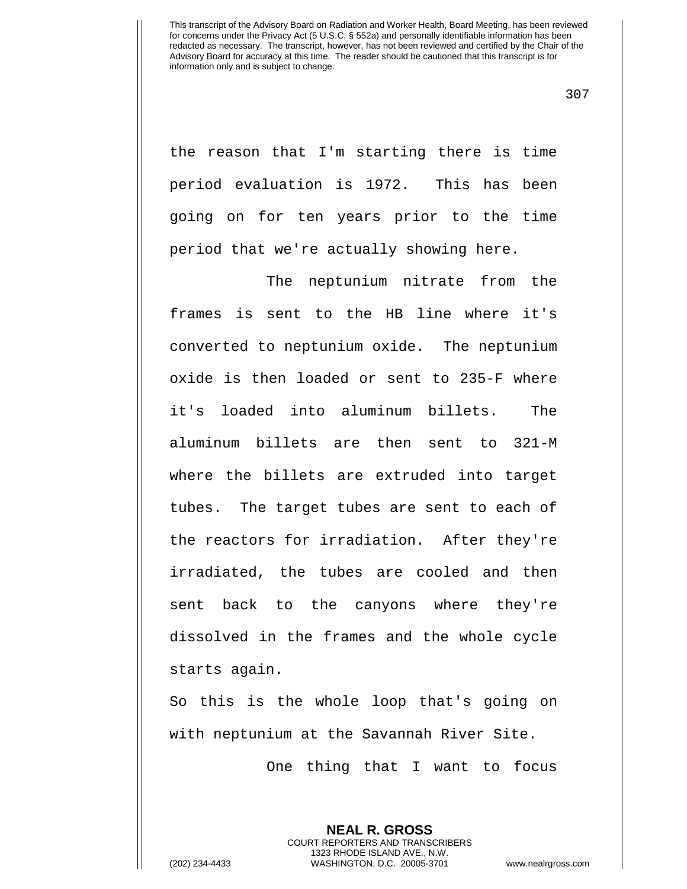the reason that I'm starting there is time period evaluation is 1972. This has been going on for ten years prior to the time period that we're actually showing here.

The neptunium nitrate from the frames is sent to the HB line where it's converted to neptunium oxide. The neptunium oxide is then loaded or sent to 235-F where it's loaded into aluminum billets. The aluminum billets are then sent to 321-M where the billets are extruded into target tubes. The target tubes are sent to each of the reactors for irradiation. After they're irradiated, the tubes are cooled and then sent back to the canyons where they're dissolved in the frames and the whole cycle starts again.

So this is the whole loop that's going on with neptunium at the Savannah River Site.

One thing that I want to focus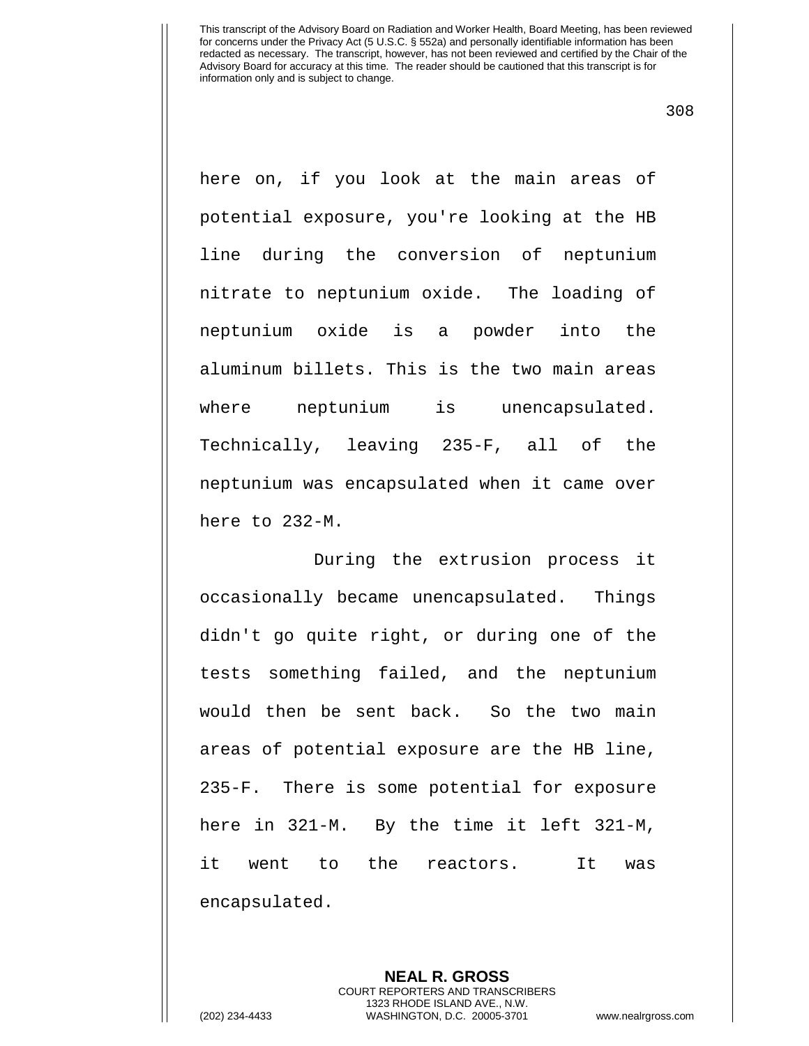here on, if you look at the main areas of potential exposure, you're looking at the HB line during the conversion of neptunium nitrate to neptunium oxide. The loading of neptunium oxide is a powder into the aluminum billets. This is the two main areas where neptunium is unencapsulated. Technically, leaving 235-F, all of the neptunium was encapsulated when it came over here to 232-M.

During the extrusion process it occasionally became unencapsulated. Things didn't go quite right, or during one of the tests something failed, and the neptunium would then be sent back. So the two main areas of potential exposure are the HB line, 235-F. There is some potential for exposure here in 321-M. By the time it left 321-M, it went to the reactors. It was encapsulated.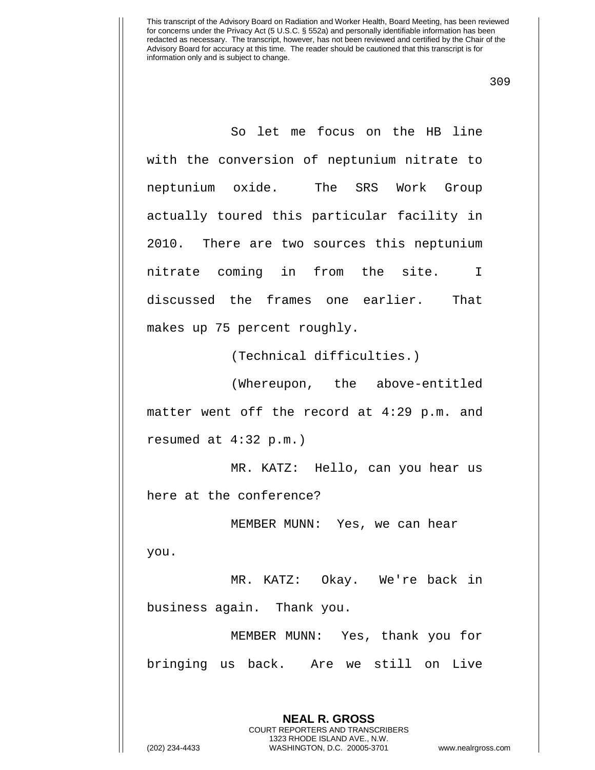So let me focus on the HB line with the conversion of neptunium nitrate to neptunium oxide. The SRS Work Group actually toured this particular facility in 2010. There are two sources this neptunium nitrate coming in from the site. I discussed the frames one earlier. That makes up 75 percent roughly.

(Technical difficulties.)

(Whereupon, the above-entitled matter went off the record at 4:29 p.m. and resumed at 4:32 p.m.)

MR. KATZ: Hello, can you hear us here at the conference?

MEMBER MUNN: Yes, we can hear you.

MR. KATZ: Okay. We're back in business again. Thank you.

MEMBER MUNN: Yes, thank you for bringing us back. Are we still on Live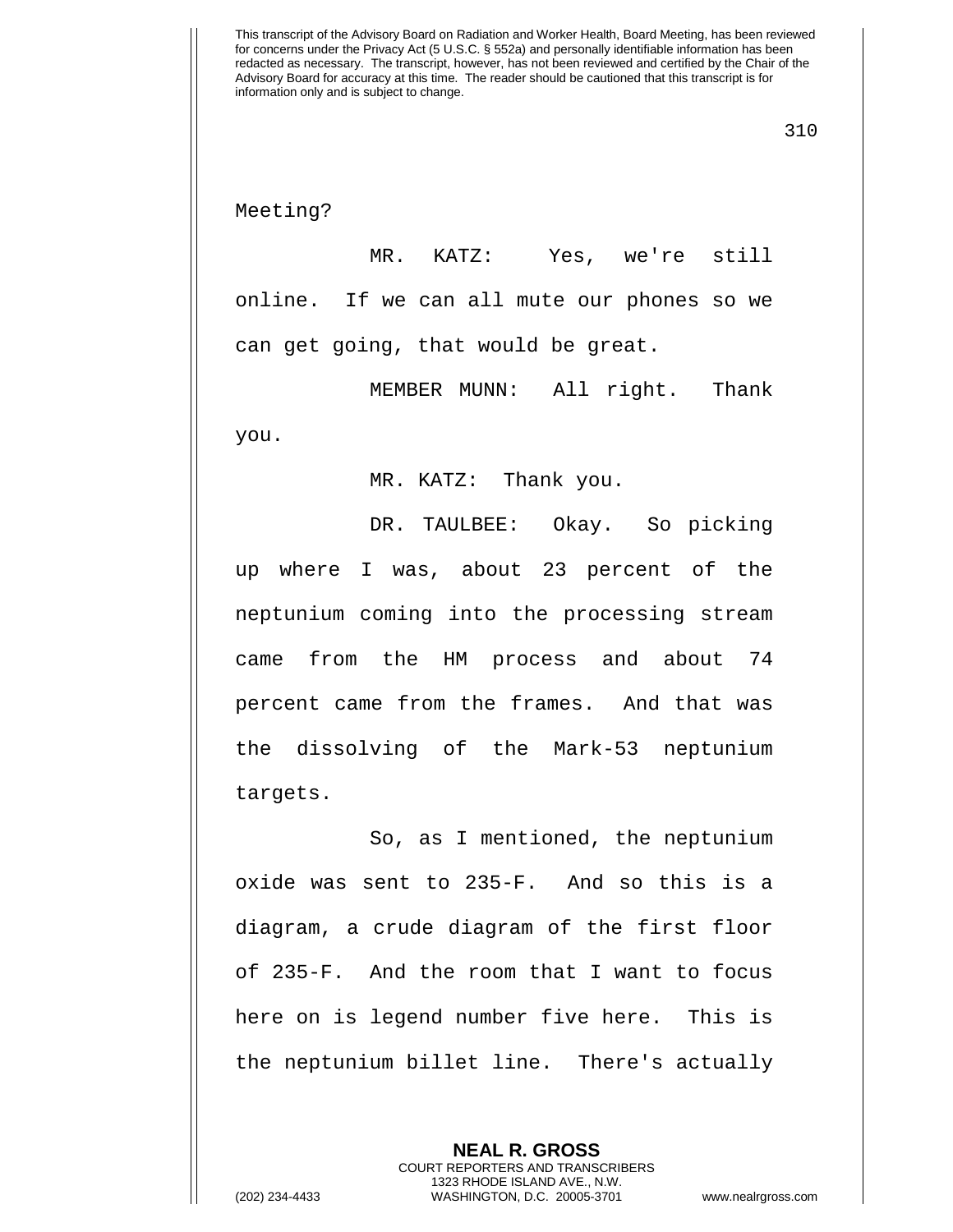Meeting?

MR. KATZ: Yes, we're still online. If we can all mute our phones so we can get going, that would be great.

MEMBER MUNN: All right. Thank you.

MR. KATZ: Thank you.

DR. TAULBEE: Okay. So picking up where I was, about 23 percent of the neptunium coming into the processing stream came from the HM process and about 74 percent came from the frames. And that was the dissolving of the Mark-53 neptunium targets.

So, as I mentioned, the neptunium oxide was sent to 235-F. And so this is a diagram, a crude diagram of the first floor of 235-F. And the room that I want to focus here on is legend number five here. This is the neptunium billet line. There's actually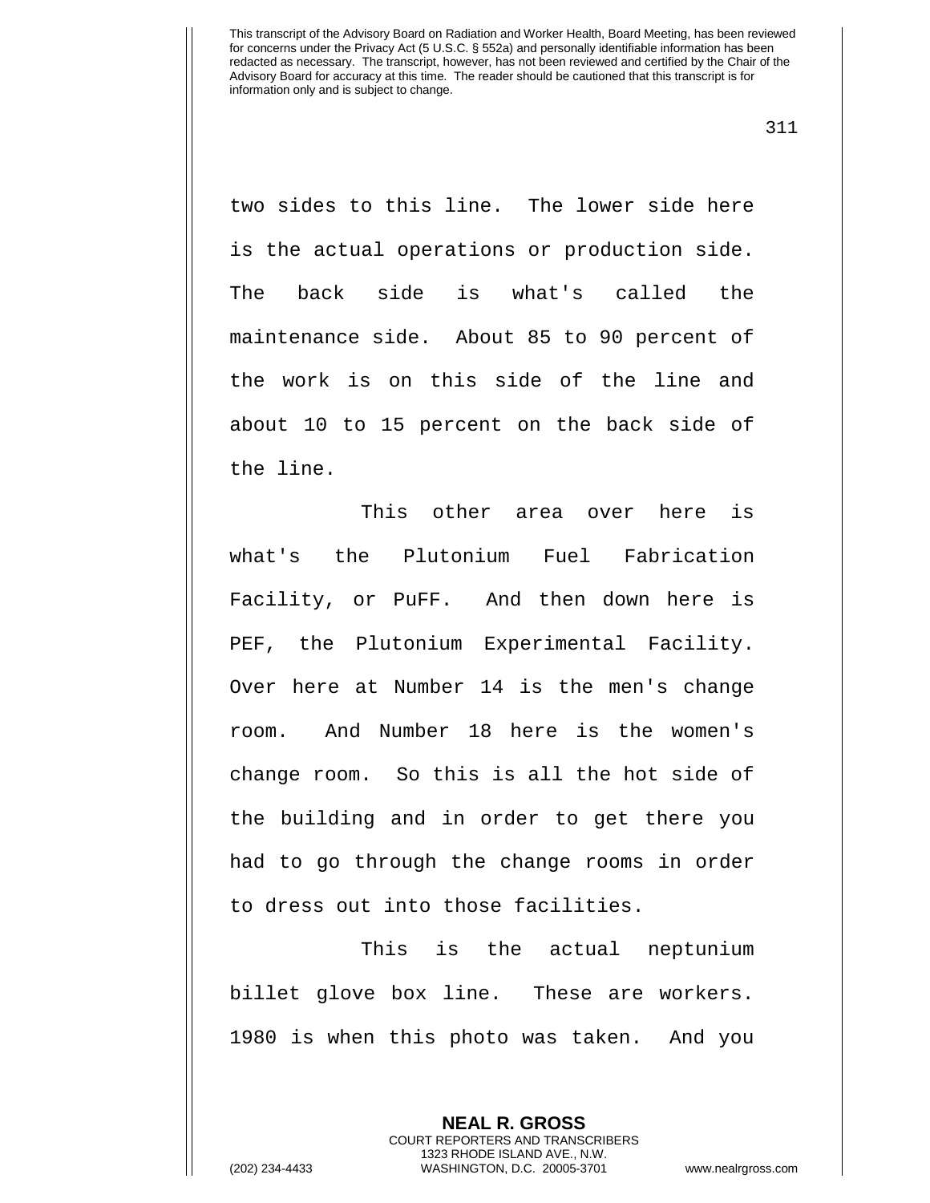two sides to this line. The lower side here is the actual operations or production side. The back side is what's called the maintenance side. About 85 to 90 percent of the work is on this side of the line and about 10 to 15 percent on the back side of the line.

This other area over here is what's the Plutonium Fuel Fabrication Facility, or PuFF. And then down here is PEF, the Plutonium Experimental Facility. Over here at Number 14 is the men's change room. And Number 18 here is the women's change room. So this is all the hot side of the building and in order to get there you had to go through the change rooms in order to dress out into those facilities.

This is the actual neptunium billet glove box line. These are workers. 1980 is when this photo was taken. And you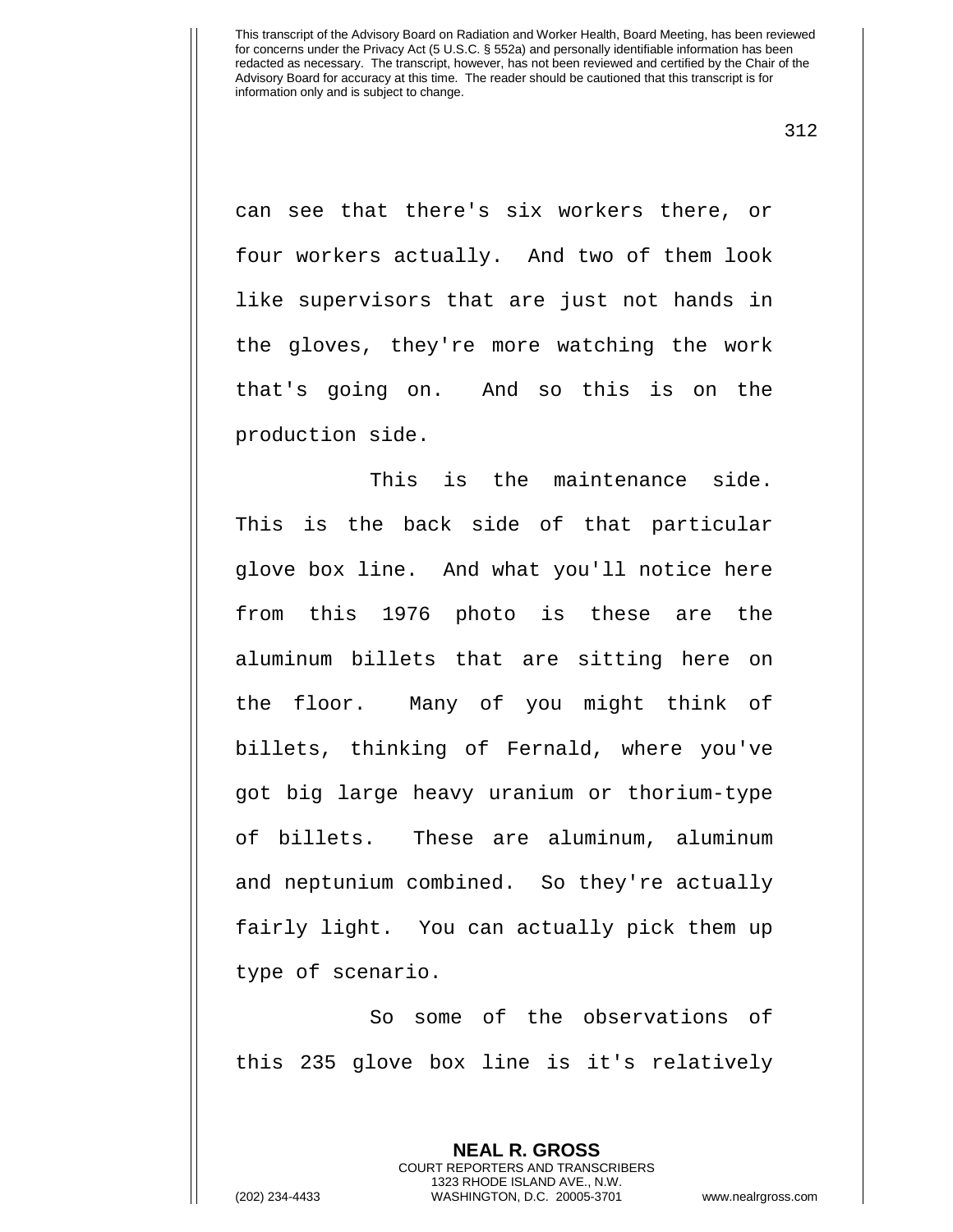can see that there's six workers there, or four workers actually. And two of them look like supervisors that are just not hands in the gloves, they're more watching the work that's going on. And so this is on the production side.

This is the maintenance side. This is the back side of that particular glove box line. And what you'll notice here from this 1976 photo is these are the aluminum billets that are sitting here on the floor. Many of you might think of billets, thinking of Fernald, where you've got big large heavy uranium or thorium-type of billets. These are aluminum, aluminum and neptunium combined. So they're actually fairly light. You can actually pick them up type of scenario.

So some of the observations of this 235 glove box line is it's relatively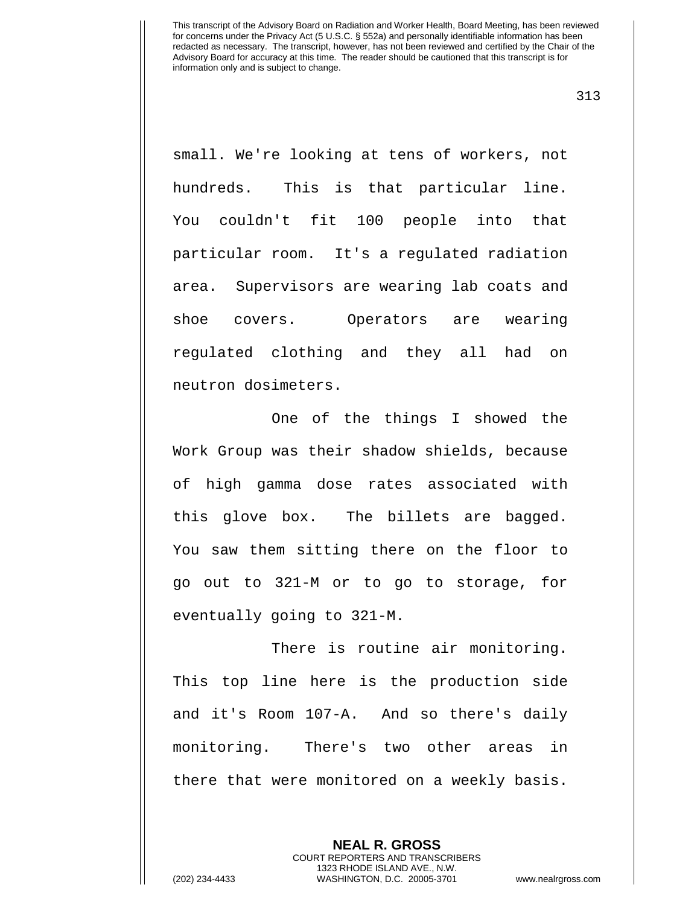small. We're looking at tens of workers, not hundreds. This is that particular line. You couldn't fit 100 people into that particular room. It's a regulated radiation area. Supervisors are wearing lab coats and shoe covers. Operators are wearing regulated clothing and they all had on neutron dosimeters.

One of the things I showed the Work Group was their shadow shields, because of high gamma dose rates associated with this glove box. The billets are bagged. You saw them sitting there on the floor to go out to 321-M or to go to storage, for eventually going to 321-M.

There is routine air monitoring. This top line here is the production side and it's Room 107-A. And so there's daily monitoring. There's two other areas in there that were monitored on a weekly basis.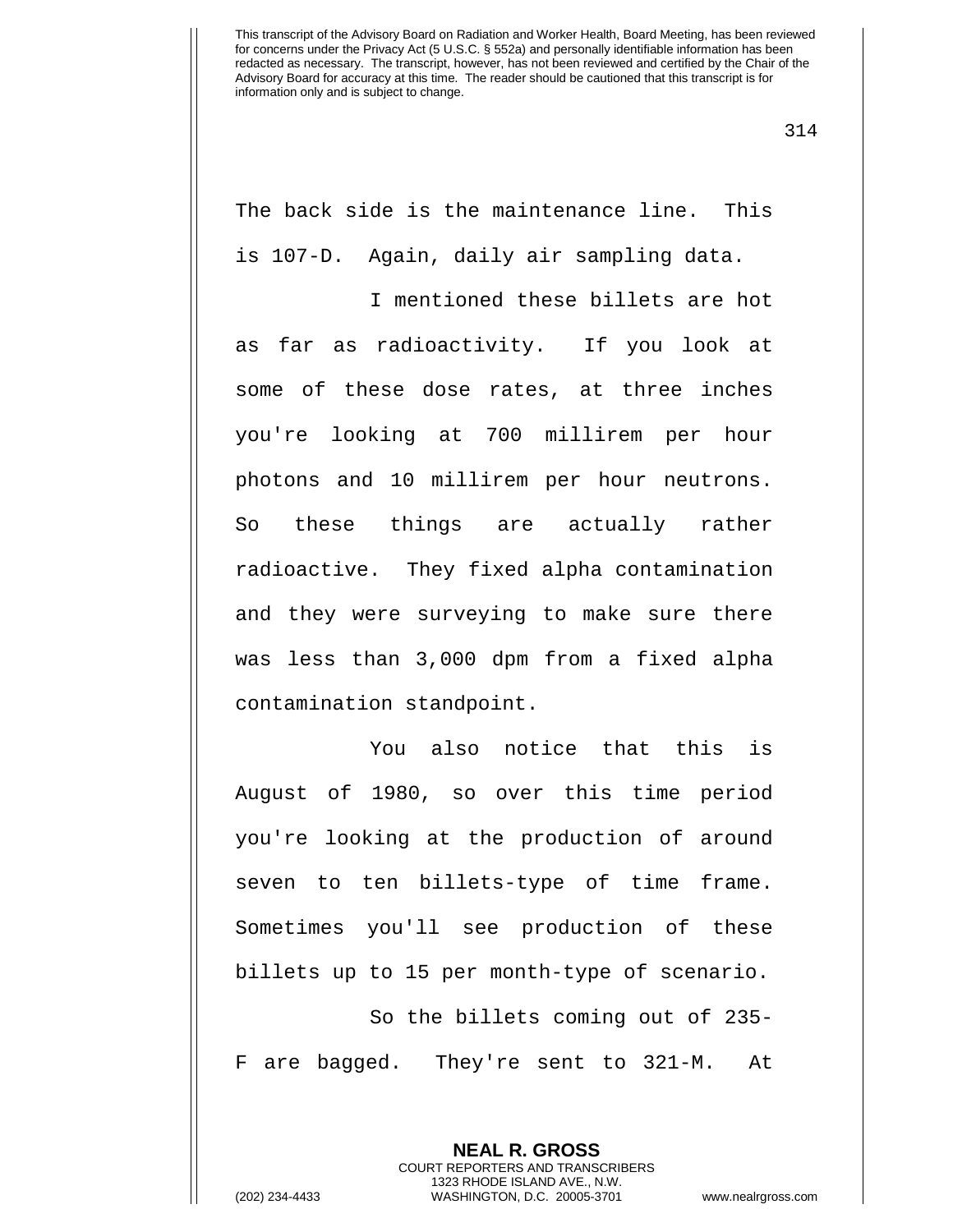The back side is the maintenance line. This is 107-D. Again, daily air sampling data.

I mentioned these billets are hot as far as radioactivity. If you look at some of these dose rates, at three inches you're looking at 700 millirem per hour photons and 10 millirem per hour neutrons. So these things are actually rather radioactive. They fixed alpha contamination and they were surveying to make sure there was less than 3,000 dpm from a fixed alpha contamination standpoint.

You also notice that this is August of 1980, so over this time period you're looking at the production of around seven to ten billets-type of time frame. Sometimes you'll see production of these billets up to 15 per month-type of scenario.

So the billets coming out of 235-F are bagged. They're sent to 321-M. At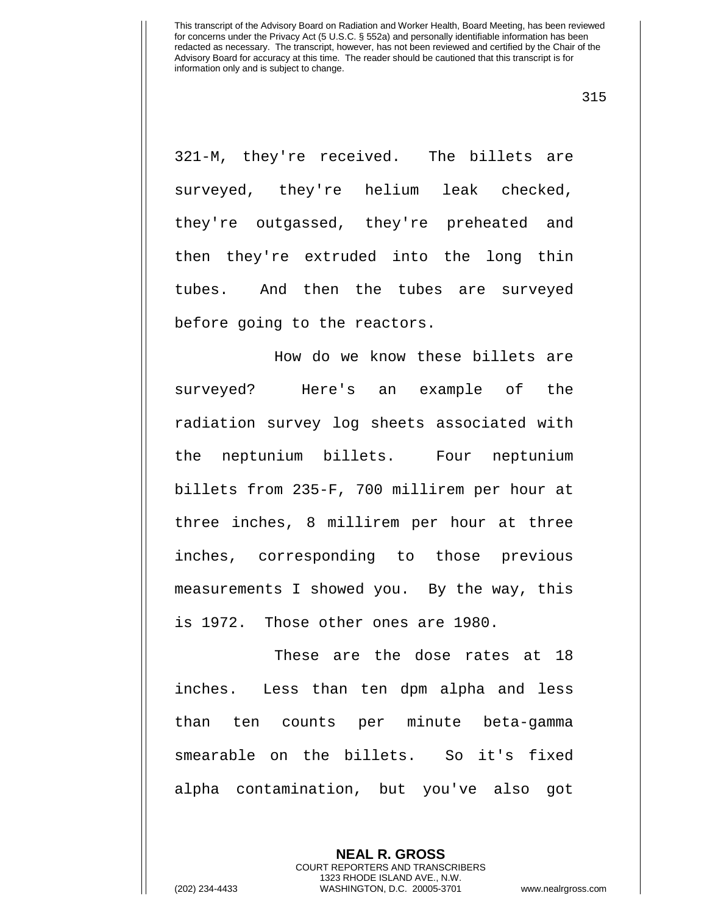321-M, they're received. The billets are surveyed, they're helium leak checked, they're outgassed, they're preheated and then they're extruded into the long thin tubes. And then the tubes are surveyed before going to the reactors.

How do we know these billets are surveyed? Here's an example of the radiation survey log sheets associated with the neptunium billets. Four neptunium billets from 235-F, 700 millirem per hour at three inches, 8 millirem per hour at three inches, corresponding to those previous measurements I showed you. By the way, this is 1972. Those other ones are 1980.

These are the dose rates at 18 inches. Less than ten dpm alpha and less than ten counts per minute beta-gamma smearable on the billets. So it's fixed alpha contamination, but you've also got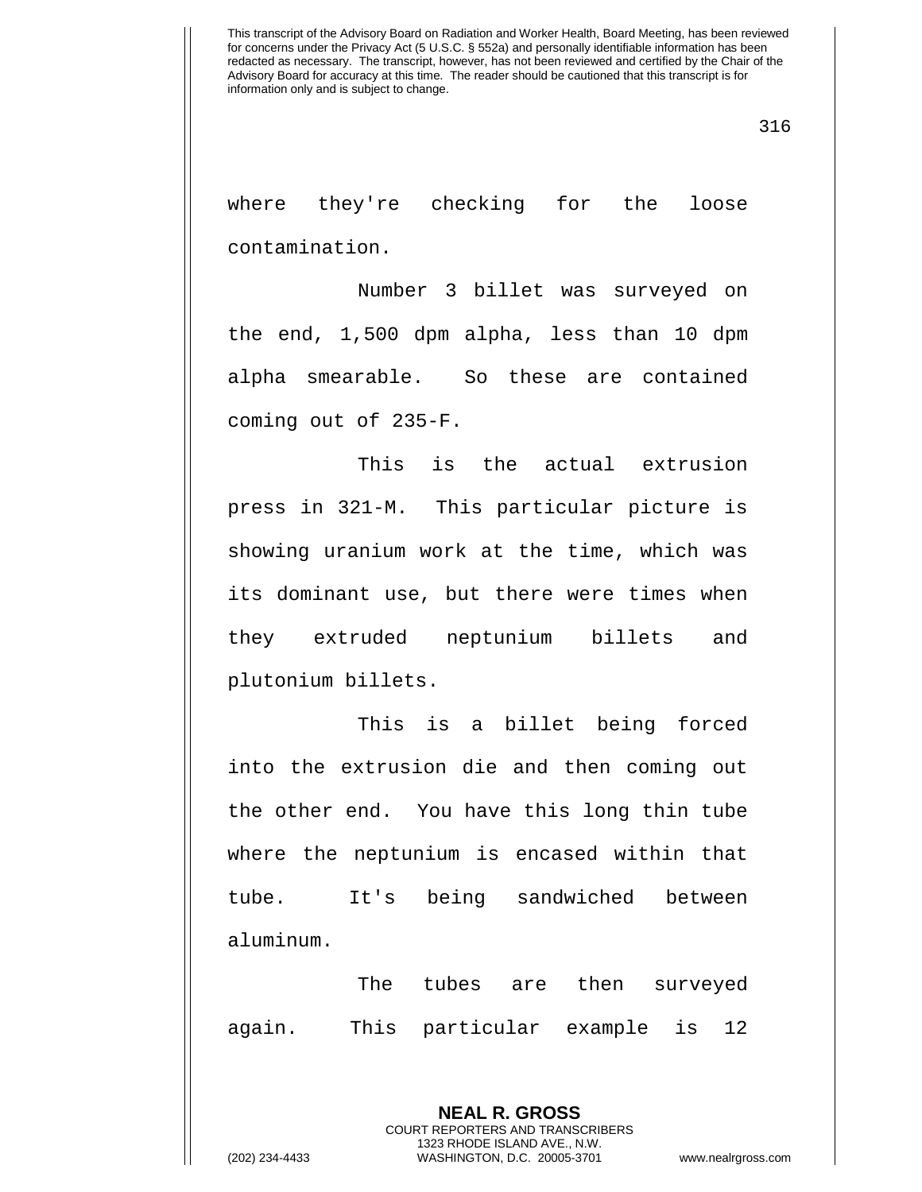where they're checking for the loose contamination.

Number 3 billet was surveyed on the end, 1,500 dpm alpha, less than 10 dpm alpha smearable. So these are contained coming out of 235-F.

This is the actual extrusion press in 321-M. This particular picture is showing uranium work at the time, which was its dominant use, but there were times when they extruded neptunium billets and plutonium billets.

This is a billet being forced into the extrusion die and then coming out the other end. You have this long thin tube where the neptunium is encased within that tube. It's being sandwiched between aluminum.

The tubes are then surveyed again. This particular example is 12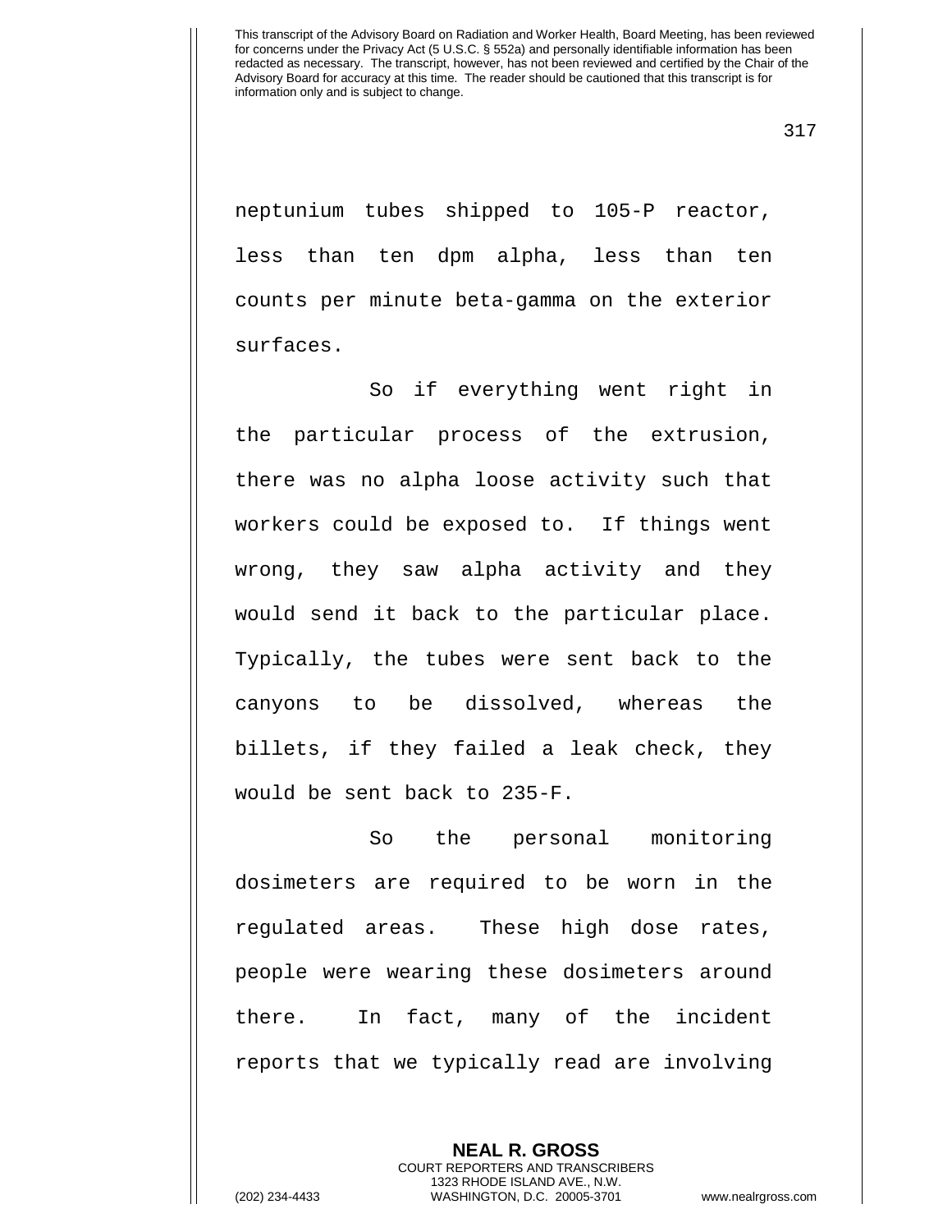neptunium tubes shipped to 105-P reactor, less than ten dpm alpha, less than ten counts per minute beta-gamma on the exterior surfaces.

So if everything went right in the particular process of the extrusion, there was no alpha loose activity such that workers could be exposed to. If things went wrong, they saw alpha activity and they would send it back to the particular place. Typically, the tubes were sent back to the canyons to be dissolved, whereas the billets, if they failed a leak check, they would be sent back to 235-F.

So the personal monitoring dosimeters are required to be worn in the regulated areas. These high dose rates, people were wearing these dosimeters around there. In fact, many of the incident reports that we typically read are involving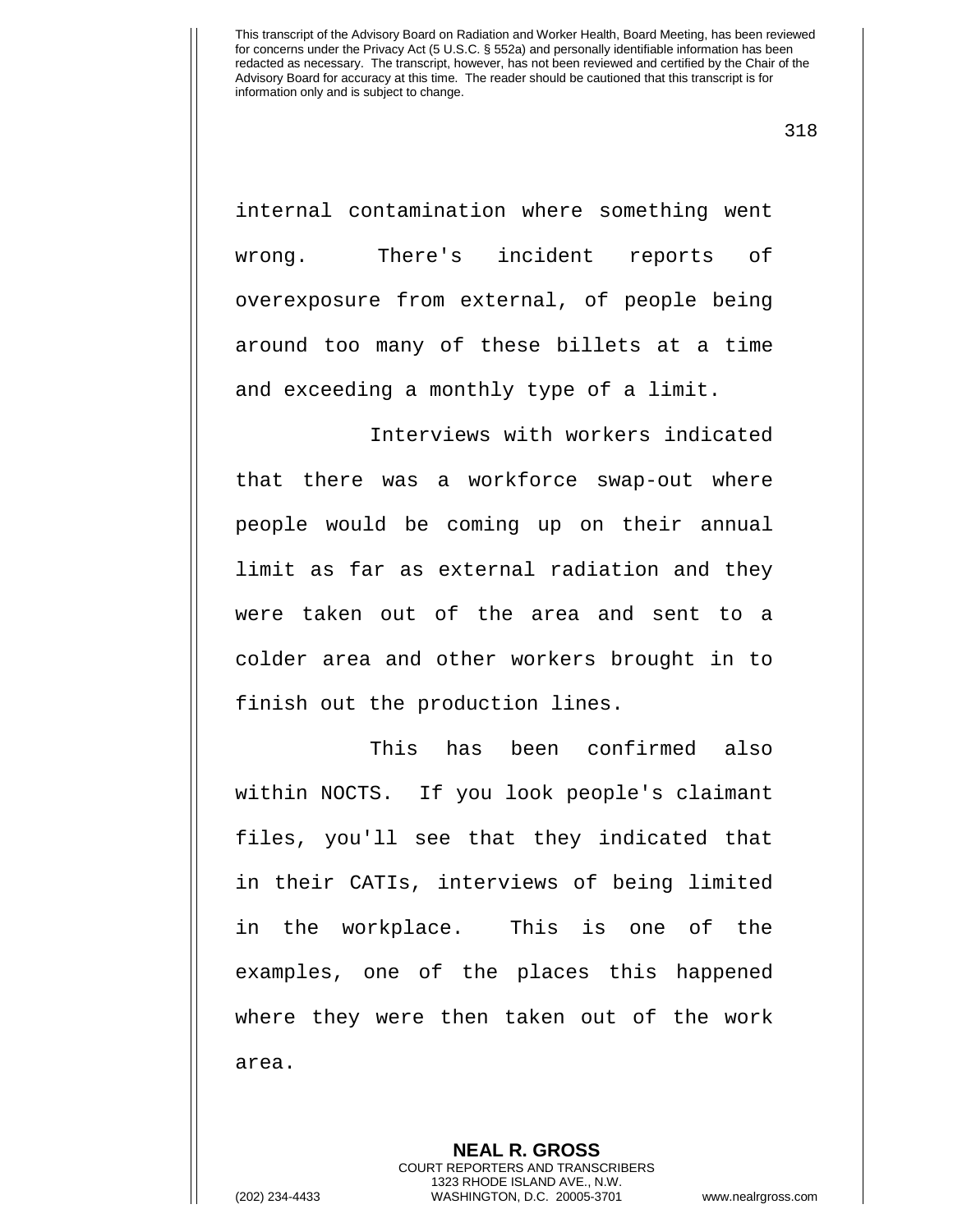internal contamination where something went wrong. There's incident reports of overexposure from external, of people being around too many of these billets at a time and exceeding a monthly type of a limit.

Interviews with workers indicated that there was a workforce swap-out where people would be coming up on their annual limit as far as external radiation and they were taken out of the area and sent to a colder area and other workers brought in to finish out the production lines.

This has been confirmed also within NOCTS. If you look people's claimant files, you'll see that they indicated that in their CATIs, interviews of being limited in the workplace. This is one of the examples, one of the places this happened where they were then taken out of the work area.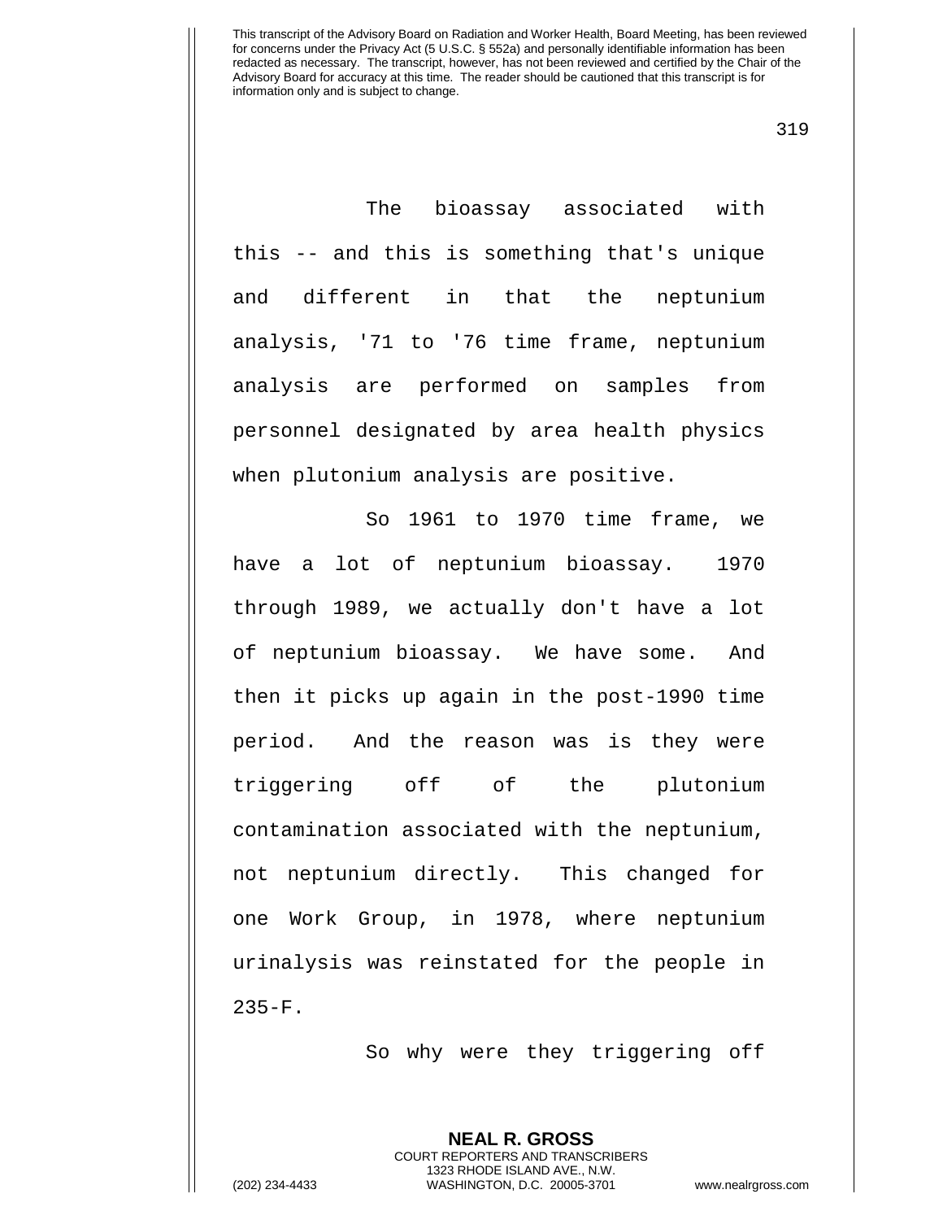The bioassay associated with this -- and this is something that's unique and different in that the neptunium analysis, '71 to '76 time frame, neptunium analysis are performed on samples from personnel designated by area health physics when plutonium analysis are positive.

So 1961 to 1970 time frame, we have a lot of neptunium bioassay. 1970 through 1989, we actually don't have a lot of neptunium bioassay. We have some. And then it picks up again in the post-1990 time period. And the reason was is they were triggering off of the plutonium contamination associated with the neptunium, not neptunium directly. This changed for one Work Group, in 1978, where neptunium urinalysis was reinstated for the people in 235-F.

So why were they triggering off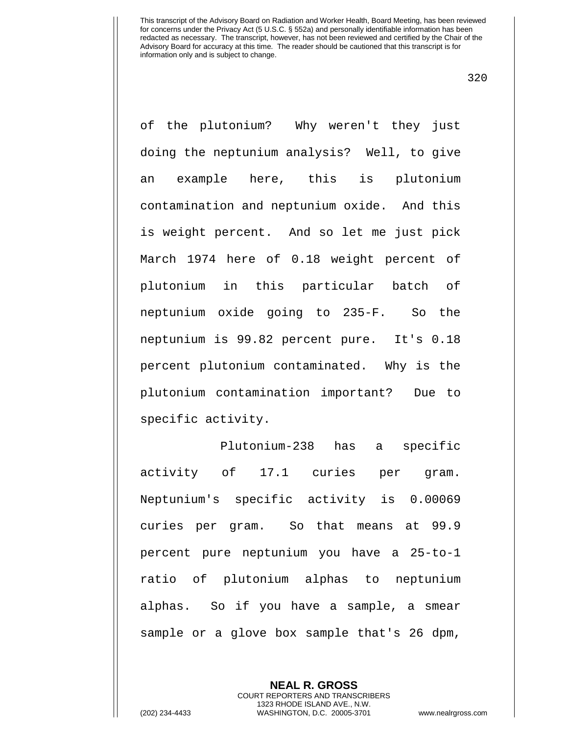of the plutonium? Why weren't they just doing the neptunium analysis? Well, to give an example here, this is plutonium contamination and neptunium oxide. And this is weight percent. And so let me just pick March 1974 here of 0.18 weight percent of plutonium in this particular batch of neptunium oxide going to 235-F. So the neptunium is 99.82 percent pure. It's 0.18 percent plutonium contaminated. Why is the plutonium contamination important? Due to specific activity.

Plutonium-238 has a specific activity of 17.1 curies per gram. Neptunium's specific activity is 0.00069 curies per gram. So that means at 99.9 percent pure neptunium you have a 25-to-1 ratio of plutonium alphas to neptunium alphas. So if you have a sample, a smear sample or a glove box sample that's 26 dpm,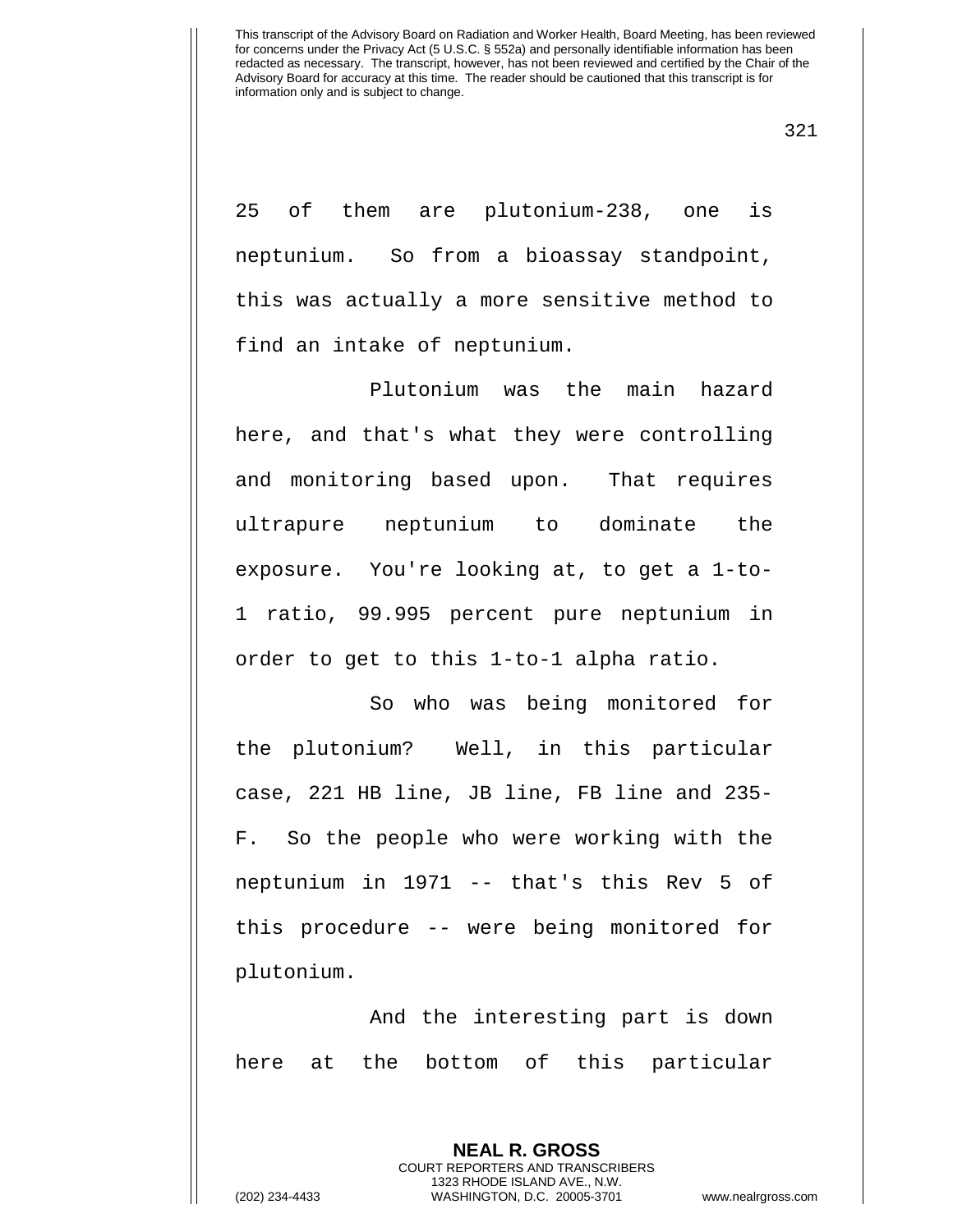25 of them are plutonium-238, one is neptunium. So from a bioassay standpoint, this was actually a more sensitive method to find an intake of neptunium.

Plutonium was the main hazard here, and that's what they were controlling and monitoring based upon. That requires ultrapure neptunium to dominate the exposure. You're looking at, to get a 1-to-1 ratio, 99.995 percent pure neptunium in order to get to this 1-to-1 alpha ratio.

So who was being monitored for the plutonium? Well, in this particular case, 221 HB line, JB line, FB line and 235-F. So the people who were working with the neptunium in 1971 -- that's this Rev 5 of this procedure -- were being monitored for plutonium.

And the interesting part is down here at the bottom of this particular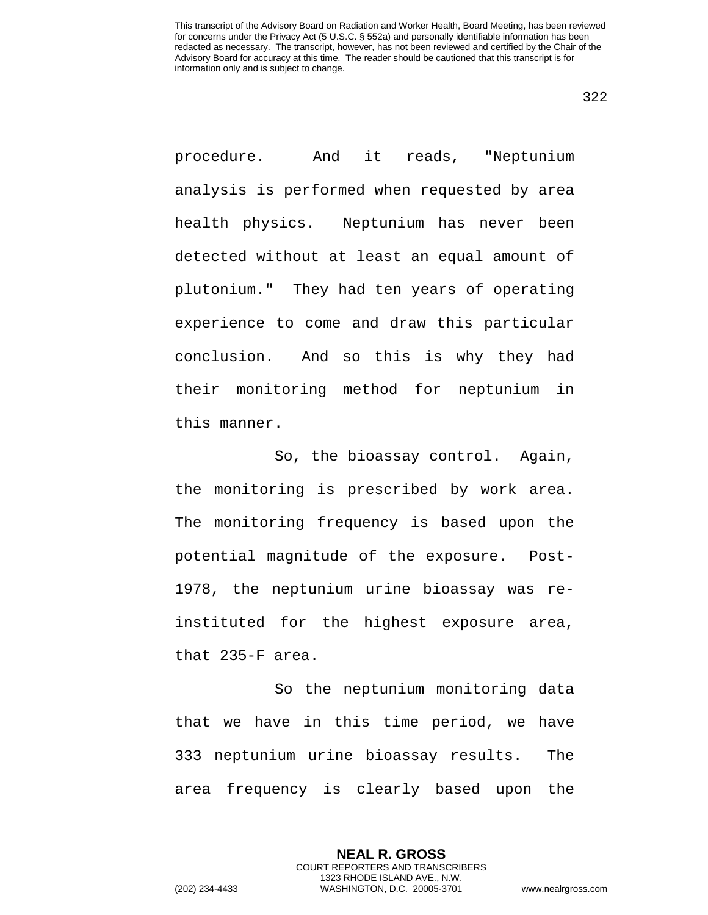procedure. And it reads, "Neptunium analysis is performed when requested by area health physics. Neptunium has never been detected without at least an equal amount of plutonium." They had ten years of operating experience to come and draw this particular conclusion. And so this is why they had their monitoring method for neptunium in this manner.

So, the bioassay control. Again, the monitoring is prescribed by work area. The monitoring frequency is based upon the potential magnitude of the exposure. Post-1978, the neptunium urine bioassay was re-instituted for the highest exposure area, that 235-F area.

So the neptunium monitoring data that we have in this time period, we have 333 neptunium urine bioassay results. The area frequency is clearly based upon the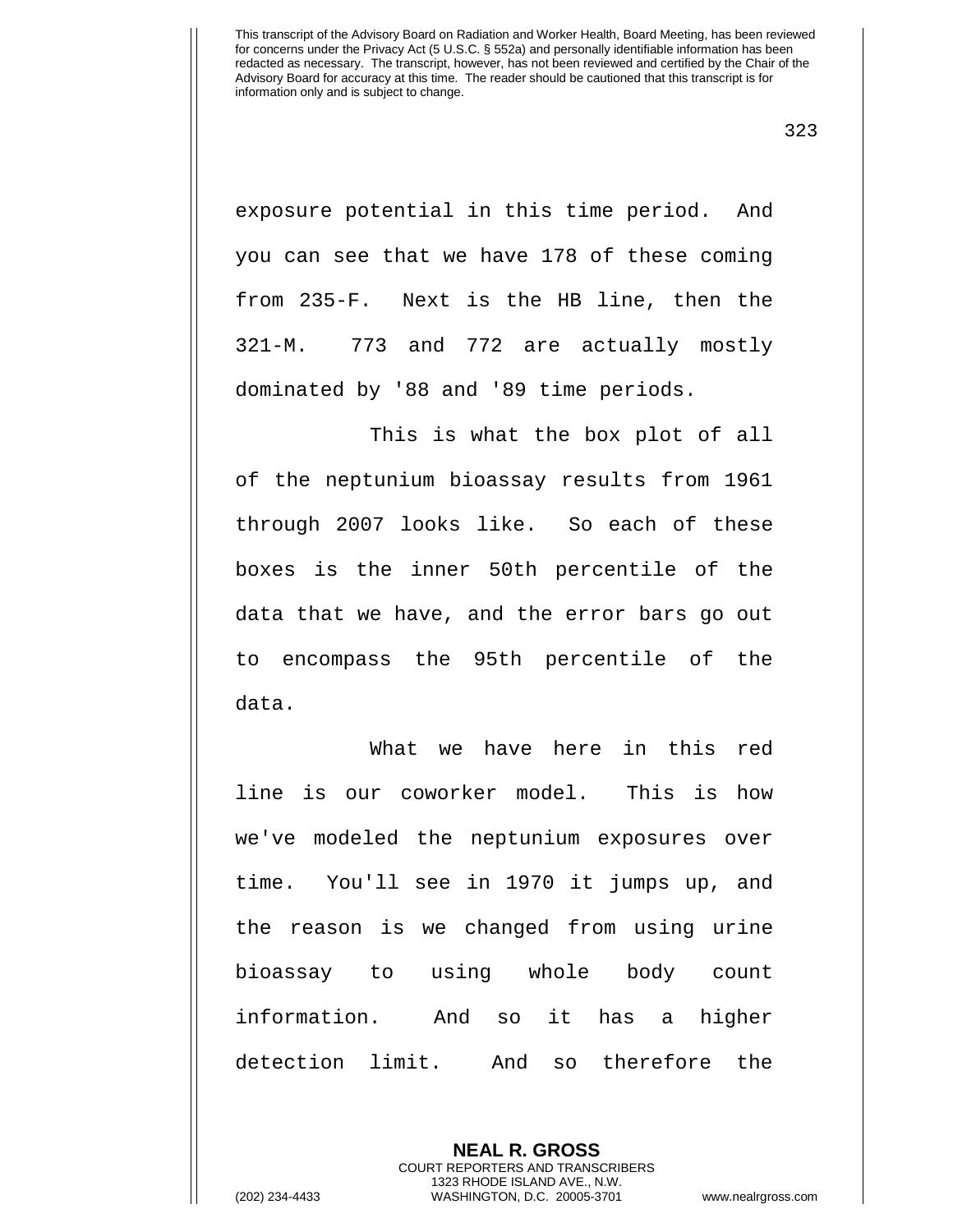exposure potential in this time period. And you can see that we have 178 of these coming from 235-F. Next is the HB line, then the 321-M. 773 and 772 are actually mostly dominated by '88 and '89 time periods.

This is what the box plot of all of the neptunium bioassay results from 1961 through 2007 looks like. So each of these boxes is the inner 50th percentile of the data that we have, and the error bars go out to encompass the 95th percentile of the data.

What we have here in this red line is our coworker model. This is how we've modeled the neptunium exposures over time. You'll see in 1970 it jumps up, and the reason is we changed from using urine bioassay to using whole body count information. And so it has a higher detection limit. And so therefore the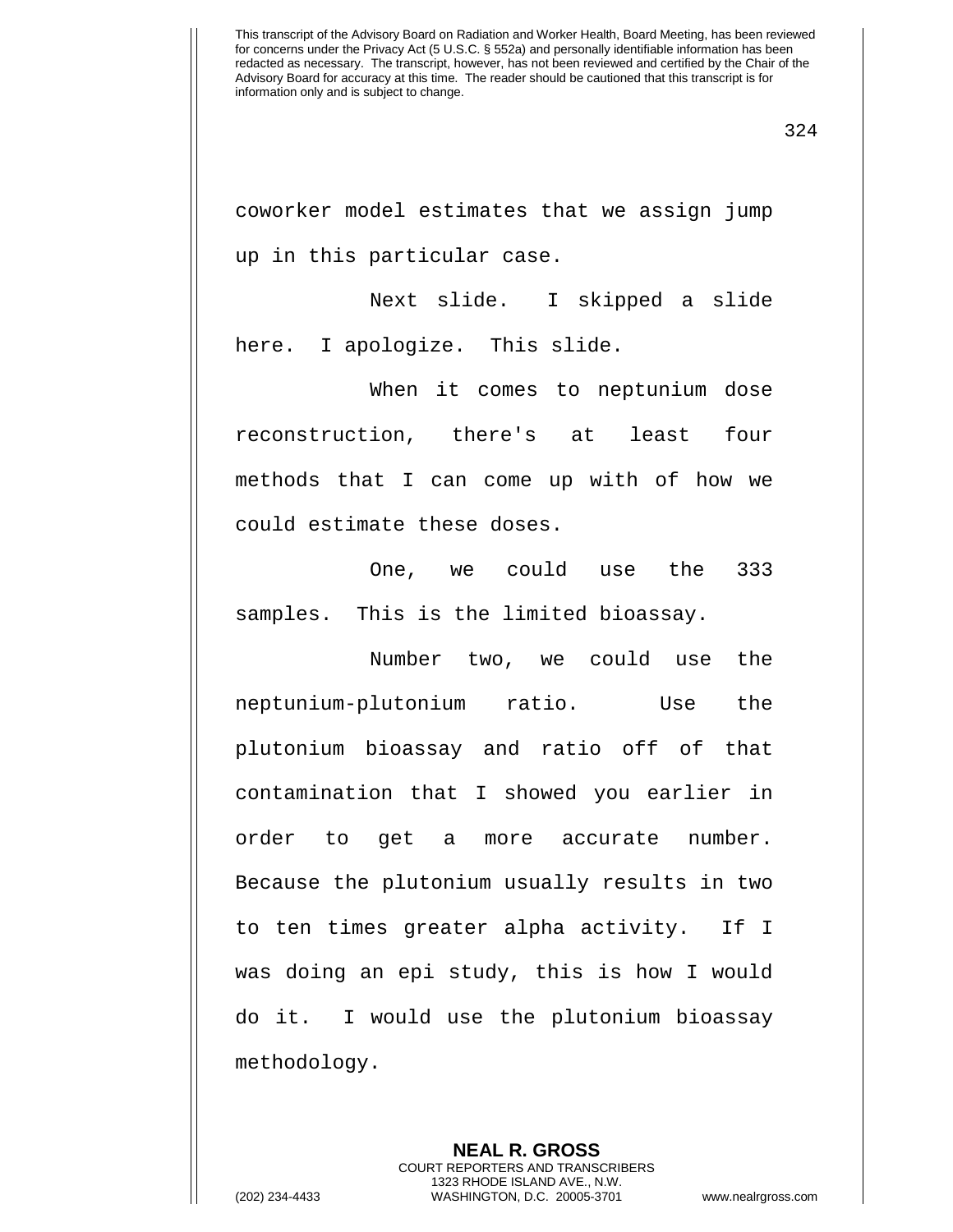coworker model estimates that we assign jump up in this particular case.

Next slide. I skipped a slide here. I apologize. This slide.

When it comes to neptunium dose reconstruction, there's at least four methods that I can come up with of how we could estimate these doses.

One, we could use the 333 samples. This is the limited bioassay.

Number two, we could use the neptunium-plutonium ratio. Use the plutonium bioassay and ratio off of that contamination that I showed you earlier in order to get a more accurate number. Because the plutonium usually results in two to ten times greater alpha activity. If I was doing an epi study, this is how I would do it. I would use the plutonium bioassay methodology.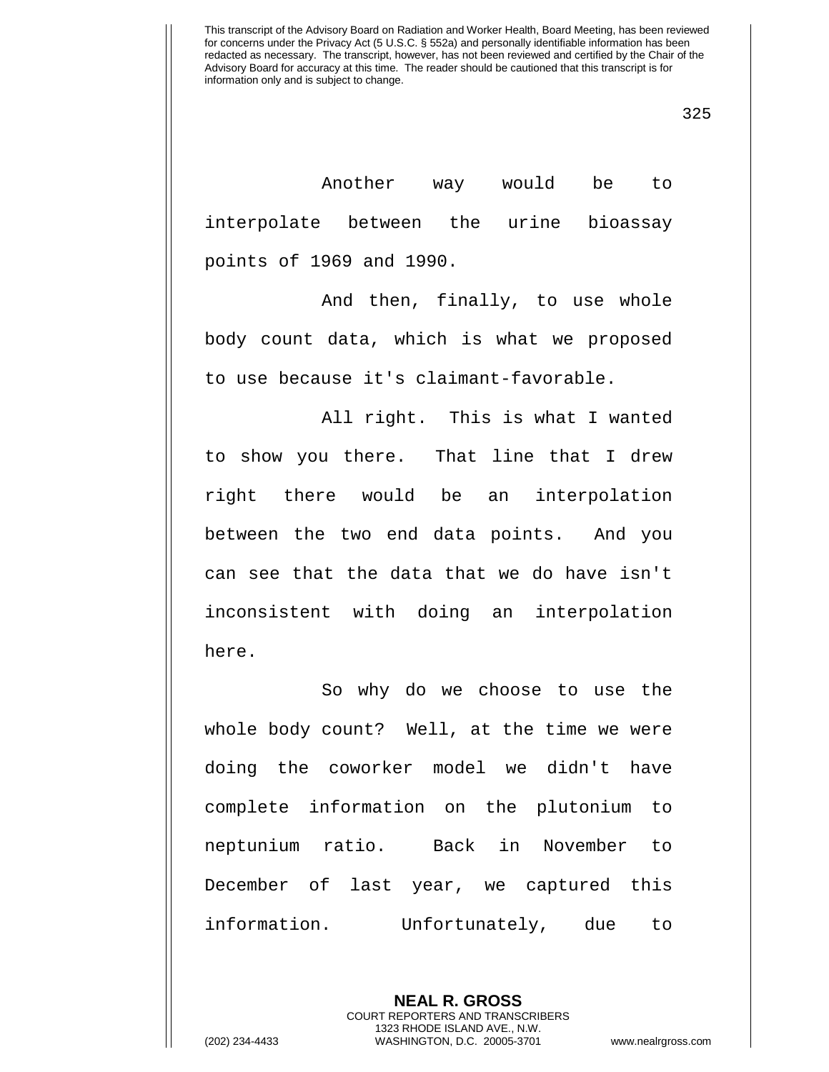Another way would be to interpolate between the urine bioassay points of 1969 and 1990.

And then, finally, to use whole body count data, which is what we proposed to use because it's claimant-favorable.

All right. This is what I wanted to show you there. That line that I drew right there would be an interpolation between the two end data points. And you can see that the data that we do have isn't inconsistent with doing an interpolation here.

So why do we choose to use the whole body count? Well, at the time we were doing the coworker model we didn't have complete information on the plutonium to neptunium ratio. Back in November to December of last year, we captured this information. Unfortunately, due to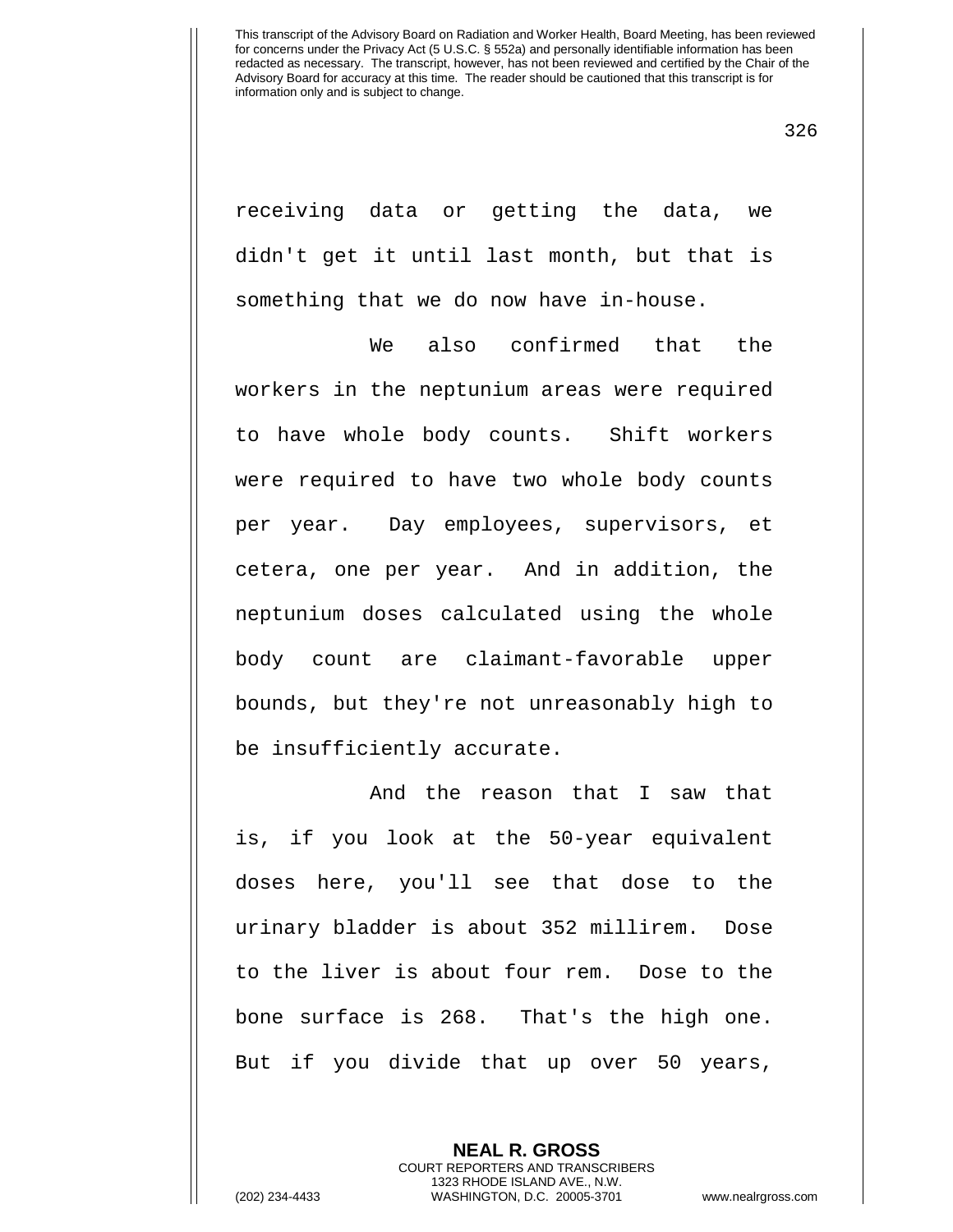receiving data or getting the data, we didn't get it until last month, but that is something that we do now have in-house.

We also confirmed that the workers in the neptunium areas were required to have whole body counts. Shift workers were required to have two whole body counts per year. Day employees, supervisors, et cetera, one per year. And in addition, the neptunium doses calculated using the whole body count are claimant-favorable upper bounds, but they're not unreasonably high to be insufficiently accurate.

And the reason that I saw that is, if you look at the 50-year equivalent doses here, you'll see that dose to the urinary bladder is about 352 millirem. Dose to the liver is about four rem. Dose to the bone surface is 268. That's the high one. But if you divide that up over 50 years,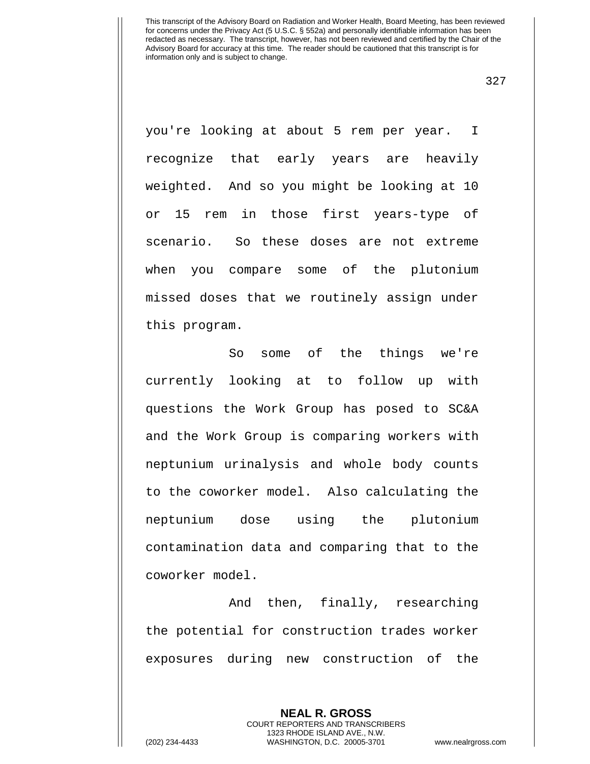you're looking at about 5 rem per year. I recognize that early years are heavily weighted. And so you might be looking at 10 or 15 rem in those first years-type of scenario. So these doses are not extreme when you compare some of the plutonium missed doses that we routinely assign under this program.

So some of the things we're currently looking at to follow up with questions the Work Group has posed to SC&A and the Work Group is comparing workers with neptunium urinalysis and whole body counts to the coworker model. Also calculating the neptunium dose using the plutonium contamination data and comparing that to the coworker model.

And then, finally, researching the potential for construction trades worker exposures during new construction of the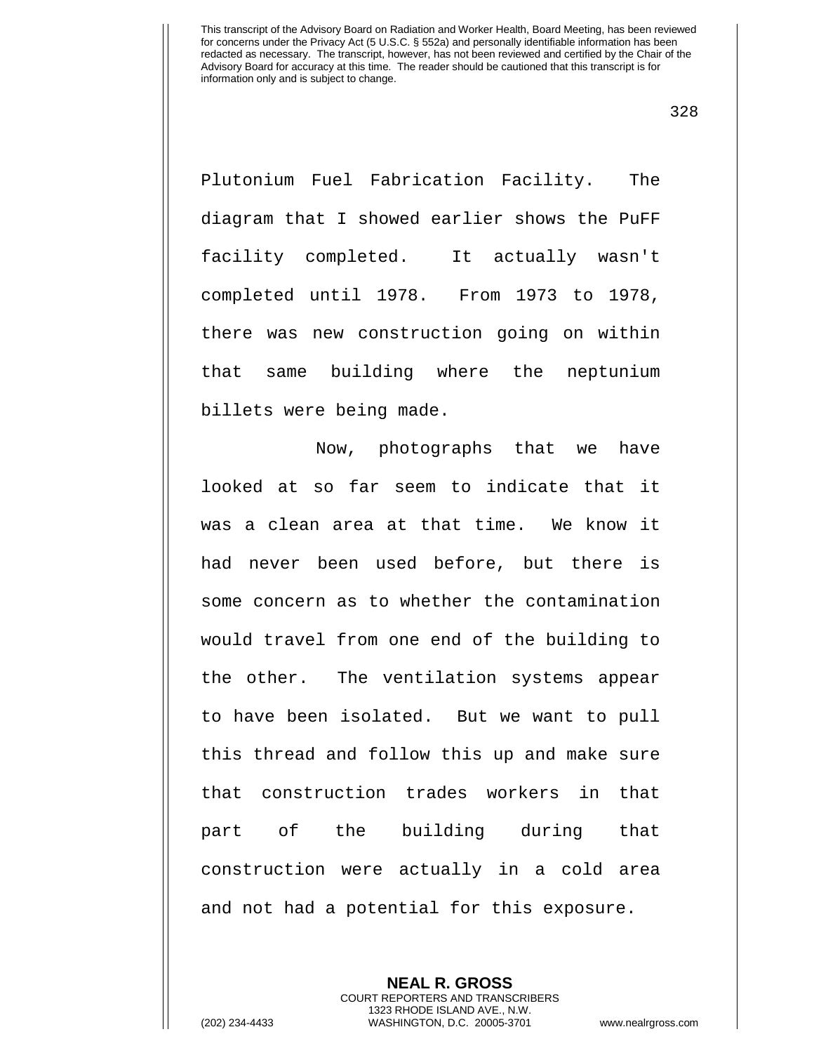Plutonium Fuel Fabrication Facility. The diagram that I showed earlier shows the PuFF facility completed. It actually wasn't completed until 1978. From 1973 to 1978, there was new construction going on within that same building where the neptunium billets were being made.

Now, photographs that we have looked at so far seem to indicate that it was a clean area at that time. We know it had never been used before, but there is some concern as to whether the contamination would travel from one end of the building to the other. The ventilation systems appear to have been isolated. But we want to pull this thread and follow this up and make sure that construction trades workers in that part of the building during that construction were actually in a cold area and not had a potential for this exposure.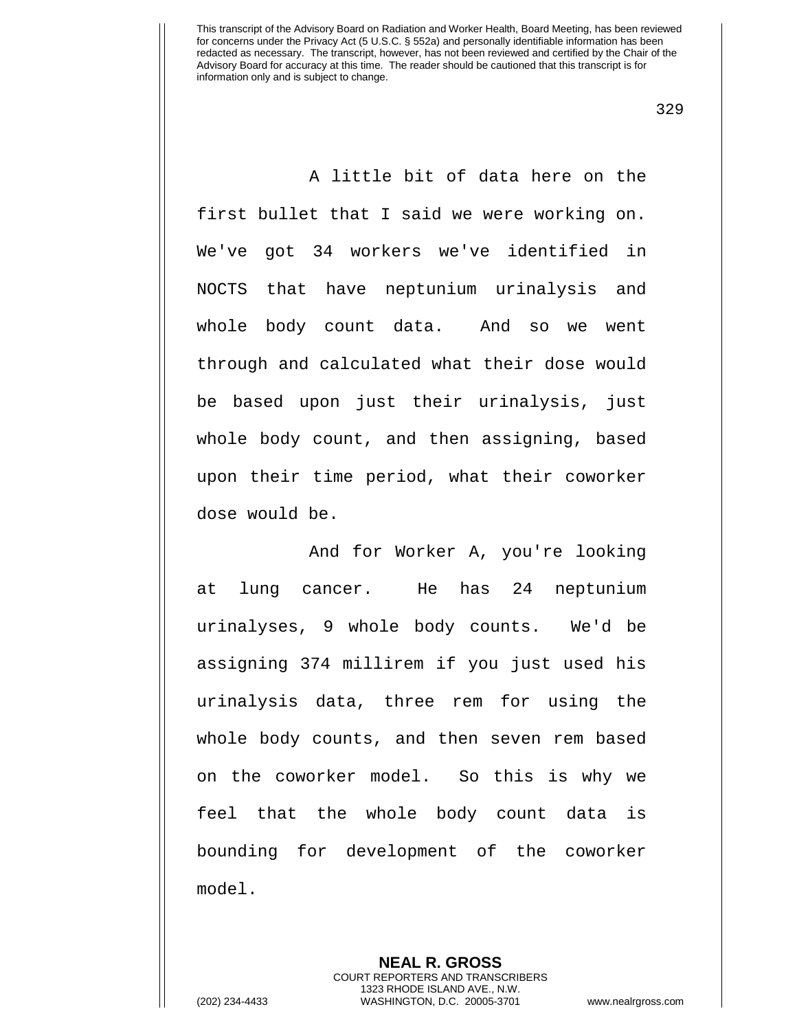A little bit of data here on the first bullet that I said we were working on. We've got 34 workers we've identified in NOCTS that have neptunium urinalysis and whole body count data. And so we went through and calculated what their dose would be based upon just their urinalysis, just whole body count, and then assigning, based upon their time period, what their coworker dose would be.

And for Worker A, you're looking at lung cancer. He has 24 neptunium urinalyses, 9 whole body counts. We'd be assigning 374 millirem if you just used his urinalysis data, three rem for using the whole body counts, and then seven rem based on the coworker model. So this is why we feel that the whole body count data is bounding for development of the coworker model.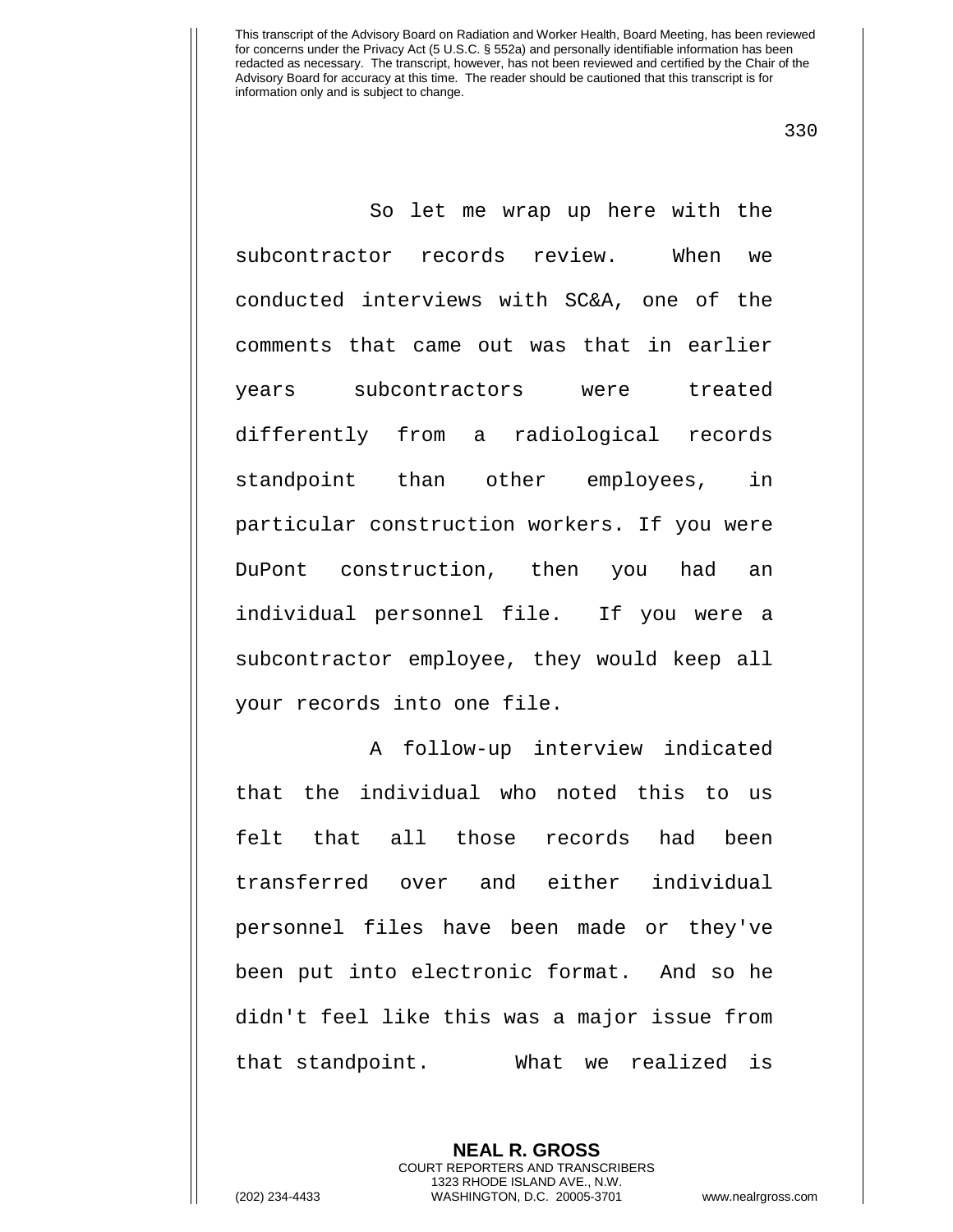So let me wrap up here with the subcontractor records review. When we conducted interviews with SC&A, one of the comments that came out was that in earlier years subcontractors were treated differently from a radiological records standpoint than other employees, in particular construction workers. If you were DuPont construction, then you had an individual personnel file. If you were a subcontractor employee, they would keep all your records into one file.

A follow-up interview indicated that the individual who noted this to us felt that all those records had been transferred over and either individual personnel files have been made or they've been put into electronic format. And so he didn't feel like this was a major issue from that standpoint. What we realized is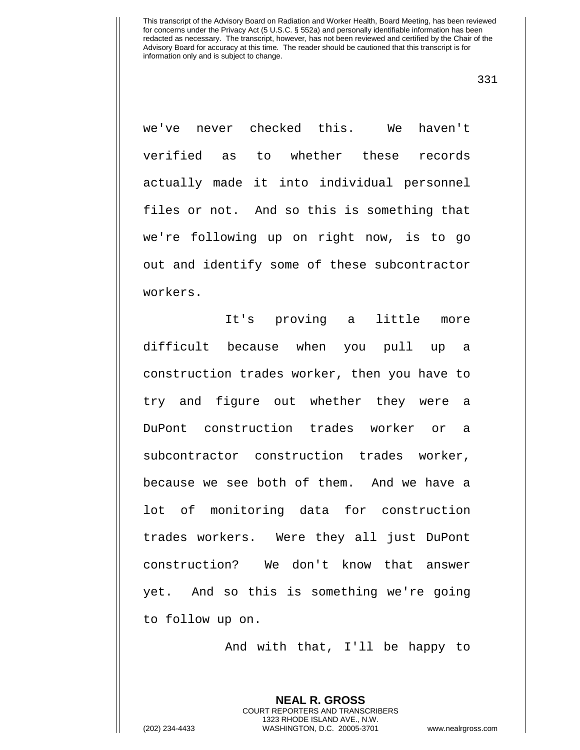we've never checked this. We haven't verified as to whether these records actually made it into individual personnel files or not. And so this is something that we're following up on right now, is to go out and identify some of these subcontractor workers.

It's proving a little more difficult because when you pull up a construction trades worker, then you have to try and figure out whether they were a DuPont construction trades worker or a subcontractor construction trades worker, because we see both of them. And we have a lot of monitoring data for construction trades workers. Were they all just DuPont construction? We don't know that answer yet. And so this is something we're going to follow up on.

And with that, I'll be happy to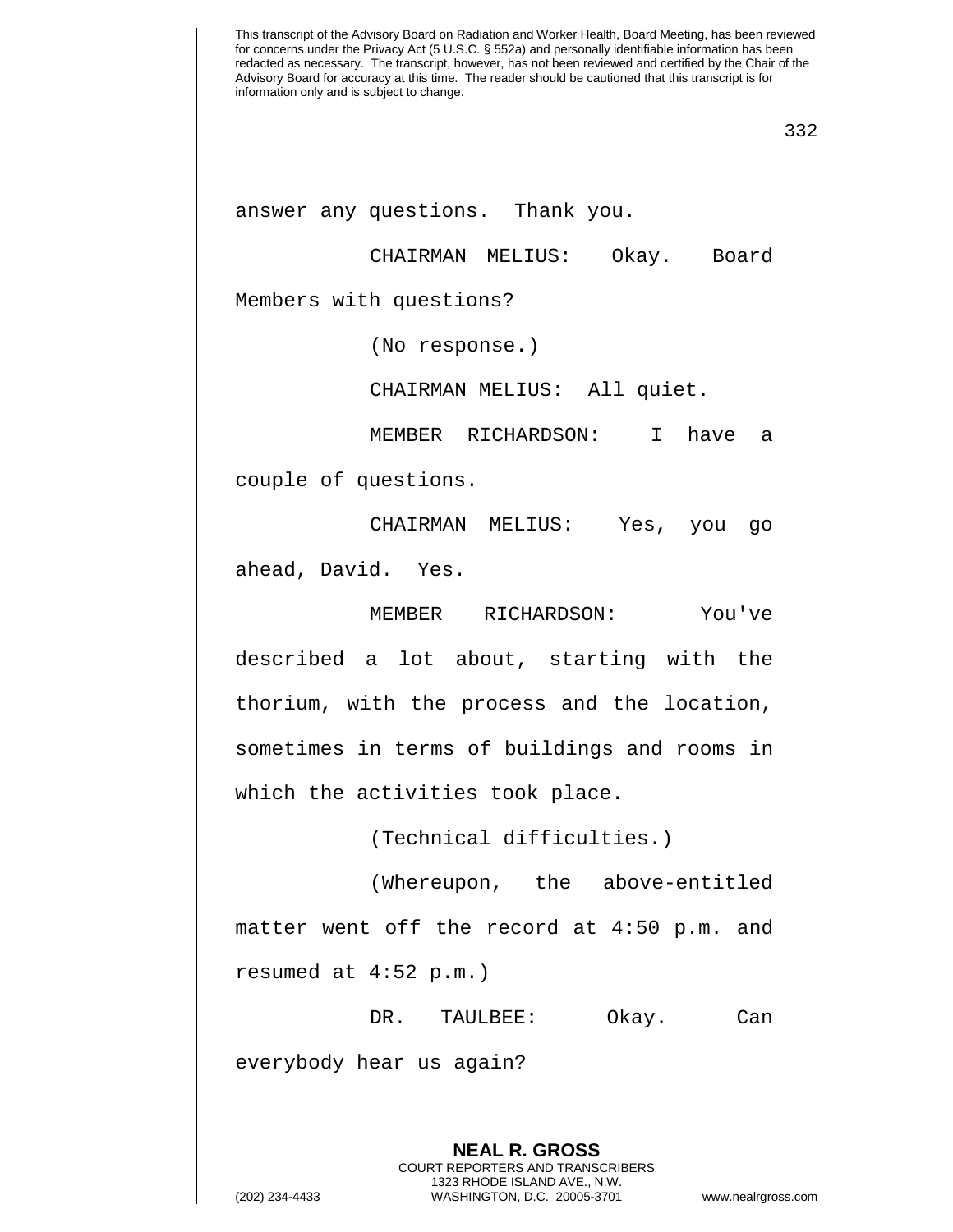answer any questions. Thank you.

CHAIRMAN MELIUS: Okay. Board Members with questions?

(No response.)

CHAIRMAN MELIUS: All quiet.

MEMBER RICHARDSON: I have a couple of questions.

CHAIRMAN MELIUS: Yes, you go ahead, David. Yes.

MEMBER RICHARDSON: You've described a lot about, starting with the thorium, with the process and the location, sometimes in terms of buildings and rooms in which the activities took place.

(Technical difficulties.)

(Whereupon, the above-entitled matter went off the record at 4:50 p.m. and resumed at 4:52 p.m.)

DR. TAULBEE: Okay. Can everybody hear us again?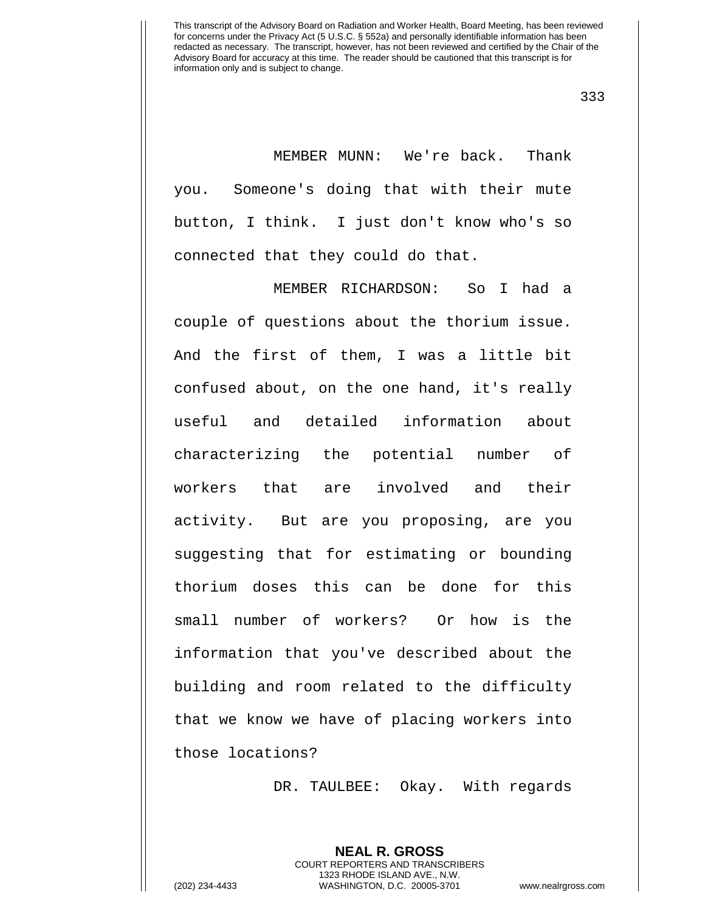MEMBER MUNN: We're back. Thank you. Someone's doing that with their mute button, I think. I just don't know who's so connected that they could do that.

MEMBER RICHARDSON: So I had a couple of questions about the thorium issue. And the first of them, I was a little bit confused about, on the one hand, it's really useful and detailed information about characterizing the potential number of workers that are involved and their activity. But are you proposing, are you suggesting that for estimating or bounding thorium doses this can be done for this small number of workers? Or how is the information that you've described about the building and room related to the difficulty that we know we have of placing workers into those locations?

DR. TAULBEE: Okay. With regards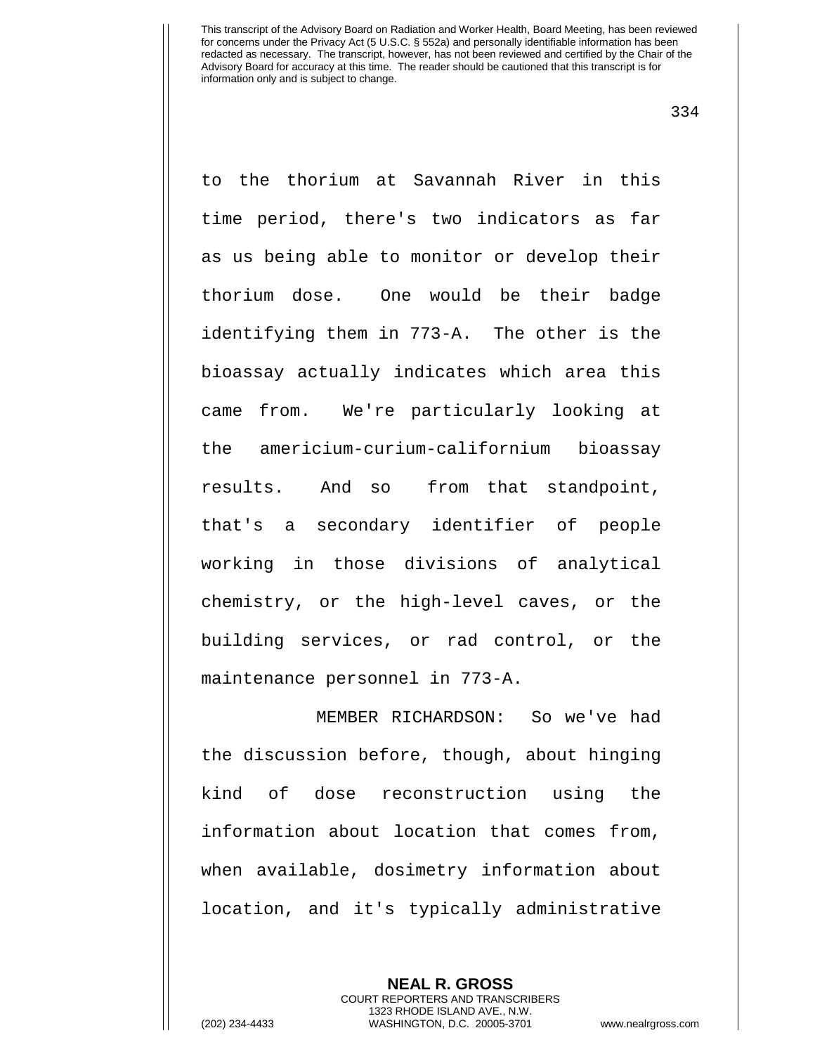to the thorium at Savannah River in this time period, there's two indicators as far as us being able to monitor or develop their thorium dose. One would be their badge identifying them in 773-A. The other is the bioassay actually indicates which area this came from. We're particularly looking at the americium-curium-californium bioassay results. And so from that standpoint, that's a secondary identifier of people working in those divisions of analytical chemistry, or the high-level caves, or the building services, or rad control, or the maintenance personnel in 773-A.

MEMBER RICHARDSON: So we've had the discussion before, though, about hinging kind of dose reconstruction using the information about location that comes from, when available, dosimetry information about location, and it's typically administrative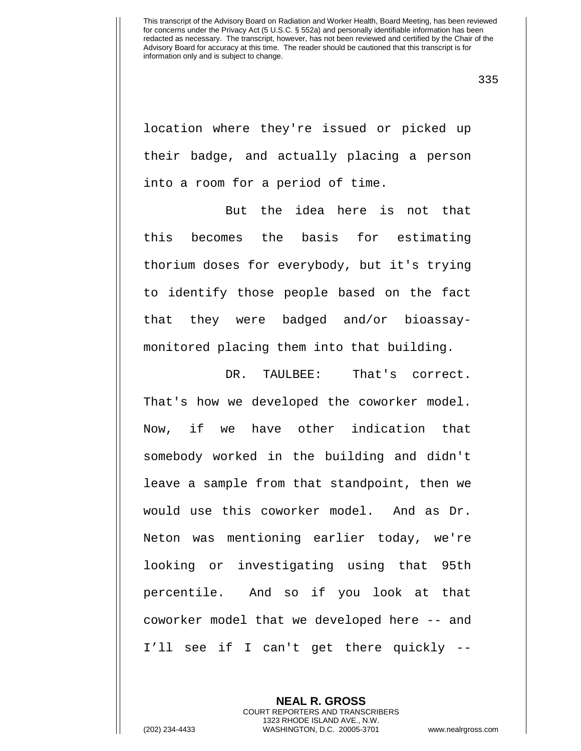location where they're issued or picked up their badge, and actually placing a person into a room for a period of time.

But the idea here is not that this becomes the basis for estimating thorium doses for everybody, but it's trying to identify those people based on the fact that they were badged and/or bioassay-monitored placing them into that building.

DR. TAULBEE: That's correct. That's how we developed the coworker model. Now, if we have other indication that somebody worked in the building and didn't leave a sample from that standpoint, then we would use this coworker model. And as Dr. Neton was mentioning earlier today, we're looking or investigating using that 95th percentile. And so if you look at that coworker model that we developed here -- and I'll see if I can't get there quickly --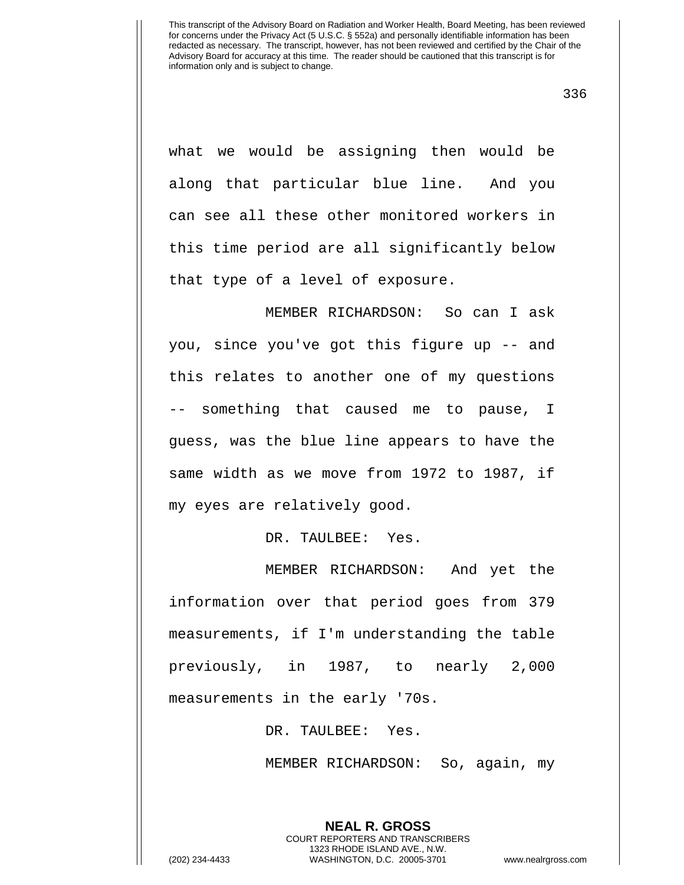what we would be assigning then would be along that particular blue line. And you can see all these other monitored workers in this time period are all significantly below that type of a level of exposure.

MEMBER RICHARDSON: So can I ask you, since you've got this figure up -- and this relates to another one of my questions -- something that caused me to pause, I guess, was the blue line appears to have the same width as we move from 1972 to 1987, if my eyes are relatively good.

DR. TAULBEE: Yes.

MEMBER RICHARDSON: And yet the information over that period goes from 379 measurements, if I'm understanding the table previously, in 1987, to nearly 2,000 measurements in the early '70s.

DR. TAULBEE: Yes.

MEMBER RICHARDSON: So, again, my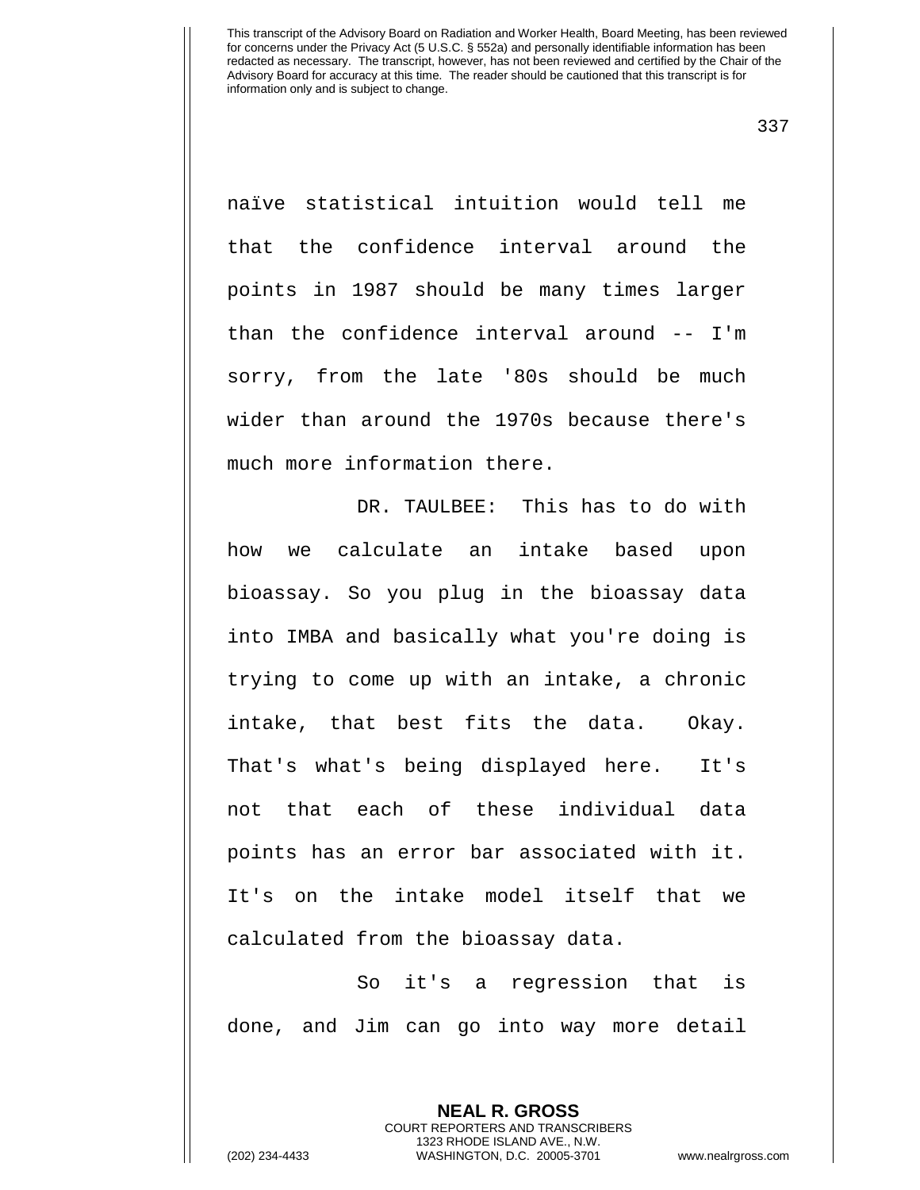naïve statistical intuition would tell me that the confidence interval around the points in 1987 should be many times larger than the confidence interval around -- I'm sorry, from the late '80s should be much wider than around the 1970s because there's much more information there.

DR. TAULBEE: This has to do with how we calculate an intake based upon bioassay. So you plug in the bioassay data into IMBA and basically what you're doing is trying to come up with an intake, a chronic intake, that best fits the data. Okay. That's what's being displayed here. It's not that each of these individual data points has an error bar associated with it. It's on the intake model itself that we calculated from the bioassay data.

So it's a regression that is done, and Jim can go into way more detail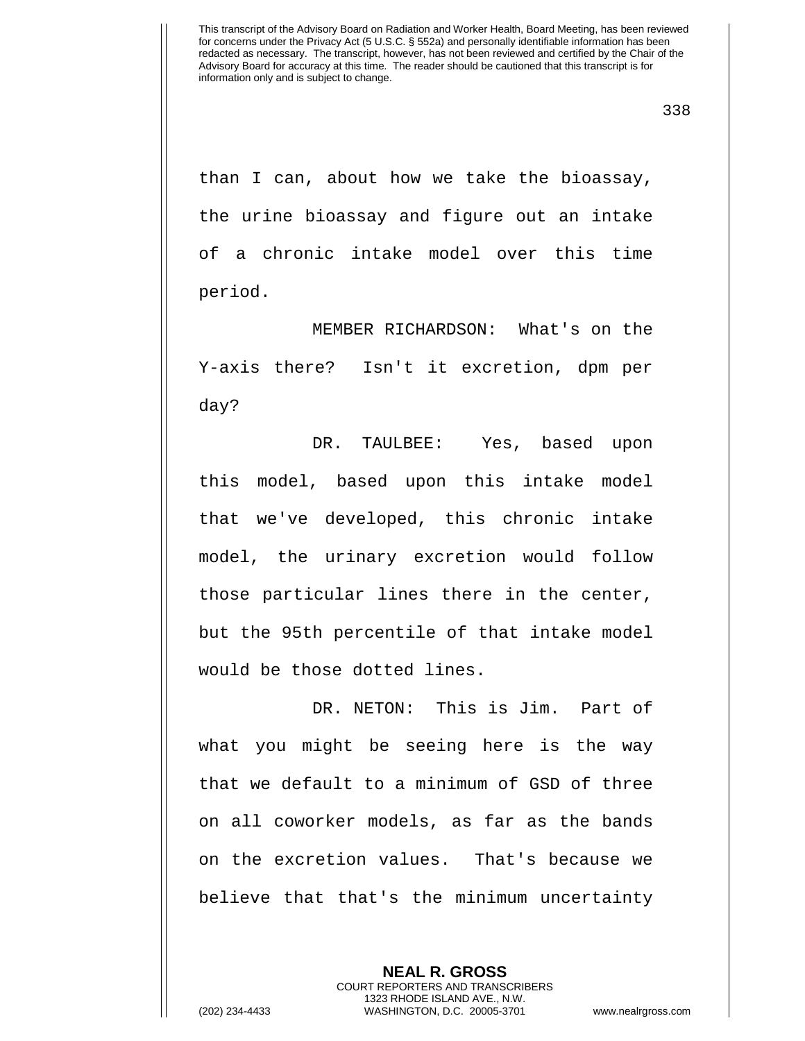than I can, about how we take the bioassay, the urine bioassay and figure out an intake of a chronic intake model over this time period.

MEMBER RICHARDSON: What's on the Y-axis there? Isn't it excretion, dpm per day?

DR. TAULBEE: Yes, based upon this model, based upon this intake model that we've developed, this chronic intake model, the urinary excretion would follow those particular lines there in the center, but the 95th percentile of that intake model would be those dotted lines.

DR. NETON: This is Jim. Part of what you might be seeing here is the way that we default to a minimum of GSD of three on all coworker models, as far as the bands on the excretion values. That's because we believe that that's the minimum uncertainty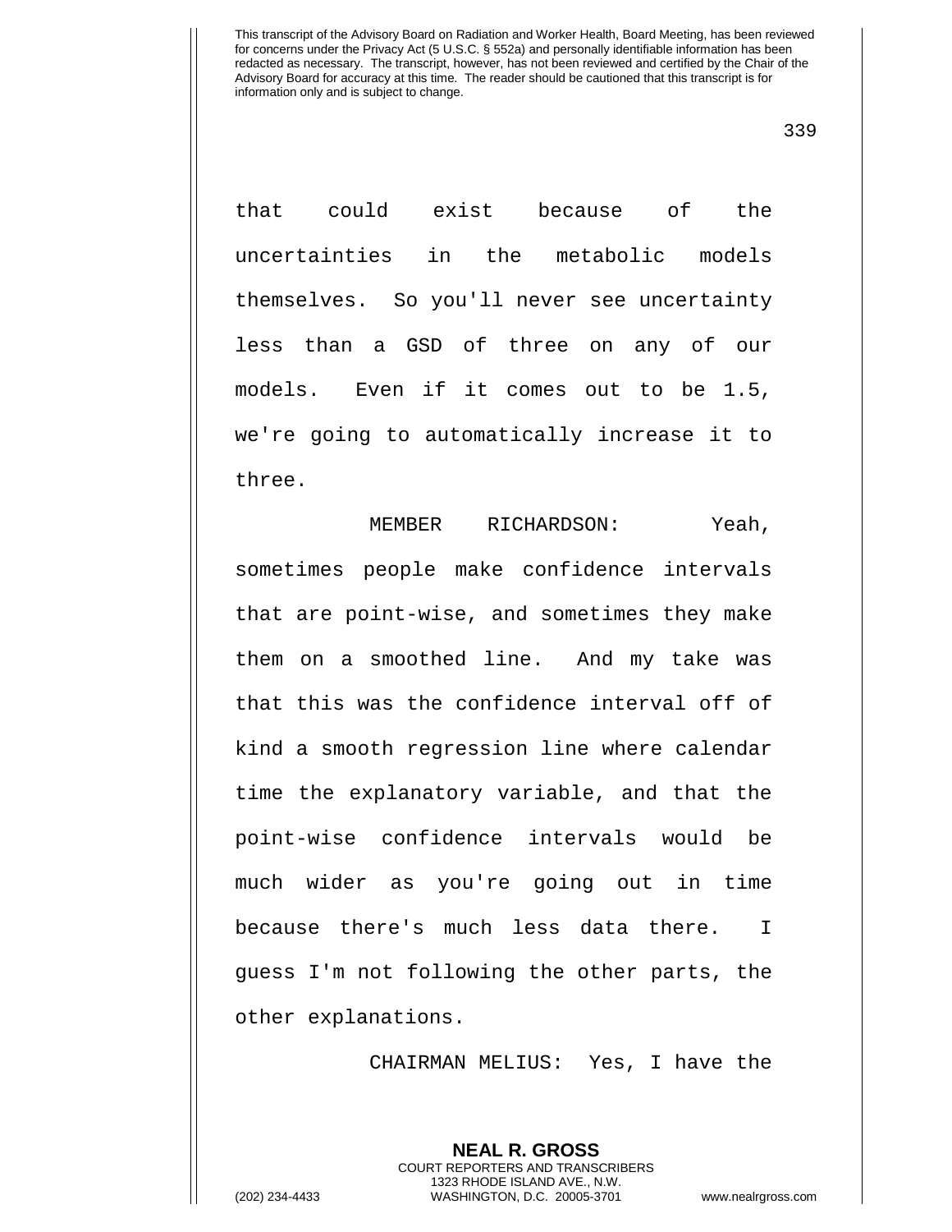that could exist because of the uncertainties in the metabolic models themselves. So you'll never see uncertainty less than a GSD of three on any of our models. Even if it comes out to be 1.5, we're going to automatically increase it to three.

MEMBER RICHARDSON: Yeah, sometimes people make confidence intervals that are point-wise, and sometimes they make them on a smoothed line. And my take was that this was the confidence interval off of kind a smooth regression line where calendar time the explanatory variable, and that the point-wise confidence intervals would be much wider as you're going out in time because there's much less data there. I guess I'm not following the other parts, the other explanations.

CHAIRMAN MELIUS: Yes, I have the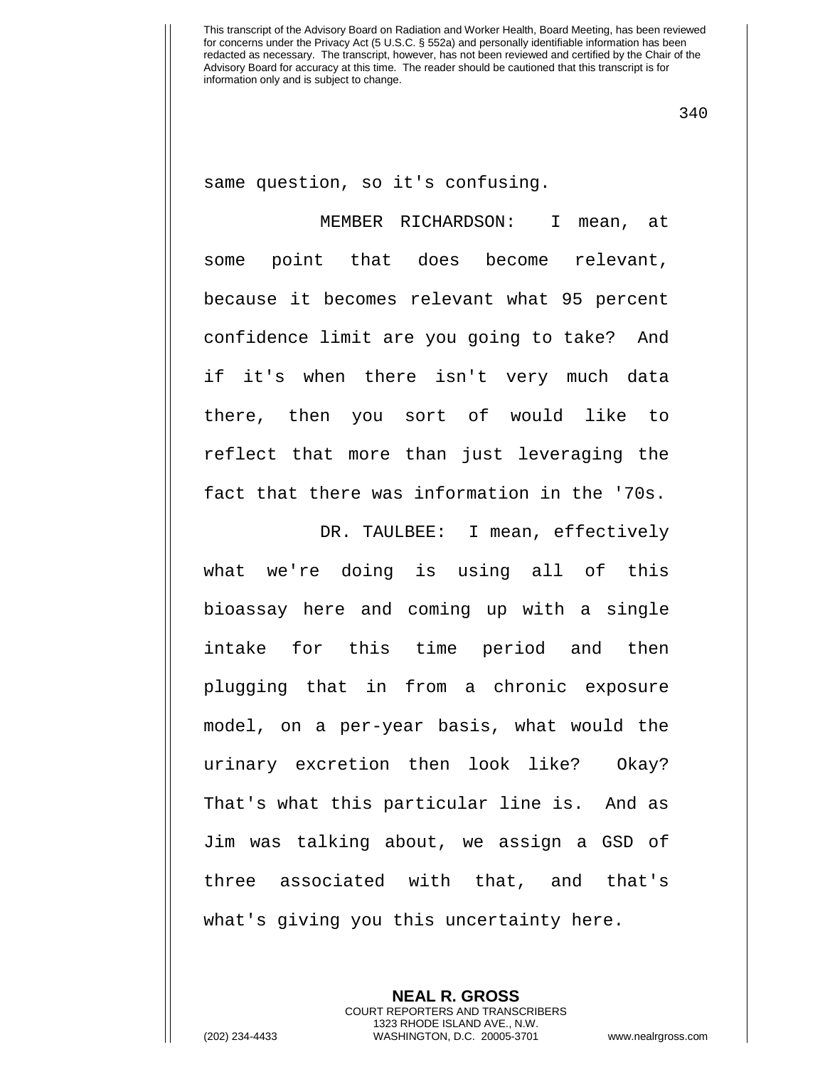same question, so it's confusing.

MEMBER RICHARDSON: I mean, at some point that does become relevant, because it becomes relevant what 95 percent confidence limit are you going to take? And if it's when there isn't very much data there, then you sort of would like to reflect that more than just leveraging the fact that there was information in the '70s.

DR. TAULBEE: I mean, effectively what we're doing is using all of this bioassay here and coming up with a single intake for this time period and then plugging that in from a chronic exposure model, on a per-year basis, what would the urinary excretion then look like? Okay? That's what this particular line is. And as Jim was talking about, we assign a GSD of three associated with that, and that's what's giving you this uncertainty here.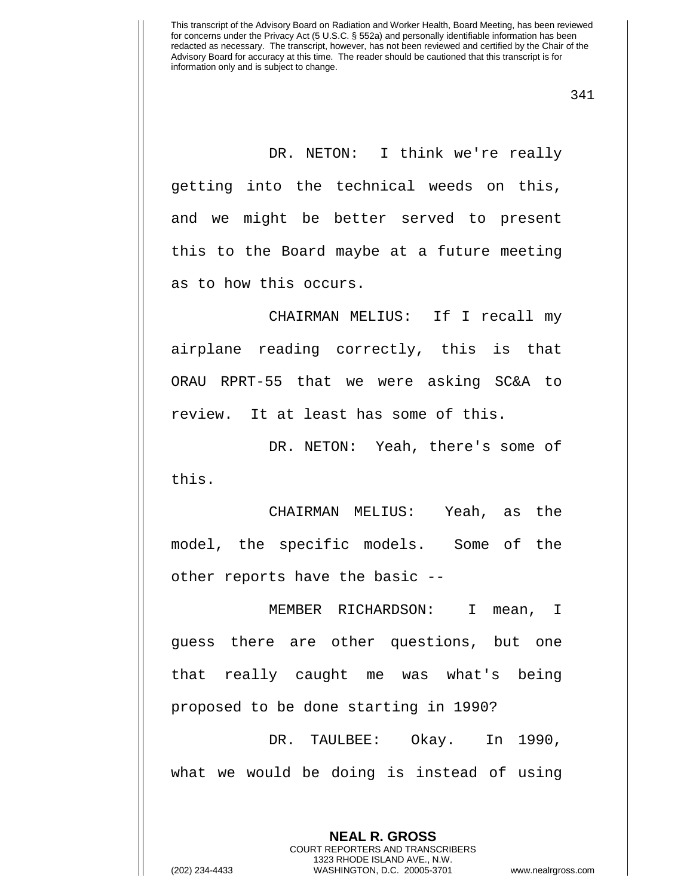DR. NETON: I think we're really getting into the technical weeds on this, and we might be better served to present this to the Board maybe at a future meeting as to how this occurs.

CHAIRMAN MELIUS: If I recall my airplane reading correctly, this is that ORAU RPRT-55 that we were asking SC&A to review. It at least has some of this.

DR. NETON: Yeah, there's some of this.

CHAIRMAN MELIUS: Yeah, as the model, the specific models. Some of the other reports have the basic --

MEMBER RICHARDSON: I mean, I guess there are other questions, but one that really caught me was what's being proposed to be done starting in 1990?

DR. TAULBEE: Okay. In 1990, what we would be doing is instead of using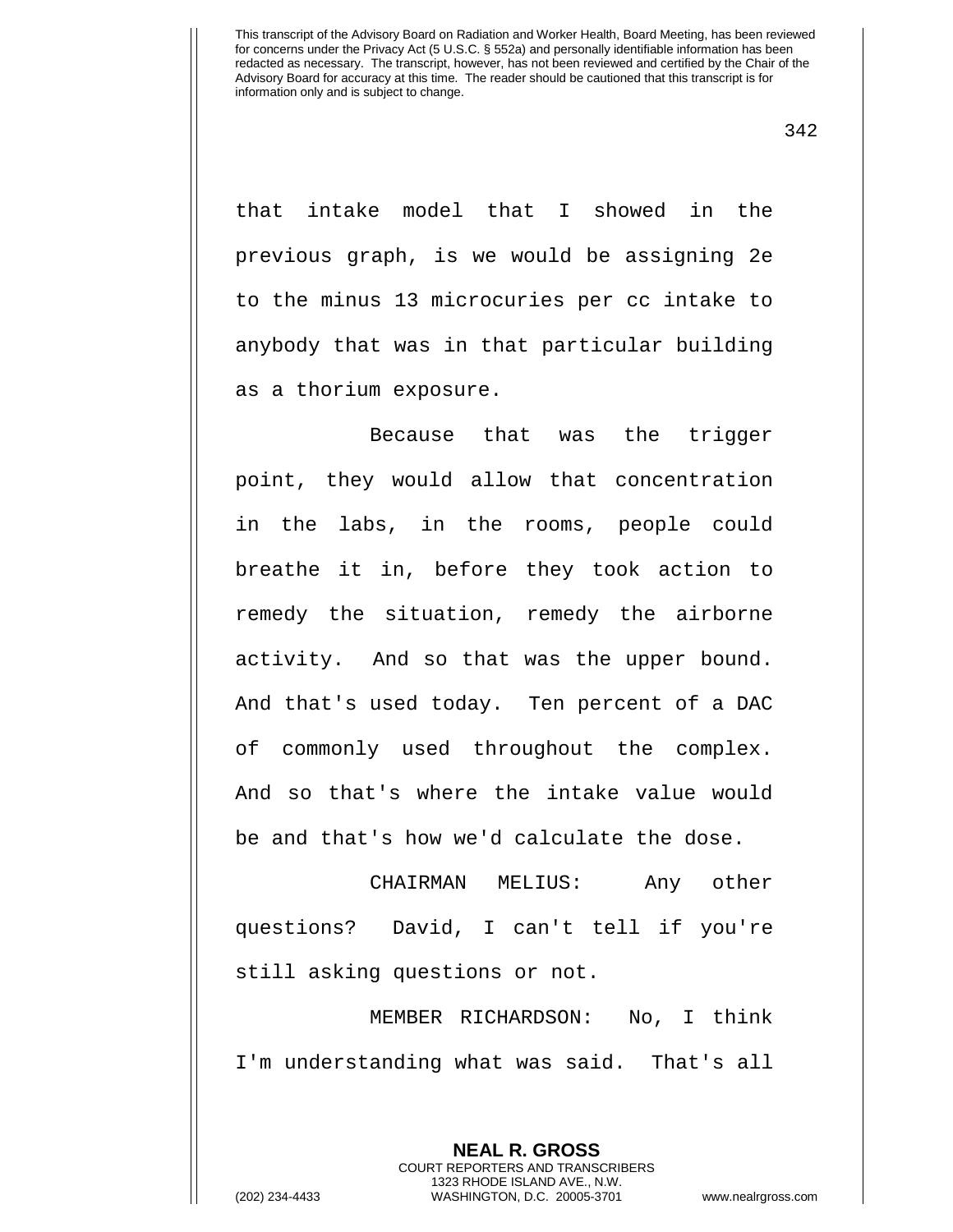that intake model that I showed in the previous graph, is we would be assigning 2e to the minus 13 microcuries per cc intake to anybody that was in that particular building as a thorium exposure.

Because that was the trigger point, they would allow that concentration in the labs, in the rooms, people could breathe it in, before they took action to remedy the situation, remedy the airborne activity. And so that was the upper bound. And that's used today. Ten percent of a DAC of commonly used throughout the complex. And so that's where the intake value would be and that's how we'd calculate the dose.

CHAIRMAN MELIUS: Any other questions? David, I can't tell if you're still asking questions or not.

MEMBER RICHARDSON: No, I think I'm understanding what was said. That's all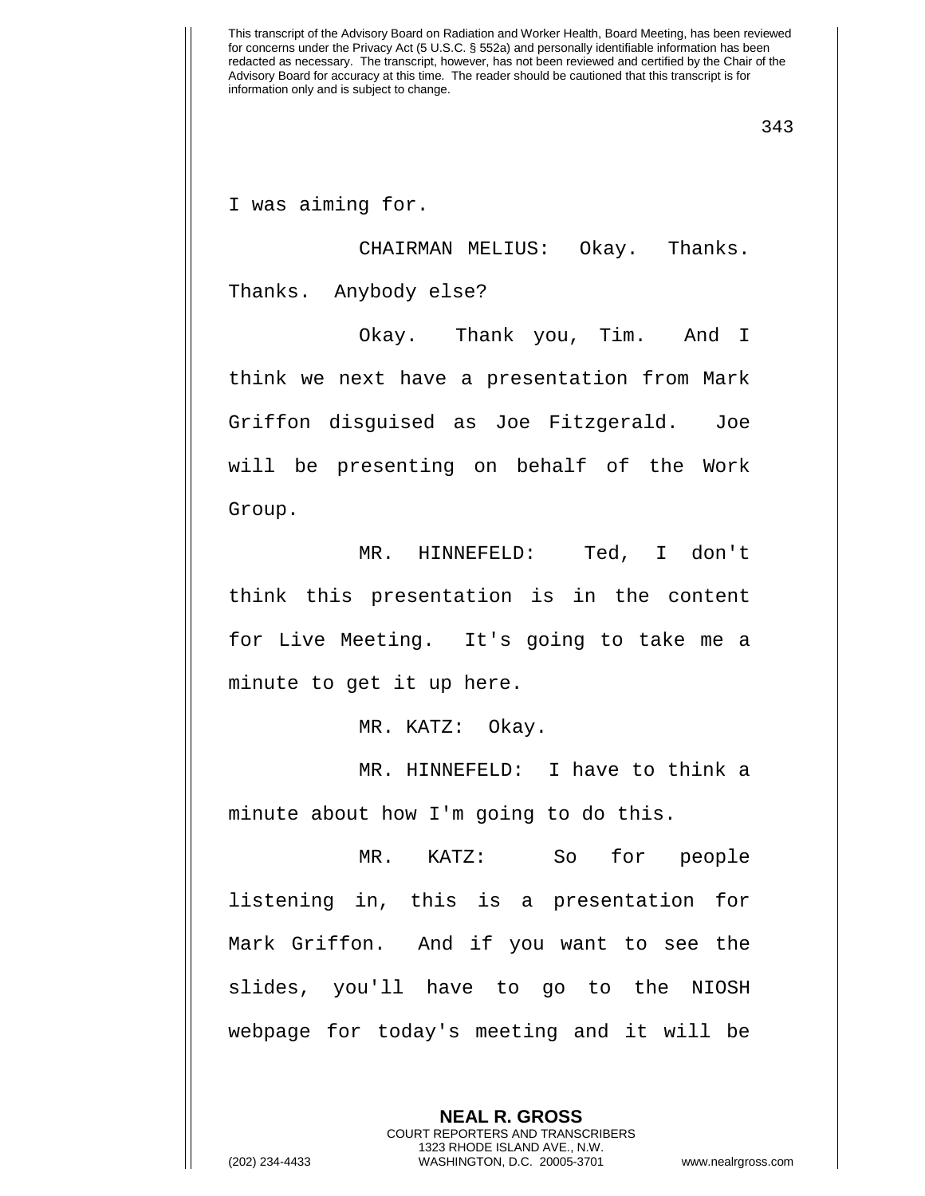I was aiming for.

CHAIRMAN MELIUS: Okay. Thanks. Thanks. Anybody else?

Okay. Thank you, Tim. And I think we next have a presentation from Mark Griffon disguised as Joe Fitzgerald. Joe will be presenting on behalf of the Work Group.

MR. HINNEFELD: Ted, I don't think this presentation is in the content for Live Meeting. It's going to take me a minute to get it up here.

MR. KATZ: Okay.

MR. HINNEFELD: I have to think a minute about how I'm going to do this.

MR. KATZ: So for people listening in, this is a presentation for Mark Griffon. And if you want to see the slides, you'll have to go to the NIOSH webpage for today's meeting and it will be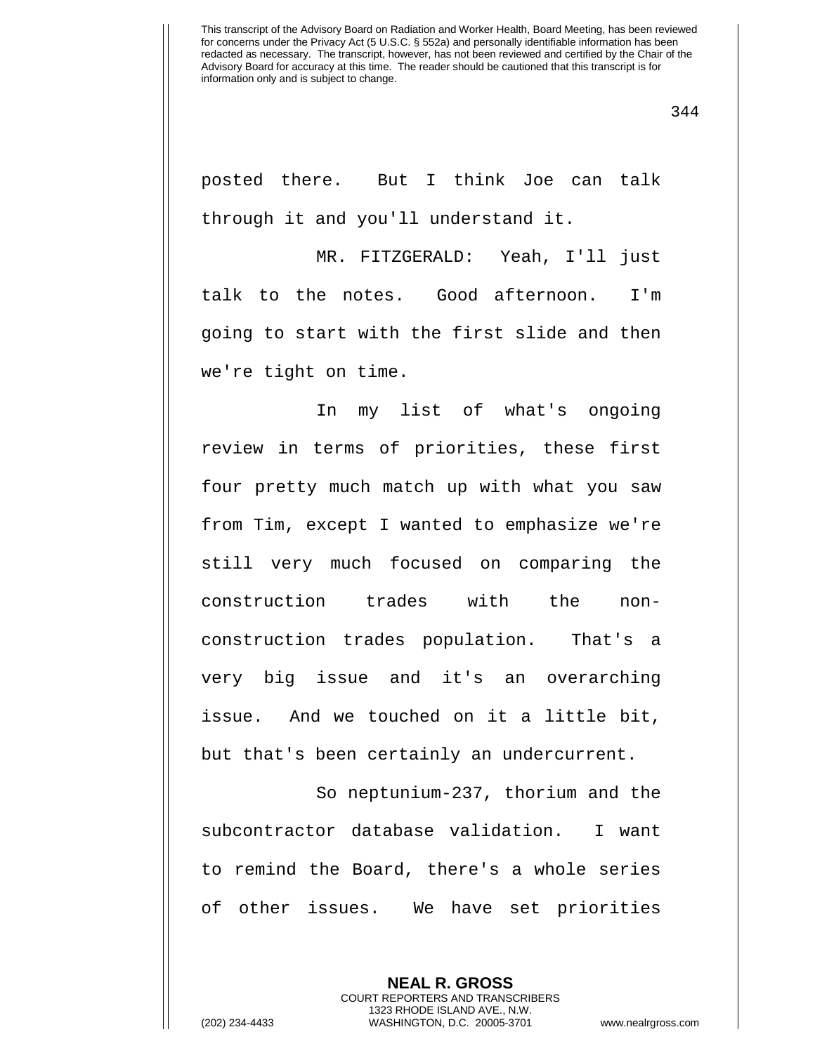posted there. But I think Joe can talk through it and you'll understand it.

MR. FITZGERALD: Yeah, I'll just talk to the notes. Good afternoon. I'm going to start with the first slide and then we're tight on time.

In my list of what's ongoing review in terms of priorities, these first four pretty much match up with what you saw from Tim, except I wanted to emphasize we're still very much focused on comparing the construction trades with the non-construction trades population. That's a very big issue and it's an overarching issue. And we touched on it a little bit, but that's been certainly an undercurrent.

So neptunium-237, thorium and the subcontractor database validation. I want to remind the Board, there's a whole series of other issues. We have set priorities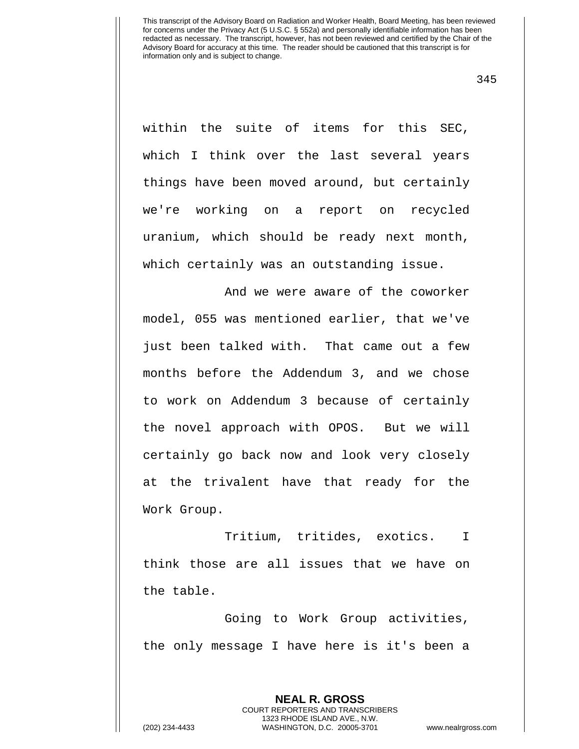within the suite of items for this SEC, which I think over the last several years things have been moved around, but certainly we're working on a report on recycled uranium, which should be ready next month, which certainly was an outstanding issue.

And we were aware of the coworker model, 055 was mentioned earlier, that we've just been talked with. That came out a few months before the Addendum 3, and we chose to work on Addendum 3 because of certainly the novel approach with OPOS. But we will certainly go back now and look very closely at the trivalent have that ready for the Work Group.

Tritium, tritides, exotics. I think those are all issues that we have on the table.

Going to Work Group activities, the only message I have here is it's been a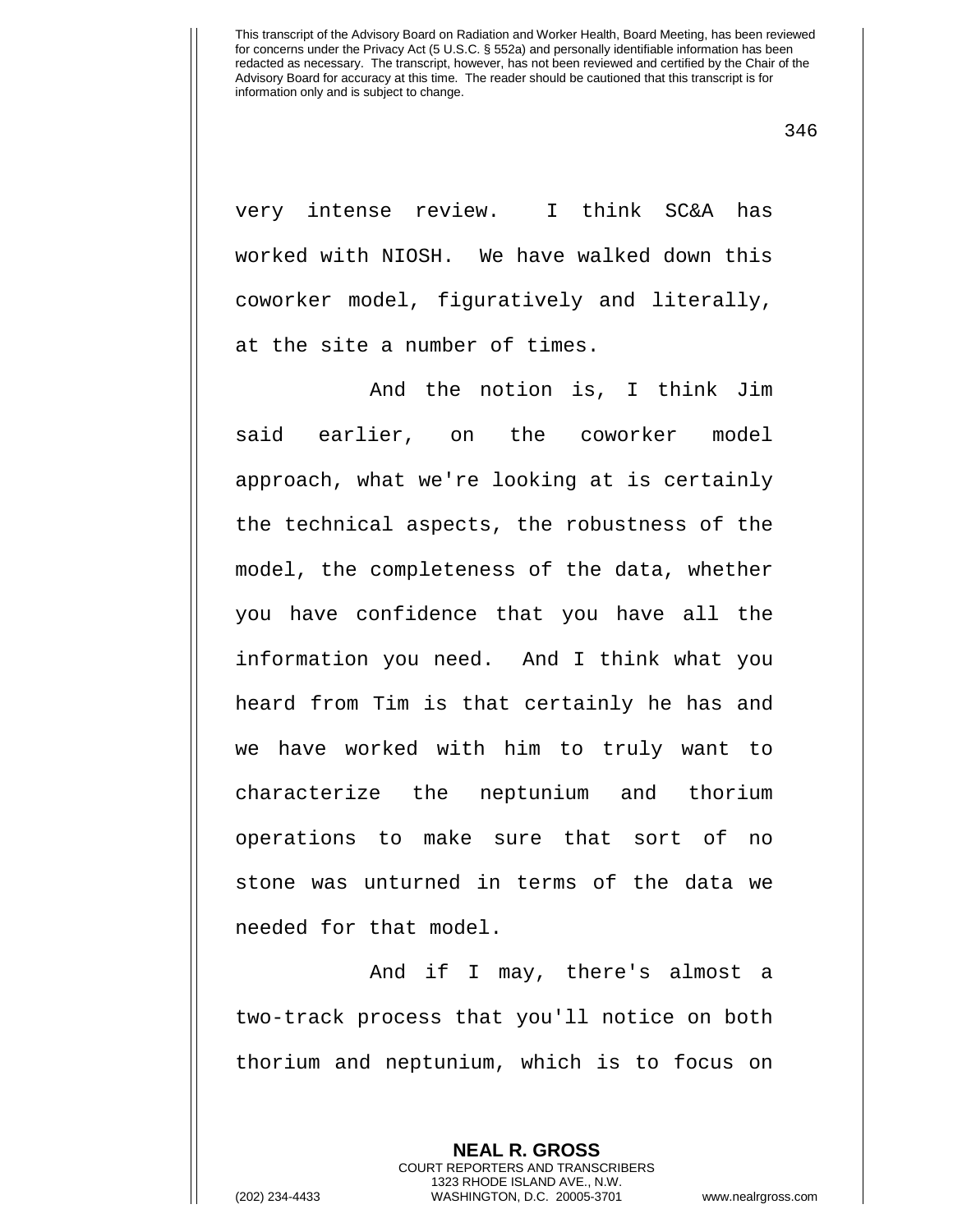very intense review. I think SC&A has worked with NIOSH. We have walked down this coworker model, figuratively and literally, at the site a number of times.

And the notion is, I think Jim said earlier, on the coworker model approach, what we're looking at is certainly the technical aspects, the robustness of the model, the completeness of the data, whether you have confidence that you have all the information you need. And I think what you heard from Tim is that certainly he has and we have worked with him to truly want to characterize the neptunium and thorium operations to make sure that sort of no stone was unturned in terms of the data we needed for that model.

And if I may, there's almost a two-track process that you'll notice on both thorium and neptunium, which is to focus on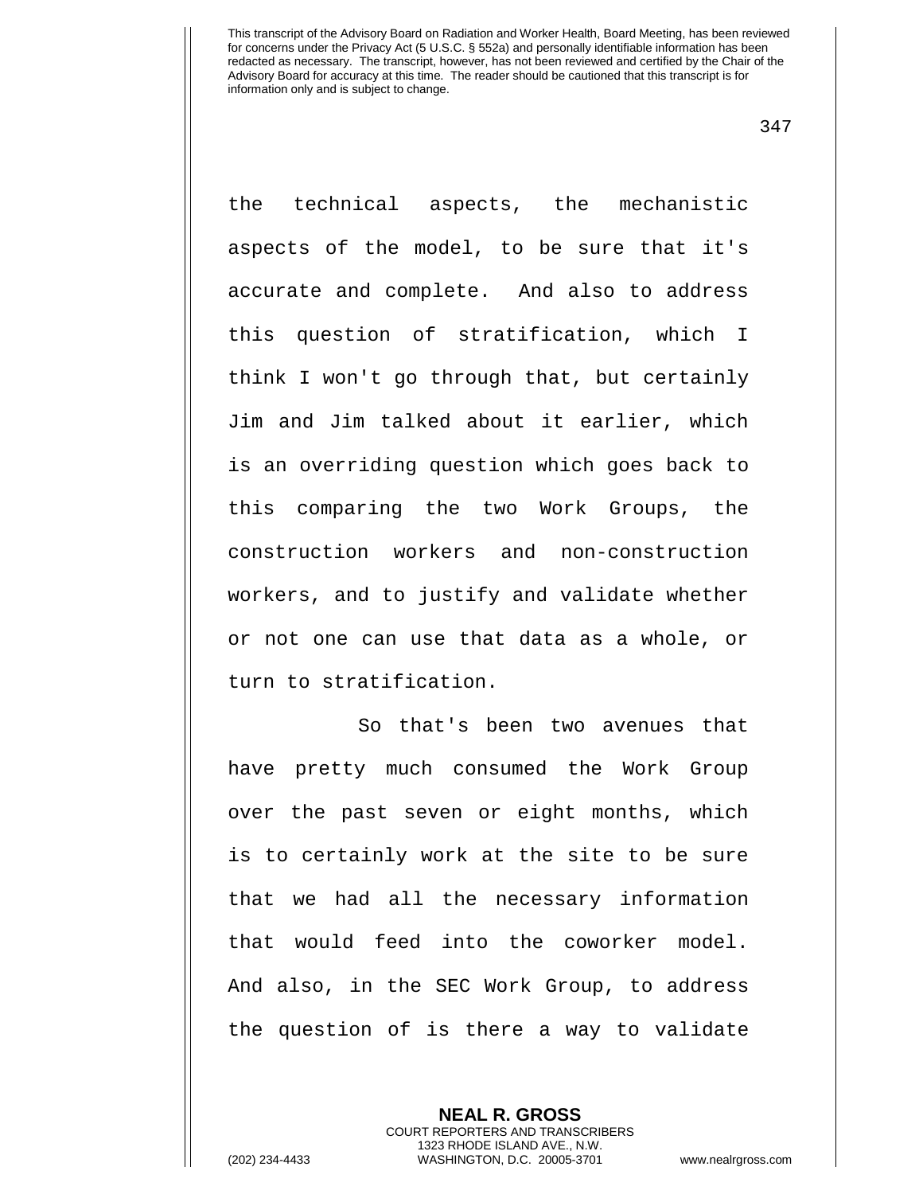the technical aspects, the mechanistic aspects of the model, to be sure that it's accurate and complete. And also to address this question of stratification, which I think I won't go through that, but certainly Jim and Jim talked about it earlier, which is an overriding question which goes back to this comparing the two Work Groups, the construction workers and non-construction workers, and to justify and validate whether or not one can use that data as a whole, or turn to stratification.

So that's been two avenues that have pretty much consumed the Work Group over the past seven or eight months, which is to certainly work at the site to be sure that we had all the necessary information that would feed into the coworker model. And also, in the SEC Work Group, to address the question of is there a way to validate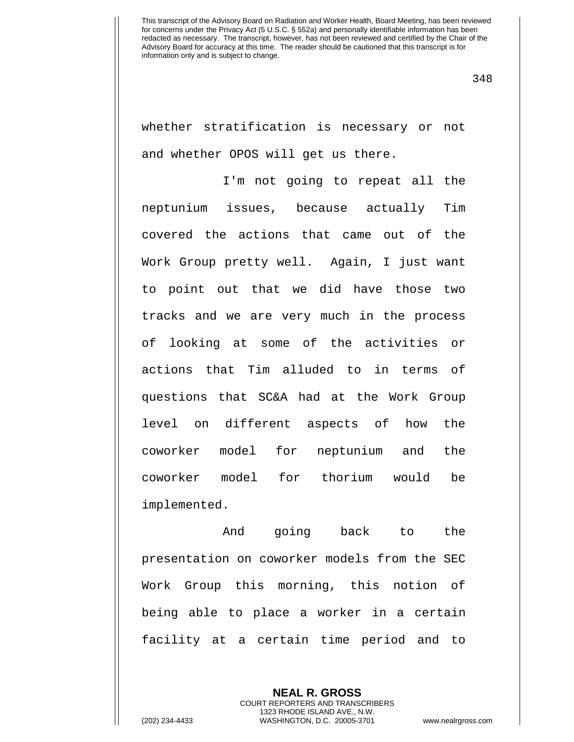whether stratification is necessary or not and whether OPOS will get us there.

I'm not going to repeat all the neptunium issues, because actually Tim covered the actions that came out of the Work Group pretty well. Again, I just want to point out that we did have those two tracks and we are very much in the process of looking at some of the activities or actions that Tim alluded to in terms of questions that SC&A had at the Work Group level on different aspects of how the coworker model for neptunium and the coworker model for thorium would be implemented.

And going back to the presentation on coworker models from the SEC Work Group this morning, this notion of being able to place a worker in a certain facility at a certain time period and to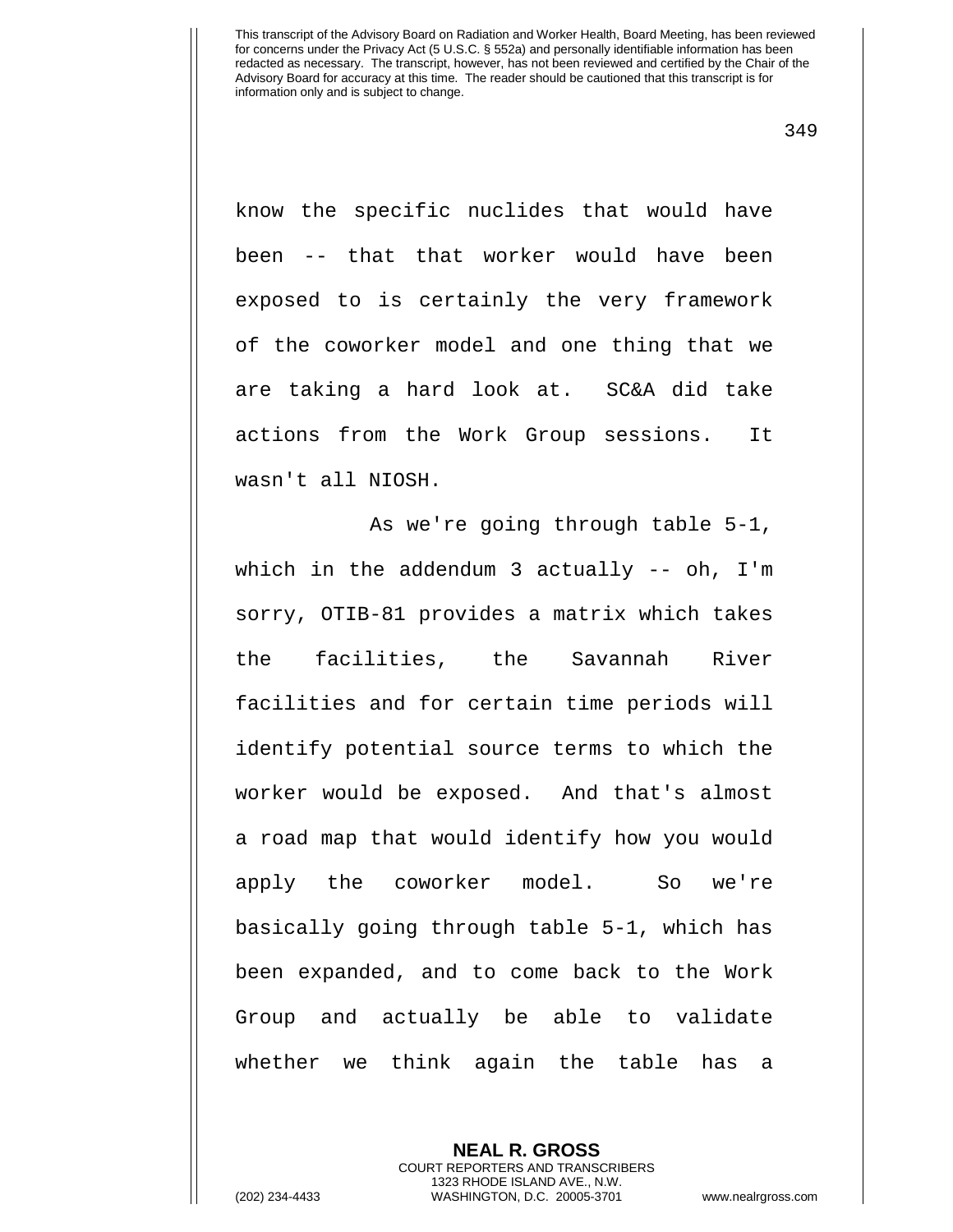know the specific nuclides that would have been -- that that worker would have been exposed to is certainly the very framework of the coworker model and one thing that we are taking a hard look at. SC&A did take actions from the Work Group sessions. It wasn't all NIOSH.

As we're going through table 5-1, which in the addendum 3 actually -- oh, I'm sorry, OTIB-81 provides a matrix which takes the facilities, the Savannah River facilities and for certain time periods will identify potential source terms to which the worker would be exposed. And that's almost a road map that would identify how you would apply the coworker model. So we're basically going through table 5-1, which has been expanded, and to come back to the Work Group and actually be able to validate whether we think again the table has a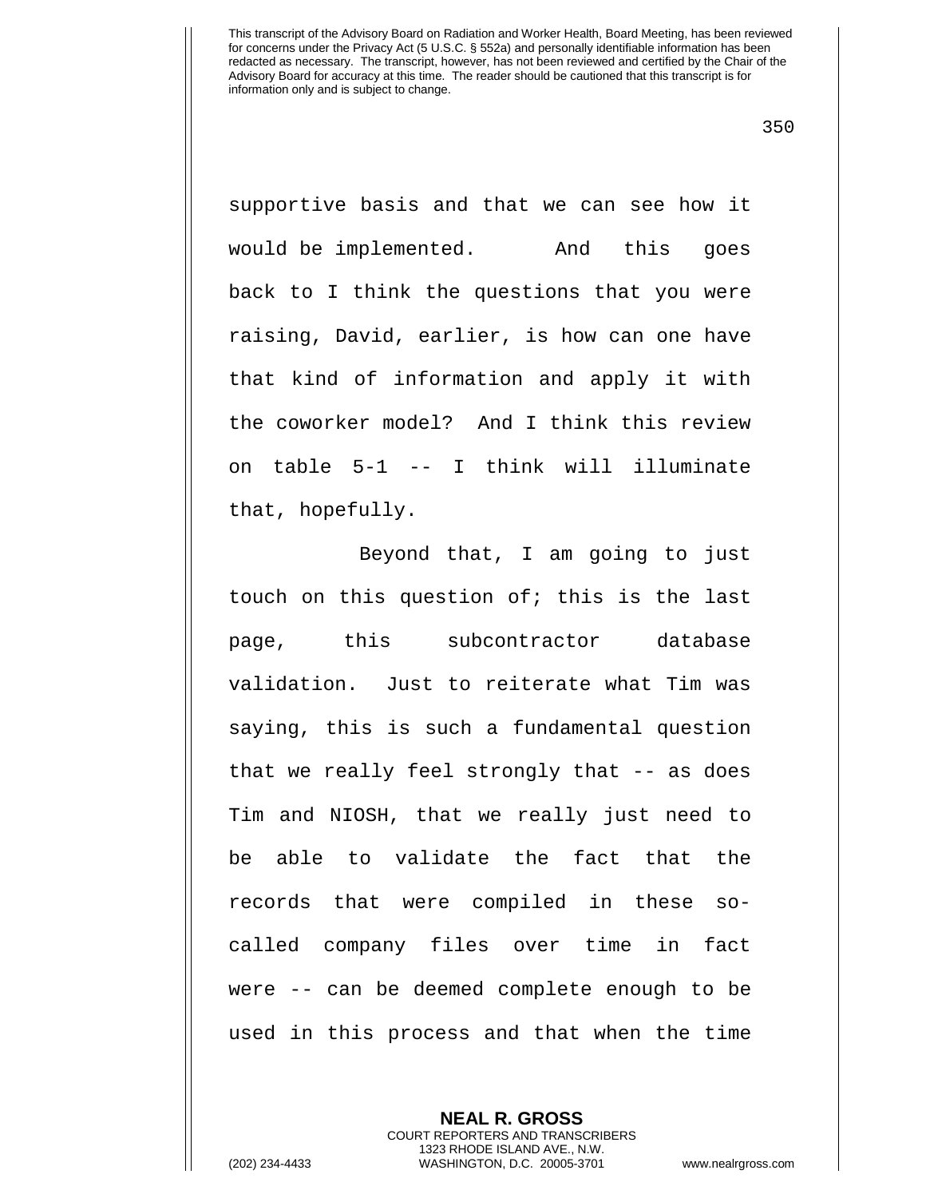supportive basis and that we can see how it would be implemented. And this goes back to I think the questions that you were raising, David, earlier, is how can one have that kind of information and apply it with the coworker model? And I think this review on table 5-1 -- I think will illuminate that, hopefully.

Beyond that, I am going to just touch on this question of; this is the last page, this subcontractor database validation. Just to reiterate what Tim was saying, this is such a fundamental question that we really feel strongly that -- as does Tim and NIOSH, that we really just need to be able to validate the fact that the records that were compiled in these so-called company files over time in fact were -- can be deemed complete enough to be used in this process and that when the time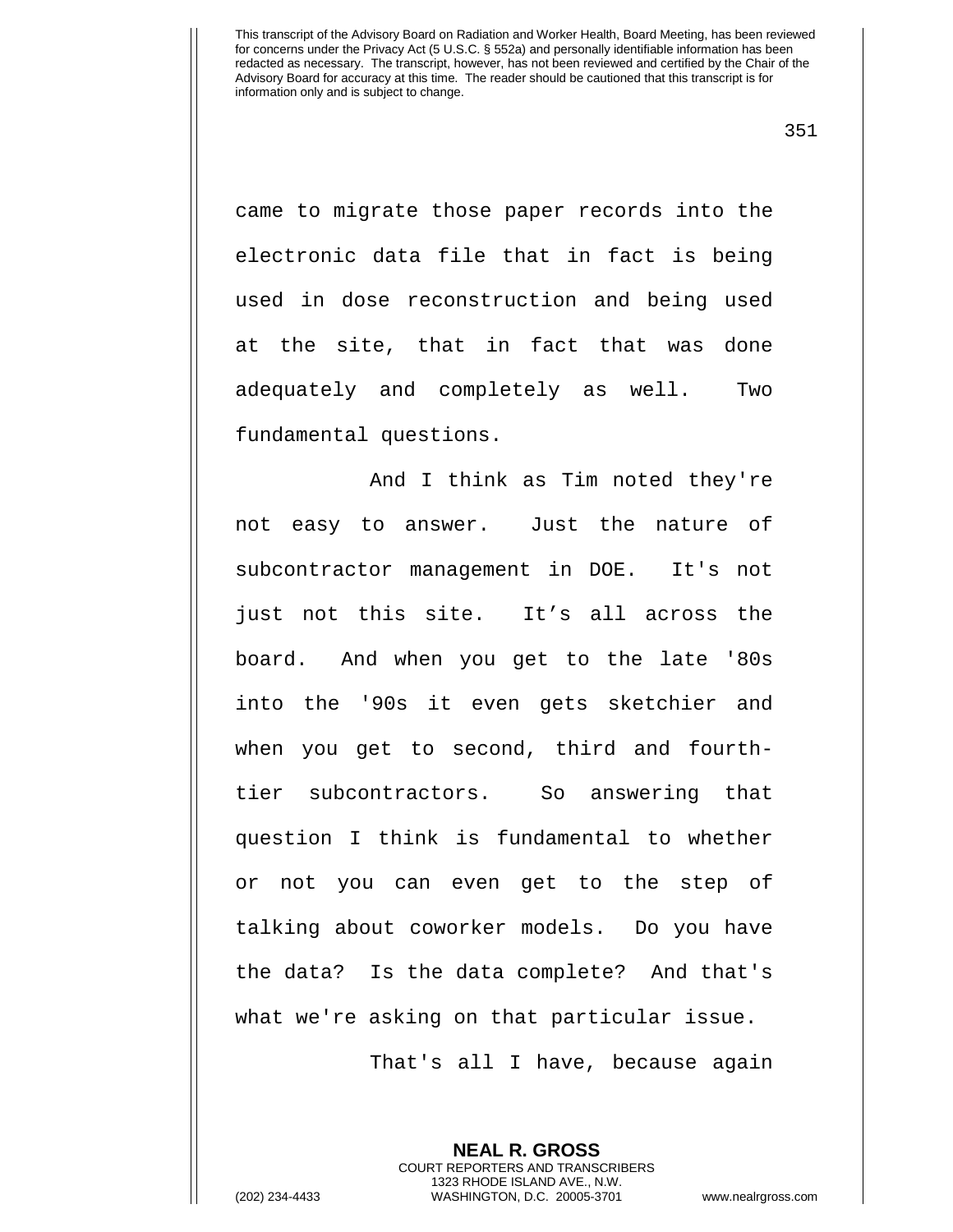came to migrate those paper records into the electronic data file that in fact is being used in dose reconstruction and being used at the site, that in fact that was done adequately and completely as well. Two fundamental questions.

And I think as Tim noted they're not easy to answer. Just the nature of subcontractor management in DOE. It's not just not this site. It’s all across the board. And when you get to the late '80s into the '90s it even gets sketchier and when you get to second, third and fourth-tier subcontractors. So answering that question I think is fundamental to whether or not you can even get to the step of talking about coworker models. Do you have the data? Is the data complete? And that's what we're asking on that particular issue.

That's all I have, because again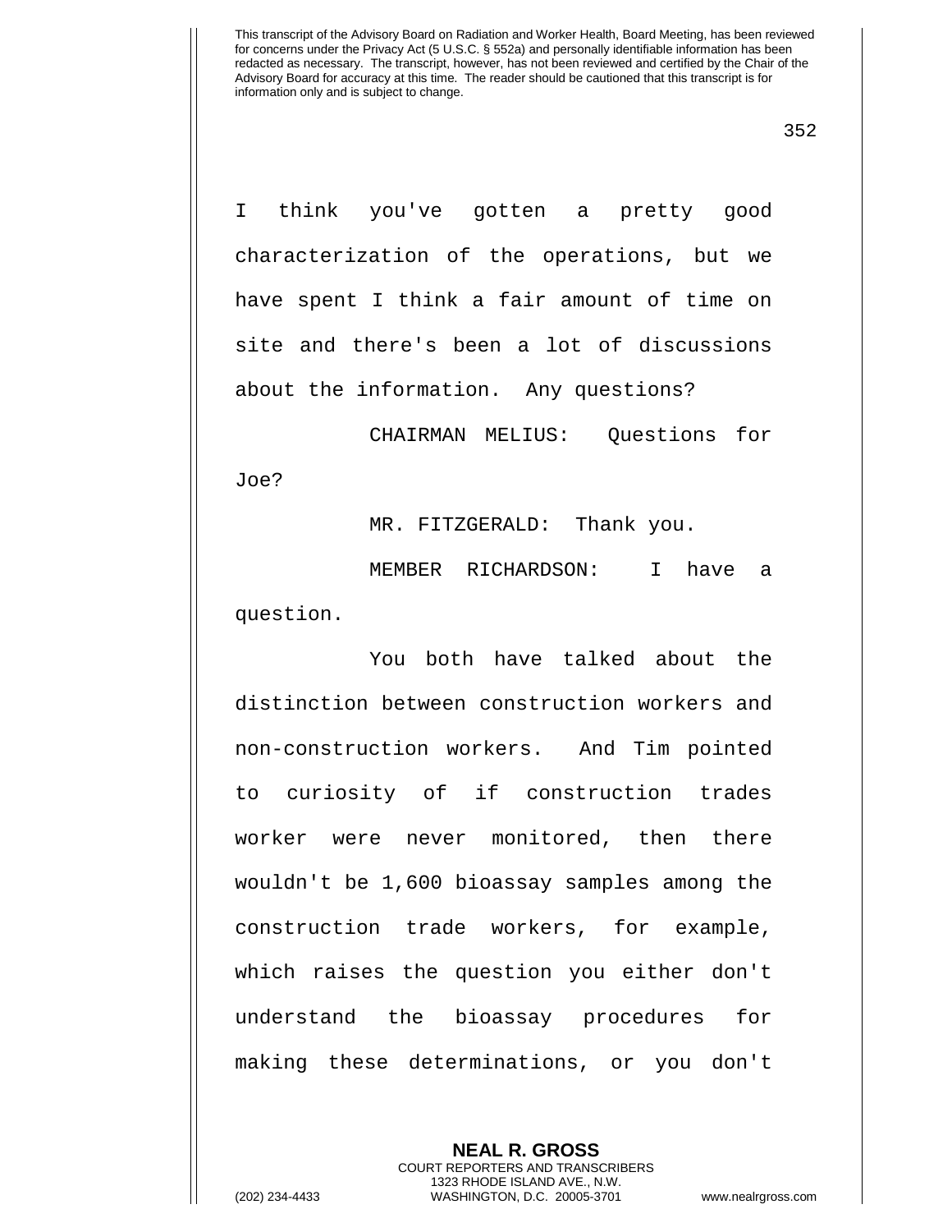I think you've gotten a pretty good characterization of the operations, but we have spent I think a fair amount of time on site and there's been a lot of discussions about the information. Any questions?

CHAIRMAN MELIUS: Questions for Joe?

MR. FITZGERALD: Thank you.

MEMBER RICHARDSON: I have a question.

You both have talked about the distinction between construction workers and non-construction workers. And Tim pointed to curiosity of if construction trades worker were never monitored, then there wouldn't be 1,600 bioassay samples among the construction trade workers, for example, which raises the question you either don't understand the bioassay procedures for making these determinations, or you don't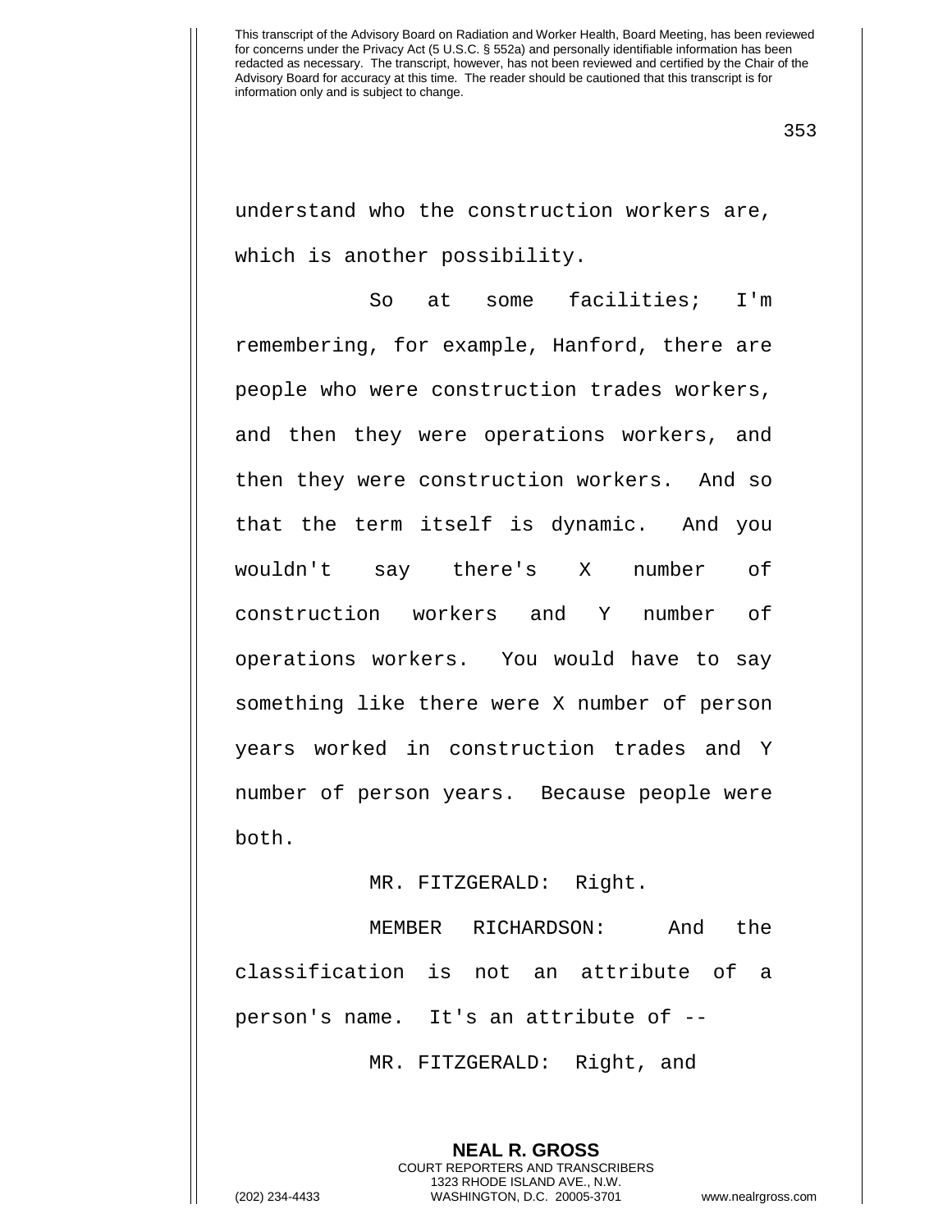understand who the construction workers are, which is another possibility.

So at some facilities; I'm remembering, for example, Hanford, there are people who were construction trades workers, and then they were operations workers, and then they were construction workers. And so that the term itself is dynamic. And you wouldn't say there's X number of construction workers and Y number of operations workers. You would have to say something like there were X number of person years worked in construction trades and Y number of person years. Because people were both.

MR. FITZGERALD: Right.

MEMBER RICHARDSON: And the classification is not an attribute of a person's name. It's an attribute of --

MR. FITZGERALD: Right, and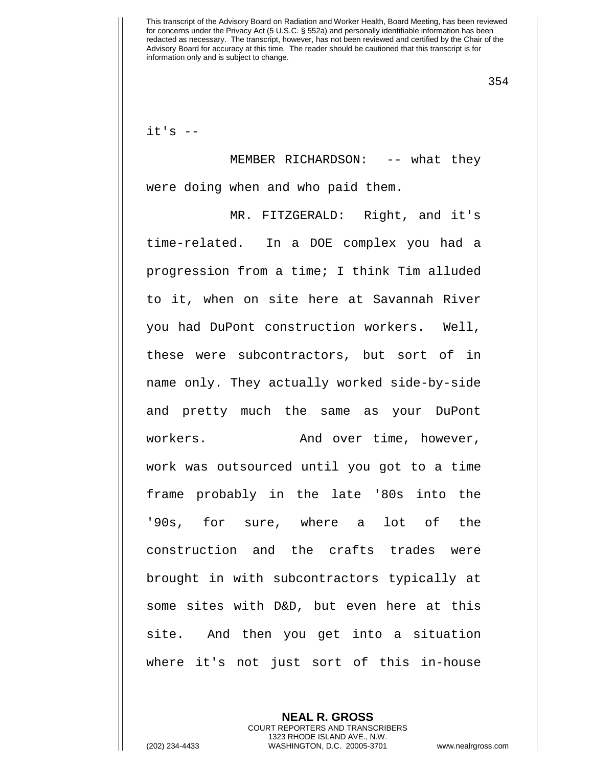it's --

MEMBER RICHARDSON: -- what they were doing when and who paid them.

MR. FITZGERALD: Right, and it's time-related. In a DOE complex you had a progression from a time; I think Tim alluded to it, when on site here at Savannah River you had DuPont construction workers. Well, these were subcontractors, but sort of in name only. They actually worked side-by-side and pretty much the same as your DuPont workers. And over time, however, work was outsourced until you got to a time frame probably in the late '80s into the '90s, for sure, where a lot of the construction and the crafts trades were brought in with subcontractors typically at some sites with D&D, but even here at this site. And then you get into a situation where it's not just sort of this in-house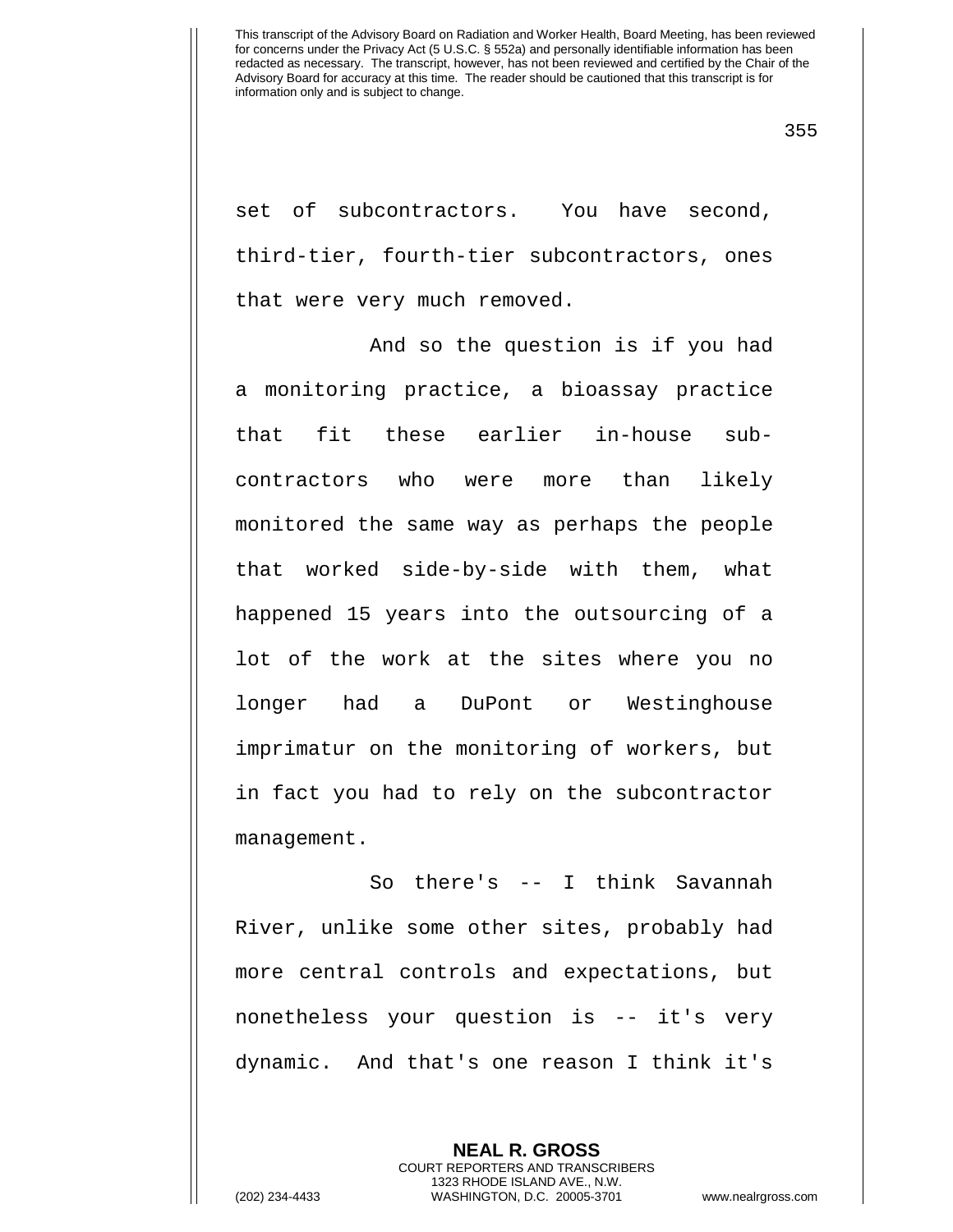set of subcontractors. You have second, third-tier, fourth-tier subcontractors, ones that were very much removed.

And so the question is if you had a monitoring practice, a bioassay practice that fit these earlier in-house sub-contractors who were more than likely monitored the same way as perhaps the people that worked side-by-side with them, what happened 15 years into the outsourcing of a lot of the work at the sites where you no longer had a DuPont or Westinghouse imprimatur on the monitoring of workers, but in fact you had to rely on the subcontractor management.

So there's -- I think Savannah River, unlike some other sites, probably had more central controls and expectations, but nonetheless your question is -- it's very dynamic. And that's one reason I think it's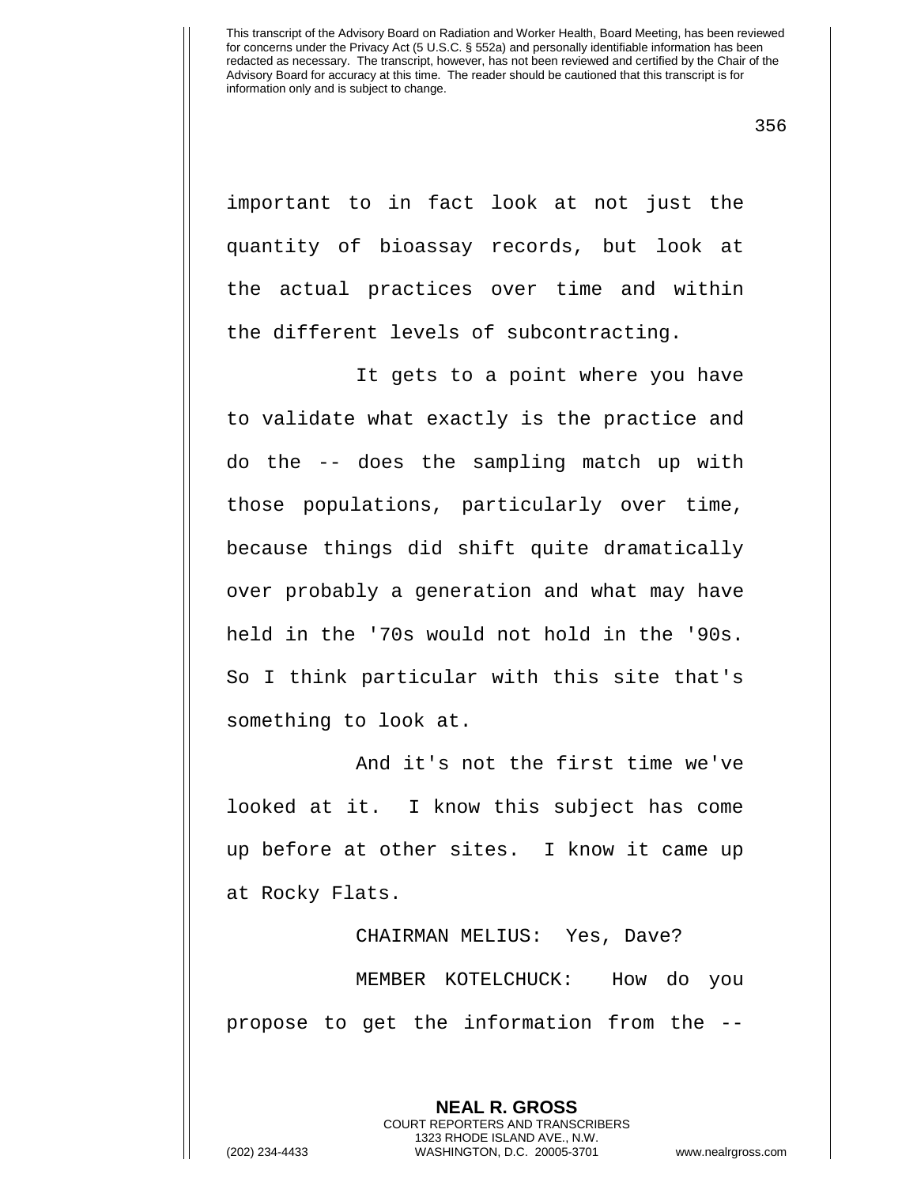important to in fact look at not just the quantity of bioassay records, but look at the actual practices over time and within the different levels of subcontracting.

It gets to a point where you have to validate what exactly is the practice and do the -- does the sampling match up with those populations, particularly over time, because things did shift quite dramatically over probably a generation and what may have held in the '70s would not hold in the '90s. So I think particular with this site that's something to look at.

And it's not the first time we've looked at it. I know this subject has come up before at other sites. I know it came up at Rocky Flats.

CHAIRMAN MELIUS: Yes, Dave?

MEMBER KOTELCHUCK: How do you propose to get the information from the --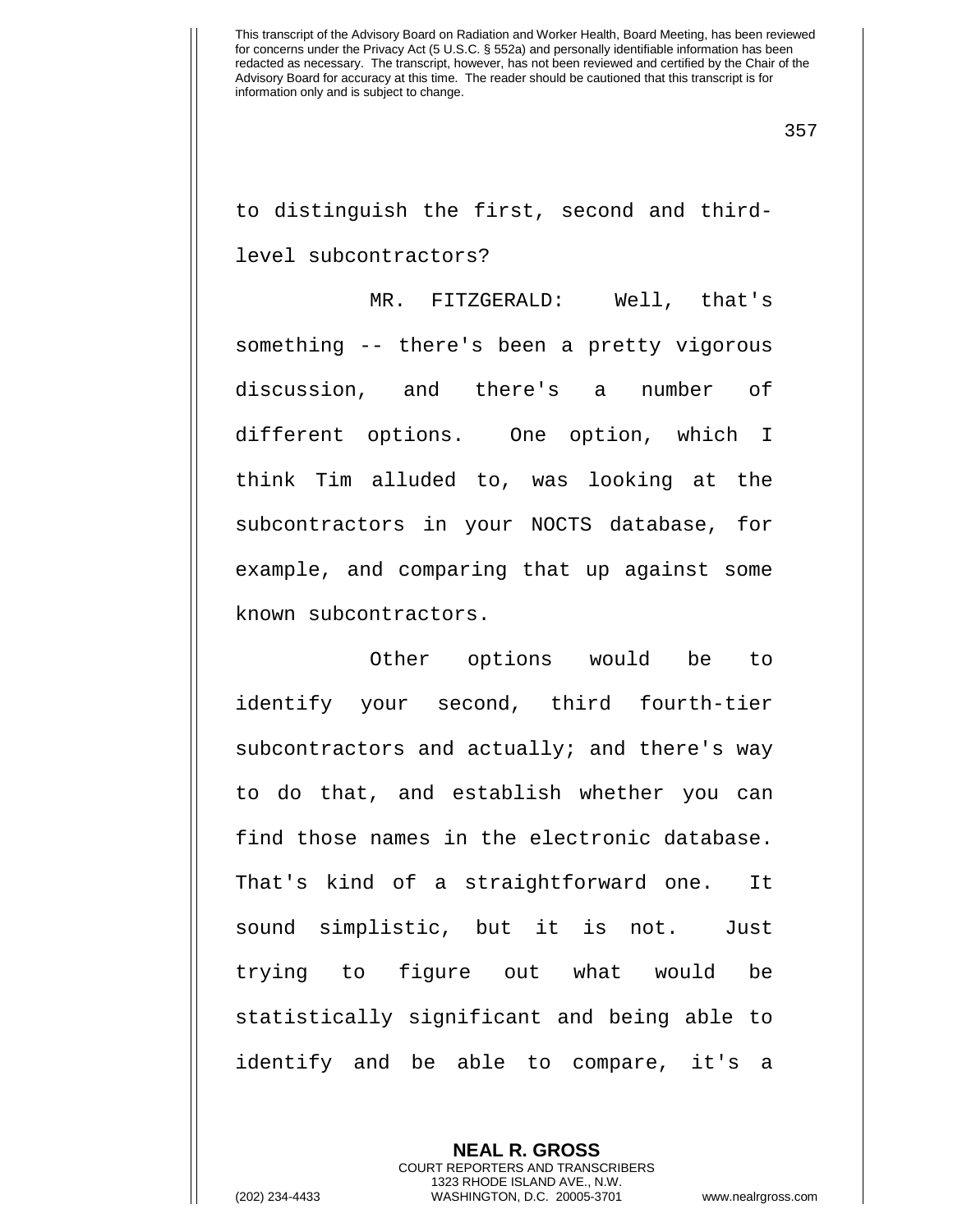to distinguish the first, second and third-level subcontractors?

MR. FITZGERALD: Well, that's something -- there's been a pretty vigorous discussion, and there's a number of different options. One option, which I think Tim alluded to, was looking at the subcontractors in your NOCTS database, for example, and comparing that up against some known subcontractors.

Other options would be to identify your second, third fourth-tier subcontractors and actually; and there's way to do that, and establish whether you can find those names in the electronic database. That's kind of a straightforward one. It sound simplistic, but it is not. Just trying to figure out what would be statistically significant and being able to identify and be able to compare, it's a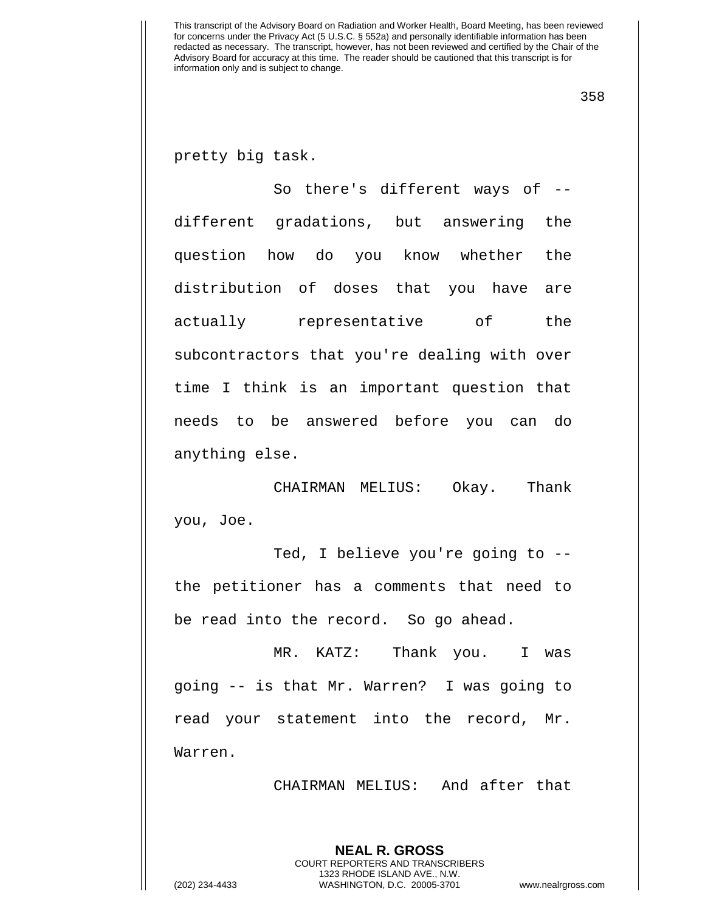pretty big task.

So there's different ways of -- different gradations, but answering the question how do you know whether the distribution of doses that you have are actually representative of the subcontractors that you're dealing with over time I think is an important question that needs to be answered before you can do anything else.

CHAIRMAN MELIUS: Okay. Thank you, Joe.

Ted, I believe you're going to -- the petitioner has a comments that need to be read into the record. So go ahead.

MR. KATZ: Thank you. I was going -- is that Mr. Warren? I was going to read your statement into the record, Mr. Warren.

CHAIRMAN MELIUS: And after that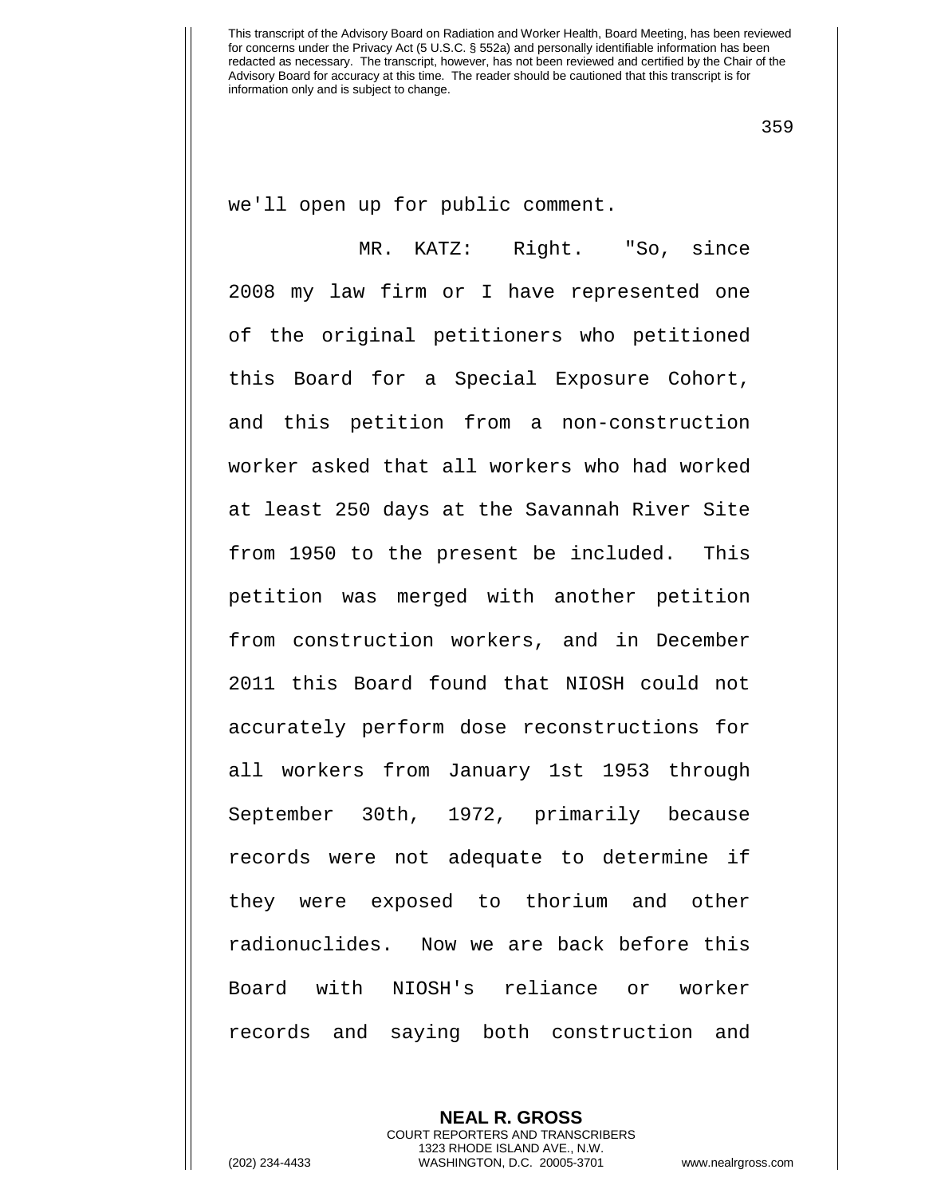we'll open up for public comment.

MR. KATZ: Right. "So, since 2008 my law firm or I have represented one of the original petitioners who petitioned this Board for a Special Exposure Cohort, and this petition from a non-construction worker asked that all workers who had worked at least 250 days at the Savannah River Site from 1950 to the present be included. This petition was merged with another petition from construction workers, and in December 2011 this Board found that NIOSH could not accurately perform dose reconstructions for all workers from January 1st 1953 through September 30th, 1972, primarily because records were not adequate to determine if they were exposed to thorium and other radionuclides. Now we are back before this Board with NIOSH's reliance or worker records and saying both construction and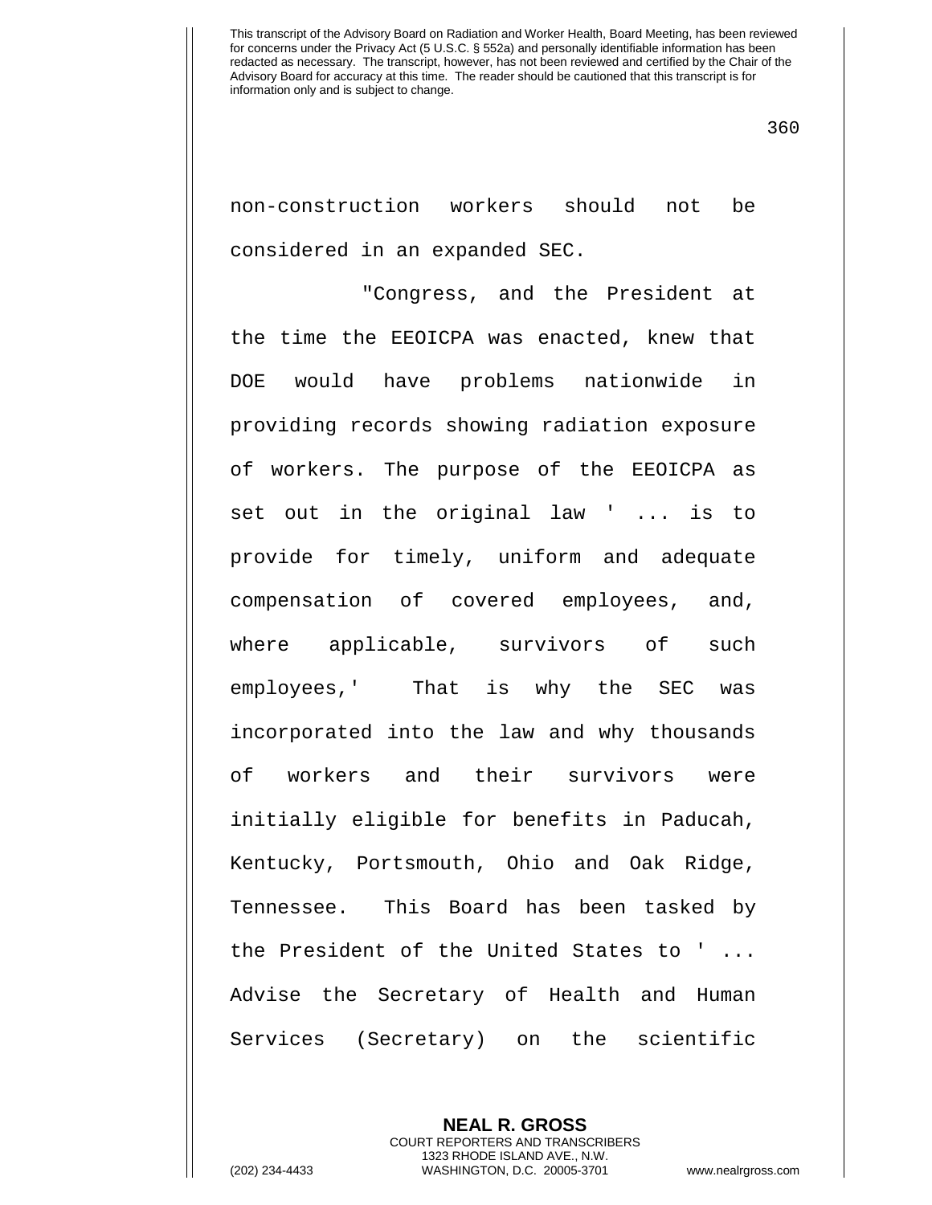non-construction workers should not be considered in an expanded SEC.

"Congress, and the President at the time the EEOICPA was enacted, knew that DOE would have problems nationwide in providing records showing radiation exposure of workers. The purpose of the EEOICPA as set out in the original law ' ... is to provide for timely, uniform and adequate compensation of covered employees, and, where applicable, survivors of such employees,' That is why the SEC was incorporated into the law and why thousands of workers and their survivors were initially eligible for benefits in Paducah, Kentucky, Portsmouth, Ohio and Oak Ridge, Tennessee. This Board has been tasked by the President of the United States to ' ... Advise the Secretary of Health and Human Services (Secretary) on the scientific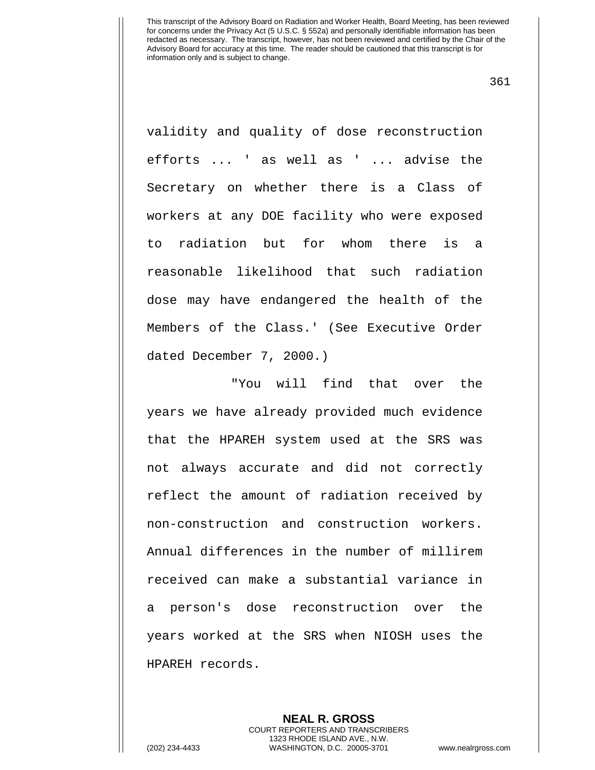validity and quality of dose reconstruction efforts ... ' as well as ' ... advise the Secretary on whether there is a Class of workers at any DOE facility who were exposed to radiation but for whom there is a reasonable likelihood that such radiation dose may have endangered the health of the Members of the Class.' (See Executive Order dated December 7, 2000.)

"You will find that over the years we have already provided much evidence that the HPAREH system used at the SRS was not always accurate and did not correctly reflect the amount of radiation received by non-construction and construction workers. Annual differences in the number of millirem received can make a substantial variance in a person's dose reconstruction over the years worked at the SRS when NIOSH uses the HPAREH records.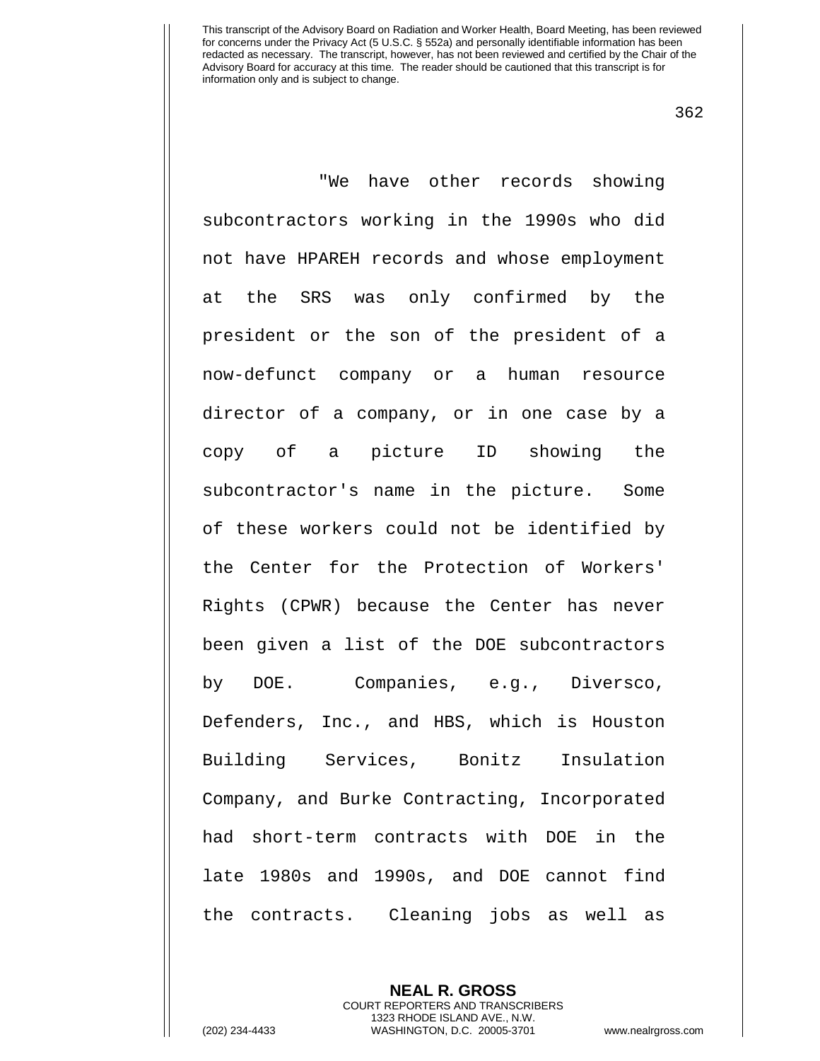"We have other records showing subcontractors working in the 1990s who did not have HPAREH records and whose employment at the SRS was only confirmed by the president or the son of the president of a now-defunct company or a human resource director of a company, or in one case by a copy of a picture ID showing the subcontractor's name in the picture. Some of these workers could not be identified by the Center for the Protection of Workers' Rights (CPWR) because the Center has never been given a list of the DOE subcontractors by DOE. Companies, e.g., Diversco, Defenders, Inc., and HBS, which is Houston Building Services, Bonitz Insulation Company, and Burke Contracting, Incorporated had short-term contracts with DOE in the late 1980s and 1990s, and DOE cannot find the contracts. Cleaning jobs as well as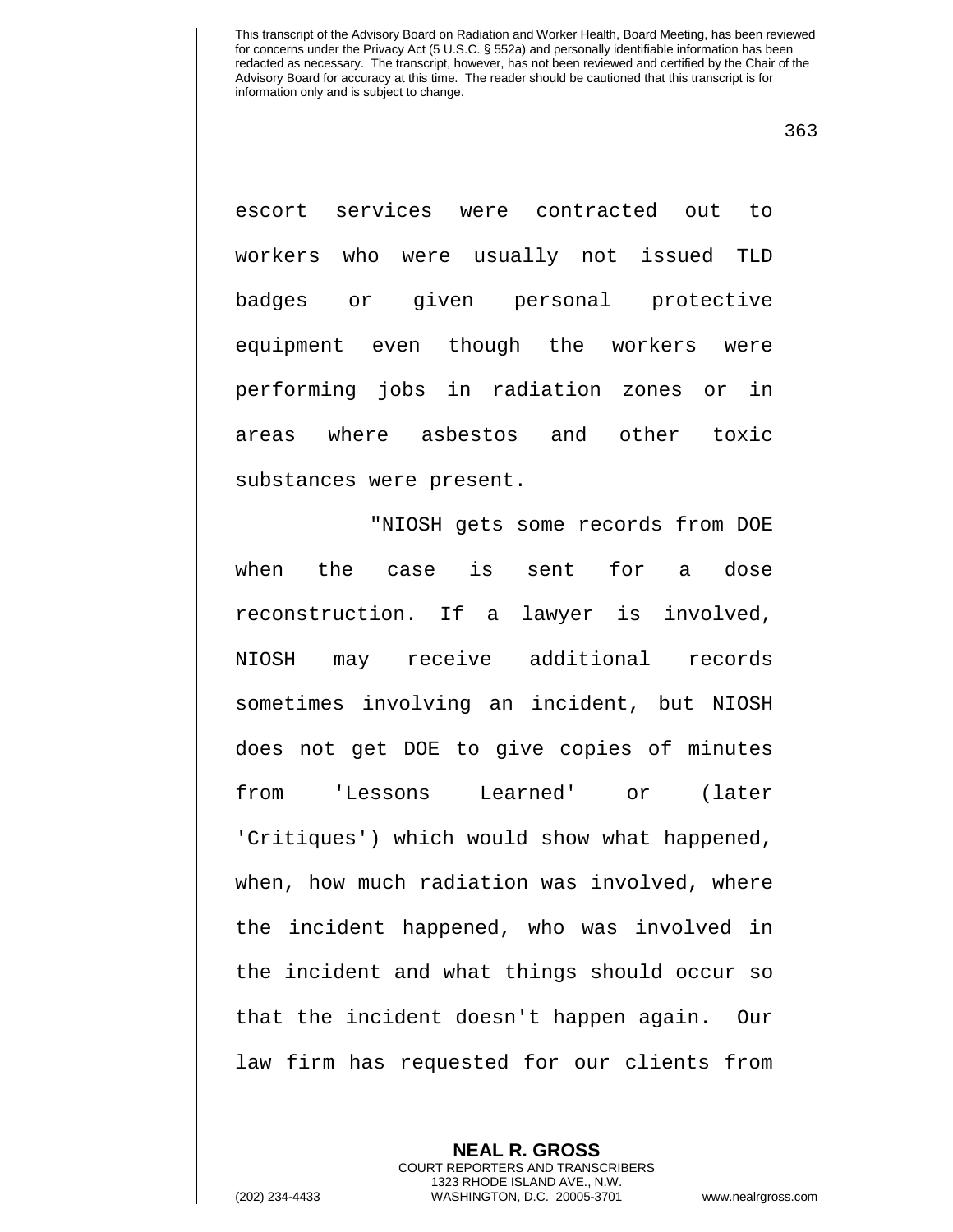escort services were contracted out to workers who were usually not issued TLD badges or given personal protective equipment even though the workers were performing jobs in radiation zones or in areas where asbestos and other toxic substances were present.

"NIOSH gets some records from DOE when the case is sent for a dose reconstruction. If a lawyer is involved, NIOSH may receive additional records sometimes involving an incident, but NIOSH does not get DOE to give copies of minutes from 'Lessons Learned' or (later 'Critiques') which would show what happened, when, how much radiation was involved, where the incident happened, who was involved in the incident and what things should occur so that the incident doesn't happen again. Our law firm has requested for our clients from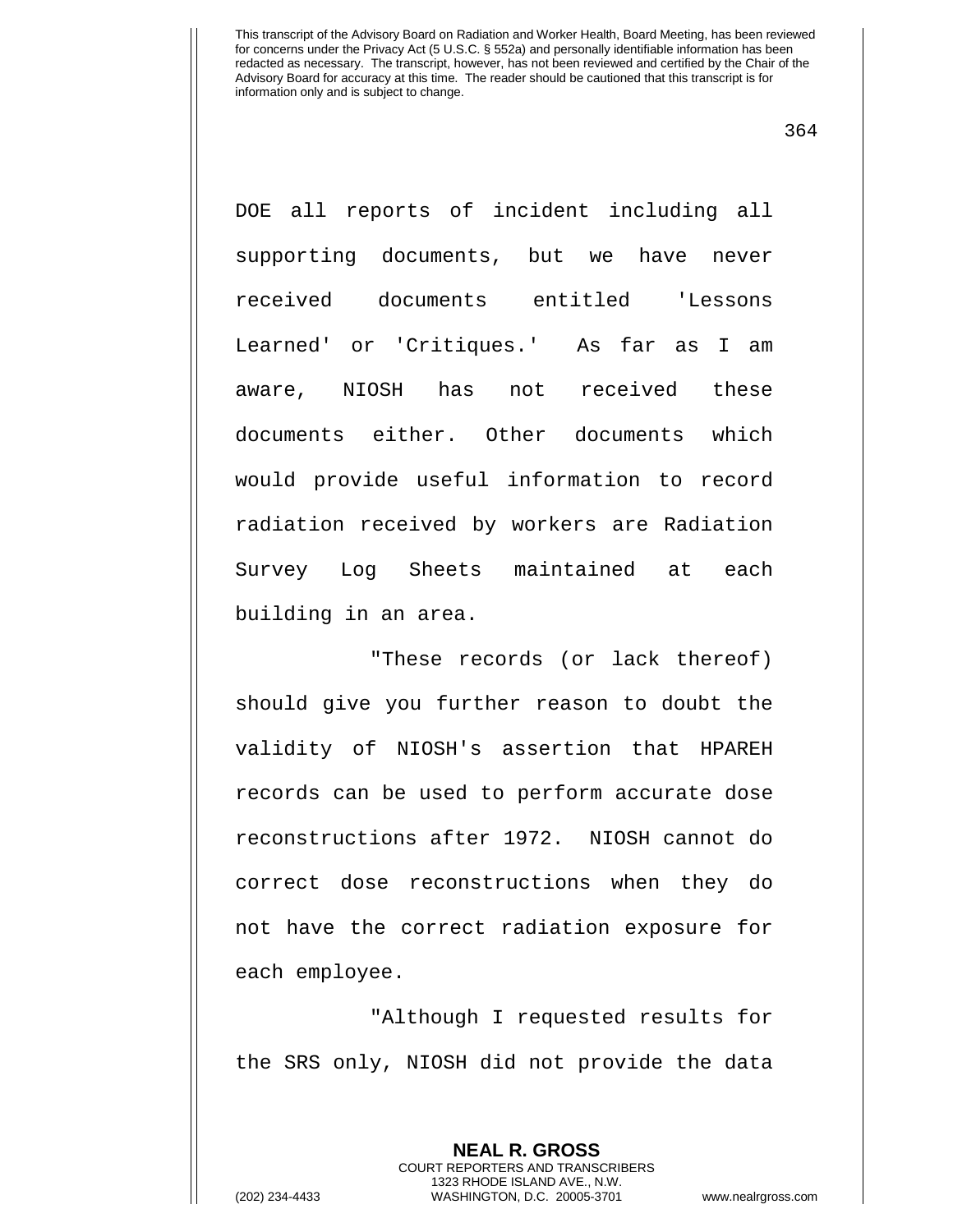DOE all reports of incident including all supporting documents, but we have never received documents entitled 'Lessons Learned' or 'Critiques.' As far as I am aware, NIOSH has not received these documents either. Other documents which would provide useful information to record radiation received by workers are Radiation Survey Log Sheets maintained at each building in an area.

"These records (or lack thereof) should give you further reason to doubt the validity of NIOSH's assertion that HPAREH records can be used to perform accurate dose reconstructions after 1972. NIOSH cannot do correct dose reconstructions when they do not have the correct radiation exposure for each employee.

"Although I requested results for the SRS only, NIOSH did not provide the data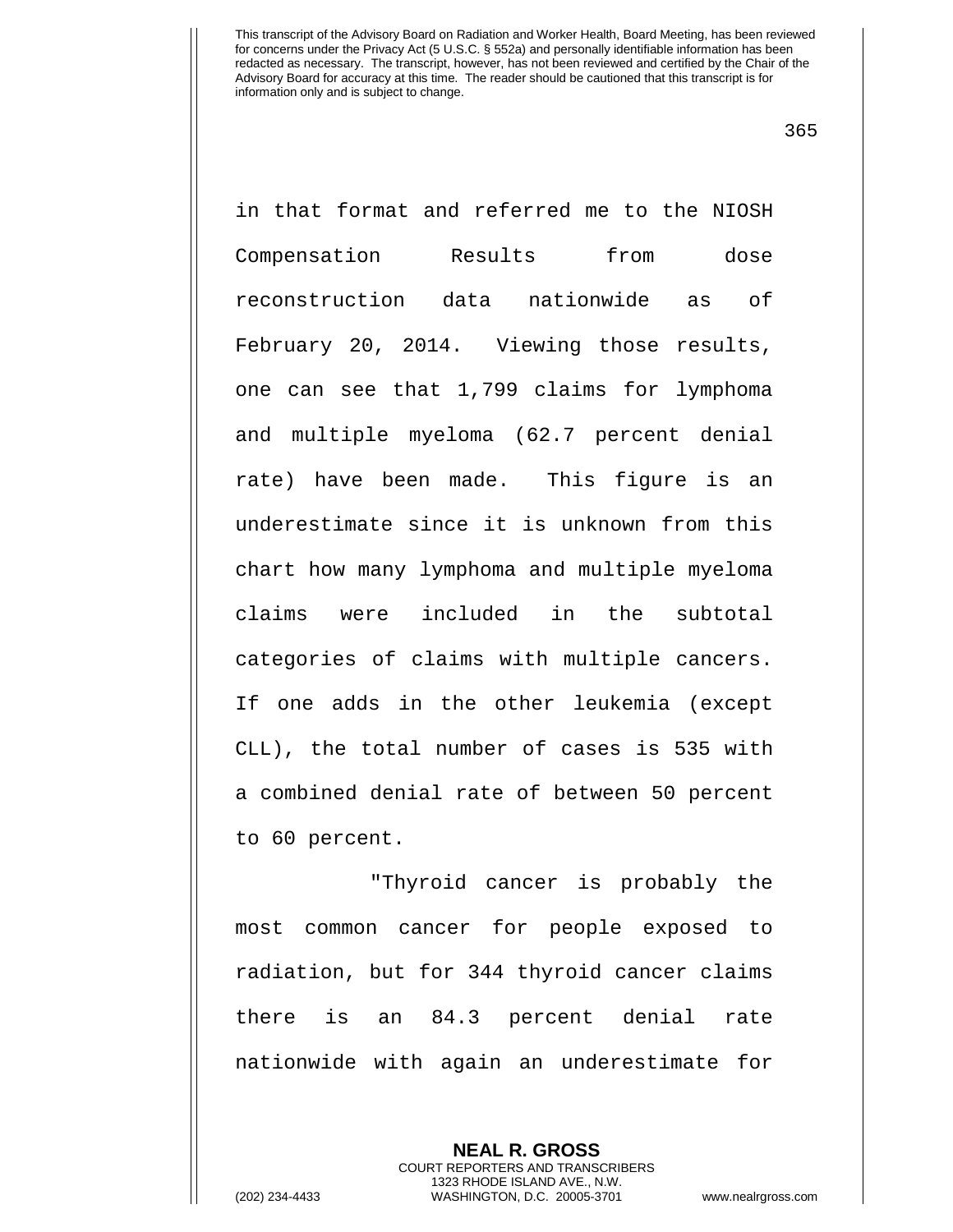in that format and referred me to the NIOSH Compensation Results from dose reconstruction data nationwide as of February 20, 2014. Viewing those results, one can see that 1,799 claims for lymphoma and multiple myeloma (62.7 percent denial rate) have been made. This figure is an underestimate since it is unknown from this chart how many lymphoma and multiple myeloma claims were included in the subtotal categories of claims with multiple cancers. If one adds in the other leukemia (except CLL), the total number of cases is 535 with a combined denial rate of between 50 percent to 60 percent.

"Thyroid cancer is probably the most common cancer for people exposed to radiation, but for 344 thyroid cancer claims there is an 84.3 percent denial rate nationwide with again an underestimate for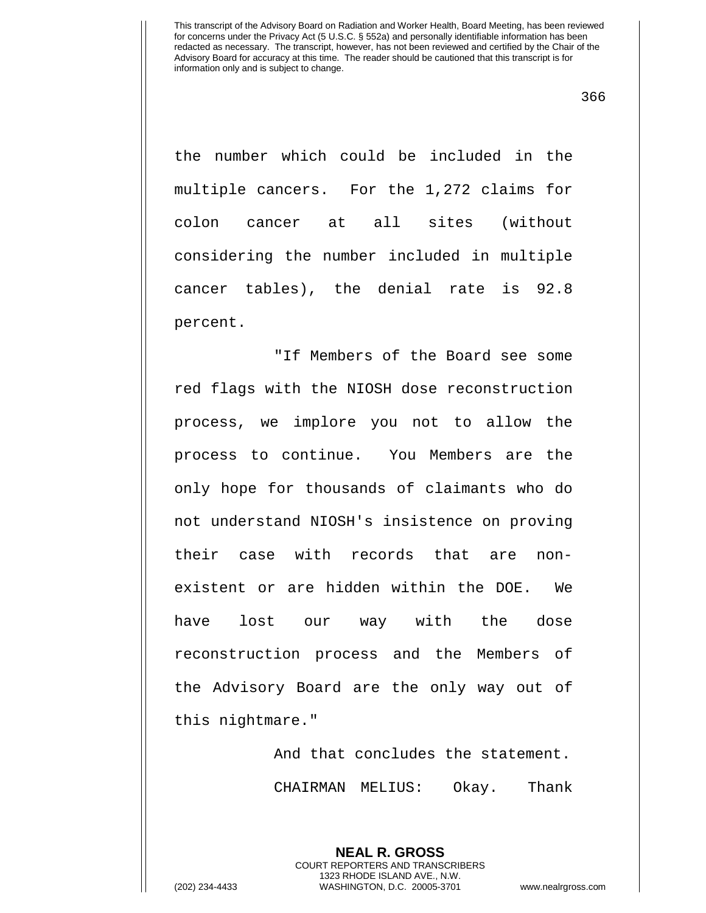the number which could be included in the multiple cancers. For the 1,272 claims for colon cancer at all sites (without considering the number included in multiple cancer tables), the denial rate is 92.8 percent.

"If Members of the Board see some red flags with the NIOSH dose reconstruction process, we implore you not to allow the process to continue. You Members are the only hope for thousands of claimants who do not understand NIOSH's insistence on proving their case with records that are non-existent or are hidden within the DOE. We have lost our way with the dose reconstruction process and the Members of the Advisory Board are the only way out of this nightmare."

And that concludes the statement.

CHAIRMAN MELIUS: Okay. Thank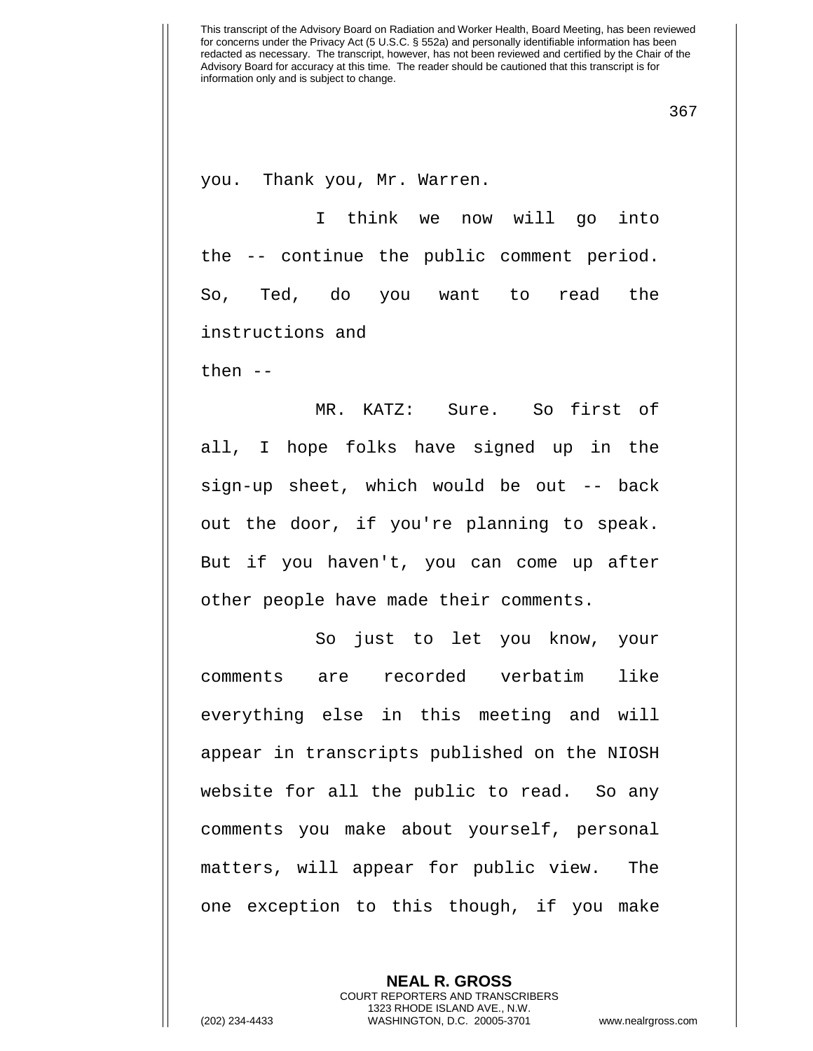you. Thank you, Mr. Warren.

I think we now will go into the -- continue the public comment period. So, Ted, do you want to read the instructions and then --

MR. KATZ: Sure. So first of all, I hope folks have signed up in the sign-up sheet, which would be out -- back out the door, if you're planning to speak. But if you haven't, you can come up after other people have made their comments.

So just to let you know, your comments are recorded verbatim like everything else in this meeting and will appear in transcripts published on the NIOSH website for all the public to read. So any comments you make about yourself, personal matters, will appear for public view. The one exception to this though, if you make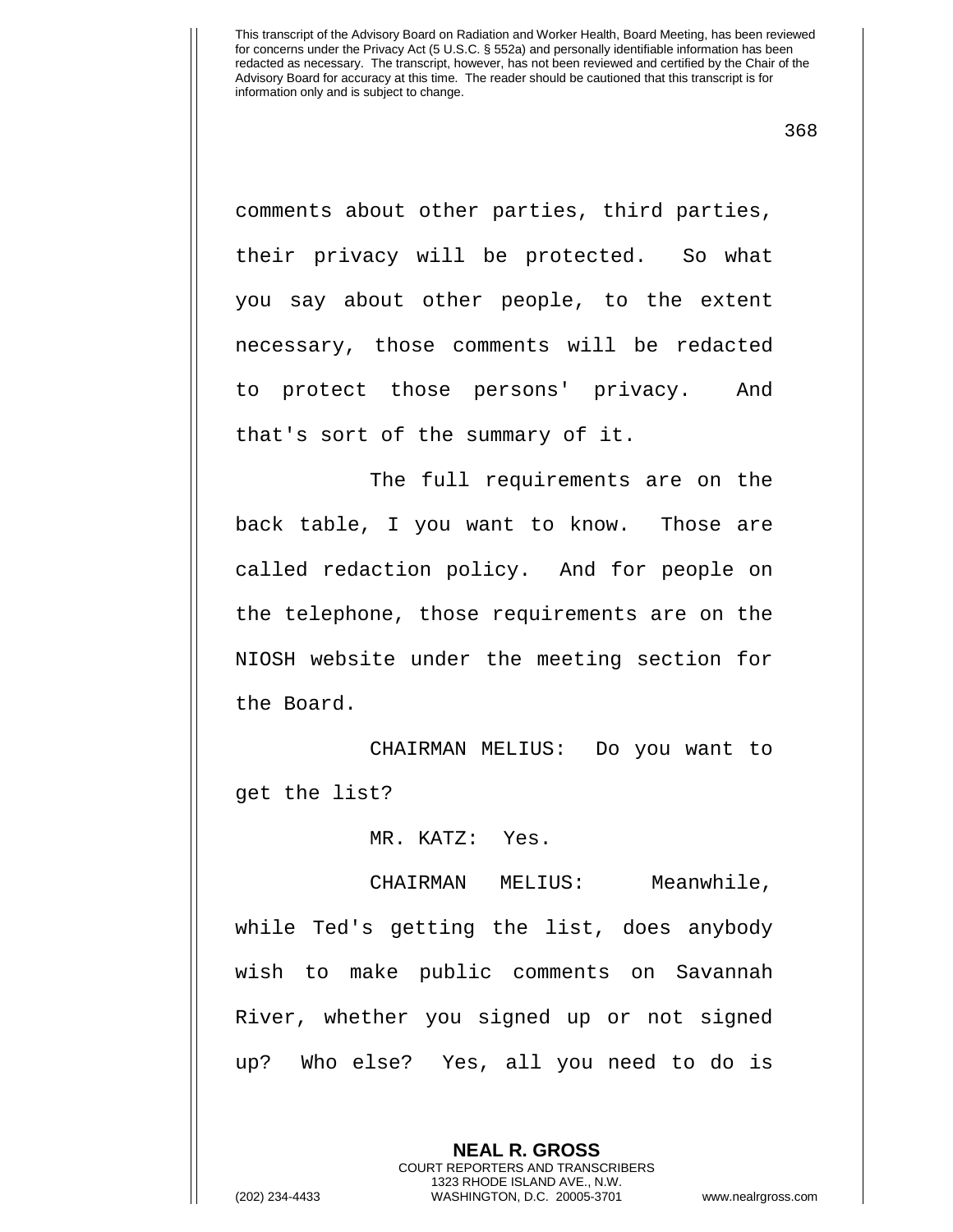comments about other parties, third parties, their privacy will be protected. So what you say about other people, to the extent necessary, those comments will be redacted to protect those persons' privacy. And that's sort of the summary of it.

The full requirements are on the back table, I you want to know. Those are called redaction policy. And for people on the telephone, those requirements are on the NIOSH website under the meeting section for the Board.

CHAIRMAN MELIUS: Do you want to get the list?

MR. KATZ: Yes.

CHAIRMAN MELIUS: Meanwhile, while Ted's getting the list, does anybody wish to make public comments on Savannah River, whether you signed up or not signed up? Who else? Yes, all you need to do is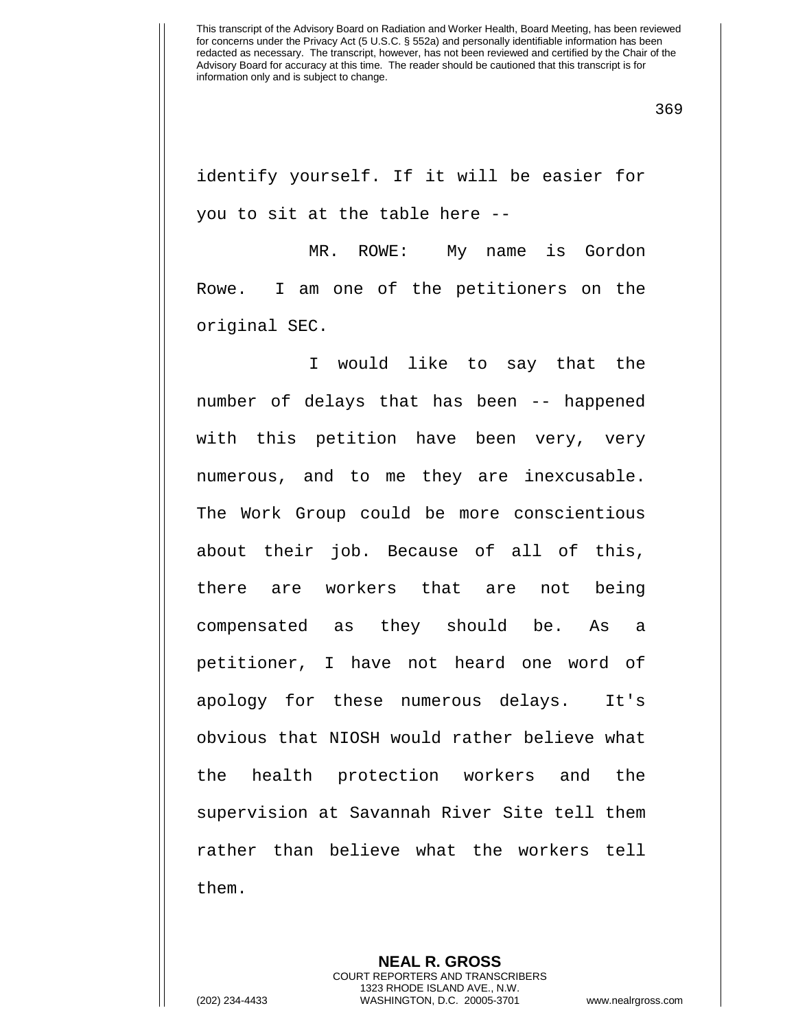identify yourself. If it will be easier for you to sit at the table here --

MR. ROWE: My name is Gordon Rowe. I am one of the petitioners on the original SEC.

I would like to say that the number of delays that has been -- happened with this petition have been very, very numerous, and to me they are inexcusable. The Work Group could be more conscientious about their job. Because of all of this, there are workers that are not being compensated as they should be. As a petitioner, I have not heard one word of apology for these numerous delays. It's obvious that NIOSH would rather believe what the health protection workers and the supervision at Savannah River Site tell them rather than believe what the workers tell them.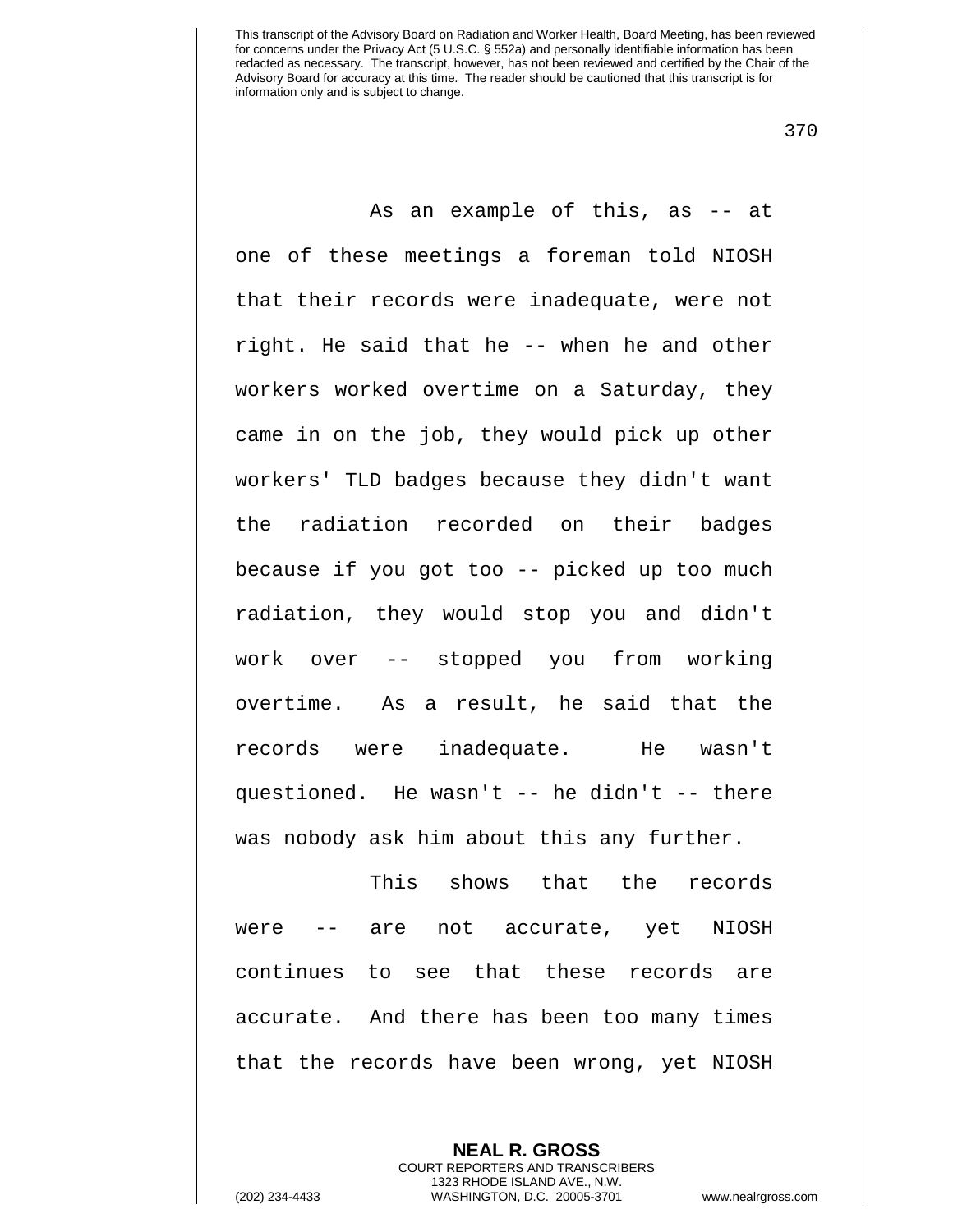As an example of this, as -- at one of these meetings a foreman told NIOSH that their records were inadequate, were not right. He said that he -- when he and other workers worked overtime on a Saturday, they came in on the job, they would pick up other workers' TLD badges because they didn't want the radiation recorded on their badges because if you got too -- picked up too much radiation, they would stop you and didn't work over -- stopped you from working overtime. As a result, he said that the records were inadequate. He wasn't questioned. He wasn't -- he didn't -- there was nobody ask him about this any further.

This shows that the records were -- are not accurate, yet NIOSH continues to see that these records are accurate. And there has been too many times that the records have been wrong, yet NIOSH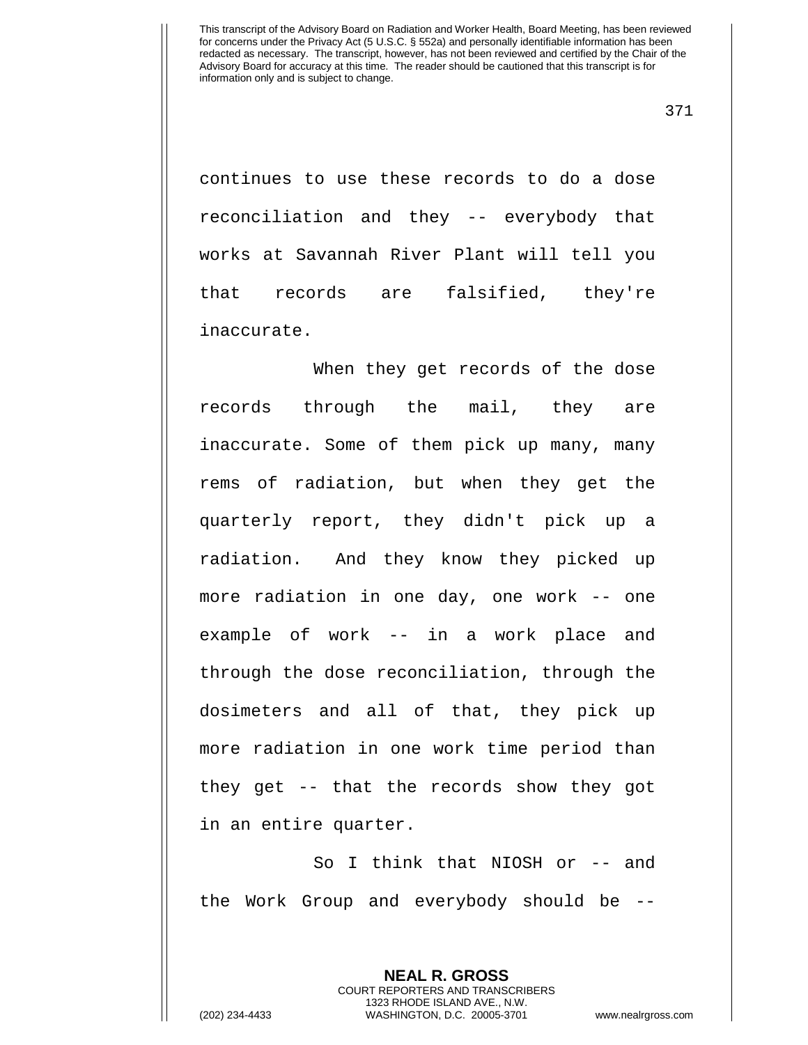continues to use these records to do a dose reconciliation and they -- everybody that works at Savannah River Plant will tell you that records are falsified, they're inaccurate.

When they get records of the dose records through the mail, they are inaccurate. Some of them pick up many, many rems of radiation, but when they get the quarterly report, they didn't pick up a radiation. And they know they picked up more radiation in one day, one work -- one example of work -- in a work place and through the dose reconciliation, through the dosimeters and all of that, they pick up more radiation in one work time period than they get -- that the records show they got in an entire quarter.

So I think that NIOSH or -- and the Work Group and everybody should be --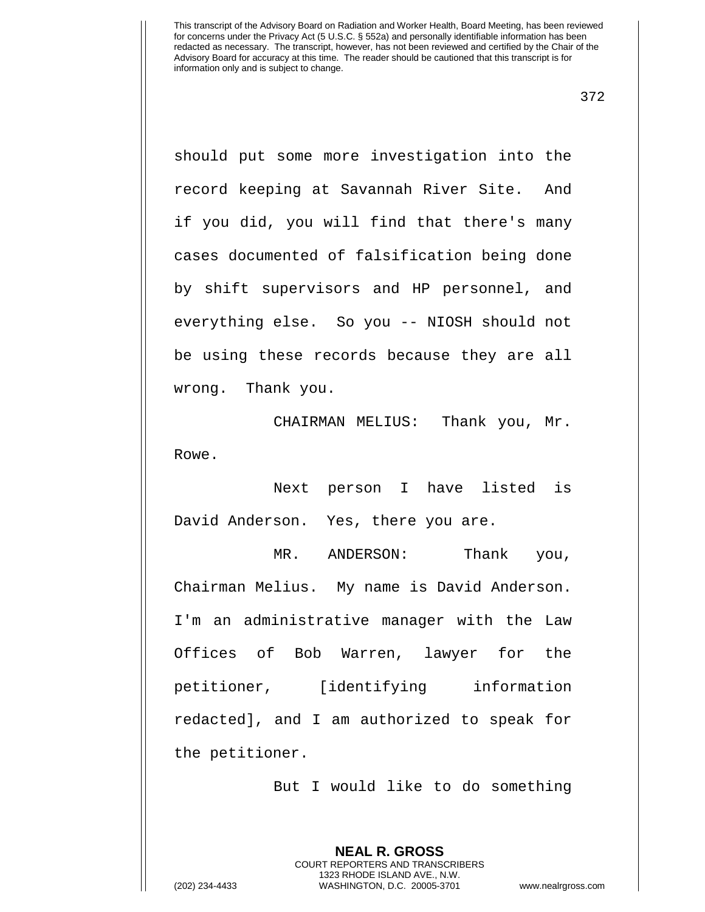should put some more investigation into the record keeping at Savannah River Site. And if you did, you will find that there's many cases documented of falsification being done by shift supervisors and HP personnel, and everything else. So you -- NIOSH should not be using these records because they are all wrong. Thank you.

CHAIRMAN MELIUS: Thank you, Mr. Rowe.

Next person I have listed is David Anderson. Yes, there you are.

MR. ANDERSON: Thank you, Chairman Melius. My name is David Anderson. I'm an administrative manager with the Law Offices of Bob Warren, lawyer for the petitioner, [identifying information redacted], and I am authorized to speak for the petitioner.

But I would like to do something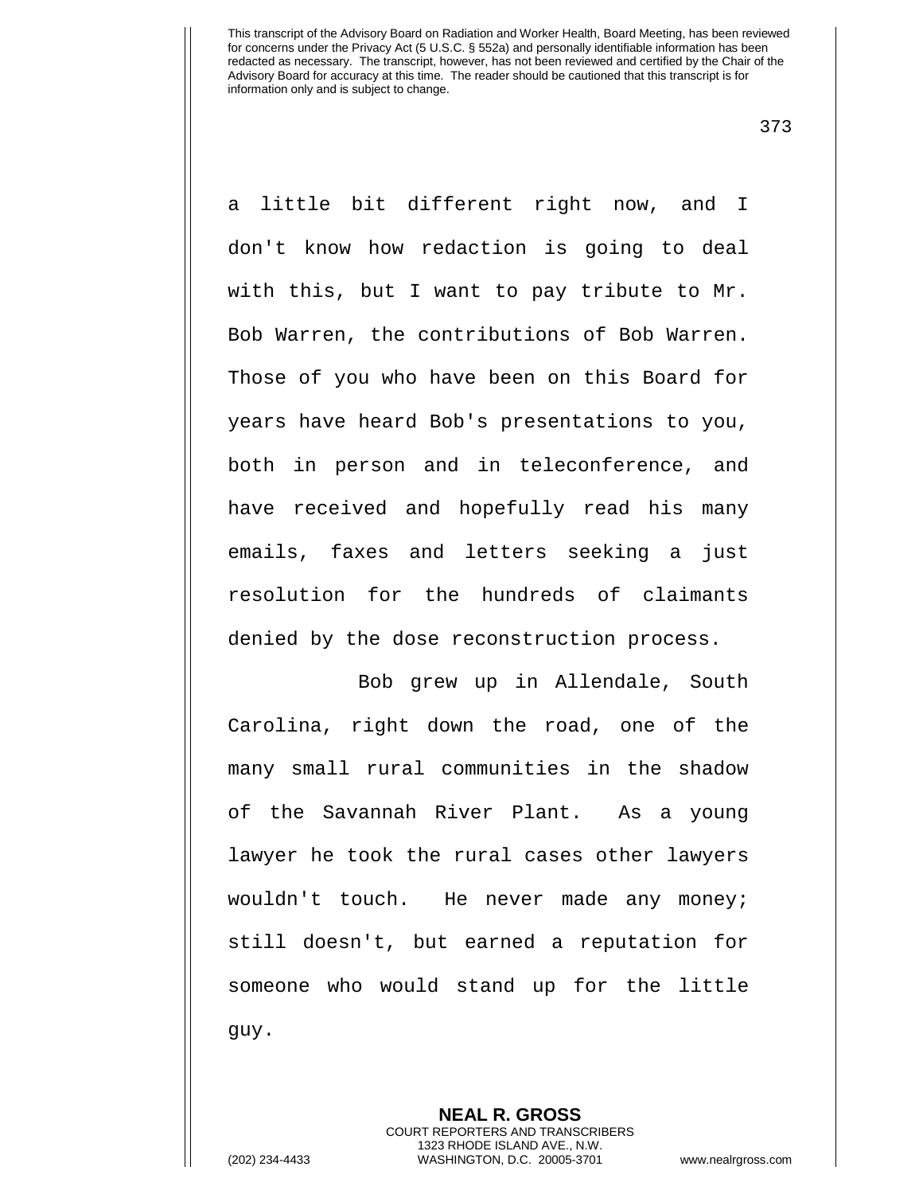a little bit different right now, and I don't know how redaction is going to deal with this, but I want to pay tribute to Mr. Bob Warren, the contributions of Bob Warren. Those of you who have been on this Board for years have heard Bob's presentations to you, both in person and in teleconference, and have received and hopefully read his many emails, faxes and letters seeking a just resolution for the hundreds of claimants denied by the dose reconstruction process.

Bob grew up in Allendale, South Carolina, right down the road, one of the many small rural communities in the shadow of the Savannah River Plant. As a young lawyer he took the rural cases other lawyers wouldn't touch. He never made any money; still doesn't, but earned a reputation for someone who would stand up for the little guy.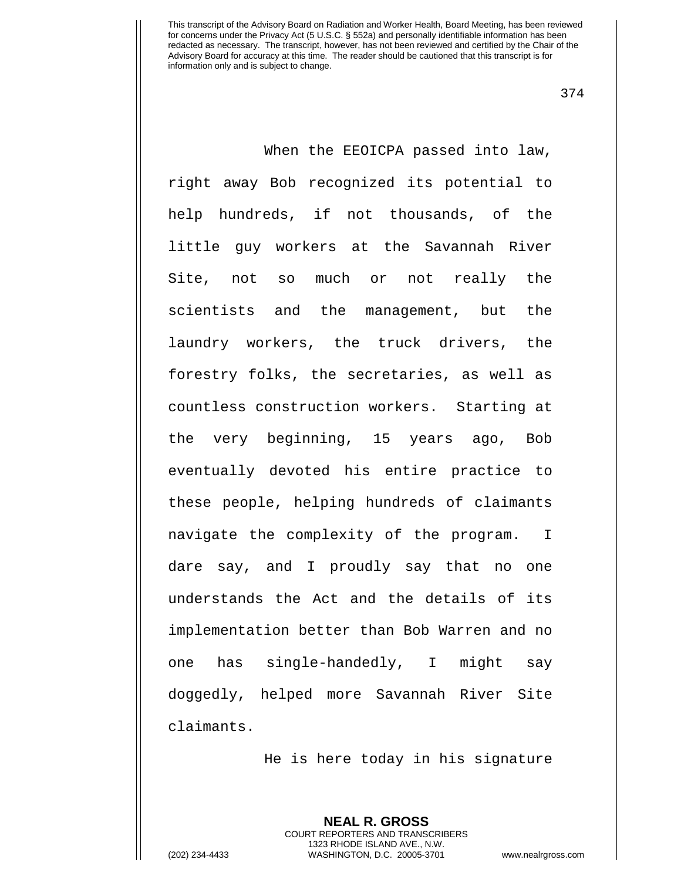When the EEOICPA passed into law, right away Bob recognized its potential to help hundreds, if not thousands, of the little guy workers at the Savannah River Site, not so much or not really the scientists and the management, but the laundry workers, the truck drivers, the forestry folks, the secretaries, as well as countless construction workers. Starting at the very beginning, 15 years ago, Bob eventually devoted his entire practice to these people, helping hundreds of claimants navigate the complexity of the program. I dare say, and I proudly say that no one understands the Act and the details of its implementation better than Bob Warren and no one has single-handedly, I might say doggedly, helped more Savannah River Site claimants.

He is here today in his signature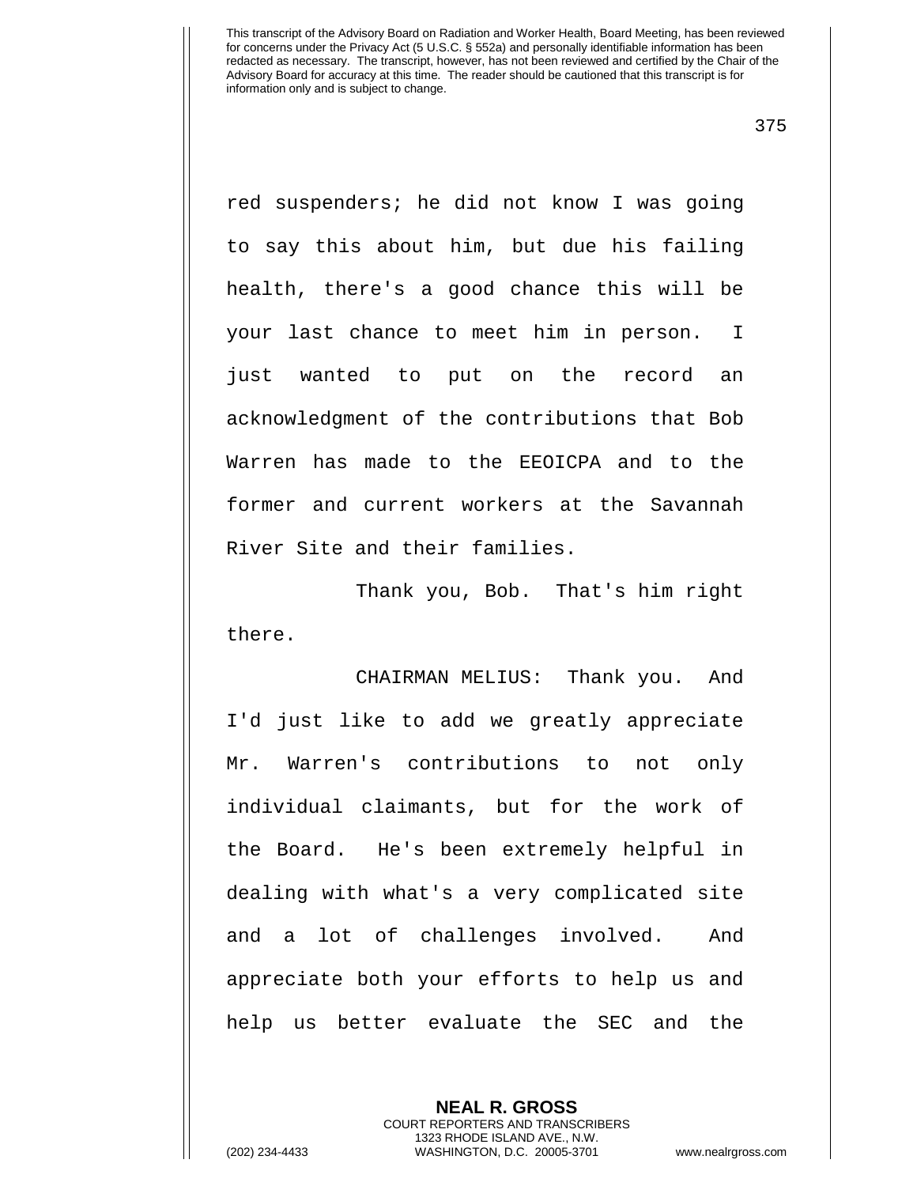red suspenders; he did not know I was going to say this about him, but due his failing health, there's a good chance this will be your last chance to meet him in person. I just wanted to put on the record an acknowledgment of the contributions that Bob Warren has made to the EEOICPA and to the former and current workers at the Savannah River Site and their families.

Thank you, Bob. That's him right there.

CHAIRMAN MELIUS: Thank you. And I'd just like to add we greatly appreciate Mr. Warren's contributions to not only individual claimants, but for the work of the Board. He's been extremely helpful in dealing with what's a very complicated site and a lot of challenges involved. And appreciate both your efforts to help us and help us better evaluate the SEC and the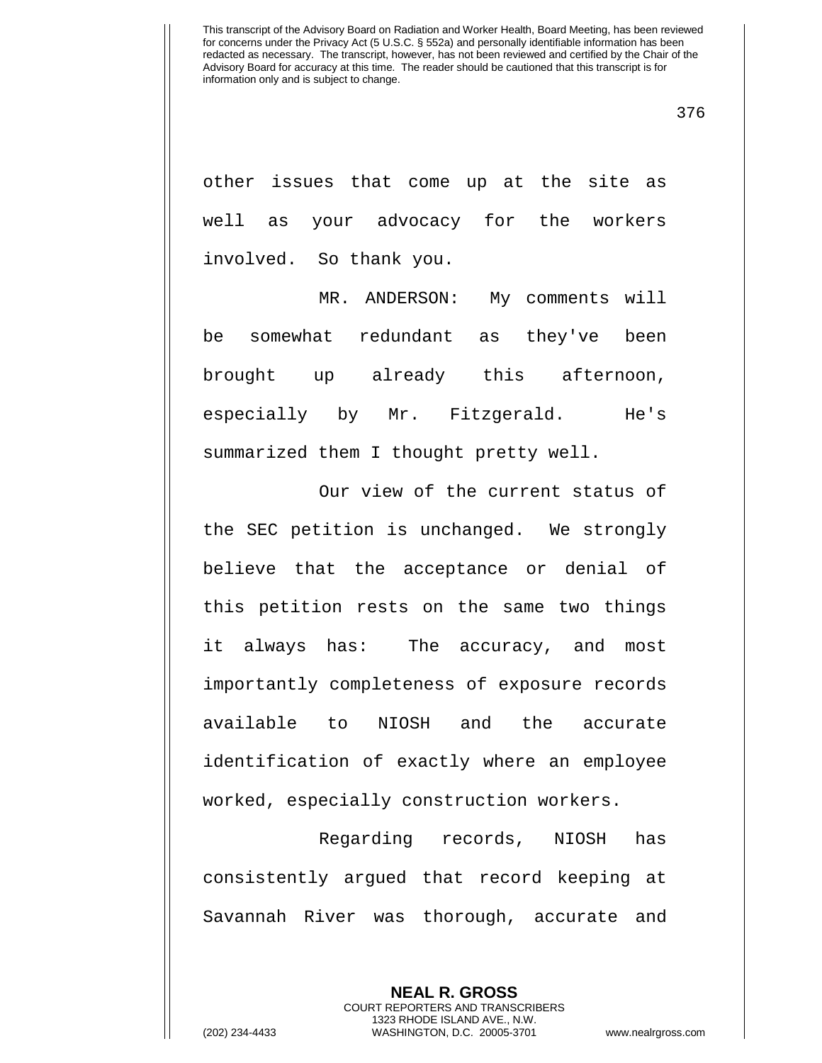other issues that come up at the site as well as your advocacy for the workers involved. So thank you.

MR. ANDERSON: My comments will be somewhat redundant as they've been brought up already this afternoon, especially by Mr. Fitzgerald. He's summarized them I thought pretty well.

Our view of the current status of the SEC petition is unchanged. We strongly believe that the acceptance or denial of this petition rests on the same two things it always has: The accuracy, and most importantly completeness of exposure records available to NIOSH and the accurate identification of exactly where an employee worked, especially construction workers.

Regarding records, NIOSH has consistently argued that record keeping at Savannah River was thorough, accurate and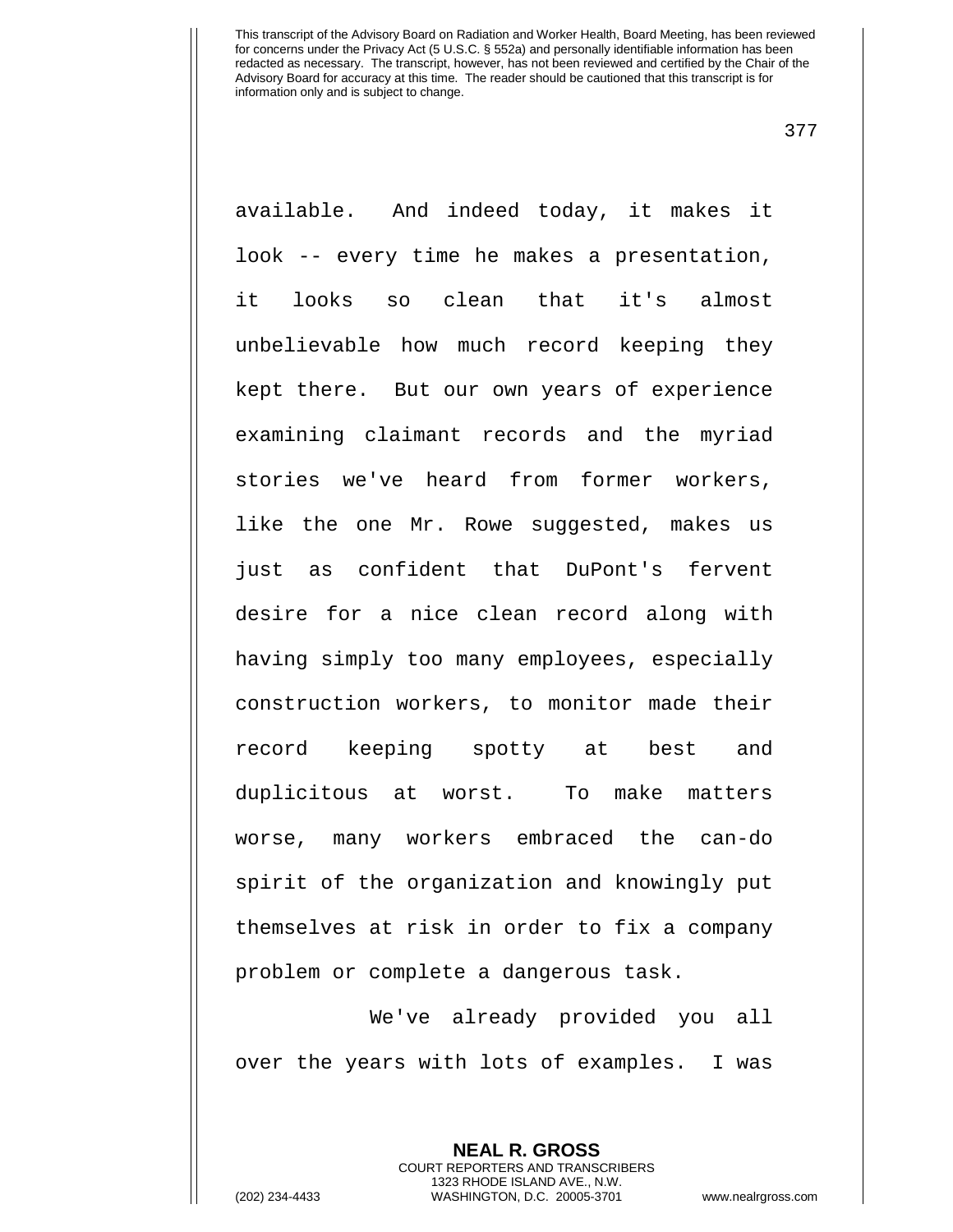available. And indeed today, it makes it look -- every time he makes a presentation, it looks so clean that it's almost unbelievable how much record keeping they kept there. But our own years of experience examining claimant records and the myriad stories we've heard from former workers, like the one Mr. Rowe suggested, makes us just as confident that DuPont's fervent desire for a nice clean record along with having simply too many employees, especially construction workers, to monitor made their record keeping spotty at best and duplicitous at worst. To make matters worse, many workers embraced the can-do spirit of the organization and knowingly put themselves at risk in order to fix a company problem or complete a dangerous task.

We've already provided you all over the years with lots of examples. I was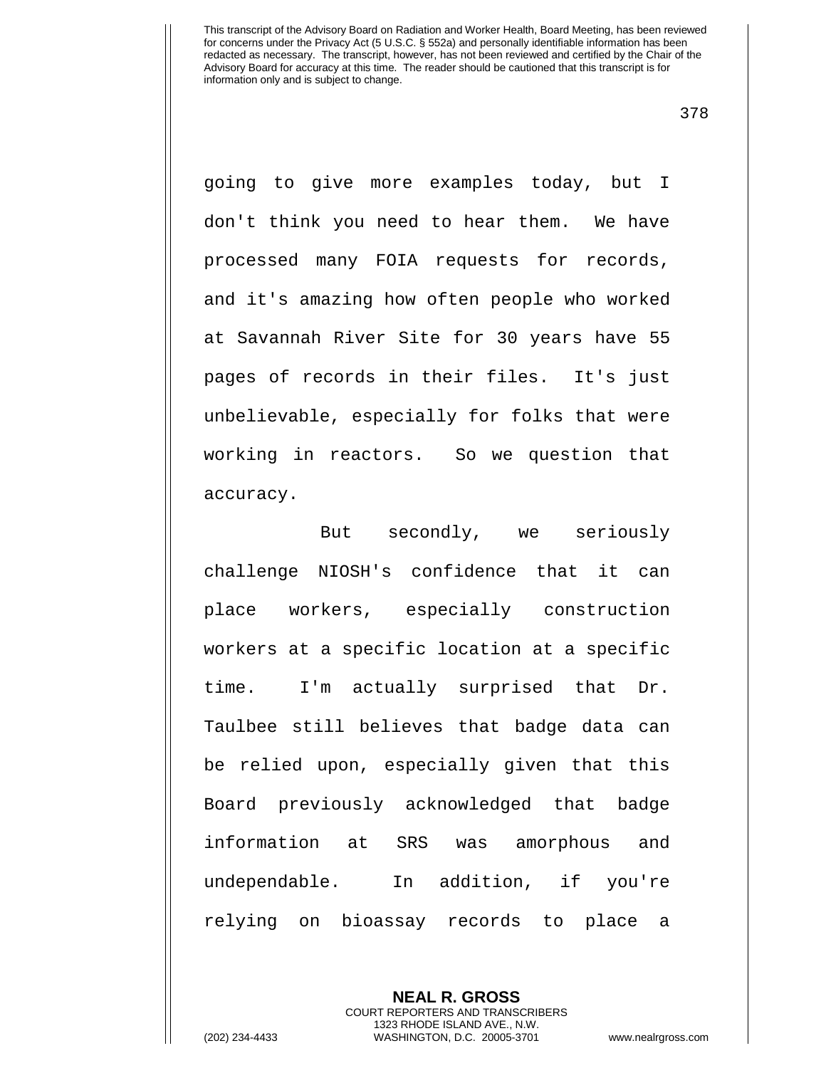going to give more examples today, but I don't think you need to hear them. We have processed many FOIA requests for records, and it's amazing how often people who worked at Savannah River Site for 30 years have 55 pages of records in their files. It's just unbelievable, especially for folks that were working in reactors. So we question that accuracy.

But secondly, we seriously challenge NIOSH's confidence that it can place workers, especially construction workers at a specific location at a specific time. I'm actually surprised that Dr. Taulbee still believes that badge data can be relied upon, especially given that this Board previously acknowledged that badge information at SRS was amorphous and undependable. In addition, if you're relying on bioassay records to place a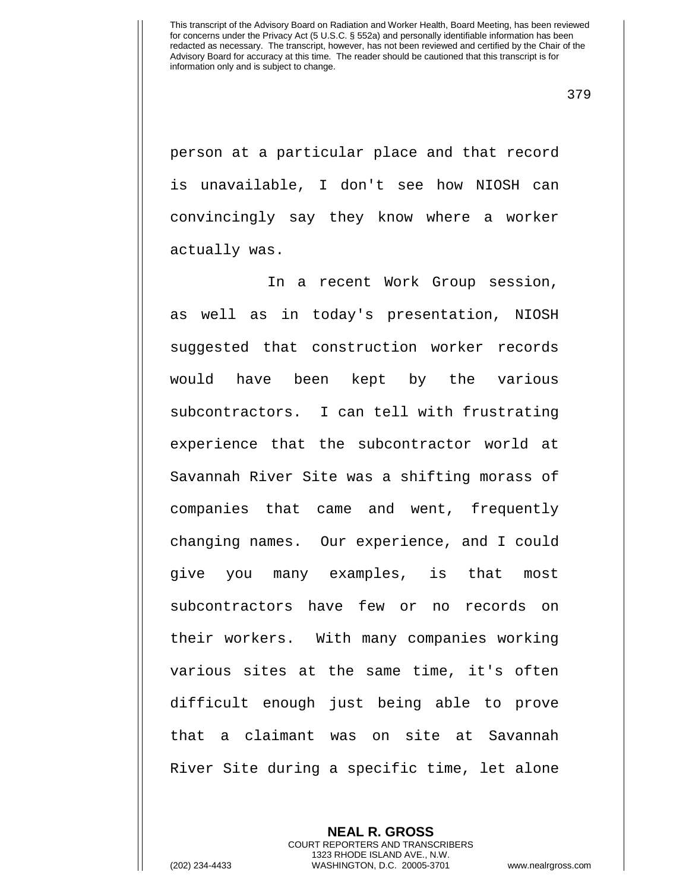person at a particular place and that record is unavailable, I don't see how NIOSH can convincingly say they know where a worker actually was.

In a recent Work Group session, as well as in today's presentation, NIOSH suggested that construction worker records would have been kept by the various subcontractors. I can tell with frustrating experience that the subcontractor world at Savannah River Site was a shifting morass of companies that came and went, frequently changing names. Our experience, and I could give you many examples, is that most subcontractors have few or no records on their workers. With many companies working various sites at the same time, it's often difficult enough just being able to prove that a claimant was on site at Savannah River Site during a specific time, let alone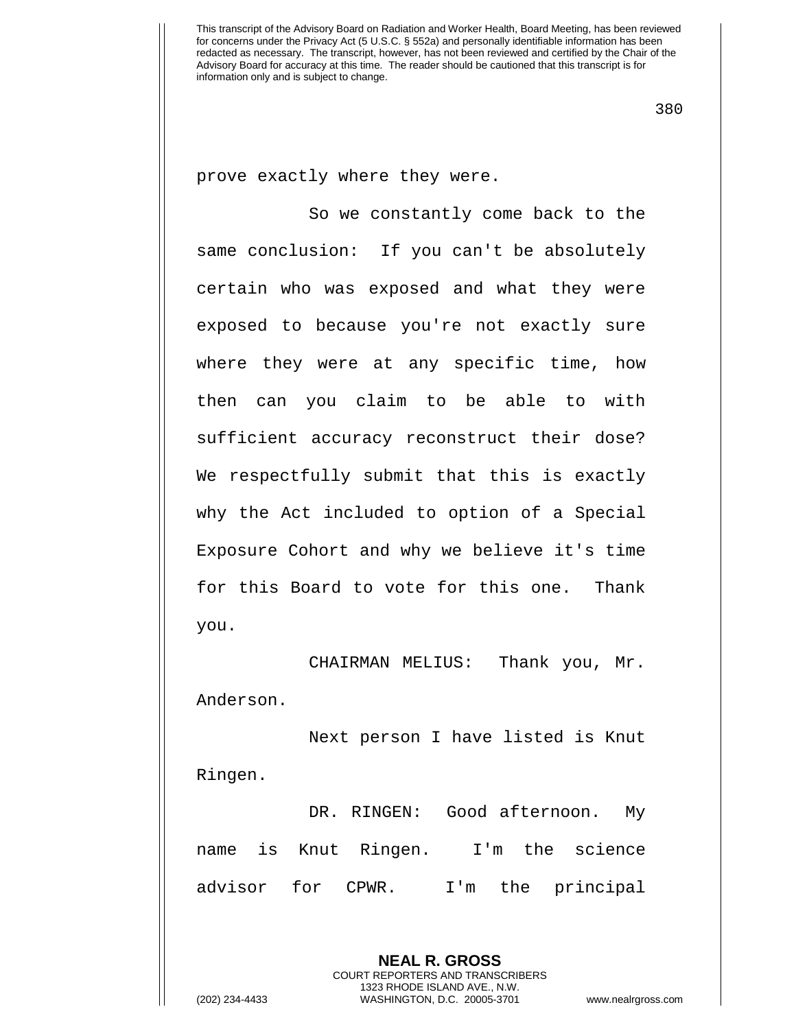prove exactly where they were.

So we constantly come back to the same conclusion: If you can't be absolutely certain who was exposed and what they were exposed to because you're not exactly sure where they were at any specific time, how then can you claim to be able to with sufficient accuracy reconstruct their dose? We respectfully submit that this is exactly why the Act included to option of a Special Exposure Cohort and why we believe it's time for this Board to vote for this one. Thank you.

CHAIRMAN MELIUS: Thank you, Mr. Anderson.

Next person I have listed is Knut Ringen.

DR. RINGEN: Good afternoon. My name is Knut Ringen. I'm the science advisor for CPWR. I'm the principal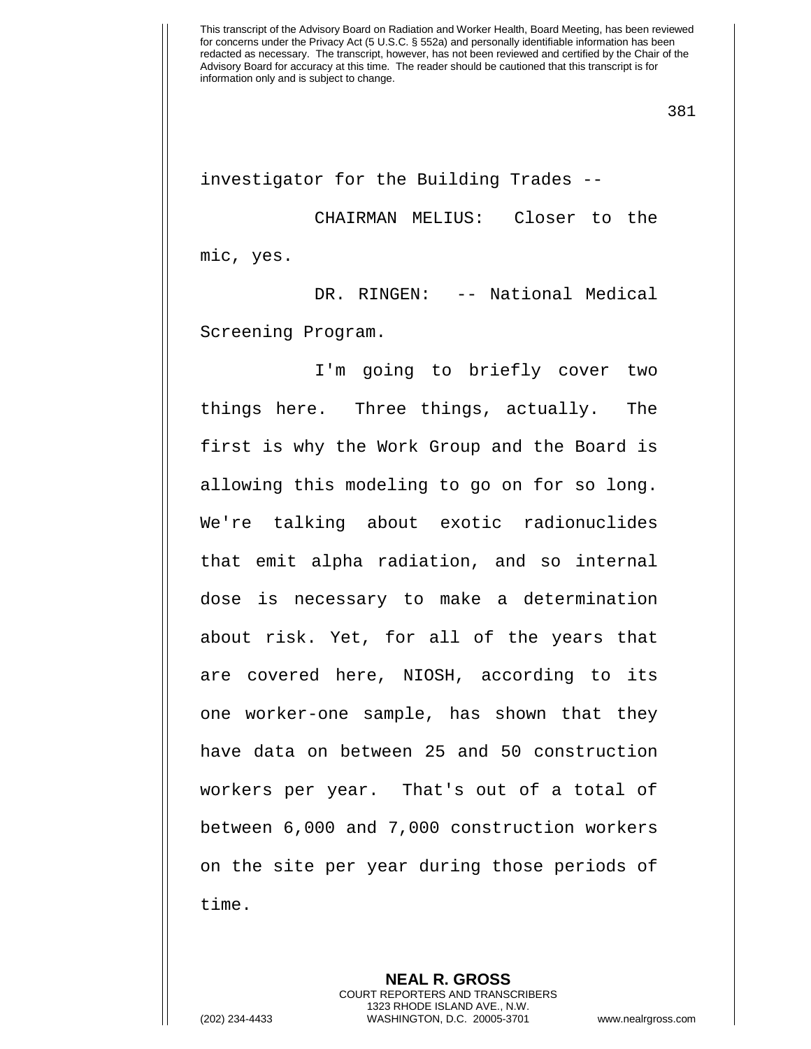investigator for the Building Trades --

CHAIRMAN MELIUS: Closer to the mic, yes.

DR. RINGEN: -- National Medical Screening Program.

I'm going to briefly cover two things here. Three things, actually. The first is why the Work Group and the Board is allowing this modeling to go on for so long. We're talking about exotic radionuclides that emit alpha radiation, and so internal dose is necessary to make a determination about risk. Yet, for all of the years that are covered here, NIOSH, according to its one worker-one sample, has shown that they have data on between 25 and 50 construction workers per year. That's out of a total of between 6,000 and 7,000 construction workers on the site per year during those periods of time.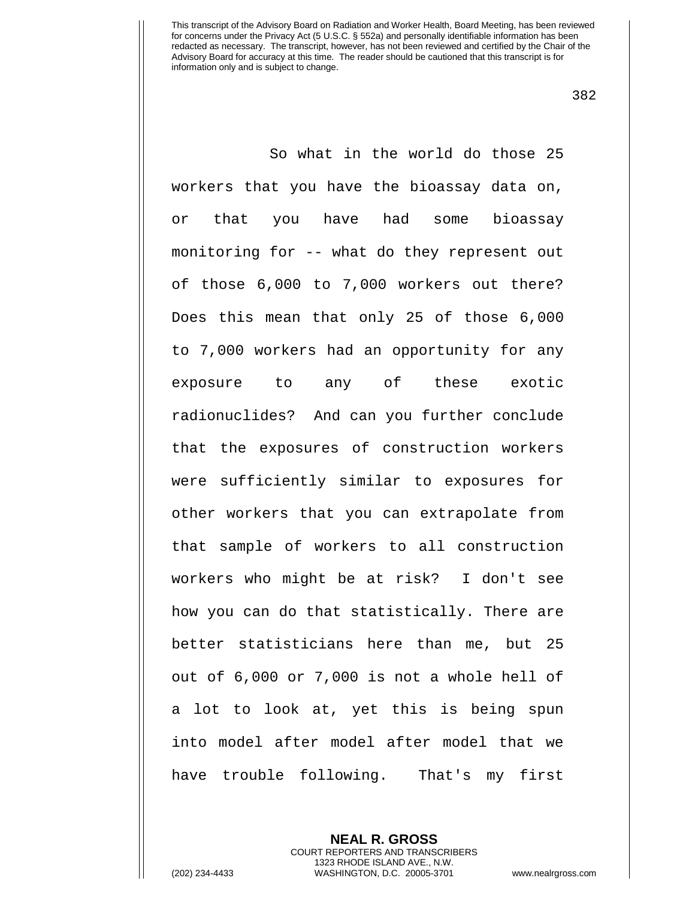So what in the world do those 25 workers that you have the bioassay data on, or that you have had some bioassay monitoring for -- what do they represent out of those 6,000 to 7,000 workers out there? Does this mean that only 25 of those 6,000 to 7,000 workers had an opportunity for any exposure to any of these exotic radionuclides? And can you further conclude that the exposures of construction workers were sufficiently similar to exposures for other workers that you can extrapolate from that sample of workers to all construction workers who might be at risk? I don't see how you can do that statistically. There are better statisticians here than me, but 25 out of 6,000 or 7,000 is not a whole hell of a lot to look at, yet this is being spun into model after model after model that we have trouble following. That's my first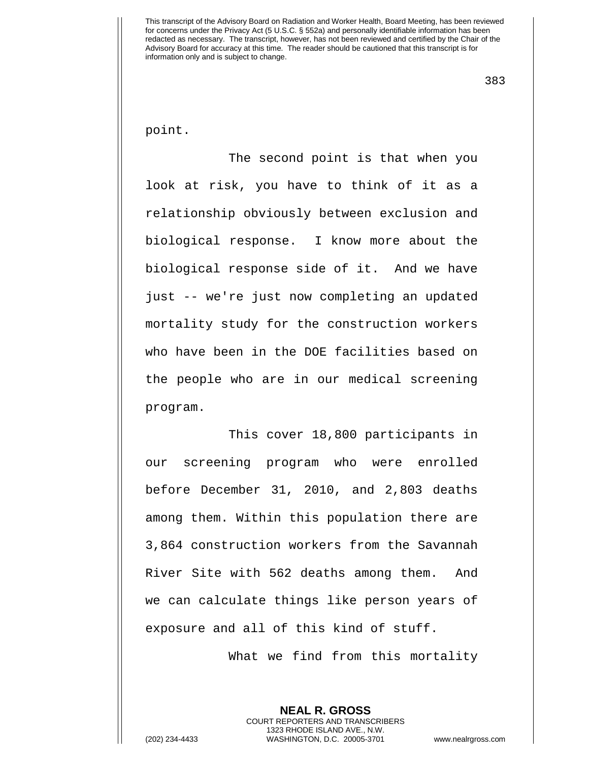point.

The second point is that when you look at risk, you have to think of it as a relationship obviously between exclusion and biological response. I know more about the biological response side of it. And we have just -- we're just now completing an updated mortality study for the construction workers who have been in the DOE facilities based on the people who are in our medical screening program.

This cover 18,800 participants in our screening program who were enrolled before December 31, 2010, and 2,803 deaths among them. Within this population there are 3,864 construction workers from the Savannah River Site with 562 deaths among them. And we can calculate things like person years of exposure and all of this kind of stuff.

What we find from this mortality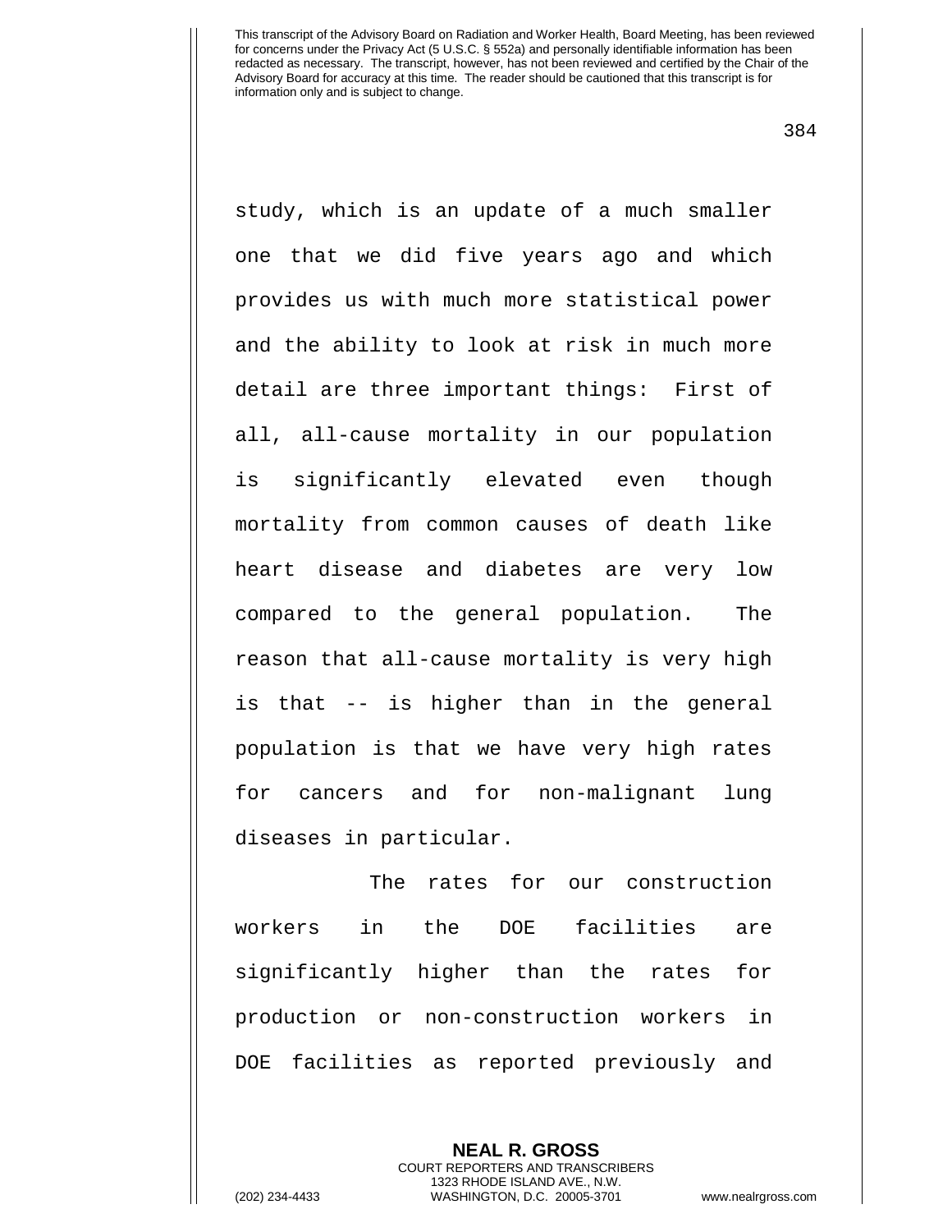study, which is an update of a much smaller one that we did five years ago and which provides us with much more statistical power and the ability to look at risk in much more detail are three important things: First of all, all-cause mortality in our population is significantly elevated even though mortality from common causes of death like heart disease and diabetes are very low compared to the general population. The reason that all-cause mortality is very high is that -- is higher than in the general population is that we have very high rates for cancers and for non-malignant lung diseases in particular.

The rates for our construction workers in the DOE facilities are significantly higher than the rates for production or non-construction workers in DOE facilities as reported previously and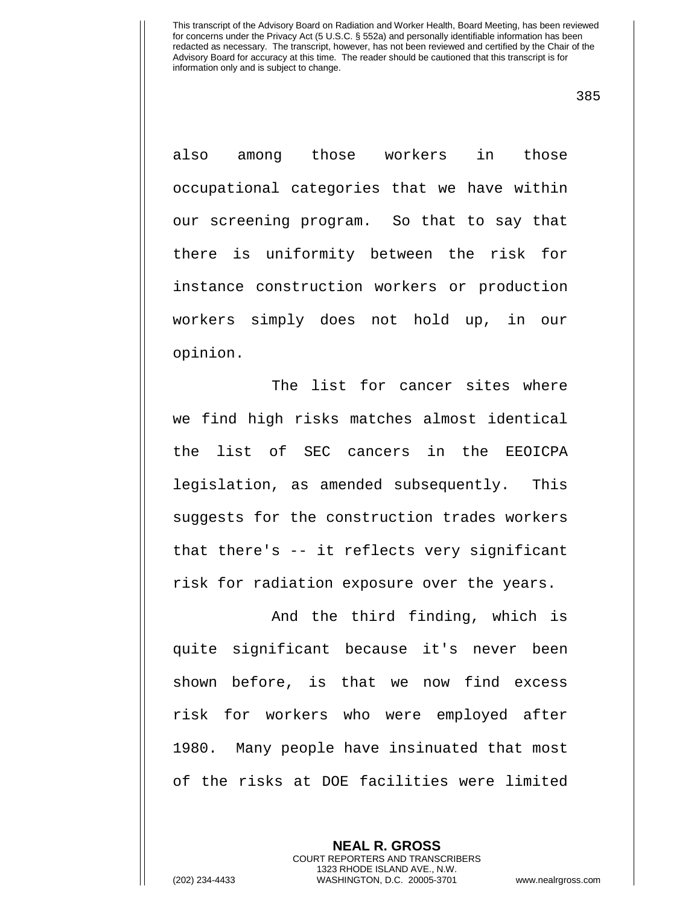also among those workers in those occupational categories that we have within our screening program. So that to say that there is uniformity between the risk for instance construction workers or production workers simply does not hold up, in our opinion.

The list for cancer sites where we find high risks matches almost identical the list of SEC cancers in the EEOICPA legislation, as amended subsequently. This suggests for the construction trades workers that there's -- it reflects very significant risk for radiation exposure over the years.

And the third finding, which is quite significant because it's never been shown before, is that we now find excess risk for workers who were employed after 1980. Many people have insinuated that most of the risks at DOE facilities were limited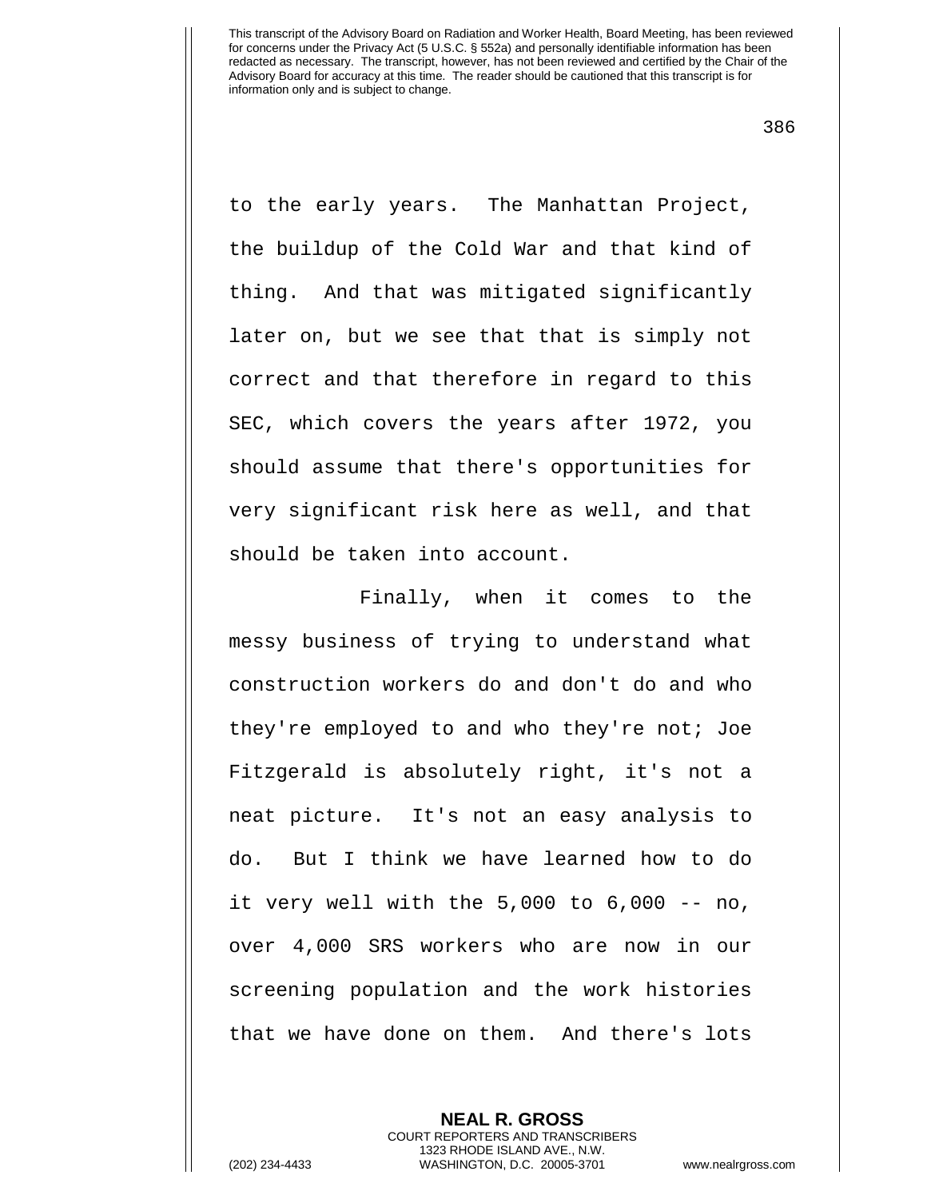to the early years. The Manhattan Project, the buildup of the Cold War and that kind of thing. And that was mitigated significantly later on, but we see that that is simply not correct and that therefore in regard to this SEC, which covers the years after 1972, you should assume that there's opportunities for very significant risk here as well, and that should be taken into account.

Finally, when it comes to the messy business of trying to understand what construction workers do and don't do and who they're employed to and who they're not; Joe Fitzgerald is absolutely right, it's not a neat picture. It's not an easy analysis to do. But I think we have learned how to do it very well with the 5,000 to 6,000 -- no, over 4,000 SRS workers who are now in our screening population and the work histories that we have done on them. And there's lots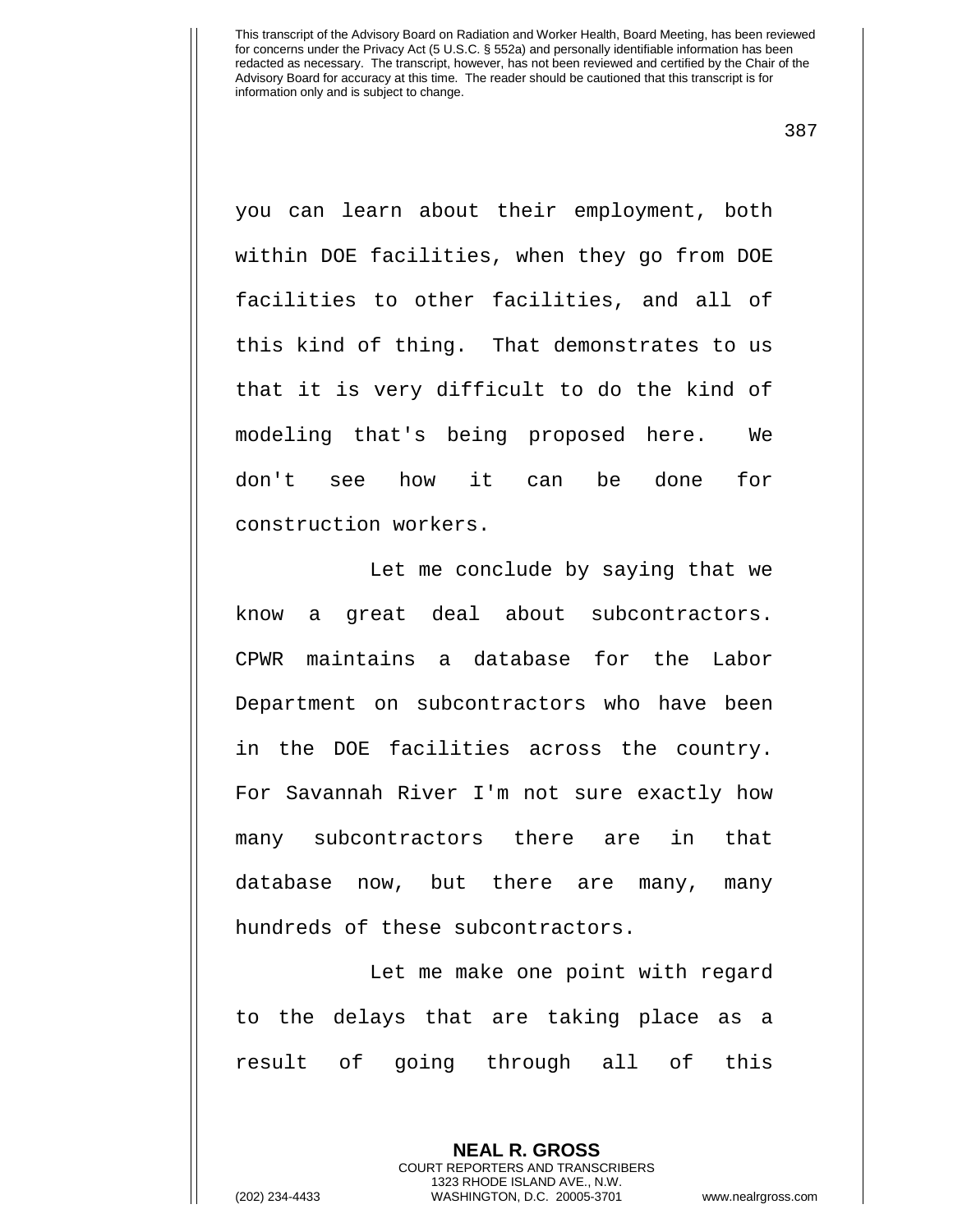you can learn about their employment, both within DOE facilities, when they go from DOE facilities to other facilities, and all of this kind of thing. That demonstrates to us that it is very difficult to do the kind of modeling that's being proposed here. We don't see how it can be done for construction workers.

Let me conclude by saying that we know a great deal about subcontractors. CPWR maintains a database for the Labor Department on subcontractors who have been in the DOE facilities across the country. For Savannah River I'm not sure exactly how many subcontractors there are in that database now, but there are many, many hundreds of these subcontractors.

Let me make one point with regard to the delays that are taking place as a result of going through all of this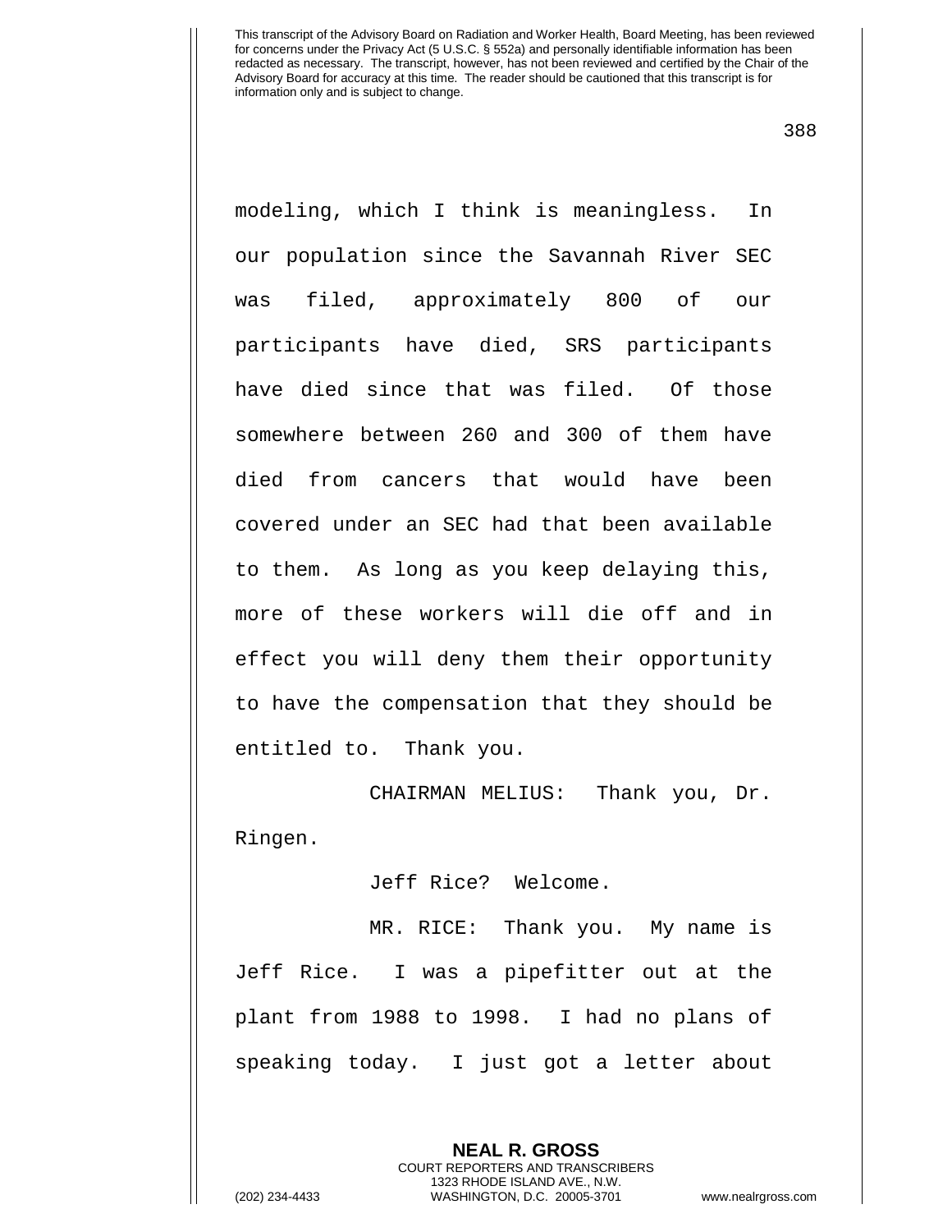modeling, which I think is meaningless. In our population since the Savannah River SEC was filed, approximately 800 of our participants have died, SRS participants have died since that was filed. Of those somewhere between 260 and 300 of them have died from cancers that would have been covered under an SEC had that been available to them. As long as you keep delaying this, more of these workers will die off and in effect you will deny them their opportunity to have the compensation that they should be entitled to. Thank you.

CHAIRMAN MELIUS: Thank you, Dr. Ringen.

Jeff Rice? Welcome.

MR. RICE: Thank you. My name is Jeff Rice. I was a pipefitter out at the plant from 1988 to 1998. I had no plans of speaking today. I just got a letter about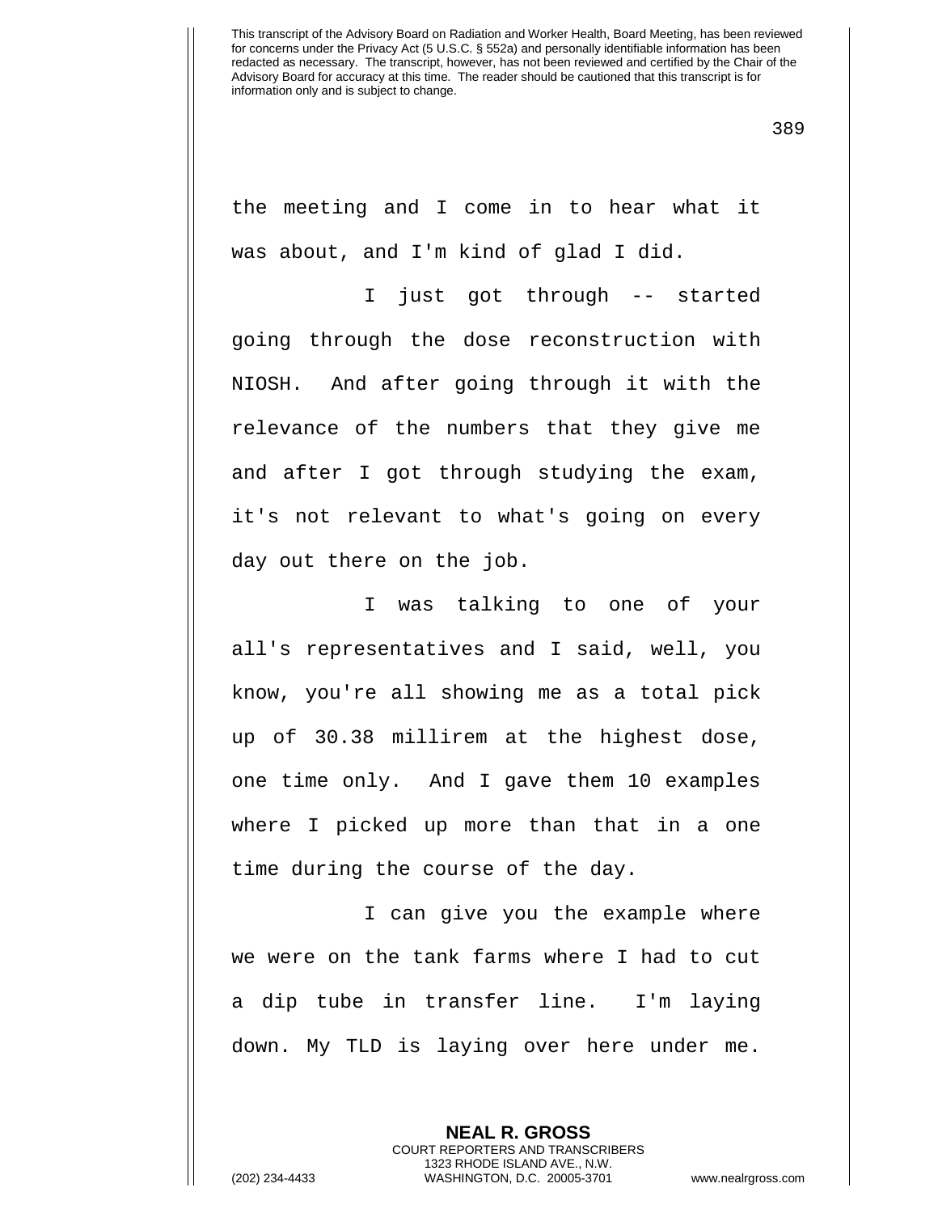the meeting and I come in to hear what it was about, and I'm kind of glad I did.

I just got through -- started going through the dose reconstruction with NIOSH. And after going through it with the relevance of the numbers that they give me and after I got through studying the exam, it's not relevant to what's going on every day out there on the job.

I was talking to one of your all's representatives and I said, well, you know, you're all showing me as a total pick up of 30.38 millirem at the highest dose, one time only. And I gave them 10 examples where I picked up more than that in a one time during the course of the day.

I can give you the example where we were on the tank farms where I had to cut a dip tube in transfer line. I'm laying down. My TLD is laying over here under me.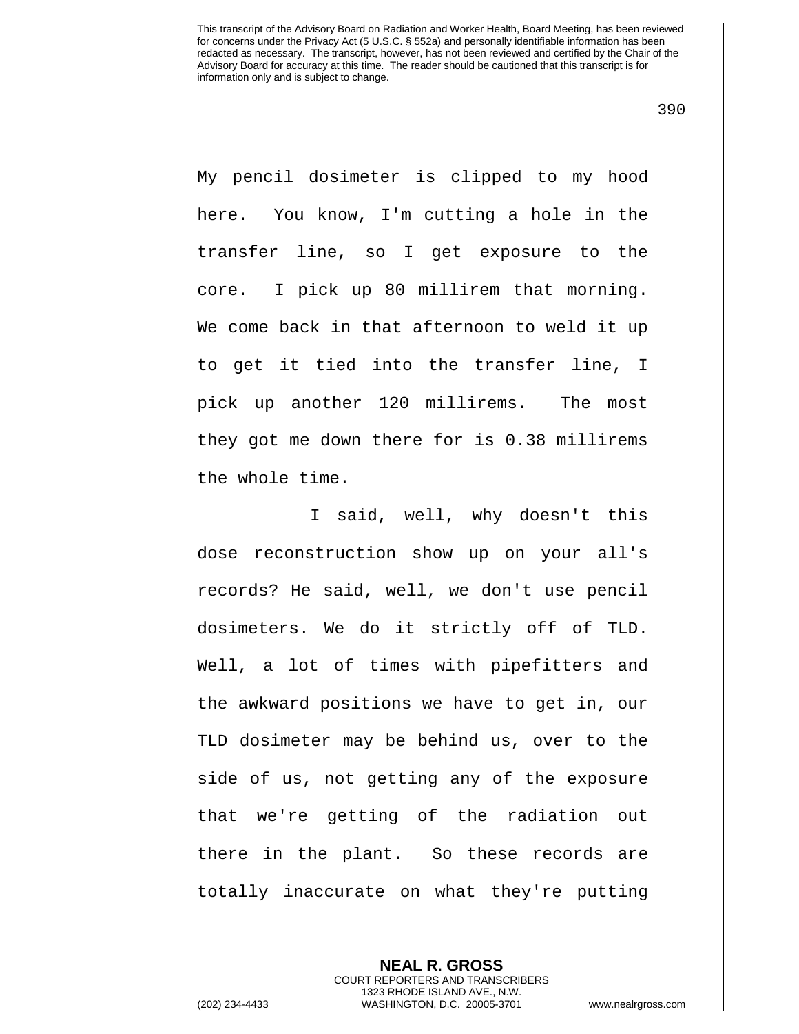My pencil dosimeter is clipped to my hood here. You know, I'm cutting a hole in the transfer line, so I get exposure to the core. I pick up 80 millirem that morning. We come back in that afternoon to weld it up to get it tied into the transfer line, I pick up another 120 millirems. The most they got me down there for is 0.38 millirems the whole time.

I said, well, why doesn't this dose reconstruction show up on your all's records? He said, well, we don't use pencil dosimeters. We do it strictly off of TLD. Well, a lot of times with pipefitters and the awkward positions we have to get in, our TLD dosimeter may be behind us, over to the side of us, not getting any of the exposure that we're getting of the radiation out there in the plant. So these records are totally inaccurate on what they're putting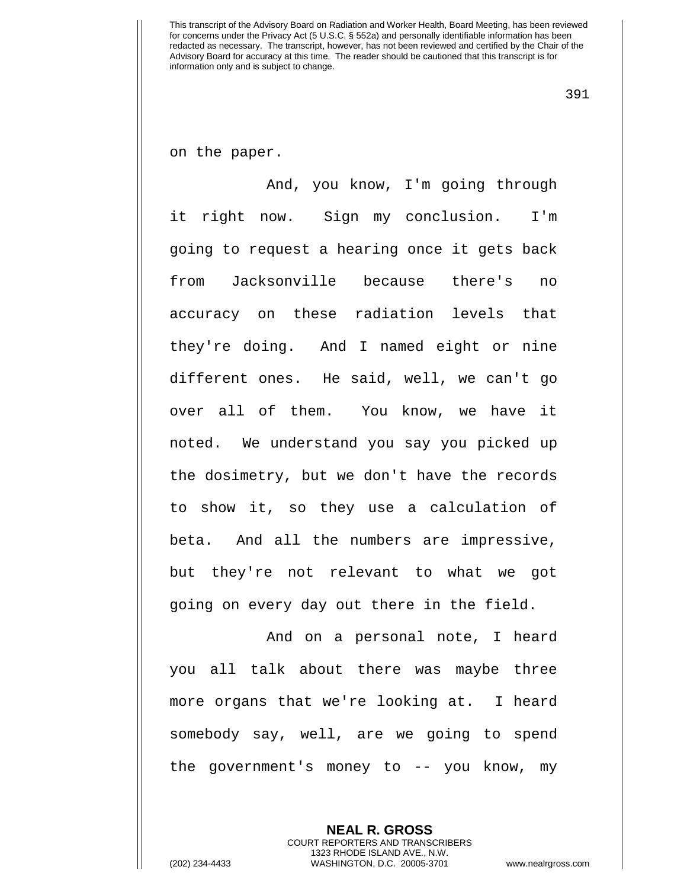on the paper.

And, you know, I'm going through it right now. Sign my conclusion. I'm going to request a hearing once it gets back from Jacksonville because there's no accuracy on these radiation levels that they're doing. And I named eight or nine different ones. He said, well, we can't go over all of them. You know, we have it noted. We understand you say you picked up the dosimetry, but we don't have the records to show it, so they use a calculation of beta. And all the numbers are impressive, but they're not relevant to what we got going on every day out there in the field.

And on a personal note, I heard you all talk about there was maybe three more organs that we're looking at. I heard somebody say, well, are we going to spend the government's money to -- you know, my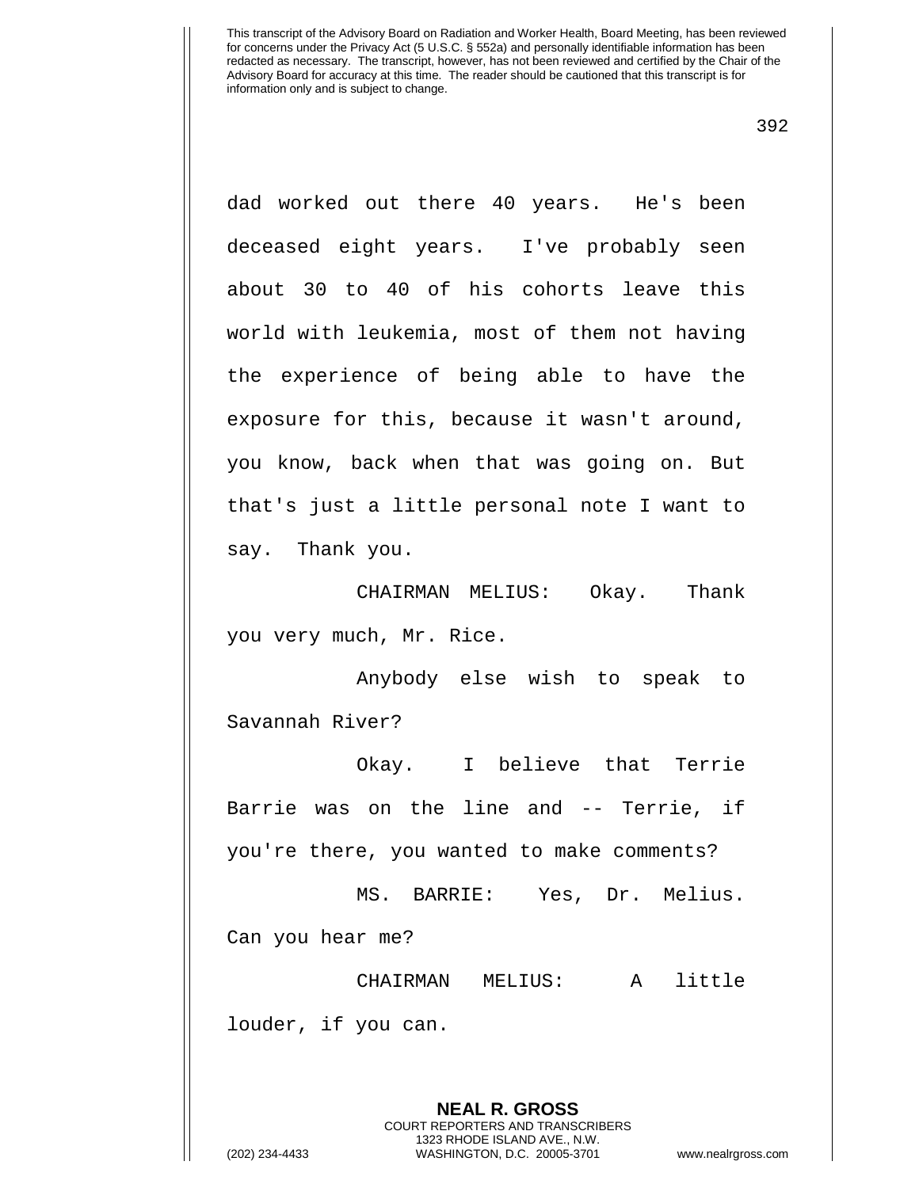dad worked out there 40 years. He's been deceased eight years. I've probably seen about 30 to 40 of his cohorts leave this world with leukemia, most of them not having the experience of being able to have the exposure for this, because it wasn't around, you know, back when that was going on. But that's just a little personal note I want to say. Thank you.

CHAIRMAN MELIUS: Okay. Thank you very much, Mr. Rice.

Anybody else wish to speak to Savannah River?

Okay. I believe that Terrie Barrie was on the line and -- Terrie, if you're there, you wanted to make comments?

MS. BARRIE: Yes, Dr. Melius. Can you hear me?

CHAIRMAN MELIUS: A little louder, if you can.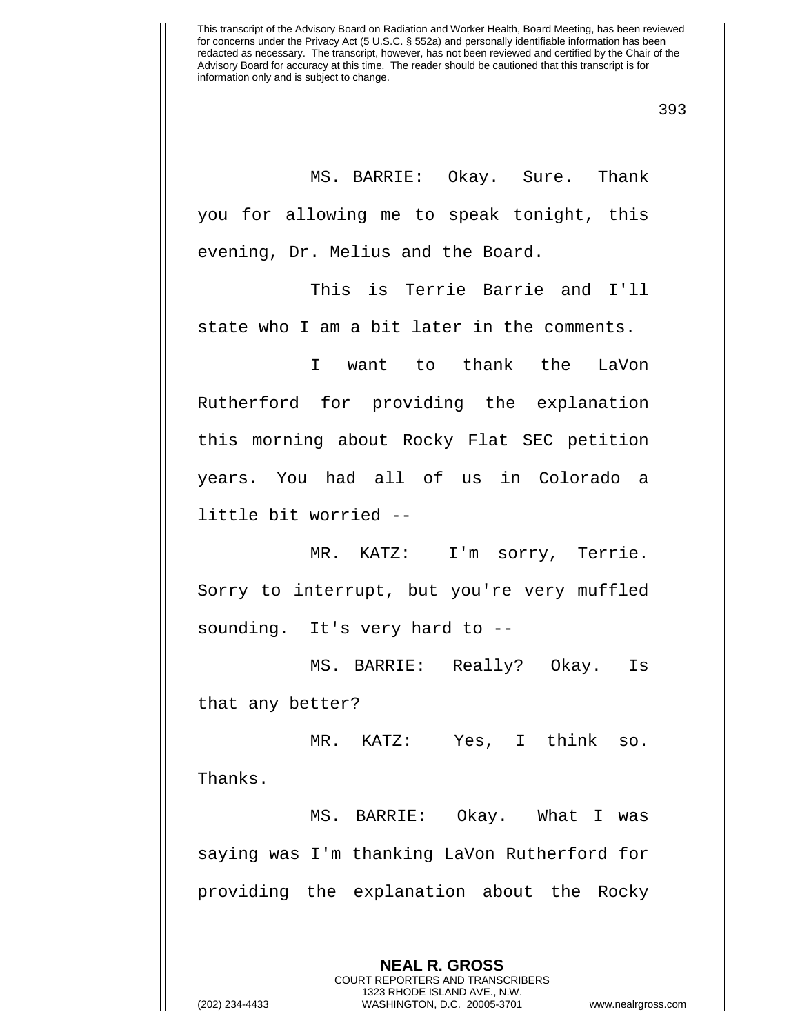MS. BARRIE: Okay. Sure. Thank you for allowing me to speak tonight, this evening, Dr. Melius and the Board.

This is Terrie Barrie and I'll state who I am a bit later in the comments.

I want to thank the LaVon Rutherford for providing the explanation this morning about Rocky Flat SEC petition years. You had all of us in Colorado a little bit worried --

MR. KATZ: I'm sorry, Terrie. Sorry to interrupt, but you're very muffled sounding. It's very hard to --

MS. BARRIE: Really? Okay. Is that any better?

MR. KATZ: Yes, I think so. Thanks.

MS. BARRIE: Okay. What I was saying was I'm thanking LaVon Rutherford for providing the explanation about the Rocky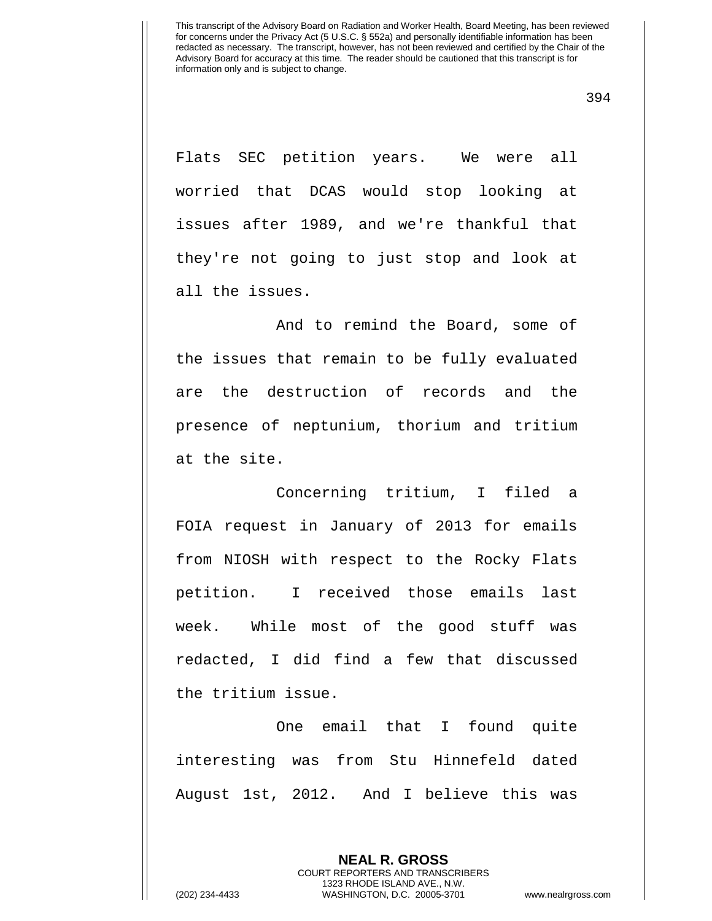Flats SEC petition years. We were all worried that DCAS would stop looking at issues after 1989, and we're thankful that they're not going to just stop and look at all the issues.

And to remind the Board, some of the issues that remain to be fully evaluated are the destruction of records and the presence of neptunium, thorium and tritium at the site.

Concerning tritium, I filed a FOIA request in January of 2013 for emails from NIOSH with respect to the Rocky Flats petition. I received those emails last week. While most of the good stuff was redacted, I did find a few that discussed the tritium issue.

One email that I found quite interesting was from Stu Hinnefeld dated August 1st, 2012. And I believe this was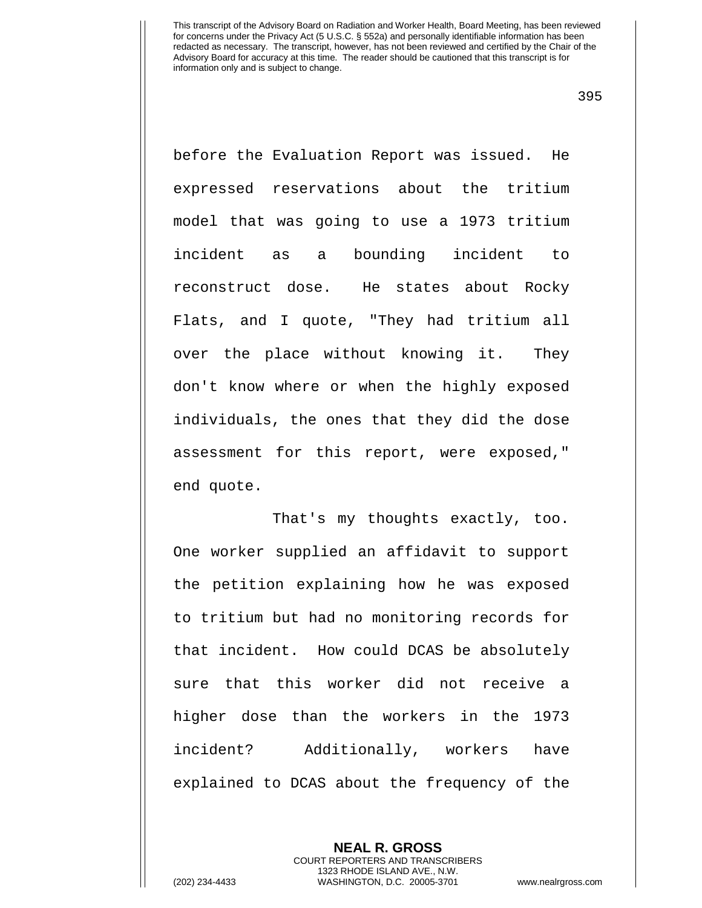before the Evaluation Report was issued. He expressed reservations about the tritium model that was going to use a 1973 tritium incident as a bounding incident to reconstruct dose. He states about Rocky Flats, and I quote, "They had tritium all over the place without knowing it. They don't know where or when the highly exposed individuals, the ones that they did the dose assessment for this report, were exposed," end quote.

That's my thoughts exactly, too. One worker supplied an affidavit to support the petition explaining how he was exposed to tritium but had no monitoring records for that incident. How could DCAS be absolutely sure that this worker did not receive a higher dose than the workers in the 1973 incident? Additionally, workers have explained to DCAS about the frequency of the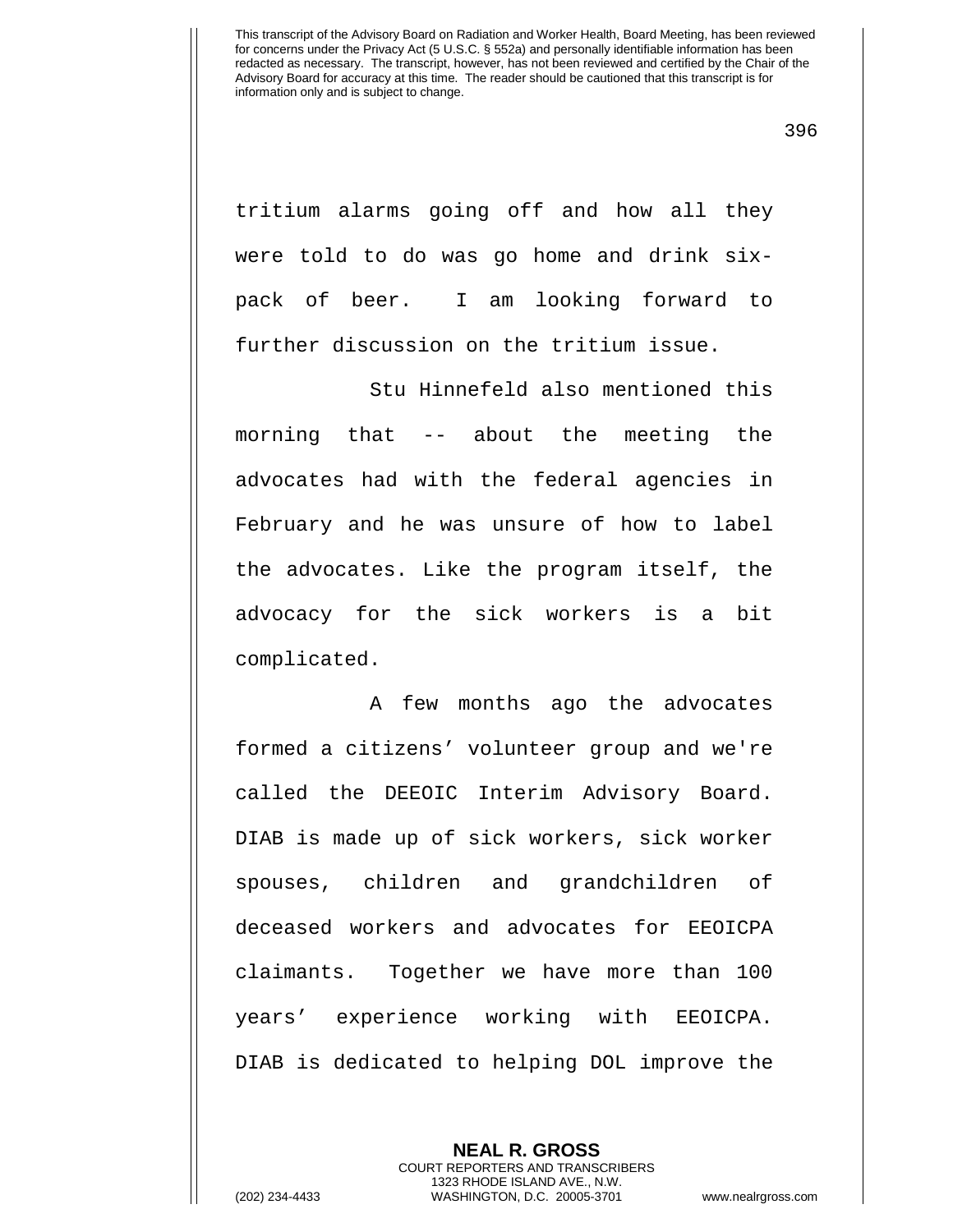tritium alarms going off and how all they were told to do was go home and drink six-pack of beer. I am looking forward to further discussion on the tritium issue.

Stu Hinnefeld also mentioned this morning that -- about the meeting the advocates had with the federal agencies in February and he was unsure of how to label the advocates. Like the program itself, the advocacy for the sick workers is a bit complicated.

A few months ago the advocates formed a citizens' volunteer group and we're called the DEEOIC Interim Advisory Board. DIAB is made up of sick workers, sick worker spouses, children and grandchildren of deceased workers and advocates for EEOICPA claimants. Together we have more than 100 years' experience working with EEOICPA. DIAB is dedicated to helping DOL improve the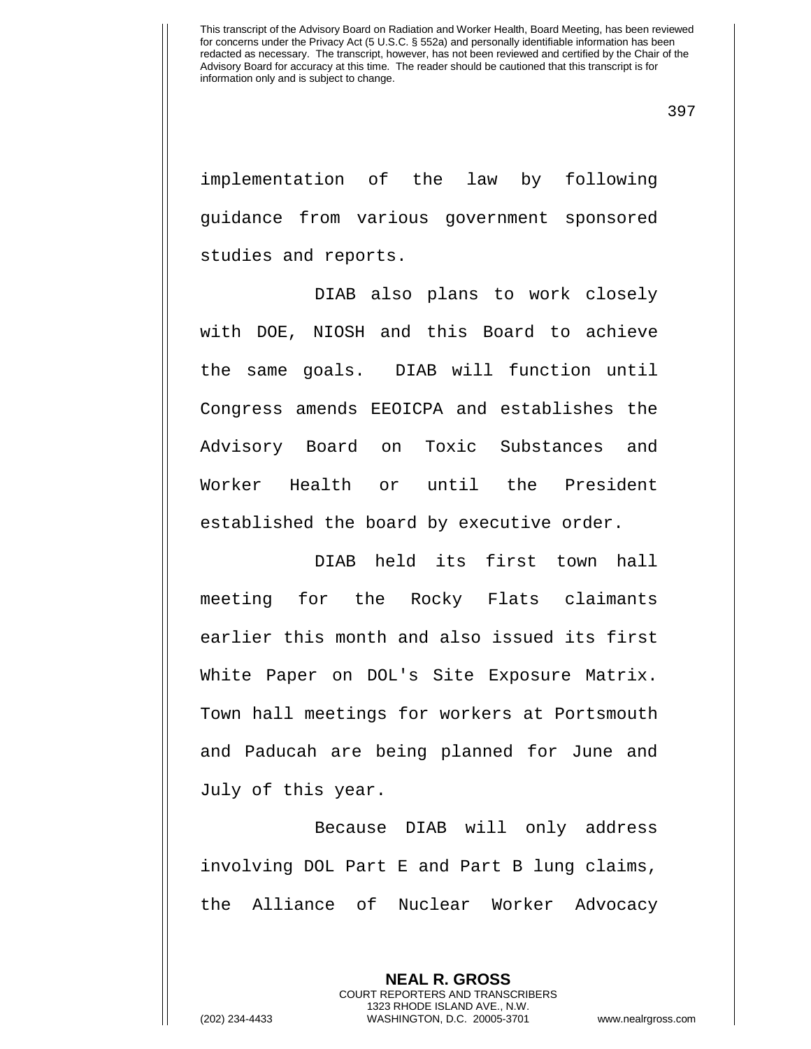implementation of the law by following guidance from various government sponsored studies and reports.

DIAB also plans to work closely with DOE, NIOSH and this Board to achieve the same goals. DIAB will function until Congress amends EEOICPA and establishes the Advisory Board on Toxic Substances and Worker Health or until the President established the board by executive order.

DIAB held its first town hall meeting for the Rocky Flats claimants earlier this month and also issued its first White Paper on DOL's Site Exposure Matrix. Town hall meetings for workers at Portsmouth and Paducah are being planned for June and July of this year.

Because DIAB will only address involving DOL Part E and Part B lung claims, the Alliance of Nuclear Worker Advocacy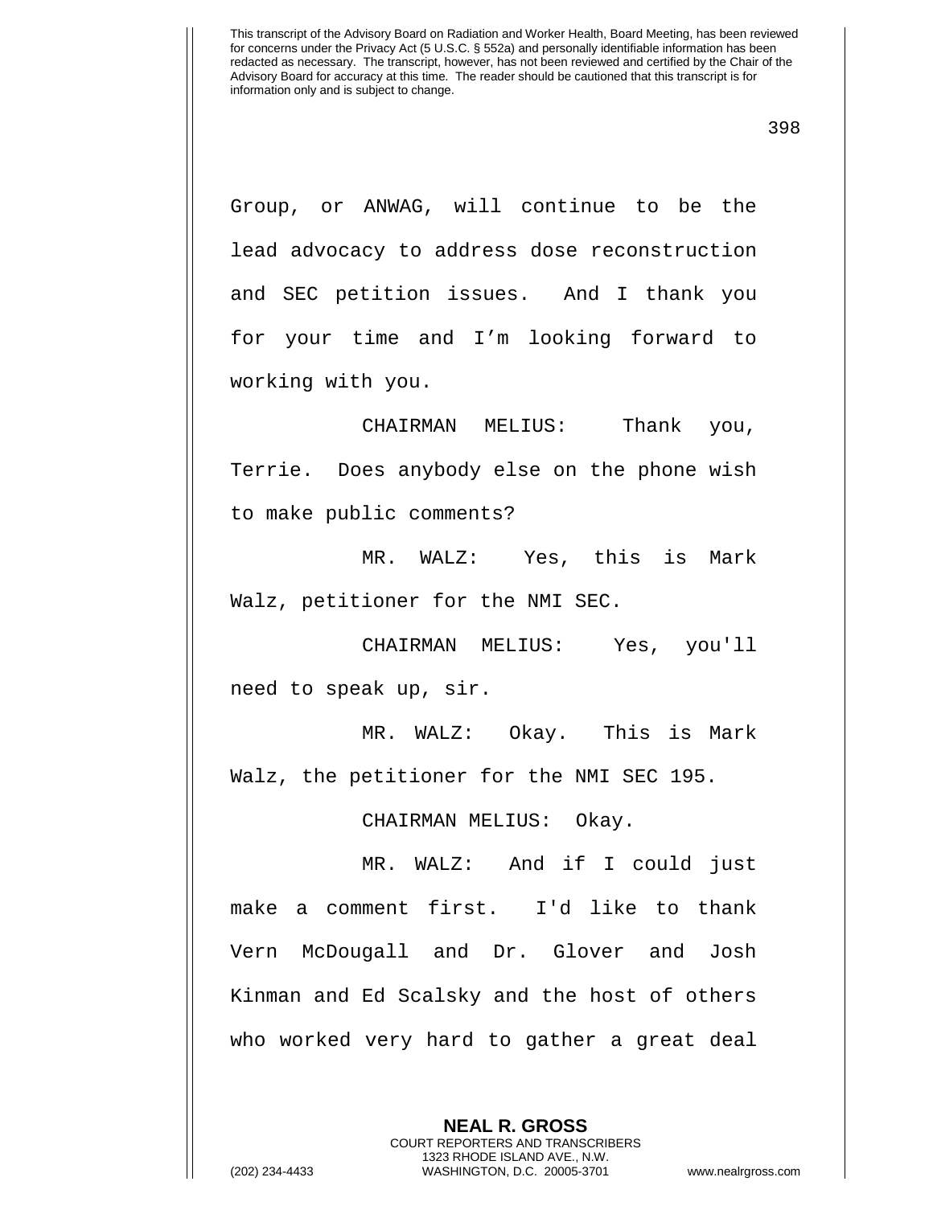Group, or ANWAG, will continue to be the lead advocacy to address dose reconstruction and SEC petition issues. And I thank you for your time and I'm looking forward to working with you.

CHAIRMAN MELIUS: Thank you, Terrie. Does anybody else on the phone wish to make public comments?

MR. WALZ: Yes, this is Mark Walz, petitioner for the NMI SEC.

CHAIRMAN MELIUS: Yes, you'll need to speak up, sir.

MR. WALZ: Okay. This is Mark Walz, the petitioner for the NMI SEC 195.

CHAIRMAN MELIUS: Okay.

MR. WALZ: And if I could just make a comment first. I'd like to thank Vern McDougall and Dr. Glover and Josh Kinman and Ed Scalsky and the host of others who worked very hard to gather a great deal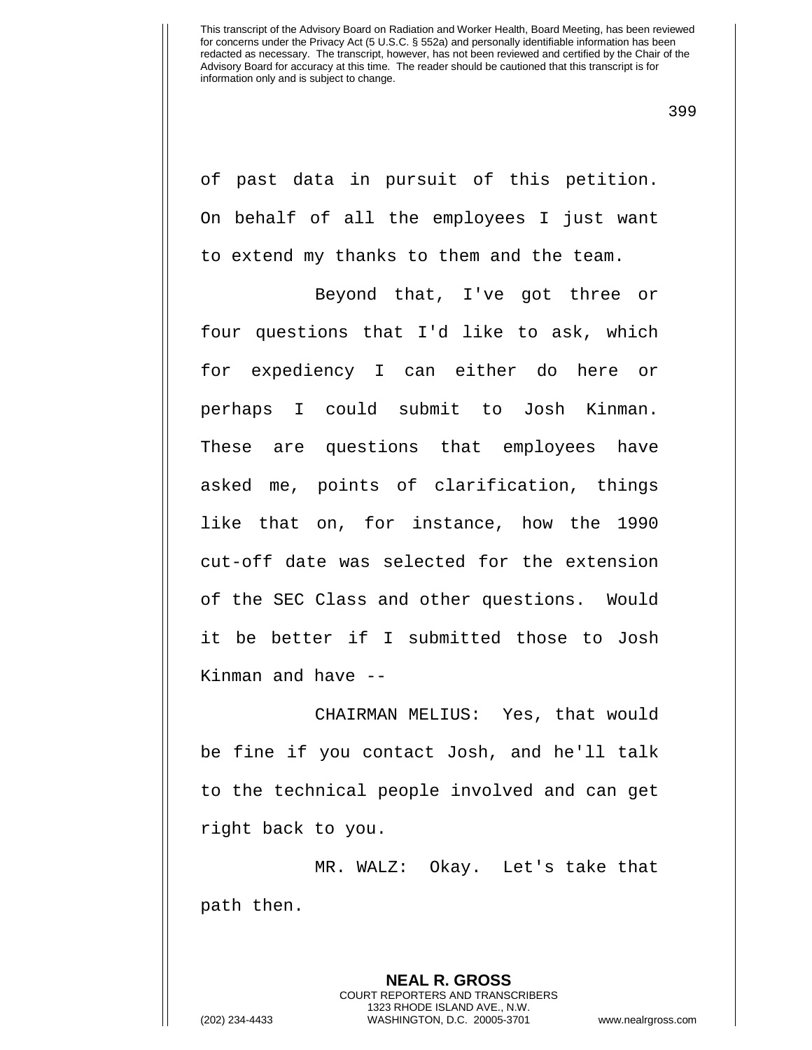of past data in pursuit of this petition. On behalf of all the employees I just want to extend my thanks to them and the team.

Beyond that, I've got three or four questions that I'd like to ask, which for expediency I can either do here or perhaps I could submit to Josh Kinman. These are questions that employees have asked me, points of clarification, things like that on, for instance, how the 1990 cut-off date was selected for the extension of the SEC Class and other questions. Would it be better if I submitted those to Josh Kinman and have --

CHAIRMAN MELIUS: Yes, that would be fine if you contact Josh, and he'll talk to the technical people involved and can get right back to you.

MR. WALZ: Okay. Let's take that path then.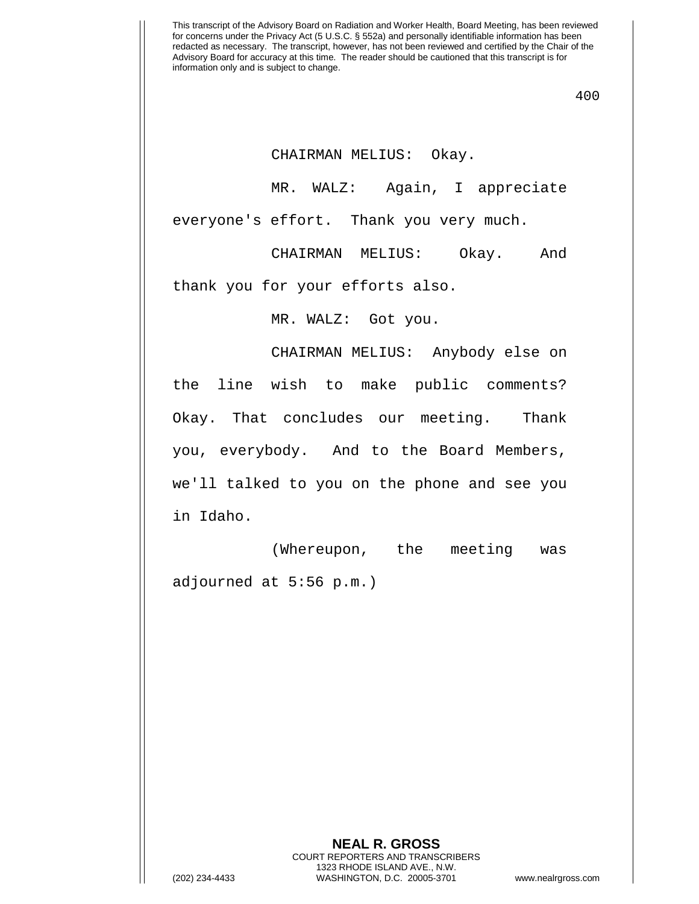CHAIRMAN MELIUS: Okay.

MR. WALZ: Again, I appreciate everyone's effort. Thank you very much.

CHAIRMAN MELIUS: Okay. And thank you for your efforts also.

MR. WALZ: Got you.

CHAIRMAN MELIUS: Anybody else on the line wish to make public comments? Okay. That concludes our meeting. Thank you, everybody. And to the Board Members, we'll talked to you on the phone and see you in Idaho.

(Whereupon, the meeting was adjourned at 5:56 p.m.)